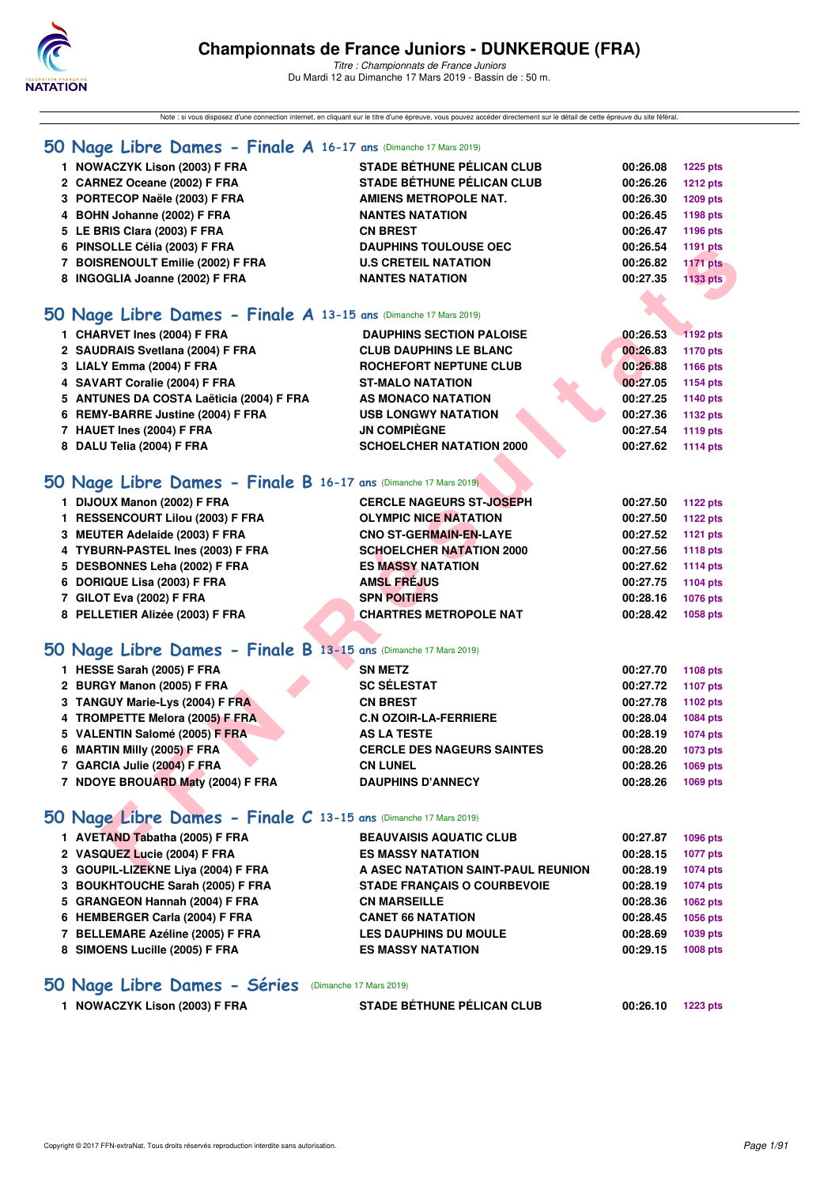# Championnats de France Juniors - DUNKERQUE (FRA)

*Titre : Championnats de France Juniors*
Du Mardi 12 au Dimanche 17 Mars 2019 - Bassin de : 50 m.

Note : si vous disposez d'une connexion internet, en cliquant sur le titre d'une épreuve, vous pouvez accéder directement sur le détail de cette épreuve du site féféral.

## 50 Nage Libre Dames - Finale A 16-17 ans (Dimanche 17 Mars 2019)

| | Nom | Club | Temps | Points |
|---|---|---|---|---|
| 1 | NOWACZYK Lison (2003) F FRA | STADE BÉTHUNE PÉLICAN CLUB | 00:26.08 | 1225 pts |
| 2 | CARNEZ Oceane (2002) F FRA | STADE BÉTHUNE PÉLICAN CLUB | 00:26.26 | 1212 pts |
| 3 | PORTECOP Naële (2003) F FRA | AMIENS METROPOLE NAT. | 00:26.30 | 1209 pts |
| 4 | BOHN Johanne (2002) F FRA | NANTES NATATION | 00:26.45 | 1198 pts |
| 5 | LE BRIS Clara (2003) F FRA | CN BREST | 00:26.47 | 1196 pts |
| 6 | PINSOLLE Célia (2003) F FRA | DAUPHINS TOULOUSE OEC | 00:26.54 | 1191 pts |
| 7 | BOISRENOULT Emilie (2002) F FRA | U.S CRETEIL NATATION | 00:26.82 | 1171 pts |
| 8 | INGOGLIA Joanne (2002) F FRA | NANTES NATATION | 00:27.35 | 1133 pts |

## 50 Nage Libre Dames - Finale A 13-15 ans (Dimanche 17 Mars 2019)

| | Nom | Club | Temps | Points |
|---|---|---|---|---|
| 1 | CHARVET Ines (2004) F FRA | DAUPHINS SECTION PALOISE | 00:26.53 | 1192 pts |
| 2 | SAUDRAIS Svetlana (2004) F FRA | CLUB DAUPHINS LE BLANC | 00:26.83 | 1170 pts |
| 3 | LIALY Emma (2004) F FRA | ROCHEFORT NEPTUNE CLUB | 00:26.88 | 1166 pts |
| 4 | SAVART Coralie (2004) F FRA | ST-MALO NATATION | 00:27.05 | 1154 pts |
| 5 | ANTUNES DA COSTA Laëticia (2004) F FRA | AS MONACO NATATION | 00:27.25 | 1140 pts |
| 6 | REMY-BARRE Justine (2004) F FRA | USB LONGWY NATATION | 00:27.36 | 1132 pts |
| 7 | HAUET Ines (2004) F FRA | JN COMPIÈGNE | 00:27.54 | 1119 pts |
| 8 | DALU Telia (2004) F FRA | SCHOELCHER NATATION 2000 | 00:27.62 | 1114 pts |

## 50 Nage Libre Dames - Finale B 16-17 ans (Dimanche 17 Mars 2019)

| | Nom | Club | Temps | Points |
|---|---|---|---|---|
| 1 | DIJOUX Manon (2002) F FRA | CERCLE NAGEURS ST-JOSEPH | 00:27.50 | 1122 pts |
| 1 | RESSENCOURT Lilou (2003) F FRA | OLYMPIC NICE NATATION | 00:27.50 | 1122 pts |
| 3 | MEUTER Adelaide (2003) F FRA | CNO ST-GERMAIN-EN-LAYE | 00:27.52 | 1121 pts |
| 4 | TYBURN-PASTEL Ines (2003) F FRA | SCHOELCHER NATATION 2000 | 00:27.56 | 1118 pts |
| 5 | DESBONNES Leha (2002) F FRA | ES MASSY NATATION | 00:27.62 | 1114 pts |
| 6 | DORIQUE Lisa (2003) F FRA | AMSL FRÉJUS | 00:27.75 | 1104 pts |
| 7 | GILOT Eva (2002) F FRA | SPN POITIERS | 00:28.16 | 1076 pts |
| 8 | PELLETIER Alizée (2003) F FRA | CHARTRES METROPOLE NAT | 00:28.42 | 1058 pts |

## 50 Nage Libre Dames - Finale B 13-15 ans (Dimanche 17 Mars 2019)

| | Nom | Club | Temps | Points |
|---|---|---|---|---|
| 1 | HESSE Sarah (2005) F FRA | SN METZ | 00:27.70 | 1108 pts |
| 2 | BURGY Manon (2005) F FRA | SC SÉLESTAT | 00:27.72 | 1107 pts |
| 3 | TANGUY Marie-Lys (2004) F FRA | CN BREST | 00:27.78 | 1102 pts |
| 4 | TROMPETTE Melora (2005) F FRA | C.N OZOIR-LA-FERRIERE | 00:28.04 | 1084 pts |
| 5 | VALENTIN Salomé (2005) F FRA | AS LA TESTE | 00:28.19 | 1074 pts |
| 6 | MARTIN Milly (2005) F FRA | CERCLE DES NAGEURS SAINTES | 00:28.20 | 1073 pts |
| 7 | GARCIA Julie (2004) F FRA | CN LUNEL | 00:28.26 | 1069 pts |
| 7 | NDOYE BROUARD Maty (2004) F FRA | DAUPHINS D'ANNECY | 00:28.26 | 1069 pts |

## 50 Nage Libre Dames - Finale C 13-15 ans (Dimanche 17 Mars 2019)

| | Nom | Club | Temps | Points |
|---|---|---|---|---|
| 1 | AVETAND Tabatha (2005) F FRA | BEAUVAISIS AQUATIC CLUB | 00:27.87 | 1096 pts |
| 2 | VASQUEZ Lucie (2004) F FRA | ES MASSY NATATION | 00:28.15 | 1077 pts |
| 3 | GOUPIL-LIZEKNE Liya (2004) F FRA | A ASEC NATATION SAINT-PAUL REUNION | 00:28.19 | 1074 pts |
| 3 | BOUKHTOUCHE Sarah (2005) F FRA | STADE FRANÇAIS O COURBEVOIE | 00:28.19 | 1074 pts |
| 5 | GRANGEON Hannah (2004) F FRA | CN MARSEILLE | 00:28.36 | 1062 pts |
| 6 | HEMBERGER Carla (2004) F FRA | CANET 66 NATATION | 00:28.45 | 1056 pts |
| 7 | BELLEMARE Azéline (2005) F FRA | LES DAUPHINS DU MOULE | 00:28.69 | 1039 pts |
| 8 | SIMOENS Lucille (2005) F FRA | ES MASSY NATATION | 00:29.15 | 1008 pts |

## 50 Nage Libre Dames - Séries (Dimanche 17 Mars 2019)

| | Nom | Club | Temps | Points |
|---|---|---|---|---|
| 1 | NOWACZYK Lison (2003) F FRA | STADE BÉTHUNE PÉLICAN CLUB | 00:26.10 | 1223 pts |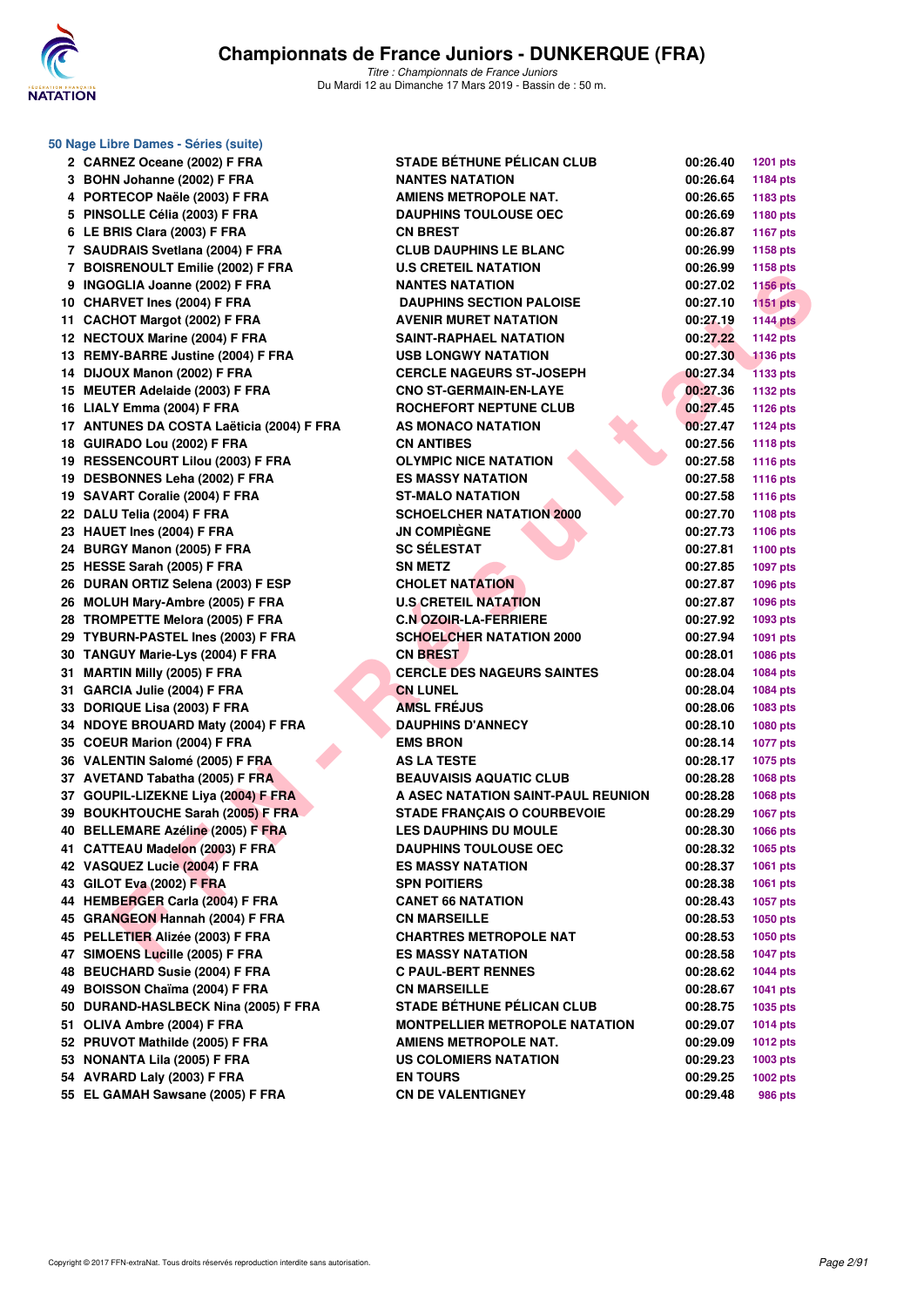# Championnats de France Juniors - DUNKERQUE (FRA)

*Titre : Championnats de France Juniors*
Du Mardi 12 au Dimanche 17 Mars 2019 - Bassin de : 50 m.

## 50 Nage Libre Dames - Séries (suite)

| Rang | Nom | Club | Temps | Points |
|---|---|---|---|---|
| 2 | CARNEZ Oceane (2002) F FRA | STADE BÉTHUNE PÉLICAN CLUB | 00:26.40 | 1201 pts |
| 3 | BOHN Johanne (2002) F FRA | NANTES NATATION | 00:26.64 | 1184 pts |
| 4 | PORTECOP Naële (2003) F FRA | AMIENS METROPOLE NAT. | 00:26.65 | 1183 pts |
| 5 | PINSOLLE Célia (2003) F FRA | DAUPHINS TOULOUSE OEC | 00:26.69 | 1180 pts |
| 6 | LE BRIS Clara (2003) F FRA | CN BREST | 00:26.87 | 1167 pts |
| 7 | SAUDRAIS Svetlana (2004) F FRA | CLUB DAUPHINS LE BLANC | 00:26.99 | 1158 pts |
| 7 | BOISRENOULT Emilie (2002) F FRA | U.S CRETEIL NATATION | 00:26.99 | 1158 pts |
| 9 | INGOGLIA Joanne (2002) F FRA | NANTES NATATION | 00:27.02 | 1156 pts |
| 10 | CHARVET Ines (2004) F FRA | DAUPHINS SECTION PALOISE | 00:27.10 | 1151 pts |
| 11 | CACHOT Margot (2002) F FRA | AVENIR MURET NATATION | 00:27.19 | 1144 pts |
| 12 | NECTOUX Marine (2004) F FRA | SAINT-RAPHAEL NATATION | 00:27.22 | 1142 pts |
| 13 | REMY-BARRE Justine (2004) F FRA | USB LONGWY NATATION | 00:27.30 | 1136 pts |
| 14 | DIJOUX Manon (2002) F FRA | CERCLE NAGEURS ST-JOSEPH | 00:27.34 | 1133 pts |
| 15 | MEUTER Adelaide (2003) F FRA | CNO ST-GERMAIN-EN-LAYE | 00:27.36 | 1132 pts |
| 16 | LIALY Emma (2004) F FRA | ROCHEFORT NEPTUNE CLUB | 00:27.45 | 1126 pts |
| 17 | ANTUNES DA COSTA Laëticia (2004) F FRA | AS MONACO NATATION | 00:27.47 | 1124 pts |
| 18 | GUIRADO Lou (2002) F FRA | CN ANTIBES | 00:27.56 | 1118 pts |
| 19 | RESSENCOURT Lilou (2003) F FRA | OLYMPIC NICE NATATION | 00:27.58 | 1116 pts |
| 19 | DESBONNES Leha (2002) F FRA | ES MASSY NATATION | 00:27.58 | 1116 pts |
| 19 | SAVART Coralie (2004) F FRA | ST-MALO NATATION | 00:27.58 | 1116 pts |
| 22 | DALU Telia (2004) F FRA | SCHOELCHER NATATION 2000 | 00:27.70 | 1108 pts |
| 23 | HAUET Ines (2004) F FRA | JN COMPIÈGNE | 00:27.73 | 1106 pts |
| 24 | BURGY Manon (2005) F FRA | SC SÉLESTAT | 00:27.81 | 1100 pts |
| 25 | HESSE Sarah (2005) F FRA | SN METZ | 00:27.85 | 1097 pts |
| 26 | DURAN ORTIZ Selena (2003) F ESP | CHOLET NATATION | 00:27.87 | 1096 pts |
| 26 | MOLUH Mary-Ambre (2005) F FRA | U.S CRETEIL NATATION | 00:27.87 | 1096 pts |
| 28 | TROMPETTE Melora (2005) F FRA | C.N OZOIR-LA-FERRIERE | 00:27.92 | 1093 pts |
| 29 | TYBURN-PASTEL Ines (2003) F FRA | SCHOELCHER NATATION 2000 | 00:27.94 | 1091 pts |
| 30 | TANGUY Marie-Lys (2004) F FRA | CN BREST | 00:28.01 | 1086 pts |
| 31 | MARTIN Milly (2005) F FRA | CERCLE DES NAGEURS SAINTES | 00:28.04 | 1084 pts |
| 31 | GARCIA Julie (2004) F FRA | CN LUNEL | 00:28.04 | 1084 pts |
| 33 | DORIQUE Lisa (2003) F FRA | AMSL FRÉJUS | 00:28.06 | 1083 pts |
| 34 | NDOYE BROUARD Maty (2004) F FRA | DAUPHINS D'ANNECY | 00:28.10 | 1080 pts |
| 35 | COEUR Marion (2004) F FRA | EMS BRON | 00:28.14 | 1077 pts |
| 36 | VALENTIN Salomé (2005) F FRA | AS LA TESTE | 00:28.17 | 1075 pts |
| 37 | AVETAND Tabatha (2005) F FRA | BEAUVAISIS AQUATIC CLUB | 00:28.28 | 1068 pts |
| 37 | GOUPIL-LIZEKNE Liya (2004) F FRA | A ASEC NATATION SAINT-PAUL REUNION | 00:28.28 | 1068 pts |
| 39 | BOUKHTOUCHE Sarah (2005) F FRA | STADE FRANÇAIS O COURBEVOIE | 00:28.29 | 1067 pts |
| 40 | BELLEMARE Azéline (2005) F FRA | LES DAUPHINS DU MOULE | 00:28.30 | 1066 pts |
| 41 | CATTEAU Madelon (2003) F FRA | DAUPHINS TOULOUSE OEC | 00:28.32 | 1065 pts |
| 42 | VASQUEZ Lucie (2004) F FRA | ES MASSY NATATION | 00:28.37 | 1061 pts |
| 43 | GILOT Eva (2002) F FRA | SPN POITIERS | 00:28.38 | 1061 pts |
| 44 | HEMBERGER Carla (2004) F FRA | CANET 66 NATATION | 00:28.43 | 1057 pts |
| 45 | GRANGEON Hannah (2004) F FRA | CN MARSEILLE | 00:28.53 | 1050 pts |
| 45 | PELLETIER Alizée (2003) F FRA | CHARTRES METROPOLE NAT | 00:28.53 | 1050 pts |
| 47 | SIMOENS Lucille (2005) F FRA | ES MASSY NATATION | 00:28.58 | 1047 pts |
| 48 | BEUCHARD Susie (2004) F FRA | C PAUL-BERT RENNES | 00:28.62 | 1044 pts |
| 49 | BOISSON Chaïma (2004) F FRA | CN MARSEILLE | 00:28.67 | 1041 pts |
| 50 | DURAND-HASLBECK Nina (2005) F FRA | STADE BÉTHUNE PÉLICAN CLUB | 00:28.75 | 1035 pts |
| 51 | OLIVA Ambre (2004) F FRA | MONTPELLIER METROPOLE NATATION | 00:29.07 | 1014 pts |
| 52 | PRUVOT Mathilde (2005) F FRA | AMIENS METROPOLE NAT. | 00:29.09 | 1012 pts |
| 53 | NONANTA Lila (2005) F FRA | US COLOMIERS NATATION | 00:29.23 | 1003 pts |
| 54 | AVRARD Laly (2003) F FRA | EN TOURS | 00:29.25 | 1002 pts |
| 55 | EL GAMAH Sawsane (2005) F FRA | CN DE VALENTIGNEY | 00:29.48 | 986 pts |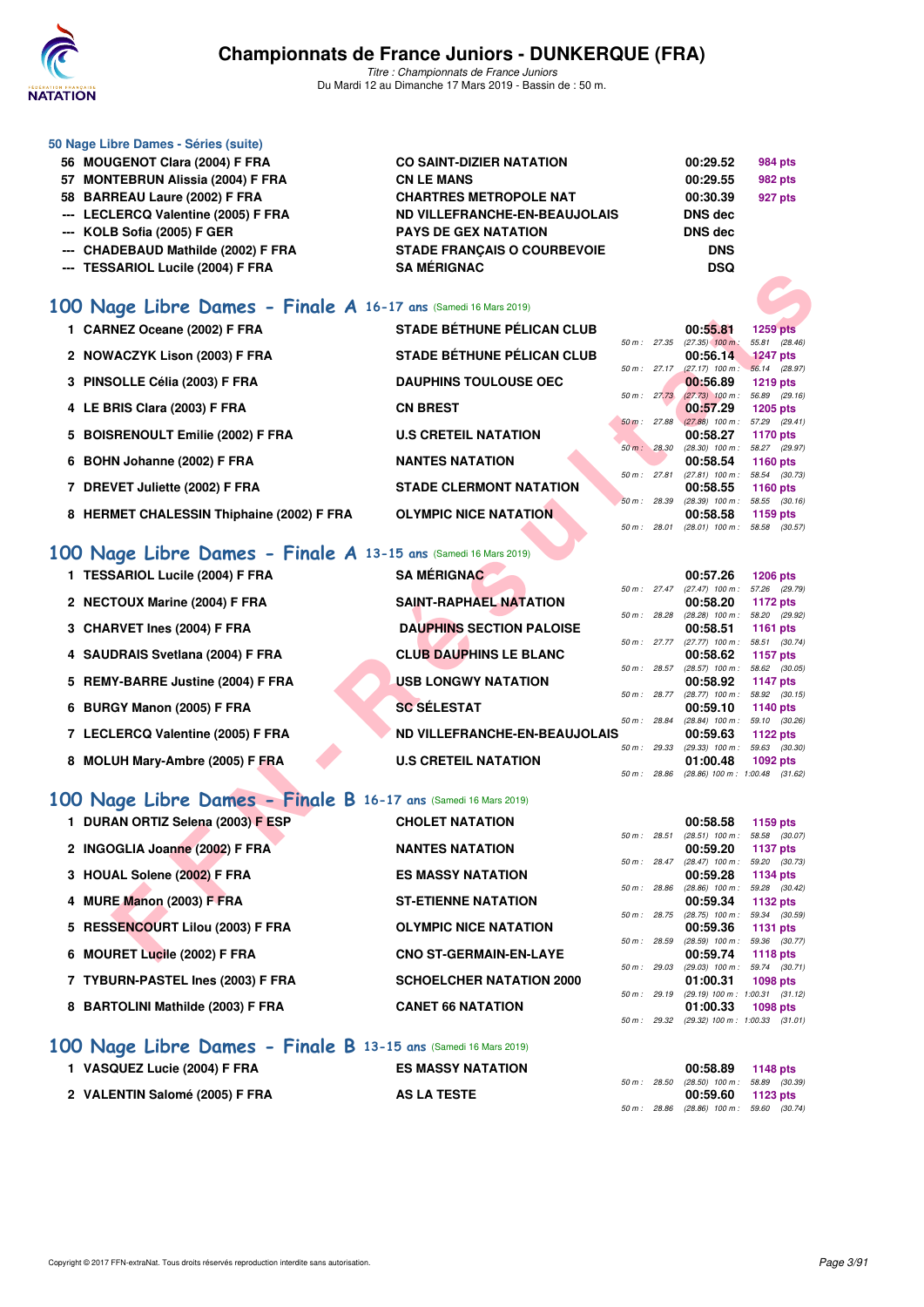### 50 Nage Libre Dames - Séries (suite)

| Rang | Nom | Club | Temps | Points |
|---|---|---|---|---|
| 56 | MOUGENOT Clara (2004) F FRA | CO SAINT-DIZIER NATATION | 00:29.52 | 984 pts |
| 57 | MONTEBRUN Alissia (2004) F FRA | CN LE MANS | 00:29.55 | 982 pts |
| 58 | BARREAU Laure (2002) F FRA | CHARTRES METROPOLE NAT | 00:30.39 | 927 pts |
| --- | LECLERCQ Valentine (2005) F FRA | ND VILLEFRANCHE-EN-BEAUJOLAIS | DNS dec | |
| --- | KOLB Sofia (2005) F GER | PAYS DE GEX NATATION | DNS dec | |
| --- | CHADEBAUD Mathilde (2002) F FRA | STADE FRANÇAIS O COURBEVOIE | DNS | |
| --- | TESSARIOL Lucile (2004) F FRA | SA MÉRIGNAC | DSQ | |

## 100 Nage Libre Dames - Finale A 16-17 ans (Samedi 16 Mars 2019)

| Rang | Nom | Club | Temps | Points | Splits |
|---|---|---|---|---|---|
| 1 | CARNEZ Oceane (2002) F FRA | STADE BÉTHUNE PÉLICAN CLUB | 00:55.81 | 1259 pts | 50 m : 27.35 (27.35) 100 m : 55.81 (28.46) |
| 2 | NOWACZYK Lison (2003) F FRA | STADE BÉTHUNE PÉLICAN CLUB | 00:56.14 | 1247 pts | 50 m : 27.17 (27.17) 100 m : 56.14 (28.97) |
| 3 | PINSOLLE Célia (2003) F FRA | DAUPHINS TOULOUSE OEC | 00:56.89 | 1219 pts | 50 m : 27.73 (27.73) 100 m : 56.89 (29.16) |
| 4 | LE BRIS Clara (2003) F FRA | CN BREST | 00:57.29 | 1205 pts | 50 m : 27.88 (27.88) 100 m : 57.29 (29.41) |
| 5 | BOISRENOULT Emilie (2002) F FRA | U.S CRETEIL NATATION | 00:58.27 | 1170 pts | 50 m : 28.30 (28.30) 100 m : 58.27 (29.97) |
| 6 | BOHN Johanne (2002) F FRA | NANTES NATATION | 00:58.54 | 1160 pts | 50 m : 27.81 (27.81) 100 m : 58.54 (30.73) |
| 7 | DREVET Juliette (2002) F FRA | STADE CLERMONT NATATION | 00:58.55 | 1160 pts | 50 m : 28.39 (28.39) 100 m : 58.55 (30.16) |
| 8 | HERMET CHALESSIN Thiphaine (2002) F FRA | OLYMPIC NICE NATATION | 00:58.58 | 1159 pts | 50 m : 28.01 (28.01) 100 m : 58.58 (30.57) |

## 100 Nage Libre Dames - Finale A 13-15 ans (Samedi 16 Mars 2019)

| Rang | Nom | Club | Temps | Points | Splits |
|---|---|---|---|---|---|
| 1 | TESSARIOL Lucile (2004) F FRA | SA MÉRIGNAC | 00:57.26 | 1206 pts | 50 m : 27.47 (27.47) 100 m : 57.26 (29.79) |
| 2 | NECTOUX Marine (2004) F FRA | SAINT-RAPHAEL NATATION | 00:58.20 | 1172 pts | 50 m : 28.28 (28.28) 100 m : 58.20 (29.92) |
| 3 | CHARVET Ines (2004) F FRA | DAUPHINS SECTION PALOISE | 00:58.51 | 1161 pts | 50 m : 27.77 (27.77) 100 m : 58.51 (30.74) |
| 4 | SAUDRAIS Svetlana (2004) F FRA | CLUB DAUPHINS LE BLANC | 00:58.62 | 1157 pts | 50 m : 28.57 (28.57) 100 m : 58.62 (30.05) |
| 5 | REMY-BARRE Justine (2004) F FRA | USB LONGWY NATATION | 00:58.92 | 1147 pts | 50 m : 28.77 (28.77) 100 m : 58.92 (30.15) |
| 6 | BURGY Manon (2005) F FRA | SC SÉLESTAT | 00:59.10 | 1140 pts | 50 m : 28.84 (28.84) 100 m : 59.10 (30.26) |
| 7 | LECLERCQ Valentine (2005) F FRA | ND VILLEFRANCHE-EN-BEAUJOLAIS | 00:59.63 | 1122 pts | 50 m : 29.33 (29.33) 100 m : 59.63 (30.30) |
| 8 | MOLUH Mary-Ambre (2005) F FRA | U.S CRETEIL NATATION | 01:00.48 | 1092 pts | 50 m : 28.86 (28.86) 100 m : 1:00.48 (31.62) |

## 100 Nage Libre Dames - Finale B 16-17 ans (Samedi 16 Mars 2019)

| Rang | Nom | Club | Temps | Points | Splits |
|---|---|---|---|---|---|
| 1 | DURAN ORTIZ Selena (2003) F ESP | CHOLET NATATION | 00:58.58 | 1159 pts | 50 m : 28.51 (28.51) 100 m : 58.58 (30.07) |
| 2 | INGOGLIA Joanne (2002) F FRA | NANTES NATATION | 00:59.20 | 1137 pts | 50 m : 28.47 (28.47) 100 m : 59.20 (30.73) |
| 3 | HOUAL Solene (2002) F FRA | ES MASSY NATATION | 00:59.28 | 1134 pts | 50 m : 28.86 (28.86) 100 m : 59.28 (30.42) |
| 4 | MURE Manon (2003) F FRA | ST-ETIENNE NATATION | 00:59.34 | 1132 pts | 50 m : 28.75 (28.75) 100 m : 59.34 (30.59) |
| 5 | RESSENCOURT Lilou (2003) F FRA | OLYMPIC NICE NATATION | 00:59.36 | 1131 pts | 50 m : 28.59 (28.59) 100 m : 59.36 (30.77) |
| 6 | MOURET Lucile (2002) F FRA | CNO ST-GERMAIN-EN-LAYE | 00:59.74 | 1118 pts | 50 m : 29.03 (29.03) 100 m : 59.74 (30.71) |
| 7 | TYBURN-PASTEL Ines (2003) F FRA | SCHOELCHER NATATION 2000 | 01:00.31 | 1098 pts | 50 m : 29.19 (29.19) 100 m : 1:00.31 (31.12) |
| 8 | BARTOLINI Mathilde (2003) F FRA | CANET 66 NATATION | 01:00.33 | 1098 pts | 50 m : 29.32 (29.32) 100 m : 1:00.33 (31.01) |

## 100 Nage Libre Dames - Finale B 13-15 ans (Samedi 16 Mars 2019)

| Rang | Nom | Club | Temps | Points | Splits |
|---|---|---|---|---|---|
| 1 | VASQUEZ Lucie (2004) F FRA | ES MASSY NATATION | 00:58.89 | 1148 pts | 50 m : 28.50 (28.50) 100 m : 58.89 (30.39) |
| 2 | VALENTIN Salomé (2005) F FRA | AS LA TESTE | 00:59.60 | 1123 pts | 50 m : 28.86 (28.86) 100 m : 59.60 (30.74) |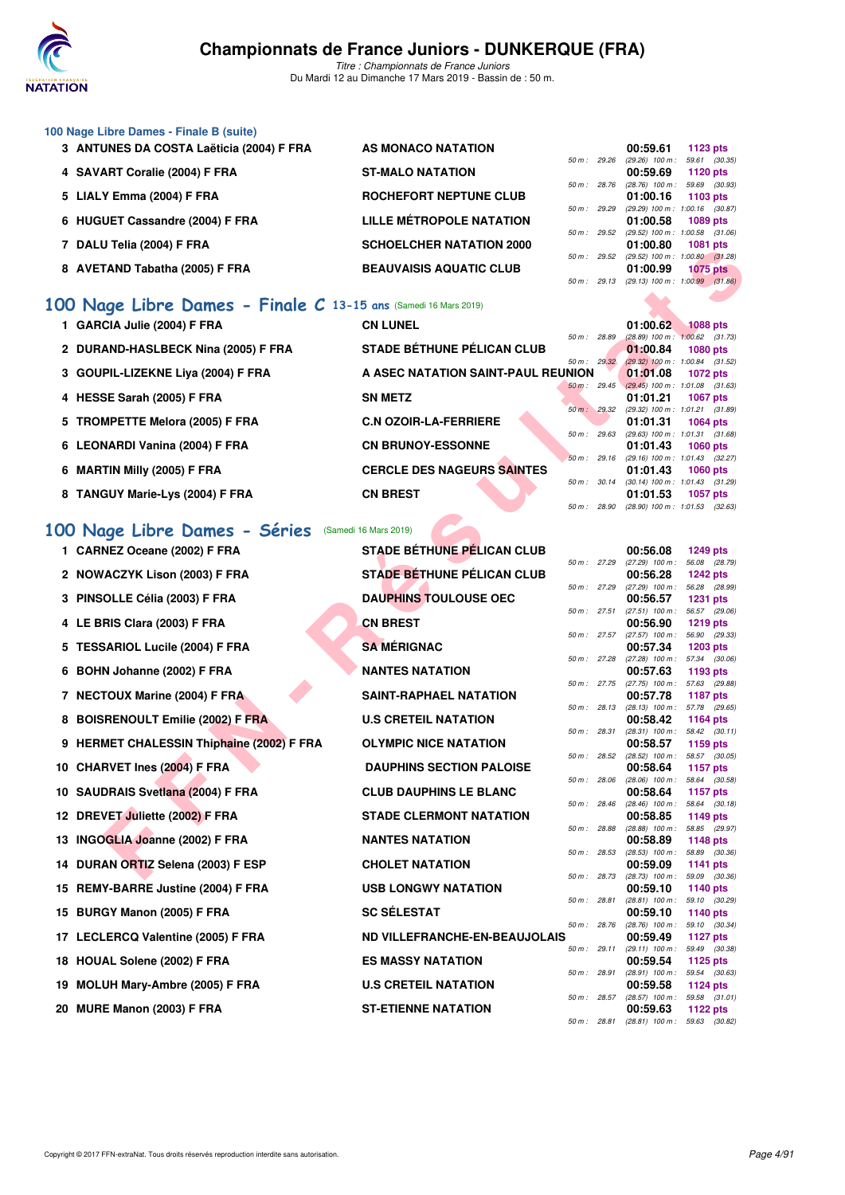## 100 Nage Libre Dames - Finale B (suite)

| Rang | Nom | Club | 50 m | Temps | Points | Détail |
|---|---|---|---|---|---|---|
| 3 | ANTUNES DA COSTA Laëticia (2004) F FRA | AS MONACO NATATION | 29.26 | 00:59.61 | 1123 pts | (29.26) 100 m : 59.61 (30.35) |
| 4 | SAVART Coralie (2004) F FRA | ST-MALO NATATION | 28.76 | 00:59.69 | 1120 pts | (28.76) 100 m : 59.69 (30.93) |
| 5 | LIALY Emma (2004) F FRA | ROCHEFORT NEPTUNE CLUB | 29.29 | 01:00.16 | 1103 pts | (29.29) 100 m : 1:00.16 (30.87) |
| 6 | HUGUET Cassandre (2004) F FRA | LILLE MÉTROPOLE NATATION | 29.52 | 01:00.58 | 1089 pts | (29.52) 100 m : 1:00.58 (31.06) |
| 7 | DALU Telia (2004) F FRA | SCHOELCHER NATATION 2000 | 29.52 | 01:00.80 | 1081 pts | (29.52) 100 m : 1:00.80 (31.28) |
| 8 | AVETAND Tabatha (2005) F FRA | BEAUVAISIS AQUATIC CLUB | 29.13 | 01:00.99 | 1075 pts | (29.13) 100 m : 1:00.99 (31.86) |

## 100 Nage Libre Dames - Finale C 13-15 ans (Samedi 16 Mars 2019)

| Rang | Nom | Club | 50 m | Temps | Points | Détail |
|---|---|---|---|---|---|---|
| 1 | GARCIA Julie (2004) F FRA | CN LUNEL | 28.89 | 01:00.62 | 1088 pts | (28.89) 100 m : 1:00.62 (31.73) |
| 2 | DURAND-HASLBECK Nina (2005) F FRA | STADE BÉTHUNE PÉLICAN CLUB | 29.32 | 01:00.84 | 1080 pts | (29.32) 100 m : 1:00.84 (31.52) |
| 3 | GOUPIL-LIZEKNE Liya (2004) F FRA | A ASEC NATATION SAINT-PAUL REUNION | 29.45 | 01:01.08 | 1072 pts | (29.45) 100 m : 1:01.08 (31.63) |
| 4 | HESSE Sarah (2005) F FRA | SN METZ | 29.32 | 01:01.21 | 1067 pts | (29.32) 100 m : 1:01.21 (31.89) |
| 5 | TROMPETTE Melora (2005) F FRA | C.N OZOIR-LA-FERRIERE | 29.63 | 01:01.31 | 1064 pts | (29.63) 100 m : 1:01.31 (31.68) |
| 6 | LEONARDI Vanina (2004) F FRA | CN BRUNOY-ESSONNE | 29.16 | 01:01.43 | 1060 pts | (29.16) 100 m : 1:01.43 (32.27) |
| 6 | MARTIN Milly (2005) F FRA | CERCLE DES NAGEURS SAINTES | 30.14 | 01:01.43 | 1060 pts | (30.14) 100 m : 1:01.43 (31.29) |
| 8 | TANGUY Marie-Lys (2004) F FRA | CN BREST | 28.90 | 01:01.53 | 1057 pts | (28.90) 100 m : 1:01.53 (32.63) |

## 100 Nage Libre Dames - Séries (Samedi 16 Mars 2019)

| Rang | Nom | Club | 50 m | Temps | Points | Détail |
|---|---|---|---|---|---|---|
| 1 | CARNEZ Oceane (2002) F FRA | STADE BÉTHUNE PÉLICAN CLUB | 27.29 | 00:56.08 | 1249 pts | (27.29) 100 m : 56.08 (28.79) |
| 2 | NOWACZYK Lison (2003) F FRA | STADE BÉTHUNE PÉLICAN CLUB | 27.29 | 00:56.28 | 1242 pts | (27.29) 100 m : 56.28 (28.99) |
| 3 | PINSOLLE Célia (2003) F FRA | DAUPHINS TOULOUSE OEC | 27.51 | 00:56.57 | 1231 pts | (27.51) 100 m : 56.57 (29.06) |
| 4 | LE BRIS Clara (2003) F FRA | CN BREST | 27.57 | 00:56.90 | 1219 pts | (27.57) 100 m : 56.90 (29.33) |
| 5 | TESSARIOL Lucile (2004) F FRA | SA MÉRIGNAC | 27.28 | 00:57.34 | 1203 pts | (27.28) 100 m : 57.34 (30.06) |
| 6 | BOHN Johanne (2002) F FRA | NANTES NATATION | 27.75 | 00:57.63 | 1193 pts | (27.75) 100 m : 57.63 (29.88) |
| 7 | NECTOUX Marine (2004) F FRA | SAINT-RAPHAEL NATATION | 28.13 | 00:57.78 | 1187 pts | (28.13) 100 m : 57.78 (29.65) |
| 8 | BOISRENOULT Emilie (2002) F FRA | U.S CRETEIL NATATION | 28.31 | 00:58.42 | 1164 pts | (28.31) 100 m : 58.42 (30.11) |
| 9 | HERMET CHALESSIN Thiphaine (2002) F FRA | OLYMPIC NICE NATATION | 28.52 | 00:58.57 | 1159 pts | (28.52) 100 m : 58.57 (30.05) |
| 10 | CHARVET Ines (2004) F FRA | DAUPHINS SECTION PALOISE | 28.06 | 00:58.64 | 1157 pts | (28.06) 100 m : 58.64 (30.58) |
| 10 | SAUDRAIS Svetlana (2004) F FRA | CLUB DAUPHINS LE BLANC | 28.46 | 00:58.64 | 1157 pts | (28.46) 100 m : 58.64 (30.18) |
| 12 | DREVET Juliette (2002) F FRA | STADE CLERMONT NATATION | 28.88 | 00:58.85 | 1149 pts | (28.88) 100 m : 58.85 (29.97) |
| 13 | INGOGLIA Joanne (2002) F FRA | NANTES NATATION | 28.53 | 00:58.89 | 1148 pts | (28.53) 100 m : 58.89 (30.36) |
| 14 | DURAN ORTIZ Selena (2003) F ESP | CHOLET NATATION | 28.73 | 00:59.09 | 1141 pts | (28.73) 100 m : 59.09 (30.36) |
| 15 | REMY-BARRE Justine (2004) F FRA | USB LONGWY NATATION | 28.81 | 00:59.10 | 1140 pts | (28.81) 100 m : 59.10 (30.29) |
| 15 | BURGY Manon (2005) F FRA | SC SÉLESTAT | 28.76 | 00:59.10 | 1140 pts | (28.76) 100 m : 59.10 (30.34) |
| 17 | LECLERCQ Valentine (2005) F FRA | ND VILLEFRANCHE-EN-BEAUJOLAIS | 29.11 | 00:59.49 | 1127 pts | (29.11) 100 m : 59.49 (30.38) |
| 18 | HOUAL Solene (2002) F FRA | ES MASSY NATATION | 28.91 | 00:59.54 | 1125 pts | (28.91) 100 m : 59.54 (30.63) |
| 19 | MOLUH Mary-Ambre (2005) F FRA | U.S CRETEIL NATATION | 28.57 | 00:59.58 | 1124 pts | (28.57) 100 m : 59.58 (31.01) |
| 20 | MURE Manon (2003) F FRA | ST-ETIENNE NATATION | 28.81 | 00:59.63 | 1122 pts | (28.81) 100 m : 59.63 (30.82) |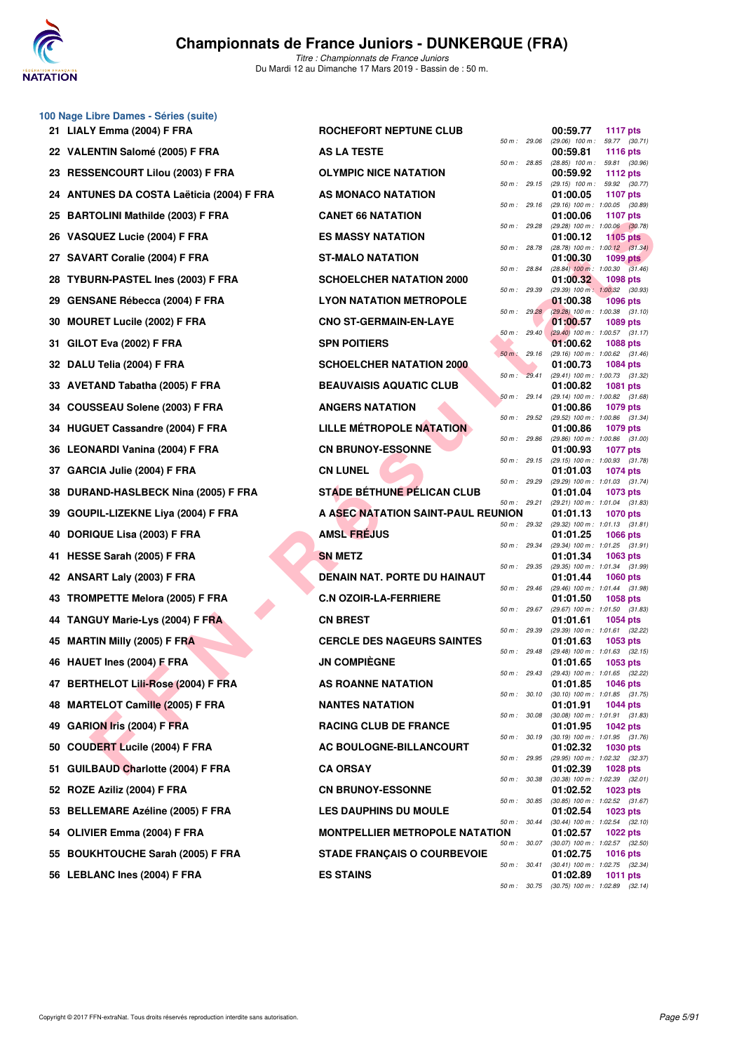# Championnats de France Juniors - DUNKERQUE (FRA)

*Titre : Championnats de France Juniors*
Du Mardi 12 au Dimanche 17 Mars 2019 - Bassin de : 50 m.

## 100 Nage Libre Dames - Séries (suite)

| Rang | Nom | Club | Temps | Points | Splits |
|---|---|---|---|---|---|
| 21 | LIALY Emma (2004) F FRA | ROCHEFORT NEPTUNE CLUB | 00:59.77 | 1117 pts | 50 m : 29.06 (29.06) 100 m : 59.77 (30.71) |
| 22 | VALENTIN Salomé (2005) F FRA | AS LA TESTE | 00:59.81 | 1116 pts | 50 m : 28.85 (28.85) 100 m : 59.81 (30.96) |
| 23 | RESSENCOURT Lilou (2003) F FRA | OLYMPIC NICE NATATION | 00:59.92 | 1112 pts | 50 m : 29.15 (29.15) 100 m : 59.92 (30.77) |
| 24 | ANTUNES DA COSTA Laëticia (2004) F FRA | AS MONACO NATATION | 01:00.05 | 1107 pts | 50 m : 29.16 (29.16) 100 m : 1:00.05 (30.89) |
| 25 | BARTOLINI Mathilde (2003) F FRA | CANET 66 NATATION | 01:00.06 | 1107 pts | 50 m : 29.28 (29.28) 100 m : 1:00.06 (30.78) |
| 26 | VASQUEZ Lucie (2004) F FRA | ES MASSY NATATION | 01:00.12 | 1105 pts | 50 m : 28.78 (28.78) 100 m : 1:00.12 (31.34) |
| 27 | SAVART Coralie (2004) F FRA | ST-MALO NATATION | 01:00.30 | 1099 pts | 50 m : 28.84 (28.84) 100 m : 1:00.30 (31.46) |
| 28 | TYBURN-PASTEL Ines (2003) F FRA | SCHOELCHER NATATION 2000 | 01:00.32 | 1098 pts | 50 m : 29.39 (29.39) 100 m : 1:00.32 (30.93) |
| 29 | GENSANE Rébecca (2004) F FRA | LYON NATATION METROPOLE | 01:00.38 | 1096 pts | 50 m : 29.28 (29.28) 100 m : 1:00.38 (31.10) |
| 30 | MOURET Lucile (2002) F FRA | CNO ST-GERMAIN-EN-LAYE | 01:00.57 | 1089 pts | 50 m : 29.40 (29.40) 100 m : 1:00.57 (31.17) |
| 31 | GILOT Eva (2002) F FRA | SPN POITIERS | 01:00.62 | 1088 pts | 50 m : 29.16 (29.16) 100 m : 1:00.62 (31.46) |
| 32 | DALU Telia (2004) F FRA | SCHOELCHER NATATION 2000 | 01:00.73 | 1084 pts | 50 m : 29.41 (29.41) 100 m : 1:00.73 (31.32) |
| 33 | AVETAND Tabatha (2005) F FRA | BEAUVAISIS AQUATIC CLUB | 01:00.82 | 1081 pts | 50 m : 29.14 (29.14) 100 m : 1:00.82 (31.68) |
| 34 | COUSSEAU Solene (2003) F FRA | ANGERS NATATION | 01:00.86 | 1079 pts | 50 m : 29.52 (29.52) 100 m : 1:00.86 (31.34) |
| 34 | HUGUET Cassandre (2004) F FRA | LILLE MÉTROPOLE NATATION | 01:00.86 | 1079 pts | 50 m : 29.86 (29.86) 100 m : 1:00.86 (31.00) |
| 36 | LEONARDI Vanina (2004) F FRA | CN BRUNOY-ESSONNE | 01:00.93 | 1077 pts | 50 m : 29.15 (29.15) 100 m : 1:00.93 (31.78) |
| 37 | GARCIA Julie (2004) F FRA | CN LUNEL | 01:01.03 | 1074 pts | 50 m : 29.29 (29.29) 100 m : 1:01.03 (31.74) |
| 38 | DURAND-HASLBECK Nina (2005) F FRA | STADE BÉTHUNE PÉLICAN CLUB | 01:01.04 | 1073 pts | 50 m : 29.21 (29.21) 100 m : 1:01.04 (31.83) |
| 39 | GOUPIL-LIZEKNE Liya (2004) F FRA | A ASEC NATATION SAINT-PAUL REUNION | 01:01.13 | 1070 pts | 50 m : 29.32 (29.32) 100 m : 1:01.13 (31.81) |
| 40 | DORIQUE Lisa (2003) F FRA | AMSL FRÉJUS | 01:01.25 | 1066 pts | 50 m : 29.34 (29.34) 100 m : 1:01.25 (31.91) |
| 41 | HESSE Sarah (2005) F FRA | SN METZ | 01:01.34 | 1063 pts | 50 m : 29.35 (29.35) 100 m : 1:01.34 (31.99) |
| 42 | ANSART Laly (2003) F FRA | DENAIN NAT. PORTE DU HAINAUT | 01:01.44 | 1060 pts | 50 m : 29.46 (29.46) 100 m : 1:01.44 (31.98) |
| 43 | TROMPETTE Melora (2005) F FRA | C.N OZOIR-LA-FERRIERE | 01:01.50 | 1058 pts | 50 m : 29.67 (29.67) 100 m : 1:01.50 (31.83) |
| 44 | TANGUY Marie-Lys (2004) F FRA | CN BREST | 01:01.61 | 1054 pts | 50 m : 29.39 (29.39) 100 m : 1:01.61 (32.22) |
| 45 | MARTIN Milly (2005) F FRA | CERCLE DES NAGEURS SAINTES | 01:01.63 | 1053 pts | 50 m : 29.48 (29.48) 100 m : 1:01.63 (32.15) |
| 46 | HAUET Ines (2004) F FRA | JN COMPIÈGNE | 01:01.65 | 1053 pts | 50 m : 29.43 (29.43) 100 m : 1:01.65 (32.22) |
| 47 | BERTHELOT Lili-Rose (2004) F FRA | AS ROANNE NATATION | 01:01.85 | 1046 pts | 50 m : 30.10 (30.10) 100 m : 1:01.85 (31.75) |
| 48 | MARTELOT Camille (2005) F FRA | NANTES NATATION | 01:01.91 | 1044 pts | 50 m : 30.08 (30.08) 100 m : 1:01.91 (31.83) |
| 49 | GARION Iris (2004) F FRA | RACING CLUB DE FRANCE | 01:01.95 | 1042 pts | 50 m : 30.19 (30.19) 100 m : 1:01.95 (31.76) |
| 50 | COUDERT Lucile (2004) F FRA | AC BOULOGNE-BILLANCOURT | 01:02.32 | 1030 pts | 50 m : 29.95 (29.95) 100 m : 1:02.32 (32.37) |
| 51 | GUILBAUD Charlotte (2004) F FRA | CA ORSAY | 01:02.39 | 1028 pts | 50 m : 30.38 (30.38) 100 m : 1:02.39 (32.01) |
| 52 | ROZE Aziliz (2004) F FRA | CN BRUNOY-ESSONNE | 01:02.52 | 1023 pts | 50 m : 30.85 (30.85) 100 m : 1:02.52 (31.67) |
| 53 | BELLEMARE Azéline (2005) F FRA | LES DAUPHINS DU MOULE | 01:02.54 | 1023 pts | 50 m : 30.44 (30.44) 100 m : 1:02.54 (32.10) |
| 54 | OLIVIER Emma (2004) F FRA | MONTPELLIER METROPOLE NATATION | 01:02.57 | 1022 pts | 50 m : 30.07 (30.07) 100 m : 1:02.57 (32.50) |
| 55 | BOUKHTOUCHE Sarah (2005) F FRA | STADE FRANÇAIS O COURBEVOIE | 01:02.75 | 1016 pts | 50 m : 30.41 (30.41) 100 m : 1:02.75 (32.34) |
| 56 | LEBLANC Ines (2004) F FRA | ES STAINS | 01:02.89 | 1011 pts | 50 m : 30.75 (30.75) 100 m : 1:02.89 (32.14) |

Copyright © 2017 FFN-extraNat. Tous droits réservés reproduction interdite sans autorisation.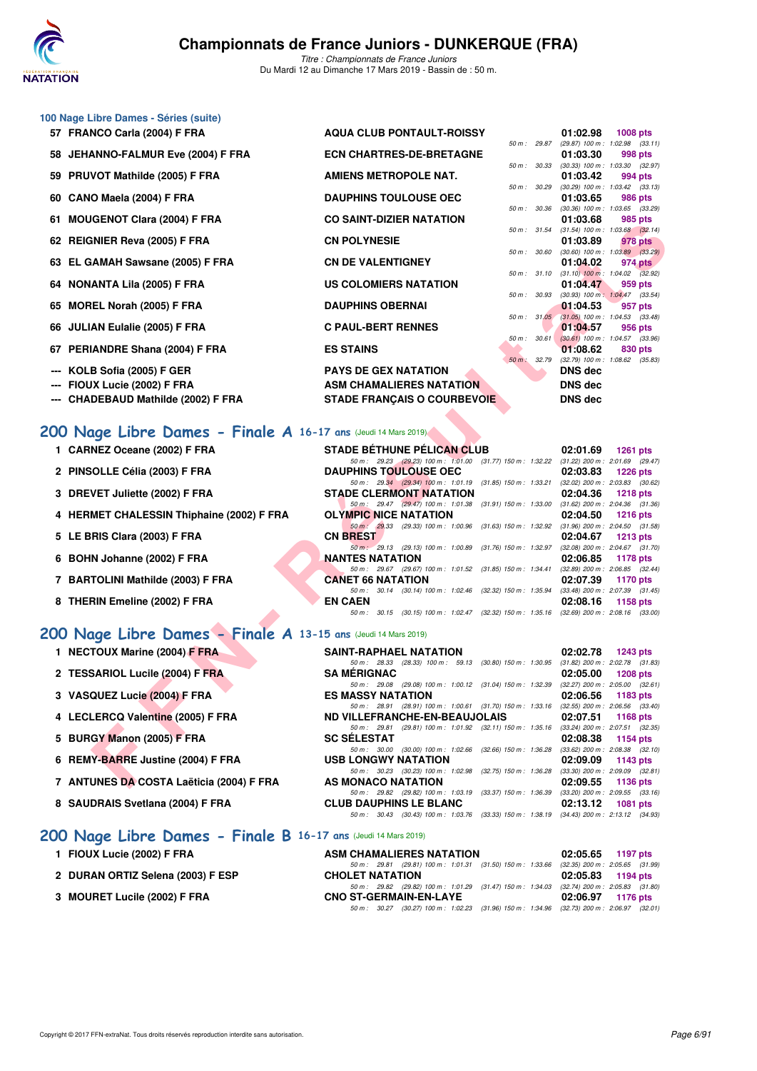### 100 Nage Libre Dames - Séries (suite)

| Rg | Nom | Club | Temps | Points | Splits |
|---|---|---|---|---|---|
| 57 | FRANCO Carla (2004) F FRA | AQUA CLUB PONTAULT-ROISSY | 01:02.98 | 1008 pts | 50 m : 29.87 (29.87) 100 m : 1:02.98 (33.11) |
| 58 | JEHANNO-FALMUR Eve (2004) F FRA | ECN CHARTRES-DE-BRETAGNE | 01:03.30 | 998 pts | 50 m : 30.33 (30.33) 100 m : 1:03.30 (32.97) |
| 59 | PRUVOT Mathilde (2005) F FRA | AMIENS METROPOLE NAT. | 01:03.42 | 994 pts | 50 m : 30.29 (30.29) 100 m : 1:03.42 (33.13) |
| 60 | CANO Maela (2004) F FRA | DAUPHINS TOULOUSE OEC | 01:03.65 | 986 pts | 50 m : 30.36 (30.36) 100 m : 1:03.65 (33.29) |
| 61 | MOUGENOT Clara (2004) F FRA | CO SAINT-DIZIER NATATION | 01:03.68 | 985 pts | 50 m : 31.54 (31.54) 100 m : 1:03.68 (32.14) |
| 62 | REIGNIER Reva (2005) F FRA | CN POLYNESIE | 01:03.89 | 978 pts | 50 m : 30.60 (30.60) 100 m : 1:03.89 (33.29) |
| 63 | EL GAMAH Sawsane (2005) F FRA | CN DE VALENTIGNEY | 01:04.02 | 974 pts | 50 m : 31.10 (31.10) 100 m : 1:04.02 (32.92) |
| 64 | NONANTA Lila (2005) F FRA | US COLOMIERS NATATION | 01:04.47 | 959 pts | 50 m : 30.93 (30.93) 100 m : 1:04.47 (33.54) |
| 65 | MOREL Norah (2005) F FRA | DAUPHINS OBERNAI | 01:04.53 | 957 pts | 50 m : 31.05 (31.05) 100 m : 1:04.53 (33.48) |
| 66 | JULIAN Eulalie (2005) F FRA | C PAUL-BERT RENNES | 01:04.57 | 956 pts | 50 m : 30.61 (30.61) 100 m : 1:04.57 (33.96) |
| 67 | PERIANDRE Shana (2004) F FRA | ES STAINS | 01:08.62 | 830 pts | 50 m : 32.79 (32.79) 100 m : 1:08.62 (35.83) |
| --- | KOLB Sofia (2005) F GER | PAYS DE GEX NATATION | DNS dec | | |
| --- | FIOUX Lucie (2002) F FRA | ASM CHAMALIERES NATATION | DNS dec | | |
| --- | CHADEBAUD Mathilde (2002) F FRA | STADE FRANÇAIS O COURBEVOIE | DNS dec | | |

## 200 Nage Libre Dames - Finale A 16-17 ans (Jeudi 14 Mars 2019)

| Rg | Nom | Club | Temps | Points | Splits |
|---|---|---|---|---|---|
| 1 | CARNEZ Oceane (2002) F FRA | STADE BÉTHUNE PÉLICAN CLUB | 02:01.69 | 1261 pts | 50 m : 29.23 (29.23) 100 m : 1:01.00 (31.77) 150 m : 1:32.22 (31.22) 200 m : 2:01.69 (29.47) |
| 2 | PINSOLLE Célia (2003) F FRA | DAUPHINS TOULOUSE OEC | 02:03.83 | 1226 pts | 50 m : 29.34 (29.34) 100 m : 1:01.19 (31.85) 150 m : 1:33.21 (32.02) 200 m : 2:03.83 (30.62) |
| 3 | DREVET Juliette (2002) F FRA | STADE CLERMONT NATATION | 02:04.36 | 1218 pts | 50 m : 29.47 (29.47) 100 m : 1:01.38 (31.91) 150 m : 1:33.00 (31.62) 200 m : 2:04.36 (31.36) |
| 4 | HERMET CHALESSIN Thiphaine (2002) F FRA | OLYMPIC NICE NATATION | 02:04.50 | 1216 pts | 50 m : 29.33 (29.33) 100 m : 1:00.96 (31.63) 150 m : 1:32.92 (31.96) 200 m : 2:04.50 (31.58) |
| 5 | LE BRIS Clara (2003) F FRA | CN BREST | 02:04.67 | 1213 pts | 50 m : 29.13 (29.13) 100 m : 1:00.89 (31.76) 150 m : 1:32.97 (32.08) 200 m : 2:04.67 (31.70) |
| 6 | BOHN Johanne (2002) F FRA | NANTES NATATION | 02:06.85 | 1178 pts | 50 m : 29.67 (29.67) 100 m : 1:01.52 (31.85) 150 m : 1:34.41 (32.89) 200 m : 2:06.85 (32.44) |
| 7 | BARTOLINI Mathilde (2003) F FRA | CANET 66 NATATION | 02:07.39 | 1170 pts | 50 m : 30.14 (30.14) 100 m : 1:02.46 (32.32) 150 m : 1:35.94 (33.48) 200 m : 2:07.39 (31.45) |
| 8 | THERIN Emeline (2002) F FRA | EN CAEN | 02:08.16 | 1158 pts | 50 m : 30.15 (30.15) 100 m : 1:02.47 (32.32) 150 m : 1:35.16 (32.69) 200 m : 2:08.16 (33.00) |

## 200 Nage Libre Dames - Finale A 13-15 ans (Jeudi 14 Mars 2019)

| Rg | Nom | Club | Temps | Points | Splits |
|---|---|---|---|---|---|
| 1 | NECTOUX Marine (2004) F FRA | SAINT-RAPHAEL NATATION | 02:02.78 | 1243 pts | 50 m : 28.33 (28.33) 100 m : 59.13 (30.80) 150 m : 1:30.95 (31.82) 200 m : 2:02.78 (31.83) |
| 2 | TESSARIOL Lucile (2004) F FRA | SA MÉRIGNAC | 02:05.00 | 1208 pts | 50 m : 29.08 (29.08) 100 m : 1:00.12 (31.04) 150 m : 1:32.39 (32.27) 200 m : 2:05.00 (32.61) |
| 3 | VASQUEZ Lucie (2004) F FRA | ES MASSY NATATION | 02:06.56 | 1183 pts | 50 m : 28.91 (28.91) 100 m : 1:00.61 (31.70) 150 m : 1:33.16 (32.55) 200 m : 2:06.56 (33.40) |
| 4 | LECLERCQ Valentine (2005) F FRA | ND VILLEFRANCHE-EN-BEAUJOLAIS | 02:07.51 | 1168 pts | 50 m : 29.81 (29.81) 100 m : 1:01.92 (32.11) 150 m : 1:35.16 (33.24) 200 m : 2:07.51 (32.35) |
| 5 | BURGY Manon (2005) F FRA | SC SÉLESTAT | 02:08.38 | 1154 pts | 50 m : 30.00 (30.00) 100 m : 1:02.66 (32.66) 150 m : 1:36.28 (33.62) 200 m : 2:08.38 (32.10) |
| 6 | REMY-BARRE Justine (2004) F FRA | USB LONGWY NATATION | 02:09.09 | 1143 pts | 50 m : 30.23 (30.23) 100 m : 1:02.98 (32.75) 150 m : 1:36.28 (33.30) 200 m : 2:09.09 (32.81) |
| 7 | ANTUNES DA COSTA Laëticia (2004) F FRA | AS MONACO NATATION | 02:09.55 | 1136 pts | 50 m : 29.82 (29.82) 100 m : 1:03.19 (33.37) 150 m : 1:36.39 (33.20) 200 m : 2:09.55 (33.16) |
| 8 | SAUDRAIS Svetlana (2004) F FRA | CLUB DAUPHINS LE BLANC | 02:13.12 | 1081 pts | 50 m : 30.43 (30.43) 100 m : 1:03.76 (33.33) 150 m : 1:38.19 (34.43) 200 m : 2:13.12 (34.93) |

## 200 Nage Libre Dames - Finale B 16-17 ans (Jeudi 14 Mars 2019)

| Rg | Nom | Club | Temps | Points | Splits |
|---|---|---|---|---|---|
| 1 | FIOUX Lucie (2002) F FRA | ASM CHAMALIERES NATATION | 02:05.65 | 1197 pts | 50 m : 29.81 (29.81) 100 m : 1:01.31 (31.50) 150 m : 1:33.66 (32.35) 200 m : 2:05.65 (31.99) |
| 2 | DURAN ORTIZ Selena (2003) F ESP | CHOLET NATATION | 02:05.83 | 1194 pts | 50 m : 29.82 (29.82) 100 m : 1:01.29 (31.47) 150 m : 1:34.03 (32.74) 200 m : 2:05.83 (31.80) |
| 3 | MOURET Lucile (2002) F FRA | CNO ST-GERMAIN-EN-LAYE | 02:06.97 | 1176 pts | 50 m : 30.27 (30.27) 100 m : 1:02.23 (31.96) 150 m : 1:34.96 (32.73) 200 m : 2:06.97 (32.01) |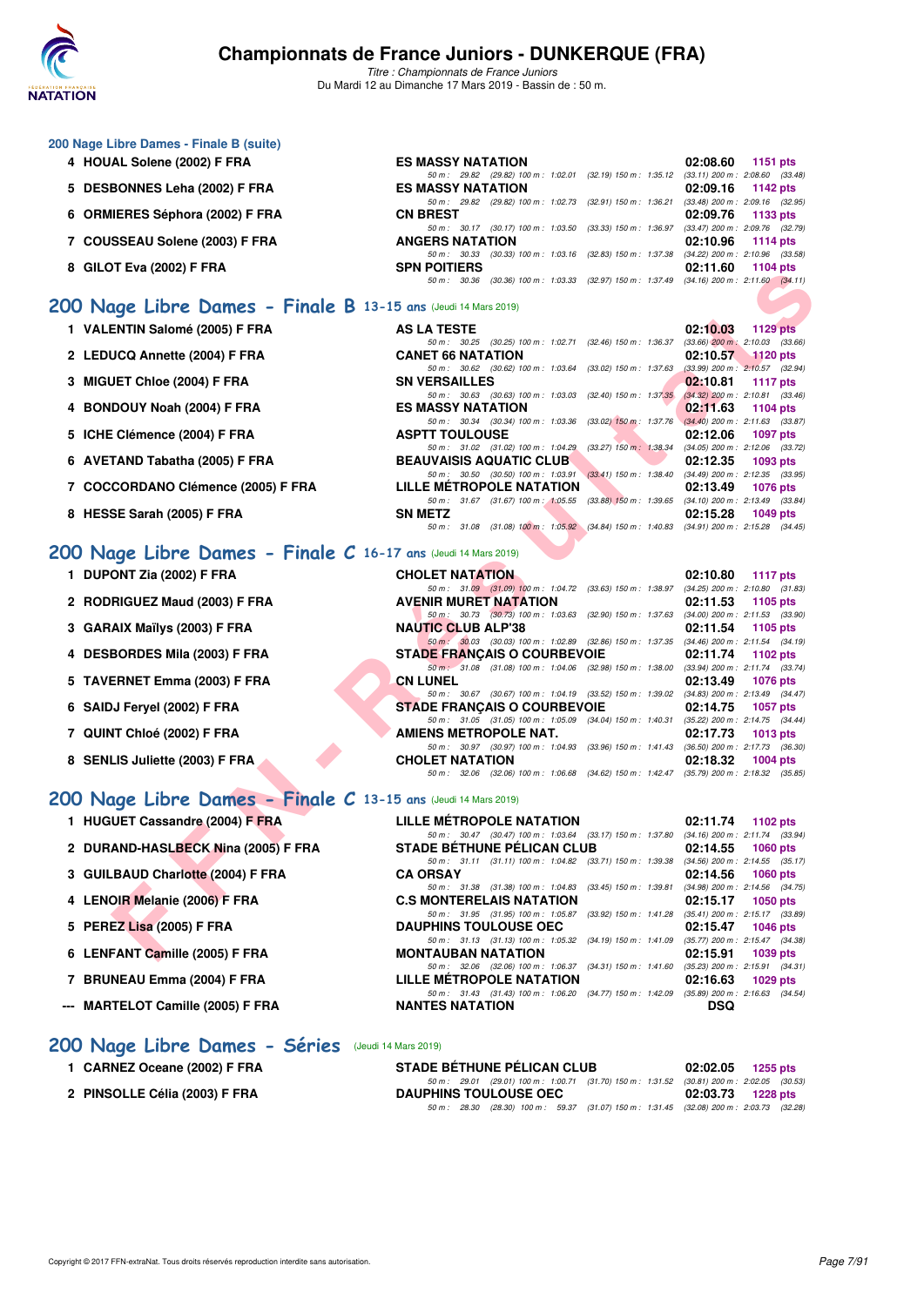## 200 Nage Libre Dames - Finale B (suite)

| Rang | Nom | Club | Temps | Points |
|---|---|---|---|---|
| 4 | HOUAL Solene (2002) F FRA | ES MASSY NATATION | 02:08.60 | 1151 pts |
| | | 50 m : 29.82 (29.82) 100 m : 1:02.01 (32.19) 150 m : 1:35.12 (33.11) 200 m : 2:08.60 (33.48) | | |
| 5 | DESBONNES Leha (2002) F FRA | ES MASSY NATATION | 02:09.16 | 1142 pts |
| | | 50 m : 29.82 (29.82) 100 m : 1:02.73 (32.91) 150 m : 1:36.21 (33.48) 200 m : 2:09.16 (32.95) | | |
| 6 | ORMIERES Séphora (2002) F FRA | CN BREST | 02:09.76 | 1133 pts |
| | | 50 m : 30.17 (30.17) 100 m : 1:03.50 (33.33) 150 m : 1:36.97 (33.47) 200 m : 2:09.76 (32.79) | | |
| 7 | COUSSEAU Solene (2003) F FRA | ANGERS NATATION | 02:10.96 | 1114 pts |
| | | 50 m : 30.33 (30.33) 100 m : 1:03.16 (32.83) 150 m : 1:37.38 (34.22) 200 m : 2:10.96 (33.58) | | |
| 8 | GILOT Eva (2002) F FRA | SPN POITIERS | 02:11.60 | 1104 pts |
| | | 50 m : 30.36 (30.36) 100 m : 1:03.33 (32.97) 150 m : 1:37.49 (34.16) 200 m : 2:11.60 (34.11) | | |

## 200 Nage Libre Dames - Finale B 13-15 ans (Jeudi 14 Mars 2019)

| Rang | Nom | Club | Temps | Points |
|---|---|---|---|---|
| 1 | VALENTIN Salomé (2005) F FRA | AS LA TESTE | 02:10.03 | 1129 pts |
| | | 50 m : 30.25 (30.25) 100 m : 1:02.71 (32.46) 150 m : 1:36.37 (33.66) 200 m : 2:10.03 (33.66) | | |
| 2 | LEDUCQ Annette (2004) F FRA | CANET 66 NATATION | 02:10.57 | 1120 pts |
| | | 50 m : 30.62 (30.62) 100 m : 1:03.64 (33.02) 150 m : 1:37.63 (33.99) 200 m : 2:10.57 (32.94) | | |
| 3 | MIGUET Chloe (2004) F FRA | SN VERSAILLES | 02:10.81 | 1117 pts |
| | | 50 m : 30.63 (30.63) 100 m : 1:03.03 (32.40) 150 m : 1:37.35 (34.32) 200 m : 2:10.81 (33.46) | | |
| 4 | BONDOUY Noah (2004) F FRA | ES MASSY NATATION | 02:11.63 | 1104 pts |
| | | 50 m : 30.34 (30.34) 100 m : 1:03.36 (33.02) 150 m : 1:37.76 (34.40) 200 m : 2:11.63 (33.87) | | |
| 5 | ICHE Clémence (2004) F FRA | ASPTT TOULOUSE | 02:12.06 | 1097 pts |
| | | 50 m : 31.02 (31.02) 100 m : 1:04.29 (33.27) 150 m : 1:38.34 (34.05) 200 m : 2:12.06 (33.72) | | |
| 6 | AVETAND Tabatha (2005) F FRA | BEAUVAISIS AQUATIC CLUB | 02:12.35 | 1093 pts |
| | | 50 m : 30.50 (30.50) 100 m : 1:03.91 (33.41) 150 m : 1:38.40 (34.49) 200 m : 2:12.35 (33.95) | | |
| 7 | COCCORDANO Clémence (2005) F FRA | LILLE MÉTROPOLE NATATION | 02:13.49 | 1076 pts |
| | | 50 m : 31.67 (31.67) 100 m : 1:05.55 (33.88) 150 m : 1:39.65 (34.10) 200 m : 2:13.49 (33.84) | | |
| 8 | HESSE Sarah (2005) F FRA | SN METZ | 02:15.28 | 1049 pts |
| | | 50 m : 31.08 (31.08) 100 m : 1:05.92 (34.84) 150 m : 1:40.83 (34.91) 200 m : 2:15.28 (34.45) | | |

## 200 Nage Libre Dames - Finale C 16-17 ans (Jeudi 14 Mars 2019)

| Rang | Nom | Club | Temps | Points |
|---|---|---|---|---|
| 1 | DUPONT Zia (2002) F FRA | CHOLET NATATION | 02:10.80 | 1117 pts |
| | | 50 m : 31.09 (31.09) 100 m : 1:04.72 (33.63) 150 m : 1:38.97 (34.25) 200 m : 2:10.80 (31.83) | | |
| 2 | RODRIGUEZ Maud (2003) F FRA | AVENIR MURET NATATION | 02:11.53 | 1105 pts |
| | | 50 m : 30.73 (30.73) 100 m : 1:03.63 (32.90) 150 m : 1:37.63 (34.00) 200 m : 2:11.53 (33.90) | | |
| 3 | GARAIX Maïlys (2003) F FRA | NAUTIC CLUB ALP'38 | 02:11.54 | 1105 pts |
| | | 50 m : 30.03 (30.03) 100 m : 1:02.89 (32.86) 150 m : 1:37.35 (34.46) 200 m : 2:11.54 (34.19) | | |
| 4 | DESBORDES Mila (2003) F FRA | STADE FRANÇAIS O COURBEVOIE | 02:11.74 | 1102 pts |
| | | 50 m : 31.08 (31.08) 100 m : 1:04.06 (32.98) 150 m : 1:38.00 (33.94) 200 m : 2:11.74 (33.74) | | |
| 5 | TAVERNET Emma (2003) F FRA | CN LUNEL | 02:13.49 | 1076 pts |
| | | 50 m : 30.67 (30.67) 100 m : 1:04.19 (33.52) 150 m : 1:39.02 (34.83) 200 m : 2:13.49 (34.47) | | |
| 6 | SAIDJ Feryel (2002) F FRA | STADE FRANÇAIS O COURBEVOIE | 02:14.75 | 1057 pts |
| | | 50 m : 31.05 (31.05) 100 m : 1:05.09 (34.04) 150 m : 1:40.31 (35.22) 200 m : 2:14.75 (34.44) | | |
| 7 | QUINT Chloé (2002) F FRA | AMIENS METROPOLE NAT. | 02:17.73 | 1013 pts |
| | | 50 m : 30.97 (30.97) 100 m : 1:04.93 (33.96) 150 m : 1:41.43 (36.50) 200 m : 2:17.73 (36.30) | | |
| 8 | SENLIS Juliette (2003) F FRA | CHOLET NATATION | 02:18.32 | 1004 pts |
| | | 50 m : 32.06 (32.06) 100 m : 1:06.68 (34.62) 150 m : 1:42.47 (35.79) 200 m : 2:18.32 (35.85) | | |

## 200 Nage Libre Dames - Finale C 13-15 ans (Jeudi 14 Mars 2019)

| Rang | Nom | Club | Temps | Points |
|---|---|---|---|---|
| 1 | HUGUET Cassandre (2004) F FRA | LILLE MÉTROPOLE NATATION | 02:11.74 | 1102 pts |
| | | 50 m : 30.47 (30.47) 100 m : 1:03.64 (33.17) 150 m : 1:37.80 (34.16) 200 m : 2:11.74 (33.94) | | |
| 2 | DURAND-HASLBECK Nina (2005) F FRA | STADE BÉTHUNE PÉLICAN CLUB | 02:14.55 | 1060 pts |
| | | 50 m : 31.11 (31.11) 100 m : 1:04.82 (33.71) 150 m : 1:39.38 (34.56) 200 m : 2:14.55 (35.17) | | |
| 3 | GUILBAUD Charlotte (2004) F FRA | CA ORSAY | 02:14.56 | 1060 pts |
| | | 50 m : 31.38 (31.38) 100 m : 1:04.83 (33.45) 150 m : 1:39.81 (34.98) 200 m : 2:14.56 (34.75) | | |
| 4 | LENOIR Melanie (2006) F FRA | C.S MONTERELAIS NATATION | 02:15.17 | 1050 pts |
| | | 50 m : 31.95 (31.95) 100 m : 1:05.87 (33.92) 150 m : 1:41.28 (35.41) 200 m : 2:15.17 (33.89) | | |
| 5 | PEREZ Lisa (2005) F FRA | DAUPHINS TOULOUSE OEC | 02:15.47 | 1046 pts |
| | | 50 m : 31.13 (31.13) 100 m : 1:05.32 (34.19) 150 m : 1:41.09 (35.77) 200 m : 2:15.47 (34.38) | | |
| 6 | LENFANT Camille (2005) F FRA | MONTAUBAN NATATION | 02:15.91 | 1039 pts |
| | | 50 m : 32.06 (32.06) 100 m : 1:06.37 (34.31) 150 m : 1:41.60 (35.23) 200 m : 2:15.91 (34.31) | | |
| 7 | BRUNEAU Emma (2004) F FRA | LILLE MÉTROPOLE NATATION | 02:16.63 | 1029 pts |
| | | 50 m : 31.43 (31.43) 100 m : 1:06.20 (34.77) 150 m : 1:42.09 (35.89) 200 m : 2:16.63 (34.54) | | |
| --- | MARTELOT Camille (2005) F FRA | NANTES NATATION | DSQ | |

## 200 Nage Libre Dames - Séries (Jeudi 14 Mars 2019)

| Rang | Nom | Club | Temps | Points |
|---|---|---|---|---|
| 1 | CARNEZ Oceane (2002) F FRA | STADE BÉTHUNE PÉLICAN CLUB | 02:02.05 | 1255 pts |
| | | 50 m : 29.01 (29.01) 100 m : 1:00.71 (31.70) 150 m : 1:31.52 (30.81) 200 m : 2:02.05 (30.53) | | |
| 2 | PINSOLLE Célia (2003) F FRA | DAUPHINS TOULOUSE OEC | 02:03.73 | 1228 pts |
| | | 50 m : 28.30 (28.30) 100 m : 59.37 (31.07) 150 m : 1:31.45 (32.08) 200 m : 2:03.73 (32.28) | | |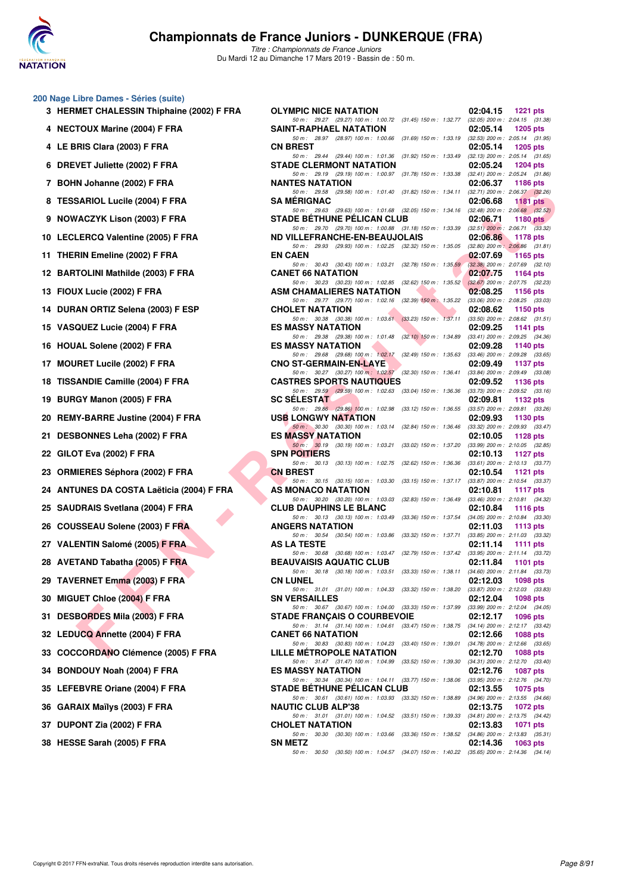## 200 Nage Libre Dames - Séries (suite)

| Rang | Nom | Club | Temps | Points |
|---|---|---|---|---|
| 3 | HERMET CHALESSIN Thiphaine (2002) F FRA | OLYMPIC NICE NATATION | 02:04.15 | 1221 pts |
| | | 50 m : 29.27 (29.27) 100 m : 1:00.72 (31.45) 150 m : 1:32.77 (32.05) 200 m : 2:04.15 (31.38) | | |
| 4 | NECTOUX Marine (2004) F FRA | SAINT-RAPHAEL NATATION | 02:05.14 | 1205 pts |
| | | 50 m : 28.97 (28.97) 100 m : 1:00.66 (31.69) 150 m : 1:33.19 (32.53) 200 m : 2:05.14 (31.95) | | |
| 4 | LE BRIS Clara (2003) F FRA | CN BREST | 02:05.14 | 1205 pts |
| | | 50 m : 29.44 (29.44) 100 m : 1:01.36 (31.92) 150 m : 1:33.49 (32.13) 200 m : 2:05.14 (31.65) | | |
| 6 | DREVET Juliette (2002) F FRA | STADE CLERMONT NATATION | 02:05.24 | 1204 pts |
| | | 50 m : 29.19 (29.19) 100 m : 1:00.97 (31.78) 150 m : 1:33.38 (32.41) 200 m : 2:05.24 (31.86) | | |
| 7 | BOHN Johanne (2002) F FRA | NANTES NATATION | 02:06.37 | 1186 pts |
| | | 50 m : 29.58 (29.58) 100 m : 1:01.40 (31.82) 150 m : 1:34.11 (32.71) 200 m : 2:06.37 (32.26) | | |
| 8 | TESSARIOL Lucile (2004) F FRA | SA MÉRIGNAC | 02:06.68 | 1181 pts |
| | | 50 m : 29.63 (29.63) 100 m : 1:01.68 (32.05) 150 m : 1:34.16 (32.48) 200 m : 2:06.68 (32.52) | | |
| 9 | NOWACZYK Lison (2003) F FRA | STADE BÉTHUNE PÉLICAN CLUB | 02:06.71 | 1180 pts |
| | | 50 m : 29.70 (29.70) 100 m : 1:00.88 (31.18) 150 m : 1:33.39 (32.51) 200 m : 2:06.71 (33.32) | | |
| 10 | LECLERCQ Valentine (2005) F FRA | ND VILLEFRANCHE-EN-BEAUJOLAIS | 02:06.86 | 1178 pts |
| | | 50 m : 29.93 (29.93) 100 m : 1:02.25 (32.32) 150 m : 1:35.05 (32.80) 200 m : 2:06.86 (31.81) | | |
| 11 | THERIN Emeline (2002) F FRA | EN CAEN | 02:07.69 | 1165 pts |
| | | 50 m : 30.43 (30.43) 100 m : 1:03.21 (32.78) 150 m : 1:35.59 (32.38) 200 m : 2:07.69 (32.10) | | |
| 12 | BARTOLINI Mathilde (2003) F FRA | CANET 66 NATATION | 02:07.75 | 1164 pts |
| | | 50 m : 30.23 (30.23) 100 m : 1:02.85 (32.62) 150 m : 1:35.52 (32.67) 200 m : 2:07.75 (32.23) | | |
| 13 | FIOUX Lucie (2002) F FRA | ASM CHAMALIERES NATATION | 02:08.25 | 1156 pts |
| | | 50 m : 29.77 (29.77) 100 m : 1:02.16 (32.39) 150 m : 1:35.22 (33.06) 200 m : 2:08.25 (33.03) | | |
| 14 | DURAN ORTIZ Selena (2003) F ESP | CHOLET NATATION | 02:08.62 | 1150 pts |
| | | 50 m : 30.38 (30.38) 100 m : 1:03.61 (33.23) 150 m : 1:37.11 (33.50) 200 m : 2:08.62 (31.51) | | |
| 15 | VASQUEZ Lucie (2004) F FRA | ES MASSY NATATION | 02:09.25 | 1141 pts |
| | | 50 m : 29.38 (29.38) 100 m : 1:01.48 (32.10) 150 m : 1:34.89 (33.41) 200 m : 2:09.25 (34.36) | | |
| 16 | HOUAL Solene (2002) F FRA | ES MASSY NATATION | 02:09.28 | 1140 pts |
| | | 50 m : 29.68 (29.68) 100 m : 1:02.17 (32.49) 150 m : 1:35.63 (33.46) 200 m : 2:09.28 (33.65) | | |
| 17 | MOURET Lucile (2002) F FRA | CNO ST-GERMAIN-EN-LAYE | 02:09.49 | 1137 pts |
| | | 50 m : 30.27 (30.27) 100 m : 1:02.57 (32.30) 150 m : 1:36.41 (33.84) 200 m : 2:09.49 (33.08) | | |
| 18 | TISSANDIE Camille (2004) F FRA | CASTRES SPORTS NAUTIQUES | 02:09.52 | 1136 pts |
| | | 50 m : 29.59 (29.59) 100 m : 1:02.63 (33.04) 150 m : 1:36.36 (33.73) 200 m : 2:09.52 (33.16) | | |
| 19 | BURGY Manon (2005) F FRA | SC SÉLESTAT | 02:09.81 | 1132 pts |
| | | 50 m : 29.86 (29.86) 100 m : 1:02.98 (33.12) 150 m : 1:36.55 (33.57) 200 m : 2:09.81 (33.26) | | |
| 20 | REMY-BARRE Justine (2004) F FRA | USB LONGWY NATATION | 02:09.93 | 1130 pts |
| | | 50 m : 30.30 (30.30) 100 m : 1:03.14 (32.84) 150 m : 1:36.46 (33.32) 200 m : 2:09.93 (33.47) | | |
| 21 | DESBONNES Leha (2002) F FRA | ES MASSY NATATION | 02:10.05 | 1128 pts |
| | | 50 m : 30.19 (30.19) 100 m : 1:03.21 (33.02) 150 m : 1:37.20 (33.99) 200 m : 2:10.05 (32.85) | | |
| 22 | GILOT Eva (2002) F FRA | SPN POITIERS | 02:10.13 | 1127 pts |
| | | 50 m : 30.13 (30.13) 100 m : 1:02.75 (32.62) 150 m : 1:36.36 (33.61) 200 m : 2:10.13 (33.77) | | |
| 23 | ORMIERES Séphora (2002) F FRA | CN BREST | 02:10.54 | 1121 pts |
| | | 50 m : 30.15 (30.15) 100 m : 1:03.30 (33.15) 150 m : 1:37.17 (33.87) 200 m : 2:10.54 (33.37) | | |
| 24 | ANTUNES DA COSTA Laëticia (2004) F FRA | AS MONACO NATATION | 02:10.81 | 1117 pts |
| | | 50 m : 30.20 (30.20) 100 m : 1:03.03 (32.83) 150 m : 1:36.49 (33.46) 200 m : 2:10.81 (34.32) | | |
| 25 | SAUDRAIS Svetlana (2004) F FRA | CLUB DAUPHINS LE BLANC | 02:10.84 | 1116 pts |
| | | 50 m : 30.13 (30.13) 100 m : 1:03.49 (33.36) 150 m : 1:37.54 (34.05) 200 m : 2:10.84 (33.30) | | |
| 26 | COUSSEAU Solene (2003) F FRA | ANGERS NATATION | 02:11.03 | 1113 pts |
| | | 50 m : 30.54 (30.54) 100 m : 1:03.86 (33.32) 150 m : 1:37.71 (33.85) 200 m : 2:11.03 (33.32) | | |
| 27 | VALENTIN Salomé (2005) F FRA | AS LA TESTE | 02:11.14 | 1111 pts |
| | | 50 m : 30.68 (30.68) 100 m : 1:03.47 (32.79) 150 m : 1:37.42 (33.95) 200 m : 2:11.14 (33.72) | | |
| 28 | AVETAND Tabatha (2005) F FRA | BEAUVAISIS AQUATIC CLUB | 02:11.84 | 1101 pts |
| | | 50 m : 30.18 (30.18) 100 m : 1:03.51 (33.33) 150 m : 1:38.11 (34.60) 200 m : 2:11.84 (33.73) | | |
| 29 | TAVERNET Emma (2003) F FRA | CN LUNEL | 02:12.03 | 1098 pts |
| | | 50 m : 31.01 (31.01) 100 m : 1:04.33 (33.32) 150 m : 1:38.20 (33.87) 200 m : 2:12.03 (33.83) | | |
| 30 | MIGUET Chloe (2004) F FRA | SN VERSAILLES | 02:12.04 | 1098 pts |
| | | 50 m : 30.67 (30.67) 100 m : 1:04.00 (33.33) 150 m : 1:37.99 (33.99) 200 m : 2:12.04 (34.05) | | |
| 31 | DESBORDES Mila (2003) F FRA | STADE FRANÇAIS O COURBEVOIE | 02:12.17 | 1096 pts |
| | | 50 m : 31.14 (31.14) 100 m : 1:04.61 (33.47) 150 m : 1:38.75 (34.14) 200 m : 2:12.17 (33.42) | | |
| 32 | LEDUCQ Annette (2004) F FRA | CANET 66 NATATION | 02:12.66 | 1088 pts |
| | | 50 m : 30.83 (30.83) 100 m : 1:04.23 (33.40) 150 m : 1:39.01 (34.78) 200 m : 2:12.66 (33.65) | | |
| 33 | COCCORDANO Clémence (2005) F FRA | LILLE MÉTROPOLE NATATION | 02:12.70 | 1088 pts |
| | | 50 m : 31.47 (31.47) 100 m : 1:04.99 (33.52) 150 m : 1:39.30 (34.31) 200 m : 2:12.70 (33.40) | | |
| 34 | BONDOUY Noah (2004) F FRA | ES MASSY NATATION | 02:12.76 | 1087 pts |
| | | 50 m : 30.34 (30.34) 100 m : 1:04.11 (33.77) 150 m : 1:38.06 (33.95) 200 m : 2:12.76 (34.70) | | |
| 35 | LEFEBVRE Oriane (2004) F FRA | STADE BÉTHUNE PÉLICAN CLUB | 02:13.55 | 1075 pts |
| | | 50 m : 30.61 (30.61) 100 m : 1:03.93 (33.32) 150 m : 1:38.89 (34.96) 200 m : 2:13.55 (34.66) | | |
| 36 | GARAIX Maïlys (2003) F FRA | NAUTIC CLUB ALP'38 | 02:13.75 | 1072 pts |
| | | 50 m : 31.01 (31.01) 100 m : 1:04.52 (33.51) 150 m : 1:39.33 (34.81) 200 m : 2:13.75 (34.42) | | |
| 37 | DUPONT Zia (2002) F FRA | CHOLET NATATION | 02:13.83 | 1071 pts |
| | | 50 m : 30.30 (30.30) 100 m : 1:03.66 (33.36) 150 m : 1:38.52 (34.86) 200 m : 2:13.83 (35.31) | | |
| 38 | HESSE Sarah (2005) F FRA | SN METZ | 02:14.36 | 1063 pts |
| | | 50 m : 30.50 (30.50) 100 m : 1:04.57 (34.07) 150 m : 1:40.22 (35.65) 200 m : 2:14.36 (34.14) | | |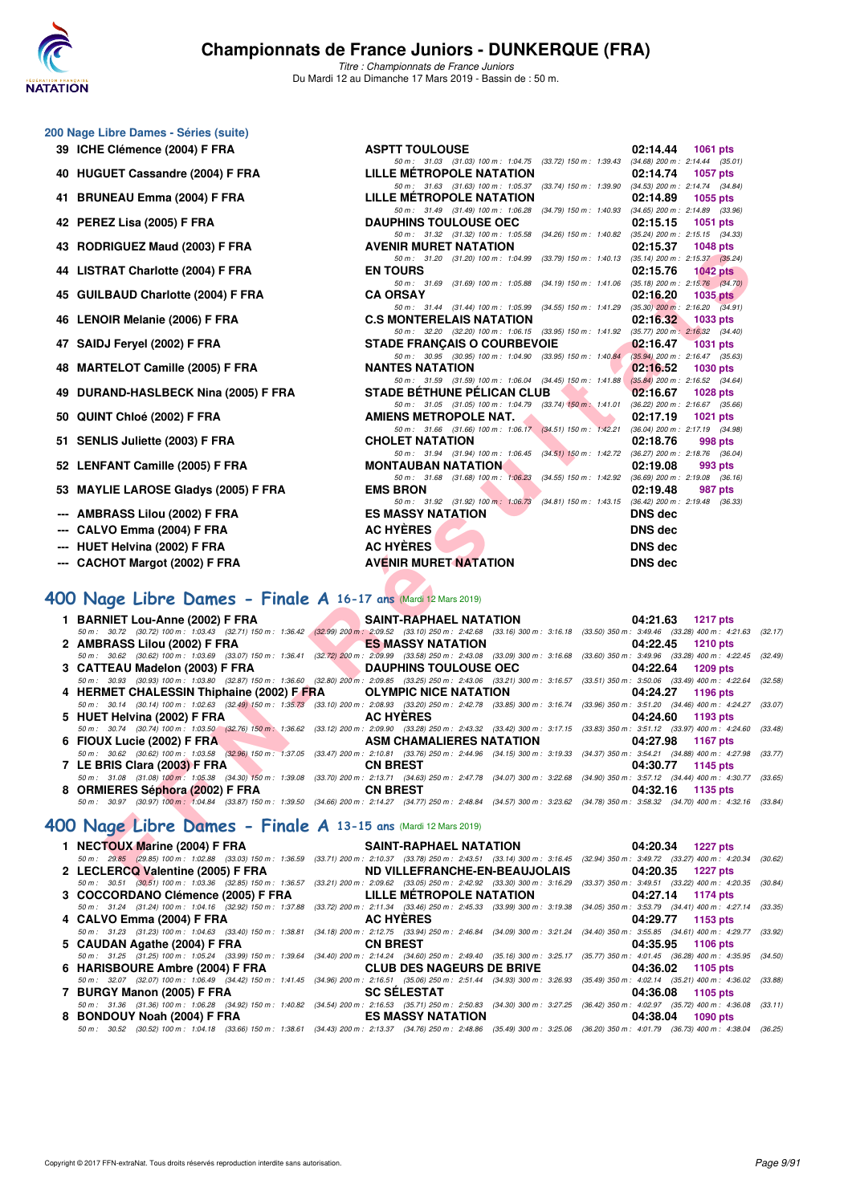## 200 Nage Libre Dames - Séries (suite)

| Rang | Nom | Club | Temps | Points |
|---|---|---|---|---|
| 39 | ICHE Clémence (2004) F FRA | ASPTT TOULOUSE | 02:14.44 | 1061 pts |
| | 50 m : 31.03 (31.03) 100 m : 1:04.75 (33.72) 150 m : 1:39.43 (34.68) 200 m : 2:14.44 (35.01) | | | |
| 40 | HUGUET Cassandre (2004) F FRA | LILLE MÉTROPOLE NATATION | 02:14.74 | 1057 pts |
| | 50 m : 31.63 (31.63) 100 m : 1:05.37 (33.74) 150 m : 1:39.90 (34.53) 200 m : 2:14.74 (34.84) | | | |
| 41 | BRUNEAU Emma (2004) F FRA | LILLE MÉTROPOLE NATATION | 02:14.89 | 1055 pts |
| | 50 m : 31.49 (31.49) 100 m : 1:06.28 (34.79) 150 m : 1:40.93 (34.65) 200 m : 2:14.89 (33.96) | | | |
| 42 | PEREZ Lisa (2005) F FRA | DAUPHINS TOULOUSE OEC | 02:15.15 | 1051 pts |
| | 50 m : 31.32 (31.32) 100 m : 1:05.58 (34.26) 150 m : 1:40.82 (35.24) 200 m : 2:15.15 (34.33) | | | |
| 43 | RODRIGUEZ Maud (2003) F FRA | AVENIR MURET NATATION | 02:15.37 | 1048 pts |
| | 50 m : 31.20 (31.20) 100 m : 1:04.99 (33.79) 150 m : 1:40.13 (35.14) 200 m : 2:15.37 (35.24) | | | |
| 44 | LISTRAT Charlotte (2004) F FRA | EN TOURS | 02:15.76 | 1042 pts |
| | 50 m : 31.69 (31.69) 100 m : 1:05.88 (34.19) 150 m : 1:41.06 (35.18) 200 m : 2:15.76 (34.70) | | | |
| 45 | GUILBAUD Charlotte (2004) F FRA | CA ORSAY | 02:16.20 | 1035 pts |
| | 50 m : 31.44 (31.44) 100 m : 1:05.99 (34.55) 150 m : 1:41.29 (35.30) 200 m : 2:16.20 (34.91) | | | |
| 46 | LENOIR Melanie (2006) F FRA | C.S MONTERELAIS NATATION | 02:16.32 | 1033 pts |
| | 50 m : 32.20 (32.20) 100 m : 1:06.15 (33.95) 150 m : 1:41.92 (35.77) 200 m : 2:16.32 (34.40) | | | |
| 47 | SAIDJ Feryel (2002) F FRA | STADE FRANÇAIS O COURBEVOIE | 02:16.47 | 1031 pts |
| | 50 m : 30.95 (30.95) 100 m : 1:04.90 (33.95) 150 m : 1:40.84 (35.94) 200 m : 2:16.47 (35.63) | | | |
| 48 | MARTELOT Camille (2005) F FRA | NANTES NATATION | 02:16.52 | 1030 pts |
| | 50 m : 31.59 (31.59) 100 m : 1:06.04 (34.45) 150 m : 1:41.88 (35.84) 200 m : 2:16.52 (34.64) | | | |
| 49 | DURAND-HASLBECK Nina (2005) F FRA | STADE BÉTHUNE PÉLICAN CLUB | 02:16.67 | 1028 pts |
| | 50 m : 31.05 (31.05) 100 m : 1:04.79 (33.74) 150 m : 1:41.01 (36.22) 200 m : 2:16.67 (35.66) | | | |
| 50 | QUINT Chloé (2002) F FRA | AMIENS METROPOLE NAT. | 02:17.19 | 1021 pts |
| | 50 m : 31.66 (31.66) 100 m : 1:06.17 (34.51) 150 m : 1:42.21 (36.04) 200 m : 2:17.19 (34.98) | | | |
| 51 | SENLIS Juliette (2003) F FRA | CHOLET NATATION | 02:18.76 | 998 pts |
| | 50 m : 31.94 (31.94) 100 m : 1:06.45 (34.51) 150 m : 1:42.72 (36.27) 200 m : 2:18.76 (36.04) | | | |
| 52 | LENFANT Camille (2005) F FRA | MONTAUBAN NATATION | 02:19.08 | 993 pts |
| | 50 m : 31.68 (31.68) 100 m : 1:06.23 (34.55) 150 m : 1:42.92 (36.69) 200 m : 2:19.08 (36.16) | | | |
| 53 | MAYLIE LAROSE Gladys (2005) F FRA | EMS BRON | 02:19.48 | 987 pts |
| | 50 m : 31.92 (31.92) 100 m : 1:06.73 (34.81) 150 m : 1:43.15 (36.42) 200 m : 2:19.48 (36.33) | | | |
| --- | AMBRASS Lilou (2002) F FRA | ES MASSY NATATION | DNS dec | |
| --- | CALVO Emma (2004) F FRA | AC HYÈRES | DNS dec | |
| --- | HUET Helvina (2002) F FRA | AC HYÈRES | DNS dec | |
| --- | CACHOT Margot (2002) F FRA | AVENIR MURET NATATION | DNS dec | |

## 400 Nage Libre Dames - Finale A 16-17 ans (Mardi 12 Mars 2019)

| Rang | Nom | Club | Temps | Points |
|---|---|---|---|---|
| 1 | BARNIET Lou-Anne (2002) F FRA | SAINT-RAPHAEL NATATION | 04:21.63 | 1217 pts |
| | 50 m : 30.72 (30.72) 100 m : 1:03.43 (32.71) 150 m : 1:36.42 (32.99) 200 m : 2:09.52 (33.10) 250 m : 2:42.68 (33.16) 300 m : 3:16.18 (33.50) 350 m : 3:49.46 (33.28) 400 m : 4:21.63 (32.17) | | | |
| 2 | AMBRASS Lilou (2002) F FRA | ES MASSY NATATION | 04:22.45 | 1210 pts |
| | 50 m : 30.62 (30.62) 100 m : 1:03.69 (33.07) 150 m : 1:36.41 (32.72) 200 m : 2:09.99 (33.58) 250 m : 2:43.08 (33.09) 300 m : 3:16.68 (33.60) 350 m : 3:49.96 (33.28) 400 m : 4:22.45 (32.49) | | | |
| 3 | CATTEAU Madelon (2003) F FRA | DAUPHINS TOULOUSE OEC | 04:22.64 | 1209 pts |
| | 50 m : 30.93 (30.93) 100 m : 1:03.80 (32.87) 150 m : 1:36.60 (32.80) 200 m : 2:09.85 (33.25) 250 m : 2:43.06 (33.21) 300 m : 3:16.57 (33.51) 350 m : 3:50.06 (33.49) 400 m : 4:22.64 (32.58) | | | |
| 4 | HERMET CHALESSIN Thiphaine (2002) F FRA | OLYMPIC NICE NATATION | 04:24.27 | 1196 pts |
| | 50 m : 30.14 (30.14) 100 m : 1:02.63 (32.49) 150 m : 1:35.73 (33.10) 200 m : 2:08.93 (33.20) 250 m : 2:42.78 (33.85) 300 m : 3:16.74 (33.96) 350 m : 3:51.20 (34.46) 400 m : 4:24.27 (33.07) | | | |
| 5 | HUET Helvina (2002) F FRA | AC HYÈRES | 04:24.60 | 1193 pts |
| | 50 m : 30.74 (30.74) 100 m : 1:03.50 (32.76) 150 m : 1:36.62 (33.12) 200 m : 2:09.90 (33.28) 250 m : 2:43.32 (33.42) 300 m : 3:17.15 (33.83) 350 m : 3:51.12 (33.97) 400 m : 4:24.60 (33.48) | | | |
| 6 | FIOUX Lucie (2002) F FRA | ASM CHAMALIERES NATATION | 04:27.98 | 1167 pts |
| | 50 m : 30.62 (30.62) 100 m : 1:03.58 (32.96) 150 m : 1:37.05 (33.47) 200 m : 2:10.81 (33.76) 250 m : 2:44.96 (34.15) 300 m : 3:19.33 (34.37) 350 m : 3:54.21 (34.88) 400 m : 4:27.98 (33.77) | | | |
| 7 | LE BRIS Clara (2003) F FRA | CN BREST | 04:30.77 | 1145 pts |
| | 50 m : 31.08 (31.08) 100 m : 1:05.38 (34.30) 150 m : 1:39.08 (33.70) 200 m : 2:13.71 (34.63) 250 m : 2:47.78 (34.07) 300 m : 3:22.68 (34.90) 350 m : 3:57.12 (34.44) 400 m : 4:30.77 (33.65) | | | |
| 8 | ORMIERES Séphora (2002) F FRA | CN BREST | 04:32.16 | 1135 pts |
| | 50 m : 30.97 (30.97) 100 m : 1:04.84 (33.87) 150 m : 1:39.50 (34.66) 200 m : 2:14.27 (34.77) 250 m : 2:48.84 (34.57) 300 m : 3:23.62 (34.78) 350 m : 3:58.32 (34.70) 400 m : 4:32.16 (33.84) | | | |

## 400 Nage Libre Dames - Finale A 13-15 ans (Mardi 12 Mars 2019)

| Rang | Nom | Club | Temps | Points |
|---|---|---|---|---|
| 1 | NECTOUX Marine (2004) F FRA | SAINT-RAPHAEL NATATION | 04:20.34 | 1227 pts |
| | 50 m : 29.85 (29.85) 100 m : 1:02.88 (33.03) 150 m : 1:36.59 (33.71) 200 m : 2:10.37 (33.78) 250 m : 2:43.51 (33.14) 300 m : 3:16.45 (32.94) 350 m : 3:49.72 (33.27) 400 m : 4:20.34 (30.62) | | | |
| 2 | LECLERCQ Valentine (2005) F FRA | ND VILLEFRANCHE-EN-BEAUJOLAIS | 04:20.35 | 1227 pts |
| | 50 m : 30.51 (30.51) 100 m : 1:03.36 (32.85) 150 m : 1:36.57 (33.21) 200 m : 2:09.62 (33.05) 250 m : 2:42.92 (33.30) 300 m : 3:16.29 (33.37) 350 m : 3:49.51 (33.22) 400 m : 4:20.35 (30.84) | | | |
| 3 | COCCORDANO Clémence (2005) F FRA | LILLE MÉTROPOLE NATATION | 04:27.14 | 1174 pts |
| | 50 m : 31.24 (31.24) 100 m : 1:04.16 (32.92) 150 m : 1:37.88 (33.72) 200 m : 2:11.34 (33.46) 250 m : 2:45.33 (33.99) 300 m : 3:19.38 (34.05) 350 m : 3:53.79 (34.41) 400 m : 4:27.14 (33.35) | | | |
| 4 | CALVO Emma (2004) F FRA | AC HYÈRES | 04:29.77 | 1153 pts |
| | 50 m : 31.23 (31.23) 100 m : 1:04.63 (33.40) 150 m : 1:38.81 (34.18) 200 m : 2:12.75 (33.94) 250 m : 2:46.84 (34.09) 300 m : 3:21.24 (34.40) 350 m : 3:55.85 (34.61) 400 m : 4:29.77 (33.92) | | | |
| 5 | CAUDAN Agathe (2004) F FRA | CN BREST | 04:35.95 | 1106 pts |
| | 50 m : 31.25 (31.25) 100 m : 1:05.24 (33.99) 150 m : 1:39.64 (34.40) 200 m : 2:14.24 (34.60) 250 m : 2:49.40 (35.16) 300 m : 3:25.17 (35.77) 350 m : 4:01.45 (36.28) 400 m : 4:35.95 (34.50) | | | |
| 6 | HARISBOURE Ambre (2004) F FRA | CLUB DES NAGEURS DE BRIVE | 04:36.02 | 1105 pts |
| | 50 m : 32.07 (32.07) 100 m : 1:06.49 (34.42) 150 m : 1:41.45 (34.96) 200 m : 2:16.51 (35.06) 250 m : 2:51.44 (34.93) 300 m : 3:26.93 (35.49) 350 m : 4:02.14 (35.21) 400 m : 4:36.02 (33.88) | | | |
| 7 | BURGY Manon (2005) F FRA | SC SÉLESTAT | 04:36.08 | 1105 pts |
| | 50 m : 31.36 (31.36) 100 m : 1:06.28 (34.92) 150 m : 1:40.82 (34.54) 200 m : 2:16.53 (35.71) 250 m : 2:50.83 (34.30) 300 m : 3:27.25 (36.42) 350 m : 4:02.97 (35.72) 400 m : 4:36.08 (33.11) | | | |
| 8 | BONDOUY Noah (2004) F FRA | ES MASSY NATATION | 04:38.04 | 1090 pts |
| | 50 m : 30.52 (30.52) 100 m : 1:04.18 (33.66) 150 m : 1:38.61 (34.43) 200 m : 2:13.37 (34.76) 250 m : 2:48.86 (35.49) 300 m : 3:25.06 (36.20) 350 m : 4:01.79 (36.73) 400 m : 4:38.04 (36.25) | | | |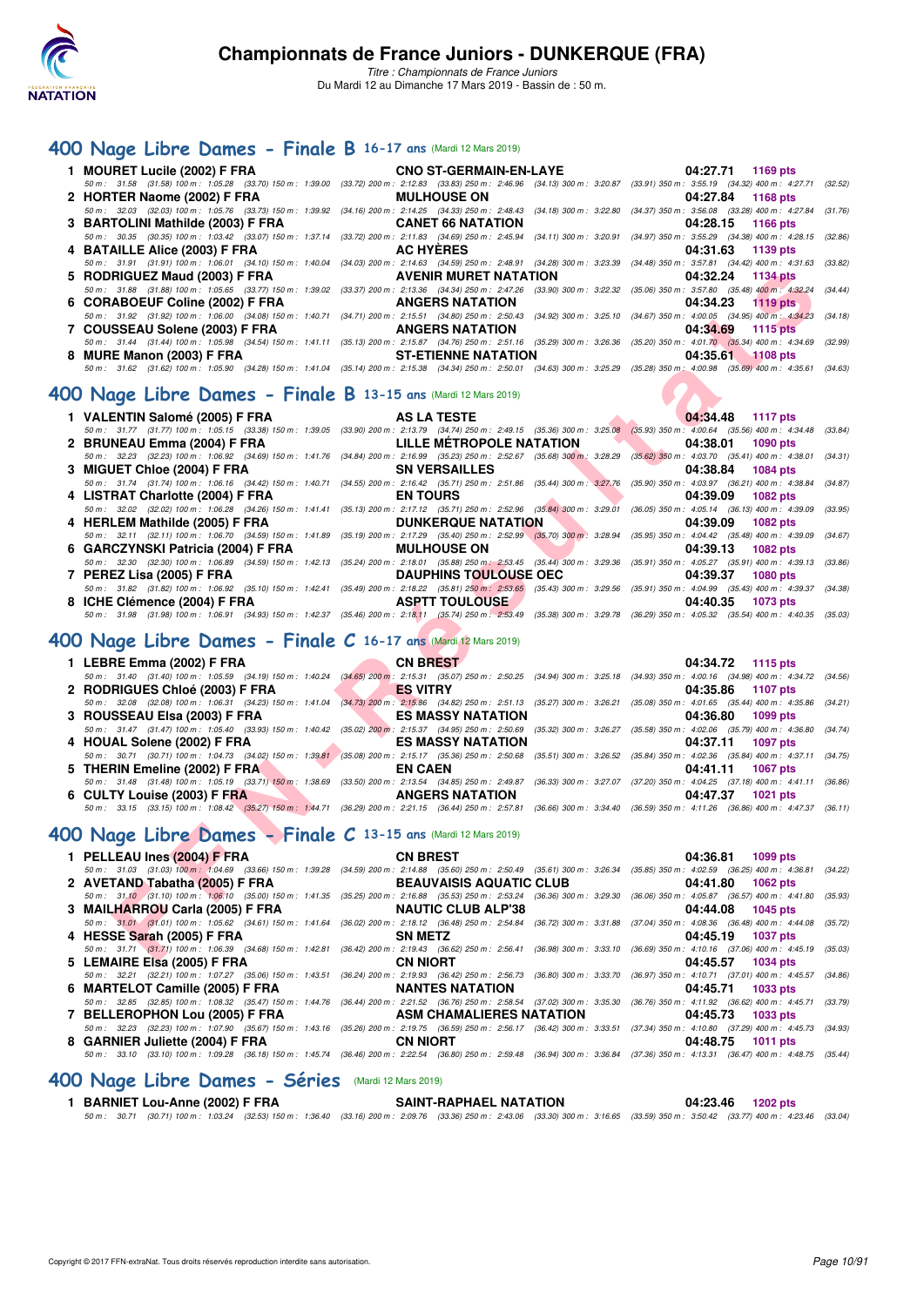# Championnats de France Juniors - DUNKERQUE (FRA)

*Titre : Championnats de France Juniors*
Du Mardi 12 au Dimanche 17 Mars 2019 - Bassin de : 50 m.

## 400 Nage Libre Dames - Finale B 16-17 ans (Mardi 12 Mars 2019)

| Rg | Nom | Club | Temps | Points |
|---|---|---|---|---|
| 1 | MOURET Lucile (2002) F FRA | CNO ST-GERMAIN-EN-LAYE | 04:27.71 | 1169 pts |
| | 50 m : 31.58 (31.58) 100 m : 1:05.28 (33.70) 150 m : 1:39.00 (33.72) 200 m : 2:12.83 (33.83) 250 m : 2:46.96 (34.13) 300 m : 3:20.87 (33.91) 350 m : 3:55.19 (34.32) 400 m : 4:27.71 (32.52) | | | |
| 2 | HORTER Naome (2002) F FRA | MULHOUSE ON | 04:27.84 | 1168 pts |
| | 50 m : 32.03 (32.03) 100 m : 1:05.76 (33.73) 150 m : 1:39.92 (34.16) 200 m : 2:14.25 (34.33) 250 m : 2:48.43 (34.18) 300 m : 3:22.80 (34.37) 350 m : 3:56.08 (33.28) 400 m : 4:27.84 (31.76) | | | |
| 3 | BARTOLINI Mathilde (2003) F FRA | CANET 66 NATATION | 04:28.15 | 1166 pts |
| | 50 m : 30.35 (30.35) 100 m : 1:03.42 (33.07) 150 m : 1:37.14 (33.72) 200 m : 2:11.83 (34.69) 250 m : 2:45.94 (34.11) 300 m : 3:20.91 (34.97) 350 m : 3:55.29 (34.38) 400 m : 4:28.15 (32.86) | | | |
| 4 | BATAILLE Alice (2003) F FRA | AC HYÈRES | 04:31.63 | 1139 pts |
| | 50 m : 31.91 (31.91) 100 m : 1:06.01 (34.10) 150 m : 1:40.04 (34.03) 200 m : 2:14.63 (34.59) 250 m : 2:48.91 (34.28) 300 m : 3:23.39 (34.48) 350 m : 3:57.81 (34.42) 400 m : 4:31.63 (33.82) | | | |
| 5 | RODRIGUEZ Maud (2003) F FRA | AVENIR MURET NATATION | 04:32.24 | 1134 pts |
| | 50 m : 31.88 (31.88) 100 m : 1:05.65 (33.77) 150 m : 1:39.02 (33.37) 200 m : 2:13.36 (34.34) 250 m : 2:47.26 (33.90) 300 m : 3:22.32 (35.06) 350 m : 3:57.80 (35.48) 400 m : 4:32.24 (34.44) | | | |
| 6 | CORABOEUF Coline (2002) F FRA | ANGERS NATATION | 04:34.23 | 1119 pts |
| | 50 m : 31.92 (31.92) 100 m : 1:06.00 (34.08) 150 m : 1:40.71 (34.71) 200 m : 2:15.51 (34.80) 250 m : 2:50.43 (34.92) 300 m : 3:25.10 (34.67) 350 m : 4:00.05 (34.95) 400 m : 4:34.23 (34.18) | | | |
| 7 | COUSSEAU Solene (2003) F FRA | ANGERS NATATION | 04:34.69 | 1115 pts |
| | 50 m : 31.44 (31.44) 100 m : 1:05.98 (34.54) 150 m : 1:41.11 (35.13) 200 m : 2:15.87 (34.76) 250 m : 2:51.16 (35.29) 300 m : 3:26.36 (35.20) 350 m : 4:01.70 (35.34) 400 m : 4:34.69 (32.99) | | | |
| 8 | MURE Manon (2003) F FRA | ST-ETIENNE NATATION | 04:35.61 | 1108 pts |
| | 50 m : 31.62 (31.62) 100 m : 1:05.90 (34.28) 150 m : 1:41.04 (35.14) 200 m : 2:15.38 (34.34) 250 m : 2:50.01 (34.63) 300 m : 3:25.29 (35.28) 350 m : 4:00.98 (35.69) 400 m : 4:35.61 (34.63) | | | |

## 400 Nage Libre Dames - Finale B 13-15 ans (Mardi 12 Mars 2019)

| Rg | Nom | Club | Temps | Points |
|---|---|---|---|---|
| 1 | VALENTIN Salomé (2005) F FRA | AS LA TESTE | 04:34.48 | 1117 pts |
| | 50 m : 31.77 (31.77) 100 m : 1:05.15 (33.38) 150 m : 1:39.05 (33.90) 200 m : 2:13.79 (34.74) 250 m : 2:49.15 (35.36) 300 m : 3:25.08 (35.93) 350 m : 4:00.64 (35.56) 400 m : 4:34.48 (33.84) | | | |
| 2 | BRUNEAU Emma (2004) F FRA | LILLE MÉTROPOLE NATATION | 04:38.01 | 1090 pts |
| | 50 m : 32.23 (32.23) 100 m : 1:06.92 (34.69) 150 m : 1:41.76 (34.84) 200 m : 2:16.99 (35.23) 250 m : 2:52.67 (35.68) 300 m : 3:28.29 (35.62) 350 m : 4:03.70 (35.41) 400 m : 4:38.01 (34.31) | | | |
| 3 | MIGUET Chloe (2004) F FRA | SN VERSAILLES | 04:38.84 | 1084 pts |
| | 50 m : 31.74 (31.74) 100 m : 1:06.16 (34.42) 150 m : 1:40.71 (34.55) 200 m : 2:16.42 (35.71) 250 m : 2:51.86 (35.44) 300 m : 3:27.76 (35.90) 350 m : 4:03.97 (36.21) 400 m : 4:38.84 (34.87) | | | |
| 4 | LISTRAT Charlotte (2004) F FRA | EN TOURS | 04:39.09 | 1082 pts |
| | 50 m : 32.02 (32.02) 100 m : 1:06.28 (34.26) 150 m : 1:41.41 (35.13) 200 m : 2:17.12 (35.71) 250 m : 2:52.96 (35.84) 300 m : 3:29.01 (36.05) 350 m : 4:05.14 (36.13) 400 m : 4:39.09 (33.95) | | | |
| 4 | HERLEM Mathilde (2005) F FRA | DUNKERQUE NATATION | 04:39.09 | 1082 pts |
| | 50 m : 32.11 (32.11) 100 m : 1:06.70 (34.59) 150 m : 1:41.89 (35.19) 200 m : 2:17.29 (35.40) 250 m : 2:52.99 (35.70) 300 m : 3:28.94 (35.95) 350 m : 4:04.42 (35.48) 400 m : 4:39.09 (34.67) | | | |
| 6 | GARCZYNSKI Patricia (2004) F FRA | MULHOUSE ON | 04:39.13 | 1082 pts |
| | 50 m : 32.30 (32.30) 100 m : 1:06.89 (34.59) 150 m : 1:42.13 (35.24) 200 m : 2:18.01 (35.88) 250 m : 2:53.45 (35.44) 300 m : 3:29.36 (35.91) 350 m : 4:05.27 (35.91) 400 m : 4:39.13 (33.86) | | | |
| 7 | PEREZ Lisa (2005) F FRA | DAUPHINS TOULOUSE OEC | 04:39.37 | 1080 pts |
| | 50 m : 31.82 (31.82) 100 m : 1:06.92 (35.10) 150 m : 1:42.41 (35.49) 200 m : 2:18.22 (35.81) 250 m : 2:53.65 (35.43) 300 m : 3:29.56 (35.91) 350 m : 4:04.99 (35.43) 400 m : 4:39.37 (34.38) | | | |
| 8 | ICHE Clémence (2004) F FRA | ASPTT TOULOUSE | 04:40.35 | 1073 pts |
| | 50 m : 31.98 (31.98) 100 m : 1:06.91 (34.93) 150 m : 1:42.37 (35.46) 200 m : 2:18.11 (35.74) 250 m : 2:53.49 (35.38) 300 m : 3:29.78 (36.29) 350 m : 4:05.32 (35.54) 400 m : 4:40.35 (35.03) | | | |

## 400 Nage Libre Dames - Finale C 16-17 ans (Mardi 12 Mars 2019)

| Rg | Nom | Club | Temps | Points |
|---|---|---|---|---|
| 1 | LEBRE Emma (2002) F FRA | CN BREST | 04:34.72 | 1115 pts |
| | 50 m : 31.40 (31.40) 100 m : 1:05.59 (34.19) 150 m : 1:40.24 (34.65) 200 m : 2:15.31 (35.07) 250 m : 2:50.25 (34.94) 300 m : 3:25.18 (34.93) 350 m : 4:00.16 (34.98) 400 m : 4:34.72 (34.56) | | | |
| 2 | RODRIGUES Chloé (2003) F FRA | ES VITRY | 04:35.86 | 1107 pts |
| | 50 m : 32.08 (32.08) 100 m : 1:06.31 (34.23) 150 m : 1:41.04 (34.73) 200 m : 2:15.86 (34.82) 250 m : 2:51.13 (35.27) 300 m : 3:26.21 (35.08) 350 m : 4:01.65 (35.44) 400 m : 4:35.86 (34.21) | | | |
| 3 | ROUSSEAU Elsa (2003) F FRA | ES MASSY NATATION | 04:36.80 | 1099 pts |
| | 50 m : 31.47 (31.47) 100 m : 1:05.40 (33.93) 150 m : 1:40.42 (35.02) 200 m : 2:15.37 (34.95) 250 m : 2:50.69 (35.32) 300 m : 3:26.27 (35.58) 350 m : 4:02.06 (35.79) 400 m : 4:36.80 (34.74) | | | |
| 4 | HOUAL Solene (2002) F FRA | ES MASSY NATATION | 04:37.11 | 1097 pts |
| | 50 m : 30.71 (30.71) 100 m : 1:04.73 (34.02) 150 m : 1:39.81 (35.08) 200 m : 2:15.17 (35.36) 250 m : 2:50.68 (35.51) 300 m : 3:26.52 (35.84) 350 m : 4:02.36 (35.84) 400 m : 4:37.11 (34.75) | | | |
| 5 | THERIN Emeline (2002) F FRA | EN CAEN | 04:41.11 | 1067 pts |
| | 50 m : 31.48 (31.48) 100 m : 1:05.19 (33.71) 150 m : 1:38.69 (33.50) 200 m : 2:13.54 (34.85) 250 m : 2:49.87 (36.33) 300 m : 3:27.07 (37.20) 350 m : 4:04.25 (37.18) 400 m : 4:41.11 (36.86) | | | |
| 6 | CULTY Louise (2003) F FRA | ANGERS NATATION | 04:47.37 | 1021 pts |
| | 50 m : 33.15 (33.15) 100 m : 1:08.42 (35.27) 150 m : 1:44.71 (36.29) 200 m : 2:21.15 (36.44) 250 m : 2:57.81 (36.66) 300 m : 3:34.40 (36.59) 350 m : 4:11.26 (36.86) 400 m : 4:47.37 (36.11) | | | |

## 400 Nage Libre Dames - Finale C 13-15 ans (Mardi 12 Mars 2019)

| Rg | Nom | Club | Temps | Points |
|---|---|---|---|---|
| 1 | PELLEAU Ines (2004) F FRA | CN BREST | 04:36.81 | 1099 pts |
| | 50 m : 31.03 (31.03) 100 m : 1:04.69 (33.66) 150 m : 1:39.28 (34.59) 200 m : 2:14.88 (35.60) 250 m : 2:50.49 (35.61) 300 m : 3:26.34 (35.85) 350 m : 4:02.59 (36.25) 400 m : 4:36.81 (34.22) | | | |
| 2 | AVETAND Tabatha (2005) F FRA | BEAUVAIS AQUATIC CLUB | 04:41.80 | 1062 pts |
| | 50 m : 31.10 (31.10) 100 m : 1:06.10 (35.00) 150 m : 1:41.35 (35.25) 200 m : 2:16.88 (35.53) 250 m : 2:53.24 (36.36) 300 m : 3:29.30 (36.06) 350 m : 4:05.87 (36.57) 400 m : 4:41.80 (35.93) | | | |
| 3 | MAILHARROU Carla (2005) F FRA | NAUTIC CLUB ALP'38 | 04:44.08 | 1045 pts |
| | 50 m : 31.01 (31.01) 100 m : 1:05.62 (34.61) 150 m : 1:41.64 (36.02) 200 m : 2:18.12 (36.48) 250 m : 2:54.84 (36.72) 300 m : 3:31.88 (37.04) 350 m : 4:08.36 (36.48) 400 m : 4:44.08 (35.72) | | | |
| 4 | HESSE Sarah (2005) F FRA | SN METZ | 04:45.19 | 1037 pts |
| | 50 m : 31.71 (31.71) 100 m : 1:06.39 (34.68) 150 m : 1:42.81 (36.42) 200 m : 2:19.43 (36.62) 250 m : 2:56.41 (36.98) 300 m : 3:33.10 (36.69) 350 m : 4:10.16 (37.06) 400 m : 4:45.19 (35.03) | | | |
| 5 | LEMAIRE Elsa (2005) F FRA | CN NIORT | 04:45.57 | 1034 pts |
| | 50 m : 32.21 (32.21) 100 m : 1:07.27 (35.06) 150 m : 1:43.51 (36.24) 200 m : 2:19.93 (36.42) 250 m : 2:56.73 (36.80) 300 m : 3:33.70 (36.97) 350 m : 4:10.71 (37.01) 400 m : 4:45.57 (34.86) | | | |
| 6 | MARTELOT Camille (2005) F FRA | NANTES NATATION | 04:45.71 | 1033 pts |
| | 50 m : 32.85 (32.85) 100 m : 1:08.32 (35.47) 150 m : 1:44.76 (36.44) 200 m : 2:21.52 (36.76) 250 m : 2:58.54 (37.02) 300 m : 3:35.30 (36.76) 350 m : 4:11.92 (36.62) 400 m : 4:45.71 (33.79) | | | |
| 7 | BELLEROPHON Lou (2005) F FRA | ASM CHAMALIERES NATATION | 04:45.73 | 1033 pts |
| | 50 m : 32.23 (32.23) 100 m : 1:07.90 (35.67) 150 m : 1:43.16 (35.26) 200 m : 2:19.75 (36.59) 250 m : 2:56.17 (36.42) 300 m : 3:33.51 (37.34) 350 m : 4:10.80 (37.29) 400 m : 4:45.73 (34.93) | | | |
| 8 | GARNIER Juliette (2004) F FRA | CN NIORT | 04:48.75 | 1011 pts |
| | 50 m : 33.10 (33.10) 100 m : 1:09.28 (36.18) 150 m : 1:45.74 (36.46) 200 m : 2:22.54 (36.80) 250 m : 2:59.48 (36.94) 300 m : 3:36.84 (37.36) 350 m : 4:13.31 (36.47) 400 m : 4:48.75 (35.44) | | | |

## 400 Nage Libre Dames - Séries (Mardi 12 Mars 2019)

| Rg | Nom | Club | Temps | Points |
|---|---|---|---|---|
| 1 | BARNIET Lou-Anne (2002) F FRA | SAINT-RAPHAEL NATATION | 04:23.46 | 1202 pts |
| | 50 m : 30.71 (30.71) 100 m : 1:03.24 (32.53) 150 m : 1:36.40 (33.16) 200 m : 2:09.76 (33.36) 250 m : 2:43.06 (33.30) 300 m : 3:16.65 (33.59) 350 m : 3:50.42 (33.77) 400 m : 4:23.46 (33.04) | | | |

Copyright © 2017 FFN-extraNat. Tous droits réservés reproduction interdite sans autorisation.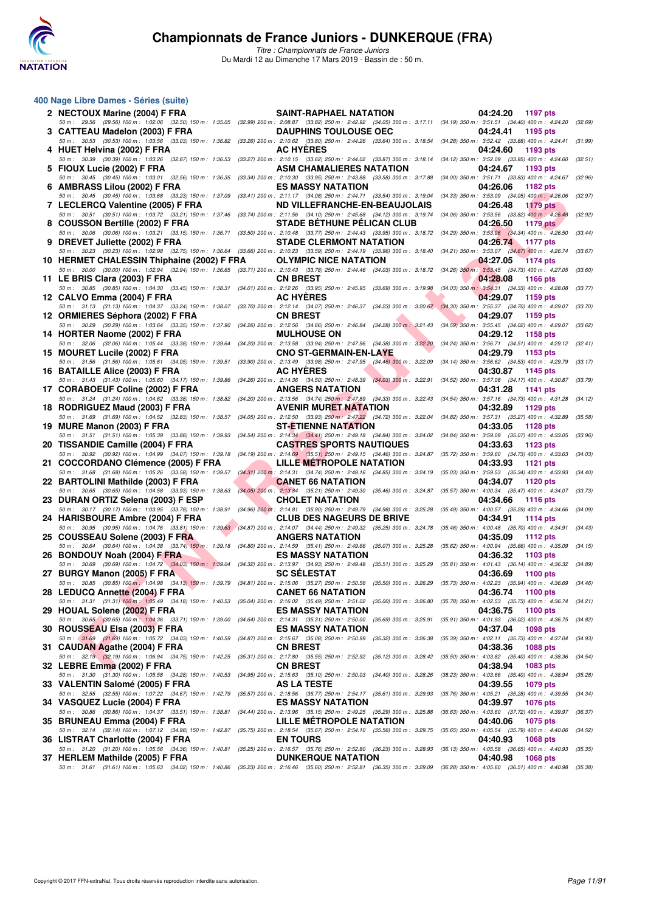# Championnats de France Juniors - DUNKERQUE (FRA)

*Titre : Championnats de France Juniors*
Du Mardi 12 au Dimanche 17 Mars 2019 - Bassin de : 50 m.

## 400 Nage Libre Dames - Séries (suite)

| Rg | Nom | Club | Temps | Points |
|---|---|---|---|---|
| 2 | NECTOUX Marine (2004) F FRA | SAINT-RAPHAEL NATATION | 04:24.20 | 1197 pts |
| | 50 m : 29.56 (29.56) 100 m : 1:02.06 (32.50) 150 m : 1:35.05 (32.99) 200 m : 2:08.87 (33.82) 250 m : 2:42.92 (34.05) 300 m : 3:17.11 (34.19) 350 m : 3:51.51 (34.40) 400 m : 4:24.20 (32.69) | | | |
| 3 | CATTEAU Madelon (2003) F FRA | DAUPHINS TOULOUSE OEC | 04:24.41 | 1195 pts |
| | 50 m : 30.53 (30.53) 100 m : 1:03.56 (33.03) 150 m : 1:36.82 (33.26) 200 m : 2:10.62 (33.80) 250 m : 2:44.26 (33.64) 300 m : 3:18.54 (34.28) 350 m : 3:52.42 (33.88) 400 m : 4:24.41 (31.99) | | | |
| 4 | HUET Helvina (2002) F FRA | AC HYÈRES | 04:24.60 | 1193 pts |
| | 50 m : 30.39 (30.39) 100 m : 1:03.26 (32.87) 150 m : 1:36.53 (33.27) 200 m : 2:10.15 (33.62) 250 m : 2:44.02 (33.87) 300 m : 3:18.14 (34.12) 350 m : 3:52.09 (33.95) 400 m : 4:24.60 (32.51) | | | |
| 5 | FIOUX Lucie (2002) F FRA | ASM CHAMALIERES NATATION | 04:24.67 | 1193 pts |
| | 50 m : 30.45 (30.45) 100 m : 1:03.01 (32.56) 150 m : 1:36.35 (33.34) 200 m : 2:10.30 (33.95) 250 m : 2:43.88 (33.58) 300 m : 3:17.88 (34.00) 350 m : 3:51.71 (33.83) 400 m : 4:24.67 (32.96) | | | |
| 6 | AMBRASS Lilou (2002) F FRA | ES MASSY NATATION | 04:26.06 | 1182 pts |
| | 50 m : 30.45 (30.45) 100 m : 1:03.68 (33.23) 150 m : 1:37.09 (33.41) 200 m : 2:11.17 (34.08) 250 m : 2:44.71 (33.54) 300 m : 3:19.04 (34.33) 350 m : 3:53.09 (34.05) 400 m : 4:26.06 (32.97) | | | |
| 7 | LECLERCQ Valentine (2005) F FRA | ND VILLEFRANCHE-EN-BEAUJOLAIS | 04:26.48 | 1179 pts |
| | 50 m : 30.51 (30.51) 100 m : 1:03.72 (33.21) 150 m : 1:37.46 (33.74) 200 m : 2:11.56 (34.10) 250 m : 2:45.68 (34.12) 300 m : 3:19.74 (34.06) 350 m : 3:53.56 (33.82) 400 m : 4:26.48 (32.92) | | | |
| 8 | COUSSON Bertille (2002) F FRA | STADE BÉTHUNE PÉLICAN CLUB | 04:26.50 | 1179 pts |
| | 50 m : 30.06 (30.06) 100 m : 1:03.21 (33.15) 150 m : 1:36.71 (33.50) 200 m : 2:10.48 (33.77) 250 m : 2:44.43 (33.95) 300 m : 3:18.72 (34.29) 350 m : 3:53.06 (34.34) 400 m : 4:26.50 (33.44) | | | |
| 9 | DREVET Juliette (2002) F FRA | STADE CLERMONT NATATION | 04:26.74 | 1177 pts |
| | 50 m : 30.23 (30.23) 100 m : 1:02.98 (32.75) 150 m : 1:36.64 (33.66) 200 m : 2:10.23 (33.59) 250 m : 2:44.19 (33.96) 300 m : 3:18.40 (34.21) 350 m : 3:53.07 (34.67) 400 m : 4:26.74 (33.67) | | | |
| 10 | HERMET CHALESSIN Thiphaine (2002) F FRA | OLYMPIC NICE NATATION | 04:27.05 | 1174 pts |
| | 50 m : 30.00 (30.00) 100 m : 1:02.94 (32.94) 150 m : 1:36.65 (33.71) 200 m : 2:10.43 (33.78) 250 m : 2:44.46 (34.03) 300 m : 3:18.72 (34.26) 350 m : 3:53.45 (34.73) 400 m : 4:27.05 (33.60) | | | |
| 11 | LE BRIS Clara (2003) F FRA | CN BREST | 04:28.08 | 1166 pts |
| | 50 m : 30.85 (30.85) 100 m : 1:04.30 (33.45) 150 m : 1:38.31 (34.01) 200 m : 2:12.26 (33.95) 250 m : 2:45.95 (33.69) 300 m : 3:19.98 (34.03) 350 m : 3:54.31 (34.33) 400 m : 4:28.08 (33.77) | | | |
| 12 | CALVO Emma (2004) F FRA | AC HYÈRES | 04:29.07 | 1159 pts |
| | 50 m : 31.13 (31.13) 100 m : 1:04.37 (33.24) 150 m : 1:38.07 (33.70) 200 m : 2:12.14 (34.07) 250 m : 2:46.37 (34.23) 300 m : 3:20.67 (34.30) 350 m : 3:55.37 (34.70) 400 m : 4:29.07 (33.70) | | | |
| 12 | ORMIERES Séphora (2002) F FRA | CN BREST | 04:29.07 | 1159 pts |
| | 50 m : 30.29 (30.29) 100 m : 1:03.64 (33.35) 150 m : 1:37.90 (34.26) 200 m : 2:12.56 (34.66) 250 m : 2:46.84 (34.28) 300 m : 3:21.43 (34.59) 350 m : 3:55.45 (34.02) 400 m : 4:29.07 (33.62) | | | |
| 14 | HORTER Naome (2002) F FRA | MULHOUSE ON | 04:29.12 | 1158 pts |
| | 50 m : 32.06 (32.06) 100 m : 1:05.44 (33.38) 150 m : 1:39.64 (34.20) 200 m : 2:13.58 (33.94) 250 m : 2:47.96 (34.38) 300 m : 3:22.20 (34.24) 350 m : 3:56.71 (34.51) 400 m : 4:29.12 (32.41) | | | |
| 15 | MOURET Lucile (2002) F FRA | CNO ST-GERMAIN-EN-LAYE | 04:29.79 | 1153 pts |
| | 50 m : 31.56 (31.56) 100 m : 1:05.61 (34.05) 150 m : 1:39.51 (33.90) 200 m : 2:13.49 (33.98) 250 m : 2:47.95 (34.46) 300 m : 3:22.09 (34.14) 350 m : 3:56.62 (34.53) 400 m : 4:29.79 (33.17) | | | |
| 16 | BATAILLE Alice (2003) F FRA | AC HYÈRES | 04:30.87 | 1145 pts |
| | 50 m : 31.43 (31.43) 100 m : 1:05.60 (34.17) 150 m : 1:39.86 (34.26) 200 m : 2:14.36 (34.50) 250 m : 2:48.39 (34.03) 300 m : 3:22.91 (34.52) 350 m : 3:57.08 (34.17) 400 m : 4:30.87 (33.79) | | | |
| 17 | CORABOEUF Coline (2002) F FRA | ANGERS NATATION | 04:31.28 | 1141 pts |
| | 50 m : 31.24 (31.24) 100 m : 1:04.62 (33.38) 150 m : 1:38.82 (34.20) 200 m : 2:13.56 (34.74) 250 m : 2:47.89 (34.33) 300 m : 3:22.43 (34.54) 350 m : 3:57.16 (34.73) 400 m : 4:31.28 (34.12) | | | |
| 18 | RODRIGUEZ Maud (2003) F FRA | AVENIR MURET NATATION | 04:32.89 | 1129 pts |
| | 50 m : 31.69 (31.69) 100 m : 1:04.52 (32.83) 150 m : 1:38.57 (34.05) 200 m : 2:12.50 (33.93) 250 m : 2:47.22 (34.72) 300 m : 3:22.04 (34.82) 350 m : 3:57.31 (35.27) 400 m : 4:32.89 (35.58) | | | |
| 19 | MURE Manon (2003) F FRA | ST-ETIENNE NATATION | 04:33.05 | 1128 pts |
| | 50 m : 31.51 (31.51) 100 m : 1:05.39 (33.88) 150 m : 1:39.93 (34.54) 200 m : 2:14.34 (34.41) 250 m : 2:49.18 (34.84) 300 m : 3:24.02 (34.84) 350 m : 3:59.09 (35.07) 400 m : 4:33.05 (33.96) | | | |
| 20 | TISSANDIE Camille (2004) F FRA | CASTRES SPORTS NAUTIQUES | 04:33.63 | 1123 pts |
| | 50 m : 30.92 (30.92) 100 m : 1:04.99 (34.07) 150 m : 1:39.18 (34.19) 200 m : 2:14.69 (35.51) 250 m : 2:49.15 (34.46) 300 m : 3:24.87 (35.72) 350 m : 3:59.60 (34.73) 400 m : 4:33.63 (34.03) | | | |
| 21 | COCCORDANO Clémence (2005) F FRA | LILLE MÉTROPOLE NATATION | 04:33.93 | 1121 pts |
| | 50 m : 31.68 (31.68) 100 m : 1:05.26 (33.58) 150 m : 1:39.57 (34.31) 200 m : 2:14.31 (34.74) 250 m : 2:49.16 (34.85) 300 m : 3:24.19 (35.03) 350 m : 3:59.53 (35.34) 400 m : 4:33.93 (34.40) | | | |
| 22 | BARTOLINI Mathilde (2003) F FRA | CANET 66 NATATION | 04:34.07 | 1120 pts |
| | 50 m : 30.65 (30.65) 100 m : 1:04.58 (33.93) 150 m : 1:38.63 (34.05) 200 m : 2:13.84 (35.21) 250 m : 2:49.30 (35.46) 300 m : 3:24.87 (35.57) 350 m : 4:00.34 (35.47) 400 m : 4:34.07 (33.73) | | | |
| 23 | DURAN ORTIZ Selena (2003) F ESP | CHOLET NATATION | 04:34.66 | 1116 pts |
| | 50 m : 30.17 (30.17) 100 m : 1:03.95 (33.78) 150 m : 1:38.91 (34.96) 200 m : 2:14.81 (35.90) 250 m : 2:49.79 (34.98) 300 m : 3:25.28 (35.49) 350 m : 4:00.57 (35.29) 400 m : 4:34.66 (34.09) | | | |
| 24 | HARISBOURE Ambre (2004) F FRA | CLUB DES NAGEURS DE BRIVE | 04:34.91 | 1114 pts |
| | 50 m : 30.95 (30.95) 100 m : 1:04.76 (33.81) 150 m : 1:39.63 (34.87) 200 m : 2:14.07 (34.44) 250 m : 2:49.32 (35.25) 300 m : 3:24.78 (35.46) 350 m : 4:00.48 (35.70) 400 m : 4:34.91 (34.43) | | | |
| 25 | COUSSEAU Solene (2003) F FRA | ANGERS NATATION | 04:35.09 | 1112 pts |
| | 50 m : 30.64 (30.64) 100 m : 1:04.38 (33.74) 150 m : 1:39.18 (34.80) 200 m : 2:14.59 (35.41) 250 m : 2:49.66 (35.07) 300 m : 3:25.28 (35.62) 350 m : 4:00.94 (35.66) 400 m : 4:35.09 (34.15) | | | |
| 26 | BONDOUY Noah (2004) F FRA | ES MASSY NATATION | 04:36.32 | 1103 pts |
| | 50 m : 30.69 (30.69) 100 m : 1:04.72 (34.03) 150 m : 1:39.04 (34.32) 200 m : 2:13.97 (34.93) 250 m : 2:49.48 (35.51) 300 m : 3:25.29 (35.81) 350 m : 4:01.43 (36.14) 400 m : 4:36.32 (34.89) | | | |
| 27 | BURGY Manon (2005) F FRA | SC SÉLESTAT | 04:36.69 | 1100 pts |
| | 50 m : 30.85 (30.85) 100 m : 1:04.98 (34.13) 150 m : 1:39.79 (34.81) 200 m : 2:15.06 (35.27) 250 m : 2:50.56 (35.50) 300 m : 3:26.29 (35.73) 350 m : 4:02.23 (35.94) 400 m : 4:36.69 (34.46) | | | |
| 28 | LEDUCQ Annette (2004) F FRA | CANET 66 NATATION | 04:36.74 | 1100 pts |
| | 50 m : 31.31 (31.31) 100 m : 1:05.49 (34.18) 150 m : 1:40.53 (35.04) 200 m : 2:16.02 (35.49) 250 m : 2:51.02 (35.00) 300 m : 3:26.80 (35.78) 350 m : 4:02.53 (35.73) 400 m : 4:36.74 (34.21) | | | |
| 29 | HOUAL Solene (2002) F FRA | ES MASSY NATATION | 04:36.75 | 1100 pts |
| | 50 m : 30.65 (30.65) 100 m : 1:04.36 (33.71) 150 m : 1:39.00 (34.64) 200 m : 2:14.31 (35.31) 250 m : 2:50.00 (35.69) 300 m : 3:25.91 (35.91) 350 m : 4:01.93 (36.02) 400 m : 4:36.75 (34.82) | | | |
| 30 | ROUSSEAU Elsa (2003) F FRA | ES MASSY NATATION | 04:37.04 | 1098 pts |
| | 50 m : 31.69 (31.69) 100 m : 1:05.72 (34.03) 150 m : 1:40.59 (34.87) 200 m : 2:15.67 (35.08) 250 m : 2:50.99 (35.32) 300 m : 3:26.38 (35.39) 350 m : 4:02.11 (35.73) 400 m : 4:37.04 (34.93) | | | |
| 31 | CAUDAN Agathe (2004) F FRA | CN BREST | 04:38.36 | 1088 pts |
| | 50 m : 32.19 (32.19) 100 m : 1:06.94 (34.75) 150 m : 1:42.25 (35.31) 200 m : 2:17.80 (35.55) 250 m : 2:52.92 (35.12) 300 m : 3:28.42 (35.50) 350 m : 4:03.82 (35.40) 400 m : 4:38.36 (34.54) | | | |
| 32 | LEBRE Emma (2002) F FRA | CN BREST | 04:38.94 | 1083 pts |
| | 50 m : 31.30 (31.30) 100 m : 1:05.58 (34.28) 150 m : 1:40.53 (34.95) 200 m : 2:15.63 (35.10) 250 m : 2:50.03 (34.40) 300 m : 3:28.26 (38.23) 350 m : 4:03.66 (35.40) 400 m : 4:38.94 (35.28) | | | |
| 33 | VALENTIN Salomé (2005) F FRA | AS LA TESTE | 04:39.55 | 1079 pts |
| | 50 m : 32.55 (32.55) 100 m : 1:07.22 (34.67) 150 m : 1:42.79 (35.57) 200 m : 2:18.56 (35.77) 250 m : 2:54.17 (35.61) 300 m : 3:29.93 (35.76) 350 m : 4:05.21 (35.28) 400 m : 4:39.55 (34.34) | | | |
| 34 | VASQUEZ Lucie (2004) F FRA | ES MASSY NATATION | 04:39.97 | 1076 pts |
| | 50 m : 30.86 (30.86) 100 m : 1:04.37 (33.51) 150 m : 1:38.81 (34.44) 200 m : 2:13.96 (35.15) 250 m : 2:49.25 (35.29) 300 m : 3:25.88 (36.63) 350 m : 4:03.60 (37.72) 400 m : 4:39.97 (36.37) | | | |
| 35 | BRUNEAU Emma (2004) F FRA | LILLE MÉTROPOLE NATATION | 04:40.06 | 1075 pts |
| | 50 m : 32.14 (32.14) 100 m : 1:07.12 (34.98) 150 m : 1:42.87 (35.75) 200 m : 2:18.54 (35.67) 250 m : 2:54.10 (35.56) 300 m : 3:29.75 (35.65) 350 m : 4:05.54 (35.79) 400 m : 4:40.06 (34.52) | | | |
| 36 | LISTRAT Charlotte (2004) F FRA | EN TOURS | 04:40.93 | 1068 pts |
| | 50 m : 31.20 (31.20) 100 m : 1:05.56 (34.36) 150 m : 1:40.81 (35.25) 200 m : 2:16.57 (35.76) 250 m : 2:52.80 (36.23) 300 m : 3:28.93 (36.13) 350 m : 4:05.58 (36.65) 400 m : 4:40.93 (35.35) | | | |
| 37 | HERLEM Mathilde (2005) F FRA | DUNKERQUE NATATION | 04:40.98 | 1068 pts |
| | 50 m : 31.61 (31.61) 100 m : 1:05.63 (34.02) 150 m : 1:40.86 (35.23) 200 m : 2:16.46 (35.60) 250 m : 2:52.81 (36.35) 300 m : 3:29.09 (36.28) 350 m : 4:05.60 (36.51) 400 m : 4:40.98 (35.38) | | | |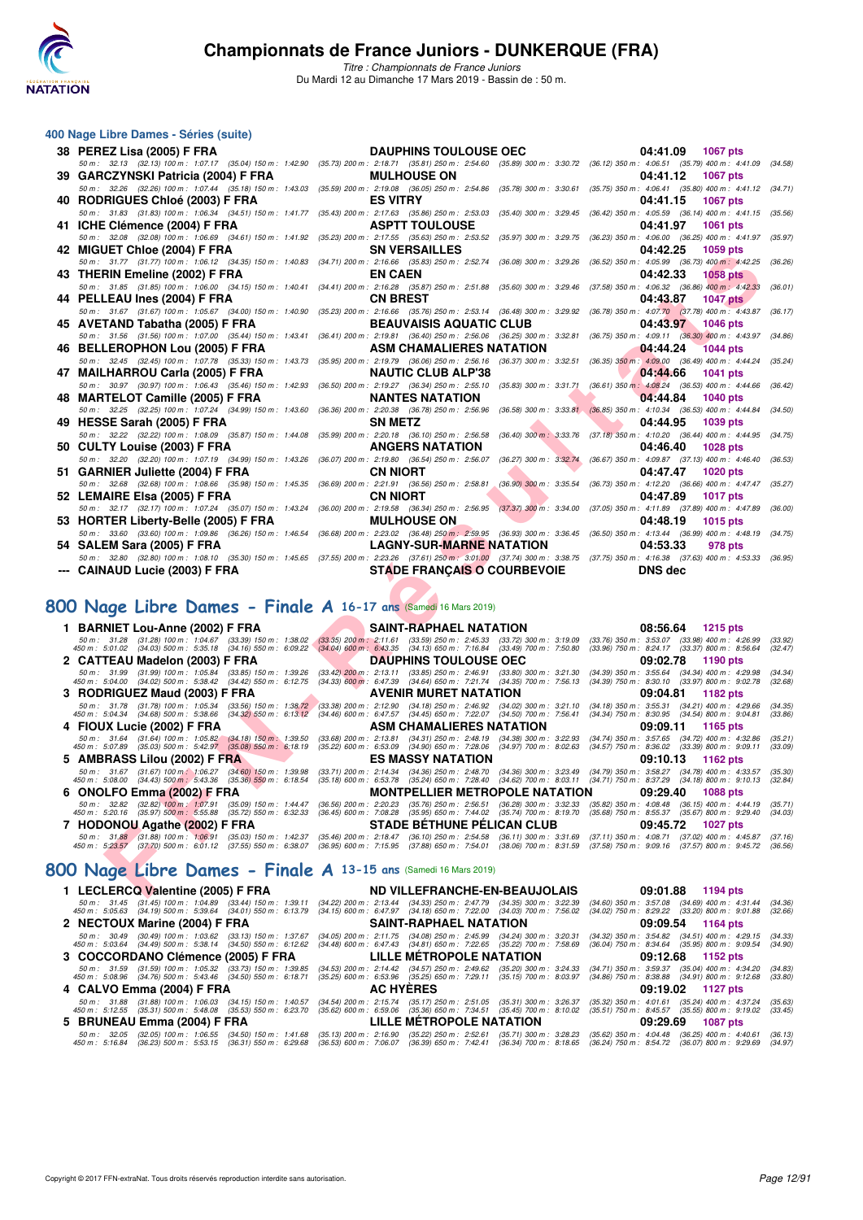# Championnats de France Juniors - DUNKERQUE (FRA)

*Titre : Championnats de France Juniors*
Du Mardi 12 au Dimanche 17 Mars 2019 - Bassin de : 50 m.

## 400 Nage Libre Dames - Séries (suite)

**38 PEREZ Lisa (2005) F FRA** — DAUPHINS TOULOUSE OEC — 04:41.09 — 1067 pts
50 m : 32.13 (32.13) 100 m : 1:07.17 (35.04) 150 m : 1:42.90 (35.73) 200 m : 2:18.71 (35.81) 250 m : 2:54.60 (35.89) 300 m : 3:30.72 (36.12) 350 m : 4:06.51 (35.79) 400 m : 4:41.09 (34.58)

**39 GARCZYNSKI Patricia (2004) F FRA** — MULHOUSE ON — 04:41.12 — 1067 pts
50 m : 32.26 (32.26) 100 m : 1:07.44 (35.18) 150 m : 1:43.03 (35.59) 200 m : 2:19.08 (36.05) 250 m : 2:54.86 (35.78) 300 m : 3:30.61 (35.75) 350 m : 4:06.41 (35.80) 400 m : 4:41.12 (34.71)

**40 RODRIGUES Chloé (2003) F FRA** — ES VITRY — 04:41.15 — 1067 pts
50 m : 31.83 (31.83) 100 m : 1:06.34 (34.51) 150 m : 1:41.77 (35.43) 200 m : 2:17.63 (35.86) 250 m : 2:53.03 (35.40) 300 m : 3:29.45 (36.42) 350 m : 4:05.59 (36.14) 400 m : 4:41.15 (35.56)

**41 ICHE Clémence (2004) F FRA** — ASPTT TOULOUSE — 04:41.97 — 1061 pts
50 m : 32.08 (32.08) 100 m : 1:06.69 (34.61) 150 m : 1:41.92 (35.23) 200 m : 2:17.55 (35.63) 250 m : 2:53.52 (35.97) 300 m : 3:29.75 (36.23) 350 m : 4:06.00 (36.25) 400 m : 4:41.97 (35.97)

**42 MIGUET Chloe (2004) F FRA** — SN VERSAILLES — 04:42.25 — 1059 pts
50 m : 31.77 (31.77) 100 m : 1:06.12 (34.35) 150 m : 1:40.83 (34.71) 200 m : 2:16.66 (35.83) 250 m : 2:52.74 (36.08) 300 m : 3:29.26 (36.52) 350 m : 4:05.99 (36.73) 400 m : 4:42.25 (36.26)

**43 THERIN Emeline (2002) F FRA** — EN CAEN — 04:42.33 — 1058 pts
50 m : 31.85 (31.85) 100 m : 1:06.00 (34.15) 150 m : 1:40.41 (34.41) 200 m : 2:16.28 (35.87) 250 m : 2:51.88 (35.60) 300 m : 3:29.46 (37.58) 350 m : 4:06.32 (36.86) 400 m : 4:42.33 (36.01)

**44 PELLEAU Ines (2004) F FRA** — CN BREST — 04:43.87 — 1047 pts
50 m : 31.67 (31.67) 100 m : 1:05.67 (34.00) 150 m : 1:40.90 (35.23) 200 m : 2:16.66 (35.76) 250 m : 2:53.14 (36.48) 300 m : 3:29.92 (36.78) 350 m : 4:07.70 (37.78) 400 m : 4:43.87 (36.17)

**45 AVETAND Tabatha (2005) F FRA** — BEAUVAIS AQUATIC CLUB — 04:43.97 — 1046 pts
50 m : 31.56 (31.56) 100 m : 1:07.00 (35.44) 150 m : 1:43.41 (36.41) 200 m : 2:19.81 (36.40) 250 m : 2:56.06 (36.25) 300 m : 3:32.81 (36.75) 350 m : 4:09.11 (36.30) 400 m : 4:43.97 (34.86)

**46 BELLEROPHON Lou (2005) F FRA** — ASM CHAMALIERES NATATION — 04:44.24 — 1044 pts
50 m : 32.45 (32.45) 100 m : 1:07.78 (35.33) 150 m : 1:43.73 (35.95) 200 m : 2:19.79 (36.06) 250 m : 2:56.16 (36.37) 300 m : 3:32.51 (36.35) 350 m : 4:09.00 (36.49) 400 m : 4:44.24 (35.24)

**47 MAILHARROU Carla (2005) F FRA** — NAUTIC CLUB ALP'38 — 04:44.66 — 1041 pts
50 m : 30.97 (30.97) 100 m : 1:06.43 (35.46) 150 m : 1:42.93 (36.50) 200 m : 2:19.27 (36.34) 250 m : 2:55.10 (35.83) 300 m : 3:31.71 (36.61) 350 m : 4:08.24 (36.53) 400 m : 4:44.66 (36.42)

**48 MARTELOT Camille (2005) F FRA** — NANTES NATATION — 04:44.84 — 1040 pts
50 m : 32.25 (32.25) 100 m : 1:07.24 (34.99) 150 m : 1:43.60 (36.36) 200 m : 2:20.38 (36.78) 250 m : 2:56.96 (36.58) 300 m : 3:33.81 (36.85) 350 m : 4:10.34 (36.53) 400 m : 4:44.84 (34.50)

**49 HESSE Sarah (2005) F FRA** — SN METZ — 04:44.95 — 1039 pts
50 m : 32.22 (32.22) 100 m : 1:08.09 (35.87) 150 m : 1:44.08 (35.99) 200 m : 2:20.18 (36.10) 250 m : 2:56.58 (36.40) 300 m : 3:33.76 (37.18) 350 m : 4:10.20 (36.44) 400 m : 4:44.95 (34.75)

**50 CULTY Louise (2003) F FRA** — ANGERS NATATION — 04:46.40 — 1028 pts
50 m : 32.20 (32.20) 100 m : 1:07.19 (34.99) 150 m : 1:43.26 (36.07) 200 m : 2:19.80 (36.54) 250 m : 2:56.07 (36.27) 300 m : 3:32.74 (36.67) 350 m : 4:09.87 (37.13) 400 m : 4:46.40 (36.53)

**51 GARNIER Juliette (2004) F FRA** — CN NIORT — 04:47.47 — 1020 pts
50 m : 32.68 (32.68) 100 m : 1:08.66 (35.98) 150 m : 1:45.35 (36.69) 200 m : 2:21.91 (36.56) 250 m : 2:58.81 (36.90) 300 m : 3:35.54 (36.73) 350 m : 4:12.20 (36.66) 400 m : 4:47.47 (35.27)

**52 LEMAIRE Elsa (2005) F FRA** — CN NIORT — 04:47.89 — 1017 pts
50 m : 32.17 (32.17) 100 m : 1:07.24 (35.07) 150 m : 1:43.24 (36.00) 200 m : 2:19.58 (36.34) 250 m : 2:56.95 (37.37) 300 m : 3:34.00 (37.05) 350 m : 4:11.89 (37.89) 400 m : 4:47.89 (36.00)

**53 HORTER Liberty-Belle (2005) F FRA** — MULHOUSE ON — 04:48.19 — 1015 pts
50 m : 33.60 (33.60) 100 m : 1:09.86 (36.26) 150 m : 1:46.54 (36.68) 200 m : 2:23.02 (36.48) 250 m : 2:59.95 (36.93) 300 m : 3:36.45 (36.50) 350 m : 4:13.44 (36.99) 400 m : 4:48.19 (34.75)

**54 SALEM Sara (2005) F FRA** — LAGNY-SUR-MARNE NATATION — 04:53.33 — 978 pts
50 m : 32.80 (32.80) 100 m : 1:08.10 (35.30) 150 m : 1:45.65 (37.55) 200 m : 2:23.26 (37.61) 250 m : 3:01.00 (37.74) 300 m : 3:38.75 (37.75) 350 m : 4:16.38 (37.63) 400 m : 4:53.33 (36.95)

**--- CAINAUD Lucie (2003) F FRA** — STADE FRANÇAIS O COURBEVOIE — DNS dec

## 800 Nage Libre Dames - Finale A 16-17 ans (Samedi 16 Mars 2019)

**1 BARNIET Lou-Anne (2002) F FRA** — SAINT-RAPHAEL NATATION — 08:56.64 — 1215 pts
50 m : 31.28 (31.28) 100 m : 1:04.67 (33.39) 150 m : 1:38.02 (33.35) 200 m : 2:11.61 (33.59) 250 m : 2:45.33 (33.72) 300 m : 3:19.09 (33.76) 350 m : 3:53.07 (33.98) 400 m : 4:26.99 (33.92)
450 m : 5:01.02 (34.03) 500 m : 5:35.18 (34.16) 550 m : 6:09.22 (34.04) 600 m : 6:43.35 (34.13) 650 m : 7:16.84 (33.49) 700 m : 7:50.80 (33.96) 750 m : 8:24.17 (33.37) 800 m : 8:56.64 (32.47)

**2 CATTEAU Madelon (2003) F FRA** — DAUPHINS TOULOUSE OEC — 09:02.78 — 1190 pts
50 m : 31.99 (31.99) 100 m : 1:05.84 (33.85) 150 m : 1:39.26 (33.42) 200 m : 2:13.11 (33.85) 250 m : 2:46.91 (33.80) 300 m : 3:21.30 (34.39) 350 m : 3:55.64 (34.34) 400 m : 4:29.98 (34.34)
450 m : 5:04.00 (34.02) 500 m : 5:38.42 (34.42) 550 m : 6:12.75 (34.33) 600 m : 6:47.39 (34.64) 650 m : 7:21.74 (34.35) 700 m : 7:56.13 (34.39) 750 m : 8:30.10 (33.97) 800 m : 9:02.78 (32.68)

**3 RODRIGUEZ Maud (2003) F FRA** — AVENIR MURET NATATION — 09:04.81 — 1182 pts
50 m : 31.78 (31.78) 100 m : 1:05.34 (33.56) 150 m : 1:38.72 (33.38) 200 m : 2:12.90 (34.18) 250 m : 2:46.92 (34.02) 300 m : 3:21.10 (34.18) 350 m : 3:55.31 (34.21) 400 m : 4:29.66 (34.35)
450 m : 5:04.34 (34.68) 500 m : 5:38.66 (34.32) 550 m : 6:13.12 (34.46) 600 m : 6:47.57 (34.45) 650 m : 7:22.07 (34.50) 700 m : 7:56.41 (34.34) 750 m : 8:30.95 (34.54) 800 m : 9:04.81 (33.86)

**4 FIOUX Lucie (2002) F FRA** — ASM CHAMALIERES NATATION — 09:09.11 — 1165 pts
50 m : 31.64 (31.64) 100 m : 1:05.82 (34.18) 150 m : 1:39.50 (33.68) 200 m : 2:13.81 (34.31) 250 m : 2:48.19 (34.38) 300 m : 3:22.93 (34.74) 350 m : 3:57.65 (34.72) 400 m : 4:32.86 (35.21)
450 m : 5:07.89 (35.03) 500 m : 5:42.97 (35.08) 550 m : 6:18.19 (35.22) 600 m : 6:53.09 (34.90) 650 m : 7:28.06 (34.97) 700 m : 8:02.63 (34.57) 750 m : 8:36.02 (33.39) 800 m : 9:09.11 (33.09)

**5 AMBRASS Lilou (2002) F FRA** — ES MASSY NATATION — 09:10.13 — 1162 pts
50 m : 31.67 (31.67) 100 m : 1:06.27 (34.60) 150 m : 1:39.98 (33.71) 200 m : 2:14.34 (34.36) 250 m : 2:48.70 (34.36) 300 m : 3:23.49 (34.79) 350 m : 3:58.27 (34.78) 400 m : 4:33.57 (35.30)
450 m : 5:08.00 (34.43) 500 m : 5:43.36 (35.36) 550 m : 6:18.54 (35.18) 600 m : 6:53.78 (35.24) 650 m : 7:28.40 (34.62) 700 m : 8:03.11 (34.71) 750 m : 8:37.29 (34.18) 800 m : 9:10.13 (32.84)

**6 ONOLFO Emma (2002) F FRA** — MONTPELLIER METROPOLE NATATION — 09:29.40 — 1088 pts
50 m : 32.82 (32.82) 100 m : 1:07.91 (35.09) 150 m : 1:44.47 (36.56) 200 m : 2:20.23 (35.76) 250 m : 2:56.51 (36.28) 300 m : 3:32.33 (35.82) 350 m : 4:08.48 (36.15) 400 m : 4:44.19 (35.71)
450 m : 5:20.16 (35.97) 500 m : 5:55.88 (35.72) 550 m : 6:32.33 (36.45) 600 m : 7:08.28 (35.95) 650 m : 7:44.02 (35.74) 700 m : 8:19.70 (35.68) 750 m : 8:55.37 (35.67) 800 m : 9:29.40 (34.03)

**7 HODONOU Agathe (2002) F FRA** — STADE BÉTHUNE PÉLICAN CLUB — 09:45.72 — 1027 pts
50 m : 31.88 (31.88) 100 m : 1:06.91 (35.03) 150 m : 1:42.37 (35.46) 200 m : 2:18.47 (36.10) 250 m : 2:54.58 (36.11) 300 m : 3:31.69 (37.11) 350 m : 4:08.71 (37.02) 400 m : 4:45.87 (37.16)
450 m : 5:23.57 (37.70) 500 m : 6:01.12 (37.55) 550 m : 6:38.07 (36.95) 600 m : 7:15.95 (37.88) 650 m : 7:54.01 (38.06) 700 m : 8:31.59 (37.58) 750 m : 9:09.16 (37.57) 800 m : 9:45.72 (36.56)

## 800 Nage Libre Dames - Finale A 13-15 ans (Samedi 16 Mars 2019)

**1 LECLERCQ Valentine (2005) F FRA** — ND VILLEFRANCHE-EN-BEAUJOLAIS — 09:01.88 — 1194 pts
50 m : 31.45 (31.45) 100 m : 1:04.89 (33.44) 150 m : 1:39.11 (34.22) 200 m : 2:13.44 (34.33) 250 m : 2:47.79 (34.35) 300 m : 3:22.39 (34.60) 350 m : 3:57.08 (34.69) 400 m : 4:31.44 (34.36)
450 m : 5:05.63 (34.19) 500 m : 5:39.64 (34.01) 550 m : 6:13.79 (34.15) 600 m : 6:47.97 (34.18) 650 m : 7:22.00 (34.03) 700 m : 7:56.02 (34.02) 750 m : 8:29.22 (33.20) 800 m : 9:01.88 (32.66)

**2 NECTOUX Marine (2004) F FRA** — SAINT-RAPHAEL NATATION — 09:09.54 — 1164 pts
50 m : 30.49 (30.49) 100 m : 1:03.62 (33.13) 150 m : 1:37.67 (34.05) 200 m : 2:11.75 (34.08) 250 m : 2:45.99 (34.24) 300 m : 3:20.31 (34.32) 350 m : 3:54.82 (34.51) 400 m : 4:29.15 (34.33)
450 m : 5:03.64 (34.49) 500 m : 5:38.14 (34.50) 550 m : 6:12.62 (34.48) 600 m : 6:47.43 (34.81) 650 m : 7:22.65 (35.22) 700 m : 7:58.69 (36.04) 750 m : 8:34.64 (35.95) 800 m : 9:09.54 (34.90)

**3 COCCORDANO Clémence (2005) F FRA** — LILLE MÉTROPOLE NATATION — 09:12.68 — 1152 pts
50 m : 31.59 (31.59) 100 m : 1:05.32 (33.73) 150 m : 1:39.85 (34.53) 200 m : 2:14.42 (34.57) 250 m : 2:49.62 (35.20) 300 m : 3:24.33 (34.71) 350 m : 3:59.37 (35.04) 400 m : 4:34.20 (34.83)
450 m : 5:08.96 (34.76) 500 m : 5:43.46 (34.50) 550 m : 6:18.71 (35.25) 600 m : 6:53.96 (35.25) 650 m : 7:29.11 (35.15) 700 m : 8:03.97 (34.86) 750 m : 8:38.88 (34.91) 800 m : 9:12.68 (33.80)

**4 CALVO Emma (2004) F FRA** — AC HYÈRES — 09:19.02 — 1127 pts
50 m : 31.88 (31.88) 100 m : 1:06.03 (34.15) 150 m : 1:40.57 (34.54) 200 m : 2:15.74 (35.17) 250 m : 2:51.05 (35.31) 300 m : 3:26.37 (35.32) 350 m : 4:01.61 (35.24) 400 m : 4:37.24 (35.63)
450 m : 5:12.55 (35.31) 500 m : 5:48.08 (35.53) 550 m : 6:23.70 (35.62) 600 m : 6:59.06 (35.36) 650 m : 7:34.51 (35.45) 700 m : 8:10.02 (35.51) 750 m : 8:45.57 (35.55) 800 m : 9:19.02 (33.45)

**5 BRUNEAU Emma (2004) F FRA** — LILLE MÉTROPOLE NATATION — 09:29.69 — 1087 pts
50 m : 32.05 (32.05) 100 m : 1:06.55 (34.50) 150 m : 1:41.68 (35.13) 200 m : 2:16.90 (35.22) 250 m : 2:52.61 (35.71) 300 m : 3:28.23 (35.62) 350 m : 4:04.48 (36.25) 400 m : 4:40.61 (36.13)
450 m : 5:16.84 (36.23) 500 m : 5:53.15 (36.31) 550 m : 6:29.68 (36.53) 600 m : 7:06.07 (36.39) 650 m : 7:42.41 (36.34) 700 m : 8:18.65 (36.24) 750 m : 8:54.72 (36.07) 800 m : 9:29.69 (34.97)

Copyright © 2017 FFN-extraNat. Tous droits réservés reproduction interdite sans autorisation.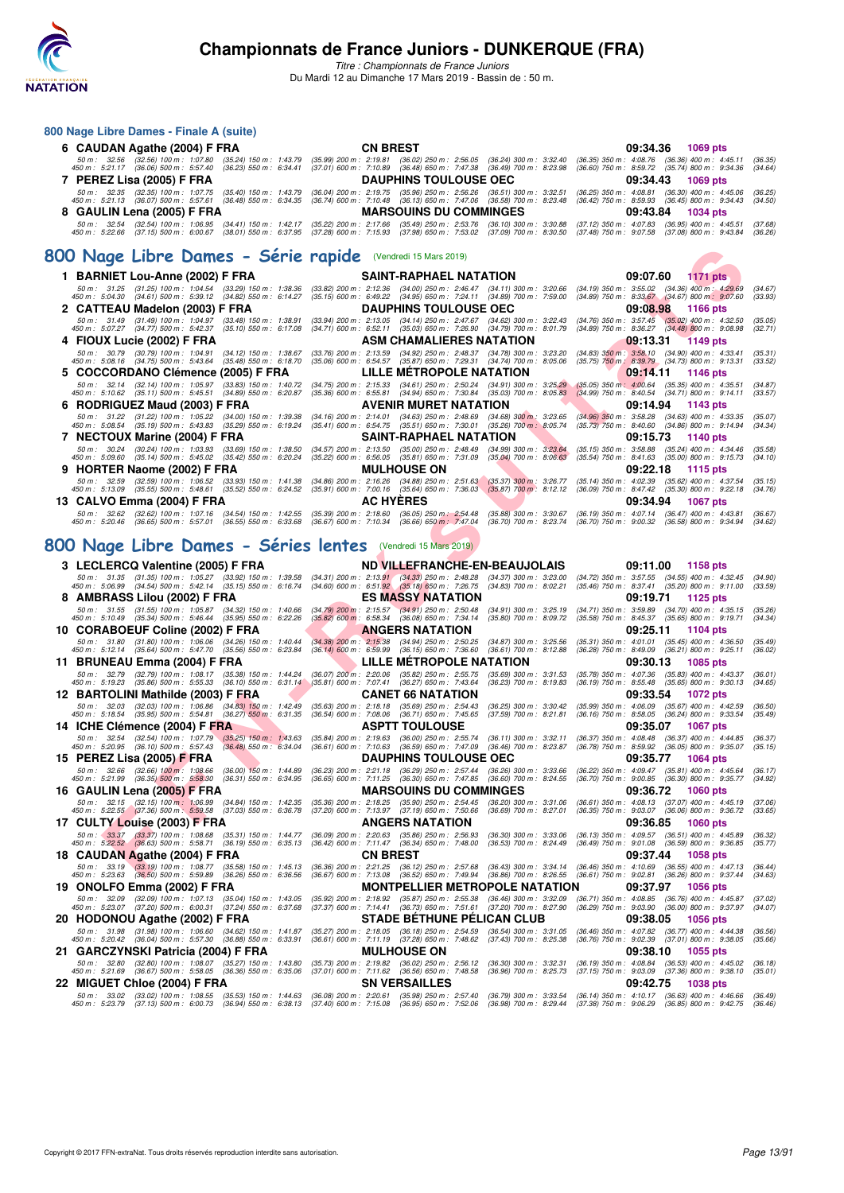### 800 Nage Libre Dames - Finale A (suite)

**6 CAUDAN Agathe (2004) F FRA** — CN BREST — 09:34.36 — 1069 pts

50 m : 32.56 (32.56) 100 m : 1:07.80 (35.24) 150 m : 1:43.79 (35.99) 200 m : 2:19.81 (36.02) 250 m : 2:56.05 (36.24) 300 m : 3:32.40 (36.35) 350 m : 4:08.76 (36.36) 400 m : 4:45.11 (36.35)
450 m : 5:21.17 (36.06) 500 m : 5:57.40 (36.23) 550 m : 6:34.41 (37.01) 600 m : 7:10.89 (36.48) 650 m : 7:47.38 (36.49) 700 m : 8:23.98 (36.60) 750 m : 8:59.72 (35.74) 800 m : 9:34.36 (34.64)

**7 PEREZ Lisa (2005) F FRA** — DAUPHINS TOULOUSE OEC — 09:34.43 — 1069 pts

50 m : 32.35 (32.35) 100 m : 1:07.75 (35.40) 150 m : 1:43.79 (36.04) 200 m : 2:19.75 (35.96) 250 m : 2:56.26 (36.51) 300 m : 3:32.51 (36.25) 350 m : 4:08.81 (36.30) 400 m : 4:45.06 (36.25)
450 m : 5:21.13 (36.07) 500 m : 5:57.61 (36.48) 550 m : 6:34.35 (36.74) 600 m : 7:10.48 (36.13) 650 m : 7:47.06 (36.58) 700 m : 8:23.48 (36.42) 750 m : 8:59.93 (36.45) 800 m : 9:34.43 (34.50)

**8 GAULIN Lena (2005) F FRA** — MARSOUINS DU COMMINGES — 09:43.84 — 1034 pts

50 m : 32.54 (32.54) 100 m : 1:06.95 (34.41) 150 m : 1:42.17 (35.22) 200 m : 2:17.66 (35.49) 250 m : 2:53.76 (36.10) 300 m : 3:30.88 (37.12) 350 m : 4:07.83 (36.95) 400 m : 4:45.51 (37.68)
450 m : 5:22.66 (37.15) 500 m : 6:00.67 (38.01) 550 m : 6:37.95 (37.28) 600 m : 7:15.93 (37.98) 650 m : 7:53.02 (37.09) 700 m : 8:30.50 (37.48) 750 m : 9:07.58 (37.08) 800 m : 9:43.84 (36.26)

## 800 Nage Libre Dames - Série rapide (Vendredi 15 Mars 2019)

**1 BARNIET Lou-Anne (2002) F FRA** — SAINT-RAPHAEL NATATION — 09:07.60 — 1171 pts

50 m : 31.25 (31.25) 100 m : 1:04.54 (33.29) 150 m : 1:38.36 (33.82) 200 m : 2:12.36 (34.00) 250 m : 2:46.47 (34.11) 300 m : 3:20.66 (34.19) 350 m : 3:55.02 (34.36) 400 m : 4:29.69 (34.67)
450 m : 5:04.30 (34.61) 500 m : 5:39.12 (34.82) 550 m : 6:14.27 (35.15) 600 m : 6:49.22 (34.95) 650 m : 7:24.11 (34.89) 700 m : 7:59.00 (34.89) 750 m : 8:33.67 (34.67) 800 m : 9:07.60 (33.93)

**2 CATTEAU Madelon (2003) F FRA** — DAUPHINS TOULOUSE OEC — 09:08.98 — 1166 pts

50 m : 31.49 (31.49) 100 m : 1:04.97 (33.48) 150 m : 1:38.91 (33.94) 200 m : 2:13.05 (34.14) 250 m : 2:47.67 (34.62) 300 m : 3:22.43 (34.76) 350 m : 3:57.45 (35.02) 400 m : 4:32.50 (35.05)
450 m : 5:07.27 (34.77) 500 m : 5:42.37 (35.10) 550 m : 6:17.08 (34.71) 600 m : 6:52.11 (35.03) 650 m : 7:26.90 (34.79) 700 m : 8:01.79 (34.89) 750 m : 8:36.27 (34.48) 800 m : 9:08.98 (32.71)

**4 FIOUX Lucie (2002) F FRA** — ASM CHAMALIERES NATATION — 09:13.31 — 1149 pts

50 m : 30.79 (30.79) 100 m : 1:04.91 (34.12) 150 m : 1:38.67 (33.76) 200 m : 2:13.59 (34.92) 250 m : 2:48.37 (34.78) 300 m : 3:23.20 (34.83) 350 m : 3:58.10 (34.90) 400 m : 4:33.41 (35.31)
450 m : 5:08.16 (34.75) 500 m : 5:43.64 (35.48) 550 m : 6:18.70 (35.06) 600 m : 6:54.57 (35.87) 650 m : 7:29.31 (34.74) 700 m : 8:05.06 (35.75) 750 m : 8:39.79 (34.73) 800 m : 9:13.31 (33.52)

**5 COCCORDANO Clémence (2005) F FRA** — LILLE MÉTROPOLE NATATION — 09:14.11 — 1146 pts

50 m : 32.14 (32.14) 100 m : 1:05.97 (33.83) 150 m : 1:40.72 (34.75) 200 m : 2:15.33 (34.61) 250 m : 2:50.24 (34.91) 300 m : 3:25.29 (35.05) 350 m : 4:00.64 (35.35) 400 m : 4:35.51 (34.87)
450 m : 5:10.62 (35.11) 500 m : 5:45.51 (34.89) 550 m : 6:20.87 (35.36) 600 m : 6:55.81 (34.94) 650 m : 7:30.84 (35.03) 700 m : 8:05.83 (34.99) 750 m : 8:40.54 (34.71) 800 m : 9:14.11 (33.57)

**6 RODRIGUEZ Maud (2003) F FRA** — AVENIR MURET NATATION — 09:14.94 — 1143 pts

50 m : 31.22 (31.22) 100 m : 1:05.22 (34.00) 150 m : 1:39.38 (34.16) 200 m : 2:14.01 (34.63) 250 m : 2:48.69 (34.68) 300 m : 3:23.65 (34.96) 350 m : 3:58.28 (34.63) 400 m : 4:33.35 (35.07)
450 m : 5:08.54 (35.19) 500 m : 5:43.83 (35.29) 550 m : 6:19.24 (35.41) 600 m : 6:54.75 (35.51) 650 m : 7:30.01 (35.26) 700 m : 8:05.74 (35.73) 750 m : 8:40.60 (34.86) 800 m : 9:14.94 (34.34)

**7 NECTOUX Marine (2004) F FRA** — SAINT-RAPHAEL NATATION — 09:15.73 — 1140 pts

50 m : 30.24 (30.24) 100 m : 1:03.93 (33.69) 150 m : 1:38.50 (34.57) 200 m : 2:13.50 (35.00) 250 m : 2:48.49 (34.99) 300 m : 3:23.64 (35.15) 350 m : 3:58.88 (35.24) 400 m : 4:34.46 (35.58)
450 m : 5:09.60 (35.14) 500 m : 5:45.02 (35.42) 550 m : 6:20.24 (35.22) 600 m : 6:56.05 (35.81) 650 m : 7:31.09 (35.04) 700 m : 8:06.63 (35.54) 750 m : 8:41.63 (35.00) 800 m : 9:15.73 (34.10)

**9 HORTER Naome (2002) F FRA** — MULHOUSE ON — 09:22.18 — 1115 pts

50 m : 32.59 (32.59) 100 m : 1:06.52 (33.93) 150 m : 1:41.38 (34.86) 200 m : 2:16.26 (34.88) 250 m : 2:51.63 (35.37) 300 m : 3:26.77 (35.14) 350 m : 4:02.39 (35.62) 400 m : 4:37.54 (35.15)
450 m : 5:13.09 (35.55) 500 m : 5:48.61 (35.52) 550 m : 6:24.52 (35.91) 600 m : 7:00.16 (35.64) 650 m : 7:36.03 (35.87) 700 m : 8:12.12 (36.09) 750 m : 8:47.42 (35.30) 800 m : 9:22.18 (34.76)

**13 CALVO Emma (2004) F FRA** — AC HYÈRES — 09:34.94 — 1067 pts

50 m : 32.62 (32.62) 100 m : 1:07.16 (34.54) 150 m : 1:42.55 (35.39) 200 m : 2:18.60 (36.05) 250 m : 2:54.48 (35.88) 300 m : 3:30.67 (36.19) 350 m : 4:07.14 (36.47) 400 m : 4:43.81 (36.67)
450 m : 5:20.46 (36.65) 500 m : 5:57.01 (36.55) 550 m : 6:33.68 (36.67) 600 m : 7:10.34 (36.66) 650 m : 7:47.04 (36.70) 700 m : 8:23.74 (36.70) 750 m : 9:00.32 (36.58) 800 m : 9:34.94 (34.62)

## 800 Nage Libre Dames - Séries lentes (Vendredi 15 Mars 2019)

**3 LECLERCQ Valentine (2005) F FRA** — ND VILLEFRANCHE-EN-BEAUJOLAIS — 09:11.00 — 1158 pts

50 m : 31.35 (31.35) 100 m : 1:05.27 (33.92) 150 m : 1:39.58 (34.31) 200 m : 2:13.91 (34.33) 250 m : 2:48.28 (34.37) 300 m : 3:23.00 (34.72) 350 m : 3:57.55 (34.55) 400 m : 4:32.45 (34.90)
450 m : 5:06.99 (34.54) 500 m : 5:42.14 (35.15) 550 m : 6:16.74 (34.60) 600 m : 6:51.92 (35.18) 650 m : 7:26.75 (34.83) 700 m : 8:02.21 (35.46) 750 m : 8:37.41 (35.20) 800 m : 9:11.00 (33.59)

**8 AMBRASS Lilou (2002) F FRA** — ES MASSY NATATION — 09:19.71 — 1125 pts

50 m : 31.55 (31.55) 100 m : 1:05.87 (34.32) 150 m : 1:40.66 (34.79) 200 m : 2:15.57 (34.91) 250 m : 2:50.48 (34.91) 300 m : 3:25.19 (34.71) 350 m : 3:59.89 (34.70) 400 m : 4:35.15 (35.26)
450 m : 5:10.49 (35.34) 500 m : 5:46.44 (35.95) 550 m : 6:22.26 (35.82) 600 m : 6:58.34 (36.08) 650 m : 7:34.14 (35.80) 700 m : 8:09.72 (35.58) 750 m : 8:45.37 (35.65) 800 m : 9:19.71 (34.34)

**10 CORABOEUF Coline (2002) F FRA** — ANGERS NATATION — 09:25.11 — 1104 pts

50 m : 31.80 (31.80) 100 m : 1:06.06 (34.26) 150 m : 1:40.44 (34.38) 200 m : 2:15.38 (34.94) 250 m : 2:50.25 (34.87) 300 m : 3:25.56 (35.31) 350 m : 4:01.01 (35.45) 400 m : 4:36.50 (35.49)
450 m : 5:12.14 (35.64) 500 m : 5:47.70 (35.56) 550 m : 6:23.84 (36.14) 600 m : 6:59.99 (36.15) 650 m : 7:36.60 (36.61) 700 m : 8:12.88 (36.28) 750 m : 8:49.09 (36.21) 800 m : 9:25.11 (36.02)

**11 BRUNEAU Emma (2004) F FRA** — LILLE MÉTROPOLE NATATION — 09:30.13 — 1085 pts

50 m : 32.79 (32.79) 100 m : 1:08.17 (35.38) 150 m : 1:44.24 (36.07) 200 m : 2:20.06 (35.82) 250 m : 2:55.75 (35.69) 300 m : 3:31.53 (35.78) 350 m : 4:07.36 (35.83) 400 m : 4:43.37 (36.01)
450 m : 5:19.23 (35.86) 500 m : 5:55.33 (36.10) 550 m : 6:31.14 (35.81) 600 m : 7:07.41 (36.27) 650 m : 7:43.64 (36.23) 700 m : 8:19.83 (36.19) 750 m : 8:55.48 (35.65) 800 m : 9:30.13 (34.65)

**12 BARTOLINI Mathilde (2003) F FRA** — CANET 66 NATATION — 09:33.54 — 1072 pts

50 m : 32.03 (32.03) 100 m : 1:06.86 (34.83) 150 m : 1:42.49 (35.63) 200 m : 2:18.18 (35.69) 250 m : 2:54.43 (36.25) 300 m : 3:30.42 (35.99) 350 m : 4:06.09 (35.67) 400 m : 4:42.59 (36.50)
450 m : 5:18.54 (35.95) 500 m : 5:54.81 (36.27) 550 m : 6:31.35 (36.54) 600 m : 7:08.06 (36.71) 650 m : 7:45.65 (37.59) 700 m : 8:21.81 (36.16) 750 m : 8:58.05 (36.24) 800 m : 9:33.54 (35.49)

**14 ICHE Clémence (2004) F FRA** — ASPTT TOULOUSE — 09:35.07 — 1067 pts

50 m : 32.54 (32.54) 100 m : 1:07.79 (35.25) 150 m : 1:43.63 (35.84) 200 m : 2:19.63 (36.00) 250 m : 2:55.74 (36.11) 300 m : 3:32.11 (36.37) 350 m : 4:08.48 (36.37) 400 m : 4:44.85 (36.37)
450 m : 5:20.95 (36.10) 500 m : 5:57.43 (36.48) 550 m : 6:34.04 (36.61) 600 m : 7:10.63 (36.59) 650 m : 7:47.09 (36.46) 700 m : 8:23.87 (36.78) 750 m : 8:59.92 (36.05) 800 m : 9:35.07 (35.15)

**15 PEREZ Lisa (2005) F FRA** — DAUPHINS TOULOUSE OEC — 09:35.77 — 1064 pts

50 m : 32.66 (32.66) 100 m : 1:08.66 (36.00) 150 m : 1:44.89 (36.23) 200 m : 2:21.18 (36.29) 250 m : 2:57.44 (36.26) 300 m : 3:33.66 (36.22) 350 m : 4:09.47 (35.81) 400 m : 4:45.64 (36.17)
450 m : 5:21.99 (36.35) 500 m : 5:58.30 (36.31) 550 m : 6:34.95 (36.65) 600 m : 7:11.25 (36.30) 650 m : 7:47.85 (36.60) 700 m : 8:24.55 (36.70) 750 m : 9:00.85 (36.30) 800 m : 9:35.77 (34.92)

**16 GAULIN Lena (2005) F FRA** — MARSOUINS DU COMMINGES — 09:36.72 — 1060 pts

50 m : 32.15 (32.15) 100 m : 1:06.99 (34.84) 150 m : 1:42.35 (35.36) 200 m : 2:18.25 (35.90) 250 m : 2:54.45 (36.20) 300 m : 3:31.06 (36.61) 350 m : 4:08.13 (37.07) 400 m : 4:45.19 (37.06)
450 m : 5:22.55 (37.36) 500 m : 5:59.58 (37.03) 550 m : 6:36.78 (37.20) 600 m : 7:13.97 (37.19) 650 m : 7:50.66 (36.69) 700 m : 8:27.01 (36.35) 750 m : 9:03.07 (36.06) 800 m : 9:36.72 (33.65)

**17 CULTY Louise (2003) F FRA** — ANGERS NATATION — 09:36.85 — 1060 pts

50 m : 33.37 (33.37) 100 m : 1:08.68 (35.31) 150 m : 1:44.77 (36.09) 200 m : 2:20.63 (35.86) 250 m : 2:56.93 (36.30) 300 m : 3:33.06 (36.13) 350 m : 4:09.57 (36.51) 400 m : 4:45.89 (36.32)
450 m : 5:22.52 (36.63) 500 m : 5:58.71 (36.19) 550 m : 6:35.13 (36.42) 600 m : 7:11.47 (36.34) 650 m : 7:48.00 (36.53) 700 m : 8:24.49 (36.49) 750 m : 9:01.08 (36.59) 800 m : 9:36.85 (35.77)

**18 CAUDAN Agathe (2004) F FRA** — CN BREST — 09:37.44 — 1058 pts

50 m : 33.19 (33.19) 100 m : 1:08.77 (35.58) 150 m : 1:45.13 (36.36) 200 m : 2:21.25 (36.12) 250 m : 2:57.68 (36.43) 300 m : 3:34.14 (36.46) 350 m : 4:10.69 (36.55) 400 m : 4:47.13 (36.44)
450 m : 5:23.63 (36.50) 500 m : 5:59.89 (36.26) 550 m : 6:36.56 (36.67) 600 m : 7:13.08 (36.52) 650 m : 7:49.94 (36.86) 700 m : 8:26.55 (36.61) 750 m : 9:02.81 (36.26) 800 m : 9:37.44 (34.63)

**19 ONOLFO Emma (2002) F FRA** — MONTPELLIER METROPOLE NATATION — 09:37.97 — 1056 pts

50 m : 32.09 (32.09) 100 m : 1:07.13 (35.04) 150 m : 1:43.05 (35.92) 200 m : 2:18.92 (35.87) 250 m : 2:55.38 (36.46) 300 m : 3:32.09 (36.71) 350 m : 4:08.85 (36.76) 400 m : 4:45.87 (37.02)
450 m : 5:23.07 (37.20) 500 m : 6:00.31 (37.24) 550 m : 6:37.68 (37.37) 600 m : 7:14.41 (36.73) 650 m : 7:51.61 (37.20) 700 m : 8:27.90 (36.29) 750 m : 9:03.90 (36.00) 800 m : 9:37.97 (34.07)

**20 HODONOU Agathe (2002) F FRA** — STADE BÉTHUNE PÉLICAN CLUB — 09:38.05 — 1056 pts

50 m : 31.98 (31.98) 100 m : 1:06.60 (34.62) 150 m : 1:41.87 (35.27) 200 m : 2:18.05 (36.18) 250 m : 2:54.59 (36.54) 300 m : 3:31.05 (36.46) 350 m : 4:07.82 (36.77) 400 m : 4:44.38 (36.56)
450 m : 5:20.42 (36.04) 500 m : 5:57.30 (36.88) 550 m : 6:33.91 (36.61) 600 m : 7:11.19 (37.28) 650 m : 7:48.62 (37.43) 700 m : 8:25.38 (36.76) 750 m : 9:02.39 (37.01) 800 m : 9:38.05 (35.66)

**21 GARCZYNSKI Patricia (2004) F FRA** — MULHOUSE ON — 09:38.10 — 1055 pts

50 m : 32.80 (32.80) 100 m : 1:08.07 (35.27) 150 m : 1:43.80 (35.73) 200 m : 2:19.82 (36.02) 250 m : 2:56.12 (36.30) 300 m : 3:32.31 (36.19) 350 m : 4:08.84 (36.53) 400 m : 4:45.02 (36.18)
450 m : 5:21.69 (36.67) 500 m : 5:58.05 (36.36) 550 m : 6:35.06 (37.01) 600 m : 7:11.62 (36.56) 650 m : 7:48.58 (36.96) 700 m : 8:25.73 (37.15) 750 m : 9:03.09 (37.36) 800 m : 9:38.10 (35.01)

**22 MIGUET Chloe (2004) F FRA** — SN VERSAILLES — 09:42.75 — 1038 pts

50 m : 33.02 (33.02) 100 m : 1:08.55 (35.53) 150 m : 1:44.63 (36.08) 200 m : 2:20.61 (35.98) 250 m : 2:57.40 (36.79) 300 m : 3:33.54 (36.14) 350 m : 4:10.17 (36.63) 400 m : 4:46.66 (36.49)
450 m : 5:23.79 (37.13) 500 m : 6:00.73 (36.94) 550 m : 6:38.13 (37.40) 600 m : 7:15.08 (36.95) 650 m : 7:52.06 (36.98) 700 m : 8:29.44 (37.38) 750 m : 9:06.29 (36.85) 800 m : 9:42.75 (36.46)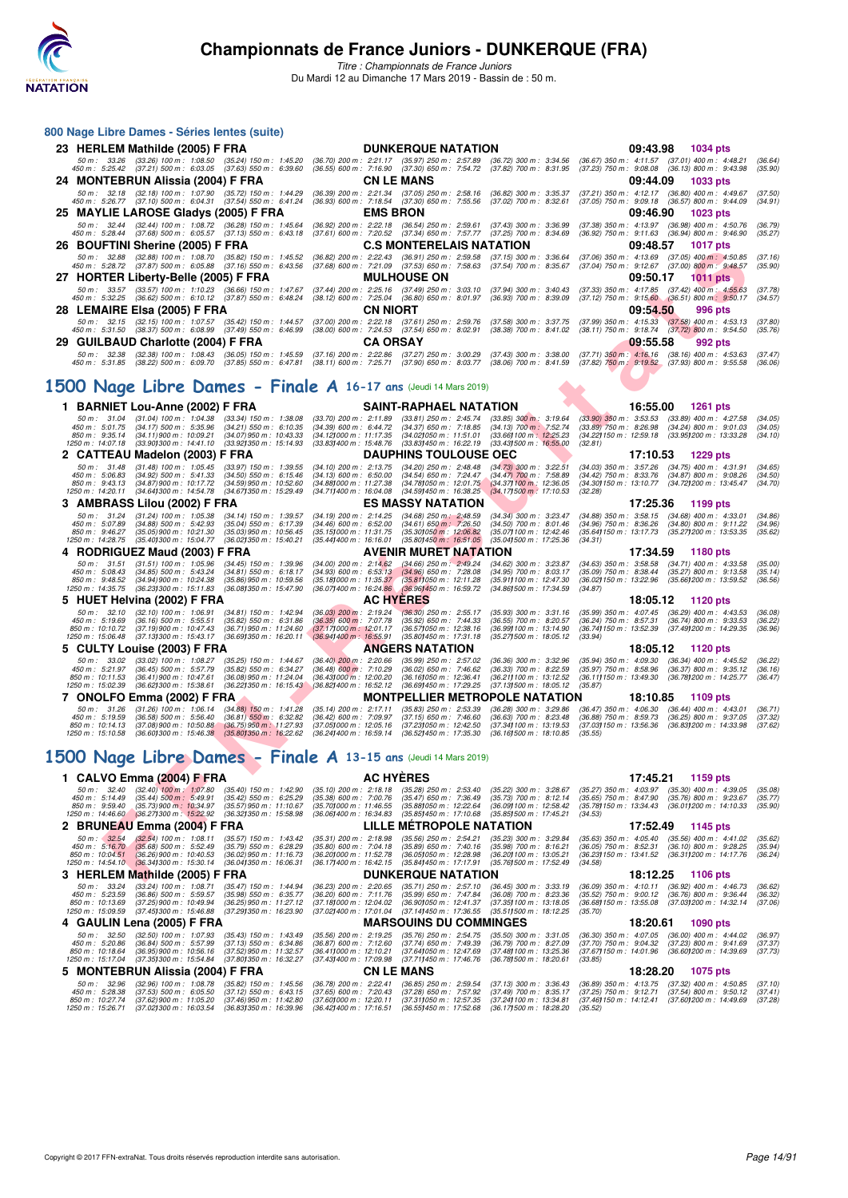## 800 Nage Libre Dames - Séries lentes (suite)

**23 HERLEM Mathilde (2005) F FRA** — DUNKERQUE NATATION — 09:43.98 — 1034 pts
50 m : 33.26 (33.26) 100 m : 1:08.50 (35.24) 150 m : 1:45.20 (36.70) 200 m : 2:21.17 (35.97) 250 m : 2:57.89 (36.72) 300 m : 3:34.56 (36.67) 350 m : 4:11.57 (37.01) 400 m : 4:48.21 (36.64)
450 m : 5:25.42 (37.21) 500 m : 6:03.05 (37.63) 550 m : 6:39.60 (36.55) 600 m : 7:16.90 (37.30) 650 m : 7:54.72 (37.82) 700 m : 8:31.95 (37.23) 750 m : 9:08.08 (36.13) 800 m : 9:43.98 (35.90)

**24 MONTEBRUN Alissia (2004) F FRA** — CN LE MANS — 09:44.09 — 1033 pts
50 m : 32.18 (32.18) 100 m : 1:07.90 (35.72) 150 m : 1:44.29 (36.39) 200 m : 2:21.34 (37.05) 250 m : 2:58.16 (36.82) 300 m : 3:35.37 (37.21) 350 m : 4:12.17 (36.80) 400 m : 4:49.67 (37.50)
450 m : 5:26.77 (37.10) 500 m : 6:04.31 (37.54) 550 m : 6:41.24 (36.93) 600 m : 7:18.54 (37.30) 650 m : 7:55.56 (37.02) 700 m : 8:32.61 (37.05) 750 m : 9:09.18 (36.57) 800 m : 9:44.09 (34.91)

**25 MAYLIE LAROSE Gladys (2005) F FRA** — EMS BRON — 09:46.90 — 1023 pts
50 m : 32.44 (32.44) 100 m : 1:08.72 (36.28) 150 m : 1:45.64 (36.92) 200 m : 2:22.18 (36.54) 250 m : 2:59.61 (37.43) 300 m : 3:36.99 (37.38) 350 m : 4:13.97 (36.98) 400 m : 4:50.76 (36.79)
450 m : 5:28.44 (37.68) 500 m : 6:05.57 (37.13) 550 m : 6:43.18 (37.61) 600 m : 7:20.52 (37.34) 650 m : 7:57.77 (37.25) 700 m : 8:34.69 (36.92) 750 m : 9:11.63 (36.94) 800 m : 9:46.90 (35.27)

**26 BOUFTINI Sherine (2005) F FRA** — C.S MONTERELAIS NATATION — 09:48.57 — 1017 pts
50 m : 32.88 (32.88) 100 m : 1:08.70 (35.82) 150 m : 1:45.52 (36.82) 200 m : 2:22.43 (36.91) 250 m : 2:59.58 (37.15) 300 m : 3:36.64 (37.06) 350 m : 4:13.69 (37.05) 400 m : 4:50.85 (37.16)
450 m : 5:28.72 (37.87) 500 m : 6:05.88 (37.16) 550 m : 6:43.56 (37.68) 600 m : 7:21.09 (37.53) 650 m : 7:58.63 (37.54) 700 m : 8:35.67 (37.04) 750 m : 9:12.67 (37.00) 800 m : 9:48.57 (35.90)

**27 HORTER Liberty-Belle (2005) F FRA** — MULHOUSE ON — 09:50.17 — 1011 pts
50 m : 33.57 (33.57) 100 m : 1:10.23 (36.66) 150 m : 1:47.67 (37.44) 200 m : 2:25.16 (37.49) 250 m : 3:03.10 (37.94) 300 m : 3:40.43 (37.33) 350 m : 4:17.85 (37.42) 400 m : 4:55.63 (37.78)
450 m : 5:32.25 (36.62) 500 m : 6:10.12 (37.87) 550 m : 6:48.24 (38.12) 600 m : 7:25.04 (36.80) 650 m : 8:01.97 (36.93) 700 m : 8:39.09 (37.12) 750 m : 9:15.60 (36.51) 800 m : 9:50.17 (34.57)

**28 LEMAIRE Elsa (2005) F FRA** — CN NIORT — 09:54.50 — 996 pts
50 m : 32.15 (32.15) 100 m : 1:07.57 (35.42) 150 m : 1:44.57 (37.00) 200 m : 2:22.18 (37.61) 250 m : 2:59.76 (37.58) 300 m : 3:37.75 (37.99) 350 m : 4:15.33 (37.58) 400 m : 4:53.13 (37.80)
450 m : 5:31.50 (38.37) 500 m : 6:08.99 (37.49) 550 m : 6:46.99 (38.00) 600 m : 7:24.53 (37.54) 650 m : 8:02.91 (38.38) 700 m : 8:41.02 (38.11) 750 m : 9:18.74 (37.72) 800 m : 9:54.50 (35.76)

**29 GUILBAUD Charlotte (2004) F FRA** — CA ORSAY — 09:55.58 — 992 pts
50 m : 32.38 (32.38) 100 m : 1:08.43 (36.05) 150 m : 1:45.59 (37.16) 200 m : 2:22.86 (37.27) 250 m : 3:00.29 (37.43) 300 m : 3:38.00 (37.71) 350 m : 4:16.16 (38.16) 400 m : 4:53.63 (37.47)
450 m : 5:31.85 (38.22) 500 m : 6:09.70 (37.85) 550 m : 6:47.81 (38.11) 600 m : 7:25.71 (37.90) 650 m : 8:03.77 (38.06) 700 m : 8:41.59 (37.82) 750 m : 9:19.52 (37.93) 800 m : 9:55.58 (36.06)

## 1500 Nage Libre Dames - Finale A 16-17 ans (Jeudi 14 Mars 2019)

**1 BARNIET Lou-Anne (2002) F FRA** — SAINT-RAPHAEL NATATION — 16:55.00 — 1261 pts
50 m : 31.04 (31.04) 100 m : 1:04.38 (33.34) 150 m : 1:38.08 (33.70) 200 m : 2:11.89 (33.81) 250 m : 2:45.74 (33.85) 300 m : 3:19.64 (33.90) 350 m : 3:53.53 (33.89) 400 m : 4:27.58 (34.05)
450 m : 5:01.75 (34.17) 500 m : 5:35.96 (34.21) 550 m : 6:10.35 (34.39) 600 m : 6:44.72 (34.37) 650 m : 7:18.85 (34.13) 700 m : 7:52.74 (33.89) 750 m : 8:26.98 (34.24) 800 m : 9:01.03 (34.05)
850 m : 9:35.14 (34.11) 900 m : 10:09.21 (34.07) 950 m : 10:43.33 (34.12) 1000 m : 11:17.35 (34.02) 1050 m : 11:51.01 (33.66) 1100 m : 12:25.23 (34.22) 1150 m : 12:59.18 (33.95) 1200 m : 13:33.28 (34.10)
1250 m : 14:07.18 (33.90) 1300 m : 14:41.10 (33.92) 1350 m : 15:14.93 (33.83) 1400 m : 15:48.76 (33.83) 1450 m : 16:22.19 (33.43) 1500 m : 16:55.00 (32.81)

**2 CATTEAU Madelon (2003) F FRA** — DAUPHINS TOULOUSE OEC — 17:10.53 — 1229 pts
50 m : 31.48 (31.48) 100 m : 1:05.45 (33.97) 150 m : 1:39.55 (34.10) 200 m : 2:13.75 (34.20) 250 m : 2:48.48 (34.73) 300 m : 3:22.51 (34.03) 350 m : 3:57.26 (34.75) 400 m : 4:31.91 (34.65)
450 m : 5:06.83 (34.92) 500 m : 5:41.33 (34.50) 550 m : 6:15.46 (34.13) 600 m : 6:50.00 (34.54) 650 m : 7:24.47 (34.47) 700 m : 7:58.89 (34.42) 750 m : 8:33.76 (34.87) 800 m : 9:08.26 (34.50)
850 m : 9:43.13 (34.87) 900 m : 10:17.72 (34.59) 950 m : 10:52.60 (34.88) 1000 m : 11:27.38 (34.78) 1050 m : 12:01.75 (34.37) 1100 m : 12:36.05 (34.30) 1150 m : 13:10.77 (34.72) 1200 m : 13:45.47 (34.70)
1250 m : 14:20.11 (34.64) 1300 m : 14:54.78 (34.67) 1350 m : 15:29.49 (34.71) 1400 m : 16:04.08 (34.59) 1450 m : 16:38.25 (34.17) 1500 m : 17:10.53 (32.28)

**3 AMBRASS Lilou (2002) F FRA** — ES MASSY NATATION — 17:25.36 — 1199 pts
50 m : 31.24 (31.24) 100 m : 1:05.38 (34.14) 150 m : 1:39.57 (34.19) 200 m : 2:14.25 (34.68) 250 m : 2:48.59 (34.34) 300 m : 3:23.47 (34.88) 350 m : 3:58.15 (34.68) 400 m : 4:33.01 (34.86)
450 m : 5:07.89 (34.88) 500 m : 5:42.93 (35.04) 550 m : 6:17.39 (34.46) 600 m : 6:52.00 (34.61) 650 m : 7:26.50 (34.50) 700 m : 8:01.46 (34.96) 750 m : 8:36.26 (34.80) 800 m : 9:11.22 (34.96)
850 m : 9:46.27 (35.05) 900 m : 10:21.30 (35.03) 950 m : 10:56.45 (35.15) 1000 m : 11:31.75 (35.30) 1050 m : 12:06.82 (35.07) 1100 m : 12:42.46 (35.64) 1150 m : 13:17.73 (35.27) 1200 m : 13:53.35 (35.62)
1250 m : 14:28.75 (35.40) 1300 m : 15:04.77 (36.02) 1350 m : 15:40.21 (35.44) 1400 m : 16:16.01 (35.80) 1450 m : 16:51.05 (35.04) 1500 m : 17:25.36 (34.31)

**4 RODRIGUEZ Maud (2003) F FRA** — AVENIR MURET NATATION — 17:34.59 — 1180 pts
50 m : 31.51 (31.51) 100 m : 1:05.96 (34.45) 150 m : 1:39.96 (34.00) 200 m : 2:14.62 (34.66) 250 m : 2:49.24 (34.62) 300 m : 3:23.87 (34.63) 350 m : 3:58.58 (34.71) 400 m : 4:33.58 (35.00)
450 m : 5:08.43 (34.85) 500 m : 5:43.24 (34.81) 550 m : 6:18.17 (34.93) 600 m : 6:53.13 (34.96) 650 m : 7:28.08 (34.95) 700 m : 8:03.17 (35.09) 750 m : 8:38.44 (35.27) 800 m : 9:13.58 (35.14)
850 m : 9:48.52 (34.94) 900 m : 10:24.38 (35.86) 950 m : 10:59.56 (35.18) 1000 m : 11:35.37 (35.81) 1050 m : 12:11.28 (35.91) 1100 m : 12:47.30 (36.02) 1150 m : 13:22.96 (35.66) 1200 m : 13:59.52 (36.56)
1250 m : 14:35.75 (36.23) 1300 m : 15:11.83 (36.08) 1350 m : 15:47.90 (36.07) 1400 m : 16:24.86 (36.96) 1450 m : 16:59.72 (34.86) 1500 m : 17:34.59 (34.87)

**5 HUET Helvina (2002) F FRA** — AC HYERES — 18:05.12 — 1120 pts
50 m : 32.10 (32.10) 100 m : 1:06.91 (34.81) 150 m : 1:42.94 (36.03) 200 m : 2:19.24 (36.30) 250 m : 2:55.17 (35.93) 300 m : 3:31.16 (35.99) 350 m : 4:07.45 (36.29) 400 m : 4:43.53 (36.08)
450 m : 5:19.69 (36.16) 500 m : 5:55.51 (35.82) 550 m : 6:31.86 (36.35) 600 m : 7:07.78 (35.92) 650 m : 7:44.33 (36.55) 700 m : 8:20.57 (36.24) 750 m : 8:57.31 (36.74) 800 m : 9:33.53 (36.22)
850 m : 10:10.72 (37.19) 900 m : 10:47.43 (36.71) 950 m : 11:24.60 (37.17) 1000 m : 12:01.17 (36.57) 1050 m : 12:38.16 (36.99) 1100 m : 13:14.90 (36.74) 1150 m : 13:52.39 (37.49) 1200 m : 14:29.35 (36.96)
1250 m : 15:06.48 (37.13) 1300 m : 15:43.17 (36.69) 1350 m : 16:20.11 (36.94) 1400 m : 16:55.91 (35.80) 1450 m : 17:31.18 (35.27) 1500 m : 18:05.12 (33.94)

**5 CULTY Louise (2003) F FRA** — ANGERS NATATION — 18:05.12 — 1120 pts
50 m : 33.02 (33.02) 100 m : 1:08.27 (35.25) 150 m : 1:44.67 (36.40) 200 m : 2:20.66 (35.99) 250 m : 2:57.02 (36.36) 300 m : 3:32.96 (35.94) 350 m : 4:09.30 (36.34) 400 m : 4:45.52 (36.22)
450 m : 5:21.97 (36.45) 500 m : 5:57.79 (35.82) 550 m : 6:34.27 (36.48) 600 m : 7:10.29 (36.02) 650 m : 7:46.62 (36.33) 700 m : 8:22.59 (35.97) 750 m : 8:58.96 (36.37) 800 m : 9:35.12 (36.16)
850 m : 10:11.53 (36.41) 900 m : 10:47.61 (36.08) 950 m : 11:24.04 (36.43) 1000 m : 12:00.20 (36.16) 1050 m : 12:36.41 (36.21) 1100 m : 13:12.52 (36.11) 1150 m : 13:49.30 (36.78) 1200 m : 14:25.77 (36.47)
1250 m : 15:02.39 (36.62) 1300 m : 15:38.61 (36.22) 1350 m : 16:15.43 (36.82) 1400 m : 16:52.12 (36.69) 1450 m : 17:29.25 (37.13) 1500 m : 18:05.12 (35.87)

**7 ONOLFO Emma (2002) F FRA** — MONTPELLIER METROPOLE NATATION — 18:10.85 — 1109 pts
50 m : 31.26 (31.26) 100 m : 1:06.14 (34.88) 150 m : 1:41.28 (35.14) 200 m : 2:17.11 (35.83) 250 m : 2:53.39 (36.28) 300 m : 3:29.86 (36.47) 350 m : 4:06.30 (36.44) 400 m : 4:43.01 (36.71)
450 m : 5:19.59 (36.58) 500 m : 5:56.40 (36.81) 550 m : 6:32.82 (36.42) 600 m : 7:09.97 (37.15) 650 m : 7:46.60 (36.63) 700 m : 8:23.48 (36.88) 750 m : 8:59.73 (36.25) 800 m : 9:37.05 (37.32)
850 m : 10:14.13 (37.08) 900 m : 10:50.88 (36.75) 950 m : 11:27.93 (37.05) 1000 m : 12:05.16 (37.23) 1050 m : 12:42.50 (37.34) 1100 m : 13:19.53 (37.03) 1150 m : 13:56.36 (36.83) 1200 m : 14:33.98 (37.62)
1250 m : 15:10.58 (36.60) 1300 m : 15:46.38 (35.80) 1350 m : 16:22.62 (36.24) 1400 m : 16:59.14 (36.52) 1450 m : 17:35.30 (36.16) 1500 m : 18:10.85 (35.55)

## 1500 Nage Libre Dames - Finale A 13-15 ans (Jeudi 14 Mars 2019)

**1 CALVO Emma (2004) F FRA** — AC HYÈRES — 17:45.21 — 1159 pts
50 m : 32.40 (32.40) 100 m : 1:07.80 (35.40) 150 m : 1:42.90 (35.10) 200 m : 2:18.18 (35.28) 250 m : 2:53.40 (35.22) 300 m : 3:28.67 (35.27) 350 m : 4:03.97 (35.30) 400 m : 4:39.05 (35.08)
450 m : 5:14.49 (35.44) 500 m : 5:49.91 (35.42) 550 m : 6:25.29 (35.38) 600 m : 7:00.76 (35.47) 650 m : 7:36.49 (35.73) 700 m : 8:12.14 (35.65) 750 m : 8:47.90 (35.76) 800 m : 9:23.67 (35.77)
850 m : 9:59.40 (35.73) 900 m : 10:34.97 (35.57) 950 m : 11:10.67 (35.70) 1000 m : 11:46.55 (35.88) 1050 m : 12:22.64 (36.09) 1100 m : 12:58.42 (35.78) 1150 m : 13:34.43 (36.01) 1200 m : 14:10.33 (35.90)
1250 m : 14:46.60 (36.27) 1300 m : 15:22.92 (36.32) 1350 m : 15:58.98 (36.06) 1400 m : 16:34.83 (35.85) 1450 m : 17:10.68 (35.85) 1500 m : 17:45.21 (34.53)

**2 BRUNEAU Emma (2004) F FRA** — LILLE MÉTROPOLE NATATION — 17:52.49 — 1145 pts
50 m : 32.54 (32.54) 100 m : 1:08.11 (35.57) 150 m : 1:43.42 (35.31) 200 m : 2:18.98 (35.56) 250 m : 2:54.21 (35.23) 300 m : 3:29.84 (35.63) 350 m : 4:05.40 (35.56) 400 m : 4:41.02 (35.62)
450 m : 5:16.70 (35.68) 500 m : 5:52.49 (35.79) 550 m : 6:28.29 (35.80) 600 m : 7:04.18 (35.89) 650 m : 7:40.16 (35.98) 700 m : 8:16.21 (36.05) 750 m : 8:52.31 (36.10) 800 m : 9:28.25 (35.94)
850 m : 10:04.51 (36.26) 900 m : 10:40.53 (36.02) 950 m : 11:16.73 (36.20) 1000 m : 11:52.78 (36.05) 1050 m : 12:28.98 (36.20) 1100 m : 13:05.21 (36.23) 1150 m : 13:41.52 (36.31) 1200 m : 14:17.76 (36.24)
1250 m : 14:54.10 (36.34) 1300 m : 15:30.14 (36.04) 1350 m : 16:06.31 (36.17) 1400 m : 16:42.15 (35.84) 1450 m : 17:17.91 (35.76) 1500 m : 17:52.49 (34.58)

**3 HERLEM Mathilde (2005) F FRA** — DUNKERQUE NATATION — 18:12.25 — 1106 pts
50 m : 33.24 (33.24) 100 m : 1:08.71 (35.47) 150 m : 1:44.94 (36.23) 200 m : 2:20.65 (35.71) 250 m : 2:57.10 (36.45) 300 m : 3:33.19 (36.09) 350 m : 4:10.11 (36.92) 400 m : 4:46.73 (36.62)
450 m : 5:23.59 (36.86) 500 m : 5:59.57 (35.98) 550 m : 6:35.77 (36.20) 600 m : 7:11.76 (35.99) 650 m : 7:47.84 (36.08) 700 m : 8:23.36 (35.52) 750 m : 9:00.12 (36.76) 800 m : 9:36.44 (36.32)
850 m : 10:13.69 (37.25) 900 m : 10:49.94 (36.25) 950 m : 11:27.12 (37.18) 1000 m : 12:04.02 (36.90) 1050 m : 12:41.37 (37.35) 1100 m : 13:18.05 (36.68) 1150 m : 13:55.08 (37.03) 1200 m : 14:32.14 (37.06)
1250 m : 15:09.59 (37.45) 1300 m : 15:46.88 (37.29) 1350 m : 16:23.90 (37.02) 1400 m : 17:01.04 (37.14) 1450 m : 17:36.55 (35.51) 1500 m : 18:12.25 (35.70)

**4 GAULIN Lena (2005) F FRA** — MARSOUINS DU COMMINGES — 18:20.61 — 1090 pts
50 m : 32.50 (32.50) 100 m : 1:07.93 (35.43) 150 m : 1:43.49 (35.56) 200 m : 2:19.25 (35.76) 250 m : 2:54.75 (35.50) 300 m : 3:31.05 (36.30) 350 m : 4:07.05 (36.00) 400 m : 4:44.02 (36.97)
450 m : 5:20.86 (36.84) 500 m : 5:57.99 (37.13) 550 m : 6:34.86 (36.87) 600 m : 7:12.60 (37.74) 650 m : 7:49.79 (37.19) 700 m : 8:27.09 (37.30) 750 m : 9:04.32 (37.23) 800 m : 9:41.69 (37.37)
850 m : 10:18.64 (36.95) 900 m : 10:56.16 (37.52) 950 m : 11:32.57 (36.41) 1000 m : 12:10.21 (37.64) 1050 m : 12:47.69 (37.48) 1100 m : 13:25.36 (37.67) 1150 m : 14:01.96 (36.60) 1200 m : 14:39.69 (37.73)
1250 m : 15:17.04 (37.35) 1300 m : 15:54.84 (37.80) 1350 m : 16:32.27 (37.43) 1400 m : 17:09.98 (37.71) 1450 m : 17:46.76 (36.78) 1500 m : 18:20.61 (33.85)

**5 MONTEBRUN Alissia (2004) F FRA** — CN LE MANS — 18:28.20 — 1075 pts
50 m : 32.96 (32.96) 100 m : 1:08.78 (35.82) 150 m : 1:45.56 (36.78) 200 m : 2:22.41 (36.85) 250 m : 2:59.54 (37.13) 300 m : 3:36.43 (36.89) 350 m : 4:13.75 (37.32) 400 m : 4:50.85 (37.10)
450 m : 5:28.38 (37.53) 500 m : 6:05.50 (37.12) 550 m : 6:43.15 (37.65) 600 m : 7:20.43 (37.28) 650 m : 7:57.92 (37.49) 700 m : 8:35.17 (37.25) 750 m : 9:12.71 (37.54) 800 m : 9:50.12 (37.41)
850 m : 10:27.74 (37.62) 900 m : 11:05.20 (37.46) 950 m : 11:42.80 (37.60) 1000 m : 12:20.11 (37.31) 1050 m : 12:57.35 (37.24) 1100 m : 13:34.81 (37.46) 1150 m : 14:12.41 (37.60) 1200 m : 14:49.69 (37.28)
1250 m : 15:26.71 (37.02) 1300 m : 16:03.54 (36.83) 1350 m : 16:39.96 (36.42) 1400 m : 17:16.51 (36.55) 1450 m : 17:52.68 (36.17) 1500 m : 18:28.20 (35.52)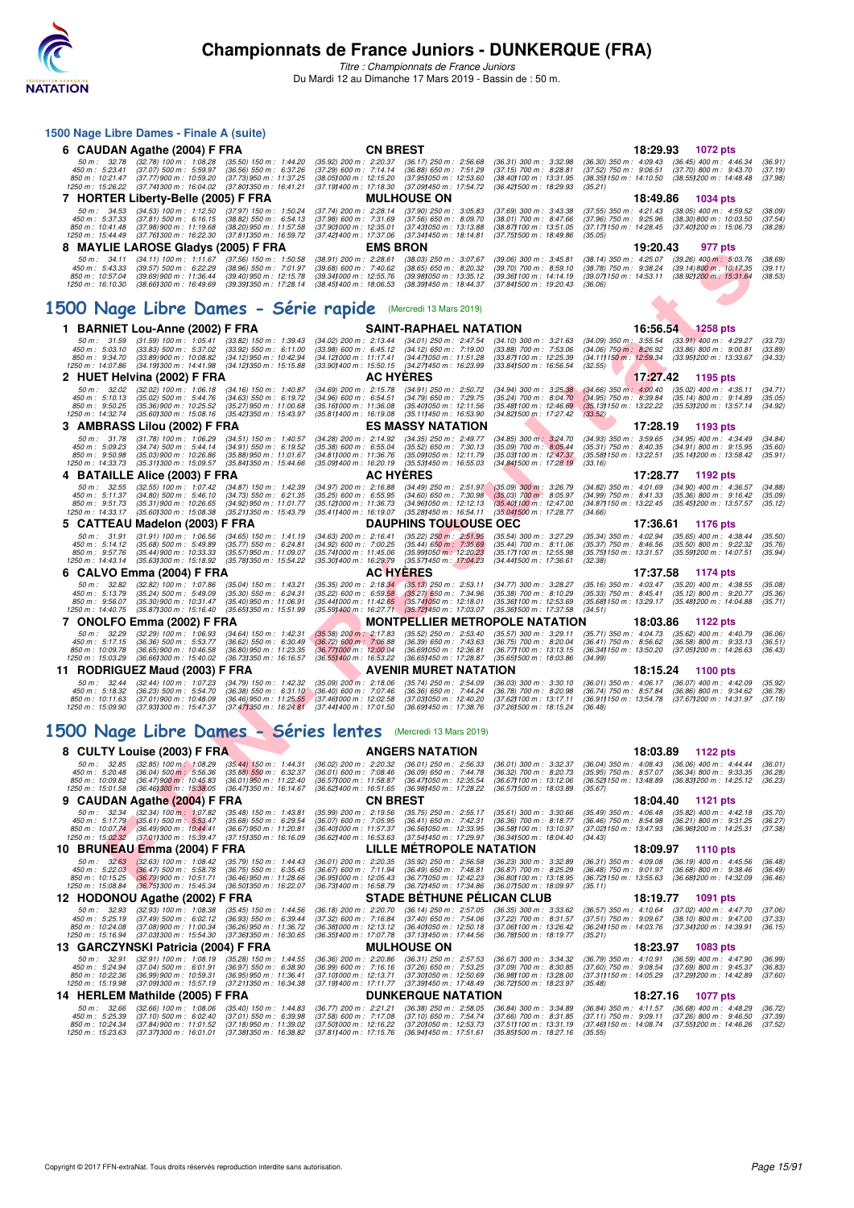# Championnats de France Juniors - DUNKERQUE (FRA)

*Titre : Championnats de France Juniors*
Du Mardi 12 au Dimanche 17 Mars 2019 - Bassin de : 50 m.

### 1500 Nage Libre Dames - Finale A (suite)

**6 CAUDAN Agathe (2004) F FRA** — CN BREST — 18:29.93 — 1072 pts

50 m : 32.78 (32.78) 100 m : 1:08.28 (35.50) 150 m : 1:44.20 (35.92) 200 m : 2:20.37 (36.17) 250 m : 2:56.68 (36.31) 300 m : 3:32.98 (36.30) 350 m : 4:09.43 (36.45) 400 m : 4:46.34 (36.91)
450 m : 5:23.41 (37.07) 500 m : 5:59.97 (36.56) 550 m : 6:37.26 (37.29) 600 m : 7:14.14 (36.88) 650 m : 7:51.29 (37.15) 700 m : 8:28.81 (37.52) 750 m : 9:06.51 (37.70) 800 m : 9:43.70 (37.19)
850 m : 10:21.47 (37.77) 900 m : 10:59.20 (37.73) 950 m : 11:37.25 (38.05) 1000 m : 12:15.20 (37.95) 1050 m : 12:53.60 (38.40) 1100 m : 13:31.95 (38.35) 1150 m : 14:10.50 (38.55) 1200 m : 14:48.48 (37.98)
1250 m : 15:26.22 (37.74) 1300 m : 16:04.02 (37.80) 1350 m : 16:41.21 (37.19) 1400 m : 17:18.30 (37.09) 1450 m : 17:54.72 (36.42) 1500 m : 18:29.93 (35.21)

**7 HORTER Liberty-Belle (2005) F FRA** — MULHOUSE ON — 18:49.86 — 1034 pts

50 m : 34.53 (34.53) 100 m : 1:12.50 (37.97) 150 m : 1:50.24 (37.74) 200 m : 2:28.14 (37.90) 250 m : 3:05.83 (37.69) 300 m : 3:43.38 (37.55) 350 m : 4:21.43 (38.05) 400 m : 4:59.52 (38.09)
450 m : 5:37.33 (37.81) 500 m : 6:16.15 (38.82) 550 m : 6:54.13 (37.98) 600 m : 7:31.69 (37.56) 650 m : 8:09.70 (38.01) 700 m : 8:47.66 (37.96) 750 m : 9:25.96 (38.30) 800 m : 10:03.50 (37.54)
850 m : 10:41.48 (37.98) 900 m : 11:19.68 (38.20) 950 m : 11:57.58 (37.90) 1000 m : 12:35.01 (37.43) 1050 m : 13:13.88 (38.87) 1100 m : 13:51.05 (37.17) 1150 m : 14:28.45 (37.40) 1200 m : 15:06.73 (38.28)
1250 m : 15:44.49 (37.76) 1300 m : 16:22.30 (37.81) 1350 m : 16:59.72 (37.42) 1400 m : 17:37.06 (37.34) 1450 m : 18:14.81 (37.75) 1500 m : 18:49.86 (35.05)

**8 MAYLIE LAROSE Gladys (2005) F FRA** — EMS BRON — 19:20.43 — 977 pts

50 m : 34.11 (34.11) 100 m : 1:11.67 (37.56) 150 m : 1:50.58 (38.91) 200 m : 2:28.61 (38.03) 250 m : 3:07.67 (39.06) 300 m : 3:45.81 (38.14) 350 m : 4:25.07 (39.26) 400 m : 5:03.76 (38.69)
450 m : 5:43.33 (39.57) 500 m : 6:22.29 (38.96) 550 m : 7:01.97 (39.68) 600 m : 7:40.62 (38.65) 650 m : 8:20.32 (39.70) 700 m : 8:59.10 (38.78) 750 m : 9:38.24 (39.14) 800 m : 10:17.35 (39.11)
850 m : 10:57.04 (39.69) 900 m : 11:36.44 (39.40) 950 m : 12:15.78 (39.34) 1000 m : 12:55.76 (39.98) 1050 m : 13:35.12 (39.36) 1100 m : 14:14.19 (39.07) 1150 m : 14:53.11 (38.92) 1200 m : 15:31.64 (38.53)
1250 m : 16:10.30 (38.66) 1300 m : 16:49.69 (39.39) 1350 m : 17:28.14 (38.45) 1400 m : 18:06.53 (38.39) 1450 m : 18:44.37 (37.84) 1500 m : 19:20.43 (36.06)

## 1500 Nage Libre Dames - Série rapide (Mercredi 13 Mars 2019)

**1 BARNIET Lou-Anne (2002) F FRA** — SAINT-RAPHAEL NATATION — 16:56.54 — 1258 pts

50 m : 31.59 (31.59) 100 m : 1:05.41 (33.82) 150 m : 1:39.43 (34.02) 200 m : 2:13.44 (34.01) 250 m : 2:47.54 (34.10) 300 m : 3:21.63 (34.09) 350 m : 3:55.54 (33.91) 400 m : 4:29.27 (33.73)
450 m : 5:03.10 (33.83) 500 m : 5:37.02 (33.92) 550 m : 6:11.00 (33.98) 600 m : 6:45.12 (34.12) 650 m : 7:19.00 (33.88) 700 m : 7:53.06 (34.06) 750 m : 8:26.92 (33.86) 800 m : 9:00.81 (33.89)
850 m : 9:34.70 (33.89) 900 m : 10:08.82 (34.12) 950 m : 10:42.94 (34.12) 1000 m : 11:17.41 (34.47) 1050 m : 11:51.28 (33.87) 1100 m : 12:25.39 (34.11) 1150 m : 12:59.34 (33.95) 1200 m : 13:33.67 (34.33)
1250 m : 14:07.86 (34.19) 1300 m : 14:41.98 (34.12) 1350 m : 15:15.88 (33.90) 1400 m : 15:50.15 (34.27) 1450 m : 16:23.99 (33.84) 1500 m : 16:56.54 (32.55)

**2 HUET Helvina (2002) F FRA** — AC HYÈRES — 17:27.42 — 1195 pts

50 m : 32.02 (32.02) 100 m : 1:06.18 (34.16) 150 m : 1:40.87 (34.69) 200 m : 2:15.78 (34.91) 250 m : 2:50.72 (34.94) 300 m : 3:25.38 (34.66) 350 m : 4:00.40 (35.02) 400 m : 4:35.11 (34.71)
450 m : 5:10.13 (35.02) 500 m : 5:44.76 (34.63) 550 m : 6:19.72 (34.96) 600 m : 6:54.51 (34.79) 650 m : 7:29.75 (35.24) 700 m : 8:04.70 (34.95) 750 m : 8:39.84 (35.14) 800 m : 9:14.89 (35.05)
850 m : 9:50.25 (35.36) 900 m : 10:25.52 (35.27) 950 m : 11:00.68 (35.16) 1000 m : 11:36.08 (35.40) 1050 m : 12:11.56 (35.48) 1100 m : 12:46.69 (35.13) 1150 m : 13:22.22 (35.53) 1200 m : 13:57.14 (34.92)
1250 m : 14:32.74 (35.60) 1300 m : 15:08.16 (35.42) 1350 m : 15:43.97 (35.81) 1400 m : 16:19.08 (35.11) 1450 m : 16:53.90 (34.82) 1500 m : 17:27.42 (33.52)

**3 AMBRASS Lilou (2002) F FRA** — ES MASSY NATATION — 17:28.19 — 1193 pts

50 m : 31.78 (31.78) 100 m : 1:06.29 (34.51) 150 m : 1:40.57 (34.28) 200 m : 2:14.92 (34.35) 250 m : 2:49.77 (34.85) 300 m : 3:24.70 (34.93) 350 m : 3:59.65 (34.95) 400 m : 4:34.49 (34.84)
450 m : 5:09.23 (34.74) 500 m : 5:44.14 (34.91) 550 m : 6:19.52 (35.38) 600 m : 6:55.04 (35.52) 650 m : 7:30.13 (35.09) 700 m : 8:05.44 (35.31) 750 m : 8:40.35 (34.91) 800 m : 9:15.95 (35.60)
850 m : 9:50.98 (35.03) 900 m : 10:26.86 (35.88) 950 m : 11:01.77 (34.91) 1000 m : 11:36.76 (34.99) 1050 m : 12:11.79 (35.03) 1100 m : 12:47.37 (35.58) 1150 m : 13:22.51 (35.14) 1200 m : 13:58.42 (35.91)
1250 m : 14:33.73 (35.31) 1300 m : 15:09.57 (35.84) 1350 m : 15:44.66 (35.09) 1400 m : 16:20.19 (35.53) 1450 m : 16:55.03 (34.84) 1500 m : 17:28.19 (33.16)

**4 BATAILLE Alice (2003) F FRA** — AC HYÈRES — 17:28.77 — 1192 pts

50 m : 32.55 (32.55) 100 m : 1:07.42 (34.87) 150 m : 1:42.39 (34.97) 200 m : 2:16.88 (34.49) 250 m : 2:51.97 (35.09) 300 m : 3:26.79 (34.82) 350 m : 4:01.69 (34.90) 400 m : 4:36.57 (34.88)
450 m : 5:11.37 (34.80) 500 m : 5:46.10 (34.73) 550 m : 6:21.35 (35.25) 600 m : 6:55.95 (34.60) 650 m : 7:30.98 (35.03) 700 m : 8:05.97 (34.99) 750 m : 8:41.33 (35.36) 800 m : 9:16.42 (35.09)
850 m : 9:51.73 (35.31) 900 m : 10:26.65 (34.92) 950 m : 11:01.77 (35.12) 1000 m : 11:36.73 (34.96) 1050 m : 12:12.13 (35.40) 1100 m : 12:47.00 (34.87) 1150 m : 13:22.45 (35.45) 1200 m : 13:57.57 (35.12)
1250 m : 14:33.17 (35.60) 1300 m : 15:08.38 (35.21) 1350 m : 15:43.79 (35.41) 1400 m : 16:19.07 (35.28) 1450 m : 16:54.11 (35.04) 1500 m : 17:28.77 (34.66)

**5 CATTEAU Madelon (2003) F FRA** — DAUPHINS TOULOUSE OEC — 17:36.61 — 1176 pts

50 m : 31.91 (31.91) 100 m : 1:06.56 (34.65) 150 m : 1:41.19 (34.63) 200 m : 2:16.41 (35.22) 250 m : 2:51.95 (35.54) 300 m : 3:27.29 (35.34) 350 m : 4:02.94 (35.65) 400 m : 4:38.44 (35.50)
450 m : 5:14.12 (35.68) 500 m : 5:49.89 (35.77) 550 m : 6:24.81 (34.92) 600 m : 7:00.25 (35.44) 650 m : 7:35.69 (35.44) 700 m : 8:11.06 (35.37) 750 m : 8:46.56 (35.50) 800 m : 9:22.32 (35.76)
850 m : 9:57.76 (35.44) 900 m : 10:33.33 (35.57) 950 m : 11:09.07 (35.74) 1000 m : 11:45.06 (35.99) 1050 m : 12:20.23 (35.17) 1100 m : 12:55.98 (35.75) 1150 m : 13:31.57 (35.59) 1200 m : 14:07.51 (35.94)
1250 m : 14:43.14 (35.63) 1300 m : 15:18.92 (35.78) 1350 m : 15:54.22 (35.30) 1400 m : 16:29.79 (35.57) 1450 m : 17:04.23 (34.44) 1500 m : 17:36.61 (32.38)

**6 CALVO Emma (2004) F FRA** — AC HYÈRES — 17:37.58 — 1174 pts

50 m : 32.82 (32.82) 100 m : 1:07.86 (35.04) 150 m : 1:43.21 (35.35) 200 m : 2:18.34 (35.13) 250 m : 2:53.11 (34.77) 300 m : 3:28.27 (35.16) 350 m : 4:03.47 (35.20) 400 m : 4:38.55 (35.08)
450 m : 5:13.79 (35.24) 500 m : 5:49.09 (35.30) 550 m : 6:24.31 (35.22) 600 m : 6:59.58 (35.27) 650 m : 7:34.96 (35.38) 700 m : 8:10.29 (35.33) 750 m : 8:45.41 (35.12) 800 m : 9:20.77 (35.36)
850 m : 9:56.07 (35.30) 900 m : 10:31.47 (35.40) 950 m : 11:06.91 (35.44) 1000 m : 11:42.65 (35.74) 1050 m : 12:18.01 (35.36) 1100 m : 12:53.69 (35.68) 1150 m : 13:29.17 (35.48) 1200 m : 14:04.88 (35.71)
1250 m : 14:40.75 (35.87) 1300 m : 15:16.40 (35.65) 1350 m : 15:51.99 (35.59) 1400 m : 16:27.71 (35.72) 1450 m : 17:03.07 (35.36) 1500 m : 17:37.58 (34.51)

**7 ONOLFO Emma (2002) F FRA** — MONTPELLIER METROPOLE NATATION — 18:03.86 — 1122 pts

50 m : 32.29 (32.29) 100 m : 1:06.93 (34.64) 150 m : 1:42.31 (35.38) 200 m : 2:17.83 (35.52) 250 m : 2:53.40 (35.57) 300 m : 3:29.11 (35.71) 350 m : 4:04.73 (35.62) 400 m : 4:40.79 (36.06)
450 m : 5:17.15 (36.36) 500 m : 5:53.77 (36.62) 550 m : 6:30.49 (36.72) 600 m : 7:06.88 (36.39) 650 m : 7:43.63 (36.75) 700 m : 8:20.04 (36.41) 750 m : 8:56.62 (36.58) 800 m : 9:33.13 (36.51)
850 m : 10:09.78 (36.65) 900 m : 10:46.58 (36.80) 950 m : 11:23.35 (36.77) 1000 m : 12:00.04 (36.69) 1050 m : 12:36.81 (36.77) 1100 m : 13:13.15 (36.34) 1150 m : 13:50.20 (37.05) 1200 m : 14:26.63 (36.43)
1250 m : 15:03.29 (36.66) 1300 m : 15:40.02 (36.73) 1350 m : 16:16.57 (36.55) 1400 m : 16:53.22 (36.65) 1450 m : 17:28.87 (35.65) 1500 m : 18:03.86 (34.99)

**11 RODRIGUEZ Maud (2003) F FRA** — AVENIR MURET NATATION — 18:15.24 — 1100 pts

50 m : 32.44 (32.44) 100 m : 1:07.23 (34.79) 150 m : 1:42.32 (35.09) 200 m : 2:18.06 (35.74) 250 m : 2:54.09 (36.03) 300 m : 3:30.10 (36.01) 350 m : 4:06.17 (36.07) 400 m : 4:42.09 (35.92)
450 m : 5:18.32 (36.23) 500 m : 5:54.70 (36.38) 550 m : 6:31.10 (36.40) 600 m : 7:07.46 (36.36) 650 m : 7:44.24 (36.78) 700 m : 8:20.98 (36.74) 750 m : 8:57.84 (36.86) 800 m : 9:34.62 (36.78)
850 m : 10:11.63 (37.01) 900 m : 10:48.09 (36.46) 950 m : 11:25.55 (37.46) 1000 m : 12:02.58 (37.03) 1050 m : 12:40.20 (37.62) 1100 m : 13:17.11 (36.91) 1150 m : 13:54.78 (37.67) 1200 m : 14:31.97 (37.19)
1250 m : 15:09.90 (37.93) 1300 m : 15:47.37 (37.47) 1350 m : 16:24.81 (37.44) 1400 m : 17:01.50 (36.69) 1450 m : 17:38.76 (37.26) 1500 m : 18:15.24 (36.48)

## 1500 Nage Libre Dames - Séries lentes (Mercredi 13 Mars 2019)

**8 CULTY Louise (2003) F FRA** — ANGERS NATATION — 18:03.89 — 1122 pts

50 m : 32.85 (32.85) 100 m : 1:08.29 (35.44) 150 m : 1:44.31 (36.02) 200 m : 2:20.32 (36.01) 250 m : 2:56.33 (36.01) 300 m : 3:32.37 (36.04) 350 m : 4:08.43 (36.06) 400 m : 4:44.44 (36.01)
450 m : 5:20.48 (36.04) 500 m : 5:56.36 (35.88) 550 m : 6:32.37 (36.01) 600 m : 7:08.46 (36.09) 650 m : 7:44.78 (36.32) 700 m : 8:20.73 (35.95) 750 m : 8:57.07 (36.34) 800 m : 9:33.35 (36.28)
850 m : 10:09.82 (36.47) 900 m : 10:45.83 (36.01) 950 m : 11:22.40 (36.57) 1000 m : 11:58.87 (36.47) 1050 m : 12:35.54 (36.67) 1100 m : 13:12.06 (36.52) 1150 m : 13:48.89 (36.83) 1200 m : 14:25.12 (36.23)
1250 m : 15:01.58 (36.46) 1300 m : 15:38.05 (36.47) 1350 m : 16:14.67 (36.62) 1400 m : 16:51.65 (36.98) 1450 m : 17:28.22 (36.57) 1500 m : 18:03.89 (35.67)

**9 CAUDAN Agathe (2004) F FRA** — CN BREST — 18:04.40 — 1121 pts

50 m : 32.34 (32.34) 100 m : 1:07.82 (35.48) 150 m : 1:43.81 (35.99) 200 m : 2:19.56 (35.75) 250 m : 2:55.17 (35.61) 300 m : 3:30.66 (35.49) 350 m : 4:06.48 (35.82) 400 m : 4:42.18 (35.70)
450 m : 5:17.79 (35.61) 500 m : 5:53.47 (35.68) 550 m : 6:29.54 (36.07) 600 m : 7:05.95 (36.41) 650 m : 7:42.31 (36.36) 700 m : 8:18.77 (36.46) 750 m : 8:54.98 (36.21) 800 m : 9:31.25 (36.27)
850 m : 10:07.74 (36.49) 900 m : 10:44.41 (36.67) 950 m : 11:20.81 (36.40) 1000 m : 11:57.37 (36.56) 1050 m : 12:33.95 (36.58) 1100 m : 13:10.97 (37.02) 1150 m : 13:47.93 (36.96) 1200 m : 14:25.31 (37.38)
1250 m : 15:02.32 (37.01) 1300 m : 15:39.47 (37.15) 1350 m : 16:16.09 (36.62) 1400 m : 16:53.63 (37.54) 1450 m : 17:29.97 (36.34) 1500 m : 18:04.40 (34.43)

**10 BRUNEAU Emma (2004) F FRA** — LILLE MÉTROPOLE NATATION — 18:09.97 — 1110 pts

50 m : 32.63 (32.63) 100 m : 1:08.42 (35.79) 150 m : 1:44.43 (36.01) 200 m : 2:20.35 (35.92) 250 m : 2:56.58 (36.23) 300 m : 3:32.89 (36.31) 350 m : 4:09.08 (36.19) 400 m : 4:45.56 (36.48)
450 m : 5:22.03 (36.47) 500 m : 5:58.78 (36.75) 550 m : 6:35.45 (36.67) 600 m : 7:11.94 (36.49) 650 m : 7:48.81 (36.87) 700 m : 8:25.29 (36.48) 750 m : 9:01.97 (36.68) 800 m : 9:38.46 (36.49)
850 m : 10:15.25 (36.79) 900 m : 10:51.71 (36.46) 950 m : 11:28.66 (36.95) 1000 m : 12:05.43 (36.77) 1050 m : 12:42.23 (36.80) 1100 m : 13:18.95 (36.72) 1150 m : 13:55.63 (36.68) 1200 m : 14:32.09 (36.46)
1250 m : 15:08.84 (36.75) 1300 m : 15:45.34 (36.50) 1350 m : 16:22.07 (36.73) 1400 m : 16:58.79 (36.72) 1450 m : 17:34.86 (36.07) 1500 m : 18:09.97 (35.11)

**12 HODONOU Agathe (2002) F FRA** — STADE BÉTHUNE PÉLICAN CLUB — 18:19.77 — 1091 pts

50 m : 32.93 (32.93) 100 m : 1:08.38 (35.45) 150 m : 1:44.56 (36.18) 200 m : 2:20.70 (36.14) 250 m : 2:57.05 (36.35) 300 m : 3:33.62 (36.57) 350 m : 4:10.64 (37.02) 400 m : 4:47.70 (37.06)
450 m : 5:25.19 (37.49) 500 m : 6:02.12 (36.93) 550 m : 6:39.44 (37.32) 600 m : 7:16.84 (37.40) 650 m : 7:54.06 (37.22) 700 m : 8:31.57 (37.51) 750 m : 9:09.67 (38.10) 800 m : 9:47.00 (37.33)
850 m : 10:24.08 (37.08) 900 m : 11:00.34 (36.26) 950 m : 11:36.72 (36.38) 1000 m : 12:13.12 (36.40) 1050 m : 12:50.18 (37.06) 1100 m : 13:26.42 (36.24) 1150 m : 14:03.76 (37.34) 1200 m : 14:39.91 (36.15)
1250 m : 15:16.94 (37.03) 1300 m : 15:54.30 (37.36) 1350 m : 16:30.65 (36.35) 1400 m : 17:07.78 (37.13) 1450 m : 17:44.56 (36.78) 1500 m : 18:19.77 (35.21)

**13 GARCZYNSKI Patricia (2004) F FRA** — MULHOUSE ON — 18:23.97 — 1083 pts

50 m : 32.91 (32.91) 100 m : 1:08.19 (35.28) 150 m : 1:44.55 (36.36) 200 m : 2:20.86 (36.31) 250 m : 2:57.53 (36.67) 300 m : 3:34.32 (36.79) 350 m : 4:10.91 (36.59) 400 m : 4:47.90 (36.99)
450 m : 5:24.94 (37.04) 500 m : 6:01.91 (36.97) 550 m : 6:38.90 (36.99) 600 m : 7:16.16 (37.26) 650 m : 7:53.25 (37.09) 700 m : 8:30.85 (37.60) 750 m : 9:08.54 (37.69) 800 m : 9:45.37 (36.83)
850 m : 10:22.36 (36.99) 900 m : 10:59.31 (36.95) 950 m : 11:36.41 (37.10) 1000 m : 12:13.71 (37.30) 1050 m : 12:50.69 (36.98) 1100 m : 13:28.00 (37.31) 1150 m : 14:05.29 (37.29) 1200 m : 14:42.89 (37.60)
1250 m : 15:19.98 (37.09) 1300 m : 15:57.19 (37.21) 1350 m : 16:34.38 (37.19) 1400 m : 17:11.77 (37.39) 1450 m : 17:48.49 (36.72) 1500 m : 18:23.97 (35.48)

**14 HERLEM Mathilde (2005) F FRA** — DUNKERQUE NATATION — 18:27.16 — 1077 pts

50 m : 32.66 (32.66) 100 m : 1:08.06 (35.40) 150 m : 1:44.83 (36.77) 200 m : 2:21.21 (36.38) 250 m : 2:58.05 (36.84) 300 m : 3:34.89 (36.84) 350 m : 4:11.57 (36.68) 400 m : 4:48.29 (36.72)
450 m : 5:25.39 (37.10) 500 m : 6:02.40 (37.01) 550 m : 6:39.98 (37.58) 600 m : 7:17.08 (37.10) 650 m : 7:54.74 (37.66) 700 m : 8:31.85 (37.11) 750 m : 9:08.11 (36.26) 800 m : 9:46.50 (38.39)
850 m : 10:24.34 (37.84) 900 m : 11:01.52 (37.18) 950 m : 11:39.02 (37.50) 1000 m : 12:16.22 (37.20) 1050 m : 12:53.73 (37.51) 1100 m : 13:31.19 (37.46) 1150 m : 14:08.74 (37.55) 1200 m : 14:46.26 (37.52)
1250 m : 15:23.63 (37.37) 1300 m : 16:01.01 (37.38) 1350 m : 16:38.82 (37.81) 1400 m : 17:15.76 (36.94) 1450 m : 17:51.61 (35.85) 1500 m : 18:27.16 (35.55)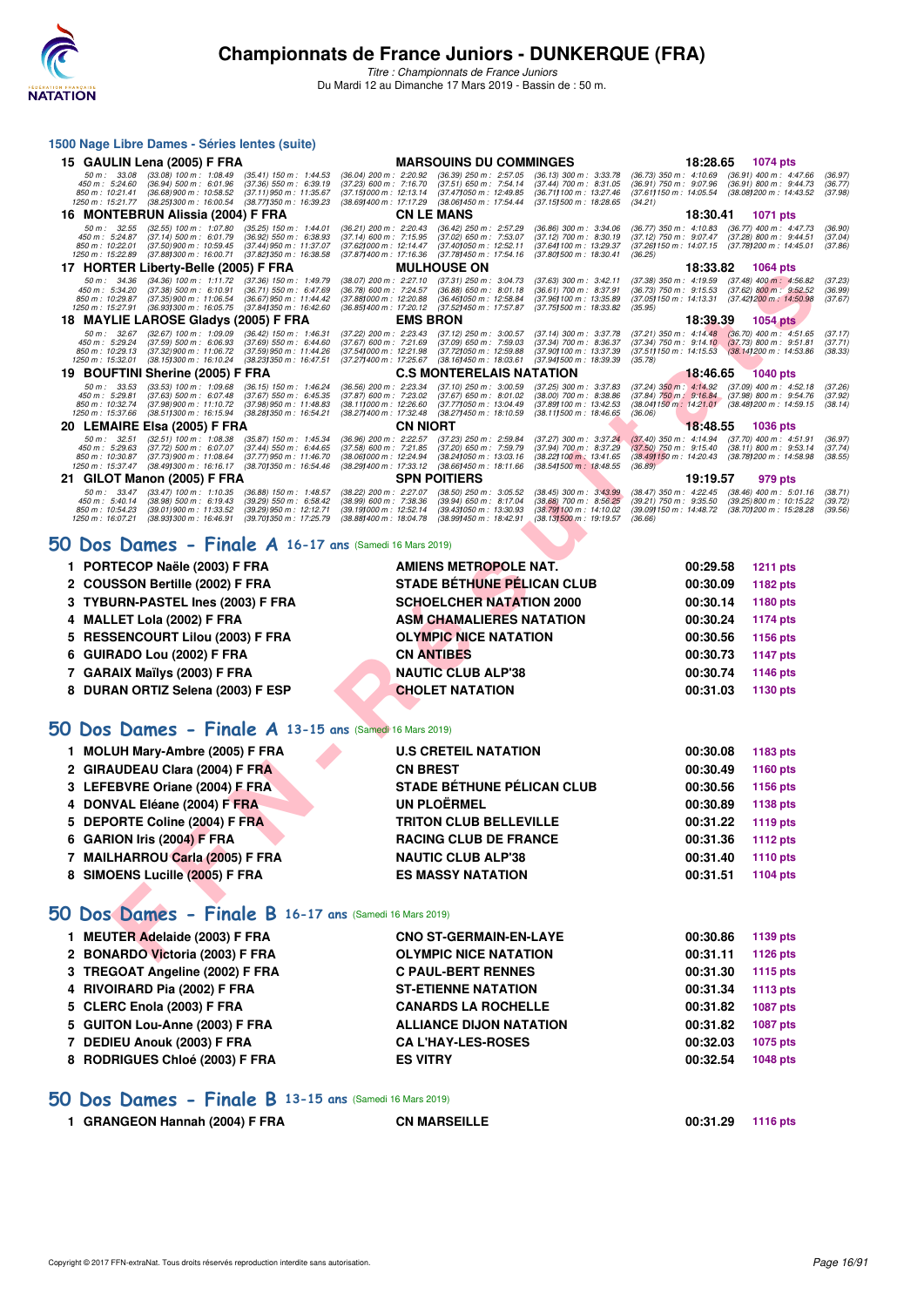# Championnats de France Juniors - DUNKERQUE (FRA)

*Titre : Championnats de France Juniors*
Du Mardi 12 au Dimanche 17 Mars 2019 - Bassin de : 50 m.

## 1500 Nage Libre Dames - Séries lentes (suite)

**15 GAULIN Lena (2005) F FRA — MARSOUINS DU COMMINGES — 18:28.65 — 1074 pts**

50 m : 33.08 (33.08) 100 m : 1:08.49 (35.41) 150 m : 1:44.53 (36.04) 200 m : 2:20.92 (36.39) 250 m : 2:57.05 (36.13) 300 m : 3:33.78 (36.73) 350 m : 4:10.69 (36.91) 400 m : 4:47.66 (36.97)
450 m : 5:24.60 (36.94) 500 m : 6:01.96 (37.36) 550 m : 6:39.19 (37.23) 600 m : 7:16.70 (37.51) 650 m : 7:54.14 (37.44) 700 m : 8:31.05 (36.91) 750 m : 9:07.96 (36.91) 800 m : 9:44.73 (36.77)
850 m : 10:21.41 (36.68) 900 m : 10:58.52 (37.11) 950 m : 11:35.67 (37.15) 1000 m : 12:13.14 (37.47) 1050 m : 12:49.85 (36.71) 1100 m : 13:27.46 (37.61) 1150 m : 14:05.54 (38.08) 1200 m : 14:43.52 (37.98)
1250 m : 15:21.77 (38.25) 1300 m : 16:00.54 (38.77) 1350 m : 16:39.23 (38.69) 1400 m : 17:17.29 (38.06) 1450 m : 17:54.44 (37.15) 1500 m : 18:28.65 (34.21)

**16 MONTEBRUN Alissia (2004) F FRA — CN LE MANS — 18:30.41 — 1071 pts**

50 m : 32.55 (32.55) 100 m : 1:07.80 (35.25) 150 m : 1:44.01 (36.21) 200 m : 2:20.43 (36.42) 250 m : 2:57.29 (36.86) 300 m : 3:34.06 (36.77) 350 m : 4:10.83 (36.77) 400 m : 4:47.73 (36.90)
450 m : 5:24.87 (37.14) 500 m : 6:01.79 (36.92) 550 m : 6:38.93 (37.14) 600 m : 7:15.95 (37.02) 650 m : 7:53.07 (37.12) 700 m : 8:30.19 (37.12) 750 m : 9:07.47 (37.28) 800 m : 9:44.51 (37.04)
850 m : 10:22.01 (37.50) 900 m : 10:59.45 (37.44) 950 m : 11:37.07 (37.62) 1000 m : 12:14.47 (37.40) 1050 m : 12:52.11 (37.64) 1100 m : 13:29.37 (37.26) 1150 m : 14:07.15 (37.78) 1200 m : 14:45.01 (37.86)
1250 m : 15:22.89 (37.88) 1300 m : 16:00.71 (37.82) 1350 m : 16:38.58 (37.87) 1400 m : 17:16.36 (37.78) 1450 m : 17:54.16 (37.80) 1500 m : 18:30.41 (36.25)

**17 HORTER Liberty-Belle (2005) F FRA — MULHOUSE ON — 18:33.82 — 1064 pts**

50 m : 34.36 (34.36) 100 m : 1:11.72 (37.36) 150 m : 1:49.79 (38.07) 200 m : 2:27.10 (37.31) 250 m : 3:04.73 (37.63) 300 m : 3:42.11 (37.38) 350 m : 4:19.59 (37.48) 400 m : 4:56.82 (37.23)
450 m : 5:34.20 (37.38) 500 m : 6:10.91 (36.71) 550 m : 6:47.69 (36.78) 600 m : 7:24.57 (36.88) 650 m : 8:01.18 (36.61) 700 m : 8:37.91 (36.73) 750 m : 9:15.53 (37.62) 800 m : 9:52.52 (36.99)
850 m : 10:29.87 (37.35) 900 m : 11:06.54 (36.67) 950 m : 11:44.42 (37.88) 1000 m : 12:20.88 (36.46) 1050 m : 12:58.84 (37.96) 1100 m : 13:35.89 (37.05) 1150 m : 14:13.31 (37.42) 1200 m : 14:50.98 (37.67)
1250 m : 15:27.91 (36.93) 1300 m : 16:05.75 (37.84) 1350 m : 16:42.60 (36.85) 1400 m : 17:20.12 (37.52) 1450 m : 17:57.87 (37.75) 1500 m : 18:33.82 (35.95)

**18 MAYLIE LAROSE Gladys (2005) F FRA — EMS BRON — 18:39.39 — 1054 pts**

50 m : 32.67 (32.67) 100 m : 1:09.09 (36.42) 150 m : 1:46.31 (37.22) 200 m : 2:23.43 (37.12) 250 m : 3:00.57 (37.14) 300 m : 3:37.78 (37.21) 350 m : 4:14.48 (36.70) 400 m : 4:51.65 (37.17)
450 m : 5:29.24 (37.59) 500 m : 6:06.93 (37.69) 550 m : 6:44.60 (37.67) 600 m : 7:21.69 (37.09) 650 m : 7:59.03 (37.34) 700 m : 8:36.37 (37.34) 750 m : 9:14.10 (37.73) 800 m : 9:51.81 (37.71)
850 m : 10:29.13 (37.32) 900 m : 11:06.72 (37.59) 950 m : 11:44.26 (37.54) 1000 m : 12:21.98 (37.72) 1050 m : 12:59.88 (37.90) 1100 m : 13:37.39 (37.51) 1150 m : 14:15.53 (38.14) 1200 m : 14:53.86 (38.33)
1250 m : 15:32.01 (38.15) 1300 m : 16:10.24 (38.23) 1350 m : 16:47.51 (37.27) 1400 m : 17:25.67 (38.16) 1450 m : 18:03.61 (37.94) 1500 m : 18:39.39 (35.78)

**19 BOUFTINI Sherine (2005) F FRA — C.S MONTERELAIS NATATION — 18:46.65 — 1040 pts**

50 m : 33.53 (33.53) 100 m : 1:09.68 (36.15) 150 m : 1:46.24 (36.56) 200 m : 2:23.34 (37.10) 250 m : 3:00.59 (37.25) 300 m : 3:37.83 (37.24) 350 m : 4:14.92 (37.09) 400 m : 4:52.18 (37.26)
450 m : 5:29.81 (37.63) 500 m : 6:07.48 (37.67) 550 m : 6:45.35 (37.87) 600 m : 7:23.02 (37.67) 650 m : 8:01.02 (38.00) 700 m : 8:38.86 (37.84) 750 m : 9:16.84 (37.98) 800 m : 9:54.76 (37.92)
850 m : 10:32.74 (37.98) 900 m : 11:10.72 (37.98) 950 m : 11:48.83 (38.11) 1000 m : 12:26.60 (37.77) 1050 m : 13:04.49 (37.89) 1100 m : 13:42.53 (38.04) 1150 m : 14:21.01 (38.48) 1200 m : 14:59.15 (38.14)
1250 m : 15:37.66 (38.51) 1300 m : 16:15.94 (38.28) 1350 m : 16:54.21 (38.27) 1400 m : 17:32.48 (38.27) 1450 m : 18:10.59 (38.11) 1500 m : 18:46.65 (36.06)

**20 LEMAIRE Elsa (2005) F FRA — CN NIORT — 18:48.55 — 1036 pts**

50 m : 32.51 (32.51) 100 m : 1:08.38 (35.87) 150 m : 1:45.34 (36.96) 200 m : 2:22.57 (37.23) 250 m : 2:59.84 (37.27) 300 m : 3:37.24 (37.40) 350 m : 4:14.94 (37.70) 400 m : 4:51.91 (36.97)
450 m : 5:29.63 (37.72) 500 m : 6:07.07 (37.44) 550 m : 6:44.65 (37.58) 600 m : 7:21.85 (37.20) 650 m : 7:59.79 (37.94) 700 m : 8:37.29 (37.50) 750 m : 9:15.40 (38.11) 800 m : 9:53.14 (37.74)
850 m : 10:30.87 (37.73) 900 m : 11:08.64 (37.77) 950 m : 11:46.70 (38.06) 1000 m : 12:24.94 (38.24) 1050 m : 13:03.16 (38.22) 1100 m : 13:41.65 (38.49) 1150 m : 14:20.43 (38.78) 1200 m : 14:58.98 (38.55)
1250 m : 15:37.47 (38.49) 1300 m : 16:16.17 (38.70) 1350 m : 16:54.46 (38.29) 1400 m : 17:33.12 (38.66) 1450 m : 18:11.66 (38.54) 1500 m : 18:48.55 (36.89)

**21 GILOT Manon (2005) F FRA — SPN POITIERS — 19:19.57 — 979 pts**

50 m : 33.47 (33.47) 100 m : 1:10.35 (36.88) 150 m : 1:48.57 (38.22) 200 m : 2:27.07 (38.50) 250 m : 3:05.52 (38.45) 300 m : 3:43.99 (38.47) 350 m : 4:22.45 (38.46) 400 m : 5:01.16 (38.71)
450 m : 5:40.14 (38.98) 500 m : 6:19.43 (39.29) 550 m : 6:58.42 (38.99) 600 m : 7:38.36 (39.94) 650 m : 8:17.04 (38.68) 700 m : 8:56.25 (39.21) 750 m : 9:35.50 (39.25) 800 m : 10:15.22 (39.72)
850 m : 10:54.23 (39.01) 900 m : 11:33.52 (39.29) 950 m : 12:12.71 (39.19) 1000 m : 12:52.14 (39.43) 1050 m : 13:30.93 (38.79) 1100 m : 14:10.02 (39.09) 1150 m : 14:48.72 (38.70) 1200 m : 15:28.28 (39.56)
1250 m : 16:07.21 (38.93) 1300 m : 16:46.91 (39.70) 1350 m : 17:25.79 (38.88) 1400 m : 18:04.78 (38.99) 1450 m : 18:42.91 (38.13) 1500 m : 19:19.57 (36.66)

## 50 Dos Dames - Finale A 16-17 ans (Samedi 16 Mars 2019)

| Rang | Nom | Club | Temps | Points |
|---|---|---|---|---|
| 1 | PORTECOP Naële (2003) F FRA | AMIENS METROPOLE NAT. | 00:29.58 | 1211 pts |
| 2 | COUSSON Bertille (2002) F FRA | STADE BÉTHUNE PÉLICAN CLUB | 00:30.09 | 1182 pts |
| 3 | TYBURN-PASTEL Ines (2003) F FRA | SCHOELCHER NATATION 2000 | 00:30.14 | 1180 pts |
| 4 | MALLET Lola (2002) F FRA | ASM CHAMALIERES NATATION | 00:30.24 | 1174 pts |
| 5 | RESSENCOURT Lilou (2003) F FRA | OLYMPIC NICE NATATION | 00:30.56 | 1156 pts |
| 6 | GUIRADO Lou (2002) F FRA | CN ANTIBES | 00:30.73 | 1147 pts |
| 7 | GARAIX Maïlys (2003) F FRA | NAUTIC CLUB ALP'38 | 00:30.74 | 1146 pts |
| 8 | DURAN ORTIZ Selena (2003) F ESP | CHOLET NATATION | 00:31.03 | 1130 pts |

## 50 Dos Dames - Finale A 13-15 ans (Samedi 16 Mars 2019)

| Rang | Nom | Club | Temps | Points |
|---|---|---|---|---|
| 1 | MOLUH Mary-Ambre (2005) F FRA | U.S CRETEIL NATATION | 00:30.08 | 1183 pts |
| 2 | GIRAUDEAU Clara (2004) F FRA | CN BREST | 00:30.49 | 1160 pts |
| 3 | LEFEBVRE Oriane (2004) F FRA | STADE BÉTHUNE PÉLICAN CLUB | 00:30.56 | 1156 pts |
| 4 | DONVAL Eléane (2004) F FRA | UN PLOËRMEL | 00:30.89 | 1138 pts |
| 5 | DEPORTE Coline (2004) F FRA | TRITON CLUB BELLEVILLE | 00:31.22 | 1119 pts |
| 6 | GARION Iris (2004) F FRA | RACING CLUB DE FRANCE | 00:31.36 | 1112 pts |
| 7 | MAILHARROU Carla (2005) F FRA | NAUTIC CLUB ALP'38 | 00:31.40 | 1110 pts |
| 8 | SIMOENS Lucille (2005) F FRA | ES MASSY NATATION | 00:31.51 | 1104 pts |

## 50 Dos Dames - Finale B 16-17 ans (Samedi 16 Mars 2019)

| Rang | Nom | Club | Temps | Points |
|---|---|---|---|---|
| 1 | MEUTER Adelaide (2003) F FRA | CNO ST-GERMAIN-EN-LAYE | 00:30.86 | 1139 pts |
| 2 | BONARDO Victoria (2003) F FRA | OLYMPIC NICE NATATION | 00:31.11 | 1126 pts |
| 3 | TREGOAT Angeline (2002) F FRA | C PAUL-BERT RENNES | 00:31.30 | 1115 pts |
| 4 | RIVOIRARD Pia (2002) F FRA | ST-ETIENNE NATATION | 00:31.34 | 1113 pts |
| 5 | CLERC Enola (2003) F FRA | CANARDS LA ROCHELLE | 00:31.82 | 1087 pts |
| 5 | GUITON Lou-Anne (2003) F FRA | ALLIANCE DIJON NATATION | 00:31.82 | 1087 pts |
| 7 | DEDIEU Anouk (2003) F FRA | CA L'HAY-LES-ROSES | 00:32.03 | 1075 pts |
| 8 | RODRIGUES Chloé (2003) F FRA | ES VITRY | 00:32.54 | 1048 pts |

## 50 Dos Dames - Finale B 13-15 ans (Samedi 16 Mars 2019)

| Rang | Nom | Club | Temps | Points |
|---|---|---|---|---|
| 1 | GRANGEON Hannah (2004) F FRA | CN MARSEILLE | 00:31.29 | 1116 pts |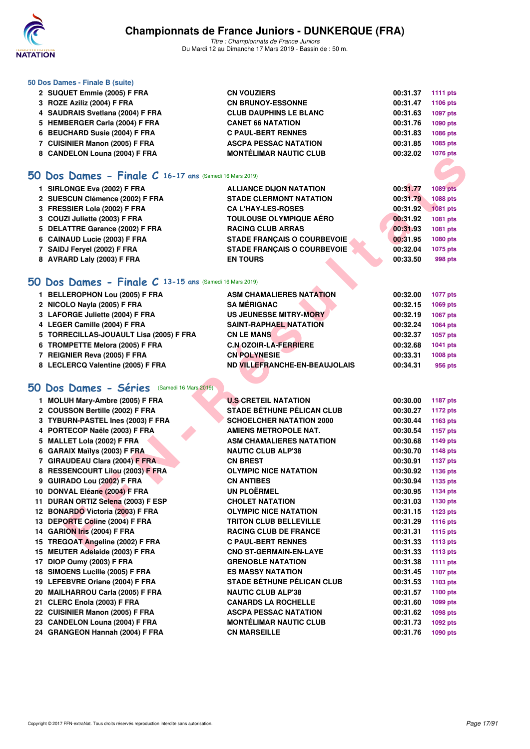### 50 Dos Dames - Finale B (suite)

| | | | | |
|---|---|---|---|---|
| 2 | SUQUET Emmie (2005) F FRA | CN VOUZIERS | 00:31.37 | 1111 pts |
| 3 | ROZE Aziliz (2004) F FRA | CN BRUNOY-ESSONNE | 00:31.47 | 1106 pts |
| 4 | SAUDRAIS Svetlana (2004) F FRA | CLUB DAUPHINS LE BLANC | 00:31.63 | 1097 pts |
| 5 | HEMBERGER Carla (2004) F FRA | CANET 66 NATATION | 00:31.76 | 1090 pts |
| 6 | BEUCHARD Susie (2004) F FRA | C PAUL-BERT RENNES | 00:31.83 | 1086 pts |
| 7 | CUISINIER Manon (2005) F FRA | ASCPA PESSAC NATATION | 00:31.85 | 1085 pts |
| 8 | CANDELON Louna (2004) F FRA | MONTÉLIMAR NAUTIC CLUB | 00:32.02 | 1076 pts |

## 50 Dos Dames - Finale C 16-17 ans (Samedi 16 Mars 2019)

| | | | | |
|---|---|---|---|---|
| 1 | SIRLONGE Eva (2002) F FRA | ALLIANCE DIJON NATATION | 00:31.77 | 1089 pts |
| 2 | SUESCUN Clémence (2002) F FRA | STADE CLERMONT NATATION | 00:31.79 | 1088 pts |
| 3 | FRESSIER Lola (2002) F FRA | CA L'HAY-LES-ROSES | 00:31.92 | 1081 pts |
| 3 | COUZI Juliette (2003) F FRA | TOULOUSE OLYMPIQUE AÉRO | 00:31.92 | 1081 pts |
| 5 | DELATTRE Garance (2002) F FRA | RACING CLUB ARRAS | 00:31.93 | 1081 pts |
| 6 | CAINAUD Lucie (2003) F FRA | STADE FRANÇAIS O COURBEVOIE | 00:31.95 | 1080 pts |
| 7 | SAIDJ Feryel (2002) F FRA | STADE FRANÇAIS O COURBEVOIE | 00:32.04 | 1075 pts |
| 8 | AVRARD Laly (2003) F FRA | EN TOURS | 00:33.50 | 998 pts |

## 50 Dos Dames - Finale C 13-15 ans (Samedi 16 Mars 2019)

| | | | | |
|---|---|---|---|---|
| 1 | BELLEROPHON Lou (2005) F FRA | ASM CHAMALIERES NATATION | 00:32.00 | 1077 pts |
| 2 | NICOLO Nayla (2005) F FRA | SA MÉRIGNAC | 00:32.15 | 1069 pts |
| 3 | LAFORGE Juliette (2004) F FRA | US JEUNESSE MITRY-MORY | 00:32.19 | 1067 pts |
| 4 | LEGER Camille (2004) F FRA | SAINT-RAPHAEL NATATION | 00:32.24 | 1064 pts |
| 5 | TORRECILLAS-JOUAULT Lisa (2005) F FRA | CN LE MANS | 00:32.37 | 1057 pts |
| 6 | TROMPETTE Melora (2005) F FRA | C.N OZOIR-LA-FERRIERE | 00:32.68 | 1041 pts |
| 7 | REIGNIER Reva (2005) F FRA | CN POLYNESIE | 00:33.31 | 1008 pts |
| 8 | LECLERCQ Valentine (2005) F FRA | ND VILLEFRANCHE-EN-BEAUJOLAIS | 00:34.31 | 956 pts |

## 50 Dos Dames - Séries (Samedi 16 Mars 2019)

| | | | | |
|---|---|---|---|---|
| 1 | MOLUH Mary-Ambre (2005) F FRA | U.S CRETEIL NATATION | 00:30.00 | 1187 pts |
| 2 | COUSSON Bertille (2002) F FRA | STADE BÉTHUNE PÉLICAN CLUB | 00:30.27 | 1172 pts |
| 3 | TYBURN-PASTEL Ines (2003) F FRA | SCHOELCHER NATATION 2000 | 00:30.44 | 1163 pts |
| 4 | PORTECOP Naële (2003) F FRA | AMIENS METROPOLE NAT. | 00:30.54 | 1157 pts |
| 5 | MALLET Lola (2002) F FRA | ASM CHAMALIERES NATATION | 00:30.68 | 1149 pts |
| 6 | GARAIX Maïlys (2003) F FRA | NAUTIC CLUB ALP'38 | 00:30.70 | 1148 pts |
| 7 | GIRAUDEAU Clara (2004) F FRA | CN BREST | 00:30.91 | 1137 pts |
| 8 | RESSENCOURT Lilou (2003) F FRA | OLYMPIC NICE NATATION | 00:30.92 | 1136 pts |
| 9 | GUIRADO Lou (2002) F FRA | CN ANTIBES | 00:30.94 | 1135 pts |
| 10 | DONVAL Eléane (2004) F FRA | UN PLOËRMEL | 00:30.95 | 1134 pts |
| 11 | DURAN ORTIZ Selena (2003) F ESP | CHOLET NATATION | 00:31.03 | 1130 pts |
| 12 | BONARDO Victoria (2003) F FRA | OLYMPIC NICE NATATION | 00:31.15 | 1123 pts |
| 13 | DEPORTE Coline (2004) F FRA | TRITON CLUB BELLEVILLE | 00:31.29 | 1116 pts |
| 14 | GARION Iris (2004) F FRA | RACING CLUB DE FRANCE | 00:31.31 | 1115 pts |
| 15 | TREGOAT Angeline (2002) F FRA | C PAUL-BERT RENNES | 00:31.33 | 1113 pts |
| 15 | MEUTER Adelaide (2003) F FRA | CNO ST-GERMAIN-EN-LAYE | 00:31.33 | 1113 pts |
| 17 | DIOP Oumy (2003) F FRA | GRENOBLE NATATION | 00:31.38 | 1111 pts |
| 18 | SIMOENS Lucille (2005) F FRA | ES MASSY NATATION | 00:31.45 | 1107 pts |
| 19 | LEFEBVRE Oriane (2004) F FRA | STADE BÉTHUNE PÉLICAN CLUB | 00:31.53 | 1103 pts |
| 20 | MAILHARROU Carla (2005) F FRA | NAUTIC CLUB ALP'38 | 00:31.57 | 1100 pts |
| 21 | CLERC Enola (2003) F FRA | CANARDS LA ROCHELLE | 00:31.60 | 1099 pts |
| 22 | CUISINIER Manon (2005) F FRA | ASCPA PESSAC NATATION | 00:31.62 | 1098 pts |
| 23 | CANDELON Louna (2004) F FRA | MONTÉLIMAR NAUTIC CLUB | 00:31.73 | 1092 pts |
| 24 | GRANGEON Hannah (2004) F FRA | CN MARSEILLE | 00:31.76 | 1090 pts |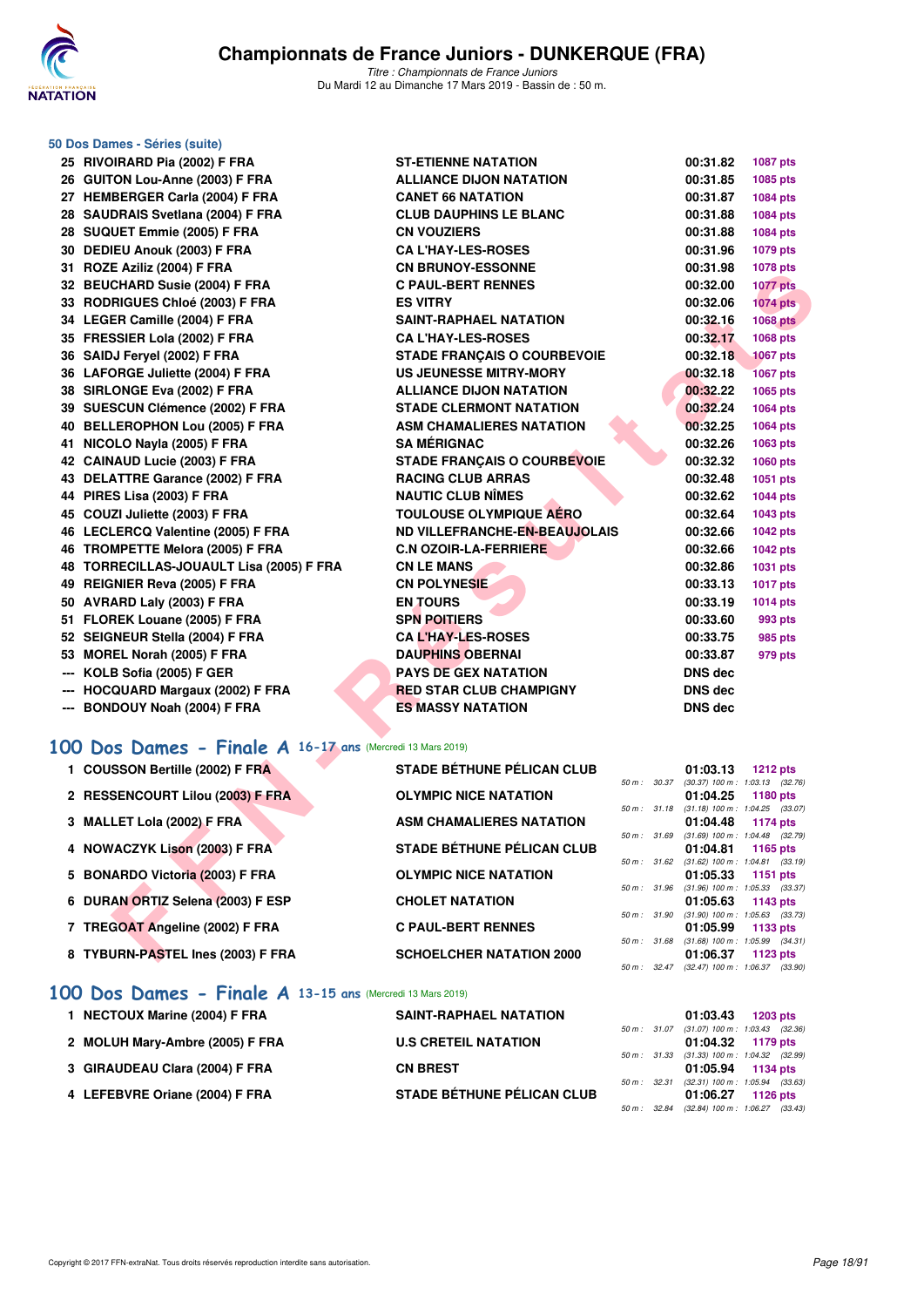### 50 Dos Dames - Séries (suite)

| Rang | Nom | Club | Temps | Points |
|---|---|---|---|---|
| 25 | RIVOIRARD Pia (2002) F FRA | ST-ETIENNE NATATION | 00:31.82 | 1087 pts |
| 26 | GUITON Lou-Anne (2003) F FRA | ALLIANCE DIJON NATATION | 00:31.85 | 1085 pts |
| 27 | HEMBERGER Carla (2004) F FRA | CANET 66 NATATION | 00:31.87 | 1084 pts |
| 28 | SAUDRAIS Svetlana (2004) F FRA | CLUB DAUPHINS LE BLANC | 00:31.88 | 1084 pts |
| 28 | SUQUET Emmie (2005) F FRA | CN VOUZIERS | 00:31.88 | 1084 pts |
| 30 | DEDIEU Anouk (2003) F FRA | CA L'HAY-LES-ROSES | 00:31.96 | 1079 pts |
| 31 | ROZE Aziliz (2004) F FRA | CN BRUNOY-ESSONNE | 00:31.98 | 1078 pts |
| 32 | BEUCHARD Susie (2004) F FRA | C PAUL-BERT RENNES | 00:32.00 | 1077 pts |
| 33 | RODRIGUES Chloé (2003) F FRA | ES VITRY | 00:32.06 | 1074 pts |
| 34 | LEGER Camille (2004) F FRA | SAINT-RAPHAEL NATATION | 00:32.16 | 1068 pts |
| 35 | FRESSIER Lola (2002) F FRA | CA L'HAY-LES-ROSES | 00:32.17 | 1068 pts |
| 36 | SAIDJ Feryel (2002) F FRA | STADE FRANÇAIS O COURBEVOIE | 00:32.18 | 1067 pts |
| 36 | LAFORGE Juliette (2004) F FRA | US JEUNESSE MITRY-MORY | 00:32.18 | 1067 pts |
| 38 | SIRLONGE Eva (2002) F FRA | ALLIANCE DIJON NATATION | 00:32.22 | 1065 pts |
| 39 | SUESCUN Clémence (2002) F FRA | STADE CLERMONT NATATION | 00:32.24 | 1064 pts |
| 40 | BELLEROPHON Lou (2005) F FRA | ASM CHAMALIERES NATATION | 00:32.25 | 1064 pts |
| 41 | NICOLO Nayla (2005) F FRA | SA MÉRIGNAC | 00:32.26 | 1063 pts |
| 42 | CAINAUD Lucie (2003) F FRA | STADE FRANÇAIS O COURBEVOIE | 00:32.32 | 1060 pts |
| 43 | DELATTRE Garance (2002) F FRA | RACING CLUB ARRAS | 00:32.48 | 1051 pts |
| 44 | PIRES Lisa (2003) F FRA | NAUTIC CLUB NÎMES | 00:32.62 | 1044 pts |
| 45 | COUZI Juliette (2003) F FRA | TOULOUSE OLYMPIQUE AÉRO | 00:32.64 | 1043 pts |
| 46 | LECLERCQ Valentine (2005) F FRA | ND VILLEFRANCHE-EN-BEAUJOLAIS | 00:32.66 | 1042 pts |
| 46 | TROMPETTE Melora (2005) F FRA | C.N OZOIR-LA-FERRIERE | 00:32.66 | 1042 pts |
| 48 | TORRECILLAS-JOUAULT Lisa (2005) F FRA | CN LE MANS | 00:32.86 | 1031 pts |
| 49 | REIGNIER Reva (2005) F FRA | CN POLYNESIE | 00:33.13 | 1017 pts |
| 50 | AVRARD Laly (2003) F FRA | EN TOURS | 00:33.19 | 1014 pts |
| 51 | FLOREK Louane (2005) F FRA | SPN POITIERS | 00:33.60 | 993 pts |
| 52 | SEIGNEUR Stella (2004) F FRA | CA L'HAY-LES-ROSES | 00:33.75 | 985 pts |
| 53 | MOREL Norah (2005) F FRA | DAUPHINS OBERNAI | 00:33.87 | 979 pts |
| --- | KOLB Sofia (2005) F GER | PAYS DE GEX NATATION | DNS dec | |
| --- | HOCQUARD Margaux (2002) F FRA | RED STAR CLUB CHAMPIGNY | DNS dec | |
| --- | BONDOUY Noah (2004) F FRA | ES MASSY NATATION | DNS dec | |

## 100 Dos Dames - Finale A 16-17 ans (Mercredi 13 Mars 2019)

| Rang | Nom | Club | Temps | Points | Splits |
|---|---|---|---|---|---|
| 1 | COUSSON Bertille (2002) F FRA | STADE BÉTHUNE PÉLICAN CLUB | 01:03.13 | 1212 pts | 50 m : 30.37 (30.37) 100 m : 1:03.13 (32.76) |
| 2 | RESSENCOURT Lilou (2003) F FRA | OLYMPIC NICE NATATION | 01:04.25 | 1180 pts | 50 m : 31.18 (31.18) 100 m : 1:04.25 (33.07) |
| 3 | MALLET Lola (2002) F FRA | ASM CHAMALIERES NATATION | 01:04.48 | 1174 pts | 50 m : 31.69 (31.69) 100 m : 1:04.48 (32.79) |
| 4 | NOWACZYK Lison (2003) F FRA | STADE BÉTHUNE PÉLICAN CLUB | 01:04.81 | 1165 pts | 50 m : 31.62 (31.62) 100 m : 1:04.81 (33.19) |
| 5 | BONARDO Victoria (2003) F FRA | OLYMPIC NICE NATATION | 01:05.33 | 1151 pts | 50 m : 31.96 (31.96) 100 m : 1:05.33 (33.37) |
| 6 | DURAN ORTIZ Selena (2003) F ESP | CHOLET NATATION | 01:05.63 | 1143 pts | 50 m : 31.90 (31.90) 100 m : 1:05.63 (33.73) |
| 7 | TREGOAT Angeline (2002) F FRA | C PAUL-BERT RENNES | 01:05.99 | 1133 pts | 50 m : 31.68 (31.68) 100 m : 1:05.99 (34.31) |
| 8 | TYBURN-PASTEL Ines (2003) F FRA | SCHOELCHER NATATION 2000 | 01:06.37 | 1123 pts | 50 m : 32.47 (32.47) 100 m : 1:06.37 (33.90) |

## 100 Dos Dames - Finale A 13-15 ans (Mercredi 13 Mars 2019)

| Rang | Nom | Club | Temps | Points | Splits |
|---|---|---|---|---|---|
| 1 | NECTOUX Marine (2004) F FRA | SAINT-RAPHAEL NATATION | 01:03.43 | 1203 pts | 50 m : 31.07 (31.07) 100 m : 1:03.43 (32.36) |
| 2 | MOLUH Mary-Ambre (2005) F FRA | U.S CRETEIL NATATION | 01:04.32 | 1179 pts | 50 m : 31.33 (31.33) 100 m : 1:04.32 (32.99) |
| 3 | GIRAUDEAU Clara (2004) F FRA | CN BREST | 01:05.94 | 1134 pts | 50 m : 32.31 (32.31) 100 m : 1:05.94 (33.63) |
| 4 | LEFEBVRE Oriane (2004) F FRA | STADE BÉTHUNE PÉLICAN CLUB | 01:06.27 | 1126 pts | 50 m : 32.84 (32.84) 100 m : 1:06.27 (33.43) |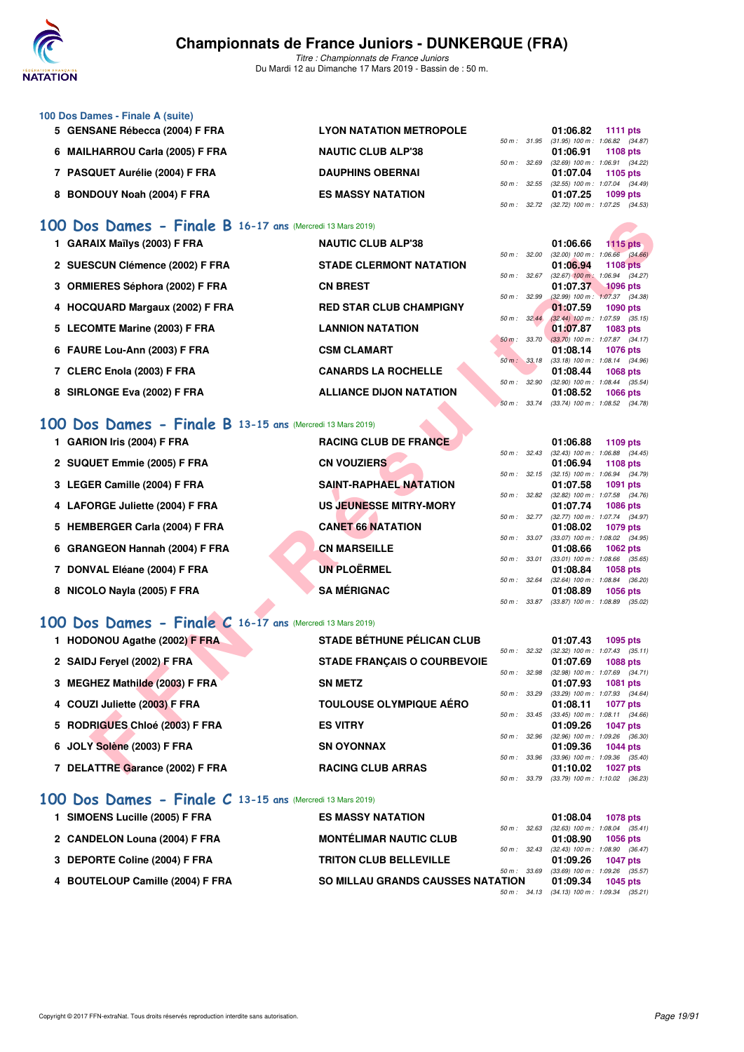## 100 Dos Dames - Finale A (suite)

| Rang | Nom | Club | Temps | Points | Splits |
|---|---|---|---|---|---|
| 5 | GENSANE Rébecca (2004) F FRA | LYON NATATION METROPOLE | 01:06.82 | 1111 pts | 50 m : 31.95 (31.95) 100 m : 1:06.82 (34.87) |
| 6 | MAILHARROU Carla (2005) F FRA | NAUTIC CLUB ALP'38 | 01:06.91 | 1108 pts | 50 m : 32.69 (32.69) 100 m : 1:06.91 (34.22) |
| 7 | PASQUET Aurélie (2004) F FRA | DAUPHINS OBERNAI | 01:07.04 | 1105 pts | 50 m : 32.55 (32.55) 100 m : 1:07.04 (34.49) |
| 8 | BONDOUY Noah (2004) F FRA | ES MASSY NATATION | 01:07.25 | 1099 pts | 50 m : 32.72 (32.72) 100 m : 1:07.25 (34.53) |

## 100 Dos Dames - Finale B 16-17 ans (Mercredi 13 Mars 2019)

| Rang | Nom | Club | Temps | Points | Splits |
|---|---|---|---|---|---|
| 1 | GARAIX Maïlys (2003) F FRA | NAUTIC CLUB ALP'38 | 01:06.66 | 1115 pts | 50 m : 32.00 (32.00) 100 m : 1:06.66 (34.66) |
| 2 | SUESCUN Clémence (2002) F FRA | STADE CLERMONT NATATION | 01:06.94 | 1108 pts | 50 m : 32.67 (32.67) 100 m : 1:06.94 (34.27) |
| 3 | ORMIERES Séphora (2002) F FRA | CN BREST | 01:07.37 | 1096 pts | 50 m : 32.99 (32.99) 100 m : 1:07.37 (34.38) |
| 4 | HOCQUARD Margaux (2002) F FRA | RED STAR CLUB CHAMPIGNY | 01:07.59 | 1090 pts | 50 m : 32.44 (32.44) 100 m : 1:07.59 (35.15) |
| 5 | LECOMTE Marine (2003) F FRA | LANNION NATATION | 01:07.87 | 1083 pts | 50 m : 33.70 (33.70) 100 m : 1:07.87 (34.17) |
| 6 | FAURE Lou-Ann (2003) F FRA | CSM CLAMART | 01:08.14 | 1076 pts | 50 m : 33.18 (33.18) 100 m : 1:08.14 (34.96) |
| 7 | CLERC Enola (2003) F FRA | CANARDS LA ROCHELLE | 01:08.44 | 1068 pts | 50 m : 32.90 (32.90) 100 m : 1:08.44 (35.54) |
| 8 | SIRLONGE Eva (2002) F FRA | ALLIANCE DIJON NATATION | 01:08.52 | 1066 pts | 50 m : 33.74 (33.74) 100 m : 1:08.52 (34.78) |

## 100 Dos Dames - Finale B 13-15 ans (Mercredi 13 Mars 2019)

| Rang | Nom | Club | Temps | Points | Splits |
|---|---|---|---|---|---|
| 1 | GARION Iris (2004) F FRA | RACING CLUB DE FRANCE | 01:06.88 | 1109 pts | 50 m : 32.43 (32.43) 100 m : 1:06.88 (34.45) |
| 2 | SUQUET Emmie (2005) F FRA | CN VOUZIERS | 01:06.94 | 1108 pts | 50 m : 32.15 (32.15) 100 m : 1:06.94 (34.79) |
| 3 | LEGER Camille (2004) F FRA | SAINT-RAPHAEL NATATION | 01:07.58 | 1091 pts | 50 m : 32.82 (32.82) 100 m : 1:07.58 (34.76) |
| 4 | LAFORGE Juliette (2004) F FRA | US JEUNESSE MITRY-MORY | 01:07.74 | 1086 pts | 50 m : 32.77 (32.77) 100 m : 1:07.74 (34.97) |
| 5 | HEMBERGER Carla (2004) F FRA | CANET 66 NATATION | 01:08.02 | 1079 pts | 50 m : 33.07 (33.07) 100 m : 1:08.02 (34.95) |
| 6 | GRANGEON Hannah (2004) F FRA | CN MARSEILLE | 01:08.66 | 1062 pts | 50 m : 33.01 (33.01) 100 m : 1:08.66 (35.65) |
| 7 | DONVAL Eléane (2004) F FRA | UN PLOËRMEL | 01:08.84 | 1058 pts | 50 m : 32.64 (32.64) 100 m : 1:08.84 (36.20) |
| 8 | NICOLO Nayla (2005) F FRA | SA MÉRIGNAC | 01:08.89 | 1056 pts | 50 m : 33.87 (33.87) 100 m : 1:08.89 (35.02) |

## 100 Dos Dames - Finale C 16-17 ans (Mercredi 13 Mars 2019)

| Rang | Nom | Club | Temps | Points | Splits |
|---|---|---|---|---|---|
| 1 | HODONOU Agathe (2002) F FRA | STADE BÉTHUNE PÉLICAN CLUB | 01:07.43 | 1095 pts | 50 m : 32.32 (32.32) 100 m : 1:07.43 (35.11) |
| 2 | SAIDJ Feryel (2002) F FRA | STADE FRANÇAIS O COURBEVOIE | 01:07.69 | 1088 pts | 50 m : 32.98 (32.98) 100 m : 1:07.69 (34.71) |
| 3 | MEGHEZ Mathilde (2003) F FRA | SN METZ | 01:07.93 | 1081 pts | 50 m : 33.29 (33.29) 100 m : 1:07.93 (34.64) |
| 4 | COUZI Juliette (2003) F FRA | TOULOUSE OLYMPIQUE AÉRO | 01:08.11 | 1077 pts | 50 m : 33.45 (33.45) 100 m : 1:08.11 (34.66) |
| 5 | RODRIGUES Chloé (2003) F FRA | ES VITRY | 01:09.26 | 1047 pts | 50 m : 32.96 (32.96) 100 m : 1:09.26 (36.30) |
| 6 | JOLY Solène (2003) F FRA | SN OYONNAX | 01:09.36 | 1044 pts | 50 m : 33.96 (33.96) 100 m : 1:09.36 (35.40) |
| 7 | DELATTRE Garance (2002) F FRA | RACING CLUB ARRAS | 01:10.02 | 1027 pts | 50 m : 33.79 (33.79) 100 m : 1:10.02 (36.23) |

## 100 Dos Dames - Finale C 13-15 ans (Mercredi 13 Mars 2019)

| Rang | Nom | Club | Temps | Points | Splits |
|---|---|---|---|---|---|
| 1 | SIMOENS Lucille (2005) F FRA | ES MASSY NATATION | 01:08.04 | 1078 pts | 50 m : 32.63 (32.63) 100 m : 1:08.04 (35.41) |
| 2 | CANDELON Louna (2004) F FRA | MONTÉLIMAR NAUTIC CLUB | 01:08.90 | 1056 pts | 50 m : 32.43 (32.43) 100 m : 1:08.90 (36.47) |
| 3 | DEPORTE Coline (2004) F FRA | TRITON CLUB BELLEVILLE | 01:09.26 | 1047 pts | 50 m : 33.69 (33.69) 100 m : 1:09.26 (35.57) |
| 4 | BOUTELOUP Camille (2004) F FRA | SO MILLAU GRANDS CAUSSES NATATION | 01:09.34 | 1045 pts | 50 m : 34.13 (34.13) 100 m : 1:09.34 (35.21) |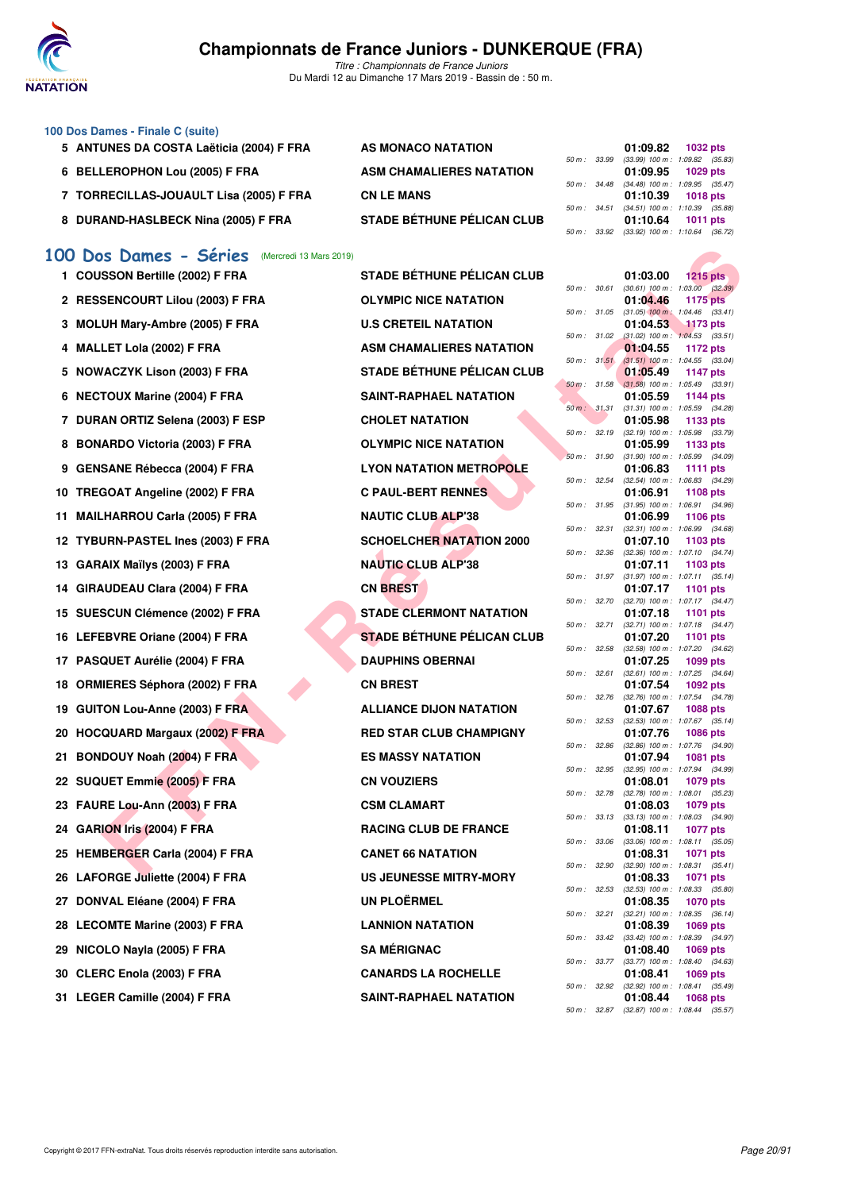# Championnats de France Juniors - DUNKERQUE (FRA)

*Titre : Championnats de France Juniors*
Du Mardi 12 au Dimanche 17 Mars 2019 - Bassin de : 50 m.

### 100 Dos Dames - Finale C (suite)

| Rg | Nom | Club | Temps | Points | Splits |
|---|---|---|---|---|---|
| 5 | ANTUNES DA COSTA Laëticia (2004) F FRA | AS MONACO NATATION | 01:09.82 | 1032 pts | 50 m : 33.99 (33.99) 100 m : 1:09.82 (35.83) |
| 6 | BELLEROPHON Lou (2005) F FRA | ASM CHAMALIERES NATATION | 01:09.95 | 1029 pts | 50 m : 34.48 (34.48) 100 m : 1:09.95 (35.47) |
| 7 | TORRECILLAS-JOUAULT Lisa (2005) F FRA | CN LE MANS | 01:10.39 | 1018 pts | 50 m : 34.51 (34.51) 100 m : 1:10.39 (35.88) |
| 8 | DURAND-HASLBECK Nina (2005) F FRA | STADE BÉTHUNE PÉLICAN CLUB | 01:10.64 | 1011 pts | 50 m : 33.92 (33.92) 100 m : 1:10.64 (36.72) |

## 100 Dos Dames - Séries (Mercredi 13 Mars 2019)

| Rg | Nom | Club | Temps | Points | Splits |
|---|---|---|---|---|---|
| 1 | COUSSON Bertille (2002) F FRA | STADE BÉTHUNE PÉLICAN CLUB | 01:03.00 | 1215 pts | 50 m : 30.61 (30.61) 100 m : 1:03.00 (32.39) |
| 2 | RESSENCOURT Lilou (2003) F FRA | OLYMPIC NICE NATATION | 01:04.46 | 1175 pts | 50 m : 31.05 (31.05) 100 m : 1:04.46 (33.41) |
| 3 | MOLUH Mary-Ambre (2005) F FRA | U.S CRETEIL NATATION | 01:04.53 | 1173 pts | 50 m : 31.02 (31.02) 100 m : 1:04.53 (33.51) |
| 4 | MALLET Lola (2002) F FRA | ASM CHAMALIERES NATATION | 01:04.55 | 1172 pts | 50 m : 31.51 (31.51) 100 m : 1:04.55 (33.04) |
| 5 | NOWACZYK Lison (2003) F FRA | STADE BÉTHUNE PÉLICAN CLUB | 01:05.49 | 1147 pts | 50 m : 31.58 (31.58) 100 m : 1:05.49 (33.91) |
| 6 | NECTOUX Marine (2004) F FRA | SAINT-RAPHAEL NATATION | 01:05.59 | 1144 pts | 50 m : 31.31 (31.31) 100 m : 1:05.59 (34.28) |
| 7 | DURAN ORTIZ Selena (2003) F ESP | CHOLET NATATION | 01:05.98 | 1133 pts | 50 m : 32.19 (32.19) 100 m : 1:05.98 (33.79) |
| 8 | BONARDO Victoria (2003) F FRA | OLYMPIC NICE NATATION | 01:05.99 | 1133 pts | 50 m : 31.90 (31.90) 100 m : 1:05.99 (34.09) |
| 9 | GENSANE Rébecca (2004) F FRA | LYON NATATION METROPOLE | 01:06.83 | 1111 pts | 50 m : 32.54 (32.54) 100 m : 1:06.83 (34.29) |
| 10 | TREGOAT Angeline (2002) F FRA | C PAUL-BERT RENNES | 01:06.91 | 1108 pts | 50 m : 31.95 (31.95) 100 m : 1:06.91 (34.96) |
| 11 | MAILHARROU Carla (2005) F FRA | NAUTIC CLUB ALP'38 | 01:06.99 | 1106 pts | 50 m : 32.31 (32.31) 100 m : 1:06.99 (34.68) |
| 12 | TYBURN-PASTEL Ines (2003) F FRA | SCHOELCHER NATATION 2000 | 01:07.10 | 1103 pts | 50 m : 32.36 (32.36) 100 m : 1:07.10 (34.74) |
| 13 | GARAIX Maïlys (2003) F FRA | NAUTIC CLUB ALP'38 | 01:07.11 | 1103 pts | 50 m : 31.97 (31.97) 100 m : 1:07.11 (35.14) |
| 14 | GIRAUDEAU Clara (2004) F FRA | CN BREST | 01:07.17 | 1101 pts | 50 m : 32.70 (32.70) 100 m : 1:07.17 (34.47) |
| 15 | SUESCUN Clémence (2002) F FRA | STADE CLERMONT NATATION | 01:07.18 | 1101 pts | 50 m : 32.71 (32.71) 100 m : 1:07.18 (34.47) |
| 16 | LEFEBVRE Oriane (2004) F FRA | STADE BÉTHUNE PÉLICAN CLUB | 01:07.20 | 1101 pts | 50 m : 32.58 (32.58) 100 m : 1:07.20 (34.62) |
| 17 | PASQUET Aurélie (2004) F FRA | DAUPHINS OBERNAI | 01:07.25 | 1099 pts | 50 m : 32.61 (32.61) 100 m : 1:07.25 (34.64) |
| 18 | ORMIERES Séphora (2002) F FRA | CN BREST | 01:07.54 | 1092 pts | 50 m : 32.76 (32.76) 100 m : 1:07.54 (34.78) |
| 19 | GUITON Lou-Anne (2003) F FRA | ALLIANCE DIJON NATATION | 01:07.67 | 1088 pts | 50 m : 32.53 (32.53) 100 m : 1:07.67 (35.14) |
| 20 | HOCQUARD Margaux (2002) F FRA | RED STAR CLUB CHAMPIGNY | 01:07.76 | 1086 pts | 50 m : 32.86 (32.86) 100 m : 1:07.76 (34.90) |
| 21 | BONDOUY Noah (2004) F FRA | ES MASSY NATATION | 01:07.94 | 1081 pts | 50 m : 32.95 (32.95) 100 m : 1:07.94 (34.99) |
| 22 | SUQUET Emmie (2005) F FRA | CN VOUZIERS | 01:08.01 | 1079 pts | 50 m : 32.78 (32.78) 100 m : 1:08.01 (35.23) |
| 23 | FAURE Lou-Ann (2003) F FRA | CSM CLAMART | 01:08.03 | 1079 pts | 50 m : 33.13 (33.13) 100 m : 1:08.03 (34.90) |
| 24 | GARION Iris (2004) F FRA | RACING CLUB DE FRANCE | 01:08.11 | 1077 pts | 50 m : 33.06 (33.06) 100 m : 1:08.11 (35.05) |
| 25 | HEMBERGER Carla (2004) F FRA | CANET 66 NATATION | 01:08.31 | 1071 pts | 50 m : 32.90 (32.90) 100 m : 1:08.31 (35.41) |
| 26 | LAFORGE Juliette (2004) F FRA | US JEUNESSE MITRY-MORY | 01:08.33 | 1071 pts | 50 m : 32.53 (32.53) 100 m : 1:08.33 (35.80) |
| 27 | DONVAL Eléane (2004) F FRA | UN PLOËRMEL | 01:08.35 | 1070 pts | 50 m : 32.21 (32.21) 100 m : 1:08.35 (36.14) |
| 28 | LECOMTE Marine (2003) F FRA | LANNION NATATION | 01:08.39 | 1069 pts | 50 m : 33.42 (33.42) 100 m : 1:08.39 (34.97) |
| 29 | NICOLO Nayla (2005) F FRA | SA MÉRIGNAC | 01:08.40 | 1069 pts | 50 m : 33.77 (33.77) 100 m : 1:08.40 (34.63) |
| 30 | CLERC Enola (2003) F FRA | CANARDS LA ROCHELLE | 01:08.41 | 1069 pts | 50 m : 32.92 (32.92) 100 m : 1:08.41 (35.49) |
| 31 | LEGER Camille (2004) F FRA | SAINT-RAPHAEL NATATION | 01:08.44 | 1068 pts | 50 m : 32.87 (32.87) 100 m : 1:08.44 (35.57) |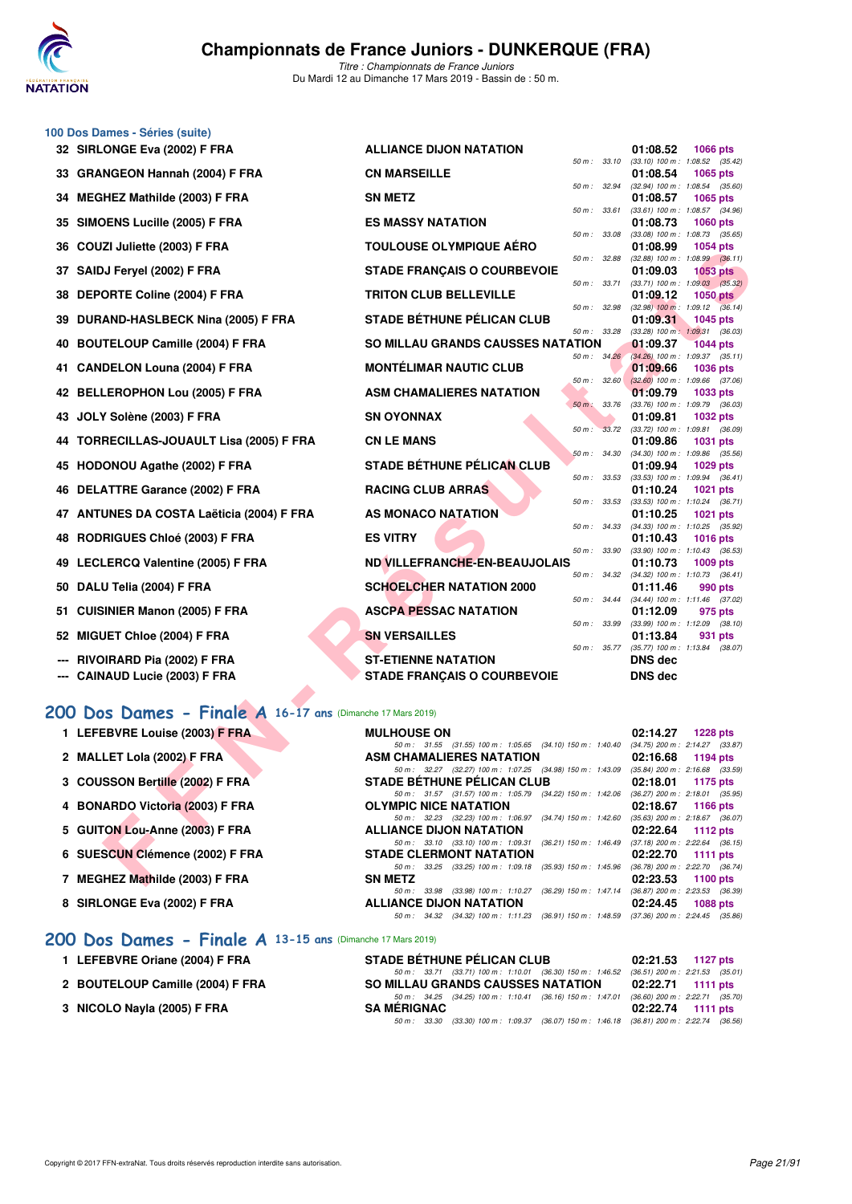## 100 Dos Dames - Séries (suite)

| Rang | Nom | Club | Temps | Points | Détails |
|---|---|---|---|---|---|
| 32 | SIRLONGE Eva (2002) F FRA | ALLIANCE DIJON NATATION | 01:08.52 | 1066 pts | 50 m : 33.10 (33.10) 100 m : 1:08.52 (35.42) |
| 33 | GRANGEON Hannah (2004) F FRA | CN MARSEILLE | 01:08.54 | 1065 pts | 50 m : 32.94 (32.94) 100 m : 1:08.54 (35.60) |
| 34 | MEGHEZ Mathilde (2003) F FRA | SN METZ | 01:08.57 | 1065 pts | 50 m : 33.61 (33.61) 100 m : 1:08.57 (34.96) |
| 35 | SIMOENS Lucille (2005) F FRA | ES MASSY NATATION | 01:08.73 | 1060 pts | 50 m : 33.08 (33.08) 100 m : 1:08.73 (35.65) |
| 36 | COUZI Juliette (2003) F FRA | TOULOUSE OLYMPIQUE AÉRO | 01:08.99 | 1054 pts | 50 m : 32.88 (32.88) 100 m : 1:08.99 (36.11) |
| 37 | SAIDJ Feryel (2002) F FRA | STADE FRANÇAIS O COURBEVOIE | 01:09.03 | 1053 pts | 50 m : 33.71 (33.71) 100 m : 1:09.03 (35.32) |
| 38 | DEPORTE Coline (2004) F FRA | TRITON CLUB BELLEVILLE | 01:09.12 | 1050 pts | 50 m : 32.98 (32.98) 100 m : 1:09.12 (36.14) |
| 39 | DURAND-HASLBECK Nina (2005) F FRA | STADE BÉTHUNE PÉLICAN CLUB | 01:09.31 | 1045 pts | 50 m : 33.28 (33.28) 100 m : 1:09.31 (36.03) |
| 40 | BOUTELOUP Camille (2004) F FRA | SO MILLAU GRANDS CAUSSES NATATION | 01:09.37 | 1044 pts | 50 m : 34.26 (34.26) 100 m : 1:09.37 (35.11) |
| 41 | CANDELON Louna (2004) F FRA | MONTÉLIMAR NAUTIC CLUB | 01:09.66 | 1036 pts | 50 m : 32.60 (32.60) 100 m : 1:09.66 (37.06) |
| 42 | BELLEROPHON Lou (2005) F FRA | ASM CHAMALIERES NATATION | 01:09.79 | 1033 pts | 50 m : 33.76 (33.76) 100 m : 1:09.79 (36.03) |
| 43 | JOLY Solène (2003) F FRA | SN OYONNAX | 01:09.81 | 1032 pts | 50 m : 33.72 (33.72) 100 m : 1:09.81 (36.09) |
| 44 | TORRECILLAS-JOUAULT Lisa (2005) F FRA | CN LE MANS | 01:09.86 | 1031 pts | 50 m : 34.30 (34.30) 100 m : 1:09.86 (35.56) |
| 45 | HODONOU Agathe (2002) F FRA | STADE BÉTHUNE PÉLICAN CLUB | 01:09.94 | 1029 pts | 50 m : 33.53 (33.53) 100 m : 1:09.94 (36.41) |
| 46 | DELATTRE Garance (2002) F FRA | RACING CLUB ARRAS | 01:10.24 | 1021 pts | 50 m : 33.53 (33.53) 100 m : 1:10.24 (36.71) |
| 47 | ANTUNES DA COSTA Laëticia (2004) F FRA | AS MONACO NATATION | 01:10.25 | 1021 pts | 50 m : 34.33 (34.33) 100 m : 1:10.25 (35.92) |
| 48 | RODRIGUES Chloé (2003) F FRA | ES VITRY | 01:10.43 | 1016 pts | 50 m : 33.90 (33.90) 100 m : 1:10.43 (36.53) |
| 49 | LECLERCQ Valentine (2005) F FRA | ND VILLEFRANCHE-EN-BEAUJOLAIS | 01:10.73 | 1009 pts | 50 m : 34.32 (34.32) 100 m : 1:10.73 (36.41) |
| 50 | DALU Telia (2004) F FRA | SCHOELCHER NATATION 2000 | 01:11.46 | 990 pts | 50 m : 34.44 (34.44) 100 m : 1:11.46 (37.02) |
| 51 | CUISINIER Manon (2005) F FRA | ASCPA PESSAC NATATION | 01:12.09 | 975 pts | 50 m : 33.99 (33.99) 100 m : 1:12.09 (38.10) |
| 52 | MIGUET Chloe (2004) F FRA | SN VERSAILLES | 01:13.84 | 931 pts | 50 m : 35.77 (35.77) 100 m : 1:13.84 (38.07) |
| --- | RIVOIRARD Pia (2002) F FRA | ST-ETIENNE NATATION | DNS dec | | |
| --- | CAINAUD Lucie (2003) F FRA | STADE FRANÇAIS O COURBEVOIE | DNS dec | | |

## 200 Dos Dames - Finale A 16-17 ans (Dimanche 17 Mars 2019)

| Rang | Nom | Club | Temps | Points | Détails |
|---|---|---|---|---|---|
| 1 | LEFEBVRE Louise (2003) F FRA | MULHOUSE ON | 02:14.27 | 1228 pts | 50 m : 31.55 (31.55) 100 m : 1:05.65 (34.10) 150 m : 1:40.40 (34.75) 200 m : 2:14.27 (33.87) |
| 2 | MALLET Lola (2002) F FRA | ASM CHAMALIERES NATATION | 02:16.68 | 1194 pts | 50 m : 32.27 (32.27) 100 m : 1:07.25 (34.98) 150 m : 1:43.09 (35.84) 200 m : 2:16.68 (33.59) |
| 3 | COUSSON Bertille (2002) F FRA | STADE BÉTHUNE PÉLICAN CLUB | 02:18.01 | 1175 pts | 50 m : 31.57 (31.57) 100 m : 1:05.79 (34.22) 150 m : 1:42.06 (36.27) 200 m : 2:18.01 (35.95) |
| 4 | BONARDO Victoria (2003) F FRA | OLYMPIC NICE NATATION | 02:18.67 | 1166 pts | 50 m : 32.23 (32.23) 100 m : 1:06.97 (34.74) 150 m : 1:42.60 (35.63) 200 m : 2:18.67 (36.07) |
| 5 | GUITON Lou-Anne (2003) F FRA | ALLIANCE DIJON NATATION | 02:22.64 | 1112 pts | 50 m : 33.10 (33.10) 100 m : 1:09.31 (36.21) 150 m : 1:46.49 (37.18) 200 m : 2:22.64 (36.15) |
| 6 | SUESCUN Clémence (2002) F FRA | STADE CLERMONT NATATION | 02:22.70 | 1111 pts | 50 m : 33.25 (33.25) 100 m : 1:09.18 (35.93) 150 m : 1:45.96 (36.78) 200 m : 2:22.70 (36.74) |
| 7 | MEGHEZ Mathilde (2003) F FRA | SN METZ | 02:23.53 | 1100 pts | 50 m : 33.98 (33.98) 100 m : 1:10.27 (36.29) 150 m : 1:47.14 (36.87) 200 m : 2:23.53 (36.39) |
| 8 | SIRLONGE Eva (2002) F FRA | ALLIANCE DIJON NATATION | 02:24.45 | 1088 pts | 50 m : 34.32 (34.32) 100 m : 1:11.23 (36.91) 150 m : 1:48.59 (37.36) 200 m : 2:24.45 (35.86) |

## 200 Dos Dames - Finale A 13-15 ans (Dimanche 17 Mars 2019)

| Rang | Nom | Club | Temps | Points | Détails |
|---|---|---|---|---|---|
| 1 | LEFEBVRE Oriane (2004) F FRA | STADE BÉTHUNE PÉLICAN CLUB | 02:21.53 | 1127 pts | 50 m : 33.71 (33.71) 100 m : 1:10.01 (36.30) 150 m : 1:46.52 (36.51) 200 m : 2:21.53 (35.01) |
| 2 | BOUTELOUP Camille (2004) F FRA | SO MILLAU GRANDS CAUSSES NATATION | 02:22.71 | 1111 pts | 50 m : 34.25 (34.25) 100 m : 1:10.41 (36.16) 150 m : 1:47.01 (36.60) 200 m : 2:22.71 (35.70) |
| 3 | NICOLO Nayla (2005) F FRA | SA MÉRIGNAC | 02:22.74 | 1111 pts | 50 m : 33.30 (33.30) 100 m : 1:09.37 (36.07) 150 m : 1:46.18 (36.81) 200 m : 2:22.74 (36.56) |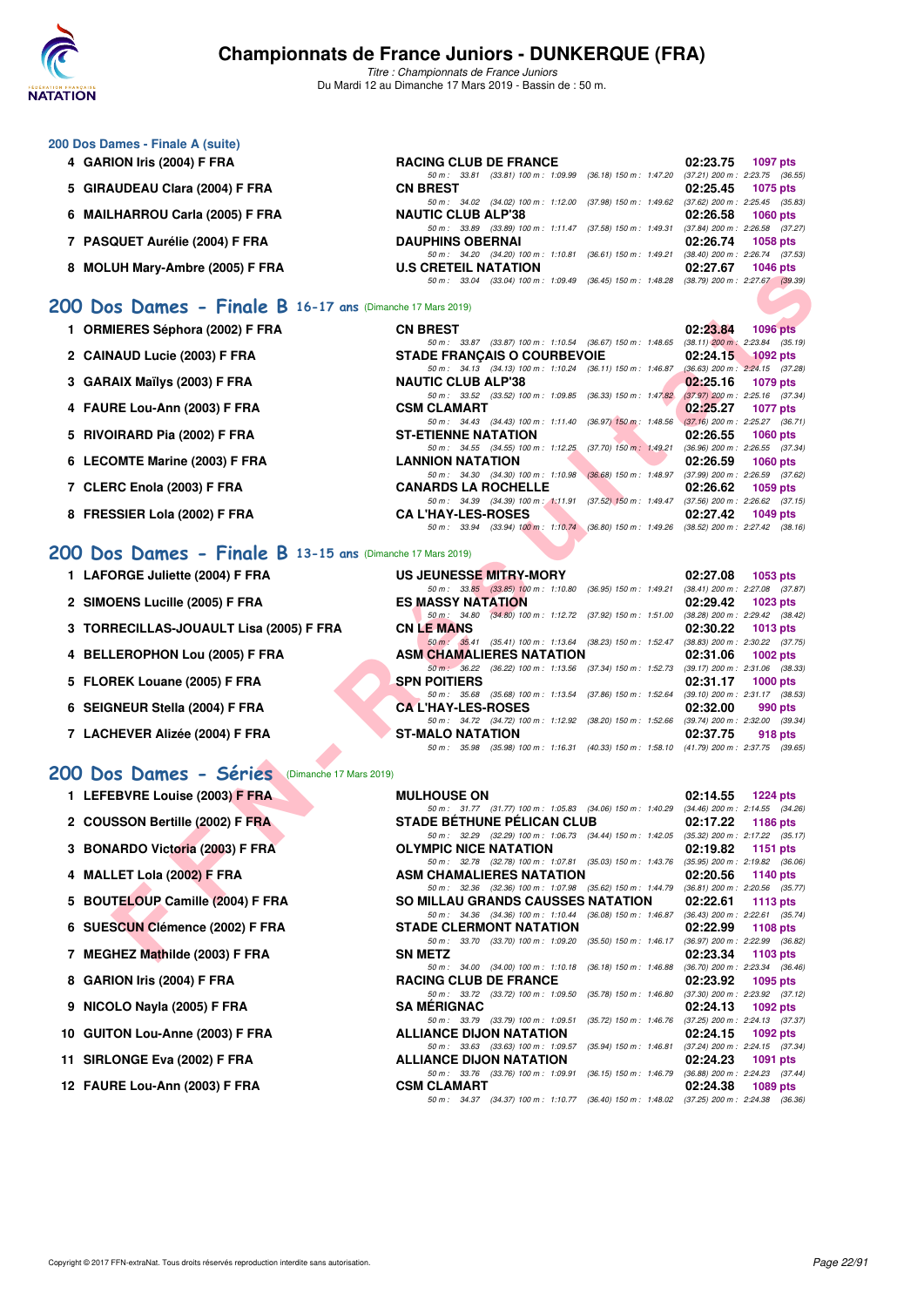# Championnats de France Juniors - DUNKERQUE (FRA)

*Titre : Championnats de France Juniors*
Du Mardi 12 au Dimanche 17 Mars 2019 - Bassin de : 50 m.

## 200 Dos Dames - Finale A (suite)

| Pl. | Nom | Club | Temps | Points |
|---|---|---|---|---|
| 4 | GARION Iris (2004) F FRA | RACING CLUB DE FRANCE | 02:23.75 | 1097 pts |
| | | 50 m : 33.81 (33.81) 100 m : 1:09.99 (36.18) 150 m : 1:47.20 (37.21) 200 m : 2:23.75 (36.55) | | |
| 5 | GIRAUDEAU Clara (2004) F FRA | CN BREST | 02:25.45 | 1075 pts |
| | | 50 m : 34.02 (34.02) 100 m : 1:12.00 (37.98) 150 m : 1:49.62 (37.62) 200 m : 2:25.45 (35.83) | | |
| 6 | MAILHARROU Carla (2005) F FRA | NAUTIC CLUB ALP'38 | 02:26.58 | 1060 pts |
| | | 50 m : 33.89 (33.89) 100 m : 1:11.47 (37.58) 150 m : 1:49.31 (37.84) 200 m : 2:26.58 (37.27) | | |
| 7 | PASQUET Aurélie (2004) F FRA | DAUPHINS OBERNAI | 02:26.74 | 1058 pts |
| | | 50 m : 34.20 (34.20) 100 m : 1:10.81 (36.61) 150 m : 1:49.21 (38.40) 200 m : 2:26.74 (37.53) | | |
| 8 | MOLUH Mary-Ambre (2005) F FRA | U.S CRETEIL NATATION | 02:27.67 | 1046 pts |
| | | 50 m : 33.04 (33.04) 100 m : 1:09.49 (36.45) 150 m : 1:48.28 (38.79) 200 m : 2:27.67 (39.39) | | |

## 200 Dos Dames - Finale B 16-17 ans (Dimanche 17 Mars 2019)

| Pl. | Nom | Club | Temps | Points |
|---|---|---|---|---|
| 1 | ORMIERES Séphora (2002) F FRA | CN BREST | 02:23.84 | 1096 pts |
| | | 50 m : 33.87 (33.87) 100 m : 1:10.54 (36.67) 150 m : 1:48.65 (38.11) 200 m : 2:23.84 (35.19) | | |
| 2 | CAINAUD Lucie (2003) F FRA | STADE FRANÇAIS O COURBEVOIE | 02:24.15 | 1092 pts |
| | | 50 m : 34.13 (34.13) 100 m : 1:10.24 (36.11) 150 m : 1:46.87 (36.63) 200 m : 2:24.15 (37.28) | | |
| 3 | GARAIX Maïlys (2003) F FRA | NAUTIC CLUB ALP'38 | 02:25.16 | 1079 pts |
| | | 50 m : 33.52 (33.52) 100 m : 1:09.85 (36.33) 150 m : 1:47.82 (37.97) 200 m : 2:25.16 (37.34) | | |
| 4 | FAURE Lou-Ann (2003) F FRA | CSM CLAMART | 02:25.27 | 1077 pts |
| | | 50 m : 34.43 (34.43) 100 m : 1:11.40 (36.97) 150 m : 1:48.56 (37.16) 200 m : 2:25.27 (36.71) | | |
| 5 | RIVOIRARD Pia (2002) F FRA | ST-ETIENNE NATATION | 02:26.55 | 1060 pts |
| | | 50 m : 34.55 (34.55) 100 m : 1:12.25 (37.70) 150 m : 1:49.21 (36.96) 200 m : 2:26.55 (37.34) | | |
| 6 | LECOMTE Marine (2003) F FRA | LANNION NATATION | 02:26.59 | 1060 pts |
| | | 50 m : 34.30 (34.30) 100 m : 1:10.98 (36.68) 150 m : 1:48.97 (37.99) 200 m : 2:26.59 (37.62) | | |
| 7 | CLERC Enola (2003) F FRA | CANARDS LA ROCHELLE | 02:26.62 | 1059 pts |
| | | 50 m : 34.39 (34.39) 100 m : 1:11.91 (37.52) 150 m : 1:49.47 (37.56) 200 m : 2:26.62 (37.15) | | |
| 8 | FRESSIER Lola (2002) F FRA | CA L'HAY-LES-ROSES | 02:27.42 | 1049 pts |
| | | 50 m : 33.94 (33.94) 100 m : 1:10.74 (36.80) 150 m : 1:49.26 (38.52) 200 m : 2:27.42 (38.16) | | |

## 200 Dos Dames - Finale B 13-15 ans (Dimanche 17 Mars 2019)

| Pl. | Nom | Club | Temps | Points |
|---|---|---|---|---|
| 1 | LAFORGE Juliette (2004) F FRA | US JEUNESSE MITRY-MORY | 02:27.08 | 1053 pts |
| | | 50 m : 33.85 (33.85) 100 m : 1:10.80 (36.95) 150 m : 1:49.21 (38.41) 200 m : 2:27.08 (37.87) | | |
| 2 | SIMOENS Lucille (2005) F FRA | ES MASSY NATATION | 02:29.42 | 1023 pts |
| | | 50 m : 34.80 (34.80) 100 m : 1:12.72 (37.92) 150 m : 1:51.00 (38.28) 200 m : 2:29.42 (38.42) | | |
| 3 | TORRECILLAS-JOUAULT Lisa (2005) F FRA | CN LE MANS | 02:30.22 | 1013 pts |
| | | 50 m : 35.41 (35.41) 100 m : 1:13.64 (38.23) 150 m : 1:52.47 (38.83) 200 m : 2:30.22 (37.75) | | |
| 4 | BELLEROPHON Lou (2005) F FRA | ASM CHAMALIERES NATATION | 02:31.06 | 1002 pts |
| | | 50 m : 36.22 (36.22) 100 m : 1:13.56 (37.34) 150 m : 1:52.73 (39.17) 200 m : 2:31.06 (38.33) | | |
| 5 | FLOREK Louane (2005) F FRA | SPN POITIERS | 02:31.17 | 1000 pts |
| | | 50 m : 35.68 (35.68) 100 m : 1:13.54 (37.86) 150 m : 1:52.64 (39.10) 200 m : 2:31.17 (38.53) | | |
| 6 | SEIGNEUR Stella (2004) F FRA | CA L'HAY-LES-ROSES | 02:32.00 | 990 pts |
| | | 50 m : 34.72 (34.72) 100 m : 1:12.92 (38.20) 150 m : 1:52.66 (39.74) 200 m : 2:32.00 (39.34) | | |
| 7 | LACHEVER Alizée (2004) F FRA | ST-MALO NATATION | 02:37.75 | 918 pts |
| | | 50 m : 35.98 (35.98) 100 m : 1:16.31 (40.33) 150 m : 1:58.10 (41.79) 200 m : 2:37.75 (39.65) | | |

## 200 Dos Dames - Séries (Dimanche 17 Mars 2019)

| Pl. | Nom | Club | Temps | Points |
|---|---|---|---|---|
| 1 | LEFEBVRE Louise (2003) F FRA | MULHOUSE ON | 02:14.55 | 1224 pts |
| | | 50 m : 31.77 (31.77) 100 m : 1:05.83 (34.06) 150 m : 1:40.29 (34.46) 200 m : 2:14.55 (34.26) | | |
| 2 | COUSSON Bertille (2002) F FRA | STADE BÉTHUNE PÉLICAN CLUB | 02:17.22 | 1186 pts |
| | | 50 m : 32.29 (32.29) 100 m : 1:06.73 (34.44) 150 m : 1:42.05 (35.32) 200 m : 2:17.22 (35.17) | | |
| 3 | BONARDO Victoria (2003) F FRA | OLYMPIC NICE NATATION | 02:19.82 | 1151 pts |
| | | 50 m : 32.78 (32.78) 100 m : 1:07.81 (35.03) 150 m : 1:43.76 (35.95) 200 m : 2:19.82 (36.06) | | |
| 4 | MALLET Lola (2002) F FRA | ASM CHAMALIERES NATATION | 02:20.56 | 1140 pts |
| | | 50 m : 32.36 (32.36) 100 m : 1:07.98 (35.62) 150 m : 1:44.79 (36.81) 200 m : 2:20.56 (35.77) | | |
| 5 | BOUTELOUP Camille (2004) F FRA | SO MILLAU GRANDS CAUSSES NATATION | 02:22.61 | 1113 pts |
| | | 50 m : 34.36 (34.36) 100 m : 1:10.44 (36.08) 150 m : 1:46.87 (36.43) 200 m : 2:22.61 (35.74) | | |
| 6 | SUESCUN Clémence (2002) F FRA | STADE CLERMONT NATATION | 02:22.99 | 1108 pts |
| | | 50 m : 33.70 (33.70) 100 m : 1:09.20 (35.50) 150 m : 1:46.17 (36.97) 200 m : 2:22.99 (36.82) | | |
| 7 | MEGHEZ Mathilde (2003) F FRA | SN METZ | 02:23.34 | 1103 pts |
| | | 50 m : 34.00 (34.00) 100 m : 1:10.18 (36.18) 150 m : 1:46.88 (36.70) 200 m : 2:23.34 (36.46) | | |
| 8 | GARION Iris (2004) F FRA | RACING CLUB DE FRANCE | 02:23.92 | 1095 pts |
| | | 50 m : 33.72 (33.72) 100 m : 1:09.50 (35.78) 150 m : 1:46.80 (37.30) 200 m : 2:23.92 (37.12) | | |
| 9 | NICOLO Nayla (2005) F FRA | SA MÉRIGNAC | 02:24.13 | 1092 pts |
| | | 50 m : 33.79 (33.79) 100 m : 1:09.51 (35.72) 150 m : 1:46.76 (37.25) 200 m : 2:24.13 (37.37) | | |
| 10 | GUITON Lou-Anne (2003) F FRA | ALLIANCE DIJON NATATION | 02:24.15 | 1092 pts |
| | | 50 m : 33.63 (33.63) 100 m : 1:09.57 (35.94) 150 m : 1:46.81 (37.24) 200 m : 2:24.15 (37.34) | | |
| 11 | SIRLONGE Eva (2002) F FRA | ALLIANCE DIJON NATATION | 02:24.23 | 1091 pts |
| | | 50 m : 33.76 (33.76) 100 m : 1:09.91 (36.15) 150 m : 1:46.79 (36.88) 200 m : 2:24.23 (37.44) | | |
| 12 | FAURE Lou-Ann (2003) F FRA | CSM CLAMART | 02:24.38 | 1089 pts |
| | | 50 m : 34.37 (34.37) 100 m : 1:10.77 (36.40) 150 m : 1:48.02 (37.25) 200 m : 2:24.38 (36.36) | | |

Copyright © 2017 FFN-extraNat. Tous droits réservés reproduction interdite sans autorisation.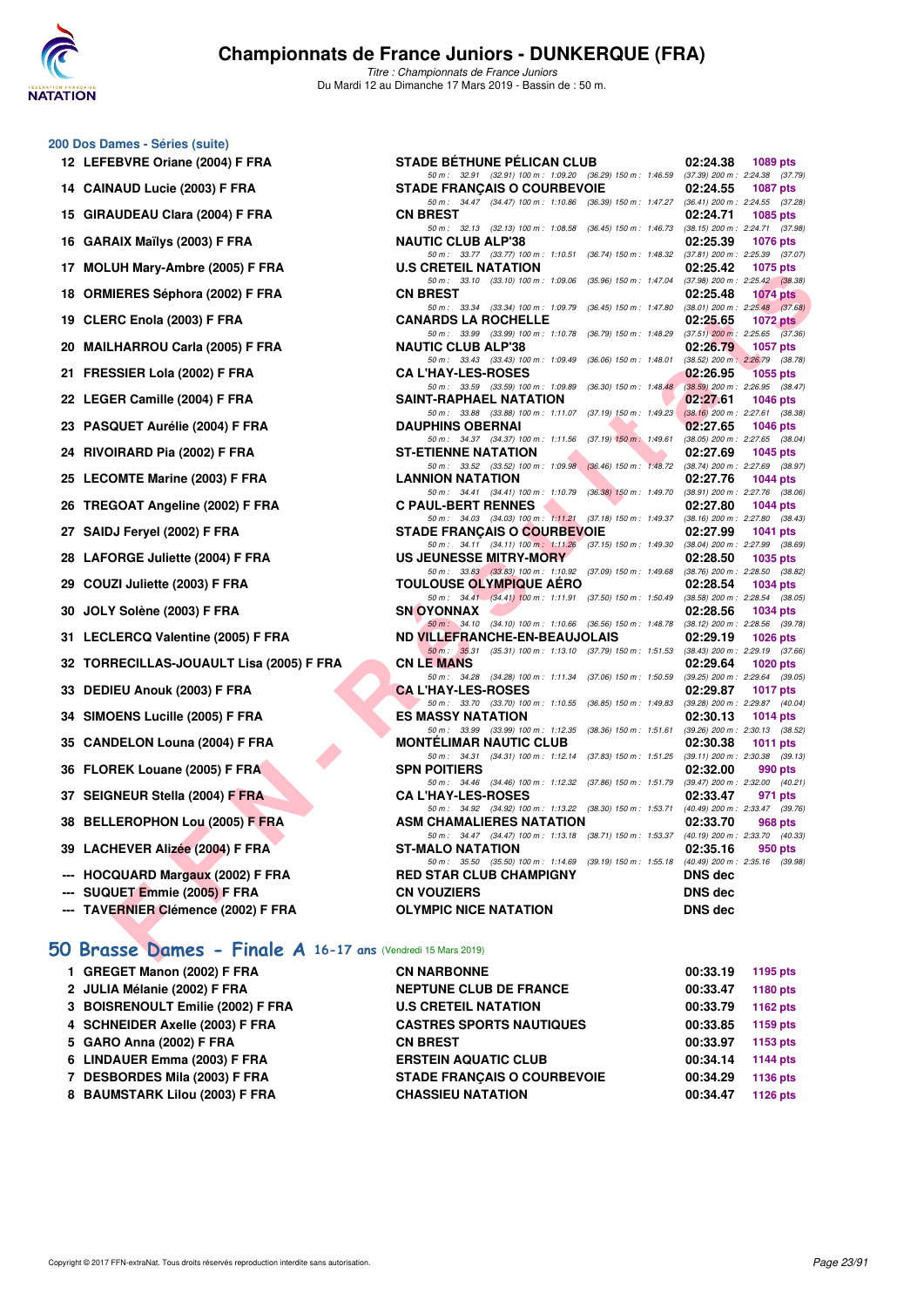# Championnats de France Juniors - DUNKERQUE (FRA)

*Titre : Championnats de France Juniors*
Du Mardi 12 au Dimanche 17 Mars 2019 - Bassin de : 50 m.

## 200 Dos Dames - Séries (suite)

| Rang | Nom | Club | Temps | Points |
|---|---|---|---|---|
| 12 | LEFEBVRE Oriane (2004) F FRA | STADE BÉTHUNE PÉLICAN CLUB | 02:24.38 | 1089 pts |
| | | 50 m : 32.91 (32.91) 100 m : 1:09.20 (36.29) 150 m : 1:46.59 (37.39) 200 m : 2:24.38 (37.79) | | |
| 14 | CAINAUD Lucie (2003) F FRA | STADE FRANÇAIS O COURBEVOIE | 02:24.55 | 1087 pts |
| | | 50 m : 34.47 (34.47) 100 m : 1:10.86 (36.39) 150 m : 1:47.27 (36.41) 200 m : 2:24.55 (37.28) | | |
| 15 | GIRAUDEAU Clara (2004) F FRA | CN BREST | 02:24.71 | 1085 pts |
| | | 50 m : 32.13 (32.13) 100 m : 1:08.58 (36.45) 150 m : 1:46.73 (38.15) 200 m : 2:24.71 (37.98) | | |
| 16 | GARAIX Maïlys (2003) F FRA | NAUTIC CLUB ALP'38 | 02:25.39 | 1076 pts |
| | | 50 m : 33.77 (33.77) 100 m : 1:10.51 (36.74) 150 m : 1:48.32 (37.81) 200 m : 2:25.39 (37.07) | | |
| 17 | MOLUH Mary-Ambre (2005) F FRA | U.S CRETEIL NATATION | 02:25.42 | 1075 pts |
| | | 50 m : 33.10 (33.10) 100 m : 1:09.06 (35.96) 150 m : 1:47.04 (37.98) 200 m : 2:25.42 (38.38) | | |
| 18 | ORMIERES Séphora (2002) F FRA | CN BREST | 02:25.48 | 1074 pts |
| | | 50 m : 33.34 (33.34) 100 m : 1:09.79 (36.45) 150 m : 1:47.80 (38.01) 200 m : 2:25.48 (37.68) | | |
| 19 | CLERC Enola (2003) F FRA | CANARDS LA ROCHELLE | 02:25.65 | 1072 pts |
| | | 50 m : 33.99 (33.99) 100 m : 1:10.78 (36.79) 150 m : 1:48.29 (37.51) 200 m : 2:25.65 (37.36) | | |
| 20 | MAILHARROU Carla (2005) F FRA | NAUTIC CLUB ALP'38 | 02:26.79 | 1057 pts |
| | | 50 m : 33.43 (33.43) 100 m : 1:09.49 (36.06) 150 m : 1:48.01 (38.52) 200 m : 2:26.79 (38.78) | | |
| 21 | FRESSIER Lola (2002) F FRA | CA L'HAY-LES-ROSES | 02:26.95 | 1055 pts |
| | | 50 m : 33.59 (33.59) 100 m : 1:09.89 (36.30) 150 m : 1:48.48 (38.59) 200 m : 2:26.95 (38.47) | | |
| 22 | LEGER Camille (2004) F FRA | SAINT-RAPHAEL NATATION | 02:27.61 | 1046 pts |
| | | 50 m : 33.88 (33.88) 100 m : 1:11.07 (37.19) 150 m : 1:49.23 (38.16) 200 m : 2:27.61 (38.38) | | |
| 23 | PASQUET Aurélie (2004) F FRA | DAUPHINS OBERNAI | 02:27.65 | 1046 pts |
| | | 50 m : 34.37 (34.37) 100 m : 1:11.56 (37.19) 150 m : 1:49.61 (38.05) 200 m : 2:27.65 (38.04) | | |
| 24 | RIVOIRARD Pia (2002) F FRA | ST-ETIENNE NATATION | 02:27.69 | 1045 pts |
| | | 50 m : 33.52 (33.52) 100 m : 1:09.98 (36.46) 150 m : 1:48.72 (38.74) 200 m : 2:27.69 (38.97) | | |
| 25 | LECOMTE Marine (2003) F FRA | LANNION NATATION | 02:27.76 | 1044 pts |
| | | 50 m : 34.41 (34.41) 100 m : 1:10.79 (36.38) 150 m : 1:49.70 (38.91) 200 m : 2:27.76 (38.06) | | |
| 26 | TREGOAT Angeline (2002) F FRA | C PAUL-BERT RENNES | 02:27.80 | 1044 pts |
| | | 50 m : 34.03 (34.03) 100 m : 1:11.21 (37.18) 150 m : 1:49.37 (38.16) 200 m : 2:27.80 (38.43) | | |
| 27 | SAIDJ Feryel (2002) F FRA | STADE FRANÇAIS O COURBEVOIE | 02:27.99 | 1041 pts |
| | | 50 m : 34.11 (34.11) 100 m : 1:11.26 (37.15) 150 m : 1:49.30 (38.04) 200 m : 2:27.99 (38.69) | | |
| 28 | LAFORGE Juliette (2004) F FRA | US JEUNESSE MITRY-MORY | 02:28.50 | 1035 pts |
| | | 50 m : 33.83 (33.83) 100 m : 1:10.92 (37.09) 150 m : 1:49.68 (38.76) 200 m : 2:28.50 (38.82) | | |
| 29 | COUZI Juliette (2003) F FRA | TOULOUSE OLYMPIQUE AÉRO | 02:28.54 | 1034 pts |
| | | 50 m : 34.41 (34.41) 100 m : 1:11.91 (37.50) 150 m : 1:50.49 (38.58) 200 m : 2:28.54 (38.05) | | |
| 30 | JOLY Solène (2003) F FRA | SN OYONNAX | 02:28.56 | 1034 pts |
| | | 50 m : 34.10 (34.10) 100 m : 1:10.66 (36.56) 150 m : 1:48.78 (38.12) 200 m : 2:28.56 (39.78) | | |
| 31 | LECLERCQ Valentine (2005) F FRA | ND VILLEFRANCHE-EN-BEAUJOLAIS | 02:29.19 | 1026 pts |
| | | 50 m : 35.31 (35.31) 100 m : 1:13.10 (37.79) 150 m : 1:51.53 (38.43) 200 m : 2:29.19 (37.66) | | |
| 32 | TORRECILLAS-JOUAULT Lisa (2005) F FRA | CN LE MANS | 02:29.64 | 1020 pts |
| | | 50 m : 34.28 (34.28) 100 m : 1:11.34 (37.06) 150 m : 1:50.59 (39.25) 200 m : 2:29.64 (39.05) | | |
| 33 | DEDIEU Anouk (2003) F FRA | CA L'HAY-LES-ROSES | 02:29.87 | 1017 pts |
| | | 50 m : 33.70 (33.70) 100 m : 1:10.55 (36.85) 150 m : 1:49.83 (39.28) 200 m : 2:29.87 (40.04) | | |
| 34 | SIMOENS Lucille (2005) F FRA | ES MASSY NATATION | 02:30.13 | 1014 pts |
| | | 50 m : 33.99 (33.99) 100 m : 1:12.35 (38.36) 150 m : 1:51.61 (39.26) 200 m : 2:30.13 (38.52) | | |
| 35 | CANDELON Louna (2004) F FRA | MONTÉLIMAR NAUTIC CLUB | 02:30.38 | 1011 pts |
| | | 50 m : 34.31 (34.31) 100 m : 1:12.14 (37.83) 150 m : 1:51.25 (39.11) 200 m : 2:30.38 (39.13) | | |
| 36 | FLOREK Louane (2005) F FRA | SPN POITIERS | 02:32.00 | 990 pts |
| | | 50 m : 34.46 (34.46) 100 m : 1:12.32 (37.86) 150 m : 1:51.79 (39.47) 200 m : 2:32.00 (40.21) | | |
| 37 | SEIGNEUR Stella (2004) F FRA | CA L'HAY-LES-ROSES | 02:33.47 | 971 pts |
| | | 50 m : 34.92 (34.92) 100 m : 1:13.22 (38.30) 150 m : 1:53.71 (40.49) 200 m : 2:33.47 (39.76) | | |
| 38 | BELLEROPHON Lou (2005) F FRA | ASM CHAMALIERES NATATION | 02:33.70 | 968 pts |
| | | 50 m : 34.47 (34.47) 100 m : 1:13.18 (38.71) 150 m : 1:53.37 (40.19) 200 m : 2:33.70 (40.33) | | |
| 39 | LACHEVER Alizée (2004) F FRA | ST-MALO NATATION | 02:35.16 | 950 pts |
| | | 50 m : 35.50 (35.50) 100 m : 1:14.69 (39.19) 150 m : 1:55.18 (40.49) 200 m : 2:35.16 (39.98) | | |
| --- | HOCQUARD Margaux (2002) F FRA | RED STAR CLUB CHAMPIGNY | DNS dec | |
| --- | SUQUET Emmie (2005) F FRA | CN VOUZIERS | DNS dec | |
| --- | TAVERNIER Clémence (2002) F FRA | OLYMPIC NICE NATATION | DNS dec | |

## 50 Brasse Dames - Finale A 16-17 ans (Vendredi 15 Mars 2019)

| Rang | Nom | Club | Temps | Points |
|---|---|---|---|---|
| 1 | GREGET Manon (2002) F FRA | CN NARBONNE | 00:33.19 | 1195 pts |
| 2 | JULIA Mélanie (2002) F FRA | NEPTUNE CLUB DE FRANCE | 00:33.47 | 1180 pts |
| 3 | BOISRENOULT Emilie (2002) F FRA | U.S CRETEIL NATATION | 00:33.79 | 1162 pts |
| 4 | SCHNEIDER Axelle (2003) F FRA | CASTRES SPORTS NAUTIQUES | 00:33.85 | 1159 pts |
| 5 | GARO Anna (2002) F FRA | CN BREST | 00:33.97 | 1153 pts |
| 6 | LINDAUER Emma (2003) F FRA | ERSTEIN AQUATIC CLUB | 00:34.14 | 1144 pts |
| 7 | DESBORDES Mila (2003) F FRA | STADE FRANÇAIS O COURBEVOIE | 00:34.29 | 1136 pts |
| 8 | BAUMSTARK Lilou (2003) F FRA | CHASSIEU NATATION | 00:34.47 | 1126 pts |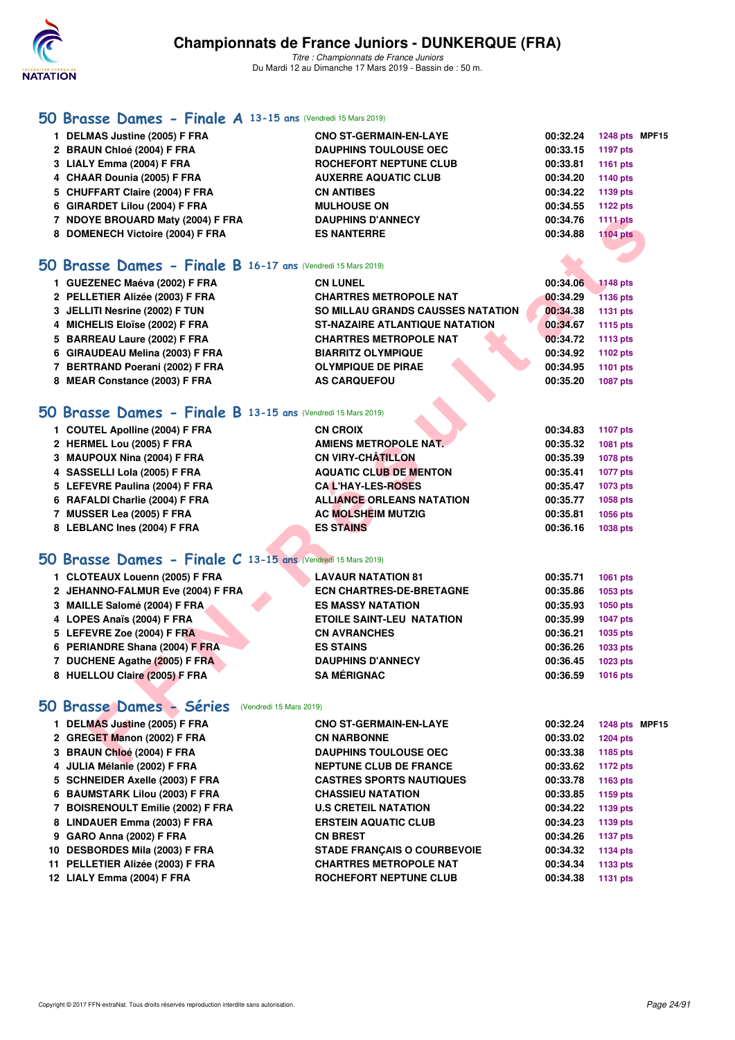# Championnats de France Juniors - DUNKERQUE (FRA)

*Titre : Championnats de France Juniors*
Du Mardi 12 au Dimanche 17 Mars 2019 - Bassin de : 50 m.

## 50 Brasse Dames - Finale A 13-15 ans (Vendredi 15 Mars 2019)

| | | | | | |
|---|---|---|---|---|---|
| 1 | DELMAS Justine (2005) F FRA | CNO ST-GERMAIN-EN-LAYE | 00:32.24 | 1248 pts | MPF15 |
| 2 | BRAUN Chloé (2004) F FRA | DAUPHINS TOULOUSE OEC | 00:33.15 | 1197 pts | |
| 3 | LIALY Emma (2004) F FRA | ROCHEFORT NEPTUNE CLUB | 00:33.81 | 1161 pts | |
| 4 | CHAAR Dounia (2005) F FRA | AUXERRE AQUATIC CLUB | 00:34.20 | 1140 pts | |
| 5 | CHUFFART Claire (2004) F FRA | CN ANTIBES | 00:34.22 | 1139 pts | |
| 6 | GIRARDET Lilou (2004) F FRA | MULHOUSE ON | 00:34.55 | 1122 pts | |
| 7 | NDOYE BROUARD Maty (2004) F FRA | DAUPHINS D'ANNECY | 00:34.76 | 1111 pts | |
| 8 | DOMENECH Victoire (2004) F FRA | ES NANTERRE | 00:34.88 | 1104 pts | |

## 50 Brasse Dames - Finale B 16-17 ans (Vendredi 15 Mars 2019)

| | | | | |
|---|---|---|---|---|
| 1 | GUEZENEC Maéva (2002) F FRA | CN LUNEL | 00:34.06 | 1148 pts |
| 2 | PELLETIER Alizée (2003) F FRA | CHARTRES METROPOLE NAT | 00:34.29 | 1136 pts |
| 3 | JELLITI Nesrine (2002) F TUN | SO MILLAU GRANDS CAUSSES NATATION | 00:34.38 | 1131 pts |
| 4 | MICHELIS Eloïse (2002) F FRA | ST-NAZAIRE ATLANTIQUE NATATION | 00:34.67 | 1115 pts |
| 5 | BARREAU Laure (2002) F FRA | CHARTRES METROPOLE NAT | 00:34.72 | 1113 pts |
| 6 | GIRAUDEAU Melina (2003) F FRA | BIARRITZ OLYMPIQUE | 00:34.92 | 1102 pts |
| 7 | BERTRAND Poerani (2002) F FRA | OLYMPIQUE DE PIRAE | 00:34.95 | 1101 pts |
| 8 | MEAR Constance (2003) F FRA | AS CARQUEFOU | 00:35.20 | 1087 pts |

## 50 Brasse Dames - Finale B 13-15 ans (Vendredi 15 Mars 2019)

| | | | | |
|---|---|---|---|---|
| 1 | COUTEL Apolline (2004) F FRA | CN CROIX | 00:34.83 | 1107 pts |
| 2 | HERMEL Lou (2005) F FRA | AMIENS METROPOLE NAT. | 00:35.32 | 1081 pts |
| 3 | MAUPOUX Nina (2004) F FRA | CN VIRY-CHÂTILLON | 00:35.39 | 1078 pts |
| 4 | SASSELLI Lola (2005) F FRA | AQUATIC CLUB DE MENTON | 00:35.41 | 1077 pts |
| 5 | LEFEVRE Paulina (2004) F FRA | CA L'HAY-LES-ROSES | 00:35.47 | 1073 pts |
| 6 | RAFALDI Charlie (2004) F FRA | ALLIANCE ORLEANS NATATION | 00:35.77 | 1058 pts |
| 7 | MUSSER Lea (2005) F FRA | AC MOLSHEIM MUTZIG | 00:35.81 | 1056 pts |
| 8 | LEBLANC Ines (2004) F FRA | ES STAINS | 00:36.16 | 1038 pts |

## 50 Brasse Dames - Finale C 13-15 ans (Vendredi 15 Mars 2019)

| | | | | |
|---|---|---|---|---|
| 1 | CLOTEAUX Louenn (2005) F FRA | LAVAUR NATATION 81 | 00:35.71 | 1061 pts |
| 2 | JEHANNO-FALMUR Eve (2004) F FRA | ECN CHARTRES-DE-BRETAGNE | 00:35.86 | 1053 pts |
| 3 | MAILLE Salomé (2004) F FRA | ES MASSY NATATION | 00:35.93 | 1050 pts |
| 4 | LOPES Anaïs (2004) F FRA | ETOILE SAINT-LEU NATATION | 00:35.99 | 1047 pts |
| 5 | LEFEVRE Zoe (2004) F FRA | CN AVRANCHES | 00:36.21 | 1035 pts |
| 6 | PERIANDRE Shana (2004) F FRA | ES STAINS | 00:36.26 | 1033 pts |
| 7 | DUCHENE Agathe (2005) F FRA | DAUPHINS D'ANNECY | 00:36.45 | 1023 pts |
| 8 | HUELLOU Claire (2005) F FRA | SA MÉRIGNAC | 00:36.59 | 1016 pts |

## 50 Brasse Dames - Séries (Vendredi 15 Mars 2019)

| | | | | | |
|---|---|---|---|---|---|
| 1 | DELMAS Justine (2005) F FRA | CNO ST-GERMAIN-EN-LAYE | 00:32.24 | 1248 pts | MPF15 |
| 2 | GREGET Manon (2002) F FRA | CN NARBONNE | 00:33.02 | 1204 pts | |
| 3 | BRAUN Chloé (2004) F FRA | DAUPHINS TOULOUSE OEC | 00:33.38 | 1185 pts | |
| 4 | JULIA Mélanie (2002) F FRA | NEPTUNE CLUB DE FRANCE | 00:33.62 | 1172 pts | |
| 5 | SCHNEIDER Axelle (2003) F FRA | CASTRES SPORTS NAUTIQUES | 00:33.78 | 1163 pts | |
| 6 | BAUMSTARK Lilou (2003) F FRA | CHASSIEU NATATION | 00:33.85 | 1159 pts | |
| 7 | BOISRENOULT Emilie (2002) F FRA | U.S CRETEIL NATATION | 00:34.22 | 1139 pts | |
| 8 | LINDAUER Emma (2003) F FRA | ERSTEIN AQUATIC CLUB | 00:34.23 | 1139 pts | |
| 9 | GARO Anna (2002) F FRA | CN BREST | 00:34.26 | 1137 pts | |
| 10 | DESBORDES Mila (2003) F FRA | STADE FRANÇAIS O COURBEVOIE | 00:34.32 | 1134 pts | |
| 11 | PELLETIER Alizée (2003) F FRA | CHARTRES METROPOLE NAT | 00:34.34 | 1133 pts | |
| 12 | LIALY Emma (2004) F FRA | ROCHEFORT NEPTUNE CLUB | 00:34.38 | 1131 pts | |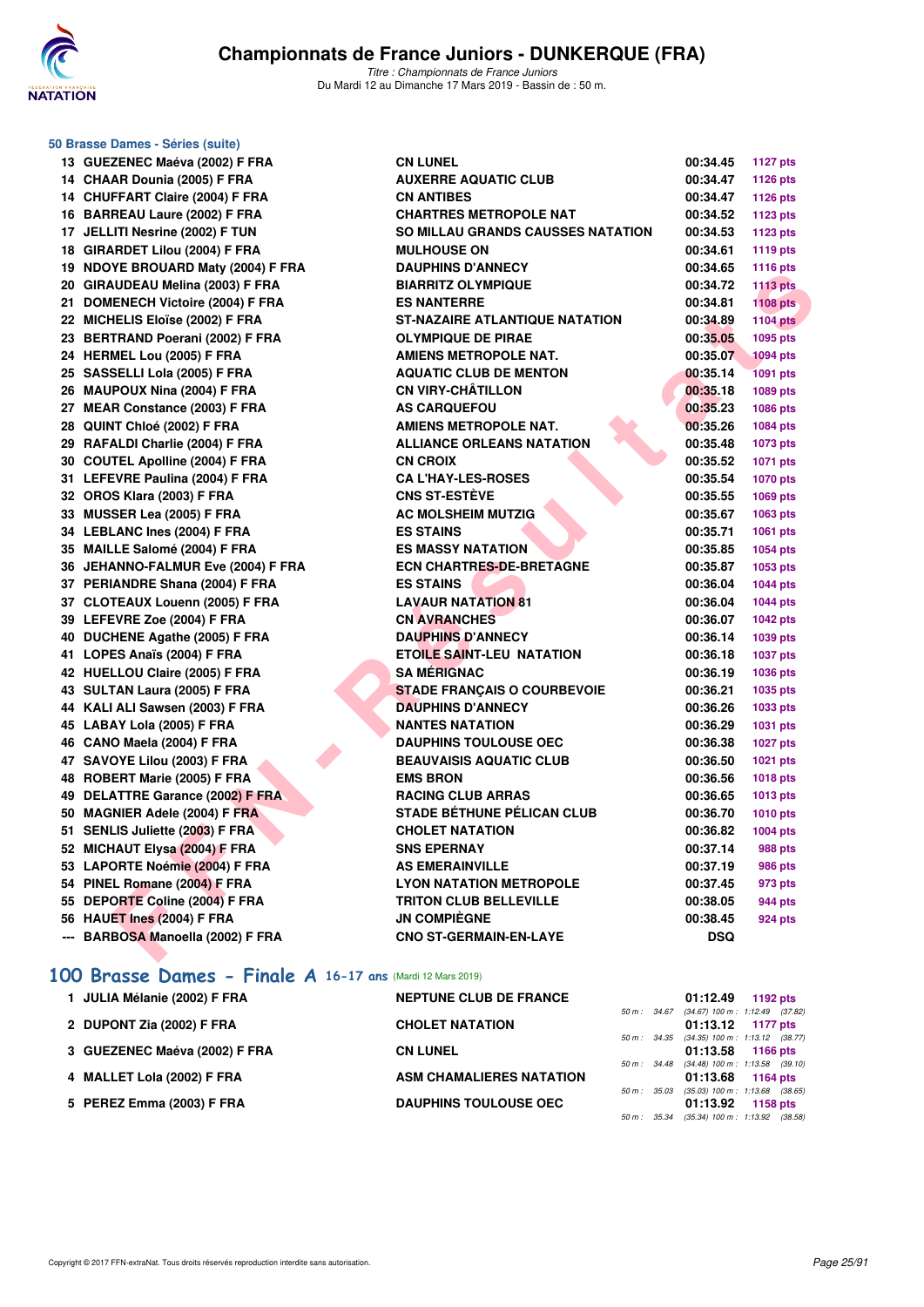## 50 Brasse Dames - Séries (suite)

| Rang | Nom | Club | Temps | Points |
|---|---|---|---|---|
| 13 | GUEZENEC Maéva (2002) F FRA | CN LUNEL | 00:34.45 | 1127 pts |
| 14 | CHAAR Dounia (2005) F FRA | AUXERRE AQUATIC CLUB | 00:34.47 | 1126 pts |
| 14 | CHUFFART Claire (2004) F FRA | CN ANTIBES | 00:34.47 | 1126 pts |
| 16 | BARREAU Laure (2002) F FRA | CHARTRES METROPOLE NAT | 00:34.52 | 1123 pts |
| 17 | JELLITI Nesrine (2002) F TUN | SO MILLAU GRANDS CAUSSES NATATION | 00:34.53 | 1123 pts |
| 18 | GIRARDET Lilou (2004) F FRA | MULHOUSE ON | 00:34.61 | 1119 pts |
| 19 | NDOYE BROUARD Maty (2004) F FRA | DAUPHINS D'ANNECY | 00:34.65 | 1116 pts |
| 20 | GIRAUDEAU Melina (2003) F FRA | BIARRITZ OLYMPIQUE | 00:34.72 | 1113 pts |
| 21 | DOMENECH Victoire (2004) F FRA | ES NANTERRE | 00:34.81 | 1108 pts |
| 22 | MICHELIS Eloïse (2002) F FRA | ST-NAZAIRE ATLANTIQUE NATATION | 00:34.89 | 1104 pts |
| 23 | BERTRAND Poerani (2002) F FRA | OLYMPIQUE DE PIRAE | 00:35.05 | 1095 pts |
| 24 | HERMEL Lou (2005) F FRA | AMIENS METROPOLE NAT. | 00:35.07 | 1094 pts |
| 25 | SASSELLI Lola (2005) F FRA | AQUATIC CLUB DE MENTON | 00:35.14 | 1091 pts |
| 26 | MAUPOUX Nina (2004) F FRA | CN VIRY-CHÂTILLON | 00:35.18 | 1089 pts |
| 27 | MEAR Constance (2003) F FRA | AS CARQUEFOU | 00:35.23 | 1086 pts |
| 28 | QUINT Chloé (2002) F FRA | AMIENS METROPOLE NAT. | 00:35.26 | 1084 pts |
| 29 | RAFALDI Charlie (2004) F FRA | ALLIANCE ORLEANS NATATION | 00:35.48 | 1073 pts |
| 30 | COUTEL Apolline (2004) F FRA | CN CROIX | 00:35.52 | 1071 pts |
| 31 | LEFEVRE Paulina (2004) F FRA | CA L'HAY-LES-ROSES | 00:35.54 | 1070 pts |
| 32 | OROS Klara (2003) F FRA | CNS ST-ESTÈVE | 00:35.55 | 1069 pts |
| 33 | MUSSER Lea (2005) F FRA | AC MOLSHEIM MUTZIG | 00:35.67 | 1063 pts |
| 34 | LEBLANC Ines (2004) F FRA | ES STAINS | 00:35.71 | 1061 pts |
| 35 | MAILLE Salomé (2004) F FRA | ES MASSY NATATION | 00:35.85 | 1054 pts |
| 36 | JEHANNO-FALMUR Eve (2004) F FRA | ECN CHARTRES-DE-BRETAGNE | 00:35.87 | 1053 pts |
| 37 | PERIANDRE Shana (2004) F FRA | ES STAINS | 00:36.04 | 1044 pts |
| 37 | CLOTEAUX Louenn (2005) F FRA | LAVAUR NATATION 81 | 00:36.04 | 1044 pts |
| 39 | LEFEVRE Zoe (2004) F FRA | CN AVRANCHES | 00:36.07 | 1042 pts |
| 40 | DUCHENE Agathe (2005) F FRA | DAUPHINS D'ANNECY | 00:36.14 | 1039 pts |
| 41 | LOPES Anaïs (2004) F FRA | ETOILE SAINT-LEU NATATION | 00:36.18 | 1037 pts |
| 42 | HUELLOU Claire (2005) F FRA | SA MÉRIGNAC | 00:36.19 | 1036 pts |
| 43 | SULTAN Laura (2005) F FRA | STADE FRANÇAIS O COURBEVOIE | 00:36.21 | 1035 pts |
| 44 | KALI ALI Sawsen (2003) F FRA | DAUPHINS D'ANNECY | 00:36.26 | 1033 pts |
| 45 | LABAY Lola (2005) F FRA | NANTES NATATION | 00:36.29 | 1031 pts |
| 46 | CANO Maela (2004) F FRA | DAUPHINS TOULOUSE OEC | 00:36.38 | 1027 pts |
| 47 | SAVOYE Lilou (2003) F FRA | BEAUVAISIS AQUATIC CLUB | 00:36.50 | 1021 pts |
| 48 | ROBERT Marie (2005) F FRA | EMS BRON | 00:36.56 | 1018 pts |
| 49 | DELATTRE Garance (2002) F FRA | RACING CLUB ARRAS | 00:36.65 | 1013 pts |
| 50 | MAGNIER Adele (2004) F FRA | STADE BÉTHUNE PÉLICAN CLUB | 00:36.70 | 1010 pts |
| 51 | SENLIS Juliette (2003) F FRA | CHOLET NATATION | 00:36.82 | 1004 pts |
| 52 | MICHAUT Elysa (2004) F FRA | SNS EPERNAY | 00:37.14 | 988 pts |
| 53 | LAPORTE Noémie (2004) F FRA | AS EMERAINVILLE | 00:37.19 | 986 pts |
| 54 | PINEL Romane (2004) F FRA | LYON NATATION METROPOLE | 00:37.45 | 973 pts |
| 55 | DEPORTE Coline (2004) F FRA | TRITON CLUB BELLEVILLE | 00:38.05 | 944 pts |
| 56 | HAUET Ines (2004) F FRA | JN COMPIÈGNE | 00:38.45 | 924 pts |
| --- | BARBOSA Manoella (2002) F FRA | CNO ST-GERMAIN-EN-LAYE | DSQ | |

## 100 Brasse Dames - Finale A 16-17 ans (Mardi 12 Mars 2019)

| Rang | Nom | Club | Temps | Points | Passages |
|---|---|---|---|---|---|
| 1 | JULIA Mélanie (2002) F FRA | NEPTUNE CLUB DE FRANCE | 01:12.49 | 1192 pts | 50 m : 34.67 (34.67) 100 m : 1:12.49 (37.82) |
| 2 | DUPONT Zia (2002) F FRA | CHOLET NATATION | 01:13.12 | 1177 pts | 50 m : 34.35 (34.35) 100 m : 1:13.12 (38.77) |
| 3 | GUEZENEC Maéva (2002) F FRA | CN LUNEL | 01:13.58 | 1166 pts | 50 m : 34.48 (34.48) 100 m : 1:13.58 (39.10) |
| 4 | MALLET Lola (2002) F FRA | ASM CHAMALIERES NATATION | 01:13.68 | 1164 pts | 50 m : 35.03 (35.03) 100 m : 1:13.68 (38.65) |
| 5 | PEREZ Emma (2003) F FRA | DAUPHINS TOULOUSE OEC | 01:13.92 | 1158 pts | 50 m : 35.34 (35.34) 100 m : 1:13.92 (38.58) |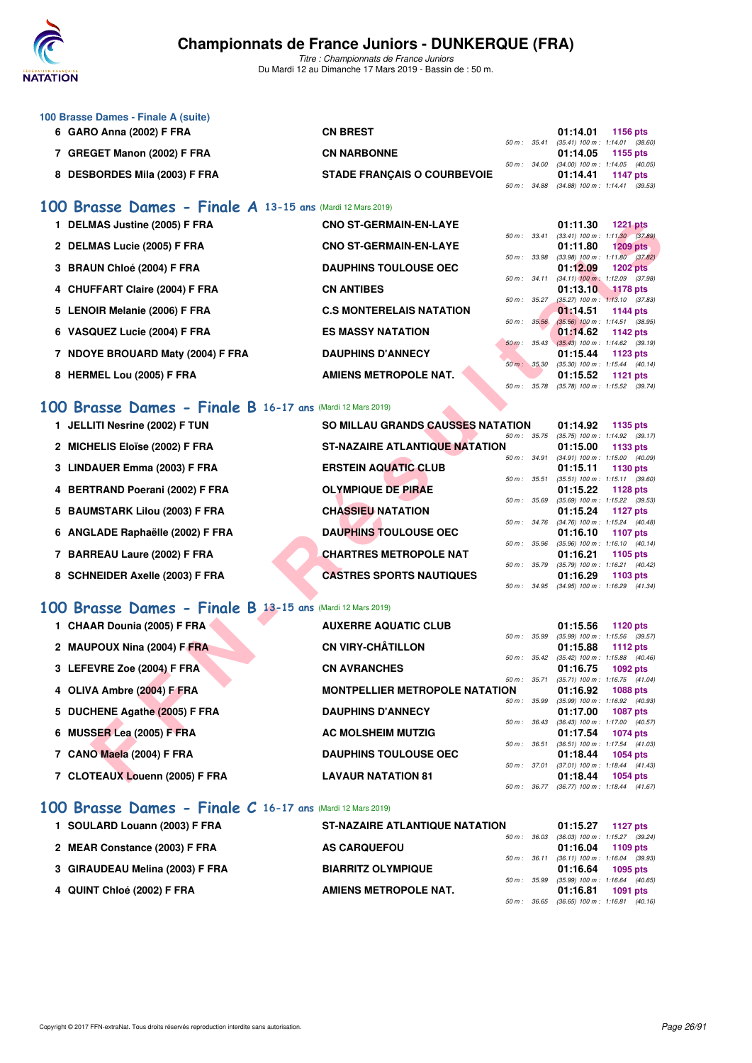## 100 Brasse Dames - Finale A (suite)

| | | | | | |
|---|---|---|---|---|---|
| 6 | GARO Anna (2002) F FRA | CN BREST | 50 m : 35.41 | 01:14.01 | 1156 pts |
| | | | | (35.41) 100 m : 1:14.01 (38.60) | |
| 7 | GREGET Manon (2002) F FRA | CN NARBONNE | 50 m : 34.00 | 01:14.05 | 1155 pts |
| | | | | (34.00) 100 m : 1:14.05 (40.05) | |
| 8 | DESBORDES Mila (2003) F FRA | STADE FRANÇAIS O COURBEVOIE | 50 m : 34.88 | 01:14.41 | 1147 pts |
| | | | | (34.88) 100 m : 1:14.41 (39.53) | |

## 100 Brasse Dames - Finale A 13-15 ans (Mardi 12 Mars 2019)

| | | | | | |
|---|---|---|---|---|---|
| 1 | DELMAS Justine (2005) F FRA | CNO ST-GERMAIN-EN-LAYE | 50 m : 33.41 | 01:11.30 | 1221 pts |
| | | | | (33.41) 100 m : 1:11.30 (37.89) | |
| 2 | DELMAS Lucie (2005) F FRA | CNO ST-GERMAIN-EN-LAYE | 50 m : 33.98 | 01:11.80 | 1209 pts |
| | | | | (33.98) 100 m : 1:11.80 (37.82) | |
| 3 | BRAUN Chloé (2004) F FRA | DAUPHINS TOULOUSE OEC | 50 m : 34.11 | 01:12.09 | 1202 pts |
| | | | | (34.11) 100 m : 1:12.09 (37.98) | |
| 4 | CHUFFART Claire (2004) F FRA | CN ANTIBES | 50 m : 35.27 | 01:13.10 | 1178 pts |
| | | | | (35.27) 100 m : 1:13.10 (37.83) | |
| 5 | LENOIR Melanie (2006) F FRA | C.S MONTERELAIS NATATION | 50 m : 35.56 | 01:14.51 | 1144 pts |
| | | | | (35.56) 100 m : 1:14.51 (38.95) | |
| 6 | VASQUEZ Lucie (2004) F FRA | ES MASSY NATATION | 50 m : 35.43 | 01:14.62 | 1142 pts |
| | | | | (35.43) 100 m : 1:14.62 (39.19) | |
| 7 | NDOYE BROUARD Maty (2004) F FRA | DAUPHINS D'ANNECY | 50 m : 35.30 | 01:15.44 | 1123 pts |
| | | | | (35.30) 100 m : 1:15.44 (40.14) | |
| 8 | HERMEL Lou (2005) F FRA | AMIENS METROPOLE NAT. | 50 m : 35.78 | 01:15.52 | 1121 pts |
| | | | | (35.78) 100 m : 1:15.52 (39.74) | |

## 100 Brasse Dames - Finale B 16-17 ans (Mardi 12 Mars 2019)

| | | | | | |
|---|---|---|---|---|---|
| 1 | JELLITI Nesrine (2002) F TUN | SO MILLAU GRANDS CAUSSES NATATION | 50 m : 35.75 | 01:14.92 | 1135 pts |
| | | | | (35.75) 100 m : 1:14.92 (39.17) | |
| 2 | MICHELIS Eloïse (2002) F FRA | ST-NAZAIRE ATLANTIQUE NATATION | 50 m : 34.91 | 01:15.00 | 1133 pts |
| | | | | (34.91) 100 m : 1:15.00 (40.09) | |
| 3 | LINDAUER Emma (2003) F FRA | ERSTEIN AQUATIC CLUB | 50 m : 35.51 | 01:15.11 | 1130 pts |
| | | | | (35.51) 100 m : 1:15.11 (39.60) | |
| 4 | BERTRAND Poerani (2002) F FRA | OLYMPIQUE DE PIRAE | 50 m : 35.69 | 01:15.22 | 1128 pts |
| | | | | (35.69) 100 m : 1:15.22 (39.53) | |
| 5 | BAUMSTARK Lilou (2003) F FRA | CHASSIEU NATATION | 50 m : 34.76 | 01:15.24 | 1127 pts |
| | | | | (34.76) 100 m : 1:15.24 (40.48) | |
| 6 | ANGLADE Raphaëlle (2002) F FRA | DAUPHINS TOULOUSE OEC | 50 m : 35.96 | 01:16.10 | 1107 pts |
| | | | | (35.96) 100 m : 1:16.10 (40.14) | |
| 7 | BARREAU Laure (2002) F FRA | CHARTRES METROPOLE NAT | 50 m : 35.79 | 01:16.21 | 1105 pts |
| | | | | (35.79) 100 m : 1:16.21 (40.42) | |
| 8 | SCHNEIDER Axelle (2003) F FRA | CASTRES SPORTS NAUTIQUES | 50 m : 34.95 | 01:16.29 | 1103 pts |
| | | | | (34.95) 100 m : 1:16.29 (41.34) | |

## 100 Brasse Dames - Finale B 13-15 ans (Mardi 12 Mars 2019)

| | | | | | |
|---|---|---|---|---|---|
| 1 | CHAAR Dounia (2005) F FRA | AUXERRE AQUATIC CLUB | 50 m : 35.99 | 01:15.56 | 1120 pts |
| | | | | (35.99) 100 m : 1:15.56 (39.57) | |
| 2 | MAUPOUX Nina (2004) F FRA | CN VIRY-CHÂTILLON | 50 m : 35.42 | 01:15.88 | 1112 pts |
| | | | | (35.42) 100 m : 1:15.88 (40.46) | |
| 3 | LEFEVRE Zoe (2004) F FRA | CN AVRANCHES | 50 m : 35.71 | 01:16.75 | 1092 pts |
| | | | | (35.71) 100 m : 1:16.75 (41.04) | |
| 4 | OLIVA Ambre (2004) F FRA | MONTPELLIER METROPOLE NATATION | 50 m : 35.99 | 01:16.92 | 1088 pts |
| | | | | (35.99) 100 m : 1:16.92 (40.93) | |
| 5 | DUCHENE Agathe (2005) F FRA | DAUPHINS D'ANNECY | 50 m : 36.43 | 01:17.00 | 1087 pts |
| | | | | (36.43) 100 m : 1:17.00 (40.57) | |
| 6 | MUSSER Lea (2005) F FRA | AC MOLSHEIM MUTZIG | 50 m : 36.51 | 01:17.54 | 1074 pts |
| | | | | (36.51) 100 m : 1:17.54 (41.03) | |
| 7 | CANO Maela (2004) F FRA | DAUPHINS TOULOUSE OEC | 50 m : 37.01 | 01:18.44 | 1054 pts |
| | | | | (37.01) 100 m : 1:18.44 (41.43) | |
| 7 | CLOTEAUX Louenn (2005) F FRA | LAVAUR NATATION 81 | 50 m : 36.77 | 01:18.44 | 1054 pts |
| | | | | (36.77) 100 m : 1:18.44 (41.67) | |

## 100 Brasse Dames - Finale C 16-17 ans (Mardi 12 Mars 2019)

| | | | | | |
|---|---|---|---|---|---|
| 1 | SOULARD Louann (2003) F FRA | ST-NAZAIRE ATLANTIQUE NATATION | 50 m : 36.03 | 01:15.27 | 1127 pts |
| | | | | (36.03) 100 m : 1:15.27 (39.24) | |
| 2 | MEAR Constance (2003) F FRA | AS CARQUEFOU | 50 m : 36.11 | 01:16.04 | 1109 pts |
| | | | | (36.11) 100 m : 1:16.04 (39.93) | |
| 3 | GIRAUDEAU Melina (2003) F FRA | BIARRITZ OLYMPIQUE | 50 m : 35.99 | 01:16.64 | 1095 pts |
| | | | | (35.99) 100 m : 1:16.64 (40.65) | |
| 4 | QUINT Chloé (2002) F FRA | AMIENS METROPOLE NAT. | 50 m : 36.65 | 01:16.81 | 1091 pts |
| | | | | (36.65) 100 m : 1:16.81 (40.16) | |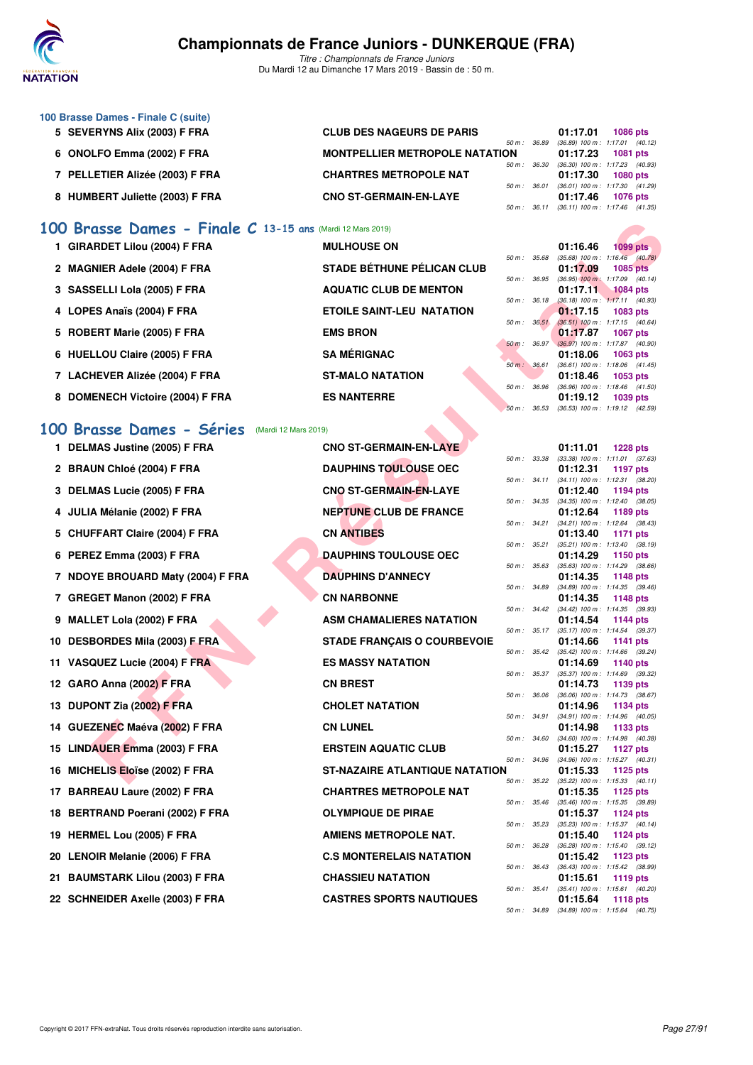# Championnats de France Juniors - DUNKERQUE (FRA)

*Titre : Championnats de France Juniors*
Du Mardi 12 au Dimanche 17 Mars 2019 - Bassin de : 50 m.

### 100 Brasse Dames - Finale C (suite)

| Rang | Nom | Club | Temps | Points | Détails |
|---|---|---|---|---|---|
| 5 | SEVERYNS Alix (2003) F FRA | CLUB DES NAGEURS DE PARIS | 01:17.01 | 1086 pts | 50 m : 36.89 (36.89) 100 m : 1:17.01 (40.12) |
| 6 | ONOLFO Emma (2002) F FRA | MONTPELLIER METROPOLE NATATION | 01:17.23 | 1081 pts | 50 m : 36.30 (36.30) 100 m : 1:17.23 (40.93) |
| 7 | PELLETIER Alizée (2003) F FRA | CHARTRES METROPOLE NAT | 01:17.30 | 1080 pts | 50 m : 36.01 (36.01) 100 m : 1:17.30 (41.29) |
| 8 | HUMBERT Juliette (2003) F FRA | CNO ST-GERMAIN-EN-LAYE | 01:17.46 | 1076 pts | 50 m : 36.11 (36.11) 100 m : 1:17.46 (41.35) |

## 100 Brasse Dames - Finale C 13-15 ans (Mardi 12 Mars 2019)

| Rang | Nom | Club | Temps | Points | Détails |
|---|---|---|---|---|---|
| 1 | GIRARDET Lilou (2004) F FRA | MULHOUSE ON | 01:16.46 | 1099 pts | 50 m : 35.68 (35.68) 100 m : 1:16.46 (40.78) |
| 2 | MAGNIER Adele (2004) F FRA | STADE BÉTHUNE PÉLICAN CLUB | 01:17.09 | 1085 pts | 50 m : 36.95 (36.95) 100 m : 1:17.09 (40.14) |
| 3 | SASSELLI Lola (2005) F FRA | AQUATIC CLUB DE MENTON | 01:17.11 | 1084 pts | 50 m : 36.18 (36.18) 100 m : 1:17.11 (40.93) |
| 4 | LOPES Anaïs (2004) F FRA | ETOILE SAINT-LEU NATATION | 01:17.15 | 1083 pts | 50 m : 36.51 (36.51) 100 m : 1:17.15 (40.64) |
| 5 | ROBERT Marie (2005) F FRA | EMS BRON | 01:17.87 | 1067 pts | 50 m : 36.97 (36.97) 100 m : 1:17.87 (40.90) |
| 6 | HUELLOU Claire (2005) F FRA | SA MÉRIGNAC | 01:18.06 | 1063 pts | 50 m : 36.61 (36.61) 100 m : 1:18.06 (41.45) |
| 7 | LACHEVER Alizée (2004) F FRA | ST-MALO NATATION | 01:18.46 | 1053 pts | 50 m : 36.96 (36.96) 100 m : 1:18.46 (41.50) |
| 8 | DOMENECH Victoire (2004) F FRA | ES NANTERRE | 01:19.12 | 1039 pts | 50 m : 36.53 (36.53) 100 m : 1:19.12 (42.59) |

## 100 Brasse Dames - Séries (Mardi 12 Mars 2019)

| Rang | Nom | Club | Temps | Points | Détails |
|---|---|---|---|---|---|
| 1 | DELMAS Justine (2005) F FRA | CNO ST-GERMAIN-EN-LAYE | 01:11.01 | 1228 pts | 50 m : 33.38 (33.38) 100 m : 1:11.01 (37.63) |
| 2 | BRAUN Chloé (2004) F FRA | DAUPHINS TOULOUSE OEC | 01:12.31 | 1197 pts | 50 m : 34.11 (34.11) 100 m : 1:12.31 (38.20) |
| 3 | DELMAS Lucie (2005) F FRA | CNO ST-GERMAIN-EN-LAYE | 01:12.40 | 1194 pts | 50 m : 34.35 (34.35) 100 m : 1:12.40 (38.05) |
| 4 | JULIA Mélanie (2002) F FRA | NEPTUNE CLUB DE FRANCE | 01:12.64 | 1189 pts | 50 m : 34.21 (34.21) 100 m : 1:12.64 (38.43) |
| 5 | CHUFFART Claire (2004) F FRA | CN ANTIBES | 01:13.40 | 1171 pts | 50 m : 35.21 (35.21) 100 m : 1:13.40 (38.19) |
| 6 | PEREZ Emma (2003) F FRA | DAUPHINS TOULOUSE OEC | 01:14.29 | 1150 pts | 50 m : 35.63 (35.63) 100 m : 1:14.29 (38.66) |
| 7 | NDOYE BROUARD Maty (2004) F FRA | DAUPHINS D'ANNECY | 01:14.35 | 1148 pts | 50 m : 34.89 (34.89) 100 m : 1:14.35 (39.46) |
| 7 | GREGET Manon (2002) F FRA | CN NARBONNE | 01:14.35 | 1148 pts | 50 m : 34.42 (34.42) 100 m : 1:14.35 (39.93) |
| 9 | MALLET Lola (2002) F FRA | ASM CHAMALIERES NATATION | 01:14.54 | 1144 pts | 50 m : 35.17 (35.17) 100 m : 1:14.54 (39.37) |
| 10 | DESBORDES Mila (2003) F FRA | STADE FRANÇAIS O COURBEVOIE | 01:14.66 | 1141 pts | 50 m : 35.42 (35.42) 100 m : 1:14.66 (39.24) |
| 11 | VASQUEZ Lucie (2004) F FRA | ES MASSY NATATION | 01:14.69 | 1140 pts | 50 m : 35.37 (35.37) 100 m : 1:14.69 (39.32) |
| 12 | GARO Anna (2002) F FRA | CN BREST | 01:14.73 | 1139 pts | 50 m : 36.06 (36.06) 100 m : 1:14.73 (38.67) |
| 13 | DUPONT Zia (2002) F FRA | CHOLET NATATION | 01:14.96 | 1134 pts | 50 m : 34.91 (34.91) 100 m : 1:14.96 (40.05) |
| 14 | GUEZENEC Maéva (2002) F FRA | CN LUNEL | 01:14.98 | 1133 pts | 50 m : 34.60 (34.60) 100 m : 1:14.98 (40.38) |
| 15 | LINDAUER Emma (2003) F FRA | ERSTEIN AQUATIC CLUB | 01:15.27 | 1127 pts | 50 m : 34.96 (34.96) 100 m : 1:15.27 (40.31) |
| 16 | MICHELIS Eloïse (2002) F FRA | ST-NAZAIRE ATLANTIQUE NATATION | 01:15.33 | 1125 pts | 50 m : 35.22 (35.22) 100 m : 1:15.33 (40.11) |
| 17 | BARREAU Laure (2002) F FRA | CHARTRES METROPOLE NAT | 01:15.35 | 1125 pts | 50 m : 35.46 (35.46) 100 m : 1:15.35 (39.89) |
| 18 | BERTRAND Poerani (2002) F FRA | OLYMPIQUE DE PIRAE | 01:15.37 | 1124 pts | 50 m : 35.23 (35.23) 100 m : 1:15.37 (40.14) |
| 19 | HERMEL Lou (2005) F FRA | AMIENS METROPOLE NAT. | 01:15.40 | 1124 pts | 50 m : 36.28 (36.28) 100 m : 1:15.40 (39.12) |
| 20 | LENOIR Melanie (2006) F FRA | C.S MONTERELAIS NATATION | 01:15.42 | 1123 pts | 50 m : 36.43 (36.43) 100 m : 1:15.42 (38.99) |
| 21 | BAUMSTARK Lilou (2003) F FRA | CHASSIEU NATATION | 01:15.61 | 1119 pts | 50 m : 35.41 (35.41) 100 m : 1:15.61 (40.20) |
| 22 | SCHNEIDER Axelle (2003) F FRA | CASTRES SPORTS NAUTIQUES | 01:15.64 | 1118 pts | 50 m : 34.89 (34.89) 100 m : 1:15.64 (40.75) |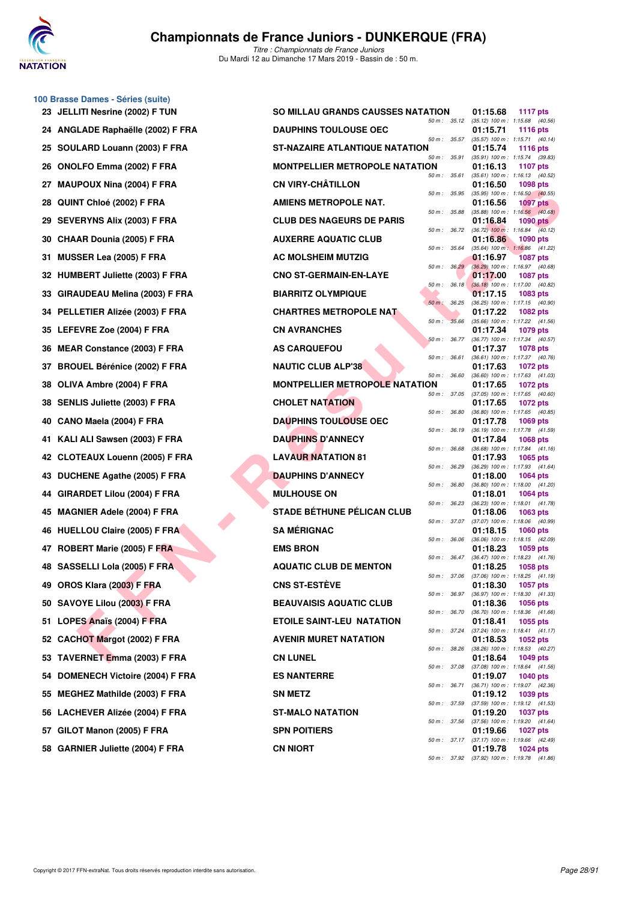# Championnats de France Juniors - DUNKERQUE (FRA)

*Titre : Championnats de France Juniors*
Du Mardi 12 au Dimanche 17 Mars 2019 - Bassin de : 50 m.

## 100 Brasse Dames - Séries (suite)

| Rang | Nom | Club | Temps | Points | Splits |
|---|---|---|---|---|---|
| 23 | JELLITI Nesrine (2002) F TUN | SO MILLAU GRANDS CAUSSES NATATION | 01:15.68 | 1117 pts | 50 m : 35.12 (35.12) 100 m : 1:15.68 (40.56) |
| 24 | ANGLADE Raphaëlle (2002) F FRA | DAUPHINS TOULOUSE OEC | 01:15.71 | 1116 pts | 50 m : 35.57 (35.57) 100 m : 1:15.71 (40.14) |
| 25 | SOULARD Louann (2003) F FRA | ST-NAZAIRE ATLANTIQUE NATATION | 01:15.74 | 1116 pts | 50 m : 35.91 (35.91) 100 m : 1:15.74 (39.83) |
| 26 | ONOLFO Emma (2002) F FRA | MONTPELLIER METROPOLE NATATION | 01:16.13 | 1107 pts | 50 m : 35.61 (35.61) 100 m : 1:16.13 (40.52) |
| 27 | MAUPOUX Nina (2004) F FRA | CN VIRY-CHÂTILLON | 01:16.50 | 1098 pts | 50 m : 35.95 (35.95) 100 m : 1:16.50 (40.55) |
| 28 | QUINT Chloé (2002) F FRA | AMIENS METROPOLE NAT. | 01:16.56 | 1097 pts | 50 m : 35.88 (35.88) 100 m : 1:16.56 (40.68) |
| 29 | SEVERYNS Alix (2003) F FRA | CLUB DES NAGEURS DE PARIS | 01:16.84 | 1090 pts | 50 m : 36.72 (36.72) 100 m : 1:16.84 (40.12) |
| 30 | CHAAR Dounia (2005) F FRA | AUXERRE AQUATIC CLUB | 01:16.86 | 1090 pts | 50 m : 35.64 (35.64) 100 m : 1:16.86 (41.22) |
| 31 | MUSSER Lea (2005) F FRA | AC MOLSHEIM MUTZIG | 01:16.97 | 1087 pts | 50 m : 36.29 (36.29) 100 m : 1:16.97 (40.68) |
| 32 | HUMBERT Juliette (2003) F FRA | CNO ST-GERMAIN-EN-LAYE | 01:17.00 | 1087 pts | 50 m : 36.18 (36.18) 100 m : 1:17.00 (40.82) |
| 33 | GIRAUDEAU Melina (2003) F FRA | BIARRITZ OLYMPIQUE | 01:17.15 | 1083 pts | 50 m : 36.25 (36.25) 100 m : 1:17.15 (40.90) |
| 34 | PELLETIER Alizée (2003) F FRA | CHARTRES METROPOLE NAT | 01:17.22 | 1082 pts | 50 m : 35.66 (35.66) 100 m : 1:17.22 (41.56) |
| 35 | LEFEVRE Zoe (2004) F FRA | CN AVRANCHES | 01:17.34 | 1079 pts | 50 m : 36.77 (36.77) 100 m : 1:17.34 (40.57) |
| 36 | MEAR Constance (2003) F FRA | AS CARQUEFOU | 01:17.37 | 1078 pts | 50 m : 36.61 (36.61) 100 m : 1:17.37 (40.76) |
| 37 | BROUEL Bérénice (2002) F FRA | NAUTIC CLUB ALP'38 | 01:17.63 | 1072 pts | 50 m : 36.60 (36.60) 100 m : 1:17.63 (41.03) |
| 38 | OLIVA Ambre (2004) F FRA | MONTPELLIER METROPOLE NATATION | 01:17.65 | 1072 pts | 50 m : 37.05 (37.05) 100 m : 1:17.65 (40.60) |
| 38 | SENLIS Juliette (2003) F FRA | CHOLET NATATION | 01:17.65 | 1072 pts | 50 m : 36.80 (36.80) 100 m : 1:17.65 (40.85) |
| 40 | CANO Maela (2004) F FRA | DAUPHINS TOULOUSE OEC | 01:17.78 | 1069 pts | 50 m : 36.19 (36.19) 100 m : 1:17.78 (41.59) |
| 41 | KALI ALI Sawsen (2003) F FRA | DAUPHINS D'ANNECY | 01:17.84 | 1068 pts | 50 m : 36.68 (36.68) 100 m : 1:17.84 (41.16) |
| 42 | CLOTEAUX Louenn (2005) F FRA | LAVAUR NATATION 81 | 01:17.93 | 1065 pts | 50 m : 36.29 (36.29) 100 m : 1:17.93 (41.64) |
| 43 | DUCHENE Agathe (2005) F FRA | DAUPHINS D'ANNECY | 01:18.00 | 1064 pts | 50 m : 36.80 (36.80) 100 m : 1:18.00 (41.20) |
| 44 | GIRARDET Lilou (2004) F FRA | MULHOUSE ON | 01:18.01 | 1064 pts | 50 m : 36.23 (36.23) 100 m : 1:18.01 (41.78) |
| 45 | MAGNIER Adele (2004) F FRA | STADE BÉTHUNE PÉLICAN CLUB | 01:18.06 | 1063 pts | 50 m : 37.07 (37.07) 100 m : 1:18.06 (40.99) |
| 46 | HUELLOU Claire (2005) F FRA | SA MÉRIGNAC | 01:18.15 | 1060 pts | 50 m : 36.06 (36.06) 100 m : 1:18.15 (42.09) |
| 47 | ROBERT Marie (2005) F FRA | EMS BRON | 01:18.23 | 1059 pts | 50 m : 36.47 (36.47) 100 m : 1:18.23 (41.76) |
| 48 | SASSELLI Lola (2005) F FRA | AQUATIC CLUB DE MENTON | 01:18.25 | 1058 pts | 50 m : 37.06 (37.06) 100 m : 1:18.25 (41.19) |
| 49 | OROS Klara (2003) F FRA | CNS ST-ESTÈVE | 01:18.30 | 1057 pts | 50 m : 36.97 (36.97) 100 m : 1:18.30 (41.33) |
| 50 | SAVOYE Lilou (2003) F FRA | BEAUVAISIS AQUATIC CLUB | 01:18.36 | 1056 pts | 50 m : 36.70 (36.70) 100 m : 1:18.36 (41.66) |
| 51 | LOPES Anaïs (2004) F FRA | ETOILE SAINT-LEU NATATION | 01:18.41 | 1055 pts | 50 m : 37.24 (37.24) 100 m : 1:18.41 (41.17) |
| 52 | CACHOT Margot (2002) F FRA | AVENIR MURET NATATION | 01:18.53 | 1052 pts | 50 m : 38.26 (38.26) 100 m : 1:18.53 (40.27) |
| 53 | TAVERNET Emma (2003) F FRA | CN LUNEL | 01:18.64 | 1049 pts | 50 m : 37.08 (37.08) 100 m : 1:18.64 (41.56) |
| 54 | DOMENECH Victoire (2004) F FRA | ES NANTERRE | 01:19.07 | 1040 pts | 50 m : 36.71 (36.71) 100 m : 1:19.07 (42.36) |
| 55 | MEGHEZ Mathilde (2003) F FRA | SN METZ | 01:19.12 | 1039 pts | 50 m : 37.59 (37.59) 100 m : 1:19.12 (41.53) |
| 56 | LACHEVER Alizée (2004) F FRA | ST-MALO NATATION | 01:19.20 | 1037 pts | 50 m : 37.56 (37.56) 100 m : 1:19.20 (41.64) |
| 57 | GILOT Manon (2005) F FRA | SPN POITIERS | 01:19.66 | 1027 pts | 50 m : 37.17 (37.17) 100 m : 1:19.66 (42.49) |
| 58 | GARNIER Juliette (2004) F FRA | CN NIORT | 01:19.78 | 1024 pts | 50 m : 37.92 (37.92) 100 m : 1:19.78 (41.86) |

Copyright © 2017 FFN-extraNat. Tous droits réservés reproduction interdite sans autorisation.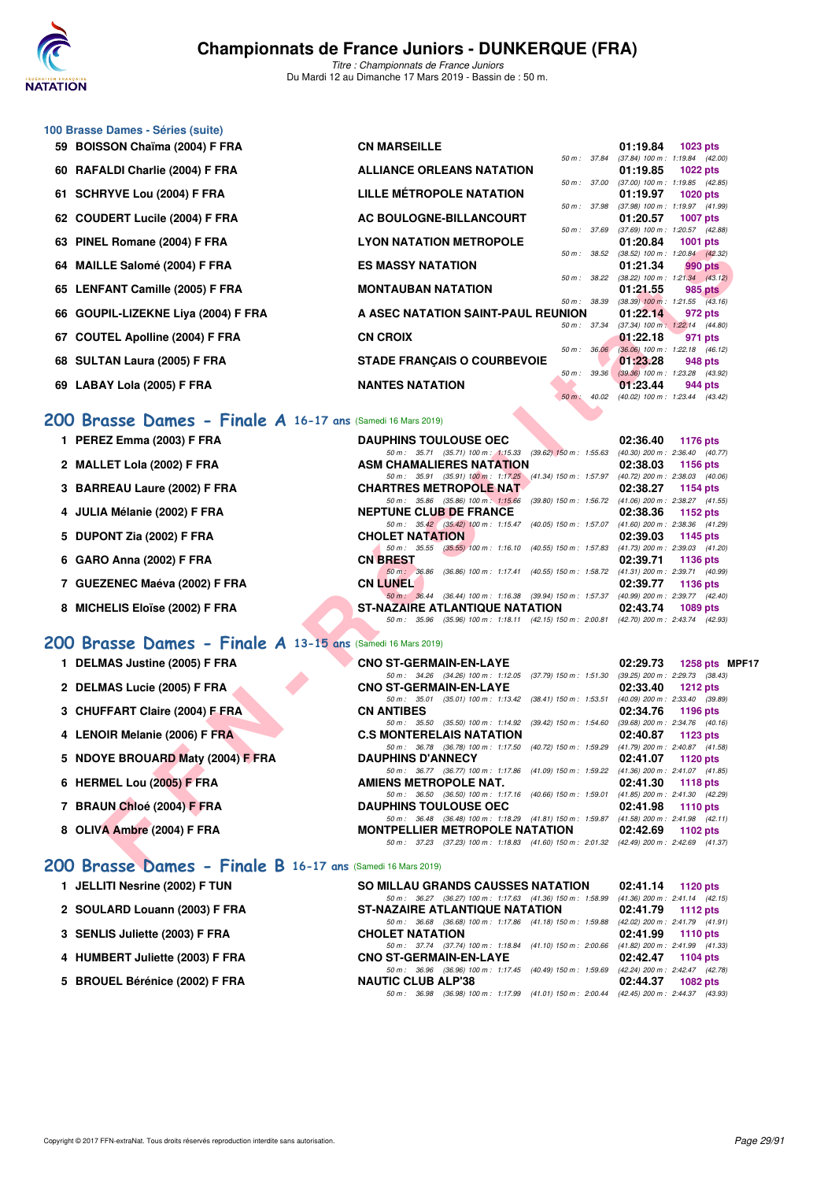### 100 Brasse Dames - Séries (suite)

| Rang | Nom | Club | Temps | Points | Splits |
|---|---|---|---|---|---|
| 59 | BOISSON Chaïma (2004) F FRA | CN MARSEILLE | 01:19.84 | 1023 pts | 50 m : 37.84 (37.84) 100 m : 1:19.84 (42.00) |
| 60 | RAFALDI Charlie (2004) F FRA | ALLIANCE ORLEANS NATATION | 01:19.85 | 1022 pts | 50 m : 37.00 (37.00) 100 m : 1:19.85 (42.85) |
| 61 | SCHRYVE Lou (2004) F FRA | LILLE MÉTROPOLE NATATION | 01:19.97 | 1020 pts | 50 m : 37.98 (37.98) 100 m : 1:19.97 (41.99) |
| 62 | COUDERT Lucile (2004) F FRA | AC BOULOGNE-BILLANCOURT | 01:20.57 | 1007 pts | 50 m : 37.69 (37.69) 100 m : 1:20.57 (42.88) |
| 63 | PINEL Romane (2004) F FRA | LYON NATATION METROPOLE | 01:20.84 | 1001 pts | 50 m : 38.52 (38.52) 100 m : 1:20.84 (42.32) |
| 64 | MAILLE Salomé (2004) F FRA | ES MASSY NATATION | 01:21.34 | 990 pts | 50 m : 38.22 (38.22) 100 m : 1:21.34 (43.12) |
| 65 | LENFANT Camille (2005) F FRA | MONTAUBAN NATATION | 01:21.55 | 985 pts | 50 m : 38.39 (38.39) 100 m : 1:21.55 (43.16) |
| 66 | GOUPIL-LIZEKNE Liya (2004) F FRA | A ASEC NATATION SAINT-PAUL REUNION | 01:22.14 | 972 pts | 50 m : 37.34 (37.34) 100 m : 1:22.14 (44.80) |
| 67 | COUTEL Apolline (2004) F FRA | CN CROIX | 01:22.18 | 971 pts | 50 m : 36.06 (36.06) 100 m : 1:22.18 (46.12) |
| 68 | SULTAN Laura (2005) F FRA | STADE FRANÇAIS O COURBEVOIE | 01:23.28 | 948 pts | 50 m : 39.36 (39.36) 100 m : 1:23.28 (43.92) |
| 69 | LABAY Lola (2005) F FRA | NANTES NATATION | 01:23.44 | 944 pts | 50 m : 40.02 (40.02) 100 m : 1:23.44 (43.42) |

## 200 Brasse Dames - Finale A 16-17 ans (Samedi 16 Mars 2019)

| Rang | Nom | Club | Temps | Points | Splits |
|---|---|---|---|---|---|
| 1 | PEREZ Emma (2003) F FRA | DAUPHINS TOULOUSE OEC | 02:36.40 | 1176 pts | 50 m : 35.71 (35.71) 100 m : 1:15.33 (39.62) 150 m : 1:55.63 (40.30) 200 m : 2:36.40 (40.77) |
| 2 | MALLET Lola (2002) F FRA | ASM CHAMALIERES NATATION | 02:38.03 | 1156 pts | 50 m : 35.91 (35.91) 100 m : 1:17.25 (41.34) 150 m : 1:57.97 (40.72) 200 m : 2:38.03 (40.06) |
| 3 | BARREAU Laure (2002) F FRA | CHARTRES METROPOLE NAT | 02:38.27 | 1154 pts | 50 m : 35.86 (35.86) 100 m : 1:15.66 (39.80) 150 m : 1:56.72 (41.06) 200 m : 2:38.27 (41.55) |
| 4 | JULIA Mélanie (2002) F FRA | NEPTUNE CLUB DE FRANCE | 02:38.36 | 1152 pts | 50 m : 35.42 (35.42) 100 m : 1:15.47 (40.05) 150 m : 1:57.07 (41.60) 200 m : 2:38.36 (41.29) |
| 5 | DUPONT Zia (2002) F FRA | CHOLET NATATION | 02:39.03 | 1145 pts | 50 m : 35.55 (35.55) 100 m : 1:16.10 (40.55) 150 m : 1:57.83 (41.73) 200 m : 2:39.03 (41.20) |
| 6 | GARO Anna (2002) F FRA | CN BREST | 02:39.71 | 1136 pts | 50 m : 36.86 (36.86) 100 m : 1:17.41 (40.55) 150 m : 1:58.72 (41.31) 200 m : 2:39.71 (40.99) |
| 7 | GUEZENEC Maéva (2002) F FRA | CN LUNEL | 02:39.77 | 1136 pts | 50 m : 36.44 (36.44) 100 m : 1:16.38 (39.94) 150 m : 1:57.37 (40.99) 200 m : 2:39.77 (42.40) |
| 8 | MICHELIS Eloïse (2002) F FRA | ST-NAZAIRE ATLANTIQUE NATATION | 02:43.74 | 1089 pts | 50 m : 35.96 (35.96) 100 m : 1:18.11 (42.15) 150 m : 2:00.81 (42.70) 200 m : 2:43.74 (42.93) |

## 200 Brasse Dames - Finale A 13-15 ans (Samedi 16 Mars 2019)

| Rang | Nom | Club | Temps | Points | Splits |
|---|---|---|---|---|---|
| 1 | DELMAS Justine (2005) F FRA | CNO ST-GERMAIN-EN-LAYE | 02:29.73 | 1258 pts MPF17 | 50 m : 34.26 (34.26) 100 m : 1:12.05 (37.79) 150 m : 1:51.30 (39.25) 200 m : 2:29.73 (38.43) |
| 2 | DELMAS Lucie (2005) F FRA | CNO ST-GERMAIN-EN-LAYE | 02:33.40 | 1212 pts | 50 m : 35.01 (35.01) 100 m : 1:13.42 (38.41) 150 m : 1:53.51 (40.09) 200 m : 2:33.40 (39.89) |
| 3 | CHUFFART Claire (2004) F FRA | CN ANTIBES | 02:34.76 | 1196 pts | 50 m : 35.50 (35.50) 100 m : 1:14.92 (39.42) 150 m : 1:54.60 (39.68) 200 m : 2:34.76 (40.16) |
| 4 | LENOIR Melanie (2006) F FRA | C.S MONTERELAIS NATATION | 02:40.87 | 1123 pts | 50 m : 36.78 (36.78) 100 m : 1:17.50 (40.72) 150 m : 1:59.29 (41.79) 200 m : 2:40.87 (41.58) |
| 5 | NDOYE BROUARD Maty (2004) F FRA | DAUPHINS D'ANNECY | 02:41.07 | 1120 pts | 50 m : 36.77 (36.77) 100 m : 1:17.86 (41.09) 150 m : 1:59.22 (41.36) 200 m : 2:41.07 (41.85) |
| 6 | HERMEL Lou (2005) F FRA | AMIENS METROPOLE NAT. | 02:41.30 | 1118 pts | 50 m : 36.50 (36.50) 100 m : 1:17.16 (40.66) 150 m : 1:59.01 (41.85) 200 m : 2:41.30 (42.29) |
| 7 | BRAUN Chloé (2004) F FRA | DAUPHINS TOULOUSE OEC | 02:41.98 | 1110 pts | 50 m : 36.48 (36.48) 100 m : 1:18.29 (41.81) 150 m : 1:59.87 (41.58) 200 m : 2:41.98 (42.11) |
| 8 | OLIVA Ambre (2004) F FRA | MONTPELLIER METROPOLE NATATION | 02:42.69 | 1102 pts | 50 m : 37.23 (37.23) 100 m : 1:18.83 (41.60) 150 m : 2:01.32 (42.49) 200 m : 2:42.69 (41.37) |

## 200 Brasse Dames - Finale B 16-17 ans (Samedi 16 Mars 2019)

| Rang | Nom | Club | Temps | Points | Splits |
|---|---|---|---|---|---|
| 1 | JELLITI Nesrine (2002) F TUN | SO MILLAU GRANDS CAUSSES NATATION | 02:41.14 | 1120 pts | 50 m : 36.27 (36.27) 100 m : 1:17.63 (41.36) 150 m : 1:58.99 (41.36) 200 m : 2:41.14 (42.15) |
| 2 | SOULARD Louann (2003) F FRA | ST-NAZAIRE ATLANTIQUE NATATION | 02:41.79 | 1112 pts | 50 m : 36.68 (36.68) 100 m : 1:17.86 (41.18) 150 m : 1:59.88 (42.02) 200 m : 2:41.79 (41.91) |
| 3 | SENLIS Juliette (2003) F FRA | CHOLET NATATION | 02:41.99 | 1110 pts | 50 m : 37.74 (37.74) 100 m : 1:18.84 (41.10) 150 m : 2:00.66 (41.82) 200 m : 2:41.99 (41.33) |
| 4 | HUMBERT Juliette (2003) F FRA | CNO ST-GERMAIN-EN-LAYE | 02:42.47 | 1104 pts | 50 m : 36.96 (36.96) 100 m : 1:17.45 (40.49) 150 m : 1:59.69 (42.24) 200 m : 2:42.47 (42.78) |
| 5 | BROUEL Bérénice (2002) F FRA | NAUTIC CLUB ALP'38 | 02:44.37 | 1082 pts | 50 m : 36.98 (36.98) 100 m : 1:17.99 (41.01) 150 m : 2:00.44 (42.45) 200 m : 2:44.37 (43.93) |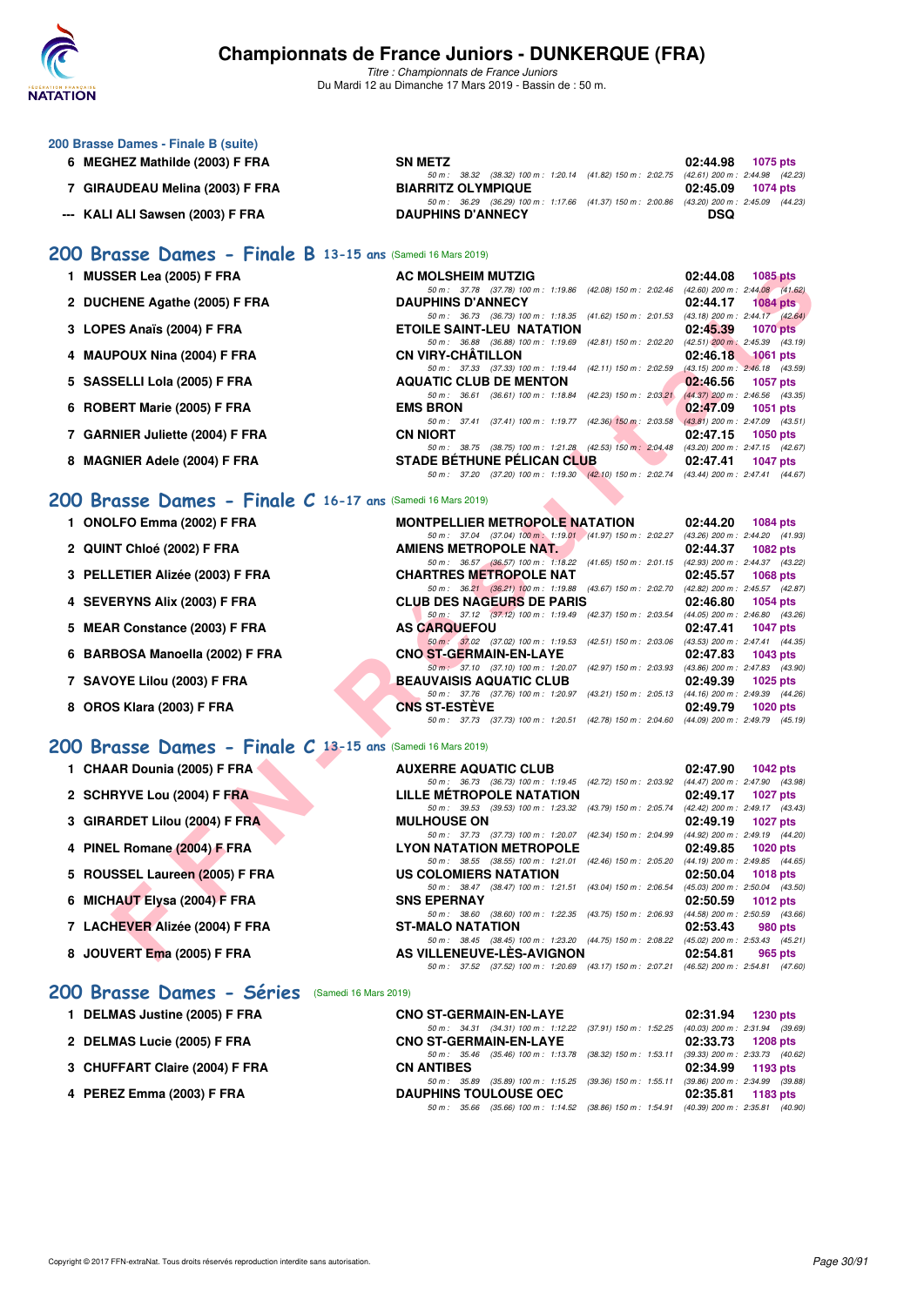# Championnats de France Juniors - DUNKERQUE (FRA)

*Titre : Championnats de France Juniors*
Du Mardi 12 au Dimanche 17 Mars 2019 - Bassin de : 50 m.

## 200 Brasse Dames - Finale B (suite)

| Rg | Nom | Club | Temps | Points |
|---|---|---|---|---|
| 6 | MEGHEZ Mathilde (2003) F FRA | SN METZ | 02:44.98 | 1075 pts |
| | | 50 m : 38.32 (38.32) 100 m : 1:20.14 (41.82) 150 m : 2:02.75 (42.61) 200 m : 2:44.98 (42.23) | | |
| 7 | GIRAUDEAU Melina (2003) F FRA | BIARRITZ OLYMPIQUE | 02:45.09 | 1074 pts |
| | | 50 m : 36.29 (36.29) 100 m : 1:17.66 (41.37) 150 m : 2:00.86 (43.20) 200 m : 2:45.09 (44.23) | | |
| --- | KALI ALI Sawsen (2003) F FRA | DAUPHINS D'ANNECY | DSQ | |

## 200 Brasse Dames - Finale B 13-15 ans (Samedi 16 Mars 2019)

| Rg | Nom | Club | Temps | Points |
|---|---|---|---|---|
| 1 | MUSSER Lea (2005) F FRA | AC MOLSHEIM MUTZIG | 02:44.08 | 1085 pts |
| | | 50 m : 37.78 (37.78) 100 m : 1:19.86 (42.08) 150 m : 2:02.46 (42.60) 200 m : 2:44.08 (41.62) | | |
| 2 | DUCHENE Agathe (2005) F FRA | DAUPHINS D'ANNECY | 02:44.17 | 1084 pts |
| | | 50 m : 36.73 (36.73) 100 m : 1:18.35 (41.62) 150 m : 2:01.53 (43.18) 200 m : 2:44.17 (42.64) | | |
| 3 | LOPES Anaïs (2004) F FRA | ETOILE SAINT-LEU NATATION | 02:45.39 | 1070 pts |
| | | 50 m : 36.88 (36.88) 100 m : 1:19.69 (42.81) 150 m : 2:02.20 (42.51) 200 m : 2:45.39 (43.19) | | |
| 4 | MAUPOUX Nina (2004) F FRA | CN VIRY-CHÂTILLON | 02:46.18 | 1061 pts |
| | | 50 m : 37.33 (37.33) 100 m : 1:19.44 (42.11) 150 m : 2:02.59 (43.15) 200 m : 2:46.18 (43.59) | | |
| 5 | SASSELLI Lola (2005) F FRA | AQUATIC CLUB DE MENTON | 02:46.56 | 1057 pts |
| | | 50 m : 36.61 (36.61) 100 m : 1:18.84 (42.23) 150 m : 2:03.21 (44.37) 200 m : 2:46.56 (43.35) | | |
| 6 | ROBERT Marie (2005) F FRA | EMS BRON | 02:47.09 | 1051 pts |
| | | 50 m : 37.41 (37.41) 100 m : 1:19.77 (42.36) 150 m : 2:03.58 (43.81) 200 m : 2:47.09 (43.51) | | |
| 7 | GARNIER Juliette (2004) F FRA | CN NIORT | 02:47.15 | 1050 pts |
| | | 50 m : 38.75 (38.75) 100 m : 1:21.28 (42.53) 150 m : 2:04.48 (43.20) 200 m : 2:47.15 (42.67) | | |
| 8 | MAGNIER Adele (2004) F FRA | STADE BÉTHUNE PÉLICAN CLUB | 02:47.41 | 1047 pts |
| | | 50 m : 37.20 (37.20) 100 m : 1:19.30 (42.10) 150 m : 2:02.74 (43.44) 200 m : 2:47.41 (44.67) | | |

## 200 Brasse Dames - Finale C 16-17 ans (Samedi 16 Mars 2019)

| Rg | Nom | Club | Temps | Points |
|---|---|---|---|---|
| 1 | ONOLFO Emma (2002) F FRA | MONTPELLIER METROPOLE NATATION | 02:44.20 | 1084 pts |
| | | 50 m : 37.04 (37.04) 100 m : 1:19.01 (41.97) 150 m : 2:02.27 (43.26) 200 m : 2:44.20 (41.93) | | |
| 2 | QUINT Chloé (2002) F FRA | AMIENS METROPOLE NAT. | 02:44.37 | 1082 pts |
| | | 50 m : 36.57 (36.57) 100 m : 1:18.22 (41.65) 150 m : 2:01.15 (42.93) 200 m : 2:44.37 (43.22) | | |
| 3 | PELLETIER Alizée (2003) F FRA | CHARTRES METROPOLE NAT | 02:45.57 | 1068 pts |
| | | 50 m : 36.21 (36.21) 100 m : 1:19.88 (43.67) 150 m : 2:02.70 (42.82) 200 m : 2:45.57 (42.87) | | |
| 4 | SEVERYNS Alix (2003) F FRA | CLUB DES NAGEURS DE PARIS | 02:46.80 | 1054 pts |
| | | 50 m : 37.12 (37.12) 100 m : 1:19.49 (42.37) 150 m : 2:03.54 (44.05) 200 m : 2:46.80 (43.26) | | |
| 5 | MEAR Constance (2003) F FRA | AS CARQUEFOU | 02:47.41 | 1047 pts |
| | | 50 m : 37.02 (37.02) 100 m : 1:19.53 (42.51) 150 m : 2:03.06 (43.53) 200 m : 2:47.41 (44.35) | | |
| 6 | BARBOSA Manoella (2002) F FRA | CNO ST-GERMAIN-EN-LAYE | 02:47.83 | 1043 pts |
| | | 50 m : 37.10 (37.10) 100 m : 1:20.07 (42.97) 150 m : 2:03.93 (43.86) 200 m : 2:47.83 (43.90) | | |
| 7 | SAVOYE Lilou (2003) F FRA | BEAUVAISIS AQUATIC CLUB | 02:49.39 | 1025 pts |
| | | 50 m : 37.76 (37.76) 100 m : 1:20.97 (43.21) 150 m : 2:05.13 (44.16) 200 m : 2:49.39 (44.26) | | |
| 8 | OROS Klara (2003) F FRA | CNS ST-ESTÈVE | 02:49.79 | 1020 pts |
| | | 50 m : 37.73 (37.73) 100 m : 1:20.51 (42.78) 150 m : 2:04.60 (44.09) 200 m : 2:49.79 (45.19) | | |

## 200 Brasse Dames - Finale C 13-15 ans (Samedi 16 Mars 2019)

| Rg | Nom | Club | Temps | Points |
|---|---|---|---|---|
| 1 | CHAAR Dounia (2005) F FRA | AUXERRE AQUATIC CLUB | 02:47.90 | 1042 pts |
| | | 50 m : 36.73 (36.73) 100 m : 1:19.45 (42.72) 150 m : 2:03.92 (44.47) 200 m : 2:47.90 (43.98) | | |
| 2 | SCHRYVE Lou (2004) F FRA | LILLE MÉTROPOLE NATATION | 02:49.17 | 1027 pts |
| | | 50 m : 39.53 (39.53) 100 m : 1:23.32 (43.79) 150 m : 2:05.74 (42.42) 200 m : 2:49.17 (43.43) | | |
| 3 | GIRARDET Lilou (2004) F FRA | MULHOUSE ON | 02:49.19 | 1027 pts |
| | | 50 m : 37.73 (37.73) 100 m : 1:20.07 (42.34) 150 m : 2:04.99 (44.92) 200 m : 2:49.19 (44.20) | | |
| 4 | PINEL Romane (2004) F FRA | LYON NATATION METROPOLE | 02:49.85 | 1020 pts |
| | | 50 m : 38.55 (38.55) 100 m : 1:21.01 (42.46) 150 m : 2:05.20 (44.19) 200 m : 2:49.85 (44.65) | | |
| 5 | ROUSSEL Laureen (2005) F FRA | US COLOMIERS NATATION | 02:50.04 | 1018 pts |
| | | 50 m : 38.47 (38.47) 100 m : 1:21.51 (43.04) 150 m : 2:06.54 (45.03) 200 m : 2:50.04 (43.50) | | |
| 6 | MICHAUT Elysa (2004) F FRA | SNS EPERNAY | 02:50.59 | 1012 pts |
| | | 50 m : 38.60 (38.60) 100 m : 1:22.35 (43.75) 150 m : 2:06.93 (44.58) 200 m : 2:50.59 (43.66) | | |
| 7 | LACHEVER Alizée (2004) F FRA | ST-MALO NATATION | 02:53.43 | 980 pts |
| | | 50 m : 38.45 (38.45) 100 m : 1:23.20 (44.75) 150 m : 2:08.22 (45.02) 200 m : 2:53.43 (45.21) | | |
| 8 | JOUVERT Ema (2005) F FRA | AS VILLENEUVE-LÈS-AVIGNON | 02:54.81 | 965 pts |
| | | 50 m : 37.52 (37.52) 100 m : 1:20.69 (43.17) 150 m : 2:07.21 (46.52) 200 m : 2:54.81 (47.60) | | |

## 200 Brasse Dames - Séries (Samedi 16 Mars 2019)

| Rg | Nom | Club | Temps | Points |
|---|---|---|---|---|
| 1 | DELMAS Justine (2005) F FRA | CNO ST-GERMAIN-EN-LAYE | 02:31.94 | 1230 pts |
| | | 50 m : 34.31 (34.31) 100 m : 1:12.22 (37.91) 150 m : 1:52.25 (40.03) 200 m : 2:31.94 (39.69) | | |
| 2 | DELMAS Lucie (2005) F FRA | CNO ST-GERMAIN-EN-LAYE | 02:33.73 | 1208 pts |
| | | 50 m : 35.46 (35.46) 100 m : 1:13.78 (38.32) 150 m : 1:53.11 (39.33) 200 m : 2:33.73 (40.62) | | |
| 3 | CHUFFART Claire (2004) F FRA | CN ANTIBES | 02:34.99 | 1193 pts |
| | | 50 m : 35.89 (35.89) 100 m : 1:15.25 (39.36) 150 m : 1:55.11 (39.86) 200 m : 2:34.99 (39.88) | | |
| 4 | PEREZ Emma (2003) F FRA | DAUPHINS TOULOUSE OEC | 02:35.81 | 1183 pts |
| | | 50 m : 35.66 (35.66) 100 m : 1:14.52 (38.86) 150 m : 1:54.91 (40.39) 200 m : 2:35.81 (40.90) | | |

Copyright © 2017 FFN-extraNat. Tous droits réservés reproduction interdite sans autorisation.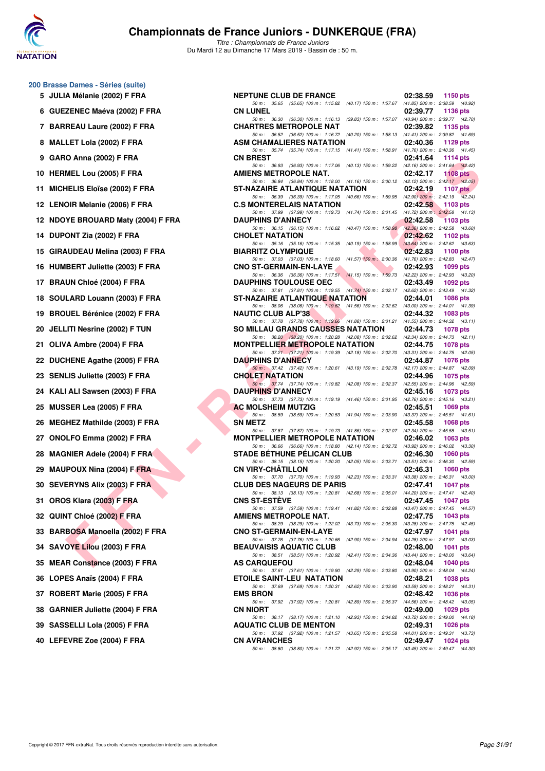# Championnats de France Juniors - DUNKERQUE (FRA)

*Titre : Championnats de France Juniors*
Du Mardi 12 au Dimanche 17 Mars 2019 - Bassin de : 50 m.

## 200 Brasse Dames - Séries (suite)

| Rang | Nom | Club | Temps | Points |
|---|---|---|---|---|
| 5 | JULIA Mélanie (2002) F FRA | NEPTUNE CLUB DE FRANCE | 02:38.59 | 1150 pts |
| | | 50 m : 35.65 (35.65) 100 m : 1:15.82 (40.17) 150 m : 1:57.67 (41.85) 200 m : 2:38.59 (40.92) | | |
| 6 | GUEZENEC Maéva (2002) F FRA | CN LUNEL | 02:39.77 | 1136 pts |
| | | 50 m : 36.30 (36.30) 100 m : 1:16.13 (39.83) 150 m : 1:57.07 (40.94) 200 m : 2:39.77 (42.70) | | |
| 7 | BARREAU Laure (2002) F FRA | CHARTRES METROPOLE NAT | 02:39.82 | 1135 pts |
| | | 50 m : 36.52 (36.52) 100 m : 1:16.72 (40.20) 150 m : 1:58.13 (41.41) 200 m : 2:39.82 (41.69) | | |
| 8 | MALLET Lola (2002) F FRA | ASM CHAMALIERES NATATION | 02:40.36 | 1129 pts |
| | | 50 m : 35.74 (35.74) 100 m : 1:17.15 (41.41) 150 m : 1:58.91 (41.76) 200 m : 2:40.36 (41.45) | | |
| 9 | GARO Anna (2002) F FRA | CN BREST | 02:41.64 | 1114 pts |
| | | 50 m : 36.93 (36.93) 100 m : 1:17.06 (40.13) 150 m : 1:59.22 (42.16) 200 m : 2:41.64 (42.42) | | |
| 10 | HERMEL Lou (2005) F FRA | AMIENS METROPOLE NAT. | 02:42.17 | 1108 pts |
| | | 50 m : 36.84 (36.84) 100 m : 1:18.00 (41.16) 150 m : 2:00.12 (42.12) 200 m : 2:42.17 (42.05) | | |
| 11 | MICHELIS Eloïse (2002) F FRA | ST-NAZAIRE ATLANTIQUE NATATION | 02:42.19 | 1107 pts |
| | | 50 m : 36.39 (36.39) 100 m : 1:17.05 (40.66) 150 m : 1:59.95 (42.90) 200 m : 2:42.19 (42.24) | | |
| 12 | LENOIR Melanie (2006) F FRA | C.S MONTERELAIS NATATION | 02:42.58 | 1103 pts |
| | | 50 m : 37.99 (37.99) 100 m : 1:19.73 (41.74) 150 m : 2:01.45 (41.72) 200 m : 2:42.58 (41.13) | | |
| 12 | NDOYE BROUARD Maty (2004) F FRA | DAUPHINS D'ANNECY | 02:42.58 | 1103 pts |
| | | 50 m : 36.15 (36.15) 100 m : 1:16.62 (40.47) 150 m : 1:58.98 (42.36) 200 m : 2:42.58 (43.60) | | |
| 14 | DUPONT Zia (2002) F FRA | CHOLET NATATION | 02:42.62 | 1102 pts |
| | | 50 m : 35.16 (35.16) 100 m : 1:15.35 (40.19) 150 m : 1:58.99 (43.64) 200 m : 2:42.62 (43.63) | | |
| 15 | GIRAUDEAU Melina (2003) F FRA | BIARRITZ OLYMPIQUE | 02:42.83 | 1100 pts |
| | | 50 m : 37.03 (37.03) 100 m : 1:18.60 (41.57) 150 m : 2:00.36 (41.76) 200 m : 2:42.83 (42.47) | | |
| 16 | HUMBERT Juliette (2003) F FRA | CNO ST-GERMAIN-EN-LAYE | 02:42.93 | 1099 pts |
| | | 50 m : 36.36 (36.36) 100 m : 1:17.51 (41.15) 150 m : 1:59.73 (42.22) 200 m : 2:42.93 (43.20) | | |
| 17 | BRAUN Chloé (2004) F FRA | DAUPHINS TOULOUSE OEC | 02:43.49 | 1092 pts |
| | | 50 m : 37.81 (37.81) 100 m : 1:19.55 (41.74) 150 m : 2:02.17 (42.62) 200 m : 2:43.49 (41.32) | | |
| 18 | SOULARD Louann (2003) F FRA | ST-NAZAIRE ATLANTIQUE NATATION | 02:44.01 | 1086 pts |
| | | 50 m : 38.06 (38.06) 100 m : 1:19.62 (41.56) 150 m : 2:02.62 (43.00) 200 m : 2:44.01 (41.39) | | |
| 19 | BROUEL Bérénice (2002) F FRA | NAUTIC CLUB ALP'38 | 02:44.32 | 1083 pts |
| | | 50 m : 37.78 (37.78) 100 m : 1:19.66 (41.88) 150 m : 2:01.21 (41.55) 200 m : 2:44.32 (43.11) | | |
| 20 | JELLITI Nesrine (2002) F TUN | SO MILLAU GRANDS CAUSSES NATATION | 02:44.73 | 1078 pts |
| | | 50 m : 38.20 (38.20) 100 m : 1:20.28 (42.08) 150 m : 2:02.62 (42.34) 200 m : 2:44.73 (42.11) | | |
| 21 | OLIVA Ambre (2004) F FRA | MONTPELLIER METROPOLE NATATION | 02:44.75 | 1078 pts |
| | | 50 m : 37.21 (37.21) 100 m : 1:19.39 (42.18) 150 m : 2:02.70 (43.31) 200 m : 2:44.75 (42.05) | | |
| 22 | DUCHENE Agathe (2005) F FRA | DAUPHINS D'ANNECY | 02:44.87 | 1076 pts |
| | | 50 m : 37.42 (37.42) 100 m : 1:20.61 (43.19) 150 m : 2:02.78 (42.17) 200 m : 2:44.87 (42.09) | | |
| 23 | SENLIS Juliette (2003) F FRA | CHOLET NATATION | 02:44.96 | 1075 pts |
| | | 50 m : 37.74 (37.74) 100 m : 1:19.82 (42.08) 150 m : 2:02.37 (42.55) 200 m : 2:44.96 (42.59) | | |
| 24 | KALI ALI Sawsen (2003) F FRA | DAUPHINS D'ANNECY | 02:45.16 | 1073 pts |
| | | 50 m : 37.73 (37.73) 100 m : 1:19.19 (41.46) 150 m : 2:01.95 (42.76) 200 m : 2:45.16 (43.21) | | |
| 25 | MUSSER Lea (2005) F FRA | AC MOLSHEIM MUTZIG | 02:45.51 | 1069 pts |
| | | 50 m : 38.59 (38.59) 100 m : 1:20.53 (41.94) 150 m : 2:03.90 (43.37) 200 m : 2:45.51 (41.61) | | |
| 26 | MEGHEZ Mathilde (2003) F FRA | SN METZ | 02:45.58 | 1068 pts |
| | | 50 m : 37.87 (37.87) 100 m : 1:19.73 (41.86) 150 m : 2:02.07 (42.34) 200 m : 2:45.58 (43.51) | | |
| 27 | ONOLFO Emma (2002) F FRA | MONTPELLIER METROPOLE NATATION | 02:46.02 | 1063 pts |
| | | 50 m : 36.66 (36.66) 100 m : 1:18.80 (42.14) 150 m : 2:02.72 (43.92) 200 m : 2:46.02 (43.30) | | |
| 28 | MAGNIER Adele (2004) F FRA | STADE BÉTHUNE PÉLICAN CLUB | 02:46.30 | 1060 pts |
| | | 50 m : 38.15 (38.15) 100 m : 1:20.20 (42.05) 150 m : 2:03.71 (43.51) 200 m : 2:46.30 (42.59) | | |
| 29 | MAUPOUX Nina (2004) F FRA | CN VIRY-CHÂTILLON | 02:46.31 | 1060 pts |
| | | 50 m : 37.70 (37.70) 100 m : 1:19.93 (42.23) 150 m : 2:03.31 (43.38) 200 m : 2:46.31 (43.00) | | |
| 30 | SEVERYNS Alix (2003) F FRA | CLUB DES NAGEURS DE PARIS | 02:47.41 | 1047 pts |
| | | 50 m : 38.13 (38.13) 100 m : 1:20.81 (42.68) 150 m : 2:05.01 (44.20) 200 m : 2:47.41 (42.40) | | |
| 31 | OROS Klara (2003) F FRA | CNS ST-ESTÈVE | 02:47.45 | 1047 pts |
| | | 50 m : 37.59 (37.59) 100 m : 1:19.41 (41.82) 150 m : 2:02.88 (43.47) 200 m : 2:47.45 (44.57) | | |
| 32 | QUINT Chloé (2002) F FRA | AMIENS METROPOLE NAT. | 02:47.75 | 1043 pts |
| | | 50 m : 38.29 (38.29) 100 m : 1:22.02 (43.73) 150 m : 2:05.30 (43.28) 200 m : 2:47.75 (42.45) | | |
| 33 | BARBOSA Manoella (2002) F FRA | CNO ST-GERMAIN-EN-LAYE | 02:47.97 | 1041 pts |
| | | 50 m : 37.76 (37.76) 100 m : 1:20.66 (42.90) 150 m : 2:04.94 (44.28) 200 m : 2:47.97 (43.03) | | |
| 34 | SAVOYE Lilou (2003) F FRA | BEAUVAISIS AQUATIC CLUB | 02:48.00 | 1041 pts |
| | | 50 m : 38.51 (38.51) 100 m : 1:20.92 (42.41) 150 m : 2:04.36 (43.44) 200 m : 2:48.00 (43.64) | | |
| 35 | MEAR Constance (2003) F FRA | AS CARQUEFOU | 02:48.04 | 1040 pts |
| | | 50 m : 37.61 (37.61) 100 m : 1:19.90 (42.29) 150 m : 2:03.80 (43.90) 200 m : 2:48.04 (44.24) | | |
| 36 | LOPES Anaïs (2004) F FRA | ETOILE SAINT-LEU NATATION | 02:48.21 | 1038 pts |
| | | 50 m : 37.69 (37.69) 100 m : 1:20.31 (42.62) 150 m : 2:03.90 (43.59) 200 m : 2:48.21 (44.31) | | |
| 37 | ROBERT Marie (2005) F FRA | EMS BRON | 02:48.42 | 1036 pts |
| | | 50 m : 37.92 (37.92) 100 m : 1:20.81 (42.89) 150 m : 2:05.37 (44.56) 200 m : 2:48.42 (43.05) | | |
| 38 | GARNIER Juliette (2004) F FRA | CN NIORT | 02:49.00 | 1029 pts |
| | | 50 m : 38.17 (38.17) 100 m : 1:21.10 (42.93) 150 m : 2:04.82 (43.72) 200 m : 2:49.00 (44.18) | | |
| 39 | SASSELLI Lola (2005) F FRA | AQUATIC CLUB DE MENTON | 02:49.31 | 1026 pts |
| | | 50 m : 37.92 (37.92) 100 m : 1:21.57 (43.65) 150 m : 2:05.58 (44.01) 200 m : 2:49.31 (43.73) | | |
| 40 | LEFEVRE Zoe (2004) F FRA | CN AVRANCHES | 02:49.47 | 1024 pts |
| | | 50 m : 38.80 (38.80) 100 m : 1:21.72 (42.92) 150 m : 2:05.17 (43.45) 200 m : 2:49.47 (44.30) | | |

Copyright © 2017 FFN-extraNat. Tous droits réservés reproduction interdite sans autorisation.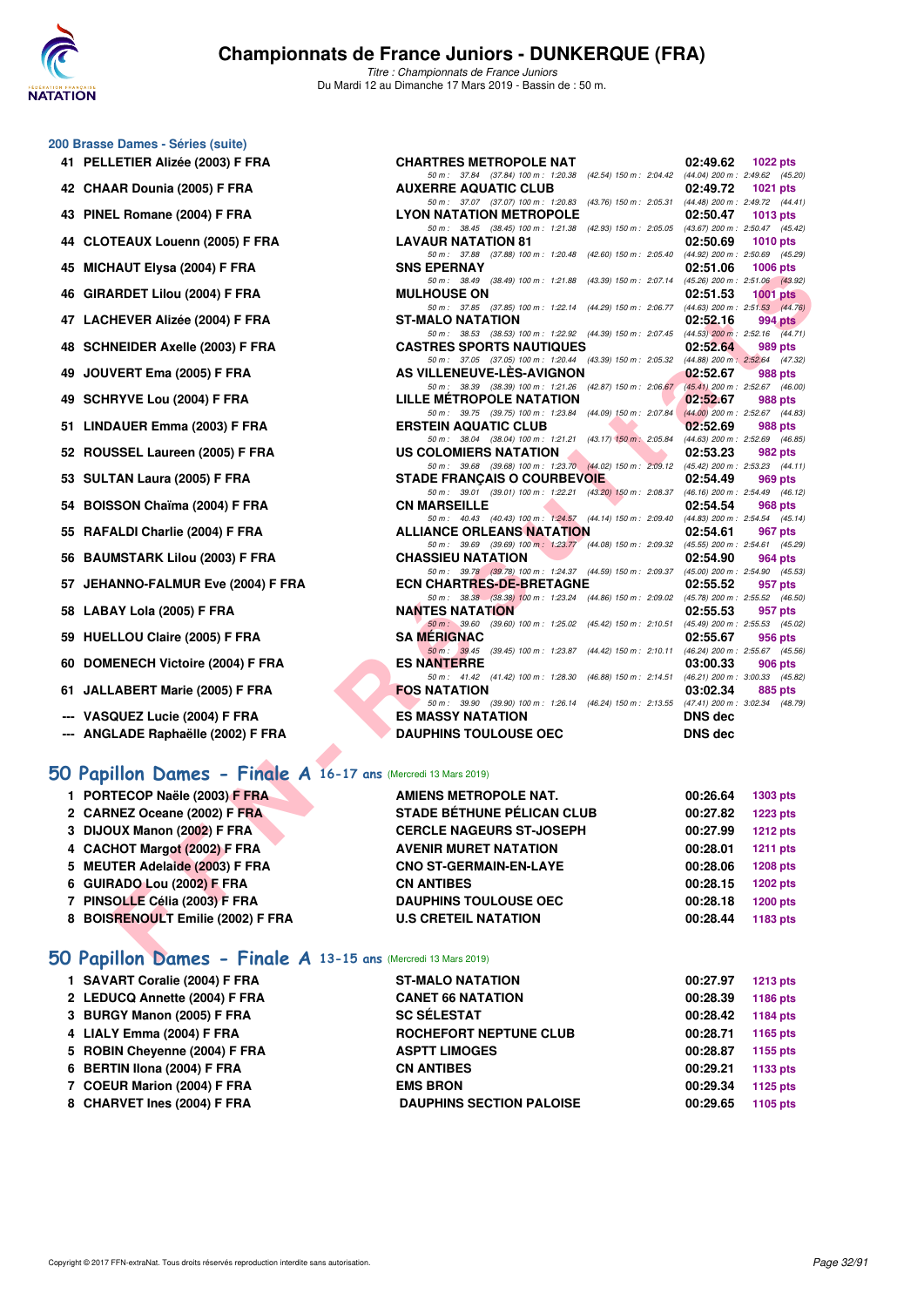# Championnats de France Juniors - DUNKERQUE (FRA)

*Titre : Championnats de France Juniors*
Du Mardi 12 au Dimanche 17 Mars 2019 - Bassin de : 50 m.

## 200 Brasse Dames - Séries (suite)

| Rang | Nom | Club | Temps | Points |
|---|---|---|---|---|
| 41 | PELLETIER Alizée (2003) F FRA | CHARTRES METROPOLE NAT | 02:49.62 | 1022 pts |
| | 50 m : 37.84 (37.84) 100 m : 1:20.38 (42.54) 150 m : 2:04.42 (44.04) 200 m : 2:49.62 (45.20) | | | |
| 42 | CHAAR Dounia (2005) F FRA | AUXERRE AQUATIC CLUB | 02:49.72 | 1021 pts |
| | 50 m : 37.07 (37.07) 100 m : 1:20.83 (43.76) 150 m : 2:05.31 (44.48) 200 m : 2:49.72 (44.41) | | | |
| 43 | PINEL Romane (2004) F FRA | LYON NATATION METROPOLE | 02:50.47 | 1013 pts |
| | 50 m : 38.45 (38.45) 100 m : 1:21.38 (42.93) 150 m : 2:05.05 (43.67) 200 m : 2:50.47 (45.42) | | | |
| 44 | CLOTEAUX Louenn (2005) F FRA | LAVAUR NATATION 81 | 02:50.69 | 1010 pts |
| | 50 m : 37.88 (37.88) 100 m : 1:20.48 (42.60) 150 m : 2:05.40 (44.92) 200 m : 2:50.69 (45.29) | | | |
| 45 | MICHAUT Elysa (2004) F FRA | SNS EPERNAY | 02:51.06 | 1006 pts |
| | 50 m : 38.49 (38.49) 100 m : 1:21.88 (43.39) 150 m : 2:07.14 (45.26) 200 m : 2:51.06 (43.92) | | | |
| 46 | GIRARDET Lilou (2004) F FRA | MULHOUSE ON | 02:51.53 | 1001 pts |
| | 50 m : 37.85 (37.85) 100 m : 1:22.14 (44.29) 150 m : 2:06.77 (44.63) 200 m : 2:51.53 (44.76) | | | |
| 47 | LACHEVER Alizée (2004) F FRA | ST-MALO NATATION | 02:52.16 | 994 pts |
| | 50 m : 38.53 (38.53) 100 m : 1:22.92 (44.39) 150 m : 2:07.45 (44.53) 200 m : 2:52.16 (44.71) | | | |
| 48 | SCHNEIDER Axelle (2003) F FRA | CASTRES SPORTS NAUTIQUES | 02:52.64 | 989 pts |
| | 50 m : 37.05 (37.05) 100 m : 1:20.44 (43.39) 150 m : 2:05.32 (44.88) 200 m : 2:52.64 (47.32) | | | |
| 49 | JOUVERT Ema (2005) F FRA | AS VILLENEUVE-LÈS-AVIGNON | 02:52.67 | 988 pts |
| | 50 m : 38.39 (38.39) 100 m : 1:21.26 (42.87) 150 m : 2:06.67 (45.41) 200 m : 2:52.67 (46.00) | | | |
| 49 | SCHRYVE Lou (2004) F FRA | LILLE MÉTROPOLE NATATION | 02:52.67 | 988 pts |
| | 50 m : 39.75 (39.75) 100 m : 1:23.84 (44.09) 150 m : 2:07.84 (44.00) 200 m : 2:52.67 (44.83) | | | |
| 51 | LINDAUER Emma (2003) F FRA | ERSTEIN AQUATIC CLUB | 02:52.69 | 988 pts |
| | 50 m : 38.04 (38.04) 100 m : 1:21.21 (43.17) 150 m : 2:05.84 (44.63) 200 m : 2:52.69 (46.85) | | | |
| 52 | ROUSSEL Laureen (2005) F FRA | US COLOMIERS NATATION | 02:53.23 | 982 pts |
| | 50 m : 39.68 (39.68) 100 m : 1:23.70 (44.02) 150 m : 2:09.12 (45.42) 200 m : 2:53.23 (44.11) | | | |
| 53 | SULTAN Laura (2005) F FRA | STADE FRANÇAIS O COURBEVOIE | 02:54.49 | 969 pts |
| | 50 m : 39.01 (39.01) 100 m : 1:22.21 (43.20) 150 m : 2:08.37 (46.16) 200 m : 2:54.49 (46.12) | | | |
| 54 | BOISSON Chaïma (2004) F FRA | CN MARSEILLE | 02:54.54 | 968 pts |
| | 50 m : 40.43 (40.43) 100 m : 1:24.57 (44.14) 150 m : 2:09.40 (44.83) 200 m : 2:54.54 (45.14) | | | |
| 55 | RAFALDI Charlie (2004) F FRA | ALLIANCE ORLEANS NATATION | 02:54.61 | 967 pts |
| | 50 m : 39.69 (39.69) 100 m : 1:23.77 (44.08) 150 m : 2:09.32 (45.55) 200 m : 2:54.61 (45.29) | | | |
| 56 | BAUMSTARK Lilou (2003) F FRA | CHASSIEU NATATION | 02:54.90 | 964 pts |
| | 50 m : 39.78 (39.78) 100 m : 1:24.37 (44.59) 150 m : 2:09.37 (45.00) 200 m : 2:54.90 (45.53) | | | |
| 57 | JEHANNO-FALMUR Eve (2004) F FRA | ECN CHARTRES-DE-BRETAGNE | 02:55.52 | 957 pts |
| | 50 m : 38.38 (38.38) 100 m : 1:23.24 (44.86) 150 m : 2:09.02 (45.78) 200 m : 2:55.52 (46.50) | | | |
| 58 | LABAY Lola (2005) F FRA | NANTES NATATION | 02:55.53 | 957 pts |
| | 50 m : 39.60 (39.60) 100 m : 1:25.02 (45.42) 150 m : 2:10.51 (45.49) 200 m : 2:55.53 (45.02) | | | |
| 59 | HUELLOU Claire (2005) F FRA | SA MÉRIGNAC | 02:55.67 | 956 pts |
| | 50 m : 39.45 (39.45) 100 m : 1:23.87 (44.42) 150 m : 2:10.11 (46.24) 200 m : 2:55.67 (45.56) | | | |
| 60 | DOMENECH Victoire (2004) F FRA | ES NANTERRE | 03:00.33 | 906 pts |
| | 50 m : 41.42 (41.42) 100 m : 1:28.30 (46.88) 150 m : 2:14.51 (46.21) 200 m : 3:00.33 (45.82) | | | |
| 61 | JALLABERT Marie (2005) F FRA | FOS NATATION | 03:02.34 | 885 pts |
| | 50 m : 39.90 (39.90) 100 m : 1:26.14 (46.24) 150 m : 2:13.55 (47.41) 200 m : 3:02.34 (48.79) | | | |
| --- | VASQUEZ Lucie (2004) F FRA | ES MASSY NATATION | DNS dec | |
| --- | ANGLADE Raphaëlle (2002) F FRA | DAUPHINS TOULOUSE OEC | DNS dec | |

## 50 Papillon Dames - Finale A 16-17 ans (Mercredi 13 Mars 2019)

| Rang | Nom | Club | Temps | Points |
|---|---|---|---|---|
| 1 | PORTECOP Naële (2003) F FRA | AMIENS METROPOLE NAT. | 00:26.64 | 1303 pts |
| 2 | CARNEZ Oceane (2002) F FRA | STADE BÉTHUNE PÉLICAN CLUB | 00:27.82 | 1223 pts |
| 3 | DIJOUX Manon (2002) F FRA | CERCLE NAGEURS ST-JOSEPH | 00:27.99 | 1212 pts |
| 4 | CACHOT Margot (2002) F FRA | AVENIR MURET NATATION | 00:28.01 | 1211 pts |
| 5 | MEUTER Adelaide (2003) F FRA | CNO ST-GERMAIN-EN-LAYE | 00:28.06 | 1208 pts |
| 6 | GUIRADO Lou (2002) F FRA | CN ANTIBES | 00:28.15 | 1202 pts |
| 7 | PINSOLLE Célia (2003) F FRA | DAUPHINS TOULOUSE OEC | 00:28.18 | 1200 pts |
| 8 | BOISRENOULT Emilie (2002) F FRA | U.S CRETEIL NATATION | 00:28.44 | 1183 pts |

## 50 Papillon Dames - Finale A 13-15 ans (Mercredi 13 Mars 2019)

| Rang | Nom | Club | Temps | Points |
|---|---|---|---|---|
| 1 | SAVART Coralie (2004) F FRA | ST-MALO NATATION | 00:27.97 | 1213 pts |
| 2 | LEDUCQ Annette (2004) F FRA | CANET 66 NATATION | 00:28.39 | 1186 pts |
| 3 | BURGY Manon (2005) F FRA | SC SÉLESTAT | 00:28.42 | 1184 pts |
| 4 | LIALY Emma (2004) F FRA | ROCHEFORT NEPTUNE CLUB | 00:28.71 | 1165 pts |
| 5 | ROBIN Cheyenne (2004) F FRA | ASPTT LIMOGES | 00:28.87 | 1155 pts |
| 6 | BERTIN Ilona (2004) F FRA | CN ANTIBES | 00:29.21 | 1133 pts |
| 7 | COEUR Marion (2004) F FRA | EMS BRON | 00:29.34 | 1125 pts |
| 8 | CHARVET Ines (2004) F FRA | DAUPHINS SECTION PALOISE | 00:29.65 | 1105 pts |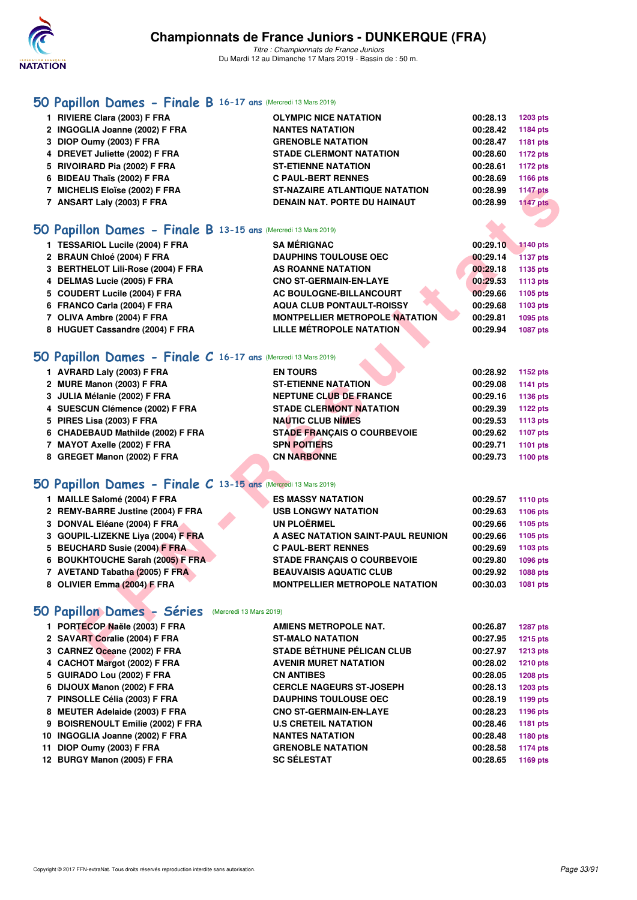## 50 Papillon Dames - Finale B 16-17 ans (Mercredi 13 Mars 2019)

| | | | | |
|---|---|---|---|---|
| 1 | RIVIERE Clara (2003) F FRA | OLYMPIC NICE NATATION | 00:28.13 | 1203 pts |
| 2 | INGOGLIA Joanne (2002) F FRA | NANTES NATATION | 00:28.42 | 1184 pts |
| 3 | DIOP Oumy (2003) F FRA | GRENOBLE NATATION | 00:28.47 | 1181 pts |
| 4 | DREVET Juliette (2002) F FRA | STADE CLERMONT NATATION | 00:28.60 | 1172 pts |
| 5 | RIVOIRARD Pia (2002) F FRA | ST-ETIENNE NATATION | 00:28.61 | 1172 pts |
| 6 | BIDEAU Thaïs (2002) F FRA | C PAUL-BERT RENNES | 00:28.69 | 1166 pts |
| 7 | MICHELIS Eloïse (2002) F FRA | ST-NAZAIRE ATLANTIQUE NATATION | 00:28.99 | 1147 pts |
| 7 | ANSART Laly (2003) F FRA | DENAIN NAT. PORTE DU HAINAUT | 00:28.99 | 1147 pts |

## 50 Papillon Dames - Finale B 13-15 ans (Mercredi 13 Mars 2019)

| | | | | |
|---|---|---|---|---|
| 1 | TESSARIOL Lucile (2004) F FRA | SA MÉRIGNAC | 00:29.10 | 1140 pts |
| 2 | BRAUN Chloé (2004) F FRA | DAUPHINS TOULOUSE OEC | 00:29.14 | 1137 pts |
| 3 | BERTHELOT Lili-Rose (2004) F FRA | AS ROANNE NATATION | 00:29.18 | 1135 pts |
| 4 | DELMAS Lucie (2005) F FRA | CNO ST-GERMAIN-EN-LAYE | 00:29.53 | 1113 pts |
| 5 | COUDERT Lucile (2004) F FRA | AC BOULOGNE-BILLANCOURT | 00:29.66 | 1105 pts |
| 6 | FRANCO Carla (2004) F FRA | AQUA CLUB PONTAULT-ROISSY | 00:29.68 | 1103 pts |
| 7 | OLIVA Ambre (2004) F FRA | MONTPELLIER METROPOLE NATATION | 00:29.81 | 1095 pts |
| 8 | HUGUET Cassandre (2004) F FRA | LILLE MÉTROPOLE NATATION | 00:29.94 | 1087 pts |

## 50 Papillon Dames - Finale C 16-17 ans (Mercredi 13 Mars 2019)

| | | | | |
|---|---|---|---|---|
| 1 | AVRARD Laly (2003) F FRA | EN TOURS | 00:28.92 | 1152 pts |
| 2 | MURE Manon (2003) F FRA | ST-ETIENNE NATATION | 00:29.08 | 1141 pts |
| 3 | JULIA Mélanie (2002) F FRA | NEPTUNE CLUB DE FRANCE | 00:29.16 | 1136 pts |
| 4 | SUESCUN Clémence (2002) F FRA | STADE CLERMONT NATATION | 00:29.39 | 1122 pts |
| 5 | PIRES Lisa (2003) F FRA | NAUTIC CLUB NÎMES | 00:29.53 | 1113 pts |
| 6 | CHADEBAUD Mathilde (2002) F FRA | STADE FRANÇAIS O COURBEVOIE | 00:29.62 | 1107 pts |
| 7 | MAYOT Axelle (2002) F FRA | SPN POITIERS | 00:29.71 | 1101 pts |
| 8 | GREGET Manon (2002) F FRA | CN NARBONNE | 00:29.73 | 1100 pts |

## 50 Papillon Dames - Finale C 13-15 ans (Mercredi 13 Mars 2019)

| | | | | |
|---|---|---|---|---|
| 1 | MAILLE Salomé (2004) F FRA | ES MASSY NATATION | 00:29.57 | 1110 pts |
| 2 | REMY-BARRE Justine (2004) F FRA | USB LONGWY NATATION | 00:29.63 | 1106 pts |
| 3 | DONVAL Eléane (2004) F FRA | UN PLOËRMEL | 00:29.66 | 1105 pts |
| 3 | GOUPIL-LIZEKNE Liya (2004) F FRA | A ASEC NATATION SAINT-PAUL REUNION | 00:29.66 | 1105 pts |
| 5 | BEUCHARD Susie (2004) F FRA | C PAUL-BERT RENNES | 00:29.69 | 1103 pts |
| 6 | BOUKHTOUCHE Sarah (2005) F FRA | STADE FRANÇAIS O COURBEVOIE | 00:29.80 | 1096 pts |
| 7 | AVETAND Tabatha (2005) F FRA | BEAUVAISIS AQUATIC CLUB | 00:29.92 | 1088 pts |
| 8 | OLIVIER Emma (2004) F FRA | MONTPELLIER METROPOLE NATATION | 00:30.03 | 1081 pts |

## 50 Papillon Dames - Séries (Mercredi 13 Mars 2019)

| | | | | |
|---|---|---|---|---|
| 1 | PORTECOP Naële (2003) F FRA | AMIENS METROPOLE NAT. | 00:26.87 | 1287 pts |
| 2 | SAVART Coralie (2004) F FRA | ST-MALO NATATION | 00:27.95 | 1215 pts |
| 3 | CARNEZ Oceane (2002) F FRA | STADE BÉTHUNE PÉLICAN CLUB | 00:27.97 | 1213 pts |
| 4 | CACHOT Margot (2002) F FRA | AVENIR MURET NATATION | 00:28.02 | 1210 pts |
| 5 | GUIRADO Lou (2002) F FRA | CN ANTIBES | 00:28.05 | 1208 pts |
| 6 | DIJOUX Manon (2002) F FRA | CERCLE NAGEURS ST-JOSEPH | 00:28.13 | 1203 pts |
| 7 | PINSOLLE Célia (2003) F FRA | DAUPHINS TOULOUSE OEC | 00:28.19 | 1199 pts |
| 8 | MEUTER Adelaide (2003) F FRA | CNO ST-GERMAIN-EN-LAYE | 00:28.23 | 1196 pts |
| 9 | BOISRENOULT Emilie (2002) F FRA | U.S CRETEIL NATATION | 00:28.46 | 1181 pts |
| 10 | INGOGLIA Joanne (2002) F FRA | NANTES NATATION | 00:28.48 | 1180 pts |
| 11 | DIOP Oumy (2003) F FRA | GRENOBLE NATATION | 00:28.58 | 1174 pts |
| 12 | BURGY Manon (2005) F FRA | SC SÉLESTAT | 00:28.65 | 1169 pts |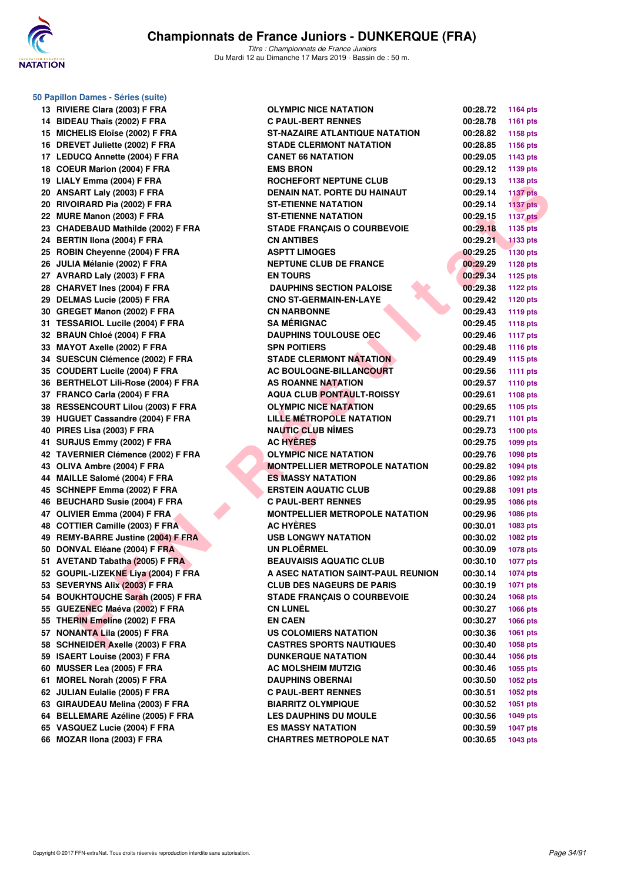# Championnats de France Juniors - DUNKERQUE (FRA)

*Titre : Championnats de France Juniors*
Du Mardi 12 au Dimanche 17 Mars 2019 - Bassin de : 50 m.

## 50 Papillon Dames - Séries (suite)

| Rang | Nom | Club | Temps | Points |
|---|---|---|---|---|
| 13 | RIVIERE Clara (2003) F FRA | OLYMPIC NICE NATATION | 00:28.72 | 1164 pts |
| 14 | BIDEAU Thaïs (2002) F FRA | C PAUL-BERT RENNES | 00:28.78 | 1161 pts |
| 15 | MICHELIS Eloïse (2002) F FRA | ST-NAZAIRE ATLANTIQUE NATATION | 00:28.82 | 1158 pts |
| 16 | DREVET Juliette (2002) F FRA | STADE CLERMONT NATATION | 00:28.85 | 1156 pts |
| 17 | LEDUCQ Annette (2004) F FRA | CANET 66 NATATION | 00:29.05 | 1143 pts |
| 18 | COEUR Marion (2004) F FRA | EMS BRON | 00:29.12 | 1139 pts |
| 19 | LIALY Emma (2004) F FRA | ROCHEFORT NEPTUNE CLUB | 00:29.13 | 1138 pts |
| 20 | ANSART Laly (2003) F FRA | DENAIN NAT. PORTE DU HAINAUT | 00:29.14 | 1137 pts |
| 20 | RIVOIRARD Pia (2002) F FRA | ST-ETIENNE NATATION | 00:29.14 | 1137 pts |
| 22 | MURE Manon (2003) F FRA | ST-ETIENNE NATATION | 00:29.15 | 1137 pts |
| 23 | CHADEBAUD Mathilde (2002) F FRA | STADE FRANÇAIS O COURBEVOIE | 00:29.18 | 1135 pts |
| 24 | BERTIN Ilona (2004) F FRA | CN ANTIBES | 00:29.21 | 1133 pts |
| 25 | ROBIN Cheyenne (2004) F FRA | ASPTT LIMOGES | 00:29.25 | 1130 pts |
| 26 | JULIA Mélanie (2002) F FRA | NEPTUNE CLUB DE FRANCE | 00:29.29 | 1128 pts |
| 27 | AVRARD Laly (2003) F FRA | EN TOURS | 00:29.34 | 1125 pts |
| 28 | CHARVET Ines (2004) F FRA | DAUPHINS SECTION PALOISE | 00:29.38 | 1122 pts |
| 29 | DELMAS Lucie (2005) F FRA | CNO ST-GERMAIN-EN-LAYE | 00:29.42 | 1120 pts |
| 30 | GREGET Manon (2002) F FRA | CN NARBONNE | 00:29.43 | 1119 pts |
| 31 | TESSARIOL Lucile (2004) F FRA | SA MÉRIGNAC | 00:29.45 | 1118 pts |
| 32 | BRAUN Chloé (2004) F FRA | DAUPHINS TOULOUSE OEC | 00:29.46 | 1117 pts |
| 33 | MAYOT Axelle (2002) F FRA | SPN POITIERS | 00:29.48 | 1116 pts |
| 34 | SUESCUN Clémence (2002) F FRA | STADE CLERMONT NATATION | 00:29.49 | 1115 pts |
| 35 | COUDERT Lucile (2004) F FRA | AC BOULOGNE-BILLANCOURT | 00:29.56 | 1111 pts |
| 36 | BERTHELOT Lili-Rose (2004) F FRA | AS ROANNE NATATION | 00:29.57 | 1110 pts |
| 37 | FRANCO Carla (2004) F FRA | AQUA CLUB PONTAULT-ROISSY | 00:29.61 | 1108 pts |
| 38 | RESSENCOURT Lilou (2003) F FRA | OLYMPIC NICE NATATION | 00:29.65 | 1105 pts |
| 39 | HUGUET Cassandre (2004) F FRA | LILLE MÉTROPOLE NATATION | 00:29.71 | 1101 pts |
| 40 | PIRES Lisa (2003) F FRA | NAUTIC CLUB NÎMES | 00:29.73 | 1100 pts |
| 41 | SURJUS Emmy (2002) F FRA | AC HYÈRES | 00:29.75 | 1099 pts |
| 42 | TAVERNIER Clémence (2002) F FRA | OLYMPIC NICE NATATION | 00:29.76 | 1098 pts |
| 43 | OLIVA Ambre (2004) F FRA | MONTPELLIER METROPOLE NATATION | 00:29.82 | 1094 pts |
| 44 | MAILLE Salomé (2004) F FRA | ES MASSY NATATION | 00:29.86 | 1092 pts |
| 45 | SCHNEPF Emma (2002) F FRA | ERSTEIN AQUATIC CLUB | 00:29.88 | 1091 pts |
| 46 | BEUCHARD Susie (2004) F FRA | C PAUL-BERT RENNES | 00:29.95 | 1086 pts |
| 47 | OLIVIER Emma (2004) F FRA | MONTPELLIER METROPOLE NATATION | 00:29.96 | 1086 pts |
| 48 | COTTIER Camille (2003) F FRA | AC HYÈRES | 00:30.01 | 1083 pts |
| 49 | REMY-BARRE Justine (2004) F FRA | USB LONGWY NATATION | 00:30.02 | 1082 pts |
| 50 | DONVAL Eléane (2004) F FRA | UN PLOËRMEL | 00:30.09 | 1078 pts |
| 51 | AVETAND Tabatha (2005) F FRA | BEAUVAISIS AQUATIC CLUB | 00:30.10 | 1077 pts |
| 52 | GOUPIL-LIZEKNE Liya (2004) F FRA | A ASEC NATATION SAINT-PAUL REUNION | 00:30.14 | 1074 pts |
| 53 | SEVERYNS Alix (2003) F FRA | CLUB DES NAGEURS DE PARIS | 00:30.19 | 1071 pts |
| 54 | BOUKHTOUCHE Sarah (2005) F FRA | STADE FRANÇAIS O COURBEVOIE | 00:30.24 | 1068 pts |
| 55 | GUEZENEC Maéva (2002) F FRA | CN LUNEL | 00:30.27 | 1066 pts |
| 55 | THERIN Emeline (2002) F FRA | EN CAEN | 00:30.27 | 1066 pts |
| 57 | NONANTA Lila (2005) F FRA | US COLOMIERS NATATION | 00:30.36 | 1061 pts |
| 58 | SCHNEIDER Axelle (2003) F FRA | CASTRES SPORTS NAUTIQUES | 00:30.40 | 1058 pts |
| 59 | ISAERT Louise (2003) F FRA | DUNKERQUE NATATION | 00:30.44 | 1056 pts |
| 60 | MUSSER Lea (2005) F FRA | AC MOLSHEIM MUTZIG | 00:30.46 | 1055 pts |
| 61 | MOREL Norah (2005) F FRA | DAUPHINS OBERNAI | 00:30.50 | 1052 pts |
| 62 | JULIAN Eulalie (2005) F FRA | C PAUL-BERT RENNES | 00:30.51 | 1052 pts |
| 63 | GIRAUDEAU Melina (2003) F FRA | BIARRITZ OLYMPIQUE | 00:30.52 | 1051 pts |
| 64 | BELLEMARE Azéline (2005) F FRA | LES DAUPHINS DU MOULE | 00:30.56 | 1049 pts |
| 65 | VASQUEZ Lucie (2004) F FRA | ES MASSY NATATION | 00:30.59 | 1047 pts |
| 66 | MOZAR Ilona (2003) F FRA | CHARTRES METROPOLE NAT | 00:30.65 | 1043 pts |

Copyright © 2017 FFN-extraNat. Tous droits réservés reproduction interdite sans autorisation.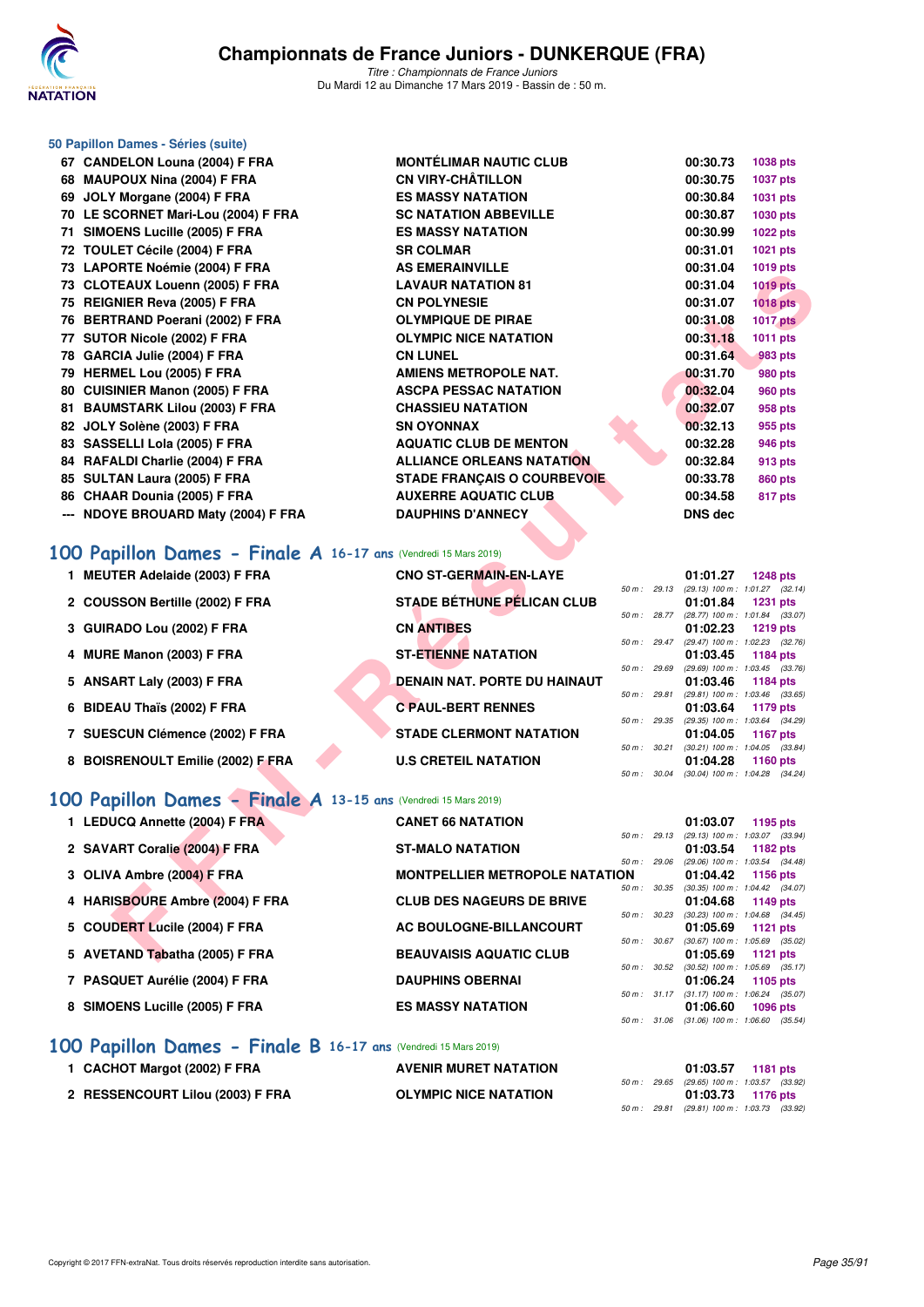### 50 Papillon Dames - Séries (suite)

| Rang | Nom | Club | Temps | Points |
|---|---|---|---|---|
| 67 | CANDELON Louna (2004) F FRA | MONTÉLIMAR NAUTIC CLUB | 00:30.73 | 1038 pts |
| 68 | MAUPOUX Nina (2004) F FRA | CN VIRY-CHÂTILLON | 00:30.75 | 1037 pts |
| 69 | JOLY Morgane (2004) F FRA | ES MASSY NATATION | 00:30.84 | 1031 pts |
| 70 | LE SCORNET Mari-Lou (2004) F FRA | SC NATATION ABBEVILLE | 00:30.87 | 1030 pts |
| 71 | SIMOENS Lucille (2005) F FRA | ES MASSY NATATION | 00:30.99 | 1022 pts |
| 72 | TOULET Cécile (2004) F FRA | SR COLMAR | 00:31.01 | 1021 pts |
| 73 | LAPORTE Noémie (2004) F FRA | AS EMERAINVILLE | 00:31.04 | 1019 pts |
| 73 | CLOTEAUX Louenn (2005) F FRA | LAVAUR NATATION 81 | 00:31.04 | 1019 pts |
| 75 | REIGNIER Reva (2005) F FRA | CN POLYNESIE | 00:31.07 | 1018 pts |
| 76 | BERTRAND Poerani (2002) F FRA | OLYMPIQUE DE PIRAE | 00:31.08 | 1017 pts |
| 77 | SUTOR Nicole (2002) F FRA | OLYMPIC NICE NATATION | 00:31.18 | 1011 pts |
| 78 | GARCIA Julie (2004) F FRA | CN LUNEL | 00:31.64 | 983 pts |
| 79 | HERMEL Lou (2005) F FRA | AMIENS METROPOLE NAT. | 00:31.70 | 980 pts |
| 80 | CUISINIER Manon (2005) F FRA | ASCPA PESSAC NATATION | 00:32.04 | 960 pts |
| 81 | BAUMSTARK Lilou (2003) F FRA | CHASSIEU NATATION | 00:32.07 | 958 pts |
| 82 | JOLY Solène (2003) F FRA | SN OYONNAX | 00:32.13 | 955 pts |
| 83 | SASSELLI Lola (2005) F FRA | AQUATIC CLUB DE MENTON | 00:32.28 | 946 pts |
| 84 | RAFALDI Charlie (2004) F FRA | ALLIANCE ORLEANS NATATION | 00:32.84 | 913 pts |
| 85 | SULTAN Laura (2005) F FRA | STADE FRANÇAIS O COURBEVOIE | 00:33.78 | 860 pts |
| 86 | CHAAR Dounia (2005) F FRA | AUXERRE AQUATIC CLUB | 00:34.58 | 817 pts |
| --- | NDOYE BROUARD Maty (2004) F FRA | DAUPHINS D'ANNECY | DNS dec | |

## 100 Papillon Dames - Finale A 16-17 ans (Vendredi 15 Mars 2019)

| Rang | Nom | Club | Temps | Points | Splits |
|---|---|---|---|---|---|
| 1 | MEUTER Adelaide (2003) F FRA | CNO ST-GERMAIN-EN-LAYE | 01:01.27 | 1248 pts | 50 m : 29.13 (29.13) 100 m : 1:01.27 (32.14) |
| 2 | COUSSON Bertille (2002) F FRA | STADE BÉTHUNE PÉLICAN CLUB | 01:01.84 | 1231 pts | 50 m : 28.77 (28.77) 100 m : 1:01.84 (33.07) |
| 3 | GUIRADO Lou (2002) F FRA | CN ANTIBES | 01:02.23 | 1219 pts | 50 m : 29.47 (29.47) 100 m : 1:02.23 (32.76) |
| 4 | MURE Manon (2003) F FRA | ST-ETIENNE NATATION | 01:03.45 | 1184 pts | 50 m : 29.69 (29.69) 100 m : 1:03.45 (33.76) |
| 5 | ANSART Laly (2003) F FRA | DENAIN NAT. PORTE DU HAINAUT | 01:03.46 | 1184 pts | 50 m : 29.81 (29.81) 100 m : 1:03.46 (33.65) |
| 6 | BIDEAU Thaïs (2002) F FRA | C PAUL-BERT RENNES | 01:03.64 | 1179 pts | 50 m : 29.35 (29.35) 100 m : 1:03.64 (34.29) |
| 7 | SUESCUN Clémence (2002) F FRA | STADE CLERMONT NATATION | 01:04.05 | 1167 pts | 50 m : 30.21 (30.21) 100 m : 1:04.05 (33.84) |
| 8 | BOISRENOULT Emilie (2002) F FRA | U.S CRETEIL NATATION | 01:04.28 | 1160 pts | 50 m : 30.04 (30.04) 100 m : 1:04.28 (34.24) |

## 100 Papillon Dames - Finale A 13-15 ans (Vendredi 15 Mars 2019)

| Rang | Nom | Club | Temps | Points | Splits |
|---|---|---|---|---|---|
| 1 | LEDUCQ Annette (2004) F FRA | CANET 66 NATATION | 01:03.07 | 1195 pts | 50 m : 29.13 (29.13) 100 m : 1:03.07 (33.94) |
| 2 | SAVART Coralie (2004) F FRA | ST-MALO NATATION | 01:03.54 | 1182 pts | 50 m : 29.06 (29.06) 100 m : 1:03.54 (34.48) |
| 3 | OLIVA Ambre (2004) F FRA | MONTPELLIER METROPOLE NATATION | 01:04.42 | 1156 pts | 50 m : 30.35 (30.35) 100 m : 1:04.42 (34.07) |
| 4 | HARISBOURE Ambre (2004) F FRA | CLUB DES NAGEURS DE BRIVE | 01:04.68 | 1149 pts | 50 m : 30.23 (30.23) 100 m : 1:04.68 (34.45) |
| 5 | COUDERT Lucile (2004) F FRA | AC BOULOGNE-BILLANCOURT | 01:05.69 | 1121 pts | 50 m : 30.67 (30.67) 100 m : 1:05.69 (35.02) |
| 5 | AVETAND Tabatha (2005) F FRA | BEAUVAISIS AQUATIC CLUB | 01:05.69 | 1121 pts | 50 m : 30.52 (30.52) 100 m : 1:05.69 (35.17) |
| 7 | PASQUET Aurélie (2004) F FRA | DAUPHINS OBERNAI | 01:06.24 | 1105 pts | 50 m : 31.17 (31.17) 100 m : 1:06.24 (35.07) |
| 8 | SIMOENS Lucille (2005) F FRA | ES MASSY NATATION | 01:06.60 | 1096 pts | 50 m : 31.06 (31.06) 100 m : 1:06.60 (35.54) |

## 100 Papillon Dames - Finale B 16-17 ans (Vendredi 15 Mars 2019)

| Rang | Nom | Club | Temps | Points | Splits |
|---|---|---|---|---|---|
| 1 | CACHOT Margot (2002) F FRA | AVENIR MURET NATATION | 01:03.57 | 1181 pts | 50 m : 29.65 (29.65) 100 m : 1:03.57 (33.92) |
| 2 | RESSENCOURT Lilou (2003) F FRA | OLYMPIC NICE NATATION | 01:03.73 | 1176 pts | 50 m : 29.81 (29.81) 100 m : 1:03.73 (33.92) |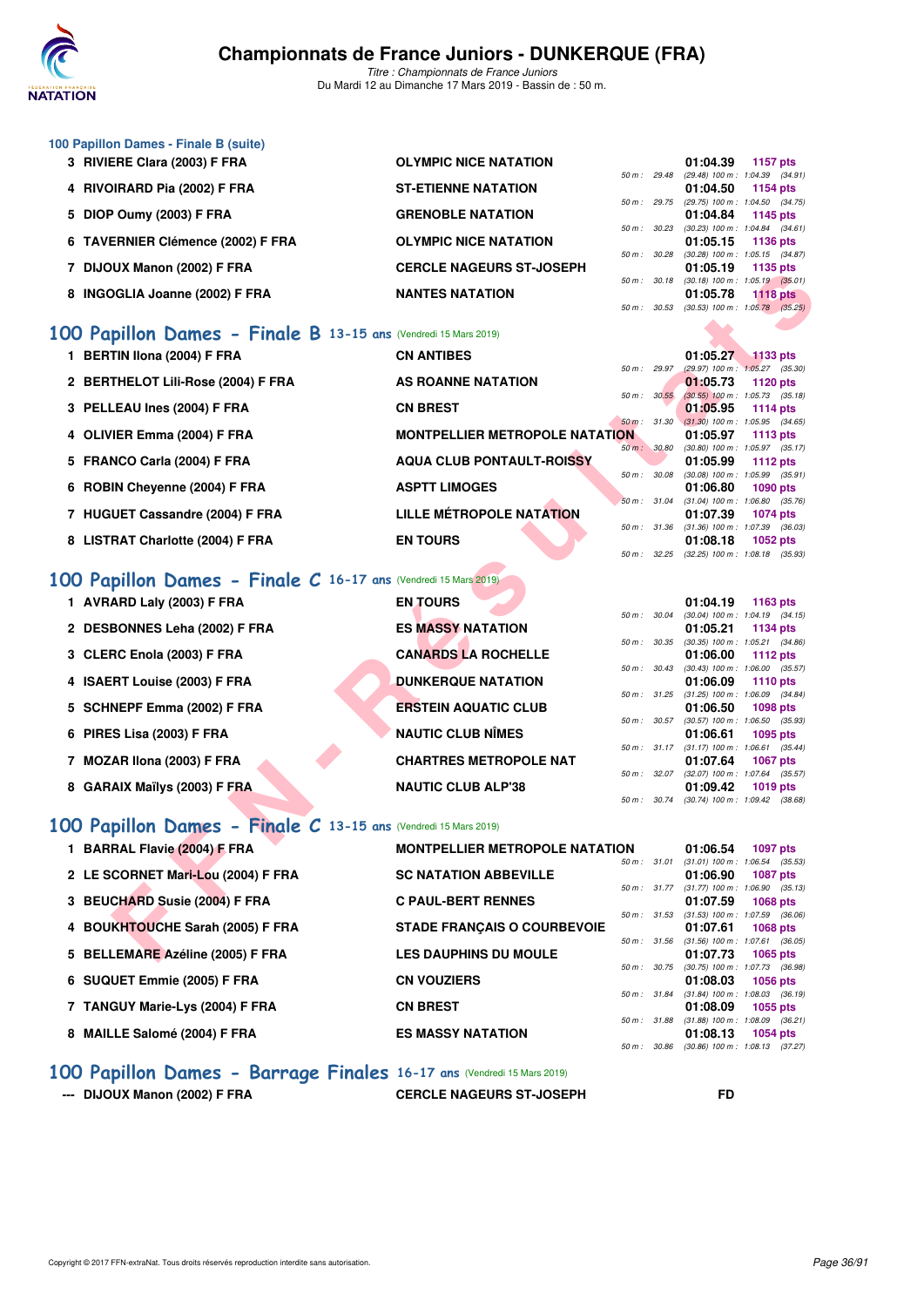### 100 Papillon Dames - Finale B (suite)

| Rang | Nom | Club | 50 m | Temps | Pts | Splits |
|---|---|---|---|---|---|---|
| 3 | RIVIERE Clara (2003) F FRA | OLYMPIC NICE NATATION | 50 m : 29.48 | 01:04.39 | 1157 pts | (29.48) 100 m : 1:04.39 (34.91) |
| 4 | RIVOIRARD Pia (2002) F FRA | ST-ETIENNE NATATION | 50 m : 29.75 | 01:04.50 | 1154 pts | (29.75) 100 m : 1:04.50 (34.75) |
| 5 | DIOP Oumy (2003) F FRA | GRENOBLE NATATION | 50 m : 30.23 | 01:04.84 | 1145 pts | (30.23) 100 m : 1:04.84 (34.61) |
| 6 | TAVERNIER Clémence (2002) F FRA | OLYMPIC NICE NATATION | 50 m : 30.28 | 01:05.15 | 1136 pts | (30.28) 100 m : 1:05.15 (34.87) |
| 7 | DIJOUX Manon (2002) F FRA | CERCLE NAGEURS ST-JOSEPH | 50 m : 30.18 | 01:05.19 | 1135 pts | (30.18) 100 m : 1:05.19 (35.01) |
| 8 | INGOGLIA Joanne (2002) F FRA | NANTES NATATION | 50 m : 30.53 | 01:05.78 | 1118 pts | (30.53) 100 m : 1:05.78 (35.25) |

## 100 Papillon Dames - Finale B 13-15 ans (Vendredi 15 Mars 2019)

| Rang | Nom | Club | 50 m | Temps | Pts | Splits |
|---|---|---|---|---|---|---|
| 1 | BERTIN Ilona (2004) F FRA | CN ANTIBES | 50 m : 29.97 | 01:05.27 | 1133 pts | (29.97) 100 m : 1:05.27 (35.30) |
| 2 | BERTHELOT Lili-Rose (2004) F FRA | AS ROANNE NATATION | 50 m : 30.55 | 01:05.73 | 1120 pts | (30.55) 100 m : 1:05.73 (35.18) |
| 3 | PELLEAU Ines (2004) F FRA | CN BREST | 50 m : 31.30 | 01:05.95 | 1114 pts | (31.30) 100 m : 1:05.95 (34.65) |
| 4 | OLIVIER Emma (2004) F FRA | MONTPELLIER METROPOLE NATATION | 50 m : 30.80 | 01:05.97 | 1113 pts | (30.80) 100 m : 1:05.97 (35.17) |
| 5 | FRANCO Carla (2004) F FRA | AQUA CLUB PONTAULT-ROISSY | 50 m : 30.08 | 01:05.99 | 1112 pts | (30.08) 100 m : 1:05.99 (35.91) |
| 6 | ROBIN Cheyenne (2004) F FRA | ASPTT LIMOGES | 50 m : 31.04 | 01:06.80 | 1090 pts | (31.04) 100 m : 1:06.80 (35.76) |
| 7 | HUGUET Cassandre (2004) F FRA | LILLE MÉTROPOLE NATATION | 50 m : 31.36 | 01:07.39 | 1074 pts | (31.36) 100 m : 1:07.39 (36.03) |
| 8 | LISTRAT Charlotte (2004) F FRA | EN TOURS | 50 m : 32.25 | 01:08.18 | 1052 pts | (32.25) 100 m : 1:08.18 (35.93) |

## 100 Papillon Dames - Finale C 16-17 ans (Vendredi 15 Mars 2019)

| Rang | Nom | Club | 50 m | Temps | Pts | Splits |
|---|---|---|---|---|---|---|
| 1 | AVRARD Laly (2003) F FRA | EN TOURS | 50 m : 30.04 | 01:04.19 | 1163 pts | (30.04) 100 m : 1:04.19 (34.15) |
| 2 | DESBONNES Leha (2002) F FRA | ES MASSY NATATION | 50 m : 30.35 | 01:05.21 | 1134 pts | (30.35) 100 m : 1:05.21 (34.86) |
| 3 | CLERC Enola (2003) F FRA | CANARDS LA ROCHELLE | 50 m : 30.43 | 01:06.00 | 1112 pts | (30.43) 100 m : 1:06.00 (35.57) |
| 4 | ISAERT Louise (2003) F FRA | DUNKERQUE NATATION | 50 m : 31.25 | 01:06.09 | 1110 pts | (31.25) 100 m : 1:06.09 (34.84) |
| 5 | SCHNEPF Emma (2002) F FRA | ERSTEIN AQUATIC CLUB | 50 m : 30.57 | 01:06.50 | 1098 pts | (30.57) 100 m : 1:06.50 (35.93) |
| 6 | PIRES Lisa (2003) F FRA | NAUTIC CLUB NÎMES | 50 m : 31.17 | 01:06.61 | 1095 pts | (31.17) 100 m : 1:06.61 (35.44) |
| 7 | MOZAR Ilona (2003) F FRA | CHARTRES METROPOLE NAT | 50 m : 32.07 | 01:07.64 | 1067 pts | (32.07) 100 m : 1:07.64 (35.57) |
| 8 | GARAIX Maïlys (2003) F FRA | NAUTIC CLUB ALP'38 | 50 m : 30.74 | 01:09.42 | 1019 pts | (30.74) 100 m : 1:09.42 (38.68) |

## 100 Papillon Dames - Finale C 13-15 ans (Vendredi 15 Mars 2019)

| Rang | Nom | Club | 50 m | Temps | Pts | Splits |
|---|---|---|---|---|---|---|
| 1 | BARRAL Flavie (2004) F FRA | MONTPELLIER METROPOLE NATATION | 50 m : 31.01 | 01:06.54 | 1097 pts | (31.01) 100 m : 1:06.54 (35.53) |
| 2 | LE SCORNET Mari-Lou (2004) F FRA | SC NATATION ABBEVILLE | 50 m : 31.77 | 01:06.90 | 1087 pts | (31.77) 100 m : 1:06.90 (35.13) |
| 3 | BEUCHARD Susie (2004) F FRA | C PAUL-BERT RENNES | 50 m : 31.53 | 01:07.59 | 1068 pts | (31.53) 100 m : 1:07.59 (36.06) |
| 4 | BOUKHTOUCHE Sarah (2005) F FRA | STADE FRANÇAIS O COURBEVOIE | 50 m : 31.56 | 01:07.61 | 1068 pts | (31.56) 100 m : 1:07.61 (36.05) |
| 5 | BELLEMARE Azéline (2005) F FRA | LES DAUPHINS DU MOULE | 50 m : 30.75 | 01:07.73 | 1065 pts | (30.75) 100 m : 1:07.73 (36.98) |
| 6 | SUQUET Emmie (2005) F FRA | CN VOUZIERS | 50 m : 31.84 | 01:08.03 | 1056 pts | (31.84) 100 m : 1:08.03 (36.19) |
| 7 | TANGUY Marie-Lys (2004) F FRA | CN BREST | 50 m : 31.88 | 01:08.09 | 1055 pts | (31.88) 100 m : 1:08.09 (36.21) |
| 8 | MAILLE Salomé (2004) F FRA | ES MASSY NATATION | 50 m : 30.86 | 01:08.13 | 1054 pts | (30.86) 100 m : 1:08.13 (37.27) |

## 100 Papillon Dames - Barrage Finales 16-17 ans (Vendredi 15 Mars 2019)

| Rang | Nom | Club | Temps |
|---|---|---|---|
| --- | DIJOUX Manon (2002) F FRA | CERCLE NAGEURS ST-JOSEPH | FD |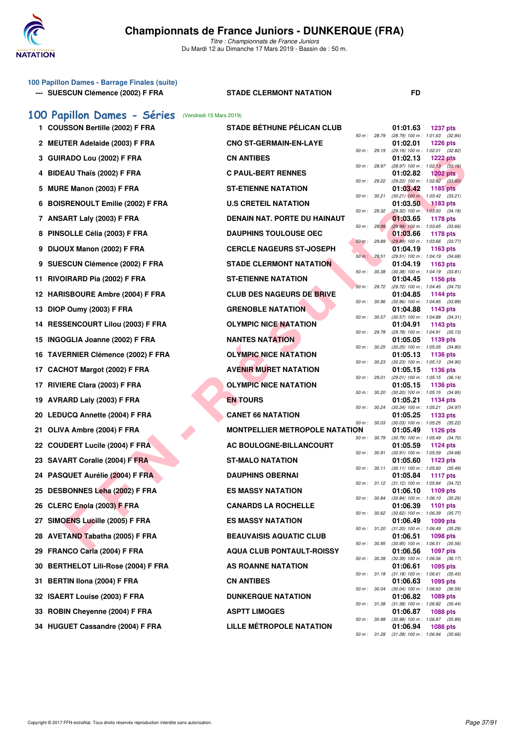### 100 Papillon Dames - Barrage Finales (suite)

| | | | |
|---|---|---|---|
| --- | SUESCUN Clémence (2002) F FRA | STADE CLERMONT NATATION | FD |

## 100 Papillon Dames - Séries (Vendredi 15 Mars 2019)

| Rang | Nom | Club | Temps | Points | Splits |
|---|---|---|---|---|---|
| 1 | COUSSON Bertille (2002) F FRA | STADE BÉTHUNE PÉLICAN CLUB | 01:01.63 | 1237 pts | 50 m : 28.79 (28.79) 100 m : 1:01.63 (32.84) |
| 2 | MEUTER Adelaide (2003) F FRA | CNO ST-GERMAIN-EN-LAYE | 01:02.01 | 1226 pts | 50 m : 29.19 (29.19) 100 m : 1:02.01 (32.82) |
| 3 | GUIRADO Lou (2002) F FRA | CN ANTIBES | 01:02.13 | 1222 pts | 50 m : 28.97 (28.97) 100 m : 1:02.13 (33.16) |
| 4 | BIDEAU Thaïs (2002) F FRA | C PAUL-BERT RENNES | 01:02.82 | 1202 pts | 50 m : 29.22 (29.22) 100 m : 1:02.82 (33.60) |
| 5 | MURE Manon (2003) F FRA | ST-ETIENNE NATATION | 01:03.42 | 1185 pts | 50 m : 30.21 (30.21) 100 m : 1:03.42 (33.21) |
| 6 | BOISRENOULT Emilie (2002) F FRA | U.S CRETEIL NATATION | 01:03.50 | 1183 pts | 50 m : 29.32 (29.32) 100 m : 1:03.50 (34.18) |
| 7 | ANSART Laly (2003) F FRA | DENAIN NAT. PORTE DU HAINAUT | 01:03.65 | 1178 pts | 50 m : 29.99 (29.99) 100 m : 1:03.65 (33.66) |
| 8 | PINSOLLE Célia (2003) F FRA | DAUPHINS TOULOUSE OEC | 01:03.66 | 1178 pts | 50 m : 29.89 (29.89) 100 m : 1:03.66 (33.77) |
| 9 | DIJOUX Manon (2002) F FRA | CERCLE NAGEURS ST-JOSEPH | 01:04.19 | 1163 pts | 50 m : 29.51 (29.51) 100 m : 1:04.19 (34.68) |
| 9 | SUESCUN Clémence (2002) F FRA | STADE CLERMONT NATATION | 01:04.19 | 1163 pts | 50 m : 30.38 (30.38) 100 m : 1:04.19 (33.81) |
| 11 | RIVOIRARD Pia (2002) F FRA | ST-ETIENNE NATATION | 01:04.45 | 1156 pts | 50 m : 29.72 (29.72) 100 m : 1:04.45 (34.73) |
| 12 | HARISBOURE Ambre (2004) F FRA | CLUB DES NAGEURS DE BRIVE | 01:04.85 | 1144 pts | 50 m : 30.96 (30.96) 100 m : 1:04.85 (33.89) |
| 13 | DIOP Oumy (2003) F FRA | GRENOBLE NATATION | 01:04.88 | 1143 pts | 50 m : 30.57 (30.57) 100 m : 1:04.88 (34.31) |
| 14 | RESSENCOURT Lilou (2003) F FRA | OLYMPIC NICE NATATION | 01:04.91 | 1143 pts | 50 m : 29.78 (29.78) 100 m : 1:04.91 (35.13) |
| 15 | INGOGLIA Joanne (2002) F FRA | NANTES NATATION | 01:05.05 | 1139 pts | 50 m : 30.25 (30.25) 100 m : 1:05.05 (34.80) |
| 16 | TAVERNIER Clémence (2002) F FRA | OLYMPIC NICE NATATION | 01:05.13 | 1136 pts | 50 m : 30.23 (30.23) 100 m : 1:05.13 (34.90) |
| 17 | CACHOT Margot (2002) F FRA | AVENIR MURET NATATION | 01:05.15 | 1136 pts | 50 m : 29.01 (29.01) 100 m : 1:05.15 (36.14) |
| 17 | RIVIERE Clara (2003) F FRA | OLYMPIC NICE NATATION | 01:05.15 | 1136 pts | 50 m : 30.20 (30.20) 100 m : 1:05.15 (34.95) |
| 19 | AVRARD Laly (2003) F FRA | EN TOURS | 01:05.21 | 1134 pts | 50 m : 30.24 (30.24) 100 m : 1:05.21 (34.97) |
| 20 | LEDUCQ Annette (2004) F FRA | CANET 66 NATATION | 01:05.25 | 1133 pts | 50 m : 30.03 (30.03) 100 m : 1:05.25 (35.22) |
| 21 | OLIVA Ambre (2004) F FRA | MONTPELLIER METROPOLE NATATION | 01:05.49 | 1126 pts | 50 m : 30.79 (30.79) 100 m : 1:05.49 (34.70) |
| 22 | COUDERT Lucile (2004) F FRA | AC BOULOGNE-BILLANCOURT | 01:05.59 | 1124 pts | 50 m : 30.91 (30.91) 100 m : 1:05.59 (34.68) |
| 23 | SAVART Coralie (2004) F FRA | ST-MALO NATATION | 01:05.60 | 1123 pts | 50 m : 30.11 (30.11) 100 m : 1:05.60 (35.49) |
| 24 | PASQUET Aurélie (2004) F FRA | DAUPHINS OBERNAI | 01:05.84 | 1117 pts | 50 m : 31.12 (31.12) 100 m : 1:05.84 (34.72) |
| 25 | DESBONNES Leha (2002) F FRA | ES MASSY NATATION | 01:06.10 | 1109 pts | 50 m : 30.84 (30.84) 100 m : 1:06.10 (35.26) |
| 26 | CLERC Enola (2003) F FRA | CANARDS LA ROCHELLE | 01:06.39 | 1101 pts | 50 m : 30.62 (30.62) 100 m : 1:06.39 (35.77) |
| 27 | SIMOENS Lucille (2005) F FRA | ES MASSY NATATION | 01:06.49 | 1099 pts | 50 m : 31.20 (31.20) 100 m : 1:06.49 (35.29) |
| 28 | AVETAND Tabatha (2005) F FRA | BEAUVAISIS AQUATIC CLUB | 01:06.51 | 1098 pts | 50 m : 30.95 (30.95) 100 m : 1:06.51 (35.56) |
| 29 | FRANCO Carla (2004) F FRA | AQUA CLUB PONTAULT-ROISSY | 01:06.56 | 1097 pts | 50 m : 30.39 (30.39) 100 m : 1:06.56 (36.17) |
| 30 | BERTHELOT Lili-Rose (2004) F FRA | AS ROANNE NATATION | 01:06.61 | 1095 pts | 50 m : 31.18 (31.18) 100 m : 1:06.61 (35.43) |
| 31 | BERTIN Ilona (2004) F FRA | CN ANTIBES | 01:06.63 | 1095 pts | 50 m : 30.04 (30.04) 100 m : 1:06.63 (36.59) |
| 32 | ISAERT Louise (2003) F FRA | DUNKERQUE NATATION | 01:06.82 | 1089 pts | 50 m : 31.38 (31.38) 100 m : 1:06.82 (35.44) |
| 33 | ROBIN Cheyenne (2004) F FRA | ASPTT LIMOGES | 01:06.87 | 1088 pts | 50 m : 30.98 (30.98) 100 m : 1:06.87 (35.89) |
| 34 | HUGUET Cassandre (2004) F FRA | LILLE MÉTROPOLE NATATION | 01:06.94 | 1086 pts | 50 m : 31.28 (31.28) 100 m : 1:06.94 (35.66) |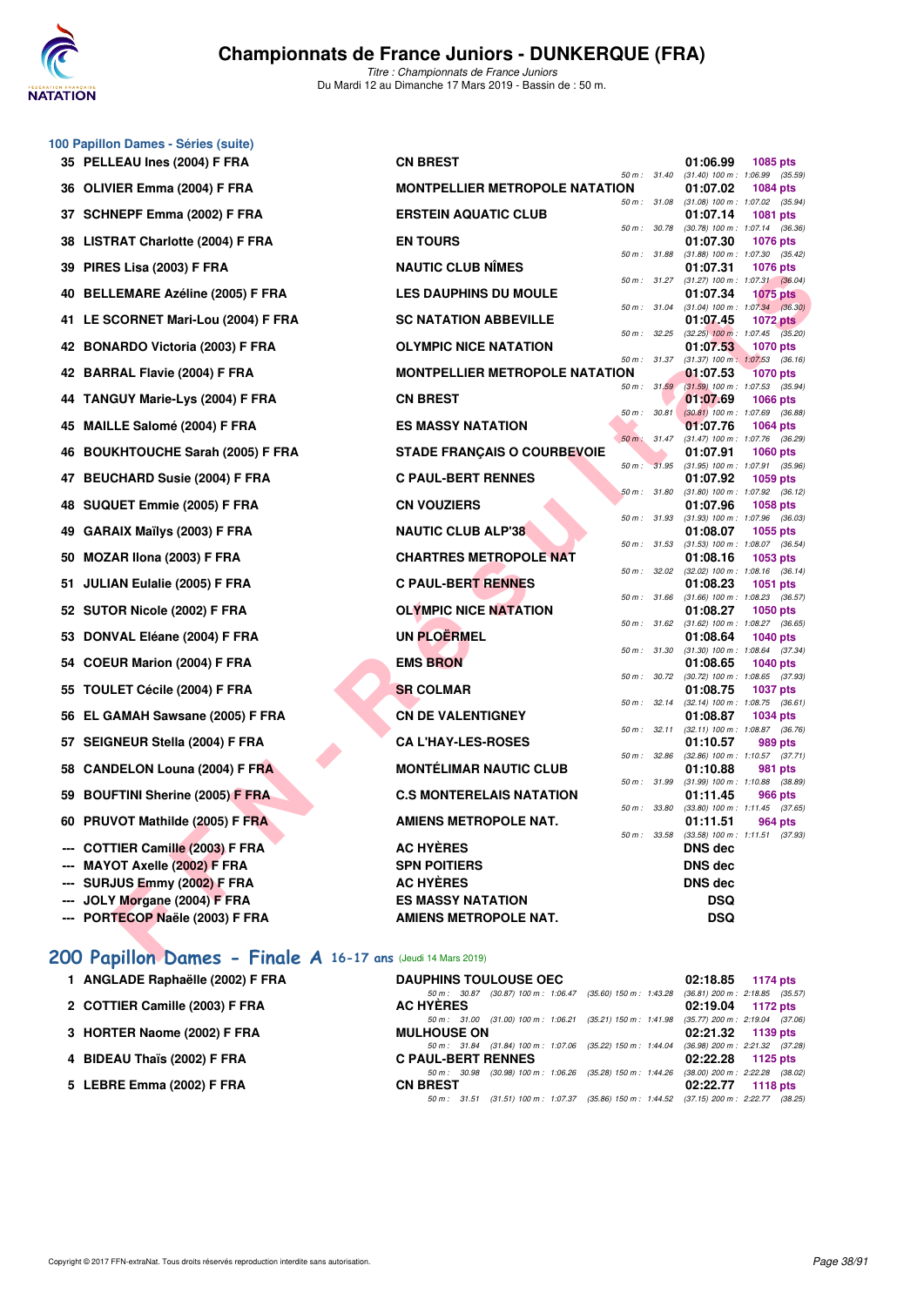# Championnats de France Juniors - DUNKERQUE (FRA)

*Titre : Championnats de France Juniors*
Du Mardi 12 au Dimanche 17 Mars 2019 - Bassin de : 50 m.

## 100 Papillon Dames - Séries (suite)

| Rang | Nom | Club | Temps | Points | Splits |
|---|---|---|---|---|---|
| 35 | PELLEAU Ines (2004) F FRA | CN BREST | 01:06.99 | 1085 pts | 50 m : 31.40 (31.40) 100 m : 1:06.99 (35.59) |
| 36 | OLIVIER Emma (2004) F FRA | MONTPELLIER METROPOLE NATATION | 01:07.02 | 1084 pts | 50 m : 31.08 (31.08) 100 m : 1:07.02 (35.94) |
| 37 | SCHNEPF Emma (2002) F FRA | ERSTEIN AQUATIC CLUB | 01:07.14 | 1081 pts | 50 m : 30.78 (30.78) 100 m : 1:07.14 (36.36) |
| 38 | LISTRAT Charlotte (2004) F FRA | EN TOURS | 01:07.30 | 1076 pts | 50 m : 31.88 (31.88) 100 m : 1:07.30 (35.42) |
| 39 | PIRES Lisa (2003) F FRA | NAUTIC CLUB NÎMES | 01:07.31 | 1076 pts | 50 m : 31.27 (31.27) 100 m : 1:07.31 (36.04) |
| 40 | BELLEMARE Azéline (2005) F FRA | LES DAUPHINS DU MOULE | 01:07.34 | 1075 pts | 50 m : 31.04 (31.04) 100 m : 1:07.34 (36.30) |
| 41 | LE SCORNET Mari-Lou (2004) F FRA | SC NATATION ABBEVILLE | 01:07.45 | 1072 pts | 50 m : 32.25 (32.25) 100 m : 1:07.45 (35.20) |
| 42 | BONARDO Victoria (2003) F FRA | OLYMPIC NICE NATATION | 01:07.53 | 1070 pts | 50 m : 31.37 (31.37) 100 m : 1:07.53 (36.16) |
| 42 | BARRAL Flavie (2004) F FRA | MONTPELLIER METROPOLE NATATION | 01:07.53 | 1070 pts | 50 m : 31.59 (31.59) 100 m : 1:07.53 (35.94) |
| 44 | TANGUY Marie-Lys (2004) F FRA | CN BREST | 01:07.69 | 1066 pts | 50 m : 30.81 (30.81) 100 m : 1:07.69 (36.88) |
| 45 | MAILLE Salomé (2004) F FRA | ES MASSY NATATION | 01:07.76 | 1064 pts | 50 m : 31.47 (31.47) 100 m : 1:07.76 (36.29) |
| 46 | BOUKHTOUCHE Sarah (2005) F FRA | STADE FRANÇAIS O COURBEVOIE | 01:07.91 | 1060 pts | 50 m : 31.95 (31.95) 100 m : 1:07.91 (35.96) |
| 47 | BEUCHARD Susie (2004) F FRA | C PAUL-BERT RENNES | 01:07.92 | 1059 pts | 50 m : 31.80 (31.80) 100 m : 1:07.92 (36.12) |
| 48 | SUQUET Emmie (2005) F FRA | CN VOUZIERS | 01:07.96 | 1058 pts | 50 m : 31.93 (31.93) 100 m : 1:07.96 (36.03) |
| 49 | GARAIX Maïlys (2003) F FRA | NAUTIC CLUB ALP'38 | 01:08.07 | 1055 pts | 50 m : 31.53 (31.53) 100 m : 1:08.07 (36.54) |
| 50 | MOZAR Ilona (2003) F FRA | CHARTRES METROPOLE NAT | 01:08.16 | 1053 pts | 50 m : 32.02 (32.02) 100 m : 1:08.16 (36.14) |
| 51 | JULIAN Eulalie (2005) F FRA | C PAUL-BERT RENNES | 01:08.23 | 1051 pts | 50 m : 31.66 (31.66) 100 m : 1:08.23 (36.57) |
| 52 | SUTOR Nicole (2002) F FRA | OLYMPIC NICE NATATION | 01:08.27 | 1050 pts | 50 m : 31.62 (31.62) 100 m : 1:08.27 (36.65) |
| 53 | DONVAL Eléane (2004) F FRA | UN PLOËRMEL | 01:08.64 | 1040 pts | 50 m : 31.30 (31.30) 100 m : 1:08.64 (37.34) |
| 54 | COEUR Marion (2004) F FRA | EMS BRON | 01:08.65 | 1040 pts | 50 m : 30.72 (30.72) 100 m : 1:08.65 (37.93) |
| 55 | TOULET Cécile (2004) F FRA | SR COLMAR | 01:08.75 | 1037 pts | 50 m : 32.14 (32.14) 100 m : 1:08.75 (36.61) |
| 56 | EL GAMAH Sawsane (2005) F FRA | CN DE VALENTIGNEY | 01:08.87 | 1034 pts | 50 m : 32.11 (32.11) 100 m : 1:08.87 (36.76) |
| 57 | SEIGNEUR Stella (2004) F FRA | CA L'HAY-LES-ROSES | 01:10.57 | 989 pts | 50 m : 32.86 (32.86) 100 m : 1:10.57 (37.71) |
| 58 | CANDELON Louna (2004) F FRA | MONTÉLIMAR NAUTIC CLUB | 01:10.88 | 981 pts | 50 m : 31.99 (31.99) 100 m : 1:10.88 (38.89) |
| 59 | BOUFTINI Sherine (2005) F FRA | C.S MONTERELAIS NATATION | 01:11.45 | 966 pts | 50 m : 33.80 (33.80) 100 m : 1:11.45 (37.65) |
| 60 | PRUVOT Mathilde (2005) F FRA | AMIENS METROPOLE NAT. | 01:11.51 | 964 pts | 50 m : 33.58 (33.58) 100 m : 1:11.51 (37.93) |
| --- | COTTIER Camille (2003) F FRA | AC HYÈRES | DNS dec | | |
| --- | MAYOT Axelle (2002) F FRA | SPN POITIERS | DNS dec | | |
| --- | SURJUS Emmy (2002) F FRA | AC HYÈRES | DNS dec | | |
| --- | JOLY Morgane (2004) F FRA | ES MASSY NATATION | DSQ | | |
| --- | PORTECOP Naële (2003) F FRA | AMIENS METROPOLE NAT. | DSQ | | |

## 200 Papillon Dames - Finale A 16-17 ans (Jeudi 14 Mars 2019)

| Rang | Nom | Club | Temps | Points | Splits |
|---|---|---|---|---|---|
| 1 | ANGLADE Raphaëlle (2002) F FRA | DAUPHINS TOULOUSE OEC | 02:18.85 | 1174 pts | 50 m : 30.87 (30.87) 100 m : 1:06.47 (35.60) 150 m : 1:43.28 (36.81) 200 m : 2:18.85 (35.57) |
| 2 | COTTIER Camille (2003) F FRA | AC HYÈRES | 02:19.04 | 1172 pts | 50 m : 31.00 (31.00) 100 m : 1:06.21 (35.21) 150 m : 1:41.98 (35.77) 200 m : 2:19.04 (37.06) |
| 3 | HORTER Naome (2002) F FRA | MULHOUSE ON | 02:21.32 | 1139 pts | 50 m : 31.84 (31.84) 100 m : 1:07.06 (35.22) 150 m : 1:44.04 (36.98) 200 m : 2:21.32 (37.28) |
| 4 | BIDEAU Thaïs (2002) F FRA | C PAUL-BERT RENNES | 02:22.28 | 1125 pts | 50 m : 30.98 (30.98) 100 m : 1:06.26 (35.28) 150 m : 1:44.26 (38.00) 200 m : 2:22.28 (38.02) |
| 5 | LEBRE Emma (2002) F FRA | CN BREST | 02:22.77 | 1118 pts | 50 m : 31.51 (31.51) 100 m : 1:07.37 (35.86) 150 m : 1:44.52 (37.15) 200 m : 2:22.77 (38.25) |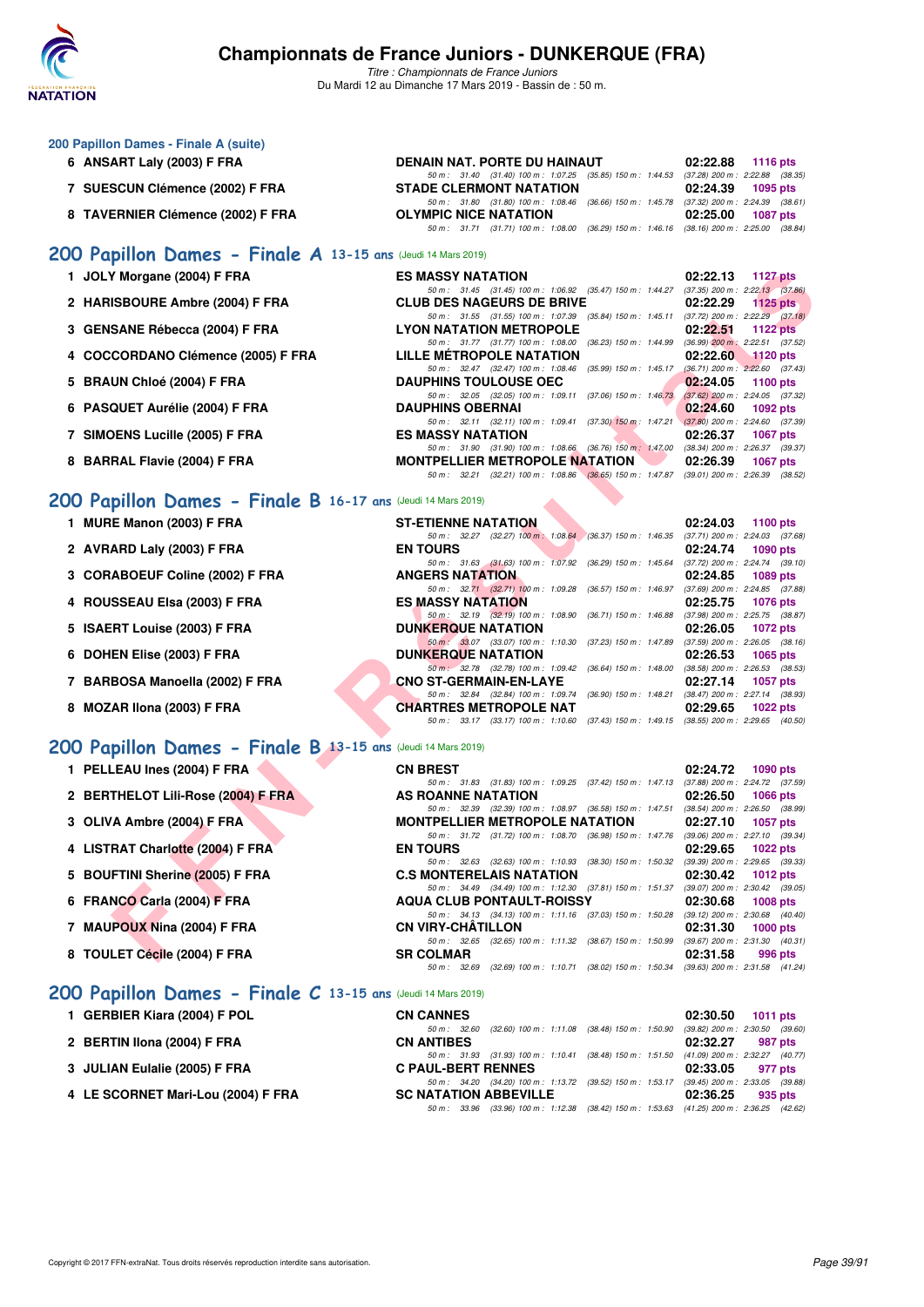### 200 Papillon Dames - Finale A (suite)

| Rg | Nom | Club | Temps | Points |
|---|---|---|---|---|
| 6 | ANSART Laly (2003) F FRA | DENAIN NAT. PORTE DU HAINAUT | 02:22.88 | 1116 pts |
| | | 50 m : 31.40 (31.40) 100 m : 1:07.25 (35.85) 150 m : 1:44.53 (37.28) 200 m : 2:22.88 (38.35) | | |
| 7 | SUESCUN Clémence (2002) F FRA | STADE CLERMONT NATATION | 02:24.39 | 1095 pts |
| | | 50 m : 31.80 (31.80) 100 m : 1:08.46 (36.66) 150 m : 1:45.78 (37.32) 200 m : 2:24.39 (38.61) | | |
| 8 | TAVERNIER Clémence (2002) F FRA | OLYMPIC NICE NATATION | 02:25.00 | 1087 pts |
| | | 50 m : 31.71 (31.71) 100 m : 1:08.00 (36.29) 150 m : 1:46.16 (38.16) 200 m : 2:25.00 (38.84) | | |

## 200 Papillon Dames - Finale A 13-15 ans (Jeudi 14 Mars 2019)

| Rg | Nom | Club | Temps | Points |
|---|---|---|---|---|
| 1 | JOLY Morgane (2004) F FRA | ES MASSY NATATION | 02:22.13 | 1127 pts |
| | | 50 m : 31.45 (31.45) 100 m : 1:06.92 (35.47) 150 m : 1:44.27 (37.35) 200 m : 2:22.13 (37.86) | | |
| 2 | HARISBOURE Ambre (2004) F FRA | CLUB DES NAGEURS DE BRIVE | 02:22.29 | 1125 pts |
| | | 50 m : 31.55 (31.55) 100 m : 1:07.39 (35.84) 150 m : 1:45.11 (37.72) 200 m : 2:22.29 (37.18) | | |
| 3 | GENSANE Rébecca (2004) F FRA | LYON NATATION METROPOLE | 02:22.51 | 1122 pts |
| | | 50 m : 31.77 (31.77) 100 m : 1:08.00 (36.23) 150 m : 1:44.99 (36.99) 200 m : 2:22.51 (37.52) | | |
| 4 | COCCORDANO Clémence (2005) F FRA | LILLE MÉTROPOLE NATATION | 02:22.60 | 1120 pts |
| | | 50 m : 32.47 (32.47) 100 m : 1:08.46 (35.99) 150 m : 1:45.17 (36.71) 200 m : 2:22.60 (37.43) | | |
| 5 | BRAUN Chloé (2004) F FRA | DAUPHINS TOULOUSE OEC | 02:24.05 | 1100 pts |
| | | 50 m : 32.05 (32.05) 100 m : 1:09.11 (37.06) 150 m : 1:46.73 (37.62) 200 m : 2:24.05 (37.32) | | |
| 6 | PASQUET Aurélie (2004) F FRA | DAUPHINS OBERNAI | 02:24.60 | 1092 pts |
| | | 50 m : 32.11 (32.11) 100 m : 1:09.41 (37.30) 150 m : 1:47.21 (37.80) 200 m : 2:24.60 (37.39) | | |
| 7 | SIMOENS Lucille (2005) F FRA | ES MASSY NATATION | 02:26.37 | 1067 pts |
| | | 50 m : 31.90 (31.90) 100 m : 1:08.66 (36.76) 150 m : 1:47.00 (38.34) 200 m : 2:26.37 (39.37) | | |
| 8 | BARRAL Flavie (2004) F FRA | MONTPELLIER METROPOLE NATATION | 02:26.39 | 1067 pts |
| | | 50 m : 32.21 (32.21) 100 m : 1:08.86 (36.65) 150 m : 1:47.87 (39.01) 200 m : 2:26.39 (38.52) | | |

## 200 Papillon Dames - Finale B 16-17 ans (Jeudi 14 Mars 2019)

| Rg | Nom | Club | Temps | Points |
|---|---|---|---|---|
| 1 | MURE Manon (2003) F FRA | ST-ETIENNE NATATION | 02:24.03 | 1100 pts |
| | | 50 m : 32.27 (32.27) 100 m : 1:08.64 (36.37) 150 m : 1:46.35 (37.71) 200 m : 2:24.03 (37.68) | | |
| 2 | AVRARD Laly (2003) F FRA | EN TOURS | 02:24.74 | 1090 pts |
| | | 50 m : 31.63 (31.63) 100 m : 1:07.92 (36.29) 150 m : 1:45.64 (37.72) 200 m : 2:24.74 (39.10) | | |
| 3 | CORABOEUF Coline (2002) F FRA | ANGERS NATATION | 02:24.85 | 1089 pts |
| | | 50 m : 32.71 (32.71) 100 m : 1:09.28 (36.57) 150 m : 1:46.97 (37.69) 200 m : 2:24.85 (37.88) | | |
| 4 | ROUSSEAU Elsa (2003) F FRA | ES MASSY NATATION | 02:25.75 | 1076 pts |
| | | 50 m : 32.19 (32.19) 100 m : 1:08.90 (36.71) 150 m : 1:46.88 (37.98) 200 m : 2:25.75 (38.87) | | |
| 5 | ISAERT Louise (2003) F FRA | DUNKERQUE NATATION | 02:26.05 | 1072 pts |
| | | 50 m : 33.07 (33.07) 100 m : 1:10.30 (37.23) 150 m : 1:47.89 (37.59) 200 m : 2:26.05 (38.16) | | |
| 6 | DOHEN Elise (2003) F FRA | DUNKERQUE NATATION | 02:26.53 | 1065 pts |
| | | 50 m : 32.78 (32.78) 100 m : 1:09.42 (36.64) 150 m : 1:48.00 (38.58) 200 m : 2:26.53 (38.53) | | |
| 7 | BARBOSA Manoella (2002) F FRA | CNO ST-GERMAIN-EN-LAYE | 02:27.14 | 1057 pts |
| | | 50 m : 32.84 (32.84) 100 m : 1:09.74 (36.90) 150 m : 1:48.21 (38.47) 200 m : 2:27.14 (38.93) | | |
| 8 | MOZAR Ilona (2003) F FRA | CHARTRES METROPOLE NAT | 02:29.65 | 1022 pts |
| | | 50 m : 33.17 (33.17) 100 m : 1:10.60 (37.43) 150 m : 1:49.15 (38.55) 200 m : 2:29.65 (40.50) | | |

## 200 Papillon Dames - Finale B 13-15 ans (Jeudi 14 Mars 2019)

| Rg | Nom | Club | Temps | Points |
|---|---|---|---|---|
| 1 | PELLEAU Ines (2004) F FRA | CN BREST | 02:24.72 | 1090 pts |
| | | 50 m : 31.83 (31.83) 100 m : 1:09.25 (37.42) 150 m : 1:47.13 (37.88) 200 m : 2:24.72 (37.59) | | |
| 2 | BERTHELOT Lili-Rose (2004) F FRA | AS ROANNE NATATION | 02:26.50 | 1066 pts |
| | | 50 m : 32.39 (32.39) 100 m : 1:08.97 (36.58) 150 m : 1:47.51 (38.54) 200 m : 2:26.50 (38.99) | | |
| 3 | OLIVA Ambre (2004) F FRA | MONTPELLIER METROPOLE NATATION | 02:27.10 | 1057 pts |
| | | 50 m : 31.72 (31.72) 100 m : 1:08.70 (36.98) 150 m : 1:47.76 (39.06) 200 m : 2:27.10 (39.34) | | |
| 4 | LISTRAT Charlotte (2004) F FRA | EN TOURS | 02:29.65 | 1022 pts |
| | | 50 m : 32.63 (32.63) 100 m : 1:10.93 (38.30) 150 m : 1:50.32 (39.39) 200 m : 2:29.65 (39.33) | | |
| 5 | BOUFTINI Sherine (2005) F FRA | C.S MONTERELAIS NATATION | 02:30.42 | 1012 pts |
| | | 50 m : 34.49 (34.49) 100 m : 1:12.30 (37.81) 150 m : 1:51.37 (39.07) 200 m : 2:30.42 (39.05) | | |
| 6 | FRANCO Carla (2004) F FRA | AQUA CLUB PONTAULT-ROISSY | 02:30.68 | 1008 pts |
| | | 50 m : 34.13 (34.13) 100 m : 1:11.16 (37.03) 150 m : 1:50.28 (39.12) 200 m : 2:30.68 (40.40) | | |
| 7 | MAUPOUX Nina (2004) F FRA | CN VIRY-CHÂTILLON | 02:31.30 | 1000 pts |
| | | 50 m : 32.65 (32.65) 100 m : 1:11.32 (38.67) 150 m : 1:50.99 (39.67) 200 m : 2:31.30 (40.31) | | |
| 8 | TOULET Cécile (2004) F FRA | SR COLMAR | 02:31.58 | 996 pts |
| | | 50 m : 32.69 (32.69) 100 m : 1:10.71 (38.02) 150 m : 1:50.34 (39.63) 200 m : 2:31.58 (41.24) | | |

## 200 Papillon Dames - Finale C 13-15 ans (Jeudi 14 Mars 2019)

| Rg | Nom | Club | Temps | Points |
|---|---|---|---|---|
| 1 | GERBIER Kiara (2004) F POL | CN CANNES | 02:30.50 | 1011 pts |
| | | 50 m : 32.60 (32.60) 100 m : 1:11.08 (38.48) 150 m : 1:50.90 (39.82) 200 m : 2:30.50 (39.60) | | |
| 2 | BERTIN Ilona (2004) F FRA | CN ANTIBES | 02:32.27 | 987 pts |
| | | 50 m : 31.93 (31.93) 100 m : 1:10.41 (38.48) 150 m : 1:51.50 (41.09) 200 m : 2:32.27 (40.77) | | |
| 3 | JULIAN Eulalie (2005) F FRA | C PAUL-BERT RENNES | 02:33.05 | 977 pts |
| | | 50 m : 34.20 (34.20) 100 m : 1:13.72 (39.52) 150 m : 1:53.17 (39.45) 200 m : 2:33.05 (39.88) | | |
| 4 | LE SCORNET Mari-Lou (2004) F FRA | SC NATATION ABBEVILLE | 02:36.25 | 935 pts |
| | | 50 m : 33.96 (33.96) 100 m : 1:12.38 (38.42) 150 m : 1:53.63 (41.25) 200 m : 2:36.25 (42.62) | | |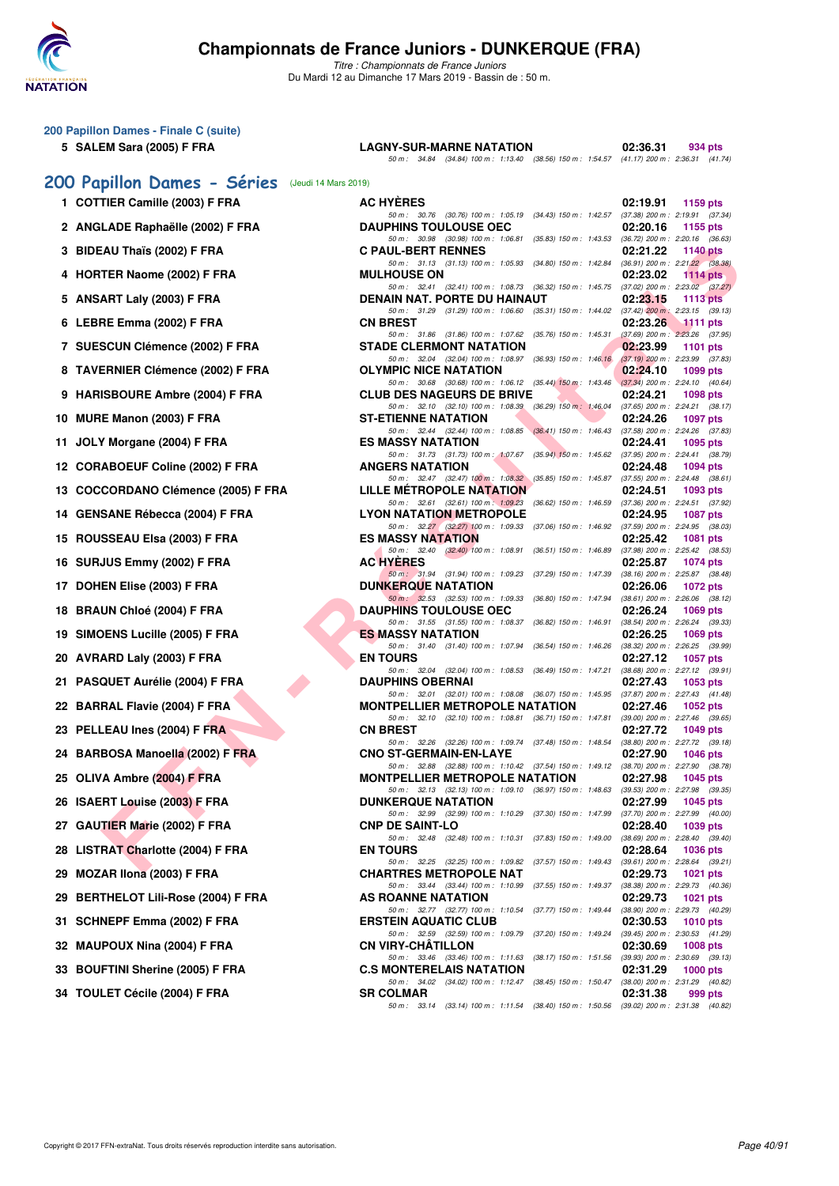# Championnats de France Juniors - DUNKERQUE (FRA)

*Titre : Championnats de France Juniors*
Du Mardi 12 au Dimanche 17 Mars 2019 - Bassin de : 50 m.

### 200 Papillon Dames - Finale C (suite)

| Rang | Nom | Club | Temps | Points |
|---|---|---|---|---|
| 5 | SALEM Sara (2005) F FRA | LAGNY-SUR-MARNE NATATION | 02:36.31 | 934 pts |
| | | 50 m : 34.84 (34.84) 100 m : 1:13.40 (38.56) 150 m : 1:54.57 (41.17) 200 m : 2:36.31 (41.74) | | |

## 200 Papillon Dames - Séries (Jeudi 14 Mars 2019)

| Rang | Nom | Club | Temps | Points |
|---|---|---|---|---|
| 1 | COTTIER Camille (2003) F FRA | AC HYÈRES | 02:19.91 | 1159 pts |
| | | 50 m : 30.76 (30.76) 100 m : 1:05.19 (34.43) 150 m : 1:42.57 (37.38) 200 m : 2:19.91 (37.34) | | |
| 2 | ANGLADE Raphaëlle (2002) F FRA | DAUPHINS TOULOUSE OEC | 02:20.16 | 1155 pts |
| | | 50 m : 30.98 (30.98) 100 m : 1:06.81 (35.83) 150 m : 1:43.53 (36.72) 200 m : 2:20.16 (36.63) | | |
| 3 | BIDEAU Thaïs (2002) F FRA | C PAUL-BERT RENNES | 02:21.22 | 1140 pts |
| | | 50 m : 31.13 (31.13) 100 m : 1:05.93 (34.80) 150 m : 1:42.84 (36.91) 200 m : 2:21.22 (38.38) | | |
| 4 | HORTER Naome (2002) F FRA | MULHOUSE ON | 02:23.02 | 1114 pts |
| | | 50 m : 32.41 (32.41) 100 m : 1:08.73 (36.32) 150 m : 1:45.75 (37.02) 200 m : 2:23.02 (37.27) | | |
| 5 | ANSART Laly (2003) F FRA | DENAIN NAT. PORTE DU HAINAUT | 02:23.15 | 1113 pts |
| | | 50 m : 31.29 (31.29) 100 m : 1:06.60 (35.31) 150 m : 1:44.02 (37.42) 200 m : 2:23.15 (39.13) | | |
| 6 | LEBRE Emma (2002) F FRA | CN BREST | 02:23.26 | 1111 pts |
| | | 50 m : 31.86 (31.86) 100 m : 1:07.62 (35.76) 150 m : 1:45.31 (37.69) 200 m : 2:23.26 (37.95) | | |
| 7 | SUESCUN Clémence (2002) F FRA | STADE CLERMONT NATATION | 02:23.99 | 1101 pts |
| | | 50 m : 32.04 (32.04) 100 m : 1:08.97 (36.93) 150 m : 1:46.16 (37.19) 200 m : 2:23.99 (37.83) | | |
| 8 | TAVERNIER Clémence (2002) F FRA | OLYMPIC NICE NATATION | 02:24.10 | 1099 pts |
| | | 50 m : 30.68 (30.68) 100 m : 1:06.12 (35.44) 150 m : 1:43.46 (37.34) 200 m : 2:24.10 (40.64) | | |
| 9 | HARISBOURE Ambre (2004) F FRA | CLUB DES NAGEURS DE BRIVE | 02:24.21 | 1098 pts |
| | | 50 m : 32.10 (32.10) 100 m : 1:08.39 (36.29) 150 m : 1:46.04 (37.65) 200 m : 2:24.21 (38.17) | | |
| 10 | MURE Manon (2003) F FRA | ST-ETIENNE NATATION | 02:24.26 | 1097 pts |
| | | 50 m : 32.44 (32.44) 100 m : 1:08.85 (36.41) 150 m : 1:46.43 (37.58) 200 m : 2:24.26 (37.83) | | |
| 11 | JOLY Morgane (2004) F FRA | ES MASSY NATATION | 02:24.41 | 1095 pts |
| | | 50 m : 31.73 (31.73) 100 m : 1:07.67 (35.94) 150 m : 1:45.62 (37.95) 200 m : 2:24.41 (38.79) | | |
| 12 | CORABOEUF Coline (2002) F FRA | ANGERS NATATION | 02:24.48 | 1094 pts |
| | | 50 m : 32.47 (32.47) 100 m : 1:08.32 (35.85) 150 m : 1:45.87 (37.55) 200 m : 2:24.48 (38.61) | | |
| 13 | COCCORDANO Clémence (2005) F FRA | LILLE MÉTROPOLE NATATION | 02:24.51 | 1093 pts |
| | | 50 m : 32.61 (32.61) 100 m : 1:09.23 (36.62) 150 m : 1:46.59 (37.36) 200 m : 2:24.51 (37.92) | | |
| 14 | GENSANE Rébecca (2004) F FRA | LYON NATATION METROPOLE | 02:24.95 | 1087 pts |
| | | 50 m : 32.27 (32.27) 100 m : 1:09.33 (37.06) 150 m : 1:46.92 (37.59) 200 m : 2:24.95 (38.03) | | |
| 15 | ROUSSEAU Elsa (2003) F FRA | ES MASSY NATATION | 02:25.42 | 1081 pts |
| | | 50 m : 32.40 (32.40) 100 m : 1:08.91 (36.51) 150 m : 1:46.89 (37.98) 200 m : 2:25.42 (38.53) | | |
| 16 | SURJUS Emmy (2002) F FRA | AC HYÈRES | 02:25.87 | 1074 pts |
| | | 50 m : 31.94 (31.94) 100 m : 1:09.23 (37.29) 150 m : 1:47.39 (38.16) 200 m : 2:25.87 (38.48) | | |
| 17 | DOHEN Elise (2003) F FRA | DUNKERQUE NATATION | 02:26.06 | 1072 pts |
| | | 50 m : 32.53 (32.53) 100 m : 1:09.33 (36.80) 150 m : 1:47.94 (38.61) 200 m : 2:26.06 (38.12) | | |
| 18 | BRAUN Chloé (2004) F FRA | DAUPHINS TOULOUSE OEC | 02:26.24 | 1069 pts |
| | | 50 m : 31.55 (31.55) 100 m : 1:08.37 (36.82) 150 m : 1:46.91 (38.54) 200 m : 2:26.24 (39.33) | | |
| 19 | SIMOENS Lucille (2005) F FRA | ES MASSY NATATION | 02:26.25 | 1069 pts |
| | | 50 m : 31.40 (31.40) 100 m : 1:07.94 (36.54) 150 m : 1:46.26 (38.32) 200 m : 2:26.25 (39.99) | | |
| 20 | AVRARD Laly (2003) F FRA | EN TOURS | 02:27.12 | 1057 pts |
| | | 50 m : 32.04 (32.04) 100 m : 1:08.53 (36.49) 150 m : 1:47.21 (38.68) 200 m : 2:27.12 (39.91) | | |
| 21 | PASQUET Aurélie (2004) F FRA | DAUPHINS OBERNAI | 02:27.43 | 1053 pts |
| | | 50 m : 32.01 (32.01) 100 m : 1:08.08 (36.07) 150 m : 1:45.95 (37.87) 200 m : 2:27.43 (41.48) | | |
| 22 | BARRAL Flavie (2004) F FRA | MONTPELLIER METROPOLE NATATION | 02:27.46 | 1052 pts |
| | | 50 m : 32.10 (32.10) 100 m : 1:08.81 (36.71) 150 m : 1:47.81 (39.00) 200 m : 2:27.46 (39.65) | | |
| 23 | PELLEAU Ines (2004) F FRA | CN BREST | 02:27.72 | 1049 pts |
| | | 50 m : 32.26 (32.26) 100 m : 1:09.74 (37.48) 150 m : 1:48.54 (38.80) 200 m : 2:27.72 (39.18) | | |
| 24 | BARBOSA Manoella (2002) F FRA | CNO ST-GERMAIN-EN-LAYE | 02:27.90 | 1046 pts |
| | | 50 m : 32.88 (32.88) 100 m : 1:10.42 (37.54) 150 m : 1:49.12 (38.70) 200 m : 2:27.90 (38.78) | | |
| 25 | OLIVA Ambre (2004) F FRA | MONTPELLIER METROPOLE NATATION | 02:27.98 | 1045 pts |
| | | 50 m : 32.13 (32.13) 100 m : 1:09.10 (36.97) 150 m : 1:48.63 (39.53) 200 m : 2:27.98 (39.35) | | |
| 26 | ISAERT Louise (2003) F FRA | DUNKERQUE NATATION | 02:27.99 | 1045 pts |
| | | 50 m : 32.99 (32.99) 100 m : 1:10.29 (37.30) 150 m : 1:47.99 (37.70) 200 m : 2:27.99 (40.00) | | |
| 27 | GAUTIER Marie (2002) F FRA | CNP DE SAINT-LO | 02:28.40 | 1039 pts |
| | | 50 m : 32.48 (32.48) 100 m : 1:10.31 (37.83) 150 m : 1:49.00 (38.69) 200 m : 2:28.40 (39.40) | | |
| 28 | LISTRAT Charlotte (2004) F FRA | EN TOURS | 02:28.64 | 1036 pts |
| | | 50 m : 32.25 (32.25) 100 m : 1:09.82 (37.57) 150 m : 1:49.43 (39.61) 200 m : 2:28.64 (39.21) | | |
| 29 | MOZAR Ilona (2003) F FRA | CHARTRES METROPOLE NAT | 02:29.73 | 1021 pts |
| | | 50 m : 33.44 (33.44) 100 m : 1:10.99 (37.55) 150 m : 1:49.37 (38.38) 200 m : 2:29.73 (40.36) | | |
| 29 | BERTHELOT Lili-Rose (2004) F FRA | AS ROANNE NATATION | 02:29.73 | 1021 pts |
| | | 50 m : 32.77 (32.77) 100 m : 1:10.54 (37.77) 150 m : 1:49.44 (38.90) 200 m : 2:29.73 (40.29) | | |
| 31 | SCHNEPF Emma (2002) F FRA | ERSTEIN AQUATIC CLUB | 02:30.53 | 1010 pts |
| | | 50 m : 32.59 (32.59) 100 m : 1:09.79 (37.20) 150 m : 1:49.24 (39.45) 200 m : 2:30.53 (41.29) | | |
| 32 | MAUPOUX Nina (2004) F FRA | CN VIRY-CHÂTILLON | 02:30.69 | 1008 pts |
| | | 50 m : 33.46 (33.46) 100 m : 1:11.63 (38.17) 150 m : 1:51.56 (39.93) 200 m : 2:30.69 (39.13) | | |
| 33 | BOUFTINI Sherine (2005) F FRA | C.S MONTERELAIS NATATION | 02:31.29 | 1000 pts |
| | | 50 m : 34.02 (34.02) 100 m : 1:12.47 (38.45) 150 m : 1:50.47 (38.00) 200 m : 2:31.29 (40.82) | | |
| 34 | TOULET Cécile (2004) F FRA | SR COLMAR | 02:31.38 | 999 pts |
| | | 50 m : 33.14 (33.14) 100 m : 1:11.54 (38.40) 150 m : 1:50.56 (39.02) 200 m : 2:31.38 (40.82) | | |

Copyright © 2017 FFN-extraNat. Tous droits réservés reproduction interdite sans autorisation.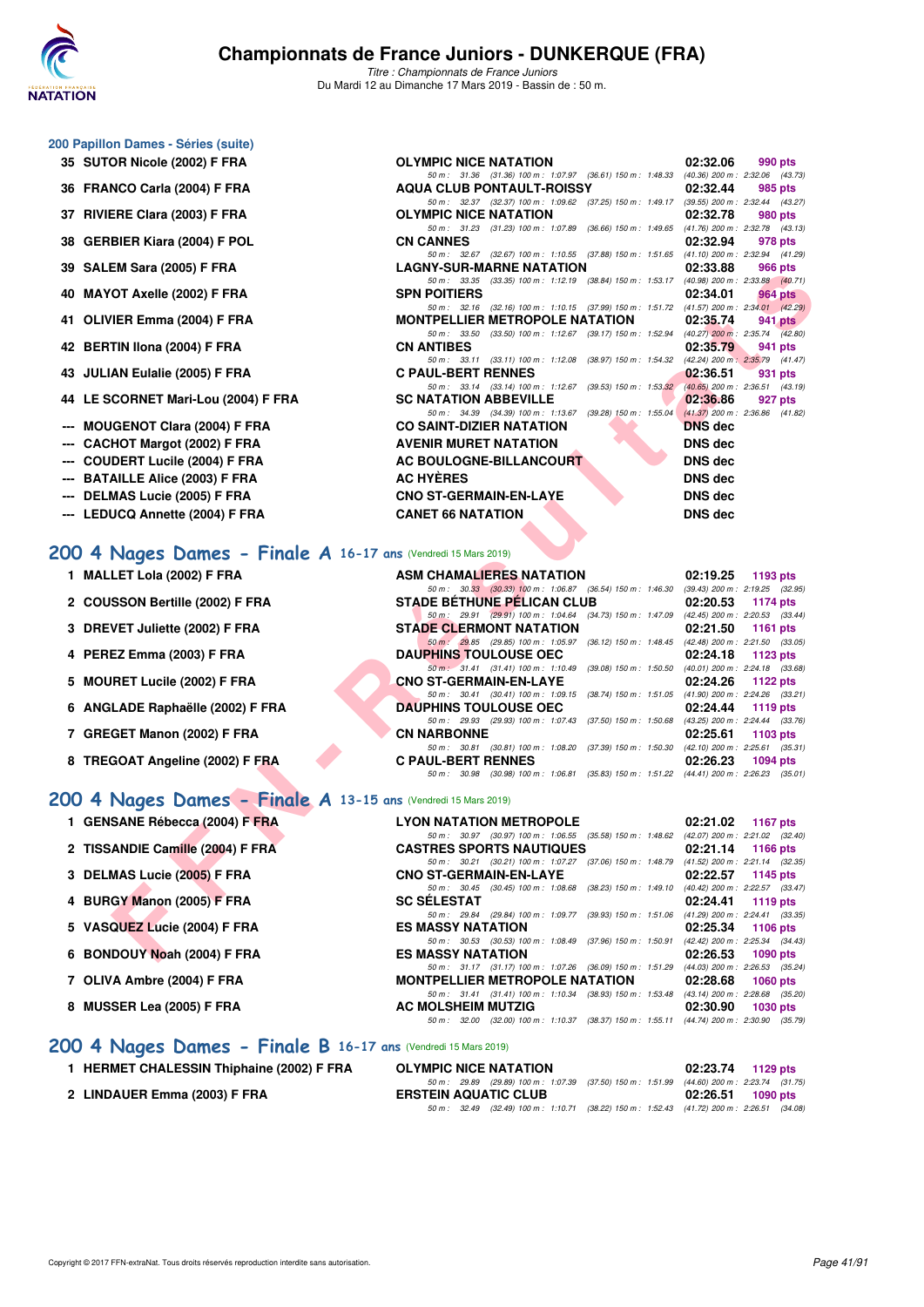### 200 Papillon Dames - Séries (suite)

| Rang | Nom | Club | Temps | Points |
|---|---|---|---|---|
| 35 | SUTOR Nicole (2002) F FRA | OLYMPIC NICE NATATION | 02:32.06 | 990 pts |
| | | 50 m : 31.36 (31.36) 100 m : 1:07.97 (36.61) 150 m : 1:48.33 (40.36) 200 m : 2:32.06 (43.73) | | |
| 36 | FRANCO Carla (2004) F FRA | AQUA CLUB PONTAULT-ROISSY | 02:32.44 | 985 pts |
| | | 50 m : 32.37 (32.37) 100 m : 1:09.62 (37.25) 150 m : 1:49.17 (39.55) 200 m : 2:32.44 (43.27) | | |
| 37 | RIVIERE Clara (2003) F FRA | OLYMPIC NICE NATATION | 02:32.78 | 980 pts |
| | | 50 m : 31.23 (31.23) 100 m : 1:07.89 (36.66) 150 m : 1:49.65 (41.76) 200 m : 2:32.78 (43.13) | | |
| 38 | GERBIER Kiara (2004) F POL | CN CANNES | 02:32.94 | 978 pts |
| | | 50 m : 32.67 (32.67) 100 m : 1:10.55 (37.88) 150 m : 1:51.65 (41.10) 200 m : 2:32.94 (41.29) | | |
| 39 | SALEM Sara (2005) F FRA | LAGNY-SUR-MARNE NATATION | 02:33.88 | 966 pts |
| | | 50 m : 33.35 (33.35) 100 m : 1:12.19 (38.84) 150 m : 1:53.17 (40.98) 200 m : 2:33.88 (40.71) | | |
| 40 | MAYOT Axelle (2002) F FRA | SPN POITIERS | 02:34.01 | 964 pts |
| | | 50 m : 32.16 (32.16) 100 m : 1:10.15 (37.99) 150 m : 1:51.72 (41.57) 200 m : 2:34.01 (42.29) | | |
| 41 | OLIVIER Emma (2004) F FRA | MONTPELLIER METROPOLE NATATION | 02:35.74 | 941 pts |
| | | 50 m : 33.50 (33.50) 100 m : 1:12.67 (39.17) 150 m : 1:52.94 (40.27) 200 m : 2:35.74 (42.80) | | |
| 42 | BERTIN Ilona (2004) F FRA | CN ANTIBES | 02:35.79 | 941 pts |
| | | 50 m : 33.11 (33.11) 100 m : 1:12.08 (38.97) 150 m : 1:54.32 (42.24) 200 m : 2:35.79 (41.47) | | |
| 43 | JULIAN Eulalie (2005) F FRA | C PAUL-BERT RENNES | 02:36.51 | 931 pts |
| | | 50 m : 33.14 (33.14) 100 m : 1:12.67 (39.53) 150 m : 1:53.32 (40.65) 200 m : 2:36.51 (43.19) | | |
| 44 | LE SCORNET Mari-Lou (2004) F FRA | SC NATATION ABBEVILLE | 02:36.86 | 927 pts |
| | | 50 m : 34.39 (34.39) 100 m : 1:13.67 (39.28) 150 m : 1:55.04 (41.37) 200 m : 2:36.86 (41.82) | | |
| --- | MOUGENOT Clara (2004) F FRA | CO SAINT-DIZIER NATATION | DNS dec | |
| --- | CACHOT Margot (2002) F FRA | AVENIR MURET NATATION | DNS dec | |
| --- | COUDERT Lucile (2004) F FRA | AC BOULOGNE-BILLANCOURT | DNS dec | |
| --- | BATAILLE Alice (2003) F FRA | AC HYÈRES | DNS dec | |
| --- | DELMAS Lucie (2005) F FRA | CNO ST-GERMAIN-EN-LAYE | DNS dec | |
| --- | LEDUCQ Annette (2004) F FRA | CANET 66 NATATION | DNS dec | |

## 200 4 Nages Dames - Finale A 16-17 ans (Vendredi 15 Mars 2019)

| Rang | Nom | Club | Temps | Points |
|---|---|---|---|---|
| 1 | MALLET Lola (2002) F FRA | ASM CHAMALIERES NATATION | 02:19.25 | 1193 pts |
| | | 50 m : 30.33 (30.33) 100 m : 1:06.87 (36.54) 150 m : 1:46.30 (39.43) 200 m : 2:19.25 (32.95) | | |
| 2 | COUSSON Bertille (2002) F FRA | STADE BÉTHUNE PÉLICAN CLUB | 02:20.53 | 1174 pts |
| | | 50 m : 29.91 (29.91) 100 m : 1:04.64 (34.73) 150 m : 1:47.09 (42.45) 200 m : 2:20.53 (33.44) | | |
| 3 | DREVET Juliette (2002) F FRA | STADE CLERMONT NATATION | 02:21.50 | 1161 pts |
| | | 50 m : 29.85 (29.85) 100 m : 1:05.97 (36.12) 150 m : 1:48.45 (42.48) 200 m : 2:21.50 (33.05) | | |
| 4 | PEREZ Emma (2003) F FRA | DAUPHINS TOULOUSE OEC | 02:24.18 | 1123 pts |
| | | 50 m : 31.41 (31.41) 100 m : 1:10.49 (39.08) 150 m : 1:50.50 (40.01) 200 m : 2:24.18 (33.68) | | |
| 5 | MOURET Lucile (2002) F FRA | CNO ST-GERMAIN-EN-LAYE | 02:24.26 | 1122 pts |
| | | 50 m : 30.41 (30.41) 100 m : 1:09.15 (38.74) 150 m : 1:51.05 (41.90) 200 m : 2:24.26 (33.21) | | |
| 6 | ANGLADE Raphaëlle (2002) F FRA | DAUPHINS TOULOUSE OEC | 02:24.44 | 1119 pts |
| | | 50 m : 29.93 (29.93) 100 m : 1:07.43 (37.50) 150 m : 1:50.68 (43.25) 200 m : 2:24.44 (33.76) | | |
| 7 | GREGET Manon (2002) F FRA | CN NARBONNE | 02:25.61 | 1103 pts |
| | | 50 m : 30.81 (30.81) 100 m : 1:08.20 (37.39) 150 m : 1:50.30 (42.10) 200 m : 2:25.61 (35.31) | | |
| 8 | TREGOAT Angeline (2002) F FRA | C PAUL-BERT RENNES | 02:26.23 | 1094 pts |
| | | 50 m : 30.98 (30.98) 100 m : 1:06.81 (35.83) 150 m : 1:51.22 (44.41) 200 m : 2:26.23 (35.01) | | |

## 200 4 Nages Dames - Finale A 13-15 ans (Vendredi 15 Mars 2019)

| Rang | Nom | Club | Temps | Points |
|---|---|---|---|---|
| 1 | GENSANE Rébecca (2004) F FRA | LYON NATATION METROPOLE | 02:21.02 | 1167 pts |
| | | 50 m : 30.97 (30.97) 100 m : 1:06.55 (35.58) 150 m : 1:48.62 (42.07) 200 m : 2:21.02 (32.40) | | |
| 2 | TISSANDIE Camille (2004) F FRA | CASTRES SPORTS NAUTIQUES | 02:21.14 | 1166 pts |
| | | 50 m : 30.21 (30.21) 100 m : 1:07.27 (37.06) 150 m : 1:48.79 (41.52) 200 m : 2:21.14 (32.35) | | |
| 3 | DELMAS Lucie (2005) F FRA | CNO ST-GERMAIN-EN-LAYE | 02:22.57 | 1145 pts |
| | | 50 m : 30.45 (30.45) 100 m : 1:08.68 (38.23) 150 m : 1:49.10 (40.42) 200 m : 2:22.57 (33.47) | | |
| 4 | BURGY Manon (2005) F FRA | SC SÉLESTAT | 02:24.41 | 1119 pts |
| | | 50 m : 29.84 (29.84) 100 m : 1:09.77 (39.93) 150 m : 1:51.06 (41.29) 200 m : 2:24.41 (33.35) | | |
| 5 | VASQUEZ Lucie (2004) F FRA | ES MASSY NATATION | 02:25.34 | 1106 pts |
| | | 50 m : 30.53 (30.53) 100 m : 1:08.49 (37.96) 150 m : 1:50.91 (42.42) 200 m : 2:25.34 (34.43) | | |
| 6 | BONDOUY Noah (2004) F FRA | ES MASSY NATATION | 02:26.53 | 1090 pts |
| | | 50 m : 31.17 (31.17) 100 m : 1:07.26 (36.09) 150 m : 1:51.29 (44.03) 200 m : 2:26.53 (35.24) | | |
| 7 | OLIVA Ambre (2004) F FRA | MONTPELLIER METROPOLE NATATION | 02:28.68 | 1060 pts |
| | | 50 m : 31.41 (31.41) 100 m : 1:10.34 (38.93) 150 m : 1:53.48 (43.14) 200 m : 2:28.68 (35.20) | | |
| 8 | MUSSER Lea (2005) F FRA | AC MOLSHEIM MUTZIG | 02:30.90 | 1030 pts |
| | | 50 m : 32.00 (32.00) 100 m : 1:10.37 (38.37) 150 m : 1:55.11 (44.74) 200 m : 2:30.90 (35.79) | | |

## 200 4 Nages Dames - Finale B 16-17 ans (Vendredi 15 Mars 2019)

| Rang | Nom | Club | Temps | Points |
|---|---|---|---|---|
| 1 | HERMET CHALESSIN Thiphaine (2002) F FRA | OLYMPIC NICE NATATION | 02:23.74 | 1129 pts |
| | | 50 m : 29.89 (29.89) 100 m : 1:07.39 (37.50) 150 m : 1:51.99 (44.60) 200 m : 2:23.74 (31.75) | | |
| 2 | LINDAUER Emma (2003) F FRA | ERSTEIN AQUATIC CLUB | 02:26.51 | 1090 pts |
| | | 50 m : 32.49 (32.49) 100 m : 1:10.71 (38.22) 150 m : 1:52.43 (41.72) 200 m : 2:26.51 (34.08) | | |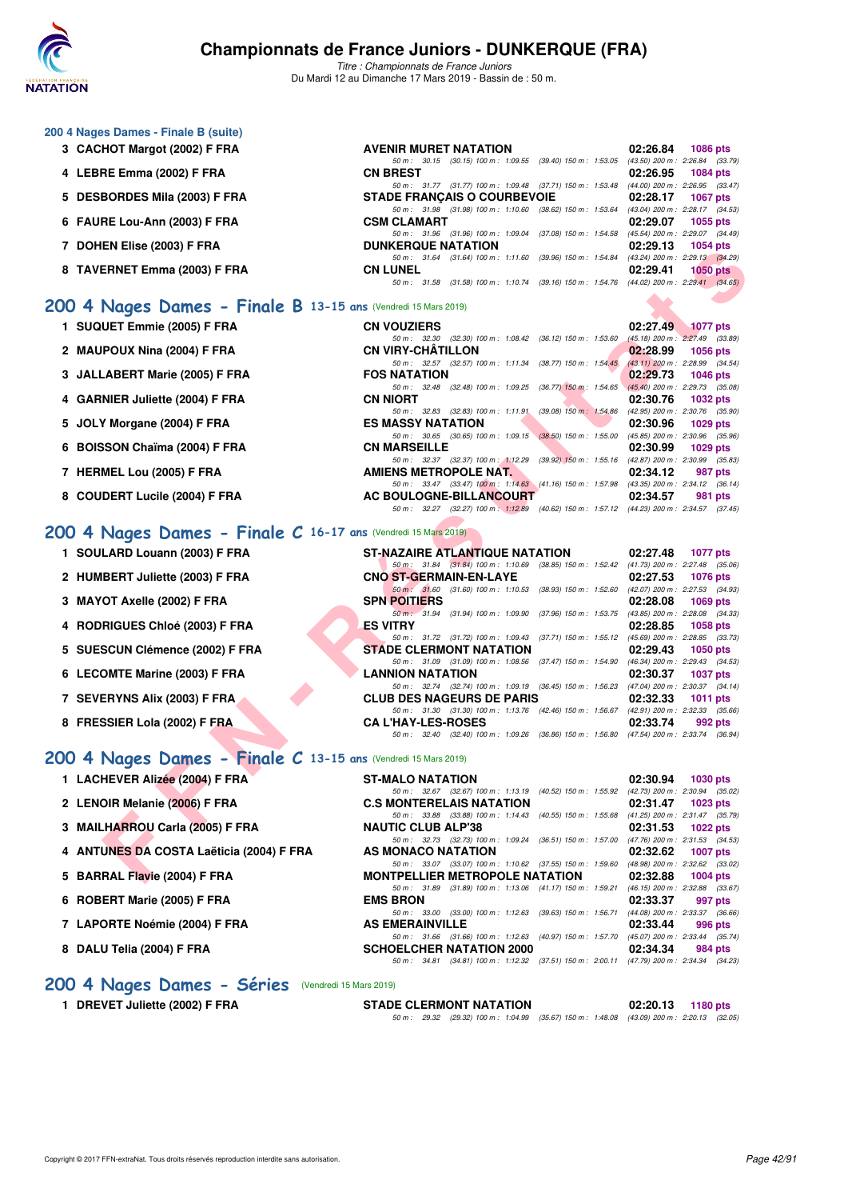# Championnats de France Juniors - DUNKERQUE (FRA)

*Titre : Championnats de France Juniors*
Du Mardi 12 au Dimanche 17 Mars 2019 - Bassin de : 50 m.

### 200 4 Nages Dames - Finale B (suite)

| Rang | Nom | Club | Temps | Points |
|---|---|---|---|---|
| 3 | CACHOT Margot (2002) F FRA | AVENIR MURET NATATION | 02:26.84 | 1086 pts |
| | | 50 m : 30.15 (30.15) 100 m : 1:09.55 (39.40) 150 m : 1:53.05 (43.50) 200 m : 2:26.84 (33.79) | | |
| 4 | LEBRE Emma (2002) F FRA | CN BREST | 02:26.95 | 1084 pts |
| | | 50 m : 31.77 (31.77) 100 m : 1:09.48 (37.71) 150 m : 1:53.48 (44.00) 200 m : 2:26.95 (33.47) | | |
| 5 | DESBORDES Mila (2003) F FRA | STADE FRANÇAIS O COURBEVOIE | 02:28.17 | 1067 pts |
| | | 50 m : 31.98 (31.98) 100 m : 1:10.60 (38.62) 150 m : 1:53.64 (43.04) 200 m : 2:28.17 (34.53) | | |
| 6 | FAURE Lou-Ann (2003) F FRA | CSM CLAMART | 02:29.07 | 1055 pts |
| | | 50 m : 31.96 (31.96) 100 m : 1:09.04 (37.08) 150 m : 1:54.58 (45.54) 200 m : 2:29.07 (34.49) | | |
| 7 | DOHEN Elise (2003) F FRA | DUNKERQUE NATATION | 02:29.13 | 1054 pts |
| | | 50 m : 31.64 (31.64) 100 m : 1:11.60 (39.96) 150 m : 1:54.84 (43.24) 200 m : 2:29.13 (34.29) | | |
| 8 | TAVERNET Emma (2003) F FRA | CN LUNEL | 02:29.41 | 1050 pts |
| | | 50 m : 31.58 (31.58) 100 m : 1:10.74 (39.16) 150 m : 1:54.76 (44.02) 200 m : 2:29.41 (34.65) | | |

## 200 4 Nages Dames - Finale B 13-15 ans (Vendredi 15 Mars 2019)

| Rang | Nom | Club | Temps | Points |
|---|---|---|---|---|
| 1 | SUQUET Emmie (2005) F FRA | CN VOUZIERS | 02:27.49 | 1077 pts |
| | | 50 m : 32.30 (32.30) 100 m : 1:08.42 (36.12) 150 m : 1:53.60 (45.18) 200 m : 2:27.49 (33.89) | | |
| 2 | MAUPOUX Nina (2004) F FRA | CN VIRY-CHÂTILLON | 02:28.99 | 1056 pts |
| | | 50 m : 32.57 (32.57) 100 m : 1:11.34 (38.77) 150 m : 1:54.45 (43.11) 200 m : 2:28.99 (34.54) | | |
| 3 | JALLABERT Marie (2005) F FRA | FOS NATATION | 02:29.73 | 1046 pts |
| | | 50 m : 32.48 (32.48) 100 m : 1:09.25 (36.77) 150 m : 1:54.65 (45.40) 200 m : 2:29.73 (35.08) | | |
| 4 | GARNIER Juliette (2004) F FRA | CN NIORT | 02:30.76 | 1032 pts |
| | | 50 m : 32.83 (32.83) 100 m : 1:11.91 (39.08) 150 m : 1:54.86 (42.95) 200 m : 2:30.76 (35.90) | | |
| 5 | JOLY Morgane (2004) F FRA | ES MASSY NATATION | 02:30.96 | 1029 pts |
| | | 50 m : 30.65 (30.65) 100 m : 1:09.15 (38.50) 150 m : 1:55.00 (45.85) 200 m : 2:30.96 (35.96) | | |
| 6 | BOISSON Chaïma (2004) F FRA | CN MARSEILLE | 02:30.99 | 1029 pts |
| | | 50 m : 32.37 (32.37) 100 m : 1:12.29 (39.92) 150 m : 1:55.16 (42.87) 200 m : 2:30.99 (35.83) | | |
| 7 | HERMEL Lou (2005) F FRA | AMIENS METROPOLE NAT. | 02:34.12 | 987 pts |
| | | 50 m : 33.47 (33.47) 100 m : 1:14.63 (41.16) 150 m : 1:57.98 (43.35) 200 m : 2:34.12 (36.14) | | |
| 8 | COUDERT Lucile (2004) F FRA | AC BOULOGNE-BILLANCOURT | 02:34.57 | 981 pts |
| | | 50 m : 32.27 (32.27) 100 m : 1:12.89 (40.62) 150 m : 1:57.12 (44.23) 200 m : 2:34.57 (37.45) | | |

## 200 4 Nages Dames - Finale C 16-17 ans (Vendredi 15 Mars 2019)

| Rang | Nom | Club | Temps | Points |
|---|---|---|---|---|
| 1 | SOULARD Louann (2003) F FRA | ST-NAZAIRE ATLANTIQUE NATATION | 02:27.48 | 1077 pts |
| | | 50 m : 31.84 (31.84) 100 m : 1:10.69 (38.85) 150 m : 1:52.42 (41.73) 200 m : 2:27.48 (35.06) | | |
| 2 | HUMBERT Juliette (2003) F FRA | CNO ST-GERMAIN-EN-LAYE | 02:27.53 | 1076 pts |
| | | 50 m : 31.60 (31.60) 100 m : 1:10.53 (38.93) 150 m : 1:52.60 (42.07) 200 m : 2:27.53 (34.93) | | |
| 3 | MAYOT Axelle (2002) F FRA | SPN POITIERS | 02:28.08 | 1069 pts |
| | | 50 m : 31.94 (31.94) 100 m : 1:09.90 (37.96) 150 m : 1:53.75 (43.85) 200 m : 2:28.08 (34.33) | | |
| 4 | RODRIGUES Chloé (2003) F FRA | ES VITRY | 02:28.85 | 1058 pts |
| | | 50 m : 31.72 (31.72) 100 m : 1:09.43 (37.71) 150 m : 1:55.12 (45.69) 200 m : 2:28.85 (33.73) | | |
| 5 | SUESCUN Clémence (2002) F FRA | STADE CLERMONT NATATION | 02:29.43 | 1050 pts |
| | | 50 m : 31.09 (31.09) 100 m : 1:08.56 (37.47) 150 m : 1:54.90 (46.34) 200 m : 2:29.43 (34.53) | | |
| 6 | LECOMTE Marine (2003) F FRA | LANNION NATATION | 02:30.37 | 1037 pts |
| | | 50 m : 32.74 (32.74) 100 m : 1:09.19 (36.45) 150 m : 1:56.23 (47.04) 200 m : 2:30.37 (34.14) | | |
| 7 | SEVERYNS Alix (2003) F FRA | CLUB DES NAGEURS DE PARIS | 02:32.33 | 1011 pts |
| | | 50 m : 31.30 (31.30) 100 m : 1:13.76 (42.46) 150 m : 1:56.67 (42.91) 200 m : 2:32.33 (35.66) | | |
| 8 | FRESSIER Lola (2002) F FRA | CA L'HAY-LES-ROSES | 02:33.74 | 992 pts |
| | | 50 m : 32.40 (32.40) 100 m : 1:09.26 (36.86) 150 m : 1:56.80 (47.54) 200 m : 2:33.74 (36.94) | | |

## 200 4 Nages Dames - Finale C 13-15 ans (Vendredi 15 Mars 2019)

| Rang | Nom | Club | Temps | Points |
|---|---|---|---|---|
| 1 | LACHEVER Alizée (2004) F FRA | ST-MALO NATATION | 02:30.94 | 1030 pts |
| | | 50 m : 32.67 (32.67) 100 m : 1:13.19 (40.52) 150 m : 1:55.92 (42.73) 200 m : 2:30.94 (35.02) | | |
| 2 | LENOIR Melanie (2006) F FRA | C.S MONTERELAIS NATATION | 02:31.47 | 1023 pts |
| | | 50 m : 33.88 (33.88) 100 m : 1:14.43 (40.55) 150 m : 1:55.68 (41.25) 200 m : 2:31.47 (35.79) | | |
| 3 | MAILHARROU Carla (2005) F FRA | NAUTIC CLUB ALP'38 | 02:31.53 | 1022 pts |
| | | 50 m : 32.73 (32.73) 100 m : 1:09.24 (36.51) 150 m : 1:57.00 (47.76) 200 m : 2:31.53 (34.53) | | |
| 4 | ANTUNES DA COSTA Laëticia (2004) F FRA | AS MONACO NATATION | 02:32.62 | 1007 pts |
| | | 50 m : 33.07 (33.07) 100 m : 1:10.62 (37.55) 150 m : 1:59.60 (48.98) 200 m : 2:32.62 (33.02) | | |
| 5 | BARRAL Flavie (2004) F FRA | MONTPELLIER METROPOLE NATATION | 02:32.88 | 1004 pts |
| | | 50 m : 31.89 (31.89) 100 m : 1:13.06 (41.17) 150 m : 1:59.21 (46.15) 200 m : 2:32.88 (33.67) | | |
| 6 | ROBERT Marie (2005) F FRA | EMS BRON | 02:33.37 | 997 pts |
| | | 50 m : 33.00 (33.00) 100 m : 1:12.63 (39.63) 150 m : 1:56.71 (44.08) 200 m : 2:33.37 (36.66) | | |
| 7 | LAPORTE Noémie (2004) F FRA | AS EMERAINVILLE | 02:33.44 | 996 pts |
| | | 50 m : 31.66 (31.66) 100 m : 1:12.63 (40.97) 150 m : 1:57.70 (45.07) 200 m : 2:33.44 (35.74) | | |
| 8 | DALU Telia (2004) F FRA | SCHOELCHER NATATION 2000 | 02:34.34 | 984 pts |
| | | 50 m : 34.81 (34.81) 100 m : 1:12.32 (37.51) 150 m : 2:00.11 (47.79) 200 m : 2:34.34 (34.23) | | |

## 200 4 Nages Dames - Séries (Vendredi 15 Mars 2019)

| Rang | Nom | Club | Temps | Points |
|---|---|---|---|---|
| 1 | DREVET Juliette (2002) F FRA | STADE CLERMONT NATATION | 02:20.13 | 1180 pts |
| | | 50 m : 29.32 (29.32) 100 m : 1:04.99 (35.67) 150 m : 1:48.08 (43.09) 200 m : 2:20.13 (32.05) | | |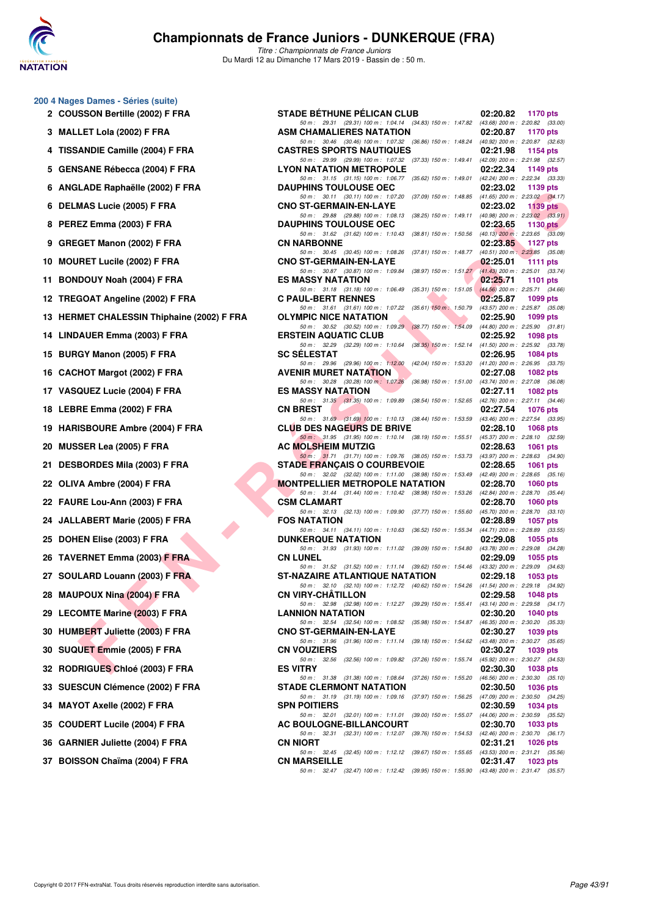# Championnats de France Juniors - DUNKERQUE (FRA)

*Titre : Championnats de France Juniors*
Du Mardi 12 au Dimanche 17 Mars 2019 - Bassin de : 50 m.

## 200 4 Nages Dames - Séries (suite)

| Rang | Nom | Club | Temps | Points |
|---|---|---|---|---|
| 2 | COUSSON Bertille (2002) F FRA | STADE BÉTHUNE PÉLICAN CLUB | 02:20.82 | 1170 pts |
| | 50 m : 29.31 (29.31) 100 m : 1:04.14 (34.83) 150 m : 1:47.82 (43.68) 200 m : 2:20.82 (33.00) | | | |
| 3 | MALLET Lola (2002) F FRA | ASM CHAMALIERES NATATION | 02:20.87 | 1170 pts |
| | 50 m : 30.46 (30.46) 100 m : 1:07.32 (36.86) 150 m : 1:48.24 (40.92) 200 m : 2:20.87 (32.63) | | | |
| 4 | TISSANDIE Camille (2004) F FRA | CASTRES SPORTS NAUTIQUES | 02:21.98 | 1154 pts |
| | 50 m : 29.99 (29.99) 100 m : 1:07.32 (37.33) 150 m : 1:49.41 (42.09) 200 m : 2:21.98 (32.57) | | | |
| 5 | GENSANE Rébecca (2004) F FRA | LYON NATATION METROPOLE | 02:22.34 | 1149 pts |
| | 50 m : 31.15 (31.15) 100 m : 1:06.77 (35.62) 150 m : 1:49.01 (42.24) 200 m : 2:22.34 (33.33) | | | |
| 6 | ANGLADE Raphaëlle (2002) F FRA | DAUPHINS TOULOUSE OEC | 02:23.02 | 1139 pts |
| | 50 m : 30.11 (30.11) 100 m : 1:07.20 (37.09) 150 m : 1:48.85 (41.65) 200 m : 2:23.02 (34.17) | | | |
| 6 | DELMAS Lucie (2005) F FRA | CNO ST-GERMAIN-EN-LAYE | 02:23.02 | 1139 pts |
| | 50 m : 29.88 (29.88) 100 m : 1:08.13 (38.25) 150 m : 1:49.11 (40.98) 200 m : 2:23.02 (33.91) | | | |
| 8 | PEREZ Emma (2003) F FRA | DAUPHINS TOULOUSE OEC | 02:23.65 | 1130 pts |
| | 50 m : 31.62 (31.62) 100 m : 1:10.43 (38.81) 150 m : 1:50.56 (40.13) 200 m : 2:23.65 (33.09) | | | |
| 9 | GREGET Manon (2002) F FRA | CN NARBONNE | 02:23.85 | 1127 pts |
| | 50 m : 30.45 (30.45) 100 m : 1:08.26 (37.81) 150 m : 1:48.77 (40.51) 200 m : 2:23.85 (35.08) | | | |
| 10 | MOURET Lucile (2002) F FRA | CNO ST-GERMAIN-EN-LAYE | 02:25.01 | 1111 pts |
| | 50 m : 30.87 (30.87) 100 m : 1:09.84 (38.97) 150 m : 1:51.27 (41.43) 200 m : 2:25.01 (33.74) | | | |
| 11 | BONDOUY Noah (2004) F FRA | ES MASSY NATATION | 02:25.71 | 1101 pts |
| | 50 m : 31.18 (31.18) 100 m : 1:06.49 (35.31) 150 m : 1:51.05 (44.56) 200 m : 2:25.71 (34.66) | | | |
| 12 | TREGOAT Angeline (2002) F FRA | C PAUL-BERT RENNES | 02:25.87 | 1099 pts |
| | 50 m : 31.61 (31.61) 100 m : 1:07.22 (35.61) 150 m : 1:50.79 (43.57) 200 m : 2:25.87 (35.08) | | | |
| 13 | HERMET CHALESSIN Thiphaine (2002) F FRA | OLYMPIC NICE NATATION | 02:25.90 | 1099 pts |
| | 50 m : 30.52 (30.52) 100 m : 1:09.29 (38.77) 150 m : 1:54.09 (44.80) 200 m : 2:25.90 (31.81) | | | |
| 14 | LINDAUER Emma (2003) F FRA | ERSTEIN AQUATIC CLUB | 02:25.92 | 1098 pts |
| | 50 m : 32.29 (32.29) 100 m : 1:10.64 (38.35) 150 m : 1:52.14 (41.50) 200 m : 2:25.92 (33.78) | | | |
| 15 | BURGY Manon (2005) F FRA | SC SÉLESTAT | 02:26.95 | 1084 pts |
| | 50 m : 29.96 (29.96) 100 m : 1:12.00 (42.04) 150 m : 1:53.20 (41.20) 200 m : 2:26.95 (33.75) | | | |
| 16 | CACHOT Margot (2002) F FRA | AVENIR MURET NATATION | 02:27.08 | 1082 pts |
| | 50 m : 30.28 (30.28) 100 m : 1:07.26 (36.98) 150 m : 1:51.00 (43.74) 200 m : 2:27.08 (36.08) | | | |
| 17 | VASQUEZ Lucie (2004) F FRA | ES MASSY NATATION | 02:27.11 | 1082 pts |
| | 50 m : 31.35 (31.35) 100 m : 1:09.89 (38.54) 150 m : 1:52.65 (42.76) 200 m : 2:27.11 (34.46) | | | |
| 18 | LEBRE Emma (2002) F FRA | CN BREST | 02:27.54 | 1076 pts |
| | 50 m : 31.69 (31.69) 100 m : 1:10.13 (38.44) 150 m : 1:53.59 (43.46) 200 m : 2:27.54 (33.95) | | | |
| 19 | HARISBOURE Ambre (2004) F FRA | CLUB DES NAGEURS DE BRIVE | 02:28.10 | 1068 pts |
| | 50 m : 31.95 (31.95) 100 m : 1:10.14 (38.19) 150 m : 1:55.51 (45.37) 200 m : 2:28.10 (32.59) | | | |
| 20 | MUSSER Lea (2005) F FRA | AC MOLSHEIM MUTZIG | 02:28.63 | 1061 pts |
| | 50 m : 31.71 (31.71) 100 m : 1:09.76 (38.05) 150 m : 1:53.73 (43.97) 200 m : 2:28.63 (34.90) | | | |
| 21 | DESBORDES Mila (2003) F FRA | STADE FRANÇAIS O COURBEVOIE | 02:28.65 | 1061 pts |
| | 50 m : 32.02 (32.02) 100 m : 1:11.00 (38.98) 150 m : 1:53.49 (42.49) 200 m : 2:28.65 (35.16) | | | |
| 22 | OLIVA Ambre (2004) F FRA | MONTPELLIER METROPOLE NATATION | 02:28.70 | 1060 pts |
| | 50 m : 31.44 (31.44) 100 m : 1:10.42 (38.98) 150 m : 1:53.26 (42.84) 200 m : 2:28.70 (35.44) | | | |
| 22 | FAURE Lou-Ann (2003) F FRA | CSM CLAMART | 02:28.70 | 1060 pts |
| | 50 m : 32.13 (32.13) 100 m : 1:09.90 (37.77) 150 m : 1:55.60 (45.70) 200 m : 2:28.70 (33.10) | | | |
| 24 | JALLABERT Marie (2005) F FRA | FOS NATATION | 02:28.89 | 1057 pts |
| | 50 m : 34.11 (34.11) 100 m : 1:10.63 (36.52) 150 m : 1:55.34 (44.71) 200 m : 2:28.89 (33.55) | | | |
| 25 | DOHEN Elise (2003) F FRA | DUNKERQUE NATATION | 02:29.08 | 1055 pts |
| | 50 m : 31.93 (31.93) 100 m : 1:11.02 (39.09) 150 m : 1:54.80 (43.78) 200 m : 2:29.08 (34.28) | | | |
| 26 | TAVERNET Emma (2003) F FRA | CN LUNEL | 02:29.09 | 1055 pts |
| | 50 m : 31.52 (31.52) 100 m : 1:11.14 (39.62) 150 m : 1:54.46 (43.32) 200 m : 2:29.09 (34.63) | | | |
| 27 | SOULARD Louann (2003) F FRA | ST-NAZAIRE ATLANTIQUE NATATION | 02:29.18 | 1053 pts |
| | 50 m : 32.10 (32.10) 100 m : 1:12.72 (40.62) 150 m : 1:54.26 (41.54) 200 m : 2:29.18 (34.92) | | | |
| 28 | MAUPOUX Nina (2004) F FRA | CN VIRY-CHÂTILLON | 02:29.58 | 1048 pts |
| | 50 m : 32.98 (32.98) 100 m : 1:12.27 (39.29) 150 m : 1:55.41 (43.14) 200 m : 2:29.58 (34.17) | | | |
| 29 | LECOMTE Marine (2003) F FRA | LANNION NATATION | 02:30.20 | 1040 pts |
| | 50 m : 32.54 (32.54) 100 m : 1:08.52 (35.98) 150 m : 1:54.87 (46.35) 200 m : 2:30.20 (35.33) | | | |
| 30 | HUMBERT Juliette (2003) F FRA | CNO ST-GERMAIN-EN-LAYE | 02:30.27 | 1039 pts |
| | 50 m : 31.96 (31.96) 100 m : 1:11.14 (39.18) 150 m : 1:54.62 (43.48) 200 m : 2:30.27 (35.65) | | | |
| 30 | SUQUET Emmie (2005) F FRA | CN VOUZIERS | 02:30.27 | 1039 pts |
| | 50 m : 32.56 (32.56) 100 m : 1:09.82 (37.26) 150 m : 1:55.74 (45.92) 200 m : 2:30.27 (34.53) | | | |
| 32 | RODRIGUES Chloé (2003) F FRA | ES VITRY | 02:30.30 | 1038 pts |
| | 50 m : 31.38 (31.38) 100 m : 1:08.64 (37.26) 150 m : 1:55.20 (46.56) 200 m : 2:30.30 (35.10) | | | |
| 33 | SUESCUN Clémence (2002) F FRA | STADE CLERMONT NATATION | 02:30.50 | 1036 pts |
| | 50 m : 31.19 (31.19) 100 m : 1:09.16 (37.97) 150 m : 1:56.25 (47.09) 200 m : 2:30.50 (34.25) | | | |
| 34 | MAYOT Axelle (2002) F FRA | SPN POITIERS | 02:30.59 | 1034 pts |
| | 50 m : 32.01 (32.01) 100 m : 1:11.01 (39.00) 150 m : 1:55.07 (44.06) 200 m : 2:30.59 (35.52) | | | |
| 35 | COUDERT Lucile (2004) F FRA | AC BOULOGNE-BILLANCOURT | 02:30.70 | 1033 pts |
| | 50 m : 32.31 (32.31) 100 m : 1:12.07 (39.76) 150 m : 1:54.53 (42.46) 200 m : 2:30.70 (36.17) | | | |
| 36 | GARNIER Juliette (2004) F FRA | CN NIORT | 02:31.21 | 1026 pts |
| | 50 m : 32.45 (32.45) 100 m : 1:12.12 (39.67) 150 m : 1:55.65 (43.53) 200 m : 2:31.21 (35.56) | | | |
| 37 | BOISSON Chaïma (2004) F FRA | CN MARSEILLE | 02:31.47 | 1023 pts |
| | 50 m : 32.47 (32.47) 100 m : 1:12.42 (39.95) 150 m : 1:55.90 (43.48) 200 m : 2:31.47 (35.57) | | | |

Copyright © 2017 FFN-extraNat. Tous droits réservés reproduction interdite sans autorisation.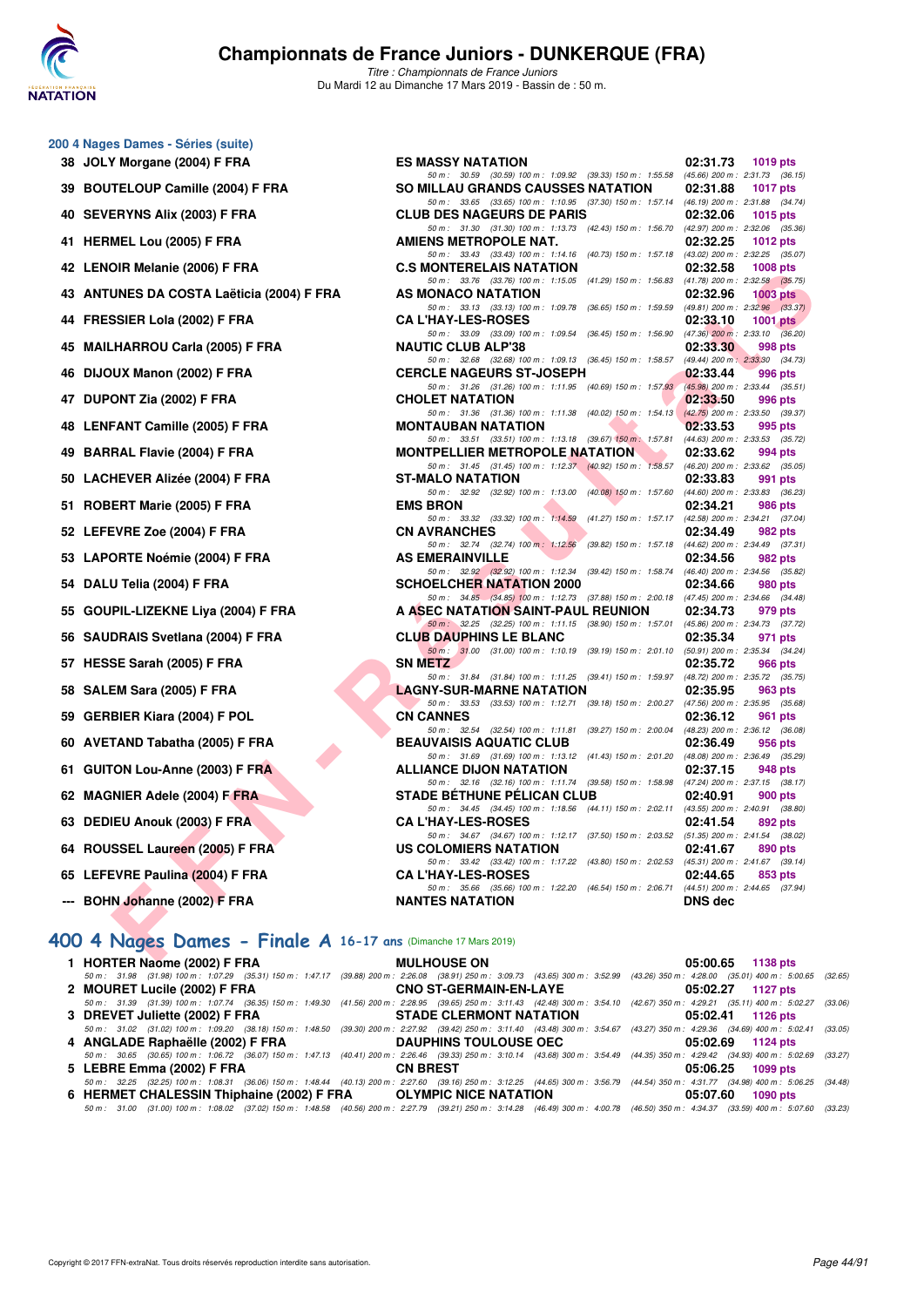## 200 4 Nages Dames - Séries (suite)

| Rang | Nom | Club | Temps | Points |
|---|---|---|---|---|
| 38 | JOLY Morgane (2004) F FRA | ES MASSY NATATION | 02:31.73 | 1019 pts |
| | 50 m : 30.59 (30.59) 100 m : 1:09.92 (39.33) 150 m : 1:55.58 (45.66) 200 m : 2:31.73 (36.15) | | | |
| 39 | BOUTELOUP Camille (2004) F FRA | SO MILLAU GRANDS CAUSSES NATATION | 02:31.88 | 1017 pts |
| | 50 m : 33.65 (33.65) 100 m : 1:10.95 (37.30) 150 m : 1:57.14 (46.19) 200 m : 2:31.88 (34.74) | | | |
| 40 | SEVERYNS Alix (2003) F FRA | CLUB DES NAGEURS DE PARIS | 02:32.06 | 1015 pts |
| | 50 m : 31.30 (31.30) 100 m : 1:13.73 (42.43) 150 m : 1:56.70 (42.97) 200 m : 2:32.06 (35.36) | | | |
| 41 | HERMEL Lou (2005) F FRA | AMIENS METROPOLE NAT. | 02:32.25 | 1012 pts |
| | 50 m : 33.43 (33.43) 100 m : 1:14.16 (40.73) 150 m : 1:57.18 (43.02) 200 m : 2:32.25 (35.07) | | | |
| 42 | LENOIR Melanie (2006) F FRA | C.S MONTERELAIS NATATION | 02:32.58 | 1008 pts |
| | 50 m : 33.76 (33.76) 100 m : 1:15.05 (41.29) 150 m : 1:56.83 (41.78) 200 m : 2:32.58 (35.75) | | | |
| 43 | ANTUNES DA COSTA Laëticia (2004) F FRA | AS MONACO NATATION | 02:32.96 | 1003 pts |
| | 50 m : 33.13 (33.13) 100 m : 1:09.78 (36.65) 150 m : 1:59.59 (49.81) 200 m : 2:32.96 (33.37) | | | |
| 44 | FRESSIER Lola (2002) F FRA | CA L'HAY-LES-ROSES | 02:33.10 | 1001 pts |
| | 50 m : 33.09 (33.09) 100 m : 1:09.54 (36.45) 150 m : 1:56.90 (47.36) 200 m : 2:33.10 (36.20) | | | |
| 45 | MAILHARROU Carla (2005) F FRA | NAUTIC CLUB ALP'38 | 02:33.30 | 998 pts |
| | 50 m : 32.68 (32.68) 100 m : 1:09.13 (36.45) 150 m : 1:58.57 (49.44) 200 m : 2:33.30 (34.73) | | | |
| 46 | DIJOUX Manon (2002) F FRA | CERCLE NAGEURS ST-JOSEPH | 02:33.44 | 996 pts |
| | 50 m : 31.26 (31.26) 100 m : 1:11.95 (40.69) 150 m : 1:57.93 (45.98) 200 m : 2:33.44 (35.51) | | | |
| 47 | DUPONT Zia (2002) F FRA | CHOLET NATATION | 02:33.50 | 996 pts |
| | 50 m : 31.36 (31.36) 100 m : 1:11.38 (40.02) 150 m : 1:54.13 (42.75) 200 m : 2:33.50 (39.37) | | | |
| 48 | LENFANT Camille (2005) F FRA | MONTAUBAN NATATION | 02:33.53 | 995 pts |
| | 50 m : 33.51 (33.51) 100 m : 1:13.18 (39.67) 150 m : 1:57.81 (44.63) 200 m : 2:33.53 (35.72) | | | |
| 49 | BARRAL Flavie (2004) F FRA | MONTPELLIER METROPOLE NATATION | 02:33.62 | 994 pts |
| | 50 m : 31.45 (31.45) 100 m : 1:12.37 (40.92) 150 m : 1:58.57 (46.20) 200 m : 2:33.62 (35.05) | | | |
| 50 | LACHEVER Alizée (2004) F FRA | ST-MALO NATATION | 02:33.83 | 991 pts |
| | 50 m : 32.92 (32.92) 100 m : 1:13.00 (40.08) 150 m : 1:57.60 (44.60) 200 m : 2:33.83 (36.23) | | | |
| 51 | ROBERT Marie (2005) F FRA | EMS BRON | 02:34.21 | 986 pts |
| | 50 m : 33.32 (33.32) 100 m : 1:14.59 (41.27) 150 m : 1:57.17 (42.58) 200 m : 2:34.21 (37.04) | | | |
| 52 | LEFEVRE Zoe (2004) F FRA | CN AVRANCHES | 02:34.49 | 982 pts |
| | 50 m : 32.74 (32.74) 100 m : 1:12.56 (39.82) 150 m : 1:57.18 (44.62) 200 m : 2:34.49 (37.31) | | | |
| 53 | LAPORTE Noémie (2004) F FRA | AS EMERAINVILLE | 02:34.56 | 982 pts |
| | 50 m : 32.92 (32.92) 100 m : 1:12.34 (39.42) 150 m : 1:58.74 (46.40) 200 m : 2:34.56 (35.82) | | | |
| 54 | DALU Telia (2004) F FRA | SCHOELCHER NATATION 2000 | 02:34.66 | 980 pts |
| | 50 m : 34.85 (34.85) 100 m : 1:12.73 (37.88) 150 m : 2:00.18 (47.45) 200 m : 2:34.66 (34.48) | | | |
| 55 | GOUPIL-LIZEKNE Liya (2004) F FRA | A ASEC NATATION SAINT-PAUL REUNION | 02:34.73 | 979 pts |
| | 50 m : 32.25 (32.25) 100 m : 1:11.15 (38.90) 150 m : 1:57.01 (45.86) 200 m : 2:34.73 (37.72) | | | |
| 56 | SAUDRAIS Svetlana (2004) F FRA | CLUB DAUPHINS LE BLANC | 02:35.34 | 971 pts |
| | 50 m : 31.00 (31.00) 100 m : 1:10.19 (39.19) 150 m : 2:01.10 (50.91) 200 m : 2:35.34 (34.24) | | | |
| 57 | HESSE Sarah (2005) F FRA | SN METZ | 02:35.72 | 966 pts |
| | 50 m : 31.84 (31.84) 100 m : 1:11.25 (39.41) 150 m : 1:59.97 (48.72) 200 m : 2:35.72 (35.75) | | | |
| 58 | SALEM Sara (2005) F FRA | LAGNY-SUR-MARNE NATATION | 02:35.95 | 963 pts |
| | 50 m : 33.53 (33.53) 100 m : 1:12.71 (39.18) 150 m : 2:00.27 (47.56) 200 m : 2:35.95 (35.68) | | | |
| 59 | GERBIER Kiara (2004) F POL | CN CANNES | 02:36.12 | 961 pts |
| | 50 m : 32.54 (32.54) 100 m : 1:11.81 (39.27) 150 m : 2:00.04 (48.23) 200 m : 2:36.12 (36.08) | | | |
| 60 | AVETAND Tabatha (2005) F FRA | BEAUVAISIS AQUATIC CLUB | 02:36.49 | 956 pts |
| | 50 m : 31.69 (31.69) 100 m : 1:13.12 (41.43) 150 m : 2:01.20 (48.08) 200 m : 2:36.49 (35.29) | | | |
| 61 | GUITON Lou-Anne (2003) F FRA | ALLIANCE DIJON NATATION | 02:37.15 | 948 pts |
| | 50 m : 32.16 (32.16) 100 m : 1:11.74 (39.58) 150 m : 1:58.98 (47.24) 200 m : 2:37.15 (38.17) | | | |
| 62 | MAGNIER Adele (2004) F FRA | STADE BÉTHUNE PÉLICAN CLUB | 02:40.91 | 900 pts |
| | 50 m : 34.45 (34.45) 100 m : 1:18.56 (44.11) 150 m : 2:02.11 (43.55) 200 m : 2:40.91 (38.80) | | | |
| 63 | DEDIEU Anouk (2003) F FRA | CA L'HAY-LES-ROSES | 02:41.54 | 892 pts |
| | 50 m : 34.67 (34.67) 100 m : 1:12.17 (37.50) 150 m : 2:03.52 (51.35) 200 m : 2:41.54 (38.02) | | | |
| 64 | ROUSSEL Laureen (2005) F FRA | US COLOMIERS NATATION | 02:41.67 | 890 pts |
| | 50 m : 33.42 (33.42) 100 m : 1:17.22 (43.80) 150 m : 2:02.53 (45.31) 200 m : 2:41.67 (39.14) | | | |
| 65 | LEFEVRE Paulina (2004) F FRA | CA L'HAY-LES-ROSES | 02:44.65 | 853 pts |
| | 50 m : 35.66 (35.66) 100 m : 1:22.20 (46.54) 150 m : 2:06.71 (44.51) 200 m : 2:44.65 (37.94) | | | |
| --- | BOHN Johanne (2002) F FRA | NANTES NATATION | DNS dec | |

## 400 4 Nages Dames - Finale A 16-17 ans (Dimanche 17 Mars 2019)

| Rang | Nom | Club | Temps | Points |
|---|---|---|---|---|
| 1 | HORTER Naome (2002) F FRA | MULHOUSE ON | 05:00.65 | 1138 pts |
| | 50 m : 31.98 (31.98) 100 m : 1:07.29 (35.31) 150 m : 1:47.17 (39.88) 200 m : 2:26.08 (38.91) 250 m : 3:09.73 (43.65) 300 m : 3:52.99 (43.26) 350 m : 4:28.00 (35.01) 400 m : 5:00.65 (32.65) | | | |
| 2 | MOURET Lucile (2002) F FRA | CNO ST-GERMAIN-EN-LAYE | 05:02.27 | 1127 pts |
| | 50 m : 31.39 (31.39) 100 m : 1:07.74 (36.35) 150 m : 1:49.30 (41.56) 200 m : 2:28.95 (39.65) 250 m : 3:11.43 (42.48) 300 m : 3:54.10 (42.67) 350 m : 4:29.21 (35.11) 400 m : 5:02.27 (33.06) | | | |
| 3 | DREVET Juliette (2002) F FRA | STADE CLERMONT NATATION | 05:02.41 | 1126 pts |
| | 50 m : 31.02 (31.02) 100 m : 1:09.20 (38.18) 150 m : 1:48.50 (39.30) 200 m : 2:27.92 (39.42) 250 m : 3:11.40 (43.48) 300 m : 3:54.67 (43.27) 350 m : 4:29.36 (34.69) 400 m : 5:02.41 (33.05) | | | |
| 4 | ANGLADE Raphaëlle (2002) F FRA | DAUPHINS TOULOUSE OEC | 05:02.69 | 1124 pts |
| | 50 m : 30.65 (30.65) 100 m : 1:06.72 (36.07) 150 m : 1:47.13 (40.41) 200 m : 2:26.46 (39.33) 250 m : 3:10.14 (43.68) 300 m : 3:54.49 (44.35) 350 m : 4:29.42 (34.93) 400 m : 5:02.69 (33.27) | | | |
| 5 | LEBRE Emma (2002) F FRA | CN BREST | 05:06.25 | 1099 pts |
| | 50 m : 32.25 (32.25) 100 m : 1:08.31 (36.06) 150 m : 1:48.44 (40.13) 200 m : 2:27.60 (39.16) 250 m : 3:12.25 (44.65) 300 m : 3:56.79 (44.54) 350 m : 4:31.77 (34.98) 400 m : 5:06.25 (34.48) | | | |
| 6 | HERMET CHALESSIN Thiphaine (2002) F FRA | OLYMPIC NICE NATATION | 05:07.60 | 1090 pts |
| | 50 m : 31.00 (31.00) 100 m : 1:08.02 (37.02) 150 m : 1:48.58 (40.56) 200 m : 2:27.79 (39.21) 250 m : 3:14.28 (46.49) 300 m : 4:00.78 (46.50) 350 m : 4:34.37 (33.59) 400 m : 5:07.60 (33.23) | | | |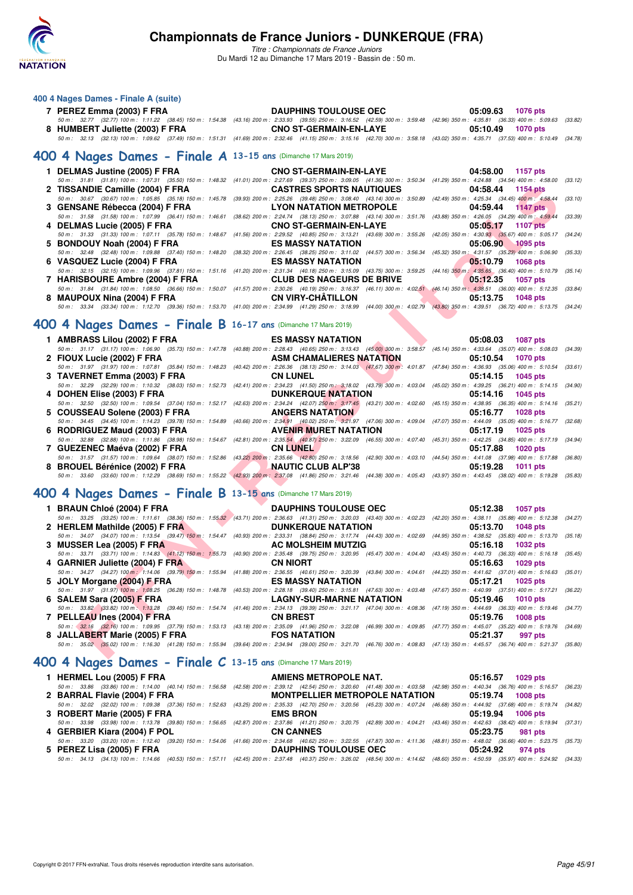# Championnats de France Juniors - DUNKERQUE (FRA)

*Titre : Championnats de France Juniors*
Du Mardi 12 au Dimanche 17 Mars 2019 - Bassin de : 50 m.

### 400 4 Nages Dames - Finale A (suite)

**7 PEREZ Emma (2003) F FRA** — DAUPHINS TOULOUSE OEC — 05:09.63 — 1076 pts
50 m : 32.77 (32.77) 100 m : 1:11.22 (38.45) 150 m : 1:54.38 (43.16) 200 m : 2:33.93 (39.55) 250 m : 3:16.52 (42.59) 300 m : 3:59.48 (42.96) 350 m : 4:35.81 (36.33) 400 m : 5:09.63 (33.82)

**8 HUMBERT Juliette (2003) F FRA** — CNO ST-GERMAIN-EN-LAYE — 05:10.49 — 1070 pts
50 m : 32.13 (32.13) 100 m : 1:09.62 (37.49) 150 m : 1:51.31 (41.69) 200 m : 2:32.46 (41.15) 250 m : 3:15.16 (42.70) 300 m : 3:58.18 (43.02) 350 m : 4:35.71 (37.53) 400 m : 5:10.49 (34.78)

## 400 4 Nages Dames - Finale A 13-15 ans (Dimanche 17 Mars 2019)

**1 DELMAS Justine (2005) F FRA** — CNO ST-GERMAIN-EN-LAYE — 04:58.00 — 1157 pts
50 m : 31.81 (31.81) 100 m : 1:07.31 (35.50) 150 m : 1:48.32 (41.01) 200 m : 2:27.69 (39.37) 250 m : 3:09.05 (41.36) 300 m : 3:50.34 (41.29) 350 m : 4:24.88 (34.54) 400 m : 4:58.00 (33.12)

**2 TISSANDIE Camille (2004) F FRA** — CASTRES SPORTS NAUTIQUES — 04:58.44 — 1154 pts
50 m : 30.67 (30.67) 100 m : 1:05.85 (35.18) 150 m : 1:45.78 (39.93) 200 m : 2:25.26 (39.48) 250 m : 3:08.40 (43.14) 300 m : 3:50.89 (42.49) 350 m : 4:25.34 (34.45) 400 m : 4:58.44 (33.10)

**3 GENSANE Rébecca (2004) F FRA** — LYON NATATION METROPOLE — 04:59.44 — 1147 pts
50 m : 31.58 (31.58) 100 m : 1:07.99 (36.41) 150 m : 1:46.61 (38.62) 200 m : 2:24.74 (38.13) 250 m : 3:07.88 (43.14) 300 m : 3:51.76 (43.88) 350 m : 4:26.05 (34.29) 400 m : 4:59.44 (33.39)

**4 DELMAS Lucie (2005) F FRA** — CNO ST-GERMAIN-EN-LAYE — 05:05.17 — 1107 pts
50 m : 31.33 (31.33) 100 m : 1:07.11 (35.78) 150 m : 1:48.67 (41.56) 200 m : 2:29.52 (40.85) 250 m : 3:13.21 (43.69) 300 m : 3:55.26 (42.05) 350 m : 4:30.93 (35.67) 400 m : 5:05.17 (34.24)

**5 BONDOUY Noah (2004) F FRA** — ES MASSY NATATION — 05:06.90 — 1095 pts
50 m : 32.48 (32.48) 100 m : 1:09.88 (37.40) 150 m : 1:48.20 (38.32) 200 m : 2:26.45 (38.25) 250 m : 3:11.02 (44.57) 300 m : 3:56.34 (45.32) 350 m : 4:31.57 (35.23) 400 m : 5:06.90 (35.33)

**6 VASQUEZ Lucie (2004) F FRA** — ES MASSY NATATION — 05:10.79 — 1068 pts
50 m : 32.15 (32.15) 100 m : 1:09.96 (37.81) 150 m : 1:51.16 (41.20) 200 m : 2:31.34 (40.18) 250 m : 3:15.09 (43.75) 300 m : 3:59.25 (44.16) 350 m : 4:35.65 (36.40) 400 m : 5:10.79 (35.14)

**7 HARISBOURE Ambre (2004) F FRA** — CLUB DES NAGEURS DE BRIVE — 05:12.35 — 1057 pts
50 m : 31.84 (31.84) 100 m : 1:08.50 (36.66) 150 m : 1:50.07 (41.57) 200 m : 2:30.26 (40.19) 250 m : 3:16.37 (46.11) 300 m : 4:02.51 (46.14) 350 m : 4:38.51 (36.00) 400 m : 5:12.35 (33.84)

**8 MAUPOUX Nina (2004) F FRA** — CN VIRY-CHÂTILLON — 05:13.75 — 1048 pts
50 m : 33.34 (33.34) 100 m : 1:12.70 (39.36) 150 m : 1:53.70 (41.00) 200 m : 2:34.99 (41.29) 250 m : 3:18.99 (44.00) 300 m : 4:02.79 (43.80) 350 m : 4:39.51 (36.72) 400 m : 5:13.75 (34.24)

## 400 4 Nages Dames - Finale B 16-17 ans (Dimanche 17 Mars 2019)

**1 AMBRASS Lilou (2002) F FRA** — ES MASSY NATATION — 05:08.03 — 1087 pts
50 m : 31.17 (31.17) 100 m : 1:06.90 (35.73) 150 m : 1:47.78 (40.88) 200 m : 2:28.43 (40.65) 250 m : 3:13.43 (45.00) 300 m : 3:58.57 (45.14) 350 m : 4:33.64 (35.07) 400 m : 5:08.03 (34.39)

**2 FIOUX Lucie (2002) F FRA** — ASM CHAMALIERES NATATION — 05:10.54 — 1070 pts
50 m : 31.97 (31.97) 100 m : 1:07.81 (35.84) 150 m : 1:48.23 (40.42) 200 m : 2:26.36 (38.13) 250 m : 3:14.03 (47.67) 300 m : 4:01.87 (47.84) 350 m : 4:36.93 (35.06) 400 m : 5:10.54 (33.61)

**3 TAVERNET Emma (2003) F FRA** — CN LUNEL — 05:14.15 — 1045 pts
50 m : 32.29 (32.29) 100 m : 1:10.32 (38.03) 150 m : 1:52.73 (42.41) 200 m : 2:34.23 (41.50) 250 m : 3:18.02 (43.79) 300 m : 4:03.04 (45.02) 350 m : 4:39.25 (36.21) 400 m : 5:14.15 (34.90)

**4 DOHEN Elise (2003) F FRA** — DUNKERQUE NATATION — 05:14.16 — 1045 pts
50 m : 32.50 (32.50) 100 m : 1:09.54 (37.04) 150 m : 1:52.17 (42.63) 200 m : 2:34.24 (42.07) 250 m : 3:17.45 (43.21) 300 m : 4:02.60 (45.15) 350 m : 4:38.95 (36.35) 400 m : 5:14.16 (35.21)

**5 COUSSEAU Solene (2003) F FRA** — ANGERS NATATION — 05:16.77 — 1028 pts
50 m : 34.45 (34.45) 100 m : 1:14.23 (39.78) 150 m : 1:54.89 (40.66) 200 m : 2:34.91 (40.02) 250 m : 3:21.97 (47.06) 300 m : 4:09.04 (47.07) 350 m : 4:44.09 (35.05) 400 m : 5:16.77 (32.68)

**6 RODRIGUEZ Maud (2003) F FRA** — AVENIR MURET NATATION — 05:17.19 — 1025 pts
50 m : 32.88 (32.88) 100 m : 1:11.86 (38.98) 150 m : 1:54.67 (42.81) 200 m : 2:35.54 (40.87) 250 m : 3:22.09 (46.55) 300 m : 4:07.40 (45.31) 350 m : 4:42.25 (34.85) 400 m : 5:17.19 (34.94)

**7 GUEZENEC Maéva (2002) F FRA** — CN LUNEL — 05:17.88 — 1020 pts
50 m : 31.57 (31.57) 100 m : 1:09.64 (38.07) 150 m : 1:52.86 (43.22) 200 m : 2:35.66 (42.80) 250 m : 3:18.56 (42.90) 300 m : 4:03.10 (44.54) 350 m : 4:41.08 (37.98) 400 m : 5:17.88 (36.80)

**8 BROUEL Bérénice (2002) F FRA** — NAUTIC CLUB ALP'38 — 05:19.28 — 1011 pts
50 m : 33.60 (33.60) 100 m : 1:12.29 (38.69) 150 m : 1:55.22 (42.93) 200 m : 2:37.08 (41.86) 250 m : 3:21.46 (44.38) 300 m : 4:05.43 (43.97) 350 m : 4:43.45 (38.02) 400 m : 5:19.28 (35.83)

## 400 4 Nages Dames - Finale B 13-15 ans (Dimanche 17 Mars 2019)

**1 BRAUN Chloé (2004) F FRA** — DAUPHINS TOULOUSE OEC — 05:12.38 — 1057 pts
50 m : 33.25 (33.25) 100 m : 1:11.61 (38.36) 150 m : 1:55.32 (43.71) 200 m : 2:36.63 (41.31) 250 m : 3:20.03 (43.40) 300 m : 4:02.23 (42.20) 350 m : 4:38.11 (35.88) 400 m : 5:12.38 (34.27)

**2 HERLEM Mathilde (2005) F FRA** — DUNKERQUE NATATION — 05:13.70 — 1048 pts
50 m : 34.07 (34.07) 100 m : 1:13.54 (39.47) 150 m : 1:54.47 (40.93) 200 m : 2:33.31 (38.84) 250 m : 3:17.74 (44.43) 300 m : 4:02.69 (44.95) 350 m : 4:38.52 (35.83) 400 m : 5:13.70 (35.18)

**3 MUSSER Lea (2005) F FRA** — AC MOLSHEIM MUTZIG — 05:16.18 — 1032 pts
50 m : 33.71 (33.71) 100 m : 1:14.83 (41.12) 150 m : 1:55.73 (40.90) 200 m : 2:35.48 (39.75) 250 m : 3:20.95 (45.47) 300 m : 4:04.40 (43.45) 350 m : 4:40.73 (36.33) 400 m : 5:16.18 (35.45)

**4 GARNIER Juliette (2004) F FRA** — CN NIORT — 05:16.63 — 1029 pts
50 m : 34.27 (34.27) 100 m : 1:14.06 (39.79) 150 m : 1:55.94 (41.88) 200 m : 2:36.55 (40.61) 250 m : 3:20.39 (43.84) 300 m : 4:04.61 (44.22) 350 m : 4:41.62 (37.01) 400 m : 5:16.63 (35.01)

**5 JOLY Morgane (2004) F FRA** — ES MASSY NATATION — 05:17.21 — 1025 pts
50 m : 31.97 (31.97) 100 m : 1:08.25 (36.28) 150 m : 1:48.78 (40.53) 200 m : 2:28.18 (39.40) 250 m : 3:15.81 (47.63) 300 m : 4:03.48 (47.67) 350 m : 4:40.99 (37.51) 400 m : 5:17.21 (36.22)

**6 SALEM Sara (2005) F FRA** — LAGNY-SUR-MARNE NATATION — 05:19.46 — 1010 pts
50 m : 33.82 (33.82) 100 m : 1:13.28 (39.46) 150 m : 1:54.74 (41.46) 200 m : 2:34.13 (39.39) 250 m : 3:21.17 (47.04) 300 m : 4:08.36 (47.19) 350 m : 4:44.69 (36.33) 400 m : 5:19.46 (34.77)

**7 PELLEAU Ines (2004) F FRA** — CN BREST — 05:19.76 — 1008 pts
50 m : 32.16 (32.16) 100 m : 1:09.95 (37.79) 150 m : 1:53.13 (43.18) 200 m : 2:35.09 (41.96) 250 m : 3:22.08 (46.99) 300 m : 4:09.85 (47.77) 350 m : 4:45.07 (35.22) 400 m : 5:19.76 (34.69)

**8 JALLABERT Marie (2005) F FRA** — FOS NATATION — 05:21.37 — 997 pts
50 m : 35.02 (35.02) 100 m : 1:16.30 (41.28) 150 m : 1:55.94 (39.64) 200 m : 2:34.94 (39.00) 250 m : 3:21.70 (46.76) 300 m : 4:08.83 (47.13) 350 m : 4:45.57 (36.74) 400 m : 5:21.37 (35.80)

## 400 4 Nages Dames - Finale C 13-15 ans (Dimanche 17 Mars 2019)

**1 HERMEL Lou (2005) F FRA** — AMIENS METROPOLE NAT. — 05:16.57 — 1029 pts
50 m : 33.86 (33.86) 100 m : 1:14.00 (40.14) 150 m : 1:56.58 (42.58) 200 m : 2:39.12 (42.54) 250 m : 3:20.60 (41.48) 300 m : 4:03.58 (42.98) 350 m : 4:40.34 (36.76) 400 m : 5:16.57 (36.23)

**2 BARRAL Flavie (2004) F FRA** — MONTPELLIER METROPOLE NATATION — 05:19.74 — 1008 pts
50 m : 32.02 (32.02) 100 m : 1:09.38 (37.36) 150 m : 1:52.63 (43.25) 200 m : 2:35.33 (42.70) 250 m : 3:20.56 (45.23) 300 m : 4:07.24 (46.68) 350 m : 4:44.92 (37.68) 400 m : 5:19.74 (34.82)

**3 ROBERT Marie (2005) F FRA** — EMS BRON — 05:19.94 — 1006 pts
50 m : 33.98 (33.98) 100 m : 1:13.78 (39.80) 150 m : 1:56.65 (42.87) 200 m : 2:37.86 (41.21) 250 m : 3:20.75 (42.89) 300 m : 4:04.21 (43.46) 350 m : 4:42.63 (38.42) 400 m : 5:19.94 (37.31)

**4 GERBIER Kiara (2004) F POL** — CN CANNES — 05:23.75 — 981 pts
50 m : 33.20 (33.20) 100 m : 1:12.40 (39.20) 150 m : 1:54.06 (41.66) 200 m : 2:34.68 (40.62) 250 m : 3:22.55 (47.87) 300 m : 4:11.36 (48.81) 350 m : 4:48.02 (36.66) 400 m : 5:23.75 (35.73)

**5 PEREZ Lisa (2005) F FRA** — DAUPHINS TOULOUSE OEC — 05:24.92 — 974 pts
50 m : 34.13 (34.13) 100 m : 1:14.66 (40.53) 150 m : 1:57.11 (42.45) 200 m : 2:37.48 (40.37) 250 m : 3:26.02 (48.54) 300 m : 4:14.62 (48.60) 350 m : 4:50.59 (35.97) 400 m : 5:24.92 (34.33)

Copyright © 2017 FFN-extraNat. Tous droits réservés reproduction interdite sans autorisation.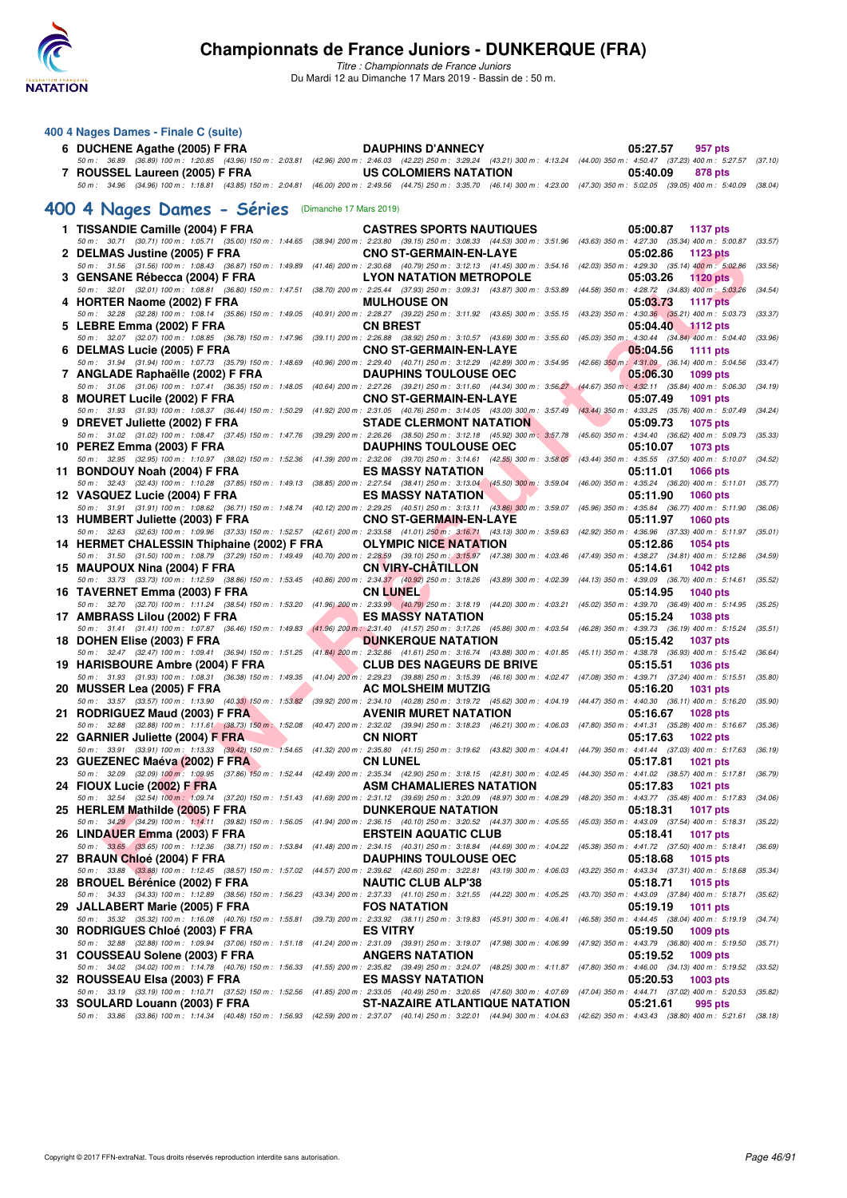# Championnats de France Juniors - DUNKERQUE (FRA)

*Titre : Championnats de France Juniors*
Du Mardi 12 au Dimanche 17 Mars 2019 - Bassin de : 50 m.

### 400 4 Nages Dames - Finale C (suite)

**6 DUCHENE Agathe (2005) F FRA** — DAUPHINS D'ANNECY — 05:27.57 — 957 pts
*50 m : 36.89 (36.89) 100 m : 1:20.85 (43.96) 150 m : 2:03.81 (42.96) 200 m : 2:46.03 (42.22) 250 m : 3:29.24 (43.21) 300 m : 4:13.24 (44.00) 350 m : 4:50.47 (37.23) 400 m : 5:27.57 (37.10)*

**7 ROUSSEL Laureen (2005) F FRA** — US COLOMIERS NATATION — 05:40.09 — 878 pts
*50 m : 34.96 (34.96) 100 m : 1:18.81 (43.85) 150 m : 2:04.81 (46.00) 200 m : 2:49.56 (44.75) 250 m : 3:35.70 (46.14) 300 m : 4:23.00 (47.30) 350 m : 5:02.05 (39.05) 400 m : 5:40.09 (38.04)*

## 400 4 Nages Dames - Séries (Dimanche 17 Mars 2019)

**1 TISSANDIE Camille (2004) F FRA** — CASTRES SPORTS NAUTIQUES — 05:00.87 — 1137 pts
*50 m : 30.71 (30.71) 100 m : 1:05.71 (35.00) 150 m : 1:44.65 (38.94) 200 m : 2:23.80 (39.15) 250 m : 3:08.33 (44.53) 300 m : 3:51.96 (43.63) 350 m : 4:27.30 (35.34) 400 m : 5:00.87 (33.57)*

**2 DELMAS Justine (2005) F FRA** — CNO ST-GERMAIN-EN-LAYE — 05:02.86 — 1123 pts
*50 m : 31.56 (31.56) 100 m : 1:08.43 (36.87) 150 m : 1:49.89 (41.46) 200 m : 2:30.68 (40.79) 250 m : 3:12.13 (41.45) 300 m : 3:54.16 (42.03) 350 m : 4:29.30 (35.14) 400 m : 5:02.86 (33.56)*

**3 GENSANE Rébecca (2004) F FRA** — LYON NATATION METROPOLE — 05:03.26 — 1120 pts
*50 m : 32.01 (32.01) 100 m : 1:08.81 (36.80) 150 m : 1:47.51 (38.70) 200 m : 2:25.44 (37.93) 250 m : 3:09.31 (43.87) 300 m : 3:53.89 (44.58) 350 m : 4:28.72 (34.83) 400 m : 5:03.26 (34.54)*

**4 HORTER Naome (2002) F FRA** — MULHOUSE ON — 05:03.73 — 1117 pts
*50 m : 32.28 (32.28) 100 m : 1:08.14 (35.86) 150 m : 1:49.05 (40.91) 200 m : 2:28.27 (39.22) 250 m : 3:11.92 (43.65) 300 m : 3:55.15 (43.23) 350 m : 4:30.36 (35.21) 400 m : 5:03.73 (33.37)*

**5 LEBRE Emma (2002) F FRA** — CN BREST — 05:04.40 — 1112 pts
*50 m : 32.07 (32.07) 100 m : 1:08.85 (36.78) 150 m : 1:47.96 (39.11) 200 m : 2:26.88 (38.92) 250 m : 3:10.57 (43.69) 300 m : 3:55.60 (45.03) 350 m : 4:30.44 (34.84) 400 m : 5:04.40 (33.96)*

**6 DELMAS Lucie (2005) F FRA** — CNO ST-GERMAIN-EN-LAYE — 05:04.56 — 1111 pts
*50 m : 31.94 (31.94) 100 m : 1:07.73 (35.79) 150 m : 1:48.69 (40.96) 200 m : 2:29.40 (40.71) 250 m : 3:12.29 (42.89) 300 m : 3:54.95 (42.66) 350 m : 4:31.09 (36.14) 400 m : 5:04.56 (33.47)*

**7 ANGLADE Raphaëlle (2002) F FRA** — DAUPHINS TOULOUSE OEC — 05:06.30 — 1099 pts
*50 m : 31.06 (31.06) 100 m : 1:07.41 (36.35) 150 m : 1:48.05 (40.64) 200 m : 2:27.26 (39.21) 250 m : 3:11.60 (44.34) 300 m : 3:56.27 (44.67) 350 m : 4:32.11 (35.84) 400 m : 5:06.30 (34.19)*

**8 MOURET Lucile (2002) F FRA** — CNO ST-GERMAIN-EN-LAYE — 05:07.49 — 1091 pts
*50 m : 31.93 (31.93) 100 m : 1:08.37 (36.44) 150 m : 1:50.29 (41.92) 200 m : 2:31.05 (40.76) 250 m : 3:14.05 (43.00) 300 m : 3:57.49 (43.44) 350 m : 4:33.25 (35.76) 400 m : 5:07.49 (34.24)*

**9 DREVET Juliette (2002) F FRA** — STADE CLERMONT NATATION — 05:09.73 — 1075 pts
*50 m : 31.02 (31.02) 100 m : 1:08.47 (37.45) 150 m : 1:47.76 (39.29) 200 m : 2:26.26 (38.50) 250 m : 3:12.18 (45.92) 300 m : 3:57.78 (45.60) 350 m : 4:34.40 (36.62) 400 m : 5:09.73 (35.33)*

**10 PEREZ Emma (2003) F FRA** — DAUPHINS TOULOUSE OEC — 05:10.07 — 1073 pts
*50 m : 32.95 (32.95) 100 m : 1:10.97 (38.02) 150 m : 1:52.36 (41.39) 200 m : 2:32.06 (39.70) 250 m : 3:14.61 (42.55) 300 m : 3:58.05 (43.44) 350 m : 4:35.55 (37.50) 400 m : 5:10.07 (34.52)*

**11 BONDOUY Noah (2004) F FRA** — ES MASSY NATATION — 05:11.01 — 1066 pts
*50 m : 32.43 (32.43) 100 m : 1:10.28 (37.85) 150 m : 1:49.13 (38.85) 200 m : 2:27.54 (38.41) 250 m : 3:13.04 (45.50) 300 m : 3:59.04 (46.00) 350 m : 4:35.24 (36.20) 400 m : 5:11.01 (35.77)*

**12 VASQUEZ Lucie (2004) F FRA** — ES MASSY NATATION — 05:11.90 — 1060 pts
*50 m : 31.91 (31.91) 100 m : 1:08.62 (36.71) 150 m : 1:48.74 (40.12) 200 m : 2:29.25 (40.51) 250 m : 3:13.11 (43.86) 300 m : 3:59.07 (45.96) 350 m : 4:35.84 (36.77) 400 m : 5:11.90 (36.06)*

**13 HUMBERT Juliette (2003) F FRA** — CNO ST-GERMAIN-EN-LAYE — 05:11.97 — 1060 pts
*50 m : 32.63 (32.63) 100 m : 1:09.96 (37.33) 150 m : 1:52.57 (42.61) 200 m : 2:33.58 (41.01) 250 m : 3:16.71 (43.13) 300 m : 3:59.63 (42.92) 350 m : 4:36.96 (37.33) 400 m : 5:11.97 (35.01)*

**14 HERMET CHALESSIN Thiphaine (2002) F FRA** — OLYMPIC NICE NATATION — 05:12.86 — 1054 pts
*50 m : 31.50 (31.50) 100 m : 1:08.79 (37.29) 150 m : 1:49.49 (40.70) 200 m : 2:28.59 (39.10) 250 m : 3:15.97 (47.38) 300 m : 4:03.46 (47.49) 350 m : 4:38.27 (34.81) 400 m : 5:12.86 (34.59)*

**15 MAUPOUX Nina (2004) F FRA** — CN VIRY-CHÂTILLON — 05:14.61 — 1042 pts
*50 m : 33.73 (33.73) 100 m : 1:12.59 (38.86) 150 m : 1:53.45 (40.86) 200 m : 2:34.37 (40.92) 250 m : 3:18.26 (43.89) 300 m : 4:02.39 (44.13) 350 m : 4:39.09 (36.70) 400 m : 5:14.61 (35.52)*

**16 TAVERNET Emma (2003) F FRA** — CN LUNEL — 05:14.95 — 1040 pts
*50 m : 32.70 (32.70) 100 m : 1:11.24 (38.54) 150 m : 1:53.20 (41.96) 200 m : 2:33.99 (40.79) 250 m : 3:18.19 (44.20) 300 m : 4:03.21 (45.02) 350 m : 4:39.70 (36.49) 400 m : 5:14.95 (35.25)*

**17 AMBRASS Lilou (2002) F FRA** — ES MASSY NATATION — 05:15.24 — 1038 pts
*50 m : 31.41 (31.41) 100 m : 1:07.87 (36.46) 150 m : 1:49.83 (41.96) 200 m : 2:31.40 (41.57) 250 m : 3:17.26 (45.86) 300 m : 4:03.54 (46.28) 350 m : 4:39.73 (36.19) 400 m : 5:15.24 (35.51)*

**18 DOHEN Elise (2003) F FRA** — DUNKERQUE NATATION — 05:15.42 — 1037 pts
*50 m : 32.47 (32.47) 100 m : 1:09.41 (36.94) 150 m : 1:51.25 (41.84) 200 m : 2:32.86 (41.61) 250 m : 3:16.74 (43.88) 300 m : 4:01.85 (45.11) 350 m : 4:38.78 (36.93) 400 m : 5:15.42 (36.64)*

**19 HARISBOURE Ambre (2004) F FRA** — CLUB DES NAGEURS DE BRIVE — 05:15.51 — 1036 pts
*50 m : 31.93 (31.93) 100 m : 1:08.31 (36.38) 150 m : 1:49.35 (41.04) 200 m : 2:29.23 (39.88) 250 m : 3:15.39 (46.16) 300 m : 4:02.47 (47.08) 350 m : 4:39.71 (37.24) 400 m : 5:15.51 (35.80)*

**20 MUSSER Lea (2005) F FRA** — AC MOLSHEIM MUTZIG — 05:16.20 — 1031 pts
*50 m : 33.57 (33.57) 100 m : 1:13.90 (40.33) 150 m : 1:53.82 (39.92) 200 m : 2:34.10 (40.28) 250 m : 3:19.72 (45.62) 300 m : 4:04.19 (44.47) 350 m : 4:40.30 (36.11) 400 m : 5:16.20 (35.90)*

**21 RODRIGUEZ Maud (2003) F FRA** — AVENIR MURET NATATION — 05:16.67 — 1028 pts
*50 m : 32.88 (32.88) 100 m : 1:11.61 (38.73) 150 m : 1:52.08 (40.47) 200 m : 2:32.02 (39.94) 250 m : 3:18.23 (46.21) 300 m : 4:06.03 (47.80) 350 m : 4:41.31 (35.28) 400 m : 5:16.67 (35.36)*

**22 GARNIER Juliette (2004) F FRA** — CN NIORT — 05:17.63 — 1022 pts
*50 m : 33.91 (33.91) 100 m : 1:13.33 (39.42) 150 m : 1:54.65 (41.32) 200 m : 2:35.80 (41.15) 250 m : 3:19.62 (43.82) 300 m : 4:04.41 (44.79) 350 m : 4:41.44 (37.03) 400 m : 5:17.63 (36.19)*

**23 GUEZENEC Maéva (2002) F FRA** — CN LUNEL — 05:17.81 — 1021 pts
*50 m : 32.09 (32.09) 100 m : 1:09.95 (37.86) 150 m : 1:52.44 (42.49) 200 m : 2:35.34 (42.90) 250 m : 3:18.15 (42.81) 300 m : 4:02.45 (44.30) 350 m : 4:41.02 (38.57) 400 m : 5:17.81 (36.79)*

**24 FIOUX Lucie (2002) F FRA** — ASM CHAMALIERES NATATION — 05:17.83 — 1021 pts
*50 m : 32.54 (32.54) 100 m : 1:09.74 (37.20) 150 m : 1:51.43 (41.69) 200 m : 2:31.12 (39.69) 250 m : 3:20.09 (48.97) 300 m : 4:08.29 (48.20) 350 m : 4:43.77 (35.48) 400 m : 5:17.83 (34.06)*

**25 HERLEM Mathilde (2005) F FRA** — DUNKERQUE NATATION — 05:18.31 — 1017 pts
*50 m : 34.29 (34.29) 100 m : 1:14.11 (39.82) 150 m : 1:56.05 (41.94) 200 m : 2:36.15 (40.10) 250 m : 3:20.52 (44.37) 300 m : 4:05.55 (45.03) 350 m : 4:43.09 (37.54) 400 m : 5:18.31 (35.22)*

**26 LINDAUER Emma (2003) F FRA** — ERSTEIN AQUATIC CLUB — 05:18.41 — 1017 pts
*50 m : 33.65 (33.65) 100 m : 1:12.36 (38.71) 150 m : 1:53.84 (41.48) 200 m : 2:34.15 (40.31) 250 m : 3:18.84 (44.69) 300 m : 4:04.22 (45.38) 350 m : 4:41.72 (37.50) 400 m : 5:18.41 (36.69)*

**27 BRAUN Chloé (2004) F FRA** — DAUPHINS TOULOUSE OEC — 05:18.68 — 1015 pts
*50 m : 33.88 (33.88) 100 m : 1:12.45 (38.57) 150 m : 1:57.02 (44.57) 200 m : 2:39.62 (42.60) 250 m : 3:22.81 (43.19) 300 m : 4:06.03 (43.22) 350 m : 4:43.34 (37.31) 400 m : 5:18.68 (35.34)*

**28 BROUEL Bérénice (2002) F FRA** — NAUTIC CLUB ALP'38 — 05:18.71 — 1015 pts
*50 m : 34.33 (34.33) 100 m : 1:12.89 (38.56) 150 m : 1:56.23 (43.34) 200 m : 2:37.33 (41.10) 250 m : 3:21.55 (44.22) 300 m : 4:05.25 (43.70) 350 m : 4:43.09 (37.84) 400 m : 5:18.71 (35.62)*

**29 JALLABERT Marie (2005) F FRA** — FOS NATATION — 05:19.19 — 1011 pts
*50 m : 35.32 (35.32) 100 m : 1:16.08 (40.76) 150 m : 1:55.81 (39.73) 200 m : 2:33.92 (38.11) 250 m : 3:19.83 (45.91) 300 m : 4:06.41 (46.58) 350 m : 4:44.45 (38.04) 400 m : 5:19.19 (34.74)*

**30 RODRIGUES Chloé (2003) F FRA** — ES VITRY — 05:19.50 — 1009 pts
*50 m : 32.88 (32.88) 100 m : 1:09.94 (37.06) 150 m : 1:51.18 (41.24) 200 m : 2:31.09 (39.91) 250 m : 3:19.07 (47.98) 300 m : 4:06.99 (47.92) 350 m : 4:43.79 (36.80) 400 m : 5:19.50 (35.71)*

**31 COUSSEAU Solene (2003) F FRA** — ANGERS NATATION — 05:19.52 — 1009 pts
*50 m : 34.02 (34.02) 100 m : 1:14.78 (40.76) 150 m : 1:56.33 (41.55) 200 m : 2:35.82 (39.49) 250 m : 3:24.07 (48.25) 300 m : 4:11.87 (47.80) 350 m : 4:46.00 (34.13) 400 m : 5:19.52 (33.52)*

**32 ROUSSEAU Elsa (2003) F FRA** — ES MASSY NATATION — 05:20.53 — 1003 pts
*50 m : 33.19 (33.19) 100 m : 1:10.71 (37.52) 150 m : 1:52.56 (41.85) 200 m : 2:33.05 (40.49) 250 m : 3:20.65 (47.60) 300 m : 4:07.69 (47.04) 350 m : 4:44.71 (37.02) 400 m : 5:20.53 (35.82)*

**33 SOULARD Louann (2003) F FRA** — ST-NAZAIRE ATLANTIQUE NATATION — 05:21.61 — 995 pts
*50 m : 33.86 (33.86) 100 m : 1:14.34 (40.48) 150 m : 1:56.93 (42.59) 200 m : 2:37.07 (40.14) 250 m : 3:22.01 (44.94) 300 m : 4:04.63 (42.62) 350 m : 4:43.43 (38.80) 400 m : 5:21.61 (38.18)*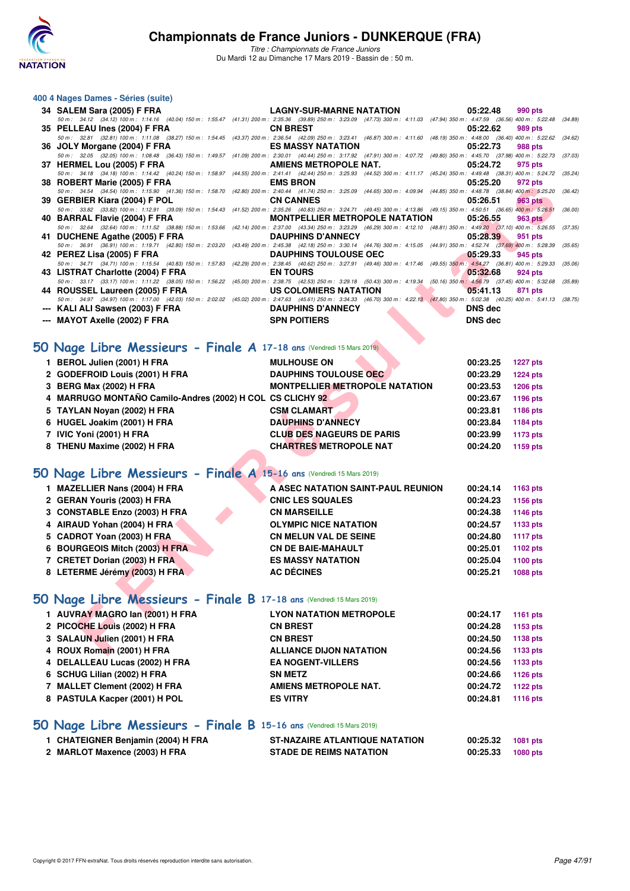### 400 4 Nages Dames - Séries (suite)

| Rang | Nom | Club | Temps | Points |
|---|---|---|---|---|
| 34 | SALEM Sara (2005) F FRA | LAGNY-SUR-MARNE NATATION | 05:22.48 | 990 pts |
| | 50 m : 34.12 (34.12) 100 m : 1:14.16 (40.04) 150 m : 1:55.47 (41.31) 200 m : 2:35.36 (39.89) 250 m : 3:23.09 (47.73) 300 m : 4:11.03 (47.94) 350 m : 4:47.59 (36.56) 400 m : 5:22.48 (34.89) | | | |
| 35 | PELLEAU Ines (2004) F FRA | CN BREST | 05:22.62 | 989 pts |
| | 50 m : 32.81 (32.81) 100 m : 1:11.08 (38.27) 150 m : 1:54.45 (43.37) 200 m : 2:36.54 (42.09) 250 m : 3:23.41 (46.87) 300 m : 4:11.60 (48.19) 350 m : 4:48.00 (36.40) 400 m : 5:22.62 (34.62) | | | |
| 36 | JOLY Morgane (2004) F FRA | ES MASSY NATATION | 05:22.73 | 988 pts |
| | 50 m : 32.05 (32.05) 100 m : 1:08.48 (36.43) 150 m : 1:49.57 (41.09) 200 m : 2:30.01 (40.44) 250 m : 3:17.92 (47.91) 300 m : 4:07.72 (49.80) 350 m : 4:45.70 (37.98) 400 m : 5:22.73 (37.03) | | | |
| 37 | HERMEL Lou (2005) F FRA | AMIENS METROPOLE NAT. | 05:24.72 | 975 pts |
| | 50 m : 34.18 (34.18) 100 m : 1:14.42 (40.24) 150 m : 1:58.97 (44.55) 200 m : 2:41.41 (42.44) 250 m : 3:25.93 (44.52) 300 m : 4:11.17 (45.24) 350 m : 4:49.48 (38.31) 400 m : 5:24.72 (35.24) | | | |
| 38 | ROBERT Marie (2005) F FRA | EMS BRON | 05:25.20 | 972 pts |
| | 50 m : 34.54 (34.54) 100 m : 1:15.90 (41.36) 150 m : 1:58.70 (42.80) 200 m : 2:40.44 (41.74) 250 m : 3:25.09 (44.65) 300 m : 4:09.94 (44.85) 350 m : 4:48.78 (38.84) 400 m : 5:25.20 (36.42) | | | |
| 39 | GERBIER Kiara (2004) F POL | CN CANNES | 05:26.51 | 963 pts |
| | 50 m : 33.82 (33.82) 100 m : 1:12.91 (39.09) 150 m : 1:54.43 (41.52) 200 m : 2:35.26 (40.83) 250 m : 3:24.71 (49.45) 300 m : 4:13.86 (49.15) 350 m : 4:50.51 (36.65) 400 m : 5:26.51 (36.00) | | | |
| 40 | BARRAL Flavie (2004) F FRA | MONTPELLIER METROPOLE NATATION | 05:26.55 | 963 pts |
| | 50 m : 32.64 (32.64) 100 m : 1:11.52 (38.88) 150 m : 1:53.66 (42.14) 200 m : 2:37.00 (43.34) 250 m : 3:23.29 (46.29) 300 m : 4:12.10 (48.81) 350 m : 4:49.20 (37.10) 400 m : 5:26.55 (37.35) | | | |
| 41 | DUCHENE Agathe (2005) F FRA | DAUPHINS D'ANNECY | 05:28.39 | 951 pts |
| | 50 m : 36.91 (36.91) 100 m : 1:19.71 (42.80) 150 m : 2:03.20 (43.49) 200 m : 2:45.38 (42.18) 250 m : 3:30.14 (44.76) 300 m : 4:15.05 (44.91) 350 m : 4:52.74 (37.69) 400 m : 5:28.39 (35.65) | | | |
| 42 | PEREZ Lisa (2005) F FRA | DAUPHINS TOULOUSE OEC | 05:29.33 | 945 pts |
| | 50 m : 34.71 (34.71) 100 m : 1:15.54 (40.83) 150 m : 1:57.83 (42.29) 200 m : 2:38.45 (40.62) 250 m : 3:27.91 (49.46) 300 m : 4:17.46 (49.55) 350 m : 4:54.27 (36.81) 400 m : 5:29.33 (35.06) | | | |
| 43 | LISTRAT Charlotte (2004) F FRA | EN TOURS | 05:32.68 | 924 pts |
| | 50 m : 33.17 (33.17) 100 m : 1:11.22 (38.05) 150 m : 1:56.22 (45.00) 200 m : 2:38.75 (42.53) 250 m : 3:29.18 (50.43) 300 m : 4:19.34 (50.16) 350 m : 4:56.79 (37.45) 400 m : 5:32.68 (35.89) | | | |
| 44 | ROUSSEL Laureen (2005) F FRA | US COLOMIERS NATATION | 05:41.13 | 871 pts |
| | 50 m : 34.97 (34.97) 100 m : 1:17.00 (42.03) 150 m : 2:02.02 (45.02) 200 m : 2:47.63 (45.61) 250 m : 3:34.33 (46.70) 300 m : 4:22.13 (47.80) 350 m : 5:02.38 (40.25) 400 m : 5:41.13 (38.75) | | | |
| --- | KALI ALI Sawsen (2003) F FRA | DAUPHINS D'ANNECY | DNS dec | |
| --- | MAYOT Axelle (2002) F FRA | SPN POITIERS | DNS dec | |

## 50 Nage Libre Messieurs - Finale A 17-18 ans (Vendredi 15 Mars 2019)

| Rang | Nom | Club | Temps | Points |
|---|---|---|---|---|
| 1 | BEROL Julien (2001) H FRA | MULHOUSE ON | 00:23.25 | 1227 pts |
| 2 | GODEFROID Louis (2001) H FRA | DAUPHINS TOULOUSE OEC | 00:23.29 | 1224 pts |
| 3 | BERG Max (2002) H FRA | MONTPELLIER METROPOLE NATATION | 00:23.53 | 1206 pts |
| 4 | MARRUGO MONTAÑO Camilo-Andres (2002) H COL | CS CLICHY 92 | 00:23.67 | 1196 pts |
| 5 | TAYLAN Noyan (2002) H FRA | CSM CLAMART | 00:23.81 | 1186 pts |
| 6 | HUGEL Joakim (2001) H FRA | DAUPHINS D'ANNECY | 00:23.84 | 1184 pts |
| 7 | IVIC Yoni (2001) H FRA | CLUB DES NAGEURS DE PARIS | 00:23.99 | 1173 pts |
| 8 | THENU Maxime (2002) H FRA | CHARTRES METROPOLE NAT | 00:24.20 | 1159 pts |

## 50 Nage Libre Messieurs - Finale A 15-16 ans (Vendredi 15 Mars 2019)

| Rang | Nom | Club | Temps | Points |
|---|---|---|---|---|
| 1 | MAZELLIER Nans (2004) H FRA | A ASEC NATATION SAINT-PAUL REUNION | 00:24.14 | 1163 pts |
| 2 | GERAN Youris (2003) H FRA | CNIC LES SQUALES | 00:24.23 | 1156 pts |
| 3 | CONSTABLE Enzo (2003) H FRA | CN MARSEILLE | 00:24.38 | 1146 pts |
| 4 | AIRAUD Yohan (2004) H FRA | OLYMPIC NICE NATATION | 00:24.57 | 1133 pts |
| 5 | CADROT Yoan (2003) H FRA | CN MELUN VAL DE SEINE | 00:24.80 | 1117 pts |
| 6 | BOURGEOIS Mitch (2003) H FRA | CN DE BAIE-MAHAULT | 00:25.01 | 1102 pts |
| 7 | CRETET Dorian (2003) H FRA | ES MASSY NATATION | 00:25.04 | 1100 pts |
| 8 | LETERME Jérémy (2003) H FRA | AC DÉCINES | 00:25.21 | 1088 pts |

## 50 Nage Libre Messieurs - Finale B 17-18 ans (Vendredi 15 Mars 2019)

| Rang | Nom | Club | Temps | Points |
|---|---|---|---|---|
| 1 | AUVRAY MAGRO Ian (2001) H FRA | LYON NATATION METROPOLE | 00:24.17 | 1161 pts |
| 2 | PICOCHE Louis (2002) H FRA | CN BREST | 00:24.28 | 1153 pts |
| 3 | SALAUN Julien (2001) H FRA | CN BREST | 00:24.50 | 1138 pts |
| 4 | ROUX Romain (2001) H FRA | ALLIANCE DIJON NATATION | 00:24.56 | 1133 pts |
| 4 | DELALLEAU Lucas (2002) H FRA | EA NOGENT-VILLERS | 00:24.56 | 1133 pts |
| 6 | SCHUG Lilian (2002) H FRA | SN METZ | 00:24.66 | 1126 pts |
| 7 | MALLET Clement (2002) H FRA | AMIENS METROPOLE NAT. | 00:24.72 | 1122 pts |
| 8 | PASTULA Kacper (2001) H POL | ES VITRY | 00:24.81 | 1116 pts |

## 50 Nage Libre Messieurs - Finale B 15-16 ans (Vendredi 15 Mars 2019)

| Rang | Nom | Club | Temps | Points |
|---|---|---|---|---|
| 1 | CHATEIGNER Benjamin (2004) H FRA | ST-NAZAIRE ATLANTIQUE NATATION | 00:25.32 | 1081 pts |
| 2 | MARLOT Maxence (2003) H FRA | STADE DE REIMS NATATION | 00:25.33 | 1080 pts |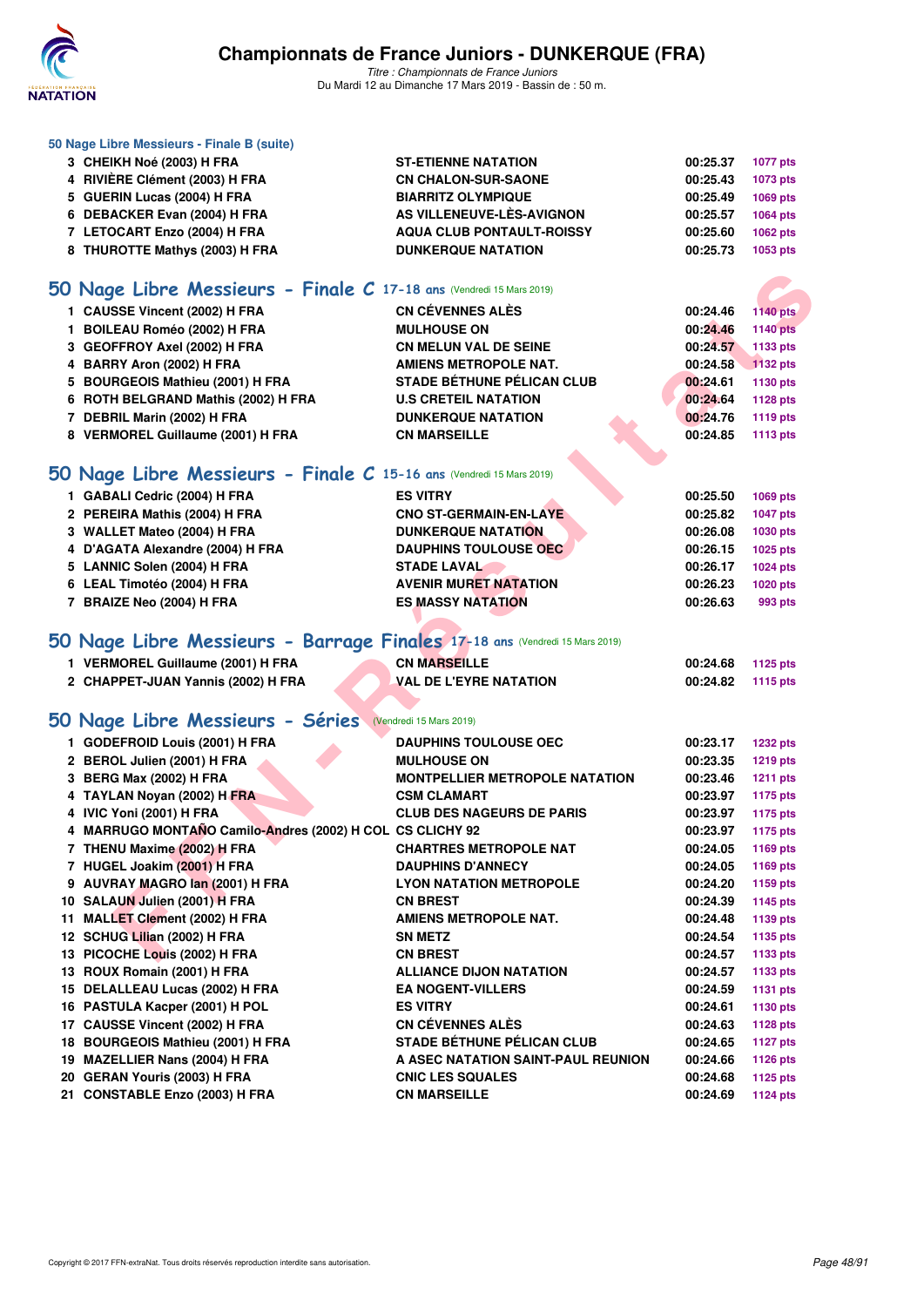### 50 Nage Libre Messieurs - Finale B (suite)

| | | | | |
|---|---|---|---|---|
| 3 | CHEIKH Noé (2003) H FRA | ST-ETIENNE NATATION | 00:25.37 | 1077 pts |
| 4 | RIVIÈRE Clément (2003) H FRA | CN CHALON-SUR-SAONE | 00:25.43 | 1073 pts |
| 5 | GUERIN Lucas (2004) H FRA | BIARRITZ OLYMPIQUE | 00:25.49 | 1069 pts |
| 6 | DEBACKER Evan (2004) H FRA | AS VILLENEUVE-LÈS-AVIGNON | 00:25.57 | 1064 pts |
| 7 | LETOCART Enzo (2004) H FRA | AQUA CLUB PONTAULT-ROISSY | 00:25.60 | 1062 pts |
| 8 | THUROTTE Mathys (2003) H FRA | DUNKERQUE NATATION | 00:25.73 | 1053 pts |

## 50 Nage Libre Messieurs - Finale C 17-18 ans (Vendredi 15 Mars 2019)

| | | | | |
|---|---|---|---|---|
| 1 | CAUSSE Vincent (2002) H FRA | CN CÉVENNES ALÈS | 00:24.46 | 1140 pts |
| 1 | BOILEAU Roméo (2002) H FRA | MULHOUSE ON | 00:24.46 | 1140 pts |
| 3 | GEOFFROY Axel (2002) H FRA | CN MELUN VAL DE SEINE | 00:24.57 | 1133 pts |
| 4 | BARRY Aron (2002) H FRA | AMIENS METROPOLE NAT. | 00:24.58 | 1132 pts |
| 5 | BOURGEOIS Mathieu (2001) H FRA | STADE BÉTHUNE PÉLICAN CLUB | 00:24.61 | 1130 pts |
| 6 | ROTH BELGRAND Mathis (2002) H FRA | U.S CRETEIL NATATION | 00:24.64 | 1128 pts |
| 7 | DEBRIL Marin (2002) H FRA | DUNKERQUE NATATION | 00:24.76 | 1119 pts |
| 8 | VERMOREL Guillaume (2001) H FRA | CN MARSEILLE | 00:24.85 | 1113 pts |

## 50 Nage Libre Messieurs - Finale C 15-16 ans (Vendredi 15 Mars 2019)

| | | | | |
|---|---|---|---|---|
| 1 | GABALI Cedric (2004) H FRA | ES VITRY | 00:25.50 | 1069 pts |
| 2 | PEREIRA Mathis (2004) H FRA | CNO ST-GERMAIN-EN-LAYE | 00:25.82 | 1047 pts |
| 3 | WALLET Mateo (2004) H FRA | DUNKERQUE NATATION | 00:26.08 | 1030 pts |
| 4 | D'AGATA Alexandre (2004) H FRA | DAUPHINS TOULOUSE OEC | 00:26.15 | 1025 pts |
| 5 | LANNIC Solen (2004) H FRA | STADE LAVAL | 00:26.17 | 1024 pts |
| 6 | LEAL Timotéo (2004) H FRA | AVENIR MURET NATATION | 00:26.23 | 1020 pts |
| 7 | BRAIZE Neo (2004) H FRA | ES MASSY NATATION | 00:26.63 | 993 pts |

## 50 Nage Libre Messieurs - Barrage Finales 17-18 ans (Vendredi 15 Mars 2019)

| | | | | |
|---|---|---|---|---|
| 1 | VERMOREL Guillaume (2001) H FRA | CN MARSEILLE | 00:24.68 | 1125 pts |
| 2 | CHAPPET-JUAN Yannis (2002) H FRA | VAL DE L'EYRE NATATION | 00:24.82 | 1115 pts |

## 50 Nage Libre Messieurs - Séries (Vendredi 15 Mars 2019)

| | | | | |
|---|---|---|---|---|
| 1 | GODEFROID Louis (2001) H FRA | DAUPHINS TOULOUSE OEC | 00:23.17 | 1232 pts |
| 2 | BEROL Julien (2001) H FRA | MULHOUSE ON | 00:23.35 | 1219 pts |
| 3 | BERG Max (2002) H FRA | MONTPELLIER METROPOLE NATATION | 00:23.46 | 1211 pts |
| 4 | TAYLAN Noyan (2002) H FRA | CSM CLAMART | 00:23.97 | 1175 pts |
| 4 | IVIC Yoni (2001) H FRA | CLUB DES NAGEURS DE PARIS | 00:23.97 | 1175 pts |
| 4 | MARRUGO MONTAÑO Camilo-Andres (2002) H COL | CS CLICHY 92 | 00:23.97 | 1175 pts |
| 7 | THENU Maxime (2002) H FRA | CHARTRES METROPOLE NAT | 00:24.05 | 1169 pts |
| 7 | HUGEL Joakim (2001) H FRA | DAUPHINS D'ANNECY | 00:24.05 | 1169 pts |
| 9 | AUVRAY MAGRO Ian (2001) H FRA | LYON NATATION METROPOLE | 00:24.20 | 1159 pts |
| 10 | SALAUN Julien (2001) H FRA | CN BREST | 00:24.39 | 1145 pts |
| 11 | MALLET Clement (2002) H FRA | AMIENS METROPOLE NAT. | 00:24.48 | 1139 pts |
| 12 | SCHUG Lilian (2002) H FRA | SN METZ | 00:24.54 | 1135 pts |
| 13 | PICOCHE Louis (2002) H FRA | CN BREST | 00:24.57 | 1133 pts |
| 13 | ROUX Romain (2001) H FRA | ALLIANCE DIJON NATATION | 00:24.57 | 1133 pts |
| 15 | DELALLEAU Lucas (2002) H FRA | EA NOGENT-VILLERS | 00:24.59 | 1131 pts |
| 16 | PASTULA Kacper (2001) H POL | ES VITRY | 00:24.61 | 1130 pts |
| 17 | CAUSSE Vincent (2002) H FRA | CN CÉVENNES ALÈS | 00:24.63 | 1128 pts |
| 18 | BOURGEOIS Mathieu (2001) H FRA | STADE BÉTHUNE PÉLICAN CLUB | 00:24.65 | 1127 pts |
| 19 | MAZELLIER Nans (2004) H FRA | A ASEC NATATION SAINT-PAUL REUNION | 00:24.66 | 1126 pts |
| 20 | GERAN Youris (2003) H FRA | CNIC LES SQUALES | 00:24.68 | 1125 pts |
| 21 | CONSTABLE Enzo (2003) H FRA | CN MARSEILLE | 00:24.69 | 1124 pts |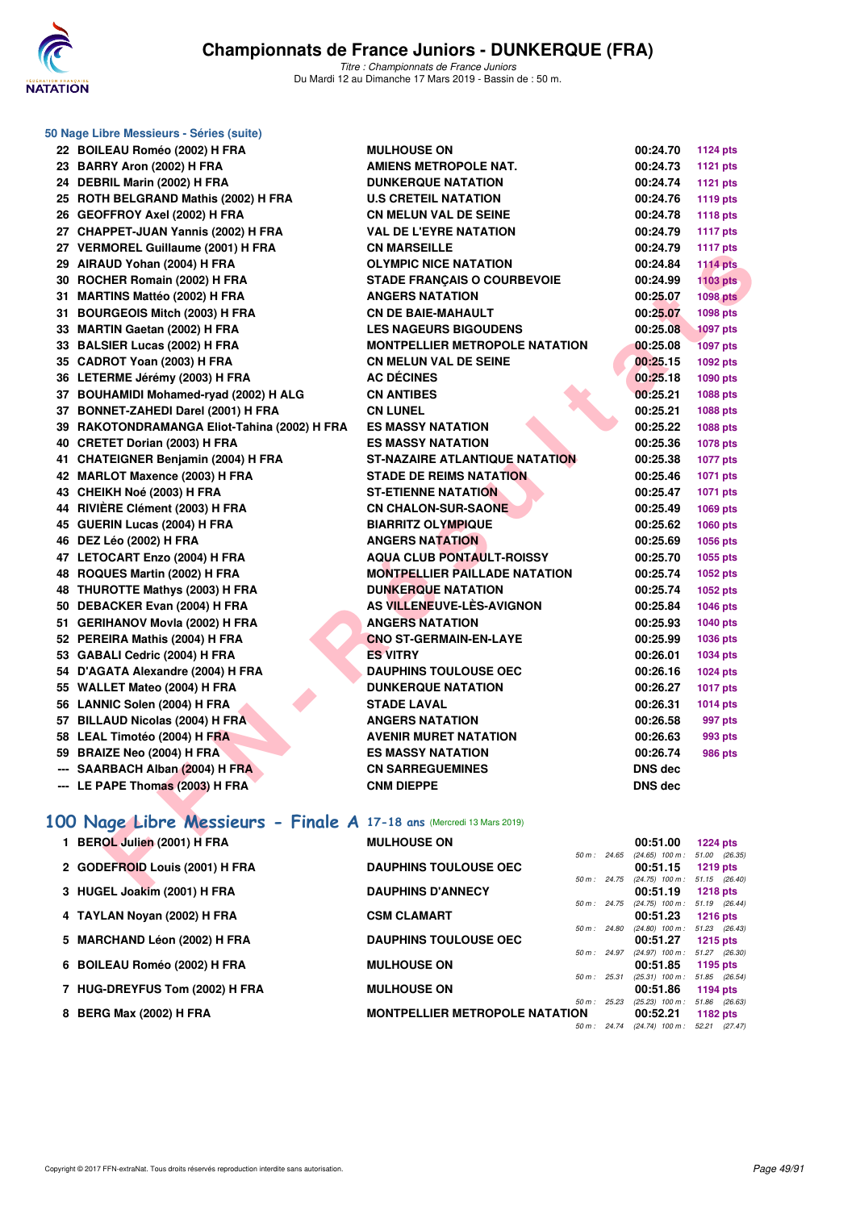# Championnats de France Juniors - DUNKERQUE (FRA)

*Titre : Championnats de France Juniors*
Du Mardi 12 au Dimanche 17 Mars 2019 - Bassin de : 50 m.

## 50 Nage Libre Messieurs - Séries (suite)

| Rang | Nom | Club | Temps | Points |
|---|---|---|---|---|
| 22 | BOILEAU Roméo (2002) H FRA | MULHOUSE ON | 00:24.70 | 1124 pts |
| 23 | BARRY Aron (2002) H FRA | AMIENS METROPOLE NAT. | 00:24.73 | 1121 pts |
| 24 | DEBRIL Marin (2002) H FRA | DUNKERQUE NATATION | 00:24.74 | 1121 pts |
| 25 | ROTH BELGRAND Mathis (2002) H FRA | U.S CRETEIL NATATION | 00:24.76 | 1119 pts |
| 26 | GEOFFROY Axel (2002) H FRA | CN MELUN VAL DE SEINE | 00:24.78 | 1118 pts |
| 27 | CHAPPET-JUAN Yannis (2002) H FRA | VAL DE L'EYRE NATATION | 00:24.79 | 1117 pts |
| 27 | VERMOREL Guillaume (2001) H FRA | CN MARSEILLE | 00:24.79 | 1117 pts |
| 29 | AIRAUD Yohan (2004) H FRA | OLYMPIC NICE NATATION | 00:24.84 | 1114 pts |
| 30 | ROCHER Romain (2002) H FRA | STADE FRANÇAIS O COURBEVOIE | 00:24.99 | 1103 pts |
| 31 | MARTINS Mattéo (2002) H FRA | ANGERS NATATION | 00:25.07 | 1098 pts |
| 31 | BOURGEOIS Mitch (2003) H FRA | CN DE BAIE-MAHAULT | 00:25.07 | 1098 pts |
| 33 | MARTIN Gaetan (2002) H FRA | LES NAGEURS BIGOUDENS | 00:25.08 | 1097 pts |
| 33 | BALSIER Lucas (2002) H FRA | MONTPELLIER METROPOLE NATATION | 00:25.08 | 1097 pts |
| 35 | CADROT Yoan (2003) H FRA | CN MELUN VAL DE SEINE | 00:25.15 | 1092 pts |
| 36 | LETERME Jérémy (2003) H FRA | AC DÉCINES | 00:25.18 | 1090 pts |
| 37 | BOUHAMIDI Mohamed-ryad (2002) H ALG | CN ANTIBES | 00:25.21 | 1088 pts |
| 37 | BONNET-ZAHEDI Darel (2001) H FRA | CN LUNEL | 00:25.21 | 1088 pts |
| 39 | RAKOTONDRAMANGA Eliot-Tahina (2002) H FRA | ES MASSY NATATION | 00:25.22 | 1088 pts |
| 40 | CRETET Dorian (2003) H FRA | ES MASSY NATATION | 00:25.36 | 1078 pts |
| 41 | CHATEIGNER Benjamin (2004) H FRA | ST-NAZAIRE ATLANTIQUE NATATION | 00:25.38 | 1077 pts |
| 42 | MARLOT Maxence (2003) H FRA | STADE DE REIMS NATATION | 00:25.46 | 1071 pts |
| 43 | CHEIKH Noé (2003) H FRA | ST-ETIENNE NATATION | 00:25.47 | 1071 pts |
| 44 | RIVIÈRE Clément (2003) H FRA | CN CHALON-SUR-SAONE | 00:25.49 | 1069 pts |
| 45 | GUERIN Lucas (2004) H FRA | BIARRITZ OLYMPIQUE | 00:25.62 | 1060 pts |
| 46 | DEZ Léo (2002) H FRA | ANGERS NATATION | 00:25.69 | 1056 pts |
| 47 | LETOCART Enzo (2004) H FRA | AQUA CLUB PONTAULT-ROISSY | 00:25.70 | 1055 pts |
| 48 | ROQUES Martin (2002) H FRA | MONTPELLIER PAILLADE NATATION | 00:25.74 | 1052 pts |
| 48 | THUROTTE Mathys (2003) H FRA | DUNKERQUE NATATION | 00:25.74 | 1052 pts |
| 50 | DEBACKER Evan (2004) H FRA | AS VILLENEUVE-LÈS-AVIGNON | 00:25.84 | 1046 pts |
| 51 | GERIHANOV Movla (2002) H FRA | ANGERS NATATION | 00:25.93 | 1040 pts |
| 52 | PEREIRA Mathis (2004) H FRA | CNO ST-GERMAIN-EN-LAYE | 00:25.99 | 1036 pts |
| 53 | GABALI Cedric (2004) H FRA | ES VITRY | 00:26.01 | 1034 pts |
| 54 | D'AGATA Alexandre (2004) H FRA | DAUPHINS TOULOUSE OEC | 00:26.16 | 1024 pts |
| 55 | WALLET Mateo (2004) H FRA | DUNKERQUE NATATION | 00:26.27 | 1017 pts |
| 56 | LANNIC Solen (2004) H FRA | STADE LAVAL | 00:26.31 | 1014 pts |
| 57 | BILLAUD Nicolas (2004) H FRA | ANGERS NATATION | 00:26.58 | 997 pts |
| 58 | LEAL Timotéo (2004) H FRA | AVENIR MURET NATATION | 00:26.63 | 993 pts |
| 59 | BRAIZE Neo (2004) H FRA | ES MASSY NATATION | 00:26.74 | 986 pts |
| --- | SAARBACH Alban (2004) H FRA | CN SARREGUEMINES | DNS dec | |
| --- | LE PAPE Thomas (2003) H FRA | CNM DIEPPE | DNS dec | |

## 100 Nage Libre Messieurs - Finale A 17-18 ans (Mercredi 13 Mars 2019)

| Rang | Nom | Club | Temps | Points | Splits |
|---|---|---|---|---|---|
| 1 | BEROL Julien (2001) H FRA | MULHOUSE ON | 00:51.00 | 1224 pts | 50 m : 24.65 (24.65) 100 m : 51.00 (26.35) |
| 2 | GODEFROID Louis (2001) H FRA | DAUPHINS TOULOUSE OEC | 00:51.15 | 1219 pts | 50 m : 24.75 (24.75) 100 m : 51.15 (26.40) |
| 3 | HUGEL Joakim (2001) H FRA | DAUPHINS D'ANNECY | 00:51.19 | 1218 pts | 50 m : 24.75 (24.75) 100 m : 51.19 (26.44) |
| 4 | TAYLAN Noyan (2002) H FRA | CSM CLAMART | 00:51.23 | 1216 pts | 50 m : 24.80 (24.80) 100 m : 51.23 (26.43) |
| 5 | MARCHAND Léon (2002) H FRA | DAUPHINS TOULOUSE OEC | 00:51.27 | 1215 pts | 50 m : 24.97 (24.97) 100 m : 51.27 (26.30) |
| 6 | BOILEAU Roméo (2002) H FRA | MULHOUSE ON | 00:51.85 | 1195 pts | 50 m : 25.31 (25.31) 100 m : 51.85 (26.54) |
| 7 | HUG-DREYFUS Tom (2002) H FRA | MULHOUSE ON | 00:51.86 | 1194 pts | 50 m : 25.23 (25.23) 100 m : 51.86 (26.63) |
| 8 | BERG Max (2002) H FRA | MONTPELLIER METROPOLE NATATION | 00:52.21 | 1182 pts | 50 m : 24.74 (24.74) 100 m : 52.21 (27.47) |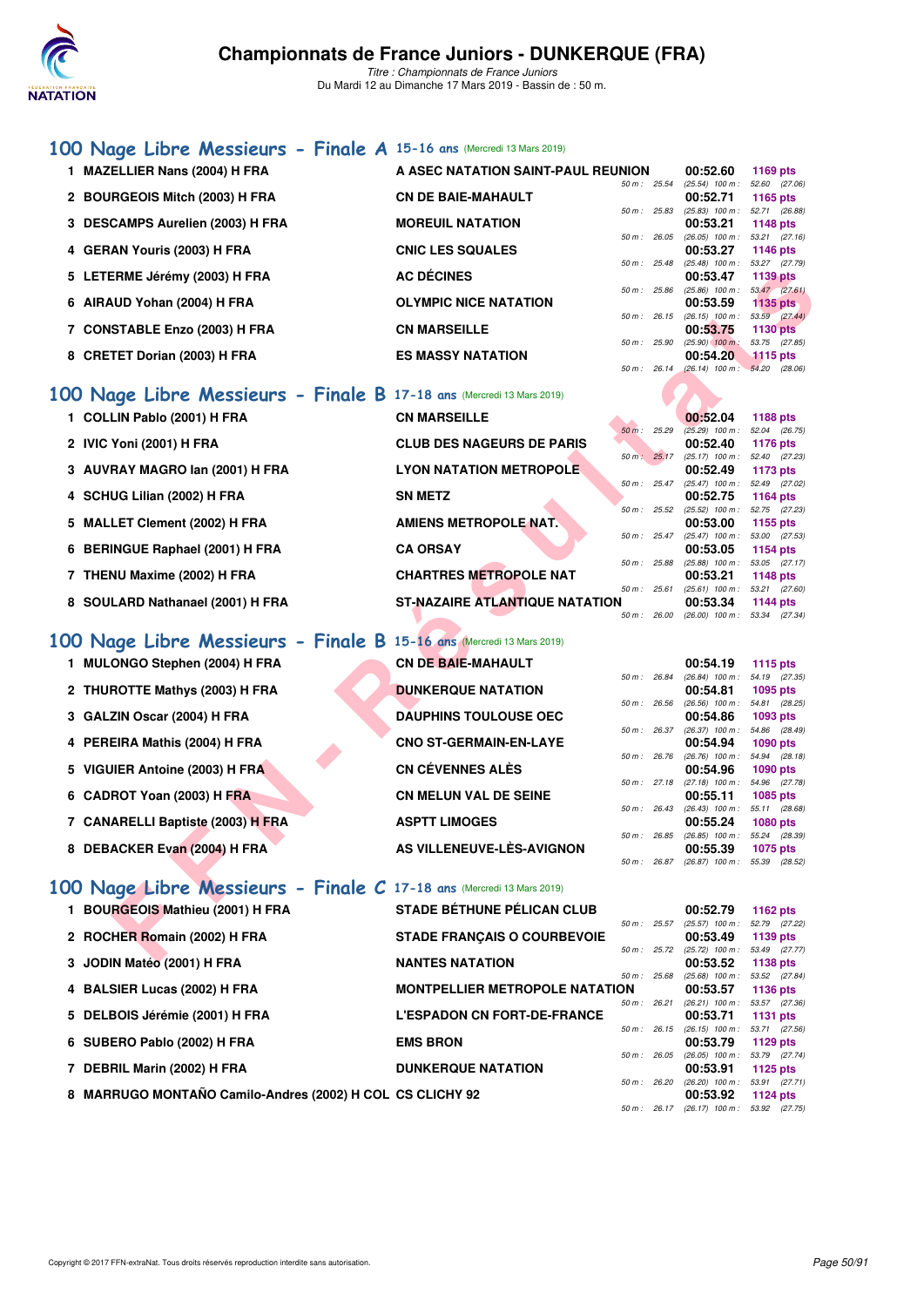# Championnats de France Juniors - DUNKERQUE (FRA)

*Titre : Championnats de France Juniors*
Du Mardi 12 au Dimanche 17 Mars 2019 - Bassin de : 50 m.

## 100 Nage Libre Messieurs - Finale A 15-16 ans (Mercredi 13 Mars 2019)

| Pl. | Nom | Club | Temps | Points | Splits |
|---|---|---|---|---|---|
| 1 | MAZELLIER Nans (2004) H FRA | A ASEC NATATION SAINT-PAUL REUNION | 00:52.60 | 1169 pts | 50 m : 25.54 (25.54) 100 m : 52.60 (27.06) |
| 2 | BOURGEOIS Mitch (2003) H FRA | CN DE BAIE-MAHAULT | 00:52.71 | 1165 pts | 50 m : 25.83 (25.83) 100 m : 52.71 (26.88) |
| 3 | DESCAMPS Aurelien (2003) H FRA | MOREUIL NATATION | 00:53.21 | 1148 pts | 50 m : 26.05 (26.05) 100 m : 53.21 (27.16) |
| 4 | GERAN Youris (2003) H FRA | CNIC LES SQUALES | 00:53.27 | 1146 pts | 50 m : 25.48 (25.48) 100 m : 53.27 (27.79) |
| 5 | LETERME Jérémy (2003) H FRA | AC DÉCINES | 00:53.47 | 1139 pts | 50 m : 25.86 (25.86) 100 m : 53.47 (27.61) |
| 6 | AIRAUD Yohan (2004) H FRA | OLYMPIC NICE NATATION | 00:53.59 | 1135 pts | 50 m : 26.15 (26.15) 100 m : 53.59 (27.44) |
| 7 | CONSTABLE Enzo (2003) H FRA | CN MARSEILLE | 00:53.75 | 1130 pts | 50 m : 25.90 (25.90) 100 m : 53.75 (27.85) |
| 8 | CRETET Dorian (2003) H FRA | ES MASSY NATATION | 00:54.20 | 1115 pts | 50 m : 26.14 (26.14) 100 m : 54.20 (28.06) |

## 100 Nage Libre Messieurs - Finale B 17-18 ans (Mercredi 13 Mars 2019)

| Pl. | Nom | Club | Temps | Points | Splits |
|---|---|---|---|---|---|
| 1 | COLLIN Pablo (2001) H FRA | CN MARSEILLE | 00:52.04 | 1188 pts | 50 m : 25.29 (25.29) 100 m : 52.04 (26.75) |
| 2 | IVIC Yoni (2001) H FRA | CLUB DES NAGEURS DE PARIS | 00:52.40 | 1176 pts | 50 m : 25.17 (25.17) 100 m : 52.40 (27.23) |
| 3 | AUVRAY MAGRO Ian (2001) H FRA | LYON NATATION METROPOLE | 00:52.49 | 1173 pts | 50 m : 25.47 (25.47) 100 m : 52.49 (27.02) |
| 4 | SCHUG Lilian (2002) H FRA | SN METZ | 00:52.75 | 1164 pts | 50 m : 25.52 (25.52) 100 m : 52.75 (27.23) |
| 5 | MALLET Clement (2002) H FRA | AMIENS METROPOLE NAT. | 00:53.00 | 1155 pts | 50 m : 25.47 (25.47) 100 m : 53.00 (27.53) |
| 6 | BERINGUE Raphael (2001) H FRA | CA ORSAY | 00:53.05 | 1154 pts | 50 m : 25.88 (25.88) 100 m : 53.05 (27.17) |
| 7 | THENU Maxime (2002) H FRA | CHARTRES METROPOLE NAT | 00:53.21 | 1148 pts | 50 m : 25.61 (25.61) 100 m : 53.21 (27.60) |
| 8 | SOULARD Nathanael (2001) H FRA | ST-NAZAIRE ATLANTIQUE NATATION | 00:53.34 | 1144 pts | 50 m : 26.00 (26.00) 100 m : 53.34 (27.34) |

## 100 Nage Libre Messieurs - Finale B 15-16 ans (Mercredi 13 Mars 2019)

| Pl. | Nom | Club | Temps | Points | Splits |
|---|---|---|---|---|---|
| 1 | MULONGO Stephen (2004) H FRA | CN DE BAIE-MAHAULT | 00:54.19 | 1115 pts | 50 m : 26.84 (26.84) 100 m : 54.19 (27.35) |
| 2 | THUROTTE Mathys (2003) H FRA | DUNKERQUE NATATION | 00:54.81 | 1095 pts | 50 m : 26.56 (26.56) 100 m : 54.81 (28.25) |
| 3 | GALZIN Oscar (2004) H FRA | DAUPHINS TOULOUSE OEC | 00:54.86 | 1093 pts | 50 m : 26.37 (26.37) 100 m : 54.86 (28.49) |
| 4 | PEREIRA Mathis (2004) H FRA | CNO ST-GERMAIN-EN-LAYE | 00:54.94 | 1090 pts | 50 m : 26.76 (26.76) 100 m : 54.94 (28.18) |
| 5 | VIGUIER Antoine (2003) H FRA | CN CÉVENNES ALÈS | 00:54.96 | 1090 pts | 50 m : 27.18 (27.18) 100 m : 54.96 (27.78) |
| 6 | CADROT Yoan (2003) H FRA | CN MELUN VAL DE SEINE | 00:55.11 | 1085 pts | 50 m : 26.43 (26.43) 100 m : 55.11 (28.68) |
| 7 | CANARELLI Baptiste (2003) H FRA | ASPTT LIMOGES | 00:55.24 | 1080 pts | 50 m : 26.85 (26.85) 100 m : 55.24 (28.39) |
| 8 | DEBACKER Evan (2004) H FRA | AS VILLENEUVE-LÈS-AVIGNON | 00:55.39 | 1075 pts | 50 m : 26.87 (26.87) 100 m : 55.39 (28.52) |

## 100 Nage Libre Messieurs - Finale C 17-18 ans (Mercredi 13 Mars 2019)

| Pl. | Nom | Club | Temps | Points | Splits |
|---|---|---|---|---|---|
| 1 | BOURGEOIS Mathieu (2001) H FRA | STADE BÉTHUNE PÉLICAN CLUB | 00:52.79 | 1162 pts | 50 m : 25.57 (25.57) 100 m : 52.79 (27.22) |
| 2 | ROCHER Romain (2002) H FRA | STADE FRANÇAIS O COURBEVOIE | 00:53.49 | 1139 pts | 50 m : 25.72 (25.72) 100 m : 53.49 (27.77) |
| 3 | JODIN Matéo (2001) H FRA | NANTES NATATION | 00:53.52 | 1138 pts | 50 m : 25.68 (25.68) 100 m : 53.52 (27.84) |
| 4 | BALSIER Lucas (2002) H FRA | MONTPELLIER METROPOLE NATATION | 00:53.57 | 1136 pts | 50 m : 26.21 (26.21) 100 m : 53.57 (27.36) |
| 5 | DELBOIS Jérémie (2001) H FRA | L'ESPADON CN FORT-DE-FRANCE | 00:53.71 | 1131 pts | 50 m : 26.15 (26.15) 100 m : 53.71 (27.56) |
| 6 | SUBERO Pablo (2002) H FRA | EMS BRON | 00:53.79 | 1129 pts | 50 m : 26.05 (26.05) 100 m : 53.79 (27.74) |
| 7 | DEBRIL Marin (2002) H FRA | DUNKERQUE NATATION | 00:53.91 | 1125 pts | 50 m : 26.20 (26.20) 100 m : 53.91 (27.71) |
| 8 | MARRUGO MONTAÑO Camilo-Andres (2002) H COL | CS CLICHY 92 | 00:53.92 | 1124 pts | 50 m : 26.17 (26.17) 100 m : 53.92 (27.75) |

Copyright © 2017 FFN-extraNat. Tous droits réservés reproduction interdite sans autorisation.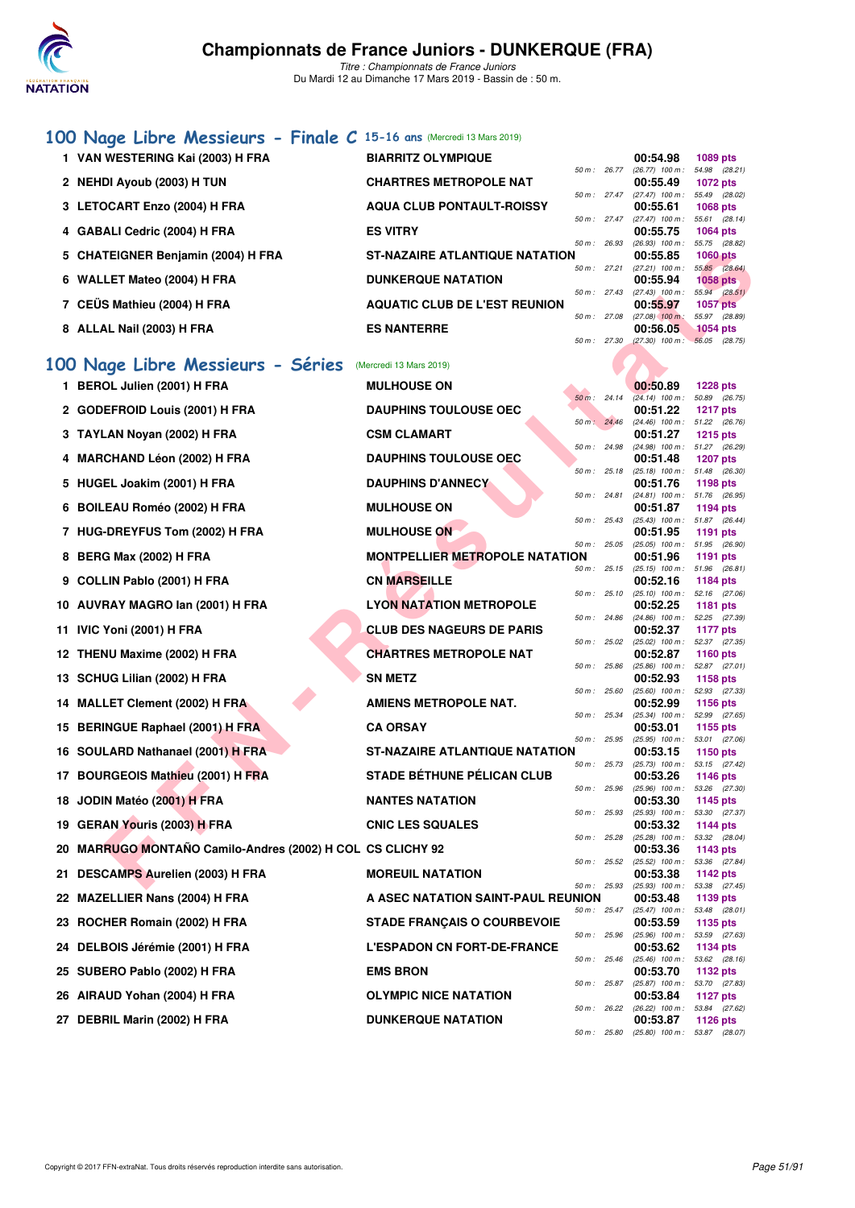# Championnats de France Juniors - DUNKERQUE (FRA)

*Titre : Championnats de France Juniors*
Du Mardi 12 au Dimanche 17 Mars 2019 - Bassin de : 50 m.

## 100 Nage Libre Messieurs - Finale C 15-16 ans (Mercredi 13 Mars 2019)

| Rang | Nom | Club | Temps | Points | Splits |
|---|---|---|---|---|---|
| 1 | VAN WESTERING Kai (2003) H FRA | BIARRITZ OLYMPIQUE | 00:54.98 | 1089 pts | 50 m : 26.77 (26.77) 100 m : 54.98 (28.21) |
| 2 | NEHDI Ayoub (2003) H TUN | CHARTRES METROPOLE NAT | 00:55.49 | 1072 pts | 50 m : 27.47 (27.47) 100 m : 55.49 (28.02) |
| 3 | LETOCART Enzo (2004) H FRA | AQUA CLUB PONTAULT-ROISSY | 00:55.61 | 1068 pts | 50 m : 27.47 (27.47) 100 m : 55.61 (28.14) |
| 4 | GABALI Cedric (2004) H FRA | ES VITRY | 00:55.75 | 1064 pts | 50 m : 26.93 (26.93) 100 m : 55.75 (28.82) |
| 5 | CHATEIGNER Benjamin (2004) H FRA | ST-NAZAIRE ATLANTIQUE NATATION | 00:55.85 | 1060 pts | 50 m : 27.21 (27.21) 100 m : 55.85 (28.64) |
| 6 | WALLET Mateo (2004) H FRA | DUNKERQUE NATATION | 00:55.94 | 1058 pts | 50 m : 27.43 (27.43) 100 m : 55.94 (28.51) |
| 7 | CEÜS Mathieu (2004) H FRA | AQUATIC CLUB DE L'EST REUNION | 00:55.97 | 1057 pts | 50 m : 27.08 (27.08) 100 m : 55.97 (28.89) |
| 8 | ALLAL Nail (2003) H FRA | ES NANTERRE | 00:56.05 | 1054 pts | 50 m : 27.30 (27.30) 100 m : 56.05 (28.75) |

## 100 Nage Libre Messieurs - Séries (Mercredi 13 Mars 2019)

| Rang | Nom | Club | Temps | Points | Splits |
|---|---|---|---|---|---|
| 1 | BEROL Julien (2001) H FRA | MULHOUSE ON | 00:50.89 | 1228 pts | 50 m : 24.14 (24.14) 100 m : 50.89 (26.75) |
| 2 | GODEFROID Louis (2001) H FRA | DAUPHINS TOULOUSE OEC | 00:51.22 | 1217 pts | 50 m : 24.46 (24.46) 100 m : 51.22 (26.76) |
| 3 | TAYLAN Noyan (2002) H FRA | CSM CLAMART | 00:51.27 | 1215 pts | 50 m : 24.98 (24.98) 100 m : 51.27 (26.29) |
| 4 | MARCHAND Léon (2002) H FRA | DAUPHINS TOULOUSE OEC | 00:51.48 | 1207 pts | 50 m : 25.18 (25.18) 100 m : 51.48 (26.30) |
| 5 | HUGEL Joakim (2001) H FRA | DAUPHINS D'ANNECY | 00:51.76 | 1198 pts | 50 m : 24.81 (24.81) 100 m : 51.76 (26.95) |
| 6 | BOILEAU Roméo (2002) H FRA | MULHOUSE ON | 00:51.87 | 1194 pts | 50 m : 25.43 (25.43) 100 m : 51.87 (26.44) |
| 7 | HUG-DREYFUS Tom (2002) H FRA | MULHOUSE ON | 00:51.95 | 1191 pts | 50 m : 25.05 (25.05) 100 m : 51.95 (26.90) |
| 8 | BERG Max (2002) H FRA | MONTPELLIER METROPOLE NATATION | 00:51.96 | 1191 pts | 50 m : 25.15 (25.15) 100 m : 51.96 (26.81) |
| 9 | COLLIN Pablo (2001) H FRA | CN MARSEILLE | 00:52.16 | 1184 pts | 50 m : 25.10 (25.10) 100 m : 52.16 (27.06) |
| 10 | AUVRAY MAGRO Ian (2001) H FRA | LYON NATATION METROPOLE | 00:52.25 | 1181 pts | 50 m : 24.86 (24.86) 100 m : 52.25 (27.39) |
| 11 | IVIC Yoni (2001) H FRA | CLUB DES NAGEURS DE PARIS | 00:52.37 | 1177 pts | 50 m : 25.02 (25.02) 100 m : 52.37 (27.35) |
| 12 | THENU Maxime (2002) H FRA | CHARTRES METROPOLE NAT | 00:52.87 | 1160 pts | 50 m : 25.86 (25.86) 100 m : 52.87 (27.01) |
| 13 | SCHUG Lilian (2002) H FRA | SN METZ | 00:52.93 | 1158 pts | 50 m : 25.60 (25.60) 100 m : 52.93 (27.33) |
| 14 | MALLET Clement (2002) H FRA | AMIENS METROPOLE NAT. | 00:52.99 | 1156 pts | 50 m : 25.34 (25.34) 100 m : 52.99 (27.65) |
| 15 | BERINGUE Raphael (2001) H FRA | CA ORSAY | 00:53.01 | 1155 pts | 50 m : 25.95 (25.95) 100 m : 53.01 (27.06) |
| 16 | SOULARD Nathanael (2001) H FRA | ST-NAZAIRE ATLANTIQUE NATATION | 00:53.15 | 1150 pts | 50 m : 25.73 (25.73) 100 m : 53.15 (27.42) |
| 17 | BOURGEOIS Mathieu (2001) H FRA | STADE BÉTHUNE PÉLICAN CLUB | 00:53.26 | 1146 pts | 50 m : 25.96 (25.96) 100 m : 53.26 (27.30) |
| 18 | JODIN Matéo (2001) H FRA | NANTES NATATION | 00:53.30 | 1145 pts | 50 m : 25.93 (25.93) 100 m : 53.30 (27.37) |
| 19 | GERAN Youris (2003) H FRA | CNIC LES SQUALES | 00:53.32 | 1144 pts | 50 m : 25.28 (25.28) 100 m : 53.32 (28.04) |
| 20 | MARRUGO MONTAÑO Camilo-Andres (2002) H COL | CS CLICHY 92 | 00:53.36 | 1143 pts | 50 m : 25.52 (25.52) 100 m : 53.36 (27.84) |
| 21 | DESCAMPS Aurelien (2003) H FRA | MOREUIL NATATION | 00:53.38 | 1142 pts | 50 m : 25.93 (25.93) 100 m : 53.38 (27.45) |
| 22 | MAZELLIER Nans (2004) H FRA | A ASEC NATATION SAINT-PAUL REUNION | 00:53.48 | 1139 pts | 50 m : 25.47 (25.47) 100 m : 53.48 (28.01) |
| 23 | ROCHER Romain (2002) H FRA | STADE FRANÇAIS O COURBEVOIE | 00:53.59 | 1135 pts | 50 m : 25.96 (25.96) 100 m : 53.59 (27.63) |
| 24 | DELBOIS Jérémie (2001) H FRA | L'ESPADON CN FORT-DE-FRANCE | 00:53.62 | 1134 pts | 50 m : 25.46 (25.46) 100 m : 53.62 (28.16) |
| 25 | SUBERO Pablo (2002) H FRA | EMS BRON | 00:53.70 | 1132 pts | 50 m : 25.87 (25.87) 100 m : 53.70 (27.83) |
| 26 | AIRAUD Yohan (2004) H FRA | OLYMPIC NICE NATATION | 00:53.84 | 1127 pts | 50 m : 26.22 (26.22) 100 m : 53.84 (27.62) |
| 27 | DEBRIL Marin (2002) H FRA | DUNKERQUE NATATION | 00:53.87 | 1126 pts | 50 m : 25.80 (25.80) 100 m : 53.87 (28.07) |

Copyright © 2017 FFN-extraNat. Tous droits réservés reproduction interdite sans autorisation.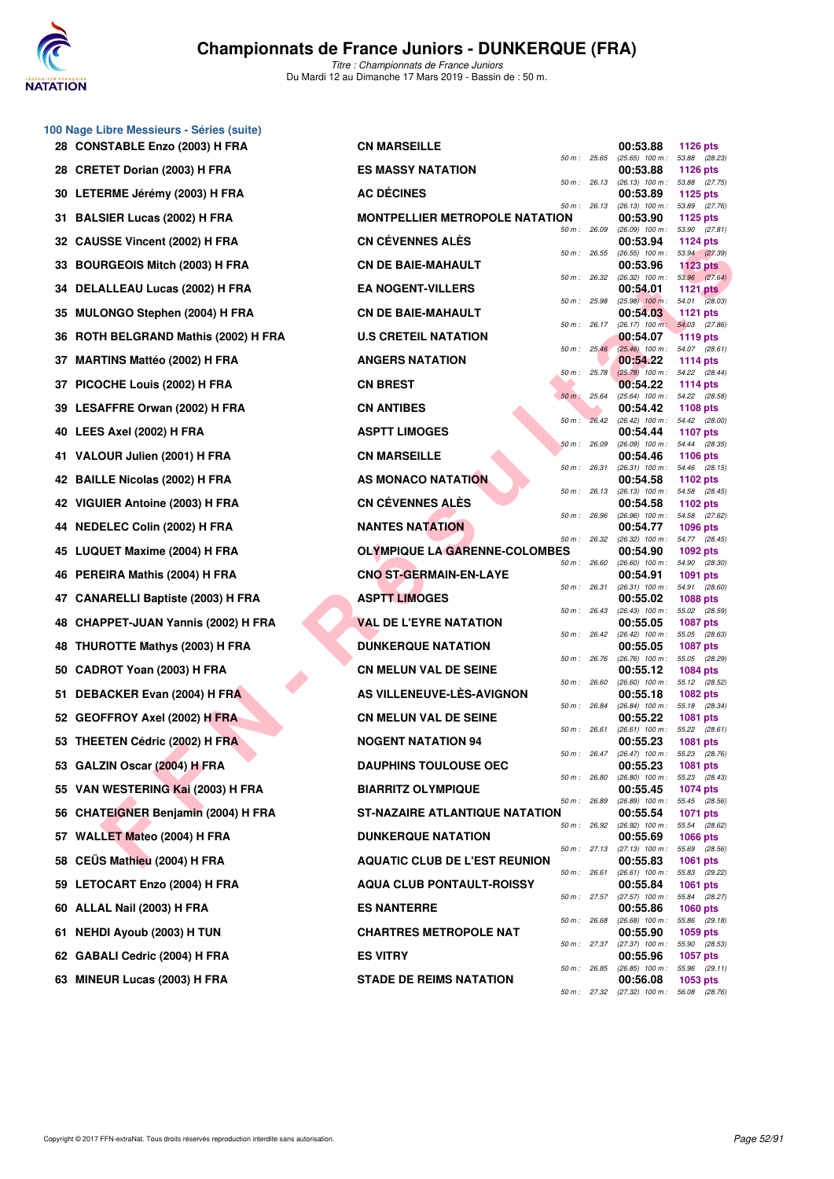# Championnats de France Juniors - DUNKERQUE (FRA)

*Titre : Championnats de France Juniors*
Du Mardi 12 au Dimanche 17 Mars 2019 - Bassin de : 50 m.

## 100 Nage Libre Messieurs - Séries (suite)

| Rang | Nom | Club | Temps | Points | 50 m | 100 m |
|---|---|---|---|---|---|---|
| 28 | CONSTABLE Enzo (2003) H FRA | CN MARSEILLE | 00:53.88 | 1126 pts | 25.65 | (25.65) 53.88 (28.23) |
| 28 | CRETET Dorian (2003) H FRA | ES MASSY NATATION | 00:53.88 | 1126 pts | 26.13 | (26.13) 53.88 (27.75) |
| 30 | LETERME Jérémy (2003) H FRA | AC DÉCINES | 00:53.89 | 1125 pts | 26.13 | (26.13) 53.89 (27.76) |
| 31 | BALSIER Lucas (2002) H FRA | MONTPELLIER METROPOLE NATATION | 00:53.90 | 1125 pts | 26.09 | (26.09) 53.90 (27.81) |
| 32 | CAUSSE Vincent (2002) H FRA | CN CÉVENNES ALÈS | 00:53.94 | 1124 pts | 26.55 | (26.55) 53.94 (27.39) |
| 33 | BOURGEOIS Mitch (2003) H FRA | CN DE BAIE-MAHAULT | 00:53.96 | 1123 pts | 26.32 | (26.32) 53.96 (27.64) |
| 34 | DELALLEAU Lucas (2002) H FRA | EA NOGENT-VILLERS | 00:54.01 | 1121 pts | 25.98 | (25.98) 54.01 (28.03) |
| 35 | MULONGO Stephen (2004) H FRA | CN DE BAIE-MAHAULT | 00:54.03 | 1121 pts | 26.17 | (26.17) 54.03 (27.86) |
| 36 | ROTH BELGRAND Mathis (2002) H FRA | U.S CRETEIL NATATION | 00:54.07 | 1119 pts | 25.46 | (25.46) 54.07 (28.61) |
| 37 | MARTINS Mattéo (2002) H FRA | ANGERS NATATION | 00:54.22 | 1114 pts | 25.78 | (25.78) 54.22 (28.44) |
| 37 | PICOCHE Louis (2002) H FRA | CN BREST | 00:54.22 | 1114 pts | 25.64 | (25.64) 54.22 (28.58) |
| 39 | LESAFFRE Orwan (2002) H FRA | CN ANTIBES | 00:54.42 | 1108 pts | 26.42 | (26.42) 54.42 (28.00) |
| 40 | LEES Axel (2002) H FRA | ASPTT LIMOGES | 00:54.44 | 1107 pts | 26.09 | (26.09) 54.44 (28.35) |
| 41 | VALOUR Julien (2001) H FRA | CN MARSEILLE | 00:54.46 | 1106 pts | 26.31 | (26.31) 54.46 (28.15) |
| 42 | BAILLE Nicolas (2002) H FRA | AS MONACO NATATION | 00:54.58 | 1102 pts | 26.13 | (26.13) 54.58 (28.45) |
| 42 | VIGUIER Antoine (2003) H FRA | CN CÉVENNES ALÈS | 00:54.58 | 1102 pts | 26.96 | (26.96) 54.58 (27.62) |
| 44 | NEDELEC Colin (2002) H FRA | NANTES NATATION | 00:54.77 | 1096 pts | 26.32 | (26.32) 54.77 (28.45) |
| 45 | LUQUET Maxime (2004) H FRA | OLYMPIQUE LA GARENNE-COLOMBES | 00:54.90 | 1092 pts | 26.60 | (26.60) 54.90 (28.30) |
| 46 | PEREIRA Mathis (2004) H FRA | CNO ST-GERMAIN-EN-LAYE | 00:54.91 | 1091 pts | 26.31 | (26.31) 54.91 (28.60) |
| 47 | CANARELLI Baptiste (2003) H FRA | ASPTT LIMOGES | 00:55.02 | 1088 pts | 26.43 | (26.43) 55.02 (28.59) |
| 48 | CHAPPET-JUAN Yannis (2002) H FRA | VAL DE L'EYRE NATATION | 00:55.05 | 1087 pts | 26.42 | (26.42) 55.05 (28.63) |
| 48 | THUROTTE Mathys (2003) H FRA | DUNKERQUE NATATION | 00:55.05 | 1087 pts | 26.76 | (26.76) 55.05 (28.29) |
| 50 | CADROT Yoan (2003) H FRA | CN MELUN VAL DE SEINE | 00:55.12 | 1084 pts | 26.60 | (26.60) 55.12 (28.52) |
| 51 | DEBACKER Evan (2004) H FRA | AS VILLENEUVE-LÈS-AVIGNON | 00:55.18 | 1082 pts | 26.84 | (26.84) 55.18 (28.34) |
| 52 | GEOFFROY Axel (2002) H FRA | CN MELUN VAL DE SEINE | 00:55.22 | 1081 pts | 26.61 | (26.61) 55.22 (28.61) |
| 53 | THEETEN Cédric (2002) H FRA | NOGENT NATATION 94 | 00:55.23 | 1081 pts | 26.47 | (26.47) 55.23 (28.76) |
| 53 | GALZIN Oscar (2004) H FRA | DAUPHINS TOULOUSE OEC | 00:55.23 | 1081 pts | 26.80 | (26.80) 55.23 (28.43) |
| 55 | VAN WESTERING Kai (2003) H FRA | BIARRITZ OLYMPIQUE | 00:55.45 | 1074 pts | 26.89 | (26.89) 55.45 (28.56) |
| 56 | CHATEIGNER Benjamin (2004) H FRA | ST-NAZAIRE ATLANTIQUE NATATION | 00:55.54 | 1071 pts | 26.92 | (26.92) 55.54 (28.62) |
| 57 | WALLET Mateo (2004) H FRA | DUNKERQUE NATATION | 00:55.69 | 1066 pts | 27.13 | (27.13) 55.69 (28.56) |
| 58 | CEÜS Mathieu (2004) H FRA | AQUATIC CLUB DE L'EST REUNION | 00:55.83 | 1061 pts | 26.61 | (26.61) 55.83 (29.22) |
| 59 | LETOCART Enzo (2004) H FRA | AQUA CLUB PONTAULT-ROISSY | 00:55.84 | 1061 pts | 27.57 | (27.57) 55.84 (28.27) |
| 60 | ALLAL Nail (2003) H FRA | ES NANTERRE | 00:55.86 | 1060 pts | 26.68 | (26.68) 55.86 (29.18) |
| 61 | NEHDI Ayoub (2003) H TUN | CHARTRES METROPOLE NAT | 00:55.90 | 1059 pts | 27.37 | (27.37) 55.90 (28.53) |
| 62 | GABALI Cedric (2004) H FRA | ES VITRY | 00:55.96 | 1057 pts | 26.85 | (26.85) 55.96 (29.11) |
| 63 | MINEUR Lucas (2003) H FRA | STADE DE REIMS NATATION | 00:56.08 | 1053 pts | 27.32 | (27.32) 56.08 (28.76) |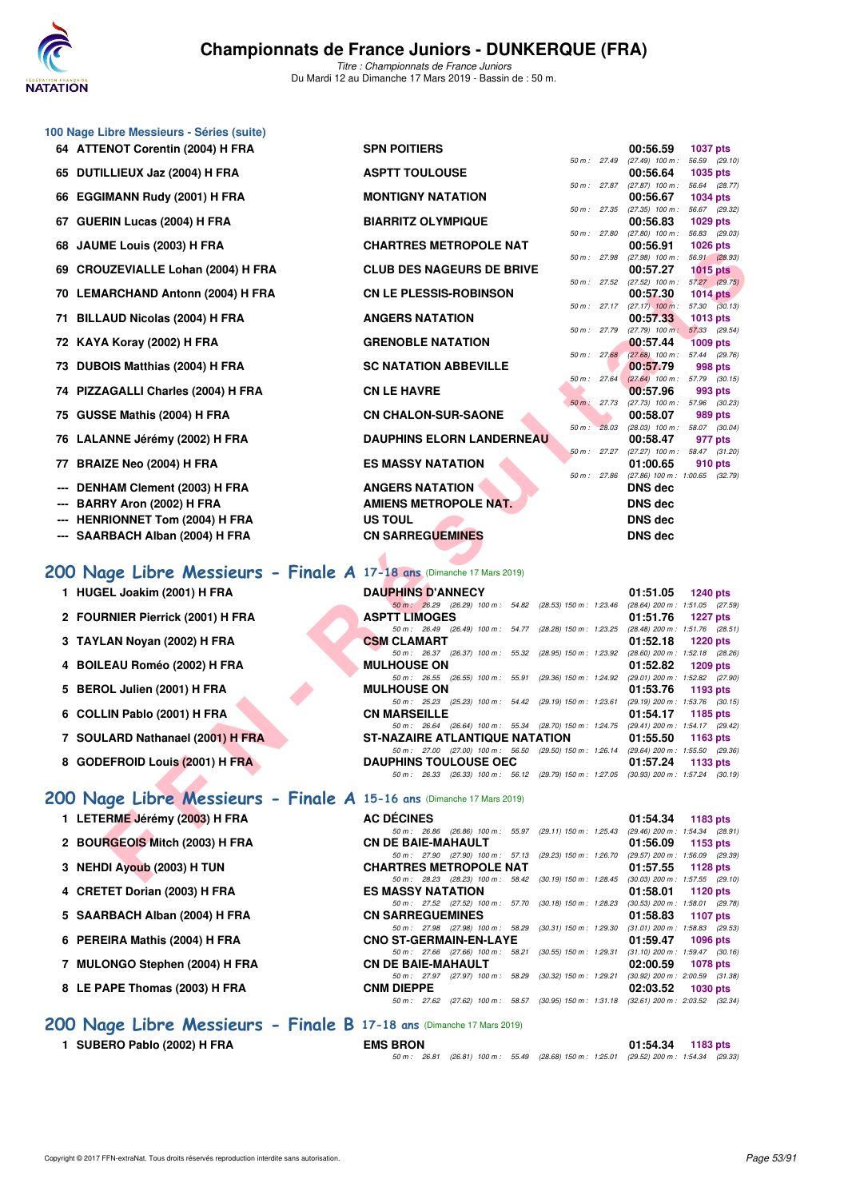## 100 Nage Libre Messieurs - Séries (suite)

| Rang | Nom | Club | Temps | Points | Splits |
|---|---|---|---|---|---|
| 64 | ATTENOT Corentin (2004) H FRA | SPN POITIERS | 00:56.59 | 1037 pts | 50 m : 27.49 (27.49) 100 m : 56.59 (29.10) |
| 65 | DUTILLIEUX Jaz (2004) H FRA | ASPTT TOULOUSE | 00:56.64 | 1035 pts | 50 m : 27.87 (27.87) 100 m : 56.64 (28.77) |
| 66 | EGGIMANN Rudy (2001) H FRA | MONTIGNY NATATION | 00:56.67 | 1034 pts | 50 m : 27.35 (27.35) 100 m : 56.67 (29.32) |
| 67 | GUERIN Lucas (2004) H FRA | BIARRITZ OLYMPIQUE | 00:56.83 | 1029 pts | 50 m : 27.80 (27.80) 100 m : 56.83 (29.03) |
| 68 | JAUME Louis (2003) H FRA | CHARTRES METROPOLE NAT | 00:56.91 | 1026 pts | 50 m : 27.98 (27.98) 100 m : 56.91 (28.93) |
| 69 | CROUZEVIALLE Lohan (2004) H FRA | CLUB DES NAGEURS DE BRIVE | 00:57.27 | 1015 pts | 50 m : 27.52 (27.52) 100 m : 57.27 (29.75) |
| 70 | LEMARCHAND Antonn (2004) H FRA | CN LE PLESSIS-ROBINSON | 00:57.30 | 1014 pts | 50 m : 27.17 (27.17) 100 m : 57.30 (30.13) |
| 71 | BILLAUD Nicolas (2004) H FRA | ANGERS NATATION | 00:57.33 | 1013 pts | 50 m : 27.79 (27.79) 100 m : 57.33 (29.54) |
| 72 | KAYA Koray (2002) H FRA | GRENOBLE NATATION | 00:57.44 | 1009 pts | 50 m : 27.68 (27.68) 100 m : 57.44 (29.76) |
| 73 | DUBOIS Matthias (2004) H FRA | SC NATATION ABBEVILLE | 00:57.79 | 998 pts | 50 m : 27.64 (27.64) 100 m : 57.79 (30.15) |
| 74 | PIZZAGALLI Charles (2004) H FRA | CN LE HAVRE | 00:57.96 | 993 pts | 50 m : 27.73 (27.73) 100 m : 57.96 (30.23) |
| 75 | GUSSE Mathis (2004) H FRA | CN CHALON-SUR-SAONE | 00:58.07 | 989 pts | 50 m : 28.03 (28.03) 100 m : 58.07 (30.04) |
| 76 | LALANNE Jérémy (2002) H FRA | DAUPHINS ELORN LANDERNEAU | 00:58.47 | 977 pts | 50 m : 27.27 (27.27) 100 m : 58.47 (31.20) |
| 77 | BRAIZE Neo (2004) H FRA | ES MASSY NATATION | 01:00.65 | 910 pts | 50 m : 27.86 (27.86) 100 m : 1:00.65 (32.79) |
| --- | DENHAM Clement (2003) H FRA | ANGERS NATATION | DNS dec | | |
| --- | BARRY Aron (2002) H FRA | AMIENS METROPOLE NAT. | DNS dec | | |
| --- | HENRIONNET Tom (2004) H FRA | US TOUL | DNS dec | | |
| --- | SAARBACH Alban (2004) H FRA | CN SARREGUEMINES | DNS dec | | |

## 200 Nage Libre Messieurs - Finale A 17-18 ans (Dimanche 17 Mars 2019)

| Rang | Nom | Club | Temps | Points | Splits |
|---|---|---|---|---|---|
| 1 | HUGEL Joakim (2001) H FRA | DAUPHINS D'ANNECY | 01:51.05 | 1240 pts | 50 m : 26.29 (26.29) 100 m : 54.82 (28.53) 150 m : 1:23.46 (28.64) 200 m : 1:51.05 (27.59) |
| 2 | FOURNIER Pierrick (2001) H FRA | ASPTT LIMOGES | 01:51.76 | 1227 pts | 50 m : 26.49 (26.49) 100 m : 54.77 (28.28) 150 m : 1:23.25 (28.48) 200 m : 1:51.76 (28.51) |
| 3 | TAYLAN Noyan (2002) H FRA | CSM CLAMART | 01:52.18 | 1220 pts | 50 m : 26.37 (26.37) 100 m : 55.32 (28.95) 150 m : 1:23.92 (28.60) 200 m : 1:52.18 (28.26) |
| 4 | BOILEAU Roméo (2002) H FRA | MULHOUSE ON | 01:52.82 | 1209 pts | 50 m : 26.55 (26.55) 100 m : 55.91 (29.36) 150 m : 1:24.92 (29.01) 200 m : 1:52.82 (27.90) |
| 5 | BEROL Julien (2001) H FRA | MULHOUSE ON | 01:53.76 | 1193 pts | 50 m : 25.23 (25.23) 100 m : 54.42 (29.19) 150 m : 1:23.61 (29.19) 200 m : 1:53.76 (30.15) |
| 6 | COLLIN Pablo (2001) H FRA | CN MARSEILLE | 01:54.17 | 1185 pts | 50 m : 26.64 (26.64) 100 m : 55.34 (28.70) 150 m : 1:24.75 (29.41) 200 m : 1:54.17 (29.42) |
| 7 | SOULARD Nathanael (2001) H FRA | ST-NAZAIRE ATLANTIQUE NATATION | 01:55.50 | 1163 pts | 50 m : 27.00 (27.00) 100 m : 56.50 (29.50) 150 m : 1:26.14 (29.64) 200 m : 1:55.50 (29.36) |
| 8 | GODEFROID Louis (2001) H FRA | DAUPHINS TOULOUSE OEC | 01:57.24 | 1133 pts | 50 m : 26.33 (26.33) 100 m : 56.12 (29.79) 150 m : 1:27.05 (30.93) 200 m : 1:57.24 (30.19) |

## 200 Nage Libre Messieurs - Finale A 15-16 ans (Dimanche 17 Mars 2019)

| Rang | Nom | Club | Temps | Points | Splits |
|---|---|---|---|---|---|
| 1 | LETERME Jérémy (2003) H FRA | AC DÉCINES | 01:54.34 | 1183 pts | 50 m : 26.86 (26.86) 100 m : 55.97 (29.11) 150 m : 1:25.43 (29.46) 200 m : 1:54.34 (28.91) |
| 2 | BOURGEOIS Mitch (2003) H FRA | CN DE BAIE-MAHAULT | 01:56.09 | 1153 pts | 50 m : 27.90 (27.90) 100 m : 57.13 (29.23) 150 m : 1:26.70 (29.57) 200 m : 1:56.09 (29.39) |
| 3 | NEHDI Ayoub (2003) H TUN | CHARTRES METROPOLE NAT | 01:57.55 | 1128 pts | 50 m : 28.23 (28.23) 100 m : 58.42 (30.19) 150 m : 1:28.45 (30.03) 200 m : 1:57.55 (29.10) |
| 4 | CRETET Dorian (2003) H FRA | ES MASSY NATATION | 01:58.01 | 1120 pts | 50 m : 27.52 (27.52) 100 m : 57.70 (30.18) 150 m : 1:28.23 (30.53) 200 m : 1:58.01 (29.78) |
| 5 | SAARBACH Alban (2004) H FRA | CN SARREGUEMINES | 01:58.83 | 1107 pts | 50 m : 27.98 (27.98) 100 m : 58.29 (30.31) 150 m : 1:29.30 (31.01) 200 m : 1:58.83 (29.53) |
| 6 | PEREIRA Mathis (2004) H FRA | CNO ST-GERMAIN-EN-LAYE | 01:59.47 | 1096 pts | 50 m : 27.66 (27.66) 100 m : 58.21 (30.55) 150 m : 1:29.31 (31.10) 200 m : 1:59.47 (30.16) |
| 7 | MULONGO Stephen (2004) H FRA | CN DE BAIE-MAHAULT | 02:00.59 | 1078 pts | 50 m : 27.97 (27.97) 100 m : 58.29 (30.32) 150 m : 1:29.21 (30.92) 200 m : 2:00.59 (31.38) |
| 8 | LE PAPE Thomas (2003) H FRA | CNM DIEPPE | 02:03.52 | 1030 pts | 50 m : 27.62 (27.62) 100 m : 58.57 (30.95) 150 m : 1:31.18 (32.61) 200 m : 2:03.52 (32.34) |

## 200 Nage Libre Messieurs - Finale B 17-18 ans (Dimanche 17 Mars 2019)

| Rang | Nom | Club | Temps | Points | Splits |
|---|---|---|---|---|---|
| 1 | SUBERO Pablo (2002) H FRA | EMS BRON | 01:54.34 | 1183 pts | 50 m : 26.81 (26.81) 100 m : 55.49 (28.68) 150 m : 1:25.01 (29.52) 200 m : 1:54.34 (29.33) |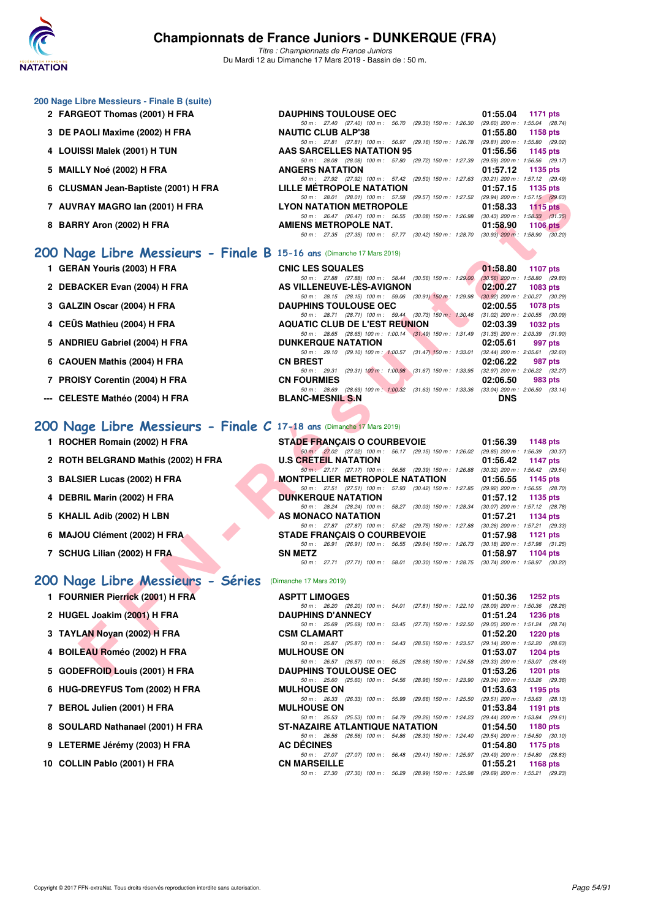## 200 Nage Libre Messieurs - Finale B (suite)

| Rang | Nom | Club | Temps | Points |
|---|---|---|---|---|
| 2 | FARGEOT Thomas (2001) H FRA | DAUPHINS TOULOUSE OEC | 01:55.04 | 1171 pts |
| | | 50 m : 27.40 (27.40) 100 m : 56.70 (29.30) 150 m : 1:26.30 (29.60) 200 m : 1:55.04 (28.74) | | |
| 3 | DE PAOLI Maxime (2002) H FRA | NAUTIC CLUB ALP'38 | 01:55.80 | 1158 pts |
| | | 50 m : 27.81 (27.81) 100 m : 56.97 (29.16) 150 m : 1:26.78 (29.81) 200 m : 1:55.80 (29.02) | | |
| 4 | LOUISSI Malek (2001) H TUN | AAS SARCELLES NATATION 95 | 01:56.56 | 1145 pts |
| | | 50 m : 28.08 (28.08) 100 m : 57.80 (29.72) 150 m : 1:27.39 (29.59) 200 m : 1:56.56 (29.17) | | |
| 5 | MAILLY Noé (2002) H FRA | ANGERS NATATION | 01:57.12 | 1135 pts |
| | | 50 m : 27.92 (27.92) 100 m : 57.42 (29.50) 150 m : 1:27.63 (30.21) 200 m : 1:57.12 (29.49) | | |
| 6 | CLUSMAN Jean-Baptiste (2001) H FRA | LILLE MÉTROPOLE NATATION | 01:57.15 | 1135 pts |
| | | 50 m : 28.01 (28.01) 100 m : 57.58 (29.57) 150 m : 1:27.52 (29.94) 200 m : 1:57.15 (29.63) | | |
| 7 | AUVRAY MAGRO Ian (2001) H FRA | LYON NATATION METROPOLE | 01:58.33 | 1115 pts |
| | | 50 m : 26.47 (26.47) 100 m : 56.55 (30.08) 150 m : 1:26.98 (30.43) 200 m : 1:58.33 (31.35) | | |
| 8 | BARRY Aron (2002) H FRA | AMIENS METROPOLE NAT. | 01:58.90 | 1106 pts |
| | | 50 m : 27.35 (27.35) 100 m : 57.77 (30.42) 150 m : 1:28.70 (30.93) 200 m : 1:58.90 (30.20) | | |

## 200 Nage Libre Messieurs - Finale B 15-16 ans (Dimanche 17 Mars 2019)

| Rang | Nom | Club | Temps | Points |
|---|---|---|---|---|
| 1 | GERAN Youris (2003) H FRA | CNIC LES SQUALES | 01:58.80 | 1107 pts |
| | | 50 m : 27.88 (27.88) 100 m : 58.44 (30.56) 150 m : 1:29.00 (30.56) 200 m : 1:58.80 (29.80) | | |
| 2 | DEBACKER Evan (2004) H FRA | AS VILLENEUVE-LÈS-AVIGNON | 02:00.27 | 1083 pts |
| | | 50 m : 28.15 (28.15) 100 m : 59.06 (30.91) 150 m : 1:29.98 (30.92) 200 m : 2:00.27 (30.29) | | |
| 3 | GALZIN Oscar (2004) H FRA | DAUPHINS TOULOUSE OEC | 02:00.55 | 1078 pts |
| | | 50 m : 28.71 (28.71) 100 m : 59.44 (30.73) 150 m : 1:30.46 (31.02) 200 m : 2:00.55 (30.09) | | |
| 4 | CEÜS Mathieu (2004) H FRA | AQUATIC CLUB DE L'EST REUNION | 02:03.39 | 1032 pts |
| | | 50 m : 28.65 (28.65) 100 m : 1:00.14 (31.49) 150 m : 1:31.49 (31.35) 200 m : 2:03.39 (31.90) | | |
| 5 | ANDRIEU Gabriel (2004) H FRA | DUNKERQUE NATATION | 02:05.61 | 997 pts |
| | | 50 m : 29.10 (29.10) 100 m : 1:00.57 (31.47) 150 m : 1:33.01 (32.44) 200 m : 2:05.61 (32.60) | | |
| 6 | CAOUEN Mathis (2004) H FRA | CN BREST | 02:06.22 | 987 pts |
| | | 50 m : 29.31 (29.31) 100 m : 1:00.98 (31.67) 150 m : 1:33.95 (32.97) 200 m : 2:06.22 (32.27) | | |
| 7 | PROISY Corentin (2004) H FRA | CN FOURMIES | 02:06.50 | 983 pts |
| | | 50 m : 28.69 (28.69) 100 m : 1:00.32 (31.63) 150 m : 1:33.36 (33.04) 200 m : 2:06.50 (33.14) | | |
| --- | CELESTE Mathéo (2004) H FRA | BLANC-MESNIL S.N | DNS | |

## 200 Nage Libre Messieurs - Finale C 17-18 ans (Dimanche 17 Mars 2019)

| Rang | Nom | Club | Temps | Points |
|---|---|---|---|---|
| 1 | ROCHER Romain (2002) H FRA | STADE FRANÇAIS O COURBEVOIE | 01:56.39 | 1148 pts |
| | | 50 m : 27.02 (27.02) 100 m : 56.17 (29.15) 150 m : 1:26.02 (29.85) 200 m : 1:56.39 (30.37) | | |
| 2 | ROTH BELGRAND Mathis (2002) H FRA | U.S CRETEIL NATATION | 01:56.42 | 1147 pts |
| | | 50 m : 27.17 (27.17) 100 m : 56.56 (29.39) 150 m : 1:26.88 (30.32) 200 m : 1:56.42 (29.54) | | |
| 3 | BALSIER Lucas (2002) H FRA | MONTPELLIER METROPOLE NATATION | 01:56.55 | 1145 pts |
| | | 50 m : 27.51 (27.51) 100 m : 57.93 (30.42) 150 m : 1:27.85 (29.92) 200 m : 1:56.55 (28.70) | | |
| 4 | DEBRIL Marin (2002) H FRA | DUNKERQUE NATATION | 01:57.12 | 1135 pts |
| | | 50 m : 28.24 (28.24) 100 m : 58.27 (30.03) 150 m : 1:28.34 (30.07) 200 m : 1:57.12 (28.78) | | |
| 5 | KHALIL Adib (2002) H LBN | AS MONACO NATATION | 01:57.21 | 1134 pts |
| | | 50 m : 27.87 (27.87) 100 m : 57.62 (29.75) 150 m : 1:27.88 (30.26) 200 m : 1:57.21 (29.33) | | |
| 6 | MAJOU Clément (2002) H FRA | STADE FRANÇAIS O COURBEVOIE | 01:57.98 | 1121 pts |
| | | 50 m : 26.91 (26.91) 100 m : 56.55 (29.64) 150 m : 1:26.73 (30.18) 200 m : 1:57.98 (31.25) | | |
| 7 | SCHUG Lilian (2002) H FRA | SN METZ | 01:58.97 | 1104 pts |
| | | 50 m : 27.71 (27.71) 100 m : 58.01 (30.30) 150 m : 1:28.75 (30.74) 200 m : 1:58.97 (30.22) | | |

## 200 Nage Libre Messieurs - Séries (Dimanche 17 Mars 2019)

| Rang | Nom | Club | Temps | Points |
|---|---|---|---|---|
| 1 | FOURNIER Pierrick (2001) H FRA | ASPTT LIMOGES | 01:50.36 | 1252 pts |
| | | 50 m : 26.20 (26.20) 100 m : 54.01 (27.81) 150 m : 1:22.10 (28.09) 200 m : 1:50.36 (28.26) | | |
| 2 | HUGEL Joakim (2001) H FRA | DAUPHINS D'ANNECY | 01:51.24 | 1236 pts |
| | | 50 m : 25.69 (25.69) 100 m : 53.45 (27.76) 150 m : 1:22.50 (29.05) 200 m : 1:51.24 (28.74) | | |
| 3 | TAYLAN Noyan (2002) H FRA | CSM CLAMART | 01:52.20 | 1220 pts |
| | | 50 m : 25.87 (25.87) 100 m : 54.43 (28.56) 150 m : 1:23.57 (29.14) 200 m : 1:52.20 (28.63) | | |
| 4 | BOILEAU Roméo (2002) H FRA | MULHOUSE ON | 01:53.07 | 1204 pts |
| | | 50 m : 26.57 (26.57) 100 m : 55.25 (28.68) 150 m : 1:24.58 (29.33) 200 m : 1:53.07 (28.49) | | |
| 5 | GODEFROID Louis (2001) H FRA | DAUPHINS TOULOUSE OEC | 01:53.26 | 1201 pts |
| | | 50 m : 25.60 (25.60) 100 m : 54.56 (28.96) 150 m : 1:23.90 (29.34) 200 m : 1:53.26 (29.36) | | |
| 6 | HUG-DREYFUS Tom (2002) H FRA | MULHOUSE ON | 01:53.63 | 1195 pts |
| | | 50 m : 26.33 (26.33) 100 m : 55.99 (29.66) 150 m : 1:25.50 (29.51) 200 m : 1:53.63 (28.13) | | |
| 7 | BEROL Julien (2001) H FRA | MULHOUSE ON | 01:53.84 | 1191 pts |
| | | 50 m : 25.53 (25.53) 100 m : 54.79 (29.26) 150 m : 1:24.23 (29.44) 200 m : 1:53.84 (29.61) | | |
| 8 | SOULARD Nathanael (2001) H FRA | ST-NAZAIRE ATLANTIQUE NATATION | 01:54.50 | 1180 pts |
| | | 50 m : 26.56 (26.56) 100 m : 54.86 (28.30) 150 m : 1:24.40 (29.54) 200 m : 1:54.50 (30.10) | | |
| 9 | LETERME Jérémy (2003) H FRA | AC DÉCINES | 01:54.80 | 1175 pts |
| | | 50 m : 27.07 (27.07) 100 m : 56.48 (29.41) 150 m : 1:25.97 (29.49) 200 m : 1:54.80 (28.83) | | |
| 10 | COLLIN Pablo (2001) H FRA | CN MARSEILLE | 01:55.21 | 1168 pts |
| | | 50 m : 27.30 (27.30) 100 m : 56.29 (28.99) 150 m : 1:25.98 (29.69) 200 m : 1:55.21 (29.23) | | |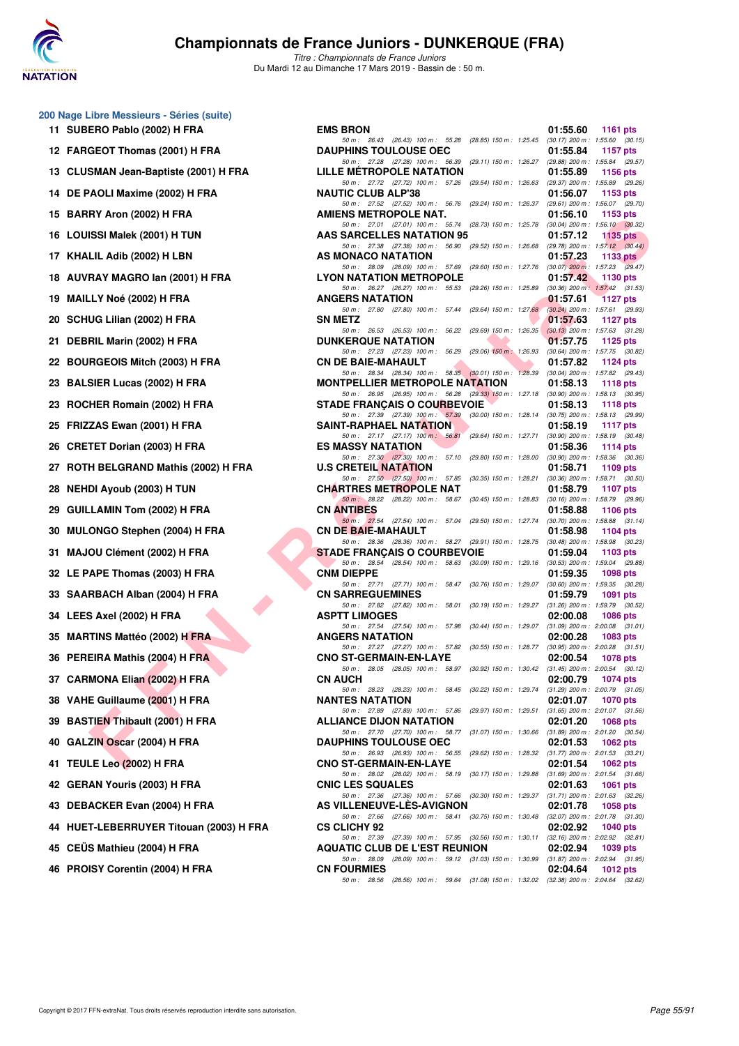## 200 Nage Libre Messieurs - Séries (suite)

| Rang | Nom | Club | Temps | Points |
|---|---|---|---|---|
| 11 | SUBERO Pablo (2002) H FRA | EMS BRON | 01:55.60 | 1161 pts |
| | | 50 m : 26.43 (26.43) 100 m : 55.28 (28.85) 150 m : 1:25.45 (30.17) 200 m : 1:55.60 (30.15) | | |
| 12 | FARGEOT Thomas (2001) H FRA | DAUPHINS TOULOUSE OEC | 01:55.84 | 1157 pts |
| | | 50 m : 27.28 (27.28) 100 m : 56.39 (29.11) 150 m : 1:26.27 (29.88) 200 m : 1:55.84 (29.57) | | |
| 13 | CLUSMAN Jean-Baptiste (2001) H FRA | LILLE MÉTROPOLE NATATION | 01:55.89 | 1156 pts |
| | | 50 m : 27.72 (27.72) 100 m : 57.26 (29.54) 150 m : 1:26.63 (29.37) 200 m : 1:55.89 (29.26) | | |
| 14 | DE PAOLI Maxime (2002) H FRA | NAUTIC CLUB ALP'38 | 01:56.07 | 1153 pts |
| | | 50 m : 27.52 (27.52) 100 m : 56.76 (29.24) 150 m : 1:26.37 (29.61) 200 m : 1:56.07 (29.70) | | |
| 15 | BARRY Aron (2002) H FRA | AMIENS METROPOLE NAT. | 01:56.10 | 1153 pts |
| | | 50 m : 27.01 (27.01) 100 m : 55.74 (28.73) 150 m : 1:25.78 (30.04) 200 m : 1:56.10 (30.32) | | |
| 16 | LOUISSI Malek (2001) H TUN | AAS SARCELLES NATATION 95 | 01:57.12 | 1135 pts |
| | | 50 m : 27.38 (27.38) 100 m : 56.90 (29.52) 150 m : 1:26.68 (29.78) 200 m : 1:57.12 (30.44) | | |
| 17 | KHALIL Adib (2002) H LBN | AS MONACO NATATION | 01:57.23 | 1133 pts |
| | | 50 m : 28.09 (28.09) 100 m : 57.69 (29.60) 150 m : 1:27.76 (30.07) 200 m : 1:57.23 (29.47) | | |
| 18 | AUVRAY MAGRO Ian (2001) H FRA | LYON NATATION METROPOLE | 01:57.42 | 1130 pts |
| | | 50 m : 26.27 (26.27) 100 m : 55.53 (29.26) 150 m : 1:25.89 (30.36) 200 m : 1:57.42 (31.53) | | |
| 19 | MAILLY Noé (2002) H FRA | ANGERS NATATION | 01:57.61 | 1127 pts |
| | | 50 m : 27.80 (27.80) 100 m : 57.44 (29.64) 150 m : 1:27.68 (30.24) 200 m : 1:57.61 (29.93) | | |
| 20 | SCHUG Lilian (2002) H FRA | SN METZ | 01:57.63 | 1127 pts |
| | | 50 m : 26.53 (26.53) 100 m : 56.22 (29.69) 150 m : 1:26.35 (30.13) 200 m : 1:57.63 (31.28) | | |
| 21 | DEBRIL Marin (2002) H FRA | DUNKERQUE NATATION | 01:57.75 | 1125 pts |
| | | 50 m : 27.23 (27.23) 100 m : 56.29 (29.06) 150 m : 1:26.93 (30.64) 200 m : 1:57.75 (30.82) | | |
| 22 | BOURGEOIS Mitch (2003) H FRA | CN DE BAIE-MAHAULT | 01:57.82 | 1124 pts |
| | | 50 m : 28.34 (28.34) 100 m : 58.35 (30.01) 150 m : 1:28.39 (30.04) 200 m : 1:57.82 (29.43) | | |
| 23 | BALSIER Lucas (2002) H FRA | MONTPELLIER METROPOLE NATATION | 01:58.13 | 1118 pts |
| | | 50 m : 26.95 (26.95) 100 m : 56.28 (29.33) 150 m : 1:27.18 (30.90) 200 m : 1:58.13 (30.95) | | |
| 23 | ROCHER Romain (2002) H FRA | STADE FRANÇAIS O COURBEVOIE | 01:58.13 | 1118 pts |
| | | 50 m : 27.39 (27.39) 100 m : 57.39 (30.00) 150 m : 1:28.14 (30.75) 200 m : 1:58.13 (29.99) | | |
| 25 | FRIZZAS Ewan (2001) H FRA | SAINT-RAPHAEL NATATION | 01:58.19 | 1117 pts |
| | | 50 m : 27.17 (27.17) 100 m : 56.81 (29.64) 150 m : 1:27.71 (30.90) 200 m : 1:58.19 (30.48) | | |
| 26 | CRETET Dorian (2003) H FRA | ES MASSY NATATION | 01:58.36 | 1114 pts |
| | | 50 m : 27.30 (27.30) 100 m : 57.10 (29.80) 150 m : 1:28.00 (30.90) 200 m : 1:58.36 (30.36) | | |
| 27 | ROTH BELGRAND Mathis (2002) H FRA | U.S CRETEIL NATATION | 01:58.71 | 1109 pts |
| | | 50 m : 27.50 (27.50) 100 m : 57.85 (30.35) 150 m : 1:28.21 (30.36) 200 m : 1:58.71 (30.50) | | |
| 28 | NEHDI Ayoub (2003) H TUN | CHARTRES METROPOLE NAT | 01:58.79 | 1107 pts |
| | | 50 m : 28.22 (28.22) 100 m : 58.67 (30.45) 150 m : 1:28.83 (30.16) 200 m : 1:58.79 (29.96) | | |
| 29 | GUILLAMIN Tom (2002) H FRA | CN ANTIBES | 01:58.88 | 1106 pts |
| | | 50 m : 27.54 (27.54) 100 m : 57.04 (29.50) 150 m : 1:27.74 (30.70) 200 m : 1:58.88 (31.14) | | |
| 30 | MULONGO Stephen (2004) H FRA | CN DE BAIE-MAHAULT | 01:58.98 | 1104 pts |
| | | 50 m : 28.36 (28.36) 100 m : 58.27 (29.91) 150 m : 1:28.75 (30.48) 200 m : 1:58.98 (30.23) | | |
| 31 | MAJOU Clément (2002) H FRA | STADE FRANÇAIS O COURBEVOIE | 01:59.04 | 1103 pts |
| | | 50 m : 28.54 (28.54) 100 m : 58.63 (30.09) 150 m : 1:29.16 (30.53) 200 m : 1:59.04 (29.88) | | |
| 32 | LE PAPE Thomas (2003) H FRA | CNM DIEPPE | 01:59.35 | 1098 pts |
| | | 50 m : 27.71 (27.71) 100 m : 58.47 (30.76) 150 m : 1:29.07 (30.60) 200 m : 1:59.35 (30.28) | | |
| 33 | SAARBACH Alban (2004) H FRA | CN SARREGUEMINES | 01:59.79 | 1091 pts |
| | | 50 m : 27.82 (27.82) 100 m : 58.01 (30.19) 150 m : 1:29.27 (31.26) 200 m : 1:59.79 (30.52) | | |
| 34 | LEES Axel (2002) H FRA | ASPTT LIMOGES | 02:00.08 | 1086 pts |
| | | 50 m : 27.54 (27.54) 100 m : 57.98 (30.44) 150 m : 1:29.07 (31.09) 200 m : 2:00.08 (31.01) | | |
| 35 | MARTINS Mattéo (2002) H FRA | ANGERS NATATION | 02:00.28 | 1083 pts |
| | | 50 m : 27.27 (27.27) 100 m : 57.82 (30.55) 150 m : 1:28.77 (30.95) 200 m : 2:00.28 (31.51) | | |
| 36 | PEREIRA Mathis (2004) H FRA | CNO ST-GERMAIN-EN-LAYE | 02:00.54 | 1078 pts |
| | | 50 m : 28.05 (28.05) 100 m : 58.97 (30.92) 150 m : 1:30.42 (31.45) 200 m : 2:00.54 (30.12) | | |
| 37 | CARMONA Elian (2002) H FRA | CN AUCH | 02:00.79 | 1074 pts |
| | | 50 m : 28.23 (28.23) 100 m : 58.45 (30.22) 150 m : 1:29.74 (31.29) 200 m : 2:00.79 (31.05) | | |
| 38 | VAHE Guillaume (2001) H FRA | NANTES NATATION | 02:01.07 | 1070 pts |
| | | 50 m : 27.89 (27.89) 100 m : 57.86 (29.97) 150 m : 1:29.51 (31.65) 200 m : 2:01.07 (31.56) | | |
| 39 | BASTIEN Thibault (2001) H FRA | ALLIANCE DIJON NATATION | 02:01.20 | 1068 pts |
| | | 50 m : 27.70 (27.70) 100 m : 58.77 (31.07) 150 m : 1:30.66 (31.89) 200 m : 2:01.20 (30.54) | | |
| 40 | GALZIN Oscar (2004) H FRA | DAUPHINS TOULOUSE OEC | 02:01.53 | 1062 pts |
| | | 50 m : 26.93 (26.93) 100 m : 56.55 (29.62) 150 m : 1:28.32 (31.77) 200 m : 2:01.53 (33.21) | | |
| 41 | TEULE Leo (2002) H FRA | CNO ST-GERMAIN-EN-LAYE | 02:01.54 | 1062 pts |
| | | 50 m : 28.02 (28.02) 100 m : 58.19 (30.17) 150 m : 1:29.88 (31.69) 200 m : 2:01.54 (31.66) | | |
| 42 | GERAN Youris (2003) H FRA | CNIC LES SQUALES | 02:01.63 | 1061 pts |
| | | 50 m : 27.36 (27.36) 100 m : 57.66 (30.30) 150 m : 1:29.37 (31.71) 200 m : 2:01.63 (32.26) | | |
| 43 | DEBACKER Evan (2004) H FRA | AS VILLENEUVE-LÈS-AVIGNON | 02:01.78 | 1058 pts |
| | | 50 m : 27.66 (27.66) 100 m : 58.41 (30.75) 150 m : 1:30.48 (32.07) 200 m : 2:01.78 (31.30) | | |
| 44 | HUET-LEBERRUYER Titouan (2003) H FRA | CS CLICHY 92 | 02:02.92 | 1040 pts |
| | | 50 m : 27.39 (27.39) 100 m : 57.95 (30.56) 150 m : 1:30.11 (32.16) 200 m : 2:02.92 (32.81) | | |
| 45 | CEÜS Mathieu (2004) H FRA | AQUATIC CLUB DE L'EST REUNION | 02:02.94 | 1039 pts |
| | | 50 m : 28.09 (28.09) 100 m : 59.12 (31.03) 150 m : 1:30.99 (31.87) 200 m : 2:02.94 (31.95) | | |
| 46 | PROISY Corentin (2004) H FRA | CN FOURMIES | 02:04.64 | 1012 pts |
| | | 50 m : 28.56 (28.56) 100 m : 59.64 (31.08) 150 m : 1:32.02 (32.38) 200 m : 2:04.64 (32.62) | | |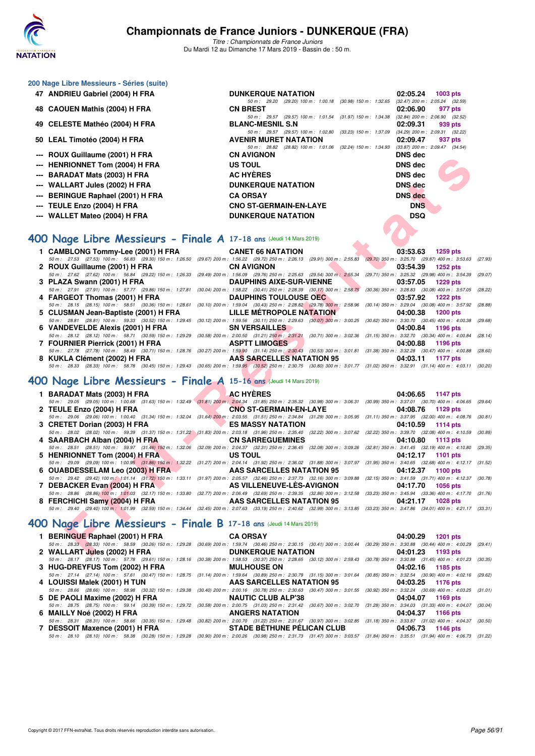## 200 Nage Libre Messieurs - Séries (suite)

| Pl. | Nom | Club | Temps | Points |
|---|---|---|---|---|
| 47 | ANDRIEU Gabriel (2004) H FRA | DUNKERQUE NATATION | 02:05.24 | 1003 pts |
| | 50 m : 29.20 (29.20) 100 m : 1:00.18 (30.98) 150 m : 1:32.65 (32.47) 200 m : 2:05.24 (32.59) | | | |
| 48 | CAOUEN Mathis (2004) H FRA | CN BREST | 02:06.90 | 977 pts |
| | 50 m : 29.57 (29.57) 100 m : 1:01.54 (31.97) 150 m : 1:34.38 (32.84) 200 m : 2:06.90 (32.52) | | | |
| 49 | CELESTE Mathéo (2004) H FRA | BLANC-MESNIL S.N | 02:09.31 | 939 pts |
| | 50 m : 29.57 (29.57) 100 m : 1:02.80 (33.23) 150 m : 1:37.09 (34.29) 200 m : 2:09.31 (32.22) | | | |
| 50 | LEAL Timotéo (2004) H FRA | AVENIR MURET NATATION | 02:09.47 | 937 pts |
| | 50 m : 28.82 (28.82) 100 m : 1:01.06 (32.24) 150 m : 1:34.93 (33.87) 200 m : 2:09.47 (34.54) | | | |
| --- | ROUX Guillaume (2001) H FRA | CN AVIGNON | DNS dec | |
| --- | HENRIONNET Tom (2004) H FRA | US TOUL | DNS dec | |
| --- | BARADAT Mats (2003) H FRA | AC HYÈRES | DNS dec | |
| --- | WALLART Jules (2002) H FRA | DUNKERQUE NATATION | DNS dec | |
| --- | BERINGUE Raphael (2001) H FRA | CA ORSAY | DNS dec | |
| --- | TEULE Enzo (2004) H FRA | CNO ST-GERMAIN-EN-LAYE | DNS | |
| --- | WALLET Mateo (2004) H FRA | DUNKERQUE NATATION | DSQ | |

## 400 Nage Libre Messieurs - Finale A 17-18 ans (Jeudi 14 Mars 2019)

| Pl. | Nom | Club | Temps | Points |
|---|---|---|---|---|
| 1 | CAMBLONG Tommy-Lee (2001) H FRA | CANET 66 NATATION | 03:53.63 | 1259 pts |
| | 50 m : 27.53 (27.53) 100 m : 56.83 (29.30) 150 m : 1:26.50 (29.67) 200 m : 1:56.22 (29.72) 250 m : 2:26.13 (29.91) 300 m : 2:55.83 (29.70) 350 m : 3:25.70 (29.87) 400 m : 3:53.63 (27.93) | | | |
| 2 | ROUX Guillaume (2001) H FRA | CN AVIGNON | 03:54.39 | 1252 pts |
| | 50 m : 27.62 (27.62) 100 m : 56.84 (29.22) 150 m : 1:26.33 (29.49) 200 m : 1:56.09 (29.76) 250 m : 2:25.63 (29.54) 300 m : 2:55.34 (29.71) 350 m : 3:25.32 (29.98) 400 m : 3:54.39 (29.07) | | | |
| 3 | PLAZA Swann (2001) H FRA | DAUPHINS AIXE-SUR-VIENNE | 03:57.05 | 1229 pts |
| | 50 m : 27.91 (27.91) 100 m : 57.77 (29.86) 150 m : 1:27.81 (30.04) 200 m : 1:58.22 (30.41) 250 m : 2:28.39 (30.17) 300 m : 2:58.75 (30.36) 350 m : 3:28.83 (30.08) 400 m : 3:57.05 (28.22) | | | |
| 4 | FARGEOT Thomas (2001) H FRA | DAUPHINS TOULOUSE OEC | 03:57.92 | 1222 pts |
| | 50 m : 28.15 (28.15) 100 m : 58.51 (30.36) 150 m : 1:28.61 (30.10) 200 m : 1:59.04 (30.43) 250 m : 2:28.82 (29.78) 300 m : 2:58.96 (30.14) 350 m : 3:29.04 (30.08) 400 m : 3:57.92 (28.88) | | | |
| 5 | CLUSMAN Jean-Baptiste (2001) H FRA | LILLE MÉTROPOLE NATATION | 04:00.38 | 1200 pts |
| | 50 m : 28.81 (28.81) 100 m : 59.33 (30.52) 150 m : 1:29.45 (30.12) 200 m : 1:59.56 (30.11) 250 m : 2:29.63 (30.07) 300 m : 3:00.25 (30.62) 350 m : 3:30.70 (30.45) 400 m : 4:00.38 (29.68) | | | |
| 6 | VANDEVELDE Alexis (2001) H FRA | SN VERSAILLES | 04:00.84 | 1196 pts |
| | 50 m : 28.12 (28.12) 100 m : 58.71 (30.59) 150 m : 1:29.29 (30.58) 200 m : 2:00.50 (31.21) 250 m : 2:31.21 (30.71) 300 m : 3:02.36 (31.15) 350 m : 3:32.70 (30.34) 400 m : 4:00.84 (28.14) | | | |
| 7 | FOURNIER Pierrick (2001) H FRA | ASPTT LIMOGES | 04:00.88 | 1196 pts |
| | 50 m : 27.78 (27.78) 100 m : 58.49 (30.71) 150 m : 1:28.76 (30.27) 200 m : 1:59.90 (31.14) 250 m : 2:30.43 (30.53) 300 m : 3:01.81 (31.38) 350 m : 3:32.28 (30.47) 400 m : 4:00.88 (28.60) | | | |
| 8 | KUKLA Clément (2002) H FRA | AAS SARCELLES NATATION 95 | 04:03.11 | 1177 pts |
| | 50 m : 28.33 (28.33) 100 m : 58.78 (30.45) 150 m : 1:29.43 (30.65) 200 m : 1:59.95 (30.52) 250 m : 2:30.75 (30.80) 300 m : 3:01.77 (31.02) 350 m : 3:32.91 (31.14) 400 m : 4:03.11 (30.20) | | | |

## 400 Nage Libre Messieurs - Finale A 15-16 ans (Jeudi 14 Mars 2019)

| Pl. | Nom | Club | Temps | Points |
|---|---|---|---|---|
| 1 | BARADAT Mats (2003) H FRA | AC HYÈRES | 04:06.65 | 1147 pts |
| | 50 m : 29.05 (29.05) 100 m : 1:00.68 (31.63) 150 m : 1:32.49 (31.81) 200 m : 2:04.34 (31.85) 250 m : 2:35.32 (30.98) 300 m : 3:06.31 (30.99) 350 m : 3:37.01 (30.70) 400 m : 4:06.65 (29.64) | | | |
| 2 | TEULE Enzo (2004) H FRA | CNO ST-GERMAIN-EN-LAYE | 04:08.76 | 1129 pts |
| | 50 m : 29.06 (29.06) 100 m : 1:00.40 (31.34) 150 m : 1:32.04 (31.64) 200 m : 2:03.55 (31.51) 250 m : 2:34.84 (31.29) 300 m : 3:05.95 (31.11) 350 m : 3:37.95 (32.00) 400 m : 4:08.76 (30.81) | | | |
| 3 | CRETET Dorian (2003) H FRA | ES MASSY NATATION | 04:10.59 | 1114 pts |
| | 50 m : 28.02 (28.02) 100 m : 59.39 (31.37) 150 m : 1:31.22 (31.83) 200 m : 2:03.18 (31.96) 250 m : 2:35.40 (32.22) 300 m : 3:07.62 (32.22) 350 m : 3:39.70 (32.08) 400 m : 4:10.59 (30.89) | | | |
| 4 | SAARBACH Alban (2004) H FRA | CN SARREGUEMINES | 04:10.80 | 1113 pts |
| | 50 m : 28.51 (28.51) 100 m : 59.97 (31.46) 150 m : 1:32.06 (32.09) 200 m : 2:04.37 (32.31) 250 m : 2:36.45 (32.08) 300 m : 3:09.26 (32.81) 350 m : 3:41.45 (32.19) 400 m : 4:10.80 (29.35) | | | |
| 5 | HENRIONNET Tom (2004) H FRA | US TOUL | 04:12.17 | 1101 pts |
| | 50 m : 29.09 (29.09) 100 m : 1:00.95 (31.86) 150 m : 1:32.22 (31.27) 200 m : 2:04.14 (31.92) 250 m : 2:36.02 (31.88) 300 m : 3:07.97 (31.95) 350 m : 3:40.65 (32.68) 400 m : 4:12.17 (31.52) | | | |
| 6 | OUABDESSELAM Leo (2003) H FRA | AAS SARCELLES NATATION 95 | 04:12.37 | 1100 pts |
| | 50 m : 29.42 (29.42) 100 m : 1:01.14 (31.72) 150 m : 1:33.11 (31.97) 200 m : 2:05.57 (32.46) 250 m : 2:37.73 (32.16) 300 m : 3:09.88 (32.15) 350 m : 3:41.59 (31.71) 400 m : 4:12.37 (30.78) | | | |
| 7 | DEBACKER Evan (2004) H FRA | AS VILLENEUVE-LÈS-AVIGNON | 04:17.70 | 1056 pts |
| | 50 m : 28.86 (28.86) 100 m : 1:01.03 (32.17) 150 m : 1:33.80 (32.77) 200 m : 2:06.49 (32.69) 250 m : 2:39.35 (32.86) 300 m : 3:12.58 (33.23) 350 m : 3:45.94 (33.36) 400 m : 4:17.70 (31.76) | | | |
| 8 | FERCHICHI Samy (2004) H FRA | AAS SARCELLES NATATION 95 | 04:21.17 | 1028 pts |
| | 50 m : 29.40 (29.40) 100 m : 1:01.99 (32.59) 150 m : 1:34.44 (32.45) 200 m : 2:07.63 (33.19) 250 m : 2:40.62 (32.99) 300 m : 3:13.85 (33.23) 350 m : 3:47.86 (34.01) 400 m : 4:21.17 (33.31) | | | |

## 400 Nage Libre Messieurs - Finale B 17-18 ans (Jeudi 14 Mars 2019)

| Pl. | Nom | Club | Temps | Points |
|---|---|---|---|---|
| 1 | BERINGUE Raphael (2001) H FRA | CA ORSAY | 04:00.29 | 1201 pts |
| | 50 m : 28.33 (28.33) 100 m : 58.59 (30.26) 150 m : 1:29.28 (30.69) 200 m : 1:59.74 (30.46) 250 m : 2:30.15 (30.41) 300 m : 3:00.44 (30.29) 350 m : 3:30.88 (30.44) 400 m : 4:00.29 (29.41) | | | |
| 2 | WALLART Jules (2002) H FRA | DUNKERQUE NATATION | 04:01.23 | 1193 pts |
| | 50 m : 28.17 (28.17) 100 m : 57.78 (29.61) 150 m : 1:28.16 (30.38) 200 m : 1:58.53 (30.37) 250 m : 2:28.65 (30.12) 300 m : 2:59.43 (30.78) 350 m : 3:30.88 (31.45) 400 m : 4:01.23 (30.35) | | | |
| 3 | HUG-DREYFUS Tom (2002) H FRA | MULHOUSE ON | 04:02.16 | 1185 pts |
| | 50 m : 27.14 (27.14) 100 m : 57.61 (30.47) 150 m : 1:28.75 (31.14) 200 m : 1:59.64 (30.89) 250 m : 2:30.79 (31.15) 300 m : 3:01.64 (30.85) 350 m : 3:32.54 (30.90) 400 m : 4:02.16 (29.62) | | | |
| 4 | LOUISSI Malek (2001) H TUN | AAS SARCELLES NATATION 95 | 04:03.25 | 1176 pts |
| | 50 m : 28.66 (28.66) 100 m : 58.98 (30.32) 150 m : 1:29.38 (30.40) 200 m : 2:00.16 (30.78) 250 m : 2:30.63 (30.47) 300 m : 3:01.55 (30.92) 350 m : 3:32.24 (30.69) 400 m : 4:03.25 (31.01) | | | |
| 5 | DE PAOLI Maxime (2002) H FRA | NAUTIC CLUB ALP'38 | 04:04.07 | 1169 pts |
| | 50 m : 28.75 (28.75) 100 m : 59.14 (30.39) 150 m : 1:29.72 (30.58) 200 m : 2:00.75 (31.03) 250 m : 2:31.42 (30.67) 300 m : 3:02.70 (31.28) 350 m : 3:34.03 (31.33) 400 m : 4:04.07 (30.04) | | | |
| 6 | MAILLY Noé (2002) H FRA | ANGERS NATATION | 04:04.37 | 1166 pts |
| | 50 m : 28.31 (28.31) 100 m : 58.66 (30.35) 150 m : 1:29.48 (30.82) 200 m : 2:00.70 (31.22) 250 m : 2:31.67 (30.97) 300 m : 3:02.85 (31.18) 350 m : 3:33.87 (31.02) 400 m : 4:04.37 (30.50) | | | |
| 7 | DESSOIT Maxence (2001) H FRA | STADE BÉTHUNE PÉLICAN CLUB | 04:06.73 | 1146 pts |
| | 50 m : 28.10 (28.10) 100 m : 58.38 (30.28) 150 m : 1:29.28 (30.90) 200 m : 2:00.26 (30.98) 250 m : 2:31.73 (31.47) 300 m : 3:03.57 (31.84) 350 m : 3:35.51 (31.94) 400 m : 4:06.73 (31.22) | | | |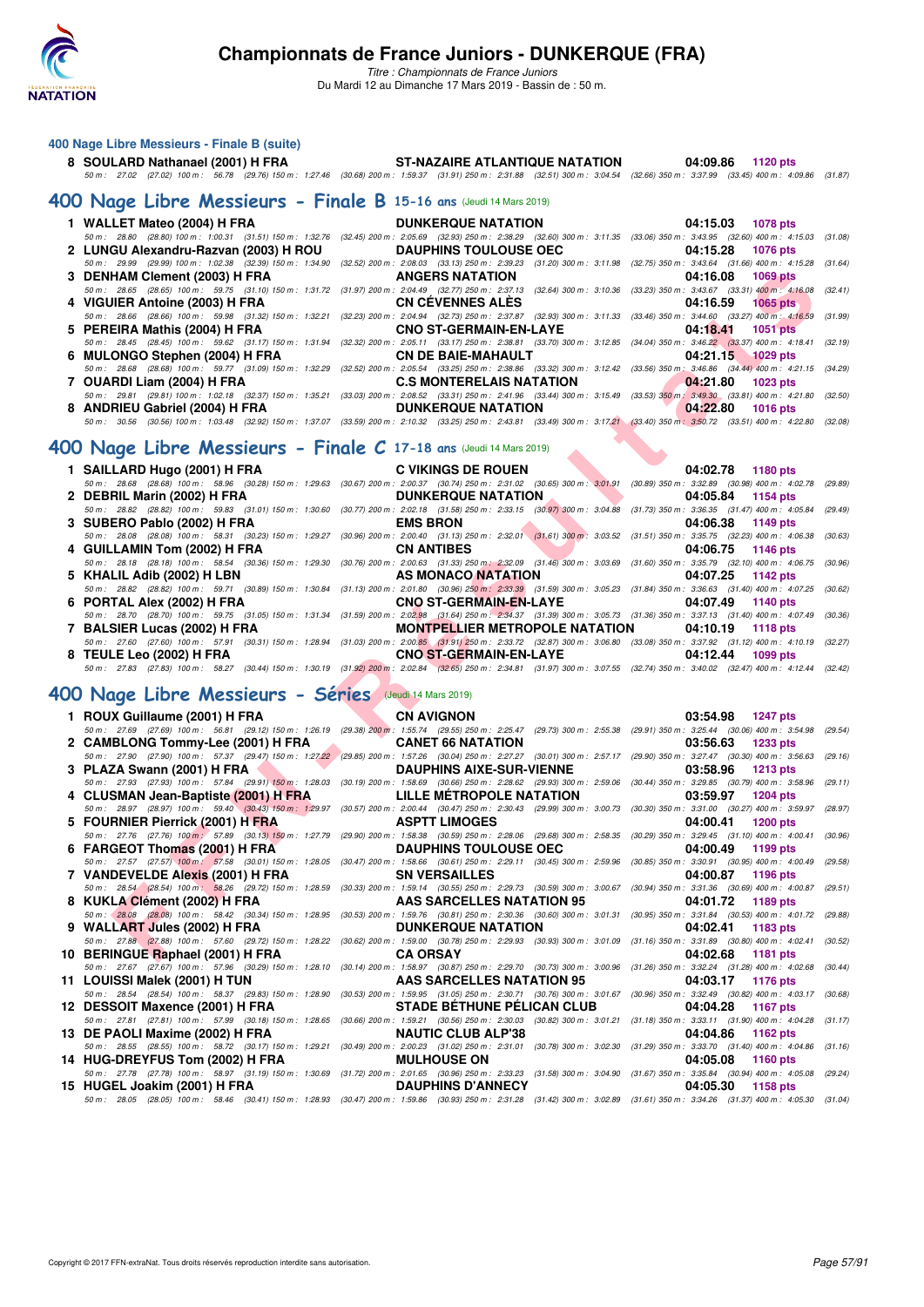## 400 Nage Libre Messieurs - Finale B (suite)

**8 SOULARD Nathanael (2001) H FRA** — ST-NAZAIRE ATLANTIQUE NATATION — 04:09.86 — 1120 pts
50 m : 27.02 (27.02) 100 m : 56.78 (29.76) 150 m : 1:27.46 (30.68) 200 m : 1:59.37 (31.91) 250 m : 2:31.88 (32.51) 300 m : 3:04.54 (32.66) 350 m : 3:37.99 (33.45) 400 m : 4:09.86 (31.87)

## 400 Nage Libre Messieurs - Finale B 15-16 ans (Jeudi 14 Mars 2019)

**1 WALLET Mateo (2004) H FRA** — DUNKERQUE NATATION — 04:15.03 — 1078 pts
50 m : 28.80 (28.80) 100 m : 1:00.31 (31.51) 150 m : 1:32.76 (32.45) 200 m : 2:05.69 (32.93) 250 m : 2:38.29 (32.60) 300 m : 3:11.35 (33.06) 350 m : 3:43.95 (32.60) 400 m : 4:15.03 (31.08)

**2 LUNGU Alexandru-Razvan (2003) H ROU** — DAUPHINS TOULOUSE OEC — 04:15.28 — 1076 pts
50 m : 29.99 (29.99) 100 m : 1:02.38 (32.39) 150 m : 1:34.90 (32.52) 200 m : 2:08.03 (33.13) 250 m : 2:39.23 (31.20) 300 m : 3:11.98 (32.75) 350 m : 3:43.64 (31.66) 400 m : 4:15.28 (31.64)

**3 DENHAM Clement (2003) H FRA** — ANGERS NATATION — 04:16.08 — 1069 pts
50 m : 28.65 (28.65) 100 m : 59.75 (31.10) 150 m : 1:31.72 (31.97) 200 m : 2:04.49 (32.77) 250 m : 2:37.13 (32.64) 300 m : 3:10.36 (33.23) 350 m : 3:43.67 (33.31) 400 m : 4:16.08 (32.41)

**4 VIGUIER Antoine (2003) H FRA** — CN CÉVENNES ALÈS — 04:16.59 — 1065 pts
50 m : 28.66 (28.66) 100 m : 59.98 (31.32) 150 m : 1:32.21 (32.23) 200 m : 2:04.94 (32.73) 250 m : 2:37.87 (32.93) 300 m : 3:11.33 (33.46) 350 m : 3:44.60 (33.27) 400 m : 4:16.59 (31.99)

**5 PEREIRA Mathis (2004) H FRA** — CNO ST-GERMAIN-EN-LAYE — 04:18.41 — 1051 pts
50 m : 28.45 (28.45) 100 m : 59.62 (31.17) 150 m : 1:31.94 (32.32) 200 m : 2:05.11 (33.17) 250 m : 2:38.81 (33.70) 300 m : 3:12.85 (34.04) 350 m : 3:46.22 (33.37) 400 m : 4:18.41 (32.19)

**6 MULONGO Stephen (2004) H FRA** — CN DE BAIE-MAHAULT — 04:21.15 — 1029 pts
50 m : 28.68 (28.68) 100 m : 59.77 (31.09) 150 m : 1:32.29 (32.52) 200 m : 2:05.54 (33.25) 250 m : 2:38.86 (33.32) 300 m : 3:12.42 (33.56) 350 m : 3:46.86 (34.44) 400 m : 4:21.15 (34.29)

**7 OUARDI Liam (2004) H FRA** — C.S MONTERELAIS NATATION — 04:21.80 — 1023 pts
50 m : 29.81 (29.81) 100 m : 1:02.18 (32.37) 150 m : 1:35.21 (33.03) 200 m : 2:08.52 (33.31) 250 m : 2:41.96 (33.44) 300 m : 3:15.49 (33.53) 350 m : 3:49.30 (33.81) 400 m : 4:21.80 (32.50)

**8 ANDRIEU Gabriel (2004) H FRA** — DUNKERQUE NATATION — 04:22.80 — 1016 pts
50 m : 30.56 (30.56) 100 m : 1:03.48 (32.92) 150 m : 1:37.07 (33.59) 200 m : 2:10.32 (33.25) 250 m : 2:43.81 (33.49) 300 m : 3:17.21 (33.40) 350 m : 3:50.72 (33.51) 400 m : 4:22.80 (32.08)

## 400 Nage Libre Messieurs - Finale C 17-18 ans (Jeudi 14 Mars 2019)

**1 SAILLARD Hugo (2001) H FRA** — C VIKINGS DE ROUEN — 04:02.78 — 1180 pts
50 m : 28.68 (28.68) 100 m : 58.96 (30.28) 150 m : 1:29.63 (30.67) 200 m : 2:00.37 (30.74) 250 m : 2:31.02 (30.65) 300 m : 3:01.91 (30.89) 350 m : 3:32.89 (30.98) 400 m : 4:02.78 (29.89)

**2 DEBRIL Marin (2002) H FRA** — DUNKERQUE NATATION — 04:05.84 — 1154 pts
50 m : 28.82 (28.82) 100 m : 59.83 (31.01) 150 m : 1:30.60 (30.77) 200 m : 2:02.18 (31.58) 250 m : 2:33.15 (30.97) 300 m : 3:04.88 (31.73) 350 m : 3:36.35 (31.47) 400 m : 4:05.84 (29.49)

**3 SUBERO Pablo (2002) H FRA** — EMS BRON — 04:06.38 — 1149 pts
50 m : 28.08 (28.08) 100 m : 58.31 (30.23) 150 m : 1:29.27 (30.96) 200 m : 2:00.40 (31.13) 250 m : 2:32.01 (31.61) 300 m : 3:03.52 (31.51) 350 m : 3:35.75 (32.23) 400 m : 4:06.38 (30.63)

**4 GUILLAMIN Tom (2002) H FRA** — CN ANTIBES — 04:06.75 — 1146 pts
50 m : 28.18 (28.18) 100 m : 58.54 (30.36) 150 m : 1:29.30 (30.76) 200 m : 2:00.63 (31.33) 250 m : 2:32.09 (31.46) 300 m : 3:03.69 (31.60) 350 m : 3:35.79 (32.10) 400 m : 4:06.75 (30.96)

**5 KHALIL Adib (2002) H LBN** — AS MONACO NATATION — 04:07.25 — 1142 pts
50 m : 28.82 (28.82) 100 m : 59.71 (30.89) 150 m : 1:30.84 (31.13) 200 m : 2:01.80 (30.96) 250 m : 2:33.39 (31.59) 300 m : 3:05.23 (31.84) 350 m : 3:36.63 (31.40) 400 m : 4:07.25 (30.62)

**6 PORTAL Alex (2002) H FRA** — CNO ST-GERMAIN-EN-LAYE — 04:07.49 — 1140 pts
50 m : 28.70 (28.70) 100 m : 59.75 (31.05) 150 m : 1:31.34 (31.59) 200 m : 2:02.98 (31.64) 250 m : 2:34.37 (31.39) 300 m : 3:05.73 (31.36) 350 m : 3:37.13 (31.40) 400 m : 4:07.49 (30.36)

**7 BALSIER Lucas (2002) H FRA** — MONTPELLIER METROPOLE NATATION — 04:10.19 — 1118 pts
50 m : 27.60 (27.60) 100 m : 57.91 (30.31) 150 m : 1:28.94 (31.03) 200 m : 2:00.85 (31.91) 250 m : 2:33.72 (32.87) 300 m : 3:06.80 (33.08) 350 m : 3:37.92 (31.12) 400 m : 4:10.19 (32.27)

**8 TEULE Leo (2002) H FRA** — CNO ST-GERMAIN-EN-LAYE — 04:12.44 — 1099 pts
50 m : 27.83 (27.83) 100 m : 58.27 (30.44) 150 m : 1:30.19 (31.92) 200 m : 2:02.84 (32.65) 250 m : 2:34.81 (31.97) 300 m : 3:07.55 (32.74) 350 m : 3:40.02 (32.47) 400 m : 4:12.44 (32.42)

## 400 Nage Libre Messieurs - Séries (Jeudi 14 Mars 2019)

**1 ROUX Guillaume (2001) H FRA** — CN AVIGNON — 03:54.98 — 1247 pts
50 m : 27.69 (27.69) 100 m : 56.81 (29.12) 150 m : 1:26.19 (29.38) 200 m : 1:55.74 (29.55) 250 m : 2:25.47 (29.73) 300 m : 2:55.38 (29.91) 350 m : 3:25.44 (30.06) 400 m : 3:54.98 (29.54)

**2 CAMBLONG Tommy-Lee (2001) H FRA** — CANET 66 NATATION — 03:56.63 — 1233 pts
50 m : 27.90 (27.90) 100 m : 57.37 (29.47) 150 m : 1:27.22 (29.85) 200 m : 1:57.26 (30.04) 250 m : 2:27.27 (30.01) 300 m : 2:57.17 (29.90) 350 m : 3:27.47 (30.30) 400 m : 3:56.63 (29.16)

**3 PLAZA Swann (2001) H FRA** — DAUPHINS AIXE-SUR-VIENNE — 03:58.96 — 1213 pts
50 m : 27.93 (27.93) 100 m : 57.84 (29.91) 150 m : 1:28.03 (30.19) 200 m : 1:58.69 (30.66) 250 m : 2:28.62 (29.93) 300 m : 2:59.06 (30.44) 350 m : 3:29.85 (30.79) 400 m : 3:58.96 (29.11)

**4 CLUSMAN Jean-Baptiste (2001) H FRA** — LILLE MÉTROPOLE NATATION — 03:59.97 — 1204 pts
50 m : 28.97 (28.97) 100 m : 59.40 (30.43) 150 m : 1:29.97 (30.57) 200 m : 2:00.44 (30.47) 250 m : 2:30.43 (29.99) 300 m : 3:00.73 (30.30) 350 m : 3:31.00 (30.27) 400 m : 3:59.97 (28.97)

**5 FOURNIER Pierrick (2001) H FRA** — ASPTT LIMOGES — 04:00.41 — 1200 pts
50 m : 27.76 (27.76) 100 m : 57.89 (30.13) 150 m : 1:27.79 (29.90) 200 m : 1:58.38 (30.59) 250 m : 2:28.06 (29.68) 300 m : 2:58.35 (30.29) 350 m : 3:29.45 (31.10) 400 m : 4:00.41 (30.96)

**6 FARGEOT Thomas (2001) H FRA** — DAUPHINS TOULOUSE OEC — 04:00.49 — 1199 pts
50 m : 27.57 (27.57) 100 m : 57.58 (30.01) 150 m : 1:28.05 (30.47) 200 m : 1:58.66 (30.61) 250 m : 2:29.11 (30.45) 300 m : 2:59.96 (30.85) 350 m : 3:30.91 (30.95) 400 m : 4:00.49 (29.58)

**7 VANDEVELDE Alexis (2001) H FRA** — SN VERSAILLES — 04:00.87 — 1196 pts
50 m : 28.54 (28.54) 100 m : 58.26 (29.72) 150 m : 1:28.59 (30.33) 200 m : 1:59.14 (30.55) 250 m : 2:29.73 (30.59) 300 m : 3:00.67 (30.94) 350 m : 3:31.36 (30.69) 400 m : 4:00.87 (29.51)

**8 KUKLA Clément (2002) H FRA** — AAS SARCELLES NATATION 95 — 04:01.72 — 1189 pts
50 m : 28.08 (28.08) 100 m : 58.42 (30.34) 150 m : 1:28.95 (30.53) 200 m : 1:59.76 (30.81) 250 m : 2:30.36 (30.60) 300 m : 3:01.31 (30.95) 350 m : 3:31.84 (30.53) 400 m : 4:01.72 (29.88)

**9 WALLART Jules (2002) H FRA** — DUNKERQUE NATATION — 04:02.41 — 1183 pts
50 m : 27.88 (27.88) 100 m : 57.60 (29.72) 150 m : 1:28.22 (30.62) 200 m : 1:59.00 (30.78) 250 m : 2:29.93 (30.93) 300 m : 3:01.09 (31.16) 350 m : 3:31.89 (30.80) 400 m : 4:02.41 (30.52)

**10 BERINGUE Raphael (2001) H FRA** — CA ORSAY — 04:02.68 — 1181 pts
50 m : 27.67 (27.67) 100 m : 57.96 (30.29) 150 m : 1:28.10 (30.14) 200 m : 1:58.97 (30.87) 250 m : 2:29.70 (30.73) 300 m : 3:00.96 (31.26) 350 m : 3:32.24 (31.28) 400 m : 4:02.68 (30.44)

**11 LOUISSI Malek (2001) H TUN** — AAS SARCELLES NATATION 95 — 04:03.17 — 1176 pts
50 m : 28.54 (28.54) 100 m : 58.37 (29.83) 150 m : 1:28.90 (30.53) 200 m : 1:59.95 (31.05) 250 m : 2:30.71 (30.76) 300 m : 3:01.67 (30.96) 350 m : 3:32.49 (30.82) 400 m : 4:03.17 (30.68)

**12 DESSOIT Maxence (2001) H FRA** — STADE BÉTHUNE PÉLICAN CLUB — 04:04.28 — 1167 pts
50 m : 27.81 (27.81) 100 m : 57.99 (30.18) 150 m : 1:28.65 (30.66) 200 m : 1:59.21 (30.56) 250 m : 2:30.03 (30.82) 300 m : 3:01.21 (31.18) 350 m : 3:33.11 (31.90) 400 m : 4:04.28 (31.17)

**13 DE PAOLI Maxime (2002) H FRA** — NAUTIC CLUB ALP'38 — 04:04.86 — 1162 pts
50 m : 28.55 (28.55) 100 m : 58.72 (30.17) 150 m : 1:29.21 (30.49) 200 m : 2:00.23 (31.02) 250 m : 2:31.01 (30.78) 300 m : 3:02.30 (31.29) 350 m : 3:33.70 (31.40) 400 m : 4:04.86 (31.16)

**14 HUG-DREYFUS Tom (2002) H FRA** — MULHOUSE ON — 04:05.08 — 1160 pts
50 m : 27.78 (27.78) 100 m : 58.97 (31.19) 150 m : 1:30.69 (31.72) 200 m : 2:01.65 (30.96) 250 m : 2:33.23 (31.58) 300 m : 3:04.90 (31.67) 350 m : 3:35.84 (30.94) 400 m : 4:05.08 (29.24)

**15 HUGEL Joakim (2001) H FRA** — DAUPHINS D'ANNECY — 04:05.30 — 1158 pts
50 m : 28.05 (28.05) 100 m : 58.46 (30.41) 150 m : 1:28.93 (30.47) 200 m : 1:59.86 (30.93) 250 m : 2:31.28 (31.42) 300 m : 3:02.89 (31.61) 350 m : 3:34.26 (31.37) 400 m : 4:05.30 (31.04)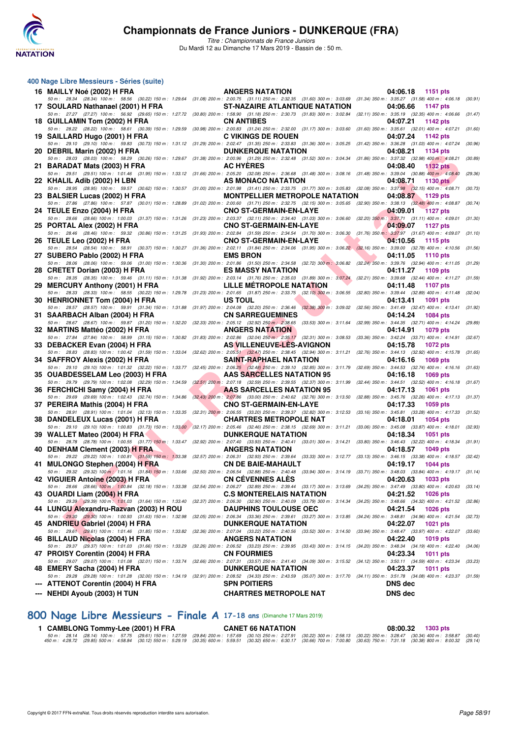# Championnats de France Juniors - DUNKERQUE (FRA)

*Titre : Championnats de France Juniors*
Du Mardi 12 au Dimanche 17 Mars 2019 - Bassin de : 50 m.

## 400 Nage Libre Messieurs - Séries (suite)

| Rg | Nom | Club | Temps | Points |
|---|---|---|---|---|
| 16 | MAILLY Noé (2002) H FRA | ANGERS NATATION | 04:06.18 | 1151 pts |
| | 50 m : 28.34 (28.34) 100 m : 58.56 (30.22) 150 m : 1:29.64 (31.08) 200 m : 2:00.75 (31.11) 250 m : 2:32.35 (31.60) 300 m : 3:03.69 (31.34) 350 m : 3:35.27 (31.58) 400 m : 4:06.18 (30.91) | | | |
| 17 | SOULARD Nathanael (2001) H FRA | ST-NAZAIRE ATLANTIQUE NATATION | 04:06.66 | 1147 pts |
| | 50 m : 27.27 (27.27) 100 m : 56.92 (29.65) 150 m : 1:27.72 (30.80) 200 m : 1:58.90 (31.18) 250 m : 2:30.73 (31.83) 300 m : 3:02.84 (32.11) 350 m : 3:35.19 (32.35) 400 m : 4:06.66 (31.47) | | | |
| 18 | GUILLAMIN Tom (2002) H FRA | CN ANTIBES | 04:07.21 | 1142 pts |
| | 50 m : 28.22 (28.22) 100 m : 58.61 (30.39) 150 m : 1:29.59 (30.98) 200 m : 2:00.83 (31.24) 250 m : 2:32.00 (31.17) 300 m : 3:03.60 (31.60) 350 m : 3:35.61 (32.01) 400 m : 4:07.21 (31.60) | | | |
| 19 | SAILLARD Hugo (2001) H FRA | C VIKINGS DE ROUEN | 04:07.24 | 1142 pts |
| | 50 m : 29.10 (29.10) 100 m : 59.83 (30.73) 150 m : 1:31.12 (31.29) 200 m : 2:02.47 (31.35) 250 m : 2:33.83 (31.36) 300 m : 3:05.25 (31.42) 350 m : 3:36.28 (31.03) 400 m : 4:07.24 (30.96) | | | |
| 20 | DEBRIL Marin (2002) H FRA | DUNKERQUE NATATION | 04:08.21 | 1134 pts |
| | 50 m : 28.03 (28.03) 100 m : 58.29 (30.26) 150 m : 1:29.67 (31.38) 200 m : 2:00.96 (31.29) 250 m : 2:32.48 (31.52) 300 m : 3:04.34 (31.86) 350 m : 3:37.32 (32.98) 400 m : 4:08.21 (30.89) | | | |
| 21 | BARADAT Mats (2003) H FRA | AC HYÈRES | 04:08.40 | 1132 pts |
| | 50 m : 29.51 (29.51) 100 m : 1:01.46 (31.95) 150 m : 1:33.12 (31.66) 200 m : 2:05.20 (32.08) 250 m : 2:36.68 (31.48) 300 m : 3:08.16 (31.48) 350 m : 3:39.04 (30.88) 400 m : 4:08.40 (29.36) | | | |
| 22 | KHALIL Adib (2002) H LBN | AS MONACO NATATION | 04:08.71 | 1130 pts |
| | 50 m : 28.95 (28.95) 100 m : 59.57 (30.62) 150 m : 1:30.57 (31.00) 200 m : 2:01.98 (31.41) 250 m : 2:33.75 (31.77) 300 m : 3:05.83 (32.08) 350 m : 3:37.98 (32.15) 400 m : 4:08.71 (30.73) | | | |
| 23 | BALSIER Lucas (2002) H FRA | MONTPELLIER METROPOLE NATATION | 04:08.87 | 1129 pts |
| | 50 m : 27.86 (27.86) 100 m : 57.87 (30.01) 150 m : 1:28.89 (31.02) 200 m : 2:00.60 (31.71) 250 m : 2:32.75 (32.15) 300 m : 3:05.65 (32.90) 350 m : 3:38.13 (32.48) 400 m : 4:08.87 (30.74) | | | |
| 24 | TEULE Enzo (2004) H FRA | CNO ST-GERMAIN-EN-LAYE | 04:09.01 | 1127 pts |
| | 50 m : 28.66 (28.66) 100 m : 1:00.03 (31.37) 150 m : 1:31.26 (31.23) 200 m : 2:03.37 (32.11) 250 m : 2:34.40 (31.03) 300 m : 3:06.60 (32.20) 350 m : 3:37.71 (31.11) 400 m : 4:09.01 (31.30) | | | |
| 25 | PORTAL Alex (2002) H FRA | CNO ST-GERMAIN-EN-LAYE | 04:09.07 | 1127 pts |
| | 50 m : 28.46 (28.46) 100 m : 59.32 (30.86) 150 m : 1:31.25 (31.93) 200 m : 2:02.84 (31.59) 250 m : 2:34.54 (31.70) 300 m : 3:06.30 (31.76) 350 m : 3:37.97 (31.67) 400 m : 4:09.07 (31.10) | | | |
| 26 | TEULE Leo (2002) H FRA | CNO ST-GERMAIN-EN-LAYE | 04:10.56 | 1115 pts |
| | 50 m : 28.54 (28.54) 100 m : 58.91 (30.37) 150 m : 1:30.27 (31.36) 200 m : 2:02.11 (31.84) 250 m : 2:34.06 (31.95) 300 m : 3:06.22 (32.16) 350 m : 3:39.00 (32.78) 400 m : 4:10.56 (31.56) | | | |
| 27 | SUBERO Pablo (2002) H FRA | EMS BRON | 04:11.05 | 1110 pts |
| | 50 m : 28.06 (28.06) 100 m : 59.06 (31.00) 150 m : 1:30.36 (31.30) 200 m : 2:01.86 (31.50) 250 m : 2:34.58 (32.72) 300 m : 3:06.82 (32.24) 350 m : 3:39.76 (32.94) 400 m : 4:11.05 (31.29) | | | |
| 28 | CRETET Dorian (2003) H FRA | ES MASSY NATATION | 04:11.27 | 1109 pts |
| | 50 m : 28.35 (28.35) 100 m : 59.46 (31.11) 150 m : 1:31.38 (31.92) 200 m : 2:03.14 (31.76) 250 m : 2:35.03 (31.89) 300 m : 3:07.24 (32.21) 350 m : 3:39.68 (32.44) 400 m : 4:11.27 (31.59) | | | |
| 29 | MERCURY Anthony (2001) H FRA | LILLE MÉTROPOLE NATATION | 04:11.48 | 1107 pts |
| | 50 m : 28.33 (28.33) 100 m : 58.55 (30.22) 150 m : 1:29.78 (31.23) 200 m : 2:01.65 (31.87) 250 m : 2:33.75 (32.10) 300 m : 3:06.55 (32.80) 350 m : 3:39.44 (32.89) 400 m : 4:11.48 (32.04) | | | |
| 30 | HENRIONNET Tom (2004) H FRA | US TOUL | 04:13.41 | 1091 pts |
| | 50 m : 28.57 (28.57) 100 m : 59.91 (31.34) 150 m : 1:31.88 (31.97) 200 m : 2:04.08 (32.20) 250 m : 2:36.46 (32.38) 300 m : 3:09.02 (32.56) 350 m : 3:41.49 (32.47) 400 m : 4:13.41 (31.92) | | | |
| 31 | SAARBACH Alban (2004) H FRA | CN SARREGUEMINES | 04:14.24 | 1084 pts |
| | 50 m : 28.67 (28.67) 100 m : 59.87 (31.20) 150 m : 1:32.20 (32.33) 200 m : 2:05.12 (32.92) 250 m : 2:38.65 (33.53) 300 m : 3:11.64 (32.99) 350 m : 3:44.35 (32.71) 400 m : 4:14.24 (29.89) | | | |
| 32 | MARTINS Mattéo (2002) H FRA | ANGERS NATATION | 04:14.91 | 1079 pts |
| | 50 m : 27.84 (27.84) 100 m : 58.99 (31.15) 150 m : 1:30.82 (31.83) 200 m : 2:02.86 (32.04) 250 m : 2:35.17 (32.31) 300 m : 3:08.53 (33.36) 350 m : 3:42.24 (33.71) 400 m : 4:14.91 (32.67) | | | |
| 33 | DEBACKER Evan (2004) H FRA | AS VILLENEUVE-LÈS-AVIGNON | 04:15.78 | 1072 pts |
| | 50 m : 28.83 (28.83) 100 m : 1:00.42 (31.59) 150 m : 1:33.04 (32.62) 200 m : 2:05.51 (32.47) 250 m : 2:38.45 (32.94) 300 m : 3:11.21 (32.76) 350 m : 3:44.13 (32.92) 400 m : 4:15.78 (31.65) | | | |
| 34 | SAFFROY Alexis (2002) H FRA | SAINT-RAPHAEL NATATION | 04:16.16 | 1069 pts |
| | 50 m : 29.10 (29.10) 100 m : 1:01.32 (32.22) 150 m : 1:33.77 (32.45) 200 m : 2:06.25 (32.48) 250 m : 2:39.10 (32.85) 300 m : 3:11.79 (32.69) 350 m : 3:44.53 (32.74) 400 m : 4:16.16 (31.63) | | | |
| 35 | OUABDESSELAM Leo (2003) H FRA | AAS SARCELLES NATATION 95 | 04:16.18 | 1069 pts |
| | 50 m : 29.79 (29.79) 100 m : 1:02.08 (32.29) 150 m : 1:34.59 (32.51) 200 m : 2:07.18 (32.59) 250 m : 2:39.55 (32.37) 300 m : 3:11.99 (32.44) 350 m : 3:44.51 (32.52) 400 m : 4:16.18 (31.67) | | | |
| 36 | FERCHICHI Samy (2004) H FRA | AAS SARCELLES NATATION 95 | 04:17.13 | 1061 pts |
| | 50 m : 29.69 (29.69) 100 m : 1:02.43 (32.74) 150 m : 1:34.86 (32.43) 200 m : 2:07.86 (33.00) 250 m : 2:40.62 (32.76) 300 m : 3:13.50 (32.88) 350 m : 3:45.76 (32.26) 400 m : 4:17.13 (31.37) | | | |
| 37 | PEREIRA Mathis (2004) H FRA | CNO ST-GERMAIN-EN-LAYE | 04:17.33 | 1059 pts |
| | 50 m : 28.91 (28.91) 100 m : 1:01.04 (32.13) 150 m : 1:33.35 (32.31) 200 m : 2:06.55 (33.20) 250 m : 2:39.37 (32.82) 300 m : 3:12.53 (33.16) 350 m : 3:45.81 (33.28) 400 m : 4:17.33 (31.52) | | | |
| 38 | DANDELEUX Lucas (2001) H FRA | CHARTRES METROPOLE NAT | 04:18.01 | 1054 pts |
| | 50 m : 29.10 (29.10) 100 m : 1:00.83 (31.73) 150 m : 1:33.00 (32.17) 200 m : 2:05.46 (32.46) 250 m : 2:38.15 (32.69) 300 m : 3:11.21 (33.06) 350 m : 3:45.08 (33.87) 400 m : 4:18.01 (32.93) | | | |
| 39 | WALLET Mateo (2004) H FRA | DUNKERQUE NATATION | 04:18.34 | 1051 pts |
| | 50 m : 28.78 (28.78) 100 m : 1:00.55 (31.77) 150 m : 1:33.47 (32.92) 200 m : 2:07.40 (33.93) 250 m : 2:40.41 (33.01) 300 m : 3:14.21 (33.80) 350 m : 3:46.43 (32.22) 400 m : 4:18.34 (31.91) | | | |
| 40 | DENHAM Clement (2003) H FRA | ANGERS NATATION | 04:18.57 | 1049 pts |
| | 50 m : 29.22 (29.22) 100 m : 1:00.81 (31.59) 150 m : 1:33.38 (32.57) 200 m : 2:06.31 (32.93) 250 m : 2:39.64 (33.33) 300 m : 3:12.77 (33.13) 350 m : 3:46.15 (33.38) 400 m : 4:18.57 (32.42) | | | |
| 41 | MULONGO Stephen (2004) H FRA | CN DE BAIE-MAHAULT | 04:19.17 | 1044 pts |
| | 50 m : 29.32 (29.32) 100 m : 1:01.16 (31.84) 150 m : 1:33.66 (32.50) 200 m : 2:06.54 (32.88) 250 m : 2:40.48 (33.94) 300 m : 3:14.19 (33.71) 350 m : 3:48.03 (33.84) 400 m : 4:19.17 (31.14) | | | |
| 42 | VIGUIER Antoine (2003) H FRA | CN CÉVENNES ALÈS | 04:20.63 | 1033 pts |
| | 50 m : 28.66 (28.66) 100 m : 1:00.84 (32.18) 150 m : 1:33.38 (32.54) 200 m : 2:06.27 (32.89) 250 m : 2:39.44 (33.17) 300 m : 3:13.69 (34.25) 350 m : 3:47.49 (33.80) 400 m : 4:20.63 (33.14) | | | |
| 43 | OUARDI Liam (2004) H FRA | C.S MONTERELAIS NATATION | 04:21.52 | 1026 pts |
| | 50 m : 29.39 (29.39) 100 m : 1:01.03 (31.64) 150 m : 1:33.40 (32.37) 200 m : 2:06.30 (32.90) 250 m : 2:40.09 (33.79) 300 m : 3:14.34 (34.25) 350 m : 3:48.66 (34.32) 400 m : 4:21.52 (32.86) | | | |
| 44 | LUNGU Alexandru-Razvan (2003) H ROU | DAUPHINS TOULOUSE OEC | 04:21.54 | 1026 pts |
| | 50 m : 29.30 (29.30) 100 m : 1:00.93 (31.63) 150 m : 1:32.98 (32.05) 200 m : 2:06.34 (33.36) 250 m : 2:39.61 (33.27) 300 m : 3:13.85 (34.24) 350 m : 3:48.81 (34.96) 400 m : 4:21.54 (32.73) | | | |
| 45 | ANDRIEU Gabriel (2004) H FRA | DUNKERQUE NATATION | 04:22.07 | 1021 pts |
| | 50 m : 29.61 (29.61) 100 m : 1:01.46 (31.85) 150 m : 1:33.82 (32.36) 200 m : 2:07.04 (33.22) 250 m : 2:40.56 (33.52) 300 m : 3:14.50 (33.94) 350 m : 3:48.47 (33.97) 400 m : 4:22.07 (33.60) | | | |
| 46 | BILLAUD Nicolas (2004) H FRA | ANGERS NATATION | 04:22.40 | 1019 pts |
| | 50 m : 29.37 (29.37) 100 m : 1:01.03 (31.66) 150 m : 1:33.29 (32.26) 200 m : 2:06.52 (33.23) 250 m : 2:39.95 (33.43) 300 m : 3:14.15 (34.20) 350 m : 3:48.34 (34.19) 400 m : 4:22.40 (34.06) | | | |
| 47 | PROISY Corentin (2004) H FRA | CN FOURMIES | 04:23.34 | 1011 pts |
| | 50 m : 29.07 (29.07) 100 m : 1:01.08 (32.01) 150 m : 1:33.74 (32.66) 200 m : 2:07.31 (33.57) 250 m : 2:41.40 (34.09) 300 m : 3:15.52 (34.12) 350 m : 3:50.11 (34.59) 400 m : 4:23.34 (33.23) | | | |
| 48 | EMERY Sacha (2004) H FRA | DUNKERQUE NATATION | 04:23.37 | 1011 pts |
| | 50 m : 29.28 (29.28) 100 m : 1:01.28 (32.00) 150 m : 1:34.19 (32.91) 200 m : 2:08.52 (34.33) 250 m : 2:43.59 (35.07) 300 m : 3:17.70 (34.11) 350 m : 3:51.78 (34.08) 400 m : 4:23.37 (31.59) | | | |
| --- | ATTENOT Corentin (2004) H FRA | SPN POITIERS | DNS dec | |
| --- | NEHDI Ayoub (2003) H TUN | CHARTRES METROPOLE NAT | DNS dec | |

## 800 Nage Libre Messieurs - Finale A 17-18 ans (Dimanche 17 Mars 2019)

| Rg | Nom | Club | Temps | Points |
|---|---|---|---|---|
| 1 | CAMBLONG Tommy-Lee (2001) H FRA | CANET 66 NATATION | 08:00.32 | 1303 pts |
| | 50 m : 28.14 (28.14) 100 m : 57.75 (29.61) 150 m : 1:27.59 (29.84) 200 m : 1:57.69 (30.10) 250 m : 2:27.91 (30.22) 300 m : 2:58.13 (30.22) 350 m : 3:28.47 (30.34) 400 m : 3:58.87 (30.40) 450 m : 4:28.72 (29.85) 500 m : 4:58.84 (30.12) 550 m : 5:29.19 (30.35) 600 m : 5:59.51 (30.32) 650 m : 6:30.17 (30.66) 700 m : 7:00.80 (30.63) 750 m : 7:31.18 (30.38) 800 m : 8:00.32 (29.14) | | | |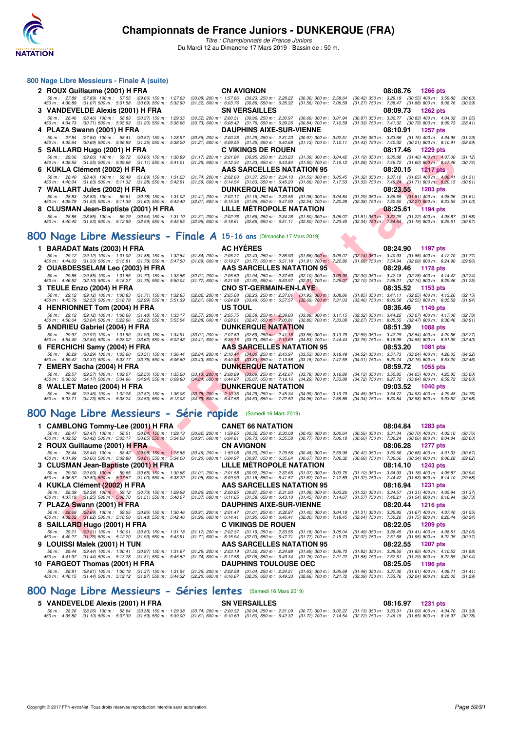# Championnats de France Juniors - DUNKERQUE (FRA)

*Titre : Championnats de France Juniors*

Du Mardi 12 au Dimanche 17 Mars 2019 - Bassin de : 50 m.

## 800 Nage Libre Messieurs - Finale A (suite)

**2 ROUX Guillaume (2001) H FRA** — CN AVIGNON — 08:08.76 — 1266 pts

50 m : 27.89 (27.89) 100 m : 57.55 (29.66) 150 m : 1:27.63 (30.08) 200 m : 1:57.86 (30.23) 250 m : 2:28.22 (30.36) 300 m : 2:58.64 (30.42) 350 m : 3:29.19 (30.55) 400 m : 3:59.82 (30.63)
450 m : 4:30.89 (31.07) 500 m : 5:01.58 (30.69) 550 m : 5:32.90 (31.32) 600 m : 6:03.76 (30.86) 650 m : 6:35.32 (31.56) 700 m : 7:06.59 (31.27) 750 m : 7:38.47 (31.88) 800 m : 8:08.76 (30.29)

**3 VANDEVELDE Alexis (2001) H FRA** — SN VERSAILLES — 08:09.73 — 1262 pts

50 m : 28.46 (28.46) 100 m : 58.83 (30.37) 150 m : 1:29.35 (30.52) 200 m : 2:00.31 (30.96) 250 m : 2:30.97 (30.66) 300 m : 3:01.94 (30.97) 350 m : 3:32.77 (30.83) 400 m : 4:04.02 (31.25)
450 m : 4:34.73 (30.71) 500 m : 5:05.93 (31.20) 550 m : 5:36.66 (30.73) 600 m : 6:08.42 (31.76) 650 m : 6:39.26 (30.84) 700 m : 7:10.59 (31.33) 750 m : 7:41.32 (30.73) 800 m : 8:09.73 (28.41)

**4 PLAZA Swann (2001) H FRA** — DAUPHINS AIXE-SUR-VIENNE — 08:10.91 — 1257 pts

50 m : 27.84 (27.84) 100 m : 58.41 (30.57) 150 m : 1:28.97 (30.56) 200 m : 2:00.26 (31.29) 250 m : 2:31.23 (30.97) 300 m : 3:02.51 (31.28) 350 m : 3:33.66 (31.15) 400 m : 4:04.95 (31.29)
450 m : 4:35.64 (30.69) 500 m : 5:06.99 (31.35) 550 m : 5:38.20 (31.21) 600 m : 6:09.55 (31.35) 650 m : 6:40.68 (31.13) 700 m : 7:12.11 (31.43) 750 m : 7:42.32 (30.21) 800 m : 8:10.91 (28.59)

**5 SAILLARD Hugo (2001) H FRA** — C VIKINGS DE ROUEN — 08:17.46 — 1229 pts

50 m : 29.06 (29.06) 100 m : 59.72 (30.66) 150 m : 1:30.89 (31.17) 200 m : 2:01.84 (30.95) 250 m : 2:33.23 (31.39) 300 m : 3:04.42 (31.19) 350 m : 3:35.88 (31.46) 400 m : 4:07.00 (31.12)
450 m : 4:38.55 (31.55) 500 m : 5:09.66 (31.11) 550 m : 5:41.01 (31.35) 600 m : 6:12.34 (31.33) 650 m : 6:43.84 (31.50) 700 m : 7:15.12 (31.28) 750 m : 7:46.72 (31.60) 800 m : 8:17.46 (30.74)

**6 KUKLA Clément (2002) H FRA** — AAS SARCELLES NATATION 95 — 08:20.15 — 1217 pts

50 m : 28.40 (28.40) 100 m : 59.49 (31.09) 150 m : 1:31.23 (31.74) 200 m : 2:02.60 (31.37) 250 m : 2:34.13 (31.53) 300 m : 3:05.45 (31.32) 350 m : 3:37.10 (31.65) 400 m : 4:08.41 (31.31)
450 m : 4:40.04 (31.63) 500 m : 5:11.32 (31.28) 550 m : 5:42.91 (31.59) 600 m : 6:14.54 (31.63) 650 m : 6:46.20 (31.66) 700 m : 7:17.53 (31.33) 750 m : 7:49.24 (31.71) 800 m : 8:20.15 (30.91)

**7 WALLART Jules (2002) H FRA** — DUNKERQUE NATATION — 08:23.55 — 1203 pts

50 m : 28.83 (28.83) 100 m : 59.61 (30.78) 150 m : 1:31.02 (31.41) 200 m : 2:02.17 (31.15) 250 m : 2:33.55 (31.38) 300 m : 3:04.84 (31.29) 350 m : 3:36.65 (31.81) 400 m : 4:08.26 (31.61)
450 m : 4:39.79 (31.53) 500 m : 5:11.39 (31.60) 550 m : 5:43.40 (32.01) 600 m : 6:15.36 (31.96) 650 m : 6:47.90 (32.54) 700 m : 7:20.28 (32.38) 750 m : 7:52.55 (32.27) 800 m : 8:23.55 (31.00)

**8 CLUSMAN Jean-Baptiste (2001) H FRA** — LILLE MÉTROPOLE NATATION — 08:25.61 — 1194 pts

50 m : 28.85 (28.85) 100 m : 59.79 (30.94) 150 m : 1:31.10 (31.31) 200 m : 2:02.76 (31.66) 250 m : 2:34.26 (31.50) 300 m : 3:06.07 (31.81) 350 m : 3:37.29 (31.22) 400 m : 4:08.87 (31.58)
450 m : 4:40.40 (31.53) 500 m : 5:12.99 (32.59) 550 m : 5:45.95 (32.96) 600 m : 6:18.61 (32.66) 650 m : 6:51.11 (32.50) 700 m : 7:23.45 (32.34) 750 m : 7:54.64 (31.19) 800 m : 8:25.61 (30.97)

## 800 Nage Libre Messieurs - Finale A 15-16 ans (Dimanche 17 Mars 2019)

**1 BARADAT Mats (2003) H FRA** — AC HYÈRES — 08:24.90 — 1197 pts

50 m : 29.12 (29.12) 100 m : 1:01.00 (31.88) 150 m : 1:32.84 (31.84) 200 m : 2:05.27 (32.43) 250 m : 2:36.93 (31.66) 300 m : 3:09.07 (32.14) 350 m : 3:40.93 (31.86) 400 m : 4:12.70 (31.77)
450 m : 4:44.03 (31.33) 500 m : 5:15.81 (31.78) 550 m : 5:47.50 (31.69) 600 m : 6:19.27 (31.77) 650 m : 6:51.18 (31.91) 700 m : 7:22.86 (31.68) 750 m : 7:54.94 (32.08) 800 m : 8:24.90 (29.96)

**2 OUABDESSELAM Leo (2003) H FRA** — AAS SARCELLES NATATION 95 — 08:29.46 — 1178 pts

50 m : 29.85 (29.85) 100 m : 1:01.55 (31.70) 150 m : 1:33.56 (32.01) 200 m : 2:05.50 (31.94) 250 m : 2:37.60 (32.10) 300 m : 3:09.90 (32.30) 350 m : 3:42.18 (32.28) 400 m : 4:14.42 (32.24)
450 m : 4:46.52 (32.10) 500 m : 5:18.27 (31.75) 550 m : 5:50.04 (31.77) 600 m : 6:21.96 (31.92) 650 m : 6:53.97 (32.01) 700 m : 7:26.07 (32.10) 750 m : 7:58.21 (32.14) 800 m : 8:29.46 (31.25)

**3 TEULE Enzo (2004) H FRA** — CNO ST-GERMAIN-EN-LAYE — 08:35.52 — 1153 pts

50 m : 29.12 (29.12) 100 m : 1:00.83 (31.71) 150 m : 1:32.85 (32.02) 200 m : 2:05.08 (32.23) 250 m : 2:37.01 (31.93) 300 m : 3:08.86 (31.85) 350 m : 3:41.11 (32.25) 400 m : 4:13.26 (32.15)
450 m : 4:45.79 (32.53) 500 m : 5:18.78 (32.99) 550 m : 5:51.39 (32.61) 600 m : 6:24.88 (33.49) 650 m : 6:57.57 (32.69) 700 m : 7:31.03 (33.46) 750 m : 8:03.58 (32.55) 800 m : 8:35.52 (31.94)

**4 HENRIONNET Tom (2004) H FRA** — US TOUL — 08:36.46 — 1149 pts

50 m : 29.12 (29.12) 100 m : 1:00.60 (31.48) 150 m : 1:33.17 (32.57) 200 m : 2:05.75 (32.58) 250 m : 2:38.83 (33.08) 300 m : 3:11.15 (32.32) 350 m : 3:44.22 (33.07) 400 m : 4:17.00 (32.78)
450 m : 4:50.04 (33.04) 500 m : 5:22.66 (32.62) 550 m : 5:55.54 (32.88) 600 m : 6:28.01 (32.47) 650 m : 7:00.81 (32.80) 700 m : 7:33.08 (32.27) 750 m : 8:05.55 (32.47) 800 m : 8:36.46 (30.91)

**5 ANDRIEU Gabriel (2004) H FRA** — DUNKERQUE NATATION — 08:51.39 — 1088 pts

50 m : 29.97 (29.97) 100 m : 1:01.90 (31.93) 150 m : 1:34.91 (33.01) 200 m : 2:07.60 (32.69) 250 m : 2:41.16 (33.56) 300 m : 3:13.75 (32.59) 350 m : 3:47.29 (33.54) 400 m : 4:20.56 (33.27)
450 m : 4:54.40 (33.84) 500 m : 5:28.02 (33.62) 550 m : 6:02.43 (34.41) 600 m : 6:36.16 (33.73) 650 m : 7:10.69 (34.53) 700 m : 7:44.44 (33.75) 750 m : 8:18.99 (34.55) 800 m : 8:51.39 (32.40)

**6 FERCHICHI Samy (2004) H FRA** — AAS SARCELLES NATATION 95 — 08:53.20 — 1081 pts

50 m : 30.29 (30.29) 100 m : 1:03.60 (33.31) 150 m : 1:36.44 (32.84) 200 m : 2:10.44 (34.00) 250 m : 2:43.97 (33.53) 300 m : 3:18.49 (34.52) 350 m : 3:51.73 (33.24) 400 m : 4:26.05 (34.32)
450 m : 4:59.42 (33.37) 500 m : 5:33.17 (33.75) 550 m : 6:06.60 (33.43) 600 m : 6:40.43 (33.83) 650 m : 7:13.58 (33.15) 700 m : 7:47.59 (34.01) 750 m : 8:20.74 (33.15) 800 m : 8:53.20 (32.46)

**7 EMERY Sacha (2004) H FRA** — DUNKERQUE NATATION — 08:59.72 — 1055 pts

50 m : 29.57 (29.57) 100 m : 1:02.07 (32.50) 150 m : 1:35.20 (33.13) 200 m : 2:08.89 (33.69) 250 m : 2:42.67 (33.78) 300 m : 3:16.80 (34.13) 350 m : 3:50.85 (34.05) 400 m : 4:25.85 (35.00)
450 m : 5:00.02 (34.17) 500 m : 5:34.96 (34.94) 550 m : 6:09.80 (34.84) 600 m : 6:44.87 (35.07) 650 m : 7:19.16 (34.29) 700 m : 7:53.88 (34.72) 750 m : 8:27.72 (33.84) 800 m : 8:59.72 (32.00)

**8 WALLET Mateo (2004) H FRA** — DUNKERQUE NATATION — 09:03.52 — 1040 pts

50 m : 29.46 (29.46) 100 m : 1:02.28 (32.82) 150 m : 1:36.06 (33.78) 200 m : 2:10.35 (34.29) 250 m : 2:45.34 (34.99) 300 m : 3:19.79 (34.45) 350 m : 3:54.72 (34.93) 400 m : 4:29.48 (34.76)
450 m : 5:03.71 (34.23) 500 m : 5:38.24 (34.53) 550 m : 6:13.03 (34.79) 600 m : 6:47.56 (34.53) 650 m : 7:22.52 (34.96) 700 m : 7:56.86 (34.34) 750 m : 8:30.84 (33.98) 800 m : 9:03.52 (32.68)

## 800 Nage Libre Messieurs - Série rapide (Samedi 16 Mars 2019)

**1 CAMBLONG Tommy-Lee (2001) H FRA** — CANET 66 NATATION — 08:04.84 — 1283 pts

50 m : 28.47 (28.47) 100 m : 58.51 (30.04) 150 m : 1:29.13 (30.62) 200 m : 1:59.65 (30.52) 250 m : 2:30.08 (30.43) 300 m : 3:00.64 (30.56) 350 m : 3:31.34 (30.70) 400 m : 4:02.10 (30.76)
450 m : 4:32.52 (30.42) 500 m : 5:03.17 (30.65) 550 m : 5:34.08 (30.91) 600 m : 6:04.81 (30.73) 650 m : 6:35.58 (30.77) 700 m : 7:06.18 (30.60) 750 m : 7:36.24 (30.06) 800 m : 8:04.84 (28.60)

**2 ROUX Guillaume (2001) H FRA** — CN AVIGNON — 08:06.28 — 1277 pts

50 m : 28.44 (28.44) 100 m : 58.42 (29.98) 150 m : 1:28.88 (30.46) 200 m : 1:59.08 (30.20) 250 m : 2:29.56 (30.48) 300 m : 2:59.98 (30.42) 350 m : 3:30.66 (30.68) 400 m : 4:01.33 (30.67)
450 m : 4:31.99 (30.66) 500 m : 5:02.80 (30.81) 550 m : 5:34.00 (31.20) 600 m : 6:04.97 (30.97) 650 m : 6:35.64 (30.67) 700 m : 7:06.32 (30.68) 750 m : 7:36.66 (30.34) 800 m : 8:06.28 (29.62)

**3 CLUSMAN Jean-Baptiste (2001) H FRA** — LILLE MÉTROPOLE NATATION — 08:14.10 — 1243 pts

50 m : 29.00 (29.00) 100 m : 59.65 (30.65) 150 m : 1:30.66 (31.01) 200 m : 2:01.58 (30.92) 250 m : 2:32.65 (31.07) 300 m : 3:03.75 (31.10) 350 m : 3:34.93 (31.18) 400 m : 4:05.87 (30.94)
450 m : 4:36.67 (30.80) 500 m : 5:07.67 (31.00) 550 m : 5:38.72 (31.05) 600 m : 6:09.90 (31.18) 650 m : 6:41.57 (31.67) 700 m : 7:12.89 (31.32) 750 m : 7:44.42 (31.53) 800 m : 8:14.10 (29.68)

**4 KUKLA Clément (2002) H FRA** — AAS SARCELLES NATATION 95 — 08:16.94 — 1231 pts

50 m : 28.39 (28.39) 100 m : 59.12 (30.73) 150 m : 1:29.98 (30.86) 200 m : 2:00.85 (30.87) 250 m : 2:31.93 (31.08) 300 m : 3:03.26 (31.33) 350 m : 3:34.57 (31.31) 400 m : 4:05.94 (31.37)
450 m : 4:37.19 (31.25) 500 m : 5:08.70 (31.51) 550 m : 5:40.07 (31.37) 600 m : 6:11.65 (31.58) 650 m : 6:43.10 (31.45) 700 m : 7:14.67 (31.57) 750 m : 7:46.21 (31.54) 800 m : 8:16.94 (30.73)

**7 PLAZA Swann (2001) H FRA** — DAUPHINS AIXE-SUR-VIENNE — 08:20.44 — 1216 pts

50 m : 28.69 (28.69) 100 m : 59.55 (30.86) 150 m : 1:30.46 (30.91) 200 m : 2:01.47 (31.01) 250 m : 2:32.87 (31.40) 300 m : 3:04.18 (31.31) 350 m : 3:35.85 (31.67) 400 m : 4:07.40 (31.55)
450 m : 4:39.02 (31.62) 500 m : 5:10.50 (31.48) 550 m : 5:42.46 (31.96) 600 m : 6:14.41 (31.95) 650 m : 6:46.41 (32.00) 700 m : 7:18.45 (32.04) 750 m : 7:50.20 (31.75) 800 m : 8:20.44 (30.24)

**8 SAILLARD Hugo (2001) H FRA** — C VIKINGS DE ROUEN — 08:22.05 — 1209 pts

50 m : 29.21 (29.21) 100 m : 1:00.01 (30.80) 150 m : 1:31.18 (31.17) 200 m : 2:02.37 (31.19) 250 m : 2:33.55 (31.18) 300 m : 3:05.04 (31.49) 350 m : 3:36.45 (31.41) 400 m : 4:08.51 (32.06)
450 m : 4:40.27 (31.76) 500 m : 5:12.20 (31.93) 550 m : 5:43.91 (31.71) 600 m : 6:15.94 (32.03) 650 m : 6:47.71 (31.77) 700 m : 7:19.73 (32.02) 750 m : 7:51.68 (31.95) 800 m : 8:22.05 (30.37)

**9 LOUISSI Malek (2001) H TUN** — AAS SARCELLES NATATION 95 — 08:22.55 — 1207 pts

50 m : 29.44 (29.44) 100 m : 1:00.41 (30.97) 150 m : 1:31.67 (31.26) 200 m : 2:03.19 (31.52) 250 m : 2:34.88 (31.69) 300 m : 3:06.70 (31.82) 350 m : 3:38.55 (31.85) 400 m : 4:10.53 (31.98)
450 m : 4:41.97 (31.44) 500 m : 5:13.78 (31.81) 550 m : 5:45.52 (31.74) 600 m : 6:17.58 (32.06) 650 m : 6:49.34 (31.76) 700 m : 7:21.22 (31.88) 750 m : 7:52.51 (31.29) 800 m : 8:22.55 (30.04)

**10 FARGEOT Thomas (2001) H FRA** — DAUPHINS TOULOUSE OEC — 08:25.05 — 1196 pts

50 m : 28.81 (28.81) 100 m : 1:00.18 (31.37) 150 m : 1:31.54 (31.36) 200 m : 2:02.58 (31.04) 250 m : 2:34.21 (31.63) 300 m : 3:05.69 (31.48) 350 m : 3:37.30 (31.61) 400 m : 4:08.71 (31.41)
450 m : 4:40.15 (31.44) 500 m : 5:12.12 (31.97) 550 m : 5:44.32 (32.20) 600 m : 6:16.67 (32.35) 650 m : 6:49.33 (32.66) 700 m : 7:21.72 (32.39) 750 m : 7:53.76 (32.04) 800 m : 8:25.05 (31.29)

## 800 Nage Libre Messieurs - Séries lentes (Samedi 16 Mars 2019)

**5 VANDEVELDE Alexis (2001) H FRA** — SN VERSAILLES — 08:16.97 — 1231 pts

50 m : 28.26 (28.26) 100 m : 58.64 (30.38) 150 m : 1:29.38 (30.74) 200 m : 2:00.32 (30.94) 250 m : 2:31.09 (30.77) 300 m : 3:02.22 (31.13) 350 m : 3:33.31 (31.09) 400 m : 4:04.70 (31.39)
450 m : 4:35.80 (31.10) 500 m : 5:07.39 (31.59) 550 m : 5:39.00 (31.61) 600 m : 6:10.60 (31.60) 650 m : 6:42.32 (31.72) 700 m : 7:14.54 (32.22) 750 m : 7:46.19 (31.65) 800 m : 8:16.97 (30.78)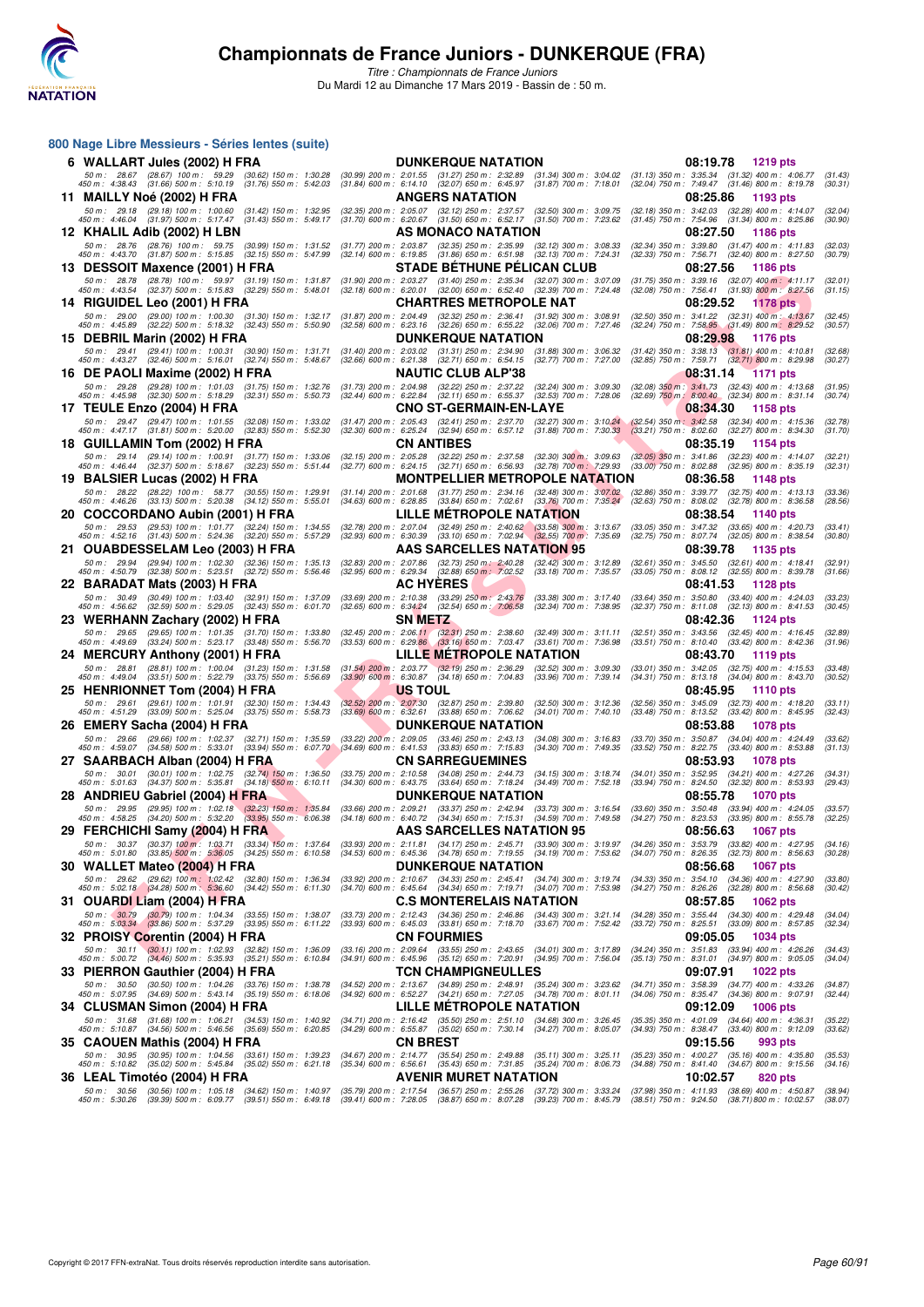# Championnats de France Juniors - DUNKERQUE (FRA)

Titre : Championnats de France Juniors
Du Mardi 12 au Dimanche 17 Mars 2019 - Bassin de : 50 m.

## 800 Nage Libre Messieurs - Séries lentes (suite)

**6 WALLART Jules (2002) H FRA** — DUNKERQUE NATATION — 08:19.78 — 1219 pts
50 m : 28.67 (28.67) 100 m : 59.29 (30.62) 150 m : 1:30.28 (30.99) 200 m : 2:01.55 (31.27) 250 m : 2:32.89 (31.34) 300 m : 3:04.02 (31.13) 350 m : 3:35.34 (31.32) 400 m : 4:06.77 (31.43)
450 m : 4:38.43 (31.66) 500 m : 5:10.19 (31.76) 550 m : 5:42.03 (31.84) 600 m : 6:14.10 (32.07) 650 m : 6:45.97 (31.87) 700 m : 7:18.01 (32.04) 750 m : 7:49.47 (31.46) 800 m : 8:19.78 (30.31)

**11 MAILLY Noé (2002) H FRA** — ANGERS NATATION — 08:25.86 — 1193 pts
50 m : 29.18 (29.18) 100 m : 1:00.60 (31.42) 150 m : 1:32.95 (32.35) 200 m : 2:05.07 (32.12) 250 m : 2:37.57 (32.50) 300 m : 3:09.75 (32.18) 350 m : 3:42.03 (32.28) 400 m : 4:14.07 (32.04)
450 m : 4:46.04 (31.97) 500 m : 5:17.47 (31.43) 550 m : 5:49.17 (31.70) 600 m : 6:20.67 (31.50) 650 m : 6:52.17 (31.50) 700 m : 7:23.62 (31.45) 750 m : 7:54.96 (31.34) 800 m : 8:25.86 (30.90)

**12 KHALIL Adib (2002) H LBN** — AS MONACO NATATION — 08:27.50 — 1186 pts
50 m : 28.76 (28.76) 100 m : 59.75 (30.99) 150 m : 1:31.52 (31.77) 200 m : 2:03.87 (32.35) 250 m : 2:35.99 (32.12) 300 m : 3:08.33 (32.34) 350 m : 3:39.80 (31.47) 400 m : 4:11.83 (32.03)
450 m : 4:43.70 (31.87) 500 m : 5:15.85 (32.15) 550 m : 5:47.99 (32.14) 600 m : 6:19.85 (31.86) 650 m : 6:51.98 (32.13) 700 m : 7:24.31 (32.33) 750 m : 7:56.71 (32.40) 800 m : 8:27.50 (30.79)

**13 DESSOIT Maxence (2001) H FRA** — STADE BÉTHUNE PÉLICAN CLUB — 08:27.56 — 1186 pts
50 m : 28.78 (28.78) 100 m : 59.97 (31.19) 150 m : 1:31.87 (31.90) 200 m : 2:03.27 (31.40) 250 m : 2:35.34 (32.07) 300 m : 3:07.09 (31.75) 350 m : 3:39.16 (32.07) 400 m : 4:11.17 (32.01)
450 m : 4:43.54 (32.37) 500 m : 5:15.83 (32.29) 550 m : 5:48.01 (32.18) 600 m : 6:20.01 (32.00) 650 m : 6:52.40 (32.39) 700 m : 7:24.48 (32.08) 750 m : 7:56.41 (31.93) 800 m : 8:27.56 (31.15)

**14 RIGUIDEL Leo (2001) H FRA** — CHARTRES METROPOLE NAT — 08:29.52 — 1178 pts
50 m : 29.00 (29.00) 100 m : 1:00.30 (31.30) 150 m : 1:32.17 (31.87) 200 m : 2:04.49 (32.32) 250 m : 2:36.41 (31.92) 300 m : 3:08.91 (32.50) 350 m : 3:41.22 (32.31) 400 m : 4:13.67 (32.45)
450 m : 4:45.89 (32.22) 500 m : 5:18.32 (32.43) 550 m : 5:50.90 (32.58) 600 m : 6:23.16 (32.26) 650 m : 6:55.22 (32.06) 700 m : 7:27.46 (32.24) 750 m : 7:58.95 (31.49) 800 m : 8:29.52 (30.57)

**15 DEBRIL Marin (2002) H FRA** — DUNKERQUE NATATION — 08:29.98 — 1176 pts
50 m : 29.41 (29.41) 100 m : 1:00.31 (30.90) 150 m : 1:31.71 (31.40) 200 m : 2:03.02 (31.31) 250 m : 2:34.90 (31.88) 300 m : 3:06.32 (31.42) 350 m : 3:38.13 (31.81) 400 m : 4:10.81 (32.68)
450 m : 4:43.27 (32.46) 500 m : 5:16.01 (32.74) 550 m : 5:48.67 (32.66) 600 m : 6:21.38 (32.71) 650 m : 6:54.15 (32.77) 700 m : 7:27.00 (32.85) 750 m : 7:59.71 (32.71) 800 m : 8:29.98 (30.27)

**16 DE PAOLI Maxime (2002) H FRA** — NAUTIC CLUB ALP'38 — 08:31.14 — 1171 pts
50 m : 29.28 (29.28) 100 m : 1:01.03 (31.75) 150 m : 1:32.76 (31.73) 200 m : 2:04.98 (32.22) 250 m : 2:37.22 (32.24) 300 m : 3:09.30 (32.08) 350 m : 3:41.73 (32.43) 400 m : 4:13.68 (31.95)
450 m : 4:45.98 (32.30) 500 m : 5:18.29 (32.31) 550 m : 5:50.73 (32.44) 600 m : 6:22.84 (32.11) 650 m : 6:55.37 (32.53) 700 m : 7:28.06 (32.69) 750 m : 8:00.40 (32.34) 800 m : 8:31.14 (30.74)

**17 TEULE Enzo (2004) H FRA** — CNO ST-GERMAIN-EN-LAYE — 08:34.30 — 1158 pts
50 m : 29.47 (29.47) 100 m : 1:01.55 (32.08) 150 m : 1:33.02 (31.47) 200 m : 2:05.43 (32.41) 250 m : 2:37.70 (32.27) 300 m : 3:10.24 (32.54) 350 m : 3:42.58 (32.34) 400 m : 4:15.36 (32.78)
450 m : 4:47.17 (31.81) 500 m : 5:20.00 (32.83) 550 m : 5:52.30 (32.30) 600 m : 6:25.24 (32.94) 650 m : 6:57.12 (31.88) 700 m : 7:30.33 (33.21) 750 m : 8:02.60 (32.27) 800 m : 8:34.30 (31.70)

**18 GUILLAMIN Tom (2002) H FRA** — CN ANTIBES — 08:35.19 — 1154 pts
50 m : 29.14 (29.14) 100 m : 1:00.91 (31.77) 150 m : 1:33.06 (32.15) 200 m : 2:05.28 (32.22) 250 m : 2:37.58 (32.30) 300 m : 3:09.63 (32.05) 350 m : 3:41.86 (32.23) 400 m : 4:14.07 (32.21)
450 m : 4:46.44 (32.37) 500 m : 5:18.67 (32.23) 550 m : 5:51.44 (32.77) 600 m : 6:24.15 (32.71) 650 m : 6:56.93 (32.78) 700 m : 7:29.93 (33.00) 750 m : 8:02.88 (32.95) 800 m : 8:35.19 (32.31)

**19 BALSIER Lucas (2002) H FRA** — MONTPELLIER METROPOLE NATATION — 08:36.58 — 1148 pts
50 m : 28.22 (28.22) 100 m : 58.77 (30.55) 150 m : 1:29.91 (31.14) 200 m : 2:01.68 (31.77) 250 m : 2:34.16 (32.48) 300 m : 3:07.02 (32.86) 350 m : 3:39.77 (32.75) 400 m : 4:13.13 (33.36)
450 m : 4:46.26 (33.13) 500 m : 5:20.38 (34.12) 550 m : 5:55.01 (34.63) 600 m : 6:28.85 (33.84) 650 m : 7:02.61 (33.76) 700 m : 7:35.24 (32.63) 750 m : 8:08.02 (32.78) 800 m : 8:36.58 (28.56)

**20 COCCORDANO Aubin (2001) H FRA** — LILLE MÉTROPOLE NATATION — 08:38.54 — 1140 pts
50 m : 29.53 (29.53) 100 m : 1:01.77 (32.24) 150 m : 1:34.55 (32.78) 200 m : 2:07.04 (32.49) 250 m : 2:40.62 (33.58) 300 m : 3:13.67 (33.05) 350 m : 3:47.32 (33.65) 400 m : 4:20.73 (33.41)
450 m : 4:52.16 (31.43) 500 m : 5:24.36 (32.20) 550 m : 5:57.29 (32.93) 600 m : 6:30.39 (33.10) 650 m : 7:02.94 (32.55) 700 m : 7:35.69 (32.75) 750 m : 8:07.74 (32.05) 800 m : 8:38.54 (30.80)

**21 OUABDESSELAM Leo (2003) H FRA** — AAS SARCELLES NATATION 95 — 08:39.78 — 1135 pts
50 m : 29.94 (29.94) 100 m : 1:02.30 (32.36) 150 m : 1:35.13 (32.83) 200 m : 2:07.86 (32.73) 250 m : 2:40.28 (32.42) 300 m : 3:12.89 (32.61) 350 m : 3:45.50 (32.61) 400 m : 4:18.41 (32.91)
450 m : 4:50.79 (32.38) 500 m : 5:23.51 (32.72) 550 m : 5:56.46 (32.95) 600 m : 6:29.34 (32.88) 650 m : 7:02.52 (33.18) 700 m : 7:35.57 (33.05) 750 m : 8:08.12 (32.55) 800 m : 8:39.78 (31.66)

**22 BARADAT Mats (2003) H FRA** — AC HYÈRES — 08:41.53 — 1128 pts
50 m : 30.49 (30.49) 100 m : 1:03.40 (32.91) 150 m : 1:37.09 (33.69) 200 m : 2:10.38 (33.29) 250 m : 2:43.76 (33.38) 300 m : 3:17.40 (33.64) 350 m : 3:50.80 (33.40) 400 m : 4:24.03 (33.23)
450 m : 4:56.62 (32.59) 500 m : 5:29.05 (32.43) 550 m : 6:01.70 (32.65) 600 m : 6:34.24 (32.54) 650 m : 7:06.58 (32.34) 700 m : 7:38.95 (32.37) 750 m : 8:11.08 (32.13) 800 m : 8:41.53 (30.45)

**23 WERHANN Zachary (2002) H FRA** — SN METZ — 08:42.36 — 1124 pts
50 m : 29.65 (29.65) 100 m : 1:01.35 (31.70) 150 m : 1:33.80 (32.45) 200 m : 2:06.11 (32.31) 250 m : 2:38.60 (32.49) 300 m : 3:11.11 (32.51) 350 m : 3:43.56 (32.45) 400 m : 4:16.45 (32.89)
450 m : 4:49.69 (33.24) 500 m : 5:23.17 (33.48) 550 m : 5:56.70 (33.53) 600 m : 6:29.86 (33.16) 650 m : 7:03.47 (33.61) 700 m : 7:36.98 (33.51) 750 m : 8:10.40 (33.42) 800 m : 8:42.36 (31.96)

**24 MERCURY Anthony (2001) H FRA** — LILLE MÉTROPOLE NATATION — 08:43.70 — 1119 pts
50 m : 28.81 (28.81) 100 m : 1:00.04 (31.23) 150 m : 1:31.58 (31.54) 200 m : 2:03.77 (32.19) 250 m : 2:36.29 (32.52) 300 m : 3:09.30 (33.01) 350 m : 3:42.05 (32.75) 400 m : 4:15.53 (33.48)
450 m : 4:49.04 (33.51) 500 m : 5:22.79 (33.75) 550 m : 5:56.69 (33.90) 600 m : 6:30.87 (34.18) 650 m : 7:04.83 (33.96) 700 m : 7:39.14 (34.31) 750 m : 8:13.18 (34.04) 800 m : 8:43.70 (30.52)

**25 HENRIONNET Tom (2004) H FRA** — US TOUL — 08:45.95 — 1110 pts
50 m : 29.61 (29.61) 100 m : 1:01.91 (32.30) 150 m : 1:34.43 (32.52) 200 m : 2:07.30 (32.87) 250 m : 2:39.80 (32.50) 300 m : 3:12.36 (32.56) 350 m : 3:45.09 (32.73) 400 m : 4:18.20 (33.11)
450 m : 4:51.29 (33.09) 500 m : 5:25.04 (33.75) 550 m : 5:58.73 (33.69) 600 m : 6:32.61 (33.88) 650 m : 7:06.62 (34.01) 700 m : 7:40.10 (33.48) 750 m : 8:13.52 (33.42) 800 m : 8:45.95 (32.43)

**26 EMERY Sacha (2004) H FRA** — DUNKERQUE NATATION — 08:53.88 — 1078 pts
50 m : 29.66 (29.66) 100 m : 1:02.37 (32.71) 150 m : 1:35.59 (33.22) 200 m : 2:09.05 (33.46) 250 m : 2:43.13 (34.08) 300 m : 3:16.83 (33.70) 350 m : 3:50.87 (34.04) 400 m : 4:24.49 (33.62)
450 m : 4:59.07 (34.58) 500 m : 5:33.01 (33.94) 550 m : 6:07.70 (34.69) 600 m : 6:41.53 (33.83) 650 m : 7:15.83 (34.30) 700 m : 7:49.35 (33.52) 750 m : 8:22.75 (33.40) 800 m : 8:53.88 (31.13)

**27 SAARBACH Alban (2004) H FRA** — CN SARREGUEMINES — 08:53.93 — 1078 pts
50 m : 30.01 (30.01) 100 m : 1:02.75 (32.74) 150 m : 1:36.50 (33.75) 200 m : 2:10.58 (34.08) 250 m : 2:44.73 (34.15) 300 m : 3:18.74 (34.01) 350 m : 3:52.95 (34.21) 400 m : 4:27.26 (34.31)
450 m : 5:01.63 (34.37) 500 m : 5:35.81 (34.18) 550 m : 6:10.11 (34.30) 600 m : 6:43.75 (33.64) 650 m : 7:18.24 (34.49) 700 m : 7:52.18 (33.94) 750 m : 8:24.50 (32.32) 800 m : 8:53.93 (29.43)

**28 ANDRIEU Gabriel (2004) H FRA** — DUNKERQUE NATATION — 08:55.78 — 1070 pts
50 m : 29.95 (29.95) 100 m : 1:02.18 (32.23) 150 m : 1:35.84 (33.66) 200 m : 2:09.21 (33.37) 250 m : 2:42.94 (33.73) 300 m : 3:16.54 (33.60) 350 m : 3:50.48 (33.94) 400 m : 4:24.05 (33.57)
450 m : 4:58.25 (34.20) 500 m : 5:32.20 (33.95) 550 m : 6:06.38 (34.18) 600 m : 6:40.72 (34.34) 650 m : 7:15.31 (34.59) 700 m : 7:49.58 (34.27) 750 m : 8:23.53 (33.95) 800 m : 8:55.78 (32.25)

**29 FERCHICHI Samy (2004) H FRA** — AAS SARCELLES NATATION 95 — 08:56.63 — 1067 pts
50 m : 30.37 (30.37) 100 m : 1:03.71 (33.34) 150 m : 1:37.64 (33.93) 200 m : 2:11.81 (34.17) 250 m : 2:45.71 (33.90) 300 m : 3:19.97 (34.26) 350 m : 3:53.79 (33.82) 400 m : 4:27.95 (34.16)
450 m : 5:01.80 (33.85) 500 m : 5:36.05 (34.25) 550 m : 6:10.58 (34.53) 600 m : 6:45.36 (34.78) 650 m : 7:19.55 (34.19) 700 m : 7:53.62 (34.07) 750 m : 8:26.35 (32.73) 800 m : 8:56.63 (30.28)

**30 WALLET Mateo (2004) H FRA** — DUNKERQUE NATATION — 08:56.68 — 1067 pts
50 m : 29.62 (29.62) 100 m : 1:02.42 (32.80) 150 m : 1:36.34 (33.92) 200 m : 2:10.67 (34.33) 250 m : 2:45.41 (34.74) 300 m : 3:19.74 (34.33) 350 m : 3:54.10 (34.36) 400 m : 4:27.90 (33.80)
450 m : 5:02.18 (34.28) 500 m : 5:36.60 (34.42) 550 m : 6:11.30 (34.70) 600 m : 6:45.64 (34.34) 650 m : 7:19.71 (34.07) 700 m : 7:53.98 (34.27) 750 m : 8:26.26 (32.28) 800 m : 8:56.68 (30.42)

**31 OUARDI Liam (2004) H FRA** — C.S MONTERELAIS NATATION — 08:57.85 — 1062 pts
50 m : 30.79 (30.79) 100 m : 1:04.34 (33.55) 150 m : 1:38.07 (33.73) 200 m : 2:12.43 (34.36) 250 m : 2:46.86 (34.43) 300 m : 3:21.14 (34.28) 350 m : 3:55.44 (34.30) 400 m : 4:29.48 (34.04)
450 m : 5:03.34 (33.86) 500 m : 5:37.29 (33.95) 550 m : 6:11.22 (33.93) 600 m : 6:45.03 (33.81) 650 m : 7:18.70 (33.67) 700 m : 7:52.42 (33.72) 750 m : 8:25.51 (33.09) 800 m : 8:57.85 (32.34)

**32 PROISY Corentin (2004) H FRA** — CN FOURMIES — 09:05.05 — 1034 pts
50 m : 30.11 (30.11) 100 m : 1:02.93 (32.82) 150 m : 1:36.09 (33.16) 200 m : 2:09.64 (33.55) 250 m : 2:43.65 (34.01) 300 m : 3:17.89 (34.24) 350 m : 3:51.83 (33.94) 400 m : 4:26.26 (34.43)
450 m : 5:00.72 (34.46) 500 m : 5:35.93 (35.21) 550 m : 6:10.84 (34.91) 600 m : 6:45.96 (35.12) 650 m : 7:20.91 (34.95) 700 m : 7:56.04 (35.13) 750 m : 8:31.01 (34.97) 800 m : 9:05.05 (34.04)

**33 PIERRON Gauthier (2004) H FRA** — TCN CHAMPIGNEULLES — 09:07.91 — 1022 pts
50 m : 30.50 (30.50) 100 m : 1:04.26 (33.76) 150 m : 1:38.78 (34.52) 200 m : 2:13.67 (34.89) 250 m : 2:48.91 (35.24) 300 m : 3:23.62 (34.71) 350 m : 3:58.39 (34.77) 400 m : 4:33.26 (34.87)
450 m : 5:07.95 (34.69) 500 m : 5:43.14 (35.19) 550 m : 6:18.06 (34.92) 600 m : 6:52.27 (34.21) 650 m : 7:27.05 (34.78) 700 m : 8:01.11 (34.06) 750 m : 8:35.47 (34.36) 800 m : 9:07.91 (32.44)

**34 CLUSMAN Simon (2004) H FRA** — LILLE MÉTROPOLE NATATION — 09:12.09 — 1006 pts
50 m : 31.68 (31.68) 100 m : 1:06.21 (34.53) 150 m : 1:40.92 (34.71) 200 m : 2:16.42 (35.50) 250 m : 2:51.10 (34.68) 300 m : 3:26.45 (35.35) 350 m : 4:01.09 (34.64) 400 m : 4:36.31 (35.22)
450 m : 5:10.87 (34.56) 500 m : 5:46.56 (35.69) 550 m : 6:20.85 (34.29) 600 m : 6:55.87 (35.02) 650 m : 7:30.14 (34.27) 700 m : 8:05.07 (34.93) 750 m : 8:38.47 (33.40) 800 m : 9:12.09 (33.62)

**35 CAOUEN Mathis (2004) H FRA** — CN BREST — 09:15.56 — 993 pts
50 m : 30.95 (30.95) 100 m : 1:04.56 (33.61) 150 m : 1:39.23 (34.67) 200 m : 2:14.77 (35.54) 250 m : 2:49.88 (35.11) 300 m : 3:25.11 (35.23) 350 m : 4:00.27 (35.16) 400 m : 4:35.80 (35.53)
450 m : 5:10.82 (35.02) 500 m : 5:45.84 (35.02) 550 m : 6:21.18 (35.34) 600 m : 6:56.61 (35.43) 650 m : 7:31.85 (35.24) 700 m : 8:06.73 (34.88) 750 m : 8:41.40 (34.67) 800 m : 9:15.56 (34.16)

**36 LEAL Timotéo (2004) H FRA** — AVENIR MURET NATATION — 10:02.57 — 820 pts
50 m : 30.56 (30.56) 100 m : 1:05.18 (34.62) 150 m : 1:40.97 (35.79) 200 m : 2:17.54 (36.57) 250 m : 2:55.26 (37.72) 300 m : 3:33.24 (37.98) 350 m : 4:11.93 (38.69) 400 m : 4:50.87 (38.94)
450 m : 5:30.26 (39.39) 500 m : 6:09.77 (39.51) 550 m : 6:49.18 (39.41) 600 m : 7:28.05 (38.87) 650 m : 8:07.28 (39.23) 700 m : 8:45.79 (38.51) 750 m : 9:24.50 (38.71) 800 m : 10:02.57 (38.07)

Copyright © 2017 FFN-extraNat. Tous droits réservés reproduction interdite sans autorisation.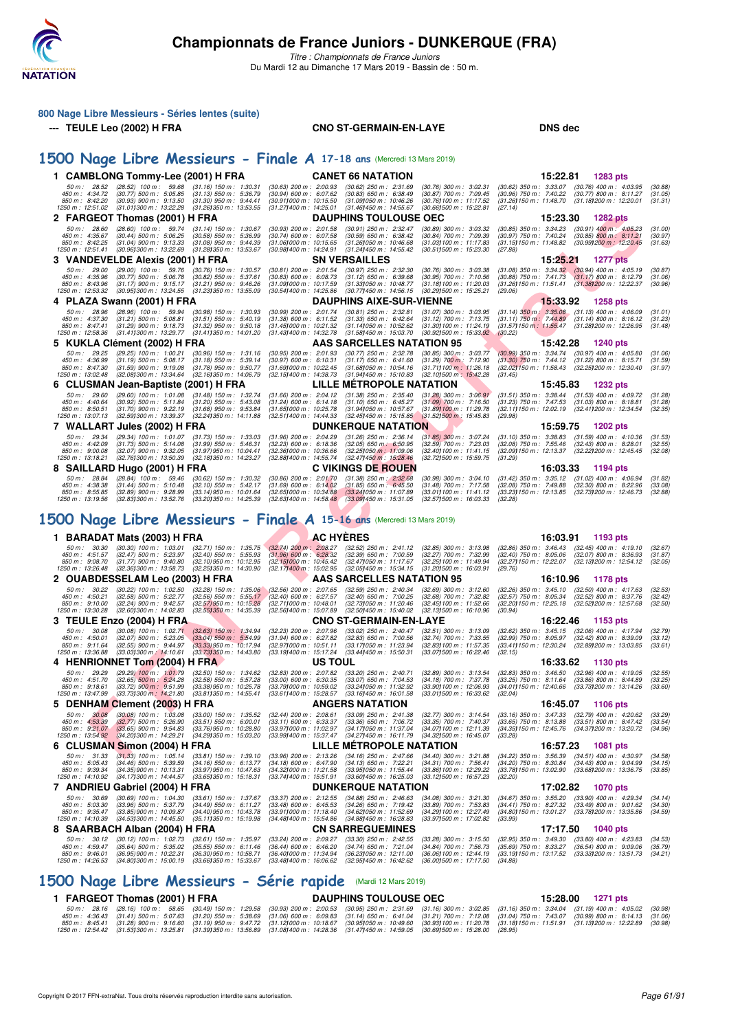## 800 Nage Libre Messieurs - Séries lentes (suite)

--- TEULE Leo (2002) H FRA — CNO ST-GERMAIN-EN-LAYE — DNS dec

# 1500 Nage Libre Messieurs - Finale A 17-18 ans (Mercredi 13 Mars 2019)

**1 CAMBLONG Tommy-Lee (2001) H FRA** — CANET 66 NATATION — 15:22.81 — 1283 pts

50 m : 28.52 (28.52) 100 m : 59.68 (31.16) 150 m : 1:30.31 (30.63) 200 m : 2:00.93 (30.62) 250 m : 2:31.69 (30.76) 300 m : 3:02.31 (30.62) 350 m : 3:33.07 (30.76) 400 m : 4:03.95 (30.88)
450 m : 4:34.72 (30.77) 500 m : 5:05.85 (31.13) 550 m : 5:36.79 (30.94) 600 m : 6:07.62 (30.83) 650 m : 6:38.49 (30.87) 700 m : 7:09.45 (30.96) 750 m : 7:40.22 (30.77) 800 m : 8:11.27 (31.05)
850 m : 8:42.20 (30.93) 900 m : 9:13.50 (31.30) 950 m : 9:44.41 (30.91) 1000 m : 10:15.50 (31.09) 1050 m : 10:46.26 (30.76) 1100 m : 11:17.52 (31.26) 1150 m : 11:48.70 (31.18) 1200 m : 12:20.01 (31.31)
1250 m : 12:51.02 (31.01) 1300 m : 13:22.28 (31.26) 1350 m : 13:53.55 (31.27) 1400 m : 14:25.01 (31.46) 1450 m : 14:55.67 (30.66) 1500 m : 15:22.81 (27.14)

**2 FARGEOT Thomas (2001) H FRA** — DAUPHINS TOULOUSE OEC — 15:23.30 — 1282 pts

50 m : 28.60 (28.60) 100 m : 59.74 (31.14) 150 m : 1:30.67 (30.93) 200 m : 2:01.58 (30.91) 250 m : 2:32.47 (30.89) 300 m : 3:03.32 (30.85) 350 m : 3:34.23 (30.91) 400 m : 4:05.23 (31.00)
450 m : 4:35.67 (30.44) 500 m : 5:06.25 (30.58) 550 m : 5:36.99 (30.74) 600 m : 6:07.58 (30.59) 650 m : 6:38.42 (30.84) 700 m : 7:09.39 (30.97) 750 m : 7:40.24 (30.85) 800 m : 8:11.21 (30.97)
850 m : 8:42.25 (31.04) 900 m : 9:13.33 (31.08) 950 m : 9:44.39 (31.06) 1000 m : 10:15.65 (31.26) 1050 m : 10:46.68 (31.03) 1100 m : 11:17.83 (31.15) 1150 m : 11:48.82 (30.99) 1200 m : 12:20.45 (31.63)
1250 m : 12:51.41 (30.96) 1300 m : 13:22.69 (31.28) 1350 m : 13:53.67 (30.98) 1400 m : 14:24.91 (31.24) 1450 m : 14:55.42 (30.51) 1500 m : 15:23.30 (27.88)

**3 VANDEVELDE Alexis (2001) H FRA** — SN VERSAILLES — 15:25.21 — 1277 pts

50 m : 29.00 (29.00) 100 m : 59.76 (30.76) 150 m : 1:30.57 (30.81) 200 m : 2:01.54 (30.97) 250 m : 2:32.30 (30.76) 300 m : 3:03.38 (31.08) 350 m : 3:34.32 (30.94) 400 m : 4:05.19 (30.87)
450 m : 4:35.96 (30.77) 500 m : 5:06.78 (30.82) 550 m : 5:37.61 (30.83) 600 m : 6:08.73 (31.12) 650 m : 6:39.68 (30.95) 700 m : 7:10.56 (30.88) 750 m : 7:41.73 (31.17) 800 m : 8:12.79 (31.06)
850 m : 8:43.96 (31.17) 900 m : 9:15.17 (31.21) 950 m : 9:46.26 (31.09) 1000 m : 10:17.59 (31.33) 1050 m : 10:48.77 (31.18) 1100 m : 11:20.03 (31.26) 1150 m : 11:51.41 (31.38) 1200 m : 12:22.37 (30.96)
1250 m : 12:53.32 (30.95) 1300 m : 13:24.55 (31.23) 1350 m : 13:55.09 (30.54) 1400 m : 14:25.86 (30.77) 1450 m : 14:56.15 (30.29) 1500 m : 15:25.21 (29.06)

**4 PLAZA Swann (2001) H FRA** — DAUPHINS AIXE-SUR-VIENNE — 15:33.92 — 1258 pts

50 m : 28.96 (28.96) 100 m : 59.94 (30.98) 150 m : 1:30.93 (30.99) 200 m : 2:01.74 (30.81) 250 m : 2:32.81 (31.07) 300 m : 3:03.95 (31.14) 350 m : 3:35.08 (31.13) 400 m : 4:06.09 (31.01)
450 m : 4:37.30 (31.21) 500 m : 5:08.81 (31.51) 550 m : 5:40.19 (31.38) 600 m : 6:11.52 (31.33) 650 m : 6:42.64 (31.12) 700 m : 7:13.75 (31.11) 750 m : 7:44.89 (31.14) 800 m : 8:16.12 (31.23)
850 m : 8:47.41 (31.29) 900 m : 9:18.73 (31.32) 950 m : 9:50.18 (31.45) 1000 m : 10:21.32 (31.14) 1050 m : 10:52.62 (31.30) 1100 m : 11:24.19 (31.57) 1150 m : 11:55.47 (31.28) 1200 m : 12:26.95 (31.48)
1250 m : 12:58.36 (31.41) 1300 m : 13:29.77 (31.41) 1350 m : 14:01.20 (31.43) 1400 m : 14:32.78 (31.58) 1450 m : 15:03.70 (30.92) 1500 m : 15:33.92 (30.22)

**5 KUKLA Clément (2002) H FRA** — AAS SARCELLES NATATION 95 — 15:42.28 — 1240 pts

50 m : 29.25 (29.25) 100 m : 1:00.21 (30.96) 150 m : 1:31.16 (30.95) 200 m : 2:01.93 (30.77) 250 m : 2:32.78 (30.85) 300 m : 3:03.77 (30.99) 350 m : 3:34.74 (30.97) 400 m : 4:05.80 (31.06)
450 m : 4:36.99 (31.19) 500 m : 5:08.17 (31.18) 550 m : 5:39.14 (30.97) 600 m : 6:10.31 (31.17) 650 m : 6:41.60 (31.29) 700 m : 7:12.90 (31.30) 750 m : 7:44.12 (31.22) 800 m : 8:15.71 (31.59)
850 m : 8:47.30 (31.59) 900 m : 9:19.08 (31.78) 950 m : 9:50.77 (31.69) 1000 m : 10:22.45 (31.68) 1050 m : 10:54.16 (31.71) 1100 m : 11:26.18 (32.02) 1150 m : 11:58.43 (32.25) 1200 m : 12:30.40 (31.97)
1250 m : 13:02.48 (32.08) 1300 m : 13:34.64 (32.16) 1350 m : 14:06.79 (32.15) 1400 m : 14:38.73 (31.94) 1450 m : 15:10.83 (32.10) 1500 m : 15:42.28 (31.45)

**6 CLUSMAN Jean-Baptiste (2001) H FRA** — LILLE MÉTROPOLE NATATION — 15:45.83 — 1232 pts

50 m : 29.60 (29.60) 100 m : 1:01.08 (31.48) 150 m : 1:32.74 (31.66) 200 m : 2:04.12 (31.38) 250 m : 2:35.40 (31.28) 300 m : 3:06.91 (31.51) 350 m : 3:38.44 (31.53) 400 m : 4:09.72 (31.28)
450 m : 4:40.64 (30.92) 500 m : 5:11.84 (31.20) 550 m : 5:43.08 (31.24) 600 m : 6:14.18 (31.10) 650 m : 6:45.27 (31.09) 700 m : 7:16.50 (31.23) 750 m : 7:47.53 (31.03) 800 m : 8:18.81 (31.28)
850 m : 8:50.51 (31.70) 900 m : 9:22.19 (31.68) 950 m : 9:53.84 (31.65) 1000 m : 10:25.78 (31.94) 1050 m : 10:57.67 (31.89) 1100 m : 11:29.78 (32.11) 1150 m : 12:02.19 (32.41) 1200 m : 12:34.54 (32.35)
1250 m : 13:07.13 (32.59) 1300 m : 13:39.37 (32.24) 1350 m : 14:11.88 (32.51) 1400 m : 14:44.33 (32.45) 1450 m : 15:15.85 (31.52) 1500 m : 15:45.83 (29.98)

**7 WALLART Jules (2002) H FRA** — DUNKERQUE NATATION — 15:59.75 — 1202 pts

50 m : 29.34 (29.34) 100 m : 1:01.07 (31.73) 150 m : 1:33.03 (31.96) 200 m : 2:04.29 (31.26) 250 m : 2:36.14 (31.85) 300 m : 3:07.24 (31.10) 350 m : 3:38.83 (31.59) 400 m : 4:10.36 (31.53)
450 m : 4:42.09 (31.73) 500 m : 5:14.08 (31.99) 550 m : 5:46.31 (32.23) 600 m : 6:18.36 (32.05) 650 m : 6:50.95 (32.59) 700 m : 7:23.03 (32.08) 750 m : 7:55.46 (32.43) 800 m : 8:28.01 (32.55)
850 m : 9:00.08 (32.07) 900 m : 9:32.05 (31.97) 950 m : 10:04.41 (32.36) 1000 m : 10:36.66 (32.25) 1050 m : 11:09.06 (32.40) 1100 m : 11:41.15 (32.09) 1150 m : 12:13.37 (32.22) 1200 m : 12:45.45 (32.08)
1250 m : 13:18.21 (32.76) 1300 m : 13:50.39 (32.18) 1350 m : 14:23.27 (32.88) 1400 m : 14:55.74 (32.47) 1450 m : 15:28.46 (32.72) 1500 m : 15:59.75 (31.29)

**8 SAILLARD Hugo (2001) H FRA** — C VIKINGS DE ROUEN — 16:03.33 — 1194 pts

50 m : 28.84 (28.84) 100 m : 59.46 (30.62) 150 m : 1:30.32 (30.86) 200 m : 2:01.70 (31.38) 250 m : 2:32.68 (30.98) 300 m : 3:04.10 (31.42) 350 m : 3:35.12 (31.02) 400 m : 4:06.94 (31.82)
450 m : 4:38.38 (31.44) 500 m : 5:10.48 (32.10) 550 m : 5:42.17 (31.69) 600 m : 6:14.02 (31.85) 650 m : 6:45.50 (31.48) 700 m : 7:17.58 (32.08) 750 m : 7:49.88 (32.30) 800 m : 8:22.96 (33.08)
850 m : 8:55.85 (32.89) 900 m : 9:28.99 (33.14) 950 m : 10:01.64 (32.65) 1000 m : 10:34.88 (33.24) 1050 m : 11:07.89 (33.01) 1100 m : 11:41.12 (33.23) 1150 m : 12:13.85 (32.73) 1200 m : 12:46.73 (32.88)
1250 m : 13:19.56 (32.83) 1300 m : 13:52.76 (33.20) 1350 m : 14:25.39 (32.63) 1400 m : 14:58.48 (33.09) 1450 m : 15:31.05 (32.57) 1500 m : 16:03.33 (32.28)

# 1500 Nage Libre Messieurs - Finale A 15-16 ans (Mercredi 13 Mars 2019)

**1 BARADAT Mats (2003) H FRA** — AC HYÈRES — 16:03.91 — 1193 pts

50 m : 30.30 (30.30) 100 m : 1:03.01 (32.71) 150 m : 1:35.75 (32.74) 200 m : 2:08.27 (32.52) 250 m : 2:41.12 (32.85) 300 m : 3:13.98 (32.86) 350 m : 3:46.43 (32.45) 400 m : 4:19.10 (32.67)
450 m : 4:51.57 (32.47) 500 m : 5:23.97 (32.40) 550 m : 5:55.93 (31.96) 600 m : 6:28.32 (32.39) 650 m : 7:00.59 (32.27) 700 m : 7:32.99 (32.40) 750 m : 8:05.06 (32.07) 800 m : 8:36.93 (31.87)
850 m : 9:08.70 (31.77) 900 m : 9:40.80 (32.10) 950 m : 10:12.95 (32.15) 1000 m : 10:45.42 (32.47) 1050 m : 11:17.67 (32.25) 1100 m : 11:49.94 (32.27) 1150 m : 12:22.07 (32.13) 1200 m : 12:54.12 (32.05)
1250 m : 13:26.48 (32.36) 1300 m : 13:58.73 (32.25) 1350 m : 14:30.90 (32.17) 1400 m : 15:02.95 (32.05) 1450 m : 15:34.15 (31.20) 1500 m : 16:03.91 (29.76)

**2 OUABDESSELAM Leo (2003) H FRA** — AAS SARCELLES NATATION 95 — 16:10.96 — 1178 pts

50 m : 30.22 (30.22) 100 m : 1:02.50 (32.28) 150 m : 1:35.06 (32.56) 200 m : 2:07.65 (32.59) 250 m : 2:40.34 (32.69) 300 m : 3:12.60 (32.26) 350 m : 3:45.10 (32.50) 400 m : 4:17.63 (32.53)
450 m : 4:50.21 (32.58) 500 m : 5:22.77 (32.56) 550 m : 5:55.17 (32.40) 600 m : 6:27.57 (32.40) 650 m : 7:00.25 (32.68) 700 m : 7:32.82 (32.57) 750 m : 8:05.34 (32.52) 800 m : 8:37.76 (32.42)
850 m : 9:10.00 (32.24) 900 m : 9:42.57 (32.57) 950 m : 10:15.28 (32.71) 1000 m : 10:48.01 (32.73) 1050 m : 11:20.46 (32.45) 1100 m : 11:52.66 (32.20) 1150 m : 12:25.18 (32.52) 1200 m : 12:57.68 (32.50)
1250 m : 13:30.28 (32.60) 1300 m : 14:02.83 (32.55) 1350 m : 14:35.39 (32.56) 1400 m : 15:07.89 (32.50) 1450 m : 15:40.02 (32.13) 1500 m : 16:10.96 (30.94)

**3 TEULE Enzo (2004) H FRA** — CNO ST-GERMAIN-EN-LAYE — 16:22.46 — 1153 pts

50 m : 30.08 (30.08) 100 m : 1:02.71 (32.63) 150 m : 1:34.94 (32.23) 200 m : 2:07.96 (33.02) 250 m : 2:40.47 (32.51) 300 m : 3:13.09 (32.62) 350 m : 3:45.15 (32.06) 400 m : 4:17.94 (32.79)
450 m : 4:50.01 (32.07) 500 m : 5:23.05 (33.04) 550 m : 5:54.99 (31.94) 600 m : 6:27.82 (32.83) 650 m : 7:00.56 (32.74) 700 m : 7:33.55 (32.99) 750 m : 8:05.97 (32.42) 800 m : 8:39.09 (33.12)
850 m : 9:11.64 (32.55) 900 m : 9:44.97 (33.33) 950 m : 10:17.94 (32.97) 1000 m : 10:51.11 (33.17) 1050 m : 11:23.94 (32.83) 1100 m : 11:57.35 (33.41) 1150 m : 12:30.24 (32.89) 1200 m : 13:03.85 (33.61)
1250 m : 13:36.88 (33.03) 1300 m : 14:10.61 (33.73) 1350 m : 14:43.80 (33.19) 1400 m : 15:17.24 (33.44) 1450 m : 15:50.31 (33.07) 1500 m : 16:22.46 (32.15)

**4 HENRIONNET Tom (2004) H FRA** — US TOUL — 16:33.62 — 1130 pts

50 m : 29.29 (29.29) 100 m : 1:01.79 (32.50) 150 m : 1:34.62 (32.83) 200 m : 2:07.82 (33.20) 250 m : 2:40.71 (32.89) 300 m : 3:13.54 (32.83) 350 m : 3:46.50 (32.96) 400 m : 4:19.05 (32.55)
450 m : 4:51.70 (32.65) 500 m : 5:24.28 (32.58) 550 m : 5:57.28 (33.00) 600 m : 6:30.35 (33.07) 650 m : 7:04.53 (34.18) 700 m : 7:37.78 (33.25) 750 m : 8:11.64 (33.86) 800 m : 8:44.89 (33.25)
850 m : 9:18.61 (33.72) 900 m : 9:51.99 (33.38) 950 m : 10:25.78 (33.79) 1000 m : 10:59.02 (33.24) 1050 m : 11:32.92 (33.90) 1100 m : 12:06.93 (34.01) 1150 m : 12:40.66 (33.73) 1200 m : 13:14.26 (33.60)
1250 m : 13:47.99 (33.73) 1300 m : 14:21.80 (33.81) 1350 m : 14:55.41 (33.61) 1400 m : 15:28.57 (33.16) 1450 m : 16:01.58 (33.01) 1500 m : 16:33.62 (32.04)

**5 DENHAM Clement (2003) H FRA** — ANGERS NATATION — 16:45.07 — 1106 pts

50 m : 30.08 (30.08) 100 m : 1:03.08 (33.00) 150 m : 1:35.52 (32.44) 200 m : 2:08.61 (33.09) 250 m : 2:41.38 (32.77) 300 m : 3:14.54 (33.16) 350 m : 3:47.33 (32.79) 400 m : 4:20.62 (33.29)
450 m : 4:53.39 (32.77) 500 m : 5:26.90 (33.51) 550 m : 6:00.01 (33.11) 600 m : 6:33.37 (33.36) 650 m : 7:06.72 (33.35) 700 m : 7:40.37 (33.65) 750 m : 8:13.88 (33.51) 800 m : 8:47.42 (33.54)
850 m : 9:21.07 (33.65) 900 m : 9:54.83 (33.76) 950 m : 10:28.80 (33.97) 1000 m : 11:02.97 (34.17) 1050 m : 11:37.04 (34.07) 1100 m : 12:11.39 (34.35) 1150 m : 12:45.76 (34.37) 1200 m : 13:20.72 (34.96)
1250 m : 13:54.92 (34.20) 1300 m : 14:29.21 (34.29) 1350 m : 15:03.20 (33.99) 1400 m : 15:37.47 (34.27) 1450 m : 16:11.79 (34.32) 1500 m : 16:45.07 (33.28)

**6 CLUSMAN Simon (2004) H FRA** — LILLE MÉTROPOLE NATATION — 16:57.23 — 1081 pts

50 m : 31.33 (31.33) 100 m : 1:05.14 (33.81) 150 m : 1:39.10 (33.96) 200 m : 2:13.26 (34.16) 250 m : 2:47.66 (34.40) 300 m : 3:21.88 (34.22) 350 m : 3:56.39 (34.51) 400 m : 4:30.97 (34.58)
450 m : 5:05.43 (34.46) 500 m : 5:39.59 (34.16) 550 m : 6:13.77 (34.18) 600 m : 6:47.90 (34.13) 650 m : 7:22.21 (34.31) 700 m : 7:56.41 (34.20) 750 m : 8:30.84 (34.43) 800 m : 9:04.99 (34.15)
850 m : 9:39.34 (34.35) 900 m : 10:13.31 (33.97) 950 m : 10:47.63 (34.32) 1000 m : 11:21.58 (33.95) 1050 m : 11:55.44 (33.86) 1100 m : 12:29.22 (33.78) 1150 m : 13:02.90 (33.68) 1200 m : 13:36.75 (33.85)
1250 m : 14:10.92 (34.17) 1300 m : 14:44.57 (33.65) 1350 m : 15:18.31 (33.74) 1400 m : 15:51.91 (33.60) 1450 m : 16:25.03 (33.12) 1500 m : 16:57.23 (32.20)

**7 ANDRIEU Gabriel (2004) H FRA** — DUNKERQUE NATATION — 17:02.82 — 1070 pts

50 m : 30.69 (30.69) 100 m : 1:04.30 (33.61) 150 m : 1:37.67 (33.37) 200 m : 2:12.55 (34.88) 250 m : 2:46.63 (34.08) 300 m : 3:21.30 (34.67) 350 m : 3:55.20 (33.90) 400 m : 4:29.34 (34.14)
450 m : 5:03.30 (33.96) 500 m : 5:37.79 (34.49) 550 m : 6:11.27 (33.48) 600 m : 6:45.53 (34.26) 650 m : 7:19.42 (33.89) 700 m : 7:53.83 (34.41) 750 m : 8:27.32 (33.49) 800 m : 9:01.62 (34.30)
850 m : 9:35.47 (33.85) 900 m : 10:09.87 (34.40) 950 m : 10:43.78 (33.91) 1000 m : 11:18.40 (34.62) 1050 m : 11:52.69 (34.29) 1100 m : 12:27.49 (34.80) 1150 m : 13:01.27 (33.78) 1200 m : 13:35.86 (34.59)
1250 m : 14:10.39 (34.53) 1300 m : 14:45.50 (35.11) 1350 m : 15:19.98 (34.48) 1400 m : 15:54.86 (34.88) 1450 m : 16:28.83 (33.97) 1500 m : 17:02.82 (33.99)

**8 SAARBACH Alban (2004) H FRA** — CN SARREGUEMINES — 17:17.50 — 1040 pts

50 m : 30.12 (30.12) 100 m : 1:02.73 (32.61) 150 m : 1:35.97 (33.24) 200 m : 2:09.27 (33.30) 250 m : 2:42.55 (33.28) 300 m : 3:15.50 (32.95) 350 m : 3:49.30 (33.80) 400 m : 4:23.83 (34.53)
450 m : 4:59.47 (35.64) 500 m : 5:35.02 (35.55) 550 m : 6:11.46 (36.44) 600 m : 6:46.20 (34.74) 650 m : 7:21.04 (34.84) 700 m : 7:56.73 (35.69) 750 m : 8:33.27 (36.54) 800 m : 9:09.06 (35.79)
850 m : 9:46.01 (36.95) 900 m : 10:22.31 (36.30) 950 m : 10:58.71 (36.40) 1000 m : 11:34.94 (36.23) 1050 m : 12:11.00 (36.06) 1100 m : 12:44.19 (33.19) 1150 m : 13:17.52 (33.33) 1200 m : 13:51.73 (34.21)
1250 m : 14:26.53 (34.80) 1300 m : 15:00.19 (33.66) 1350 m : 15:33.67 (33.48) 1400 m : 16:06.62 (32.95) 1450 m : 16:42.62 (36.00) 1500 m : 17:17.50 (34.88)

# 1500 Nage Libre Messieurs - Série rapide (Mardi 12 Mars 2019)

**1 FARGEOT Thomas (2001) H FRA** — DAUPHINS TOULOUSE OEC — 15:28.00 — 1271 pts

50 m : 28.16 (28.16) 100 m : 58.65 (30.49) 150 m : 1:29.58 (30.93) 200 m : 2:00.53 (30.95) 250 m : 2:31.69 (31.16) 300 m : 3:02.85 (31.16) 350 m : 3:34.04 (31.19) 400 m : 4:05.02 (30.98)
450 m : 4:36.43 (31.41) 500 m : 5:07.63 (31.20) 550 m : 5:38.69 (31.06) 600 m : 6:09.83 (31.14) 650 m : 6:41.04 (31.21) 700 m : 7:12.08 (31.04) 750 m : 7:43.07 (30.99) 800 m : 8:14.13 (31.06)
850 m : 8:45.41 (31.28) 900 m : 9:16.60 (31.19) 950 m : 9:47.72 (31.12) 1000 m : 10:18.67 (30.95) 1050 m : 10:49.60 (30.93) 1100 m : 11:20.78 (31.18) 1150 m : 11:51.91 (31.13) 1200 m : 12:22.89 (30.98)
1250 m : 12:54.42 (31.53) 1300 m : 13:25.81 (31.39) 1350 m : 13:56.89 (31.08) 1400 m : 14:28.36 (31.47) 1450 m : 14:59.05 (30.69) 1500 m : 15:28.00 (28.95)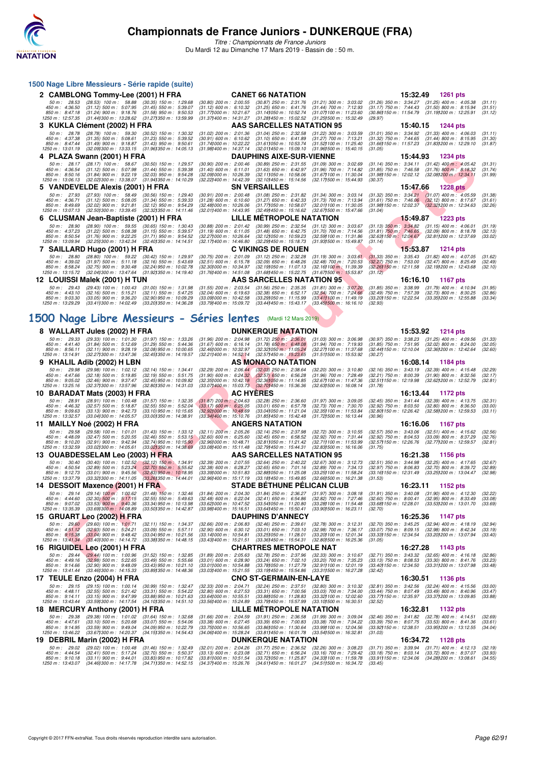# Championnats de France Juniors - DUNKERQUE (FRA)

*Titre : Championnats de France Juniors*
Du Mardi 12 au Dimanche 17 Mars 2019 - Bassin de : 50 m.

## 1500 Nage Libre Messieurs - Série rapide (suite)

**2 CAMBLONG Tommy-Lee (2001) H FRA** — CANET 66 NATATION — 15:32.49 — 1261 pts

50 m : 28.53 (28.53) 100 m : 58.88 (30.35) 150 m : 1:29.68 (30.80) 200 m : 2:00.55 (30.87) 250 m : 2:31.76 (31.21) 300 m : 3:03.02 (31.26) 350 m : 3:34.27 (31.25) 400 m : 4:05.38 (31.11)
450 m : 4:36.50 (31.12) 500 m : 5:07.95 (31.45) 550 m : 5:39.07 (31.12) 600 m : 6:10.32 (31.25) 650 m : 6:41.76 (31.44) 700 m : 7:12.93 (31.17) 750 m : 7:44.43 (31.50) 800 m : 8:15.94 (31.51)
850 m : 8:47.18 (31.24) 900 m : 9:18.76 (31.58) 950 m : 9:50.53 (31.77) 1000 m : 10:21.67 (31.14) 1050 m : 10:52.74 (31.07) 1100 m : 11:23.60 (30.86) 1150 m : 11:54.79 (31.19) 1200 m : 12:25.91 (31.12)
1250 m : 12:57.35 (31.44) 1300 m : 13:28.62 (31.27) 1350 m : 13:59.99 (31.37) 1400 m : 14:31.27 (31.28) 1450 m : 15:02.52 (31.25) 1500 m : 15:32.49 (29.97)

**3 KUKLA Clément (2002) H FRA** — AAS SARCELLES NATATION 95 — 15:40.15 — 1244 pts

50 m : 28.78 (28.78) 100 m : 59.30 (30.52) 150 m : 1:30.32 (31.02) 200 m : 2:01.36 (31.04) 250 m : 2:32.58 (31.22) 300 m : 3:03.59 (31.01) 350 m : 3:34.92 (31.33) 400 m : 4:06.03 (31.11)
450 m : 4:37.38 (31.35) 500 m : 5:08.61 (31.23) 550 m : 5:39.52 (30.91) 600 m : 6:10.62 (31.10) 650 m : 6:41.89 (31.27) 700 m : 7:13.21 (31.32) 750 m : 7:44.65 (31.44) 800 m : 8:15.95 (31.30)
850 m : 8:47.44 (31.49) 900 m : 9:18.87 (31.43) 950 m : 9:50.61 (31.74) 1000 m : 10:22.22 (31.61) 1050 m : 10:53.74 (31.52) 1100 m : 11:25.40 (31.66) 1150 m : 11:57.23 (31.83) 1200 m : 12:29.10 (31.87)
1250 m : 13:01.19 (32.09) 1300 m : 13:33.15 (31.96) 1350 m : 14:05.13 (31.98) 1400 m : 14:37.14 (32.01) 1450 m : 15:09.10 (31.96) 1500 m : 15:40.15 (31.05)

**4 PLAZA Swann (2001) H FRA** — DAUPHINS AIXE-SUR-VIENNE — 15:44.93 — 1234 pts

50 m : 28.17 (28.17) 100 m : 58.67 (30.50) 150 m : 1:29.57 (30.90) 200 m : 2:00.46 (30.89) 250 m : 2:31.55 (31.09) 300 m : 3:02.69 (31.14) 350 m : 3:34.11 (31.42) 400 m : 4:05.42 (31.31)
450 m : 4:36.54 (31.12) 500 m : 5:07.98 (31.44) 550 m : 5:39.38 (31.40) 600 m : 6:11.01 (31.63) 650 m : 6:42.97 (31.96) 700 m : 7:14.82 (31.85) 750 m : 7:46.58 (31.76) 800 m : 8:18.32 (31.74)
850 m : 8:50.16 (31.84) 900 m : 9:22.19 (32.03) 950 m : 9:54.28 (32.09) 1000 m : 10:26.39 (32.11) 1050 m : 10:58.06 (31.67) 1100 m : 11:30.04 (31.98) 1150 m : 12:02.12 (32.08) 1200 m : 12:34.11 (31.99)
1250 m : 13:06.13 (32.02) 1300 m : 13:38.07 (31.94) 1350 m : 14:10.29 (32.22) 1400 m : 14:42.39 (32.10) 1450 m : 15:14.56 (32.17) 1500 m : 15:44.93 (30.37)

**5 VANDEVELDE Alexis (2001) H FRA** — SN VERSAILLES — 15:47.66 — 1228 pts

50 m : 27.93 (27.93) 100 m : 58.49 (30.56) 150 m : 1:29.40 (30.91) 200 m : 2:00.48 (31.08) 250 m : 2:31.82 (31.34) 300 m : 3:03.14 (31.32) 350 m : 3:34.21 (31.07) 400 m : 4:05.59 (31.38)
450 m : 4:36.71 (31.12) 500 m : 5:08.05 (31.34) 550 m : 5:39.33 (31.28) 600 m : 6:10.60 (31.27) 650 m : 6:42.33 (31.73) 700 m : 7:13.94 (31.61) 750 m : 7:46.06 (32.12) 800 m : 8:17.67 (31.61)
850 m : 8:49.69 (32.02) 900 m : 9:21.81 (32.12) 950 m : 9:54.29 (32.48) 1000 m : 10:26.06 (31.77) 1050 m : 10:58.07 (32.01) 1100 m : 11:30.05 (31.98) 1150 m : 12:02.37 (32.32) 1200 m : 12:34.63 (32.26)
1250 m : 13:07.13 (32.50) 1300 m : 13:39.45 (32.32) 1350 m : 14:11.46 (32.01) 1400 m : 14:43.95 (32.49) 1450 m : 15:16.62 (32.67) 1500 m : 15:47.66 (31.04)

**6 CLUSMAN Jean-Baptiste (2001) H FRA** — LILLE MÉTROPOLE NATATION — 15:49.87 — 1223 pts

50 m : 28.90 (28.90) 100 m : 59.55 (30.65) 150 m : 1:30.43 (30.88) 200 m : 2:01.42 (30.99) 250 m : 2:32.54 (31.12) 300 m : 3:03.67 (31.13) 350 m : 3:34.82 (31.15) 400 m : 4:06.01 (31.19)
450 m : 4:37.23 (31.22) 500 m : 5:08.38 (31.15) 550 m : 5:39.57 (31.19) 600 m : 6:11.05 (31.48) 650 m : 6:42.75 (31.70) 700 m : 7:14.56 (31.81) 750 m : 7:46.65 (32.09) 800 m : 8:18.78 (32.13)
850 m : 8:50.54 (31.76) 900 m : 9:22.25 (31.71) 950 m : 9:54.52 (32.27) 1000 m : 10:26.64 (32.12) 1050 m : 10:59.23 (32.59) 1100 m : 11:31.86 (32.63) 1150 m : 12:04.67 (32.81) 1200 m : 12:37.69 (33.02)
1250 m : 13:09.94 (32.25) 1300 m : 13:42.34 (32.40) 1350 m : 14:14.51 (32.17) 1400 m : 14:46.80 (32.29) 1450 m : 15:18.73 (31.93) 1500 m : 15:49.87 (31.14)

**7 SAILLARD Hugo (2001) H FRA** — C VIKINGS DE ROUEN — 15:53.87 — 1214 pts

50 m : 28.80 (28.80) 100 m : 59.22 (30.42) 150 m : 1:29.97 (30.75) 200 m : 2:01.09 (31.12) 250 m : 2:32.28 (31.19) 300 m : 3:03.61 (31.33) 350 m : 3:35.43 (31.82) 400 m : 4:07.05 (31.62)
450 m : 4:39.02 (31.97) 500 m : 5:11.18 (32.16) 550 m : 5:43.69 (32.51) 600 m : 6:15.78 (32.09) 650 m : 6:48.26 (32.48) 700 m : 7:20.53 (32.27) 750 m : 7:53.00 (32.47) 800 m : 8:25.49 (32.49)
850 m : 8:58.24 (32.75) 900 m : 9:30.48 (32.24) 950 m : 10:02.78 (32.30) 1000 m : 10:34.97 (32.19) 1050 m : 11:07.13 (32.16) 1100 m : 11:39.39 (32.26) 1150 m : 12:11.58 (32.19) 1200 m : 12:43.68 (32.10)
1250 m : 13:15.72 (32.04) 1300 m : 13:47.64 (31.92) 1350 m : 14:19.40 (31.76) 1400 m : 14:51.08 (31.68) 1450 m : 15:22.75 (31.67) 1500 m : 15:53.87 (31.12)

**12 LOUISSI Malek (2001) H TUN** — AAS SARCELLES NATATION 95 — 16:16.10 — 1167 pts

50 m : 29.43 (29.43) 100 m : 1:00.43 (31.00) 150 m : 1:31.98 (31.55) 200 m : 2:03.54 (31.56) 250 m : 2:35.35 (31.81) 300 m : 3:07.20 (31.85) 350 m : 3:38.99 (31.79) 400 m : 4:10.94 (31.95)
450 m : 4:43.10 (32.16) 500 m : 5:15.21 (32.11) 550 m : 5:47.25 (32.04) 600 m : 6:19.63 (32.38) 650 m : 6:52.17 (32.54) 700 m : 7:24.66 (32.49) 750 m : 7:57.39 (32.73) 800 m : 8:30.25 (32.86)
850 m : 9:03.30 (33.05) 900 m : 9:36.20 (32.90) 950 m : 10:09.29 (33.09) 1000 m : 10:42.58 (33.29) 1050 m : 11:15.99 (33.41) 1100 m : 11:49.19 (33.20) 1150 m : 12:22.54 (33.35) 1200 m : 12:55.88 (33.34)
1250 m : 13:29.29 (33.41) 1300 m : 14:02.49 (33.20) 1350 m : 14:36.28 (33.79) 1400 m : 15:09.72 (33.44) 1450 m : 15:43.17 (33.45) 1500 m : 16:16.10 (32.93)

## 1500 Nage Libre Messieurs - Séries lentes (Mardi 12 Mars 2019)

**8 WALLART Jules (2002) H FRA** — DUNKERQUE NATATION — 15:53.92 — 1214 pts

50 m : 29.33 (29.33) 100 m : 1:01.30 (31.97) 150 m : 1:33.26 (31.96) 200 m : 2:04.98 (31.72) 250 m : 2:36.01 (31.03) 300 m : 3:06.98 (30.97) 350 m : 3:38.23 (31.25) 400 m : 4:09.56 (31.33)
450 m : 4:41.40 (31.84) 500 m : 5:12.69 (31.29) 550 m : 5:44.36 (31.67) 600 m : 6:16.14 (31.78) 650 m : 6:48.08 (31.94) 700 m : 7:19.93 (31.85) 750 m : 7:51.95 (32.02) 800 m : 8:24.00 (32.05)
850 m : 8:56.11 (32.11) 900 m : 9:28.19 (32.08) 950 m : 10:00.65 (32.46) 1000 m : 10:32.97 (32.32) 1050 m : 11:05.24 (32.27) 1100 m : 11:37.68 (32.44) 1150 m : 12:10.04 (32.36) 1200 m : 12:42.64 (32.60)
1250 m : 13:14.91 (32.27) 1300 m : 13:47.36 (32.45) 1350 m : 14:19.57 (32.21) 1400 m : 14:52.14 (32.57) 1450 m : 15:23.65 (31.51) 1500 m : 15:53.92 (30.27)

**9 KHALIL Adib (2002) H LBN** — AS MONACO NATATION — 16:08.14 — 1184 pts

50 m : 29.98 (29.98) 100 m : 1:02.12 (32.14) 150 m : 1:34.41 (32.29) 200 m : 2:06.44 (32.03) 250 m : 2:38.64 (32.20) 300 m : 3:10.80 (32.16) 350 m : 3:43.19 (32.39) 400 m : 4:15.48 (32.29)
450 m : 4:47.66 (32.18) 500 m : 5:19.85 (32.19) 550 m : 5:51.75 (31.90) 600 m : 6:24.32 (32.57) 650 m : 6:56.28 (31.96) 700 m : 7:28.49 (32.21) 750 m : 8:00.39 (31.90) 800 m : 8:32.56 (32.17)
850 m : 9:05.02 (32.46) 900 m : 9:37.47 (32.45) 950 m : 10:09.82 (32.35) 1000 m : 10:42.18 (32.36) 1050 m : 11:14.85 (32.67) 1100 m : 11:47.36 (32.51) 1150 m : 12:19.98 (32.62) 1200 m : 12:52.79 (32.81)
1250 m : 13:25.16 (32.37) 1300 m : 13:57.96 (32.80) 1350 m : 14:31.03 (33.07) 1400 m : 15:03.73 (32.70) 1450 m : 15:36.36 (32.63) 1500 m : 16:08.14 (31.78)

**10 BARADAT Mats (2003) H FRA** — AC HYÈRES — 16:13.44 — 1172 pts

50 m : 28.91 (28.91) 100 m : 1:00.48 (31.57) 150 m : 1:32.35 (31.87) 200 m : 2:04.63 (32.28) 250 m : 2:36.60 (31.97) 300 m : 3:09.05 (32.45) 350 m : 3:41.44 (32.39) 400 m : 4:13.75 (32.31)
450 m : 4:46.32 (32.57) 500 m : 5:18.87 (32.55) 550 m : 5:52.04 (33.17) 600 m : 6:25.05 (33.01) 650 m : 6:57.78 (32.73) 700 m : 7:30.70 (32.92) 750 m : 8:03.50 (32.80) 800 m : 8:36.50 (33.00)
850 m : 9:09.63 (33.13) 900 m : 9:42.73 (33.10) 950 m : 10:15.65 (32.92) 1000 m : 10:48.69 (33.04) 1050 m : 11:21.04 (32.35) 1100 m : 11:53.84 (32.80) 1150 m : 12:26.42 (32.58) 1200 m : 12:59.53 (33.11)
1250 m : 13:32.57 (33.04) 1300 m : 14:05.57 (33.00) 1350 m : 14:38.91 (33.34) 1400 m : 15:10.76 (31.85) 1450 m : 15:42.48 (31.72) 1500 m : 16:13.44 (30.96)

**11 MAILLY Noé (2002) H FRA** — ANGERS NATATION — 16:16.06 — 1167 pts

50 m : 29.58 (29.58) 100 m : 1:01.01 (31.43) 150 m : 1:33.12 (32.11) 200 m : 2:05.26 (32.14) 250 m : 2:37.98 (32.72) 300 m : 3:10.55 (32.57) 350 m : 3:43.06 (32.51) 400 m : 4:15.62 (32.56)
450 m : 4:48.09 (32.47) 500 m : 5:20.55 (32.46) 550 m : 5:53.15 (32.60) 600 m : 6:25.60 (32.45) 650 m : 6:58.52 (32.92) 700 m : 7:31.44 (32.92) 750 m : 8:04.53 (33.09) 800 m : 8:37.29 (32.76)
850 m : 9:10.20 (32.91) 900 m : 9:42.94 (32.74) 950 m : 10:15.90 (32.96) 1000 m : 10:48.71 (32.81) 1050 m : 11:21.42 (32.71) 1100 m : 11:53.99 (32.57) 1150 m : 12:26.76 (32.77) 1200 m : 12:59.57 (32.81)
1250 m : 13:32.59 (33.02) 1300 m : 14:05.61 (33.02) 1350 m : 14:38.69 (33.08) 1400 m : 15:11.48 (32.79) 1450 m : 15:44.31 (32.83) 1500 m : 16:16.06 (31.75)

**13 OUABDESSELAM Leo (2003) H FRA** — AAS SARCELLES NATATION 95 — 16:21.38 — 1156 pts

50 m : 30.40 (30.40) 100 m : 1:02.52 (32.12) 150 m : 1:34.91 (32.39) 200 m : 2:07.55 (32.64) 250 m : 2:40.22 (32.67) 300 m : 3:12.73 (32.51) 350 m : 3:44.98 (32.25) 400 m : 4:17.65 (32.67)
450 m : 4:50.54 (32.89) 500 m : 5:23.24 (32.70) 550 m : 5:55.62 (32.38) 600 m : 6:28.27 (32.65) 650 m : 7:01.16 (32.89) 700 m : 7:34.13 (32.97) 750 m : 8:06.83 (32.70) 800 m : 8:39.72 (32.89)
850 m : 9:12.73 (33.01) 900 m : 9:45.56 (32.83) 950 m : 10:18.95 (33.39) 1000 m : 10:51.83 (32.88) 1050 m : 11:25.08 (33.25) 1100 m : 11:58.24 (33.16) 1150 m : 12:31.49 (33.25) 1200 m : 13:04.47 (32.98)
1250 m : 13:37.79 (33.32) 1300 m : 14:11.05 (33.26) 1350 m : 14:44.01 (32.96) 1400 m : 15:17.19 (33.18) 1450 m : 15:49.85 (32.66) 1500 m : 16:21.38 (31.53)

**14 DESSOIT Maxence (2001) H FRA** — STADE BÉTHUNE PÉLICAN CLUB — 16:23.11 — 1152 pts

50 m : 29.14 (29.14) 100 m : 1:00.62 (31.48) 150 m : 1:32.46 (31.84) 200 m : 2:04.30 (31.84) 250 m : 2:36.27 (31.97) 300 m : 3:08.18 (31.91) 350 m : 3:40.08 (31.90) 400 m : 4:12.30 (32.22)
450 m : 4:44.60 (32.30) 500 m : 5:17.15 (32.55) 550 m : 5:49.63 (32.48) 600 m : 6:22.04 (32.41) 650 m : 6:54.86 (32.82) 700 m : 7:27.46 (32.60) 750 m : 8:00.41 (32.95) 800 m : 8:33.49 (33.08)
850 m : 9:07.02 (33.53) 900 m : 9:40.36 (33.34) 950 m : 10:13.98 (33.62) 1000 m : 10:47.52 (33.54) 1050 m : 11:20.80 (33.28) 1100 m : 11:54.48 (33.68) 1150 m : 12:28.01 (33.53) 1200 m : 13:01.70 (33.69)
1250 m : 13:35.39 (33.69) 1300 m : 14:08.89 (33.50) 1350 m : 14:42.87 (33.98) 1400 m : 15:16.51 (33.64) 1450 m : 15:50.41 (33.90) 1500 m : 16:23.11 (32.70)

**15 GRUART Leo (2002) H FRA** — DAUPHINS D'ANNECY — 16:25.36 — 1147 pts

50 m : 29.60 (29.60) 100 m : 1:01.71 (32.11) 150 m : 1:34.37 (32.66) 200 m : 2:06.83 (32.46) 250 m : 2:39.61 (32.78) 300 m : 3:12.31 (32.70) 350 m : 3:45.25 (32.94) 400 m : 4:18.19 (32.94)
450 m : 4:51.12 (32.93) 500 m : 5:24.21 (33.09) 550 m : 5:57.11 (32.90) 600 m : 6:30.12 (33.01) 650 m : 7:03.10 (32.98) 700 m : 7:36.17 (33.07) 750 m : 8:09.15 (32.98) 800 m : 8:42.34 (33.19)
850 m : 9:15.38 (33.04) 900 m : 9:48.42 (33.04) 950 m : 10:21.56 (33.14) 1000 m : 10:54.81 (33.25) 1050 m : 11:28.01 (33.20) 1100 m : 12:01.34 (33.33) 1150 m : 12:34.54 (33.20) 1200 m : 13:07.94 (33.40)
1250 m : 13:41.34 (33.40) 1300 m : 14:14.72 (33.38) 1350 m : 14:48.15 (33.43) 1400 m : 15:21.51 (33.36) 1450 m : 15:54.31 (32.80) 1500 m : 16:25.36 (31.05)

**16 RIGUIDEL Leo (2001) H FRA** — CHARTRES METROPOLE NAT — 16:27.28 — 1143 pts

50 m : 29.44 (29.44) 100 m : 1:00.96 (31.52) 150 m : 1:32.85 (31.89) 200 m : 2:05.63 (32.78) 250 m : 2:37.96 (32.33) 300 m : 3:10.67 (32.71) 350 m : 3:43.32 (32.65) 400 m : 4:16.18 (32.86)
450 m : 4:49.16 (32.98) 500 m : 5:22.65 (33.49) 550 m : 5:55.66 (33.01) 600 m : 6:28.90 (33.24) 650 m : 7:02.10 (33.20) 700 m : 7:35.23 (33.13) 750 m : 8:08.53 (33.30) 800 m : 8:41.76 (33.23)
850 m : 9:14.66 (32.90) 900 m : 9:48.09 (33.43) 950 m : 10:21.10 (33.01) 1000 m : 10:54.88 (33.78) 1050 m : 11:27.79 (32.91) 1100 m : 12:01.19 (33.40) 1150 m : 12:34.50 (33.31) 1200 m : 13:07.98 (33.48)
1250 m : 13:41.44 (33.46) 1300 m : 14:15.33 (33.89) 1350 m : 14:48.36 (33.03) 1400 m : 15:21.55 (33.19) 1450 m : 15:54.86 (33.31) 1500 m : 16:27.28 (32.42)

**17 TEULE Enzo (2004) H FRA** — CNO ST-GERMAIN-EN-LAYE — 16:30.51 — 1136 pts

50 m : 29.15 (29.15) 100 m : 1:00.14 (30.99) 150 m : 1:32.47 (32.33) 200 m : 2:04.71 (32.24) 250 m : 2:37.51 (32.80) 300 m : 3:10.32 (32.81) 350 m : 3:42.56 (32.24) 400 m : 4:15.56 (33.00)
450 m : 4:48.11 (32.55) 500 m : 5:21.42 (33.31) 550 m : 5:54.22 (32.80) 600 m : 6:27.53 (33.31) 650 m : 7:00.56 (33.03) 700 m : 7:34.00 (33.44) 750 m : 8:07.49 (33.49) 800 m : 8:40.96 (33.47)
850 m : 9:14.11 (33.15) 900 m : 9:47.99 (33.88) 950 m : 10:21.63 (33.64) 1000 m : 10:55.51 (33.88) 1050 m : 11:28.83 (33.32) 1100 m : 12:02.60 (33.77) 1150 m : 12:35.97 (33.37) 1200 m : 13:09.85 (33.88)
1250 m : 13:43.44 (33.59) 1300 m : 14:17.54 (34.10) 1350 m : 14:51.10 (33.56) 1400 m : 15:24.89 (33.79) 1450 m : 15:57.99 (33.10) 1500 m : 16:30.51 (32.52)

**18 MERCURY Anthony (2001) H FRA** — LILLE MÉTROPOLE NATATION — 16:32.81 — 1132 pts

50 m : 29.38 (29.38) 100 m : 1:01.02 (31.64) 150 m : 1:32.68 (31.66) 200 m : 2:04.59 (31.91) 250 m : 2:36.58 (31.99) 300 m : 3:09.04 (32.46) 350 m : 3:41.82 (32.78) 400 m : 4:14.51 (32.69)
450 m : 4:47.61 (33.10) 500 m : 5:20.68 (33.07) 550 m : 5:54.06 (33.38) 600 m : 6:27.45 (33.39) 650 m : 7:00.83 (33.38) 700 m : 7:34.22 (33.39) 750 m : 8:07.75 (33.53) 800 m : 8:41.36 (33.61)
850 m : 9:14.95 (33.59) 900 m : 9:49.04 (34.09) 950 m : 10:22.79 (33.75) 1000 m : 10:56.65 (33.86) 1050 m : 11:30.64 (33.99) 1100 m : 12:04.56 (33.92) 1150 m : 12:38.51 (33.95) 1200 m : 13:12.55 (34.04)
1250 m : 13:46.22 (33.67) 1300 m : 14:20.37 (34.15) 1350 m : 14:54.43 (34.06) 1400 m : 15:28.24 (33.81) 1450 m : 16:01.78 (33.54) 1500 m : 16:32.81 (31.03)

**19 DEBRIL Marin (2002) H FRA** — DUNKERQUE NATATION — 16:34.72 — 1128 pts

50 m : 29.02 (29.02) 100 m : 1:00.48 (31.46) 150 m : 1:32.49 (32.01) 200 m : 2:04.26 (31.77) 250 m : 2:36.52 (32.26) 300 m : 3:08.23 (31.71) 350 m : 3:39.94 (31.71) 400 m : 4:12.13 (32.19)
450 m : 4:44.54 (32.41) 500 m : 5:17.24 (32.70) 550 m : 5:50.37 (33.13) 600 m : 6:23.08 (32.71) 650 m : 6:56.24 (33.16) 700 m : 7:29.42 (33.18) 750 m : 8:03.14 (33.72) 800 m : 8:37.07 (33.93)
850 m : 9:10.18 (33.11) 900 m : 9:44.01 (33.83) 950 m : 10:17.82 (33.81) 1000 m : 10:51.54 (33.72) 1050 m : 11:25.87 (34.33) 1100 m : 11:59.78 (33.91) 1150 m : 12:34.06 (34.28) 1200 m : 13:08.61 (34.55)
1250 m : 13:43.07 (34.46) 1300 m : 14:17.78 (34.71) 1350 m : 14:52.15 (34.37) 1400 m : 15:26.76 (34.61) 1450 m : 16:01.27 (34.51) 1500 m : 16:34.72 (33.45)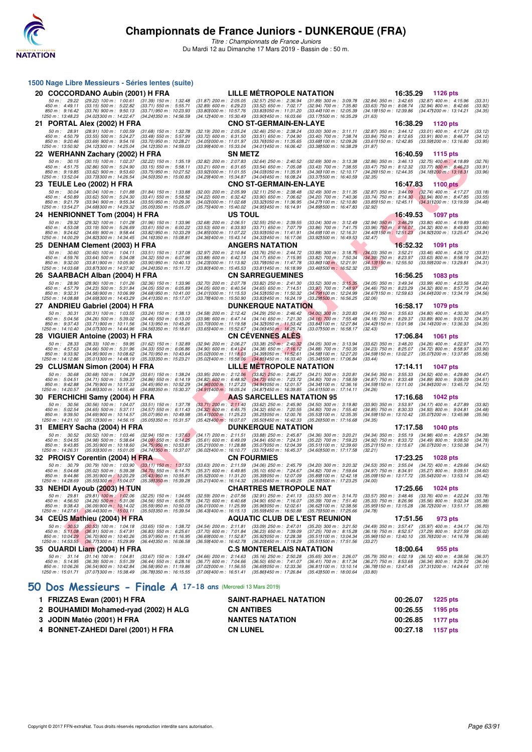# Championnats de France Juniors - DUNKERQUE (FRA)

Titre : Championnats de France Juniors
Du Mardi 12 au Dimanche 17 Mars 2019 - Bassin de : 50 m.

## 1500 Nage Libre Messieurs - Séries lentes (suite)

**20 COCCORDANO Aubin (2001) H FRA** — LILLE MÉTROPOLE NATATION — 16:35.29 — 1126 pts

50 m : 29.22 (29.22) 100 m : 1:00.61 (31.39) 150 m : 1:32.48 (31.87) 200 m : 2:05.05 (32.57) 250 m : 2:36.94 (31.89) 300 m : 3:09.78 (32.84) 350 m : 3:42.65 (32.87) 400 m : 4:15.96 (33.31)
450 m : 4:49.11 (33.15) 500 m : 5:22.82 (33.71) 550 m : 5:55.71 (32.89) 600 m : 6:29.23 (33.52) 650 m : 7:02.17 (32.94) 700 m : 7:35.80 (33.63) 750 m : 8:08.74 (32.94) 800 m : 8:42.66 (33.92)
850 m : 9:16.42 (33.76) 900 m : 9:50.13 (33.71) 950 m : 10:23.93 (33.80) 1000 m : 10:57.76 (33.83) 1050 m : 11:31.20 (33.44) 1100 m : 12:05.39 (34.19) 1150 m : 12:39.86 (34.47) 1200 m : 13:14.21 (34.35)
1250 m : 13:48.23 (34.02) 1300 m : 14:22.47 (34.24) 1350 m : 14:56.59 (34.12) 1400 m : 15:30.49 (33.90) 1450 m : 16:03.66 (33.17) 1500 m : 16:35.29 (31.63)

**21 PORTAL Alex (2002) H FRA** — CNO ST-GERMAIN-EN-LAYE — 16:38.29 — 1120 pts

50 m : 28.91 (28.91) 100 m : 1:00.59 (31.68) 150 m : 1:32.78 (32.19) 200 m : 2:05.24 (32.46) 250 m : 2:38.24 (33.00) 300 m : 3:11.11 (32.87) 350 m : 3:44.12 (33.01) 400 m : 4:17.24 (33.12)
450 m : 4:50.79 (33.55) 500 m : 5:24.27 (33.48) 550 m : 5:57.99 (33.72) 600 m : 6:31.50 (33.51) 650 m : 7:04.90 (33.40) 700 m : 7:38.74 (33.84) 750 m : 8:12.65 (33.91) 800 m : 8:46.77 (34.12)
850 m : 9:20.46 (33.69) 900 m : 9:54.16 (33.70) 950 m : 10:28.21 (34.05) 1000 m : 11:01.97 (33.76) 1050 m : 11:35.65 (33.68) 1100 m : 12:09.26 (33.61) 1150 m : 12:42.85 (33.59) 1200 m : 13:16.80 (33.95)
1250 m : 13:50.92 (34.12) 1300 m : 14:25.04 (34.12) 1350 m : 14:59.03 (33.99) 1400 m : 15:33.04 (34.01) 1450 m : 16:06.42 (33.38) 1500 m : 16:38.29 (31.87)

**22 WERHANN Zachary (2002) H FRA** — SN METZ — 16:40.59 — 1115 pts

50 m : 30.15 (30.15) 100 m : 1:02.37 (32.22) 150 m : 1:35.19 (32.82) 200 m : 2:07.83 (32.64) 250 m : 2:40.52 (32.69) 300 m : 3:13.38 (32.86) 350 m : 3:46.13 (32.75) 400 m : 4:18.89 (32.76)
450 m : 4:51.75 (32.86) 500 m : 5:24.90 (33.15) 550 m : 5:58.11 (33.21) 600 m : 6:31.65 (33.54) 650 m : 7:05.08 (33.43) 700 m : 7:38.55 (33.47) 750 m : 8:12.32 (33.77) 800 m : 8:46.23 (33.91)
850 m : 9:19.85 (33.62) 900 m : 9:53.60 (33.75) 950 m : 10:27.52 (33.92) 1000 m : 11:01.55 (34.03) 1050 m : 11:35.91 (34.36) 1100 m : 12:10.17 (34.26) 1150 m : 12:44.35 (34.18) 1200 m : 13:18.31 (33.96)
1250 m : 13:52.04 (33.73) 1300 m : 14:26.54 (34.50) 1350 m : 15:00.83 (34.29) 1400 m : 15:34.87 (34.04) 1450 m : 16:08.24 (33.37) 1500 m : 16:40.59 (32.35)

**23 TEULE Leo (2002) H FRA** — CNO ST-GERMAIN-EN-LAYE — 16:47.83 — 1100 pts

50 m : 30.04 (30.04) 100 m : 1:01.88 (31.84) 150 m : 1:33.88 (32.00) 200 m : 2:05.99 (32.11) 250 m : 2:38.48 (32.49) 300 m : 3:11.35 (32.87) 350 m : 3:44.09 (32.74) 400 m : 4:17.27 (33.18)
450 m : 4:50.89 (33.62) 500 m : 5:24.30 (33.41) 550 m : 5:58.52 (34.22) 600 m : 6:32.42 (33.90) 650 m : 7:06.62 (34.20) 700 m : 7:40.36 (33.74) 750 m : 8:14.30 (33.94) 800 m : 8:47.85 (33.55)
850 m : 9:21.79 (33.94) 900 m : 9:55.34 (33.55) 950 m : 10:29.36 (34.02) 1000 m : 11:02.68 (33.32) 1050 m : 11:36.95 (34.27) 1100 m : 12:10.80 (33.85) 1150 m : 12:45.11 (34.31) 1200 m : 13:19.59 (34.48)
1250 m : 13:54.27 (34.68) 1300 m : 14:29.32 (35.05) 1350 m : 15:05.07 (35.75) 1400 m : 15:40.02 (34.95) 1450 m : 16:14.91 (34.89) 1500 m : 16:47.83 (32.92)

**24 HENRIONNET Tom (2004) H FRA** — US TOUL — 16:49.53 — 1097 pts

50 m : 29.32 (29.32) 100 m : 1:01.28 (31.96) 150 m : 1:33.96 (32.68) 200 m : 2:06.51 (32.55) 250 m : 2:39.55 (33.04) 300 m : 3:12.49 (32.94) 350 m : 3:46.29 (33.80) 400 m : 4:19.89 (33.60)
450 m : 4:53.08 (33.19) 500 m : 5:26.69 (33.61) 550 m : 6:00.22 (33.53) 600 m : 6:33.93 (33.71) 650 m : 7:07.79 (33.86) 700 m : 7:41.75 (33.96) 750 m : 8:16.07 (34.32) 800 m : 8:49.93 (33.86)
850 m : 9:24.62 (34.69) 900 m : 9:58.44 (33.82) 950 m : 10:33.29 (34.85) 1000 m : 11:07.22 (33.93) 1050 m : 11:41.91 (34.69) 1100 m : 12:16.31 (34.40) 1150 m : 12:51.23 (34.92) 1200 m : 13:25.47 (34.24)
1250 m : 14:00.29 (34.82) 1300 m : 14:34.45 (34.16) 1350 m : 15:08.81 (34.36) 1400 m : 15:43.14 (34.33) 1450 m : 16:17.06 (33.92) 1500 m : 16:49.53 (32.47)

**25 DENHAM Clement (2003) H FRA** — ANGERS NATATION — 16:52.32 — 1091 pts

50 m : 30.60 (30.60) 100 m : 1:04.11 (33.51) 150 m : 1:37.08 (32.97) 200 m : 2:10.84 (33.76) 250 m : 2:44.72 (33.88) 300 m : 3:18.75 (34.03) 350 m : 3:52.21 (33.46) 400 m : 4:26.12 (33.91)
450 m : 4:59.76 (33.64) 500 m : 5:34.08 (34.32) 550 m : 6:07.96 (33.88) 600 m : 6:42.13 (34.17) 650 m : 7:15.95 (33.82) 700 m : 7:50.34 (34.39) 750 m : 8:23.97 (33.63) 800 m : 8:58.19 (34.22)
850 m : 9:32.00 (33.81) 900 m : 10:05.90 (33.90) 950 m : 10:40.13 (34.23) 1000 m : 11:13.92 (33.79) 1050 m : 11:47.78 (33.86) 1100 m : 12:21.91 (34.13) 1150 m : 12:55.50 (33.59) 1200 m : 13:29.81 (34.31)
1250 m : 14:03.68 (33.87) 1300 m : 14:37.92 (34.24) 1350 m : 15:11.72 (33.80) 1400 m : 15:45.53 (33.81) 1450 m : 16:18.99 (33.46) 1500 m : 16:52.32 (33.33)

**26 SAARBACH Alban (2004) H FRA** — CN SARREGUEMINES — 16:56.25 — 1083 pts

50 m : 28.90 (28.90) 100 m : 1:01.26 (32.36) 150 m : 1:33.96 (32.70) 200 m : 2:07.78 (33.82) 250 m : 2:41.30 (33.52) 300 m : 3:15.35 (34.05) 350 m : 3:49.34 (33.99) 400 m : 4:23.56 (34.22)
450 m : 4:57.79 (34.23) 500 m : 5:31.84 (34.05) 550 m : 6:05.89 (34.05) 600 m : 6:40.54 (34.65) 650 m : 7:14.51 (33.97) 700 m : 7:48.97 (34.46) 750 m : 8:23.29 (34.32) 800 m : 8:57.73 (34.44)
850 m : 9:32.31 (34.58) 900 m : 10:06.99 (34.68) 950 m : 10:41.00 (34.01) 1000 m : 11:15.53 (34.53) 1050 m : 11:50.32 (34.79) 1100 m : 12:24.99 (34.67) 1150 m : 12:59.63 (34.64) 1200 m : 13:34.19 (34.56)
1250 m : 14:08.88 (34.69) 1300 m : 14:43.29 (34.41) 1350 m : 15:17.07 (33.78) 1400 m : 15:50.90 (33.83) 1450 m : 16:24.19 (33.29) 1500 m : 16:56.25 (32.06)

**27 ANDRIEU Gabriel (2004) H FRA** — DUNKERQUE NATATION — 16:58.17 — 1079 pts

50 m : 30.31 (30.31) 100 m : 1:03.55 (33.24) 150 m : 1:38.13 (34.58) 200 m : 2:12.42 (34.29) 250 m : 2:46.42 (34.00) 300 m : 3:20.83 (34.41) 350 m : 3:55.63 (34.80) 400 m : 4:30.30 (34.67)
450 m : 5:04.56 (34.26) 500 m : 5:39.02 (34.46) 550 m : 6:13.00 (33.98) 600 m : 6:47.14 (34.14) 650 m : 7:21.30 (34.16) 700 m : 7:55.48 (34.18) 750 m : 8:29.37 (33.89) 800 m : 9:03.72 (34.35)
850 m : 9:37.43 (33.71) 900 m : 10:11.56 (34.13) 950 m : 10:45.26 (33.70) 1000 m : 11:19.58 (34.32) 1050 m : 11:53.42 (33.84) 1100 m : 12:27.84 (34.42) 1150 m : 13:01.98 (34.14) 1200 m : 13:36.33 (34.35)
1250 m : 14:10.40 (34.07) 1300 m : 14:44.96 (34.56) 1350 m : 15:18.61 (33.65) 1400 m : 15:52.67 (34.06) 1450 m : 16:25.74 (33.07) 1500 m : 16:58.17 (32.43)

**28 VIGUIER Antoine (2003) H FRA** — CN CÉVENNES ALÈS — 17:06.84 — 1061 pts

50 m : 28.33 (28.33) 100 m : 59.95 (31.62) 150 m : 1:32.89 (32.94) 200 m : 2:06.27 (33.38) 250 m : 2:40.32 (34.05) 300 m : 3:13.94 (33.62) 350 m : 3:48.20 (34.26) 400 m : 4:22.97 (34.77)
450 m : 4:57.63 (34.66) 500 m : 5:31.96 (34.33) 550 m : 6:06.86 (34.90) 600 m : 6:41.24 (34.38) 650 m : 7:16.12 (34.88) 700 m : 7:50.35 (34.23) 750 m : 8:25.07 (34.72) 800 m : 8:58.97 (33.90)
850 m : 9:33.92 (34.95) 900 m : 10:08.62 (34.70) 950 m : 10:43.64 (35.02) 1000 m : 11:18.03 (34.39) 1050 m : 11:52.61 (34.58) 1100 m : 12:27.20 (34.59) 1150 m : 13:02.27 (35.07) 1200 m : 13:37.85 (35.58)
1250 m : 14:12.86 (35.01) 1300 m : 14:48.19 (35.33) 1350 m : 15:23.21 (35.02) 1400 m : 15:58.06 (34.85) 1450 m : 16:33.40 (35.34) 1500 m : 17:06.84 (33.44)

**29 CLUSMAN Simon (2004) H FRA** — LILLE MÉTROPOLE NATATION — 17:14.11 — 1047 pts

50 m : 30.68 (30.68) 100 m : 1:04.29 (33.61) 150 m : 1:38.24 (33.95) 200 m : 2:12.06 (33.82) 250 m : 2:46.27 (34.21) 300 m : 3:20.81 (34.54) 350 m : 3:55.33 (34.52) 400 m : 4:29.80 (34.47)
450 m : 5:04.51 (34.71) 500 m : 5:39.37 (34.86) 550 m : 6:14.19 (34.82) 600 m : 6:48.92 (34.73) 650 m : 7:23.72 (34.80) 700 m : 7:58.59 (34.87) 750 m : 8:33.48 (34.89) 800 m : 9:08.09 (34.61)
850 m : 9:42.88 (34.79) 900 m : 10:17.33 (34.45) 950 m : 10:52.29 (34.96) 1000 m : 11:27.23 (34.94) 1050 m : 12:01.57 (34.34) 1100 m : 12:36.16 (34.59) 1150 m : 13:11.00 (34.84) 1200 m : 13:45.72 (34.72)
1250 m : 14:20.57 (34.85) 1300 m : 14:55.46 (34.89) 1350 m : 15:30.37 (34.91) 1400 m : 16:05.24 (34.87) 1450 m : 16:39.85 (34.61) 1500 m : 17:14.11 (34.26)

**30 FERCHICHI Samy (2004) H FRA** — AAS SARCELLES NATATION 95 — 17:16.68 — 1042 pts

50 m : 30.56 (30.56) 100 m : 1:04.07 (33.51) 150 m : 1:37.78 (33.71) 200 m : 2:11.40 (33.62) 250 m : 2:45.90 (34.50) 300 m : 3:19.80 (33.90) 350 m : 3:53.97 (34.17) 400 m : 4:27.89 (33.92)
450 m : 5:02.54 (34.65) 500 m : 5:37.11 (34.57) 550 m : 6:11.43 (34.32) 600 m : 6:45.75 (34.32) 650 m : 7:20.55 (34.80) 700 m : 7:55.40 (34.85) 750 m : 8:30.33 (34.93) 800 m : 9:04.81 (34.48)
850 m : 9:39.50 (34.69) 900 m : 10:14.57 (35.07) 950 m : 10:49.98 (35.41) 1000 m : 11:25.23 (35.25) 1050 m : 12:00.76 (35.53) 1100 m : 12:35.35 (34.59) 1150 m : 13:10.42 (35.07) 1200 m : 13:45.98 (35.56)
1250 m : 14:21.10 (35.12) 1300 m : 14:56.15 (35.05) 1350 m : 15:31.57 (35.42) 1400 m : 16:07.07 (35.50) 1450 m : 16:42.33 (35.26) 1500 m : 17:16.68 (34.35)

**31 EMERY Sacha (2004) H FRA** — DUNKERQUE NATATION — 17:17.58 — 1040 pts

50 m : 30.52 (30.52) 100 m : 1:03.46 (32.94) 150 m : 1:37.63 (34.17) 200 m : 2:11.51 (33.88) 250 m : 2:45.87 (34.36) 300 m : 3:20.21 (34.34) 350 m : 3:55.19 (34.98) 400 m : 4:29.57 (34.38)
450 m : 5:04.55 (34.98) 500 m : 5:38.64 (34.09) 550 m : 6:14.25 (35.61) 600 m : 6:49.09 (34.84) 650 m : 7:24.31 (35.22) 700 m : 7:59.23 (34.92) 750 m : 8:33.72 (34.49) 800 m : 9:08.50 (34.78)
850 m : 9:43.85 (35.35) 900 m : 10:18.60 (34.75) 950 m : 10:53.81 (35.21) 1000 m : 11:28.88 (35.07) 1050 m : 12:04.39 (35.51) 1100 m : 12:39.60 (35.21) 1150 m : 13:15.67 (36.07) 1200 m : 13:50.38 (34.71)
1250 m : 14:26.31 (35.93) 1300 m : 15:01.05 (34.74) 1350 m : 15:37.07 (36.02) 1400 m : 16:10.77 (33.70) 1450 m : 16:45.37 (34.60) 1500 m : 17:17.58 (32.21)

**32 PROISY Corentin (2004) H FRA** — CN FOURMIES — 17:23.25 — 1028 pts

50 m : 30.79 (30.79) 100 m : 1:03.90 (33.11) 150 m : 1:37.53 (33.63) 200 m : 2:11.59 (34.06) 250 m : 2:45.79 (34.20) 300 m : 3:20.32 (34.53) 350 m : 3:55.04 (34.72) 400 m : 4:29.66 (34.62)
450 m : 5:04.68 (35.02) 500 m : 5:39.38 (34.70) 550 m : 6:14.75 (35.37) 600 m : 6:49.85 (35.10) 650 m : 7:24.67 (34.82) 700 m : 7:59.64 (34.97) 750 m : 8:34.91 (35.27) 800 m : 9:09.51 (34.60)
850 m : 9:44.86 (35.35) 900 m : 10:20.29 (35.43) 950 m : 10:55.81 (35.52) 1000 m : 11:31.20 (35.39) 1050 m : 12:07.09 (35.89) 1100 m : 12:42.18 (35.09) 1150 m : 13:17.72 (35.54) 1200 m : 13:53.14 (35.42)
1250 m : 14:28.69 (35.55) 1300 m : 15:04.07 (35.38) 1350 m : 15:39.28 (35.21) 1400 m : 16:14.32 (35.04) 1450 m : 16:49.25 (34.93) 1500 m : 17:23.25 (34.00)

**33 NEHDI Ayoub (2003) H TUN** — CHARTRES METROPOLE NAT — 17:25.66 — 1024 pts

50 m : 29.81 (29.81) 100 m : 1:02.06 (32.25) 150 m : 1:34.65 (32.59) 200 m : 2:07.56 (32.91) 250 m : 2:41.13 (33.57) 300 m : 3:14.70 (33.57) 350 m : 3:48.46 (33.76) 400 m : 4:22.24 (33.78)
450 m : 4:56.50 (34.26) 500 m : 5:31.06 (34.56) 550 m : 6:05.78 (34.72) 600 m : 6:40.68 (34.90) 650 m : 7:16.07 (35.39) 700 m : 7:51.40 (35.33) 750 m : 8:26.96 (35.56) 800 m : 9:02.34 (35.38)
850 m : 9:38.43 (36.09) 900 m : 10:14.02 (35.59) 950 m : 10:50.03 (36.01) 1000 m : 11:25.99 (35.96) 1050 m : 12:02.61 (36.62) 1100 m : 12:38.56 (35.95) 1150 m : 13:15.28 (36.72) 1200 m : 13:51.17 (35.89)
1250 m : 14:27.61 (36.44) 1300 m : 15:03.11 (35.50) 1350 m : 15:39.54 (36.43) 1400 m : 16:15.13 (35.59) 1450 m : 16:50.88 (35.75) 1500 m : 17:25.66 (34.78)

**34 CEÜS Mathieu (2004) H FRA** — AQUATIC CLUB DE L'EST REUNION — 17:51.56 — 973 pts

50 m : 30.53 (30.53) 100 m : 1:04.18 (33.65) 150 m : 1:38.72 (34.54) 200 m : 2:11.81 (33.09) 250 m : 2:47.01 (35.20) 300 m : 3:21.50 (34.49) 350 m : 3:57.47 (35.97) 400 m : 4:34.17 (36.70)
450 m : 5:11.08 (36.91) 500 m : 5:47.91 (36.83) 550 m : 6:25.61 (37.70) 600 m : 7:01.84 (36.23) 650 m : 7:39.09 (37.25) 700 m : 8:15.28 (36.19) 750 m : 8:52.57 (37.29) 800 m : 9:27.59 (35.02)
850 m : 10:04.29 (36.70) 900 m : 10:40.26 (35.97) 950 m : 11:16.95 (36.69) 1000 m : 11:52.87 (35.92) 1050 m : 12:28.38 (35.51) 1100 m : 13:04.34 (35.96) 1150 m : 13:40.10 (35.76) 1200 m : 14:16.78 (36.68)
1250 m : 14:53.55 (36.77) 1300 m : 15:29.99 (36.44) 1350 m : 16:06.58 (36.59) 1400 m : 16:42.78 (36.20) 1450 m : 17:18.29 (35.51) 1500 m : 17:51.56 (33.27)

**35 OUARDI Liam (2004) H FRA** — C.S MONTERELAIS NATATION — 18:00.64 — 955 pts

50 m : 31.14 (31.14) 100 m : 1:04.81 (33.67) 150 m : 1:39.47 (34.66) 200 m : 2:14.63 (35.16) 250 m : 2:50.28 (35.65) 300 m : 3:26.07 (35.79) 350 m : 4:02.19 (36.12) 400 m : 4:38.56 (36.37)
450 m : 5:14.95 (36.39) 500 m : 5:51.39 (36.44) 550 m : 6:28.16 (36.77) 600 m : 7:04.66 (36.50) 650 m : 7:41.07 (36.41) 700 m : 8:17.34 (36.27) 750 m : 8:53.68 (36.34) 800 m : 9:29.72 (36.04)
850 m : 10:06.26 (36.54) 900 m : 10:42.84 (36.58) 950 m : 11:19.86 (37.02) 1000 m : 11:56.55 (36.69) 1050 m : 12:33.36 (36.81) 1100 m : 13:10.14 (36.78) 1150 m : 13:47.45 (37.31) 1200 m : 14:24.64 (37.19)
1250 m : 15:01.71 (37.07) 1300 m : 15:38.49 (36.78) 1350 m : 16:15.55 (37.06) 1400 m : 16:51.41 (35.86) 1450 m : 17:26.84 (35.43) 1500 m : 18:00.64 (33.80)

## 50 Dos Messieurs - Finale A 17-18 ans (Mercredi 13 Mars 2019)

| Rang | Nom | Club | Temps | Points |
|---|---|---|---|---|
| 1 | FRIZZAS Ewan (2001) H FRA | SAINT-RAPHAEL NATATION | 00:26.07 | 1225 pts |
| 2 | BOUHAMIDI Mohamed-ryad (2002) H ALG | CN ANTIBES | 00:26.55 | 1195 pts |
| 3 | JODIN Matéo (2001) H FRA | NANTES NATATION | 00:26.85 | 1177 pts |
| 4 | BONNET-ZAHEDI Darel (2001) H FRA | CN LUNEL | 00:27.18 | 1157 pts |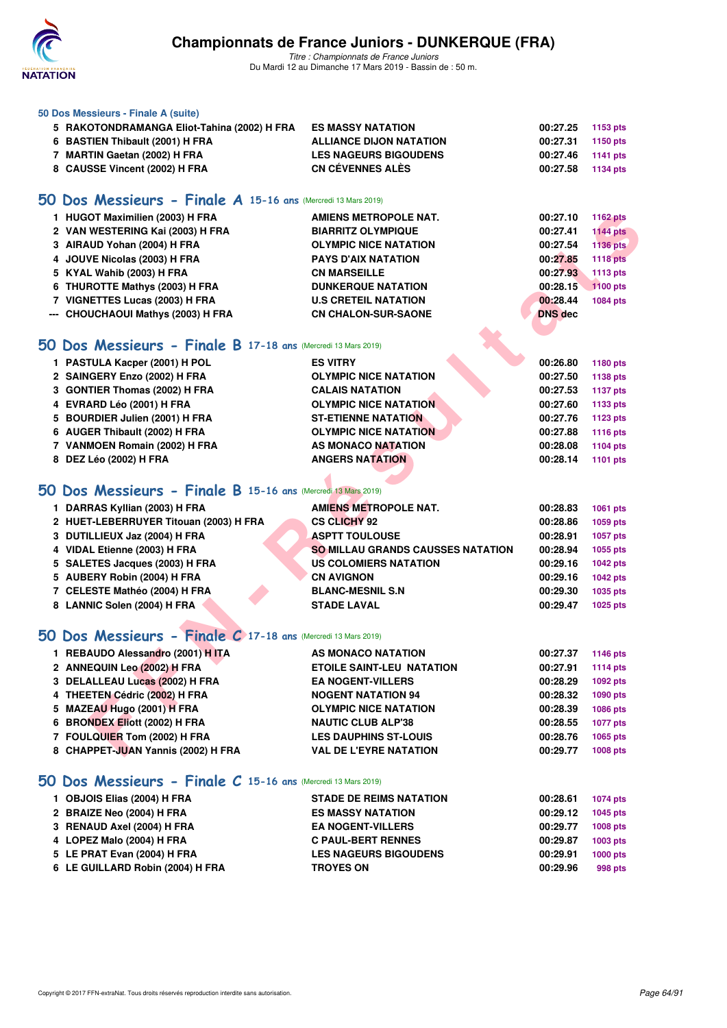# Championnats de France Juniors - DUNKERQUE (FRA)

*Titre : Championnats de France Juniors*
Du Mardi 12 au Dimanche 17 Mars 2019 - Bassin de : 50 m.

### 50 Dos Messieurs - Finale A (suite)

| | | | | |
|---|---|---|---|---|
| 5 | RAKOTONDRAMANGA Eliot-Tahina (2002) H FRA | ES MASSY NATATION | 00:27.25 | 1153 pts |
| 6 | BASTIEN Thibault (2001) H FRA | ALLIANCE DIJON NATATION | 00:27.31 | 1150 pts |
| 7 | MARTIN Gaetan (2002) H FRA | LES NAGEURS BIGOUDENS | 00:27.46 | 1141 pts |
| 8 | CAUSSE Vincent (2002) H FRA | CN CÉVENNES ALÈS | 00:27.58 | 1134 pts |

## 50 Dos Messieurs - Finale A 15-16 ans (Mercredi 13 Mars 2019)

| | | | | |
|---|---|---|---|---|
| 1 | HUGOT Maximilien (2003) H FRA | AMIENS METROPOLE NAT. | 00:27.10 | 1162 pts |
| 2 | VAN WESTERING Kai (2003) H FRA | BIARRITZ OLYMPIQUE | 00:27.41 | 1144 pts |
| 3 | AIRAUD Yohan (2004) H FRA | OLYMPIC NICE NATATION | 00:27.54 | 1136 pts |
| 4 | JOUVE Nicolas (2003) H FRA | PAYS D'AIX NATATION | 00:27.85 | 1118 pts |
| 5 | KYAL Wahib (2003) H FRA | CN MARSEILLE | 00:27.93 | 1113 pts |
| 6 | THUROTTE Mathys (2003) H FRA | DUNKERQUE NATATION | 00:28.15 | 1100 pts |
| 7 | VIGNETTES Lucas (2003) H FRA | U.S CRETEIL NATATION | 00:28.44 | 1084 pts |
| --- | CHOUCHAOUI Mathys (2003) H FRA | CN CHALON-SUR-SAONE | DNS dec | |

## 50 Dos Messieurs - Finale B 17-18 ans (Mercredi 13 Mars 2019)

| | | | | |
|---|---|---|---|---|
| 1 | PASTULA Kacper (2001) H POL | ES VITRY | 00:26.80 | 1180 pts |
| 2 | SAINGERY Enzo (2002) H FRA | OLYMPIC NICE NATATION | 00:27.50 | 1138 pts |
| 3 | GONTIER Thomas (2002) H FRA | CALAIS NATATION | 00:27.53 | 1137 pts |
| 4 | EVRARD Léo (2001) H FRA | OLYMPIC NICE NATATION | 00:27.60 | 1133 pts |
| 5 | BOURDIER Julien (2001) H FRA | ST-ETIENNE NATATION | 00:27.76 | 1123 pts |
| 6 | AUGER Thibault (2002) H FRA | OLYMPIC NICE NATATION | 00:27.88 | 1116 pts |
| 7 | VANMOEN Romain (2002) H FRA | AS MONACO NATATION | 00:28.08 | 1104 pts |
| 8 | DEZ Léo (2002) H FRA | ANGERS NATATION | 00:28.14 | 1101 pts |

## 50 Dos Messieurs - Finale B 15-16 ans (Mercredi 13 Mars 2019)

| | | | | |
|---|---|---|---|---|
| 1 | DARRAS Kyllian (2003) H FRA | AMIENS METROPOLE NAT. | 00:28.83 | 1061 pts |
| 2 | HUET-LEBERRUYER Titouan (2003) H FRA | CS CLICHY 92 | 00:28.86 | 1059 pts |
| 3 | DUTILLIEUX Jaz (2004) H FRA | ASPTT TOULOUSE | 00:28.91 | 1057 pts |
| 4 | VIDAL Etienne (2003) H FRA | SO MILLAU GRANDS CAUSSES NATATION | 00:28.94 | 1055 pts |
| 5 | SALETES Jacques (2003) H FRA | US COLOMIERS NATATION | 00:29.16 | 1042 pts |
| 5 | AUBERY Robin (2004) H FRA | CN AVIGNON | 00:29.16 | 1042 pts |
| 7 | CELESTE Mathéo (2004) H FRA | BLANC-MESNIL S.N | 00:29.30 | 1035 pts |
| 8 | LANNIC Solen (2004) H FRA | STADE LAVAL | 00:29.47 | 1025 pts |

## 50 Dos Messieurs - Finale C 17-18 ans (Mercredi 13 Mars 2019)

| | | | | |
|---|---|---|---|---|
| 1 | REBAUDO Alessandro (2001) H ITA | AS MONACO NATATION | 00:27.37 | 1146 pts |
| 2 | ANNEQUIN Leo (2002) H FRA | ETOILE SAINT-LEU NATATION | 00:27.91 | 1114 pts |
| 3 | DELALLEAU Lucas (2002) H FRA | EA NOGENT-VILLERS | 00:28.29 | 1092 pts |
| 4 | THEETEN Cédric (2002) H FRA | NOGENT NATATION 94 | 00:28.32 | 1090 pts |
| 5 | MAZEAU Hugo (2001) H FRA | OLYMPIC NICE NATATION | 00:28.39 | 1086 pts |
| 6 | BRONDEX Eliott (2002) H FRA | NAUTIC CLUB ALP'38 | 00:28.55 | 1077 pts |
| 7 | FOULQUIER Tom (2002) H FRA | LES DAUPHINS ST-LOUIS | 00:28.76 | 1065 pts |
| 8 | CHAPPET-JUAN Yannis (2002) H FRA | VAL DE L'EYRE NATATION | 00:29.77 | 1008 pts |

## 50 Dos Messieurs - Finale C 15-16 ans (Mercredi 13 Mars 2019)

| | | | | |
|---|---|---|---|---|
| 1 | OBJOIS Elias (2004) H FRA | STADE DE REIMS NATATION | 00:28.61 | 1074 pts |
| 2 | BRAIZE Neo (2004) H FRA | ES MASSY NATATION | 00:29.12 | 1045 pts |
| 3 | RENAUD Axel (2004) H FRA | EA NOGENT-VILLERS | 00:29.77 | 1008 pts |
| 4 | LOPEZ Malo (2004) H FRA | C PAUL-BERT RENNES | 00:29.87 | 1003 pts |
| 5 | LE PRAT Evan (2004) H FRA | LES NAGEURS BIGOUDENS | 00:29.91 | 1000 pts |
| 6 | LE GUILLARD Robin (2004) H FRA | TROYES ON | 00:29.96 | 998 pts |

Copyright © 2017 FFN-extraNat. Tous droits réservés reproduction interdite sans autorisation.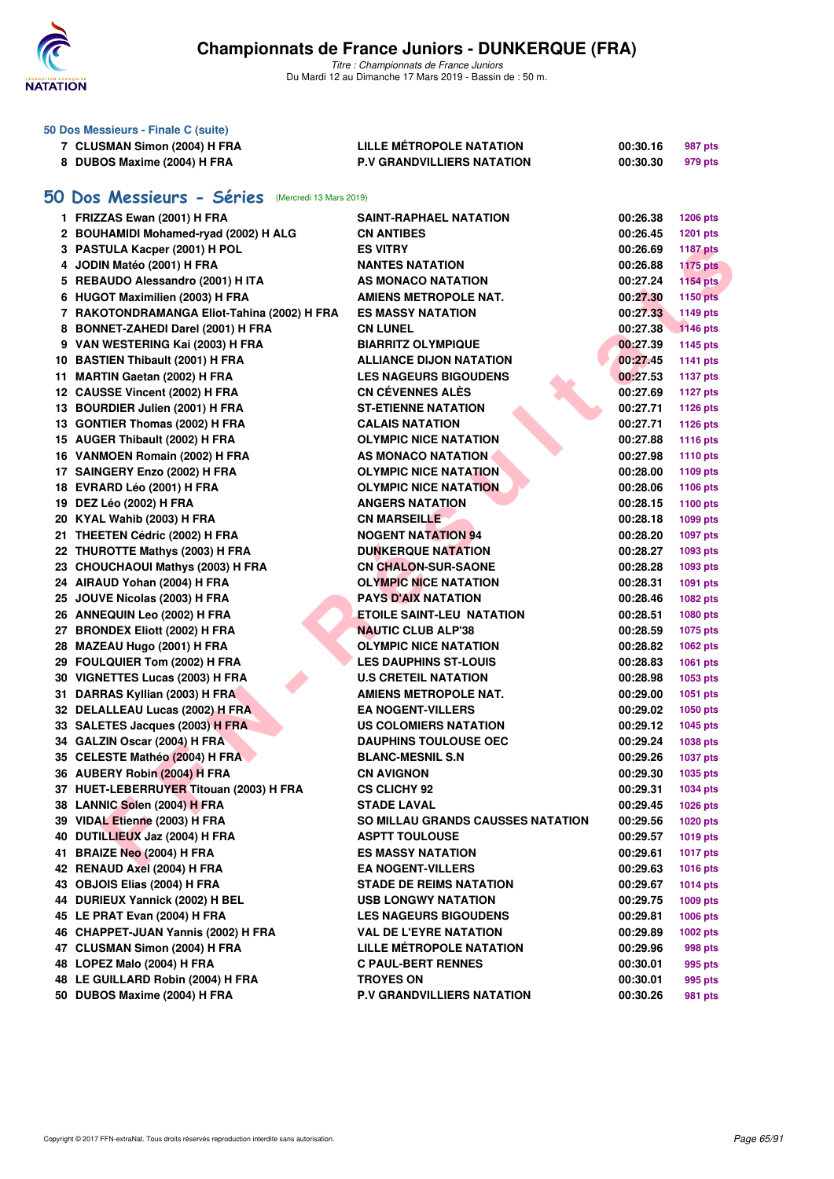### 50 Dos Messieurs - Finale C (suite)

| | | | | |
|---|---|---|---|---|
| 7 | CLUSMAN Simon (2004) H FRA | LILLE MÉTROPOLE NATATION | 00:30.16 | 987 pts |
| 8 | DUBOS Maxime (2004) H FRA | P.V GRANDVILLIERS NATATION | 00:30.30 | 979 pts |

## 50 Dos Messieurs - Séries (Mercredi 13 Mars 2019)

| | | | | |
|---|---|---|---|---|
| 1 | FRIZZAS Ewan (2001) H FRA | SAINT-RAPHAEL NATATION | 00:26.38 | 1206 pts |
| 2 | BOUHAMIDI Mohamed-ryad (2002) H ALG | CN ANTIBES | 00:26.45 | 1201 pts |
| 3 | PASTULA Kacper (2001) H POL | ES VITRY | 00:26.69 | 1187 pts |
| 4 | JODIN Matéo (2001) H FRA | NANTES NATATION | 00:26.88 | 1175 pts |
| 5 | REBAUDO Alessandro (2001) H ITA | AS MONACO NATATION | 00:27.24 | 1154 pts |
| 6 | HUGOT Maximilien (2003) H FRA | AMIENS METROPOLE NAT. | 00:27.30 | 1150 pts |
| 7 | RAKOTONDRAMANGA Eliot-Tahina (2002) H FRA | ES MASSY NATATION | 00:27.33 | 1149 pts |
| 8 | BONNET-ZAHEDI Darel (2001) H FRA | CN LUNEL | 00:27.38 | 1146 pts |
| 9 | VAN WESTERING Kai (2003) H FRA | BIARRITZ OLYMPIQUE | 00:27.39 | 1145 pts |
| 10 | BASTIEN Thibault (2001) H FRA | ALLIANCE DIJON NATATION | 00:27.45 | 1141 pts |
| 11 | MARTIN Gaetan (2002) H FRA | LES NAGEURS BIGOUDENS | 00:27.53 | 1137 pts |
| 12 | CAUSSE Vincent (2002) H FRA | CN CÉVENNES ALÈS | 00:27.69 | 1127 pts |
| 13 | BOURDIER Julien (2001) H FRA | ST-ETIENNE NATATION | 00:27.71 | 1126 pts |
| 13 | GONTIER Thomas (2002) H FRA | CALAIS NATATION | 00:27.71 | 1126 pts |
| 15 | AUGER Thibault (2002) H FRA | OLYMPIC NICE NATATION | 00:27.88 | 1116 pts |
| 16 | VANMOEN Romain (2002) H FRA | AS MONACO NATATION | 00:27.98 | 1110 pts |
| 17 | SAINGERY Enzo (2002) H FRA | OLYMPIC NICE NATATION | 00:28.00 | 1109 pts |
| 18 | EVRARD Léo (2001) H FRA | OLYMPIC NICE NATATION | 00:28.06 | 1106 pts |
| 19 | DEZ Léo (2002) H FRA | ANGERS NATATION | 00:28.15 | 1100 pts |
| 20 | KYAL Wahib (2003) H FRA | CN MARSEILLE | 00:28.18 | 1099 pts |
| 21 | THEETEN Cédric (2002) H FRA | NOGENT NATATION 94 | 00:28.20 | 1097 pts |
| 22 | THUROTTE Mathys (2003) H FRA | DUNKERQUE NATATION | 00:28.27 | 1093 pts |
| 23 | CHOUCHAOUI Mathys (2003) H FRA | CN CHALON-SUR-SAONE | 00:28.28 | 1093 pts |
| 24 | AIRAUD Yohan (2004) H FRA | OLYMPIC NICE NATATION | 00:28.31 | 1091 pts |
| 25 | JOUVE Nicolas (2003) H FRA | PAYS D'AIX NATATION | 00:28.46 | 1082 pts |
| 26 | ANNEQUIN Leo (2002) H FRA | ETOILE SAINT-LEU NATATION | 00:28.51 | 1080 pts |
| 27 | BRONDEX Eliott (2002) H FRA | NAUTIC CLUB ALP'38 | 00:28.59 | 1075 pts |
| 28 | MAZEAU Hugo (2001) H FRA | OLYMPIC NICE NATATION | 00:28.82 | 1062 pts |
| 29 | FOULQUIER Tom (2002) H FRA | LES DAUPHINS ST-LOUIS | 00:28.83 | 1061 pts |
| 30 | VIGNETTES Lucas (2003) H FRA | U.S CRETEIL NATATION | 00:28.98 | 1053 pts |
| 31 | DARRAS Kyllian (2003) H FRA | AMIENS METROPOLE NAT. | 00:29.00 | 1051 pts |
| 32 | DELALLEAU Lucas (2002) H FRA | EA NOGENT-VILLERS | 00:29.02 | 1050 pts |
| 33 | SALETES Jacques (2003) H FRA | US COLOMIERS NATATION | 00:29.12 | 1045 pts |
| 34 | GALZIN Oscar (2004) H FRA | DAUPHINS TOULOUSE OEC | 00:29.24 | 1038 pts |
| 35 | CELESTE Mathéo (2004) H FRA | BLANC-MESNIL S.N | 00:29.26 | 1037 pts |
| 36 | AUBERY Robin (2004) H FRA | CN AVIGNON | 00:29.30 | 1035 pts |
| 37 | HUET-LEBERRUYER Titouan (2003) H FRA | CS CLICHY 92 | 00:29.31 | 1034 pts |
| 38 | LANNIC Solen (2004) H FRA | STADE LAVAL | 00:29.45 | 1026 pts |
| 39 | VIDAL Etienne (2003) H FRA | SO MILLAU GRANDS CAUSSES NATATION | 00:29.56 | 1020 pts |
| 40 | DUTILLIEUX Jaz (2004) H FRA | ASPTT TOULOUSE | 00:29.57 | 1019 pts |
| 41 | BRAIZE Neo (2004) H FRA | ES MASSY NATATION | 00:29.61 | 1017 pts |
| 42 | RENAUD Axel (2004) H FRA | EA NOGENT-VILLERS | 00:29.63 | 1016 pts |
| 43 | OBJOIS Elias (2004) H FRA | STADE DE REIMS NATATION | 00:29.67 | 1014 pts |
| 44 | DURIEUX Yannick (2002) H BEL | USB LONGWY NATATION | 00:29.75 | 1009 pts |
| 45 | LE PRAT Evan (2004) H FRA | LES NAGEURS BIGOUDENS | 00:29.81 | 1006 pts |
| 46 | CHAPPET-JUAN Yannis (2002) H FRA | VAL DE L'EYRE NATATION | 00:29.89 | 1002 pts |
| 47 | CLUSMAN Simon (2004) H FRA | LILLE MÉTROPOLE NATATION | 00:29.96 | 998 pts |
| 48 | LOPEZ Malo (2004) H FRA | C PAUL-BERT RENNES | 00:30.01 | 995 pts |
| 48 | LE GUILLARD Robin (2004) H FRA | TROYES ON | 00:30.01 | 995 pts |
| 50 | DUBOS Maxime (2004) H FRA | P.V GRANDVILLIERS NATATION | 00:30.26 | 981 pts |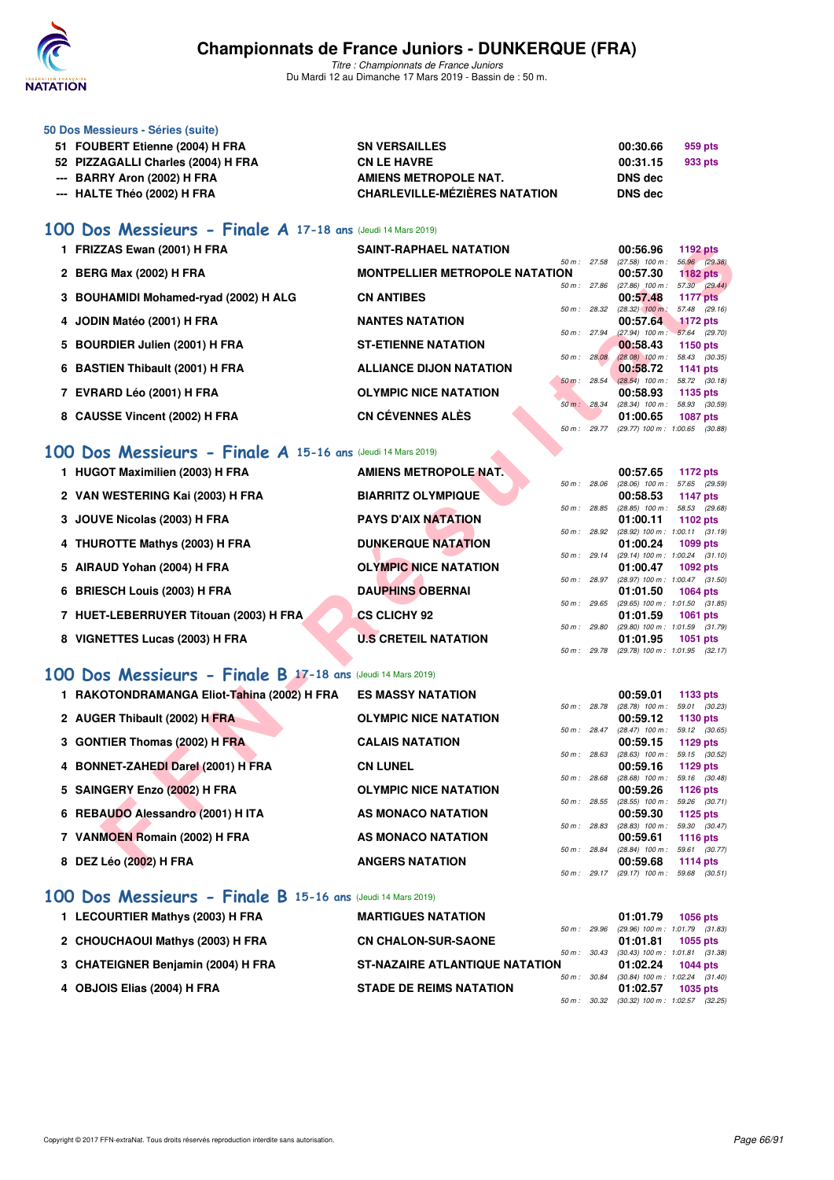### 50 Dos Messieurs - Séries (suite)

| | | | | |
|---|---|---|---|---|
| 51 | FOUBERT Etienne (2004) H FRA | SN VERSAILLES | 00:30.66 | 959 pts |
| 52 | PIZZAGALLI Charles (2004) H FRA | CN LE HAVRE | 00:31.15 | 933 pts |
| --- | BARRY Aron (2002) H FRA | AMIENS METROPOLE NAT. | DNS dec | |
| --- | HALTE Théo (2002) H FRA | CHARLEVILLE-MÉZIÈRES NATATION | DNS dec | |

## 100 Dos Messieurs - Finale A 17-18 ans (Jeudi 14 Mars 2019)

| | | | | | |
|---|---|---|---|---|---|
| 1 | FRIZZAS Ewan (2001) H FRA | SAINT-RAPHAEL NATATION | 00:56.96 | 1192 pts | 50 m : 27.58 (27.58) 100 m : 56.96 (29.38) |
| 2 | BERG Max (2002) H FRA | MONTPELLIER METROPOLE NATATION | 00:57.30 | 1182 pts | 50 m : 27.86 (27.86) 100 m : 57.30 (29.44) |
| 3 | BOUHAMIDI Mohamed-ryad (2002) H ALG | CN ANTIBES | 00:57.48 | 1177 pts | 50 m : 28.32 (28.32) 100 m : 57.48 (29.16) |
| 4 | JODIN Matéo (2001) H FRA | NANTES NATATION | 00:57.64 | 1172 pts | 50 m : 27.94 (27.94) 100 m : 57.64 (29.70) |
| 5 | BOURDIER Julien (2001) H FRA | ST-ETIENNE NATATION | 00:58.43 | 1150 pts | 50 m : 28.08 (28.08) 100 m : 58.43 (30.35) |
| 6 | BASTIEN Thibault (2001) H FRA | ALLIANCE DIJON NATATION | 00:58.72 | 1141 pts | 50 m : 28.54 (28.54) 100 m : 58.72 (30.18) |
| 7 | EVRARD Léo (2001) H FRA | OLYMPIC NICE NATATION | 00:58.93 | 1135 pts | 50 m : 28.34 (28.34) 100 m : 58.93 (30.59) |
| 8 | CAUSSE Vincent (2002) H FRA | CN CÉVENNES ALÈS | 01:00.65 | 1087 pts | 50 m : 29.77 (29.77) 100 m : 1:00.65 (30.88) |

## 100 Dos Messieurs - Finale A 15-16 ans (Jeudi 14 Mars 2019)

| | | | | | |
|---|---|---|---|---|---|
| 1 | HUGOT Maximilien (2003) H FRA | AMIENS METROPOLE NAT. | 00:57.65 | 1172 pts | 50 m : 28.06 (28.06) 100 m : 57.65 (29.59) |
| 2 | VAN WESTERING Kai (2003) H FRA | BIARRITZ OLYMPIQUE | 00:58.53 | 1147 pts | 50 m : 28.85 (28.85) 100 m : 58.53 (29.68) |
| 3 | JOUVE Nicolas (2003) H FRA | PAYS D'AIX NATATION | 01:00.11 | 1102 pts | 50 m : 28.92 (28.92) 100 m : 1:00.11 (31.19) |
| 4 | THUROTTE Mathys (2003) H FRA | DUNKERQUE NATATION | 01:00.24 | 1099 pts | 50 m : 29.14 (29.14) 100 m : 1:00.24 (31.10) |
| 5 | AIRAUD Yohan (2004) H FRA | OLYMPIC NICE NATATION | 01:00.47 | 1092 pts | 50 m : 28.97 (28.97) 100 m : 1:00.47 (31.50) |
| 6 | BRIESCH Louis (2003) H FRA | DAUPHINS OBERNAI | 01:01.50 | 1064 pts | 50 m : 29.65 (29.65) 100 m : 1:01.50 (31.85) |
| 7 | HUET-LEBERRUYER Titouan (2003) H FRA | CS CLICHY 92 | 01:01.59 | 1061 pts | 50 m : 29.80 (29.80) 100 m : 1:01.59 (31.79) |
| 8 | VIGNETTES Lucas (2003) H FRA | U.S CRETEIL NATATION | 01:01.95 | 1051 pts | 50 m : 29.78 (29.78) 100 m : 1:01.95 (32.17) |

## 100 Dos Messieurs - Finale B 17-18 ans (Jeudi 14 Mars 2019)

| | | | | | |
|---|---|---|---|---|---|
| 1 | RAKOTONDRAMANGA Eliot-Tahina (2002) H FRA | ES MASSY NATATION | 00:59.01 | 1133 pts | 50 m : 28.78 (28.78) 100 m : 59.01 (30.23) |
| 2 | AUGER Thibault (2002) H FRA | OLYMPIC NICE NATATION | 00:59.12 | 1130 pts | 50 m : 28.47 (28.47) 100 m : 59.12 (30.65) |
| 3 | GONTIER Thomas (2002) H FRA | CALAIS NATATION | 00:59.15 | 1129 pts | 50 m : 28.63 (28.63) 100 m : 59.15 (30.52) |
| 4 | BONNET-ZAHEDI Darel (2001) H FRA | CN LUNEL | 00:59.16 | 1129 pts | 50 m : 28.68 (28.68) 100 m : 59.16 (30.48) |
| 5 | SAINGERY Enzo (2002) H FRA | OLYMPIC NICE NATATION | 00:59.26 | 1126 pts | 50 m : 28.55 (28.55) 100 m : 59.26 (30.71) |
| 6 | REBAUDO Alessandro (2001) H ITA | AS MONACO NATATION | 00:59.30 | 1125 pts | 50 m : 28.83 (28.83) 100 m : 59.30 (30.47) |
| 7 | VANMOEN Romain (2002) H FRA | AS MONACO NATATION | 00:59.61 | 1116 pts | 50 m : 28.84 (28.84) 100 m : 59.61 (30.77) |
| 8 | DEZ Léo (2002) H FRA | ANGERS NATATION | 00:59.68 | 1114 pts | 50 m : 29.17 (29.17) 100 m : 59.68 (30.51) |

## 100 Dos Messieurs - Finale B 15-16 ans (Jeudi 14 Mars 2019)

| | | | | | |
|---|---|---|---|---|---|
| 1 | LECOURTIER Mathys (2003) H FRA | MARTIGUES NATATION | 01:01.79 | 1056 pts | 50 m : 29.96 (29.96) 100 m : 1:01.79 (31.83) |
| 2 | CHOUCHAOUI Mathys (2003) H FRA | CN CHALON-SUR-SAONE | 01:01.81 | 1055 pts | 50 m : 30.43 (30.43) 100 m : 1:01.81 (31.38) |
| 3 | CHATEIGNER Benjamin (2004) H FRA | ST-NAZAIRE ATLANTIQUE NATATION | 01:02.24 | 1044 pts | 50 m : 30.84 (30.84) 100 m : 1:02.24 (31.40) |
| 4 | OBJOIS Elias (2004) H FRA | STADE DE REIMS NATATION | 01:02.57 | 1035 pts | 50 m : 30.32 (30.32) 100 m : 1:02.57 (32.25) |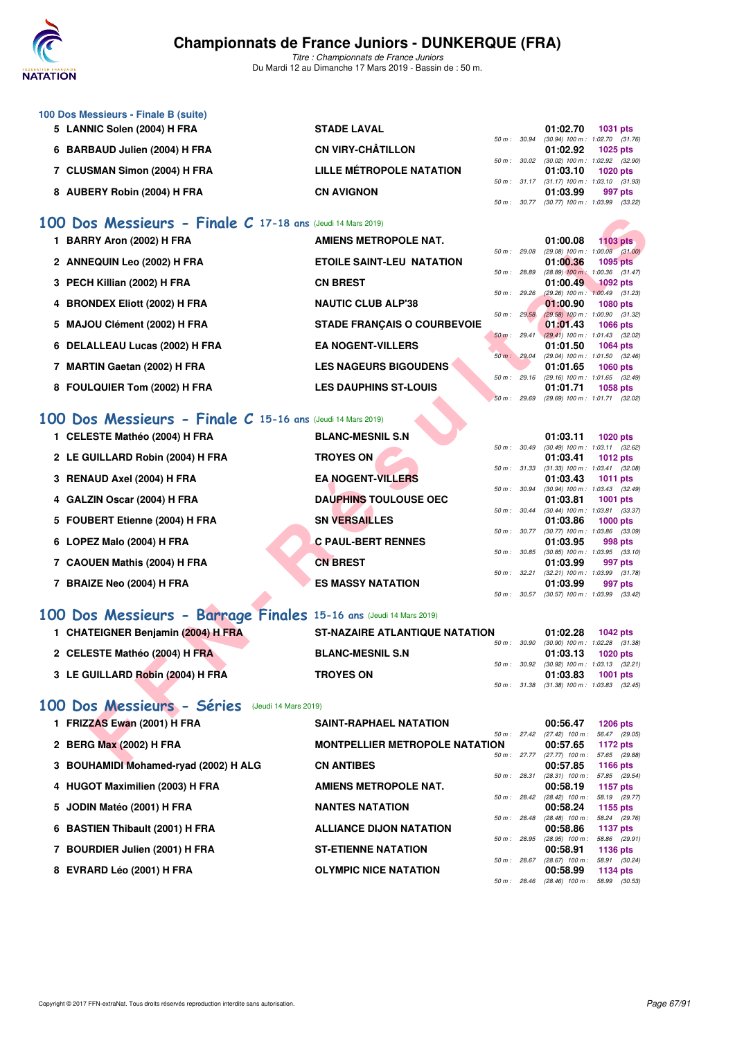# Championnats de France Juniors - DUNKERQUE (FRA)

*Titre : Championnats de France Juniors*
Du Mardi 12 au Dimanche 17 Mars 2019 - Bassin de : 50 m.

### 100 Dos Messieurs - Finale B (suite)

| Rg | Nom | Club | Temps | Points | Splits |
|---|---|---|---|---|---|
| 5 | LANNIC Solen (2004) H FRA | STADE LAVAL | 01:02.70 | 1031 pts | 50 m : 30.94 (30.94) 100 m : 1:02.70 (31.76) |
| 6 | BARBAUD Julien (2004) H FRA | CN VIRY-CHÂTILLON | 01:02.92 | 1025 pts | 50 m : 30.02 (30.02) 100 m : 1:02.92 (32.90) |
| 7 | CLUSMAN Simon (2004) H FRA | LILLE MÉTROPOLE NATATION | 01:03.10 | 1020 pts | 50 m : 31.17 (31.17) 100 m : 1:03.10 (31.93) |
| 8 | AUBERY Robin (2004) H FRA | CN AVIGNON | 01:03.99 | 997 pts | 50 m : 30.77 (30.77) 100 m : 1:03.99 (33.22) |

## 100 Dos Messieurs - Finale C 17-18 ans (Jeudi 14 Mars 2019)

| Rg | Nom | Club | Temps | Points | Splits |
|---|---|---|---|---|---|
| 1 | BARRY Aron (2002) H FRA | AMIENS METROPOLE NAT. | 01:00.08 | 1103 pts | 50 m : 29.08 (29.08) 100 m : 1:00.08 (31.00) |
| 2 | ANNEQUIN Leo (2002) H FRA | ETOILE SAINT-LEU NATATION | 01:00.36 | 1095 pts | 50 m : 28.89 (28.89) 100 m : 1:00.36 (31.47) |
| 3 | PECH Killian (2002) H FRA | CN BREST | 01:00.49 | 1092 pts | 50 m : 29.26 (29.26) 100 m : 1:00.49 (31.23) |
| 4 | BRONDEX Eliott (2002) H FRA | NAUTIC CLUB ALP'38 | 01:00.90 | 1080 pts | 50 m : 29.58 (29.58) 100 m : 1:00.90 (31.32) |
| 5 | MAJOU Clément (2002) H FRA | STADE FRANÇAIS O COURBEVOIE | 01:01.43 | 1066 pts | 50 m : 29.41 (29.41) 100 m : 1:01.43 (32.02) |
| 6 | DELALLEAU Lucas (2002) H FRA | EA NOGENT-VILLERS | 01:01.50 | 1064 pts | 50 m : 29.04 (29.04) 100 m : 1:01.50 (32.46) |
| 7 | MARTIN Gaetan (2002) H FRA | LES NAGEURS BIGOUDENS | 01:01.65 | 1060 pts | 50 m : 29.16 (29.16) 100 m : 1:01.65 (32.49) |
| 8 | FOULQUIER Tom (2002) H FRA | LES DAUPHINS ST-LOUIS | 01:01.71 | 1058 pts | 50 m : 29.69 (29.69) 100 m : 1:01.71 (32.02) |

## 100 Dos Messieurs - Finale C 15-16 ans (Jeudi 14 Mars 2019)

| Rg | Nom | Club | Temps | Points | Splits |
|---|---|---|---|---|---|
| 1 | CELESTE Mathéo (2004) H FRA | BLANC-MESNIL S.N | 01:03.11 | 1020 pts | 50 m : 30.49 (30.49) 100 m : 1:03.11 (32.62) |
| 2 | LE GUILLARD Robin (2004) H FRA | TROYES ON | 01:03.41 | 1012 pts | 50 m : 31.33 (31.33) 100 m : 1:03.41 (32.08) |
| 3 | RENAUD Axel (2004) H FRA | EA NOGENT-VILLERS | 01:03.43 | 1011 pts | 50 m : 30.94 (30.94) 100 m : 1:03.43 (32.49) |
| 4 | GALZIN Oscar (2004) H FRA | DAUPHINS TOULOUSE OEC | 01:03.81 | 1001 pts | 50 m : 30.44 (30.44) 100 m : 1:03.81 (33.37) |
| 5 | FOUBERT Etienne (2004) H FRA | SN VERSAILLES | 01:03.86 | 1000 pts | 50 m : 30.77 (30.77) 100 m : 1:03.86 (33.09) |
| 6 | LOPEZ Malo (2004) H FRA | C PAUL-BERT RENNES | 01:03.95 | 998 pts | 50 m : 30.85 (30.85) 100 m : 1:03.95 (33.10) |
| 7 | CAOUEN Mathis (2004) H FRA | CN BREST | 01:03.99 | 997 pts | 50 m : 32.21 (32.21) 100 m : 1:03.99 (31.78) |
| 7 | BRAIZE Neo (2004) H FRA | ES MASSY NATATION | 01:03.99 | 997 pts | 50 m : 30.57 (30.57) 100 m : 1:03.99 (33.42) |

## 100 Dos Messieurs - Barrage Finales 15-16 ans (Jeudi 14 Mars 2019)

| Rg | Nom | Club | Temps | Points | Splits |
|---|---|---|---|---|---|
| 1 | CHATEIGNER Benjamin (2004) H FRA | ST-NAZAIRE ATLANTIQUE NATATION | 01:02.28 | 1042 pts | 50 m : 30.90 (30.90) 100 m : 1:02.28 (31.38) |
| 2 | CELESTE Mathéo (2004) H FRA | BLANC-MESNIL S.N | 01:03.13 | 1020 pts | 50 m : 30.92 (30.92) 100 m : 1:03.13 (32.21) |
| 3 | LE GUILLARD Robin (2004) H FRA | TROYES ON | 01:03.83 | 1001 pts | 50 m : 31.38 (31.38) 100 m : 1:03.83 (32.45) |

## 100 Dos Messieurs - Séries (Jeudi 14 Mars 2019)

| Rg | Nom | Club | Temps | Points | Splits |
|---|---|---|---|---|---|
| 1 | FRIZZAS Ewan (2001) H FRA | SAINT-RAPHAEL NATATION | 00:56.47 | 1206 pts | 50 m : 27.42 (27.42) 100 m : 56.47 (29.05) |
| 2 | BERG Max (2002) H FRA | MONTPELLIER METROPOLE NATATION | 00:57.65 | 1172 pts | 50 m : 27.77 (27.77) 100 m : 57.65 (29.88) |
| 3 | BOUHAMIDI Mohamed-ryad (2002) H ALG | CN ANTIBES | 00:57.85 | 1166 pts | 50 m : 28.31 (28.31) 100 m : 57.85 (29.54) |
| 4 | HUGOT Maximilien (2003) H FRA | AMIENS METROPOLE NAT. | 00:58.19 | 1157 pts | 50 m : 28.42 (28.42) 100 m : 58.19 (29.77) |
| 5 | JODIN Matéo (2001) H FRA | NANTES NATATION | 00:58.24 | 1155 pts | 50 m : 28.48 (28.48) 100 m : 58.24 (29.76) |
| 6 | BASTIEN Thibault (2001) H FRA | ALLIANCE DIJON NATATION | 00:58.86 | 1137 pts | 50 m : 28.95 (28.95) 100 m : 58.86 (29.91) |
| 7 | BOURDIER Julien (2001) H FRA | ST-ETIENNE NATATION | 00:58.91 | 1136 pts | 50 m : 28.67 (28.67) 100 m : 58.91 (30.24) |
| 8 | EVRARD Léo (2001) H FRA | OLYMPIC NICE NATATION | 00:58.99 | 1134 pts | 50 m : 28.46 (28.46) 100 m : 58.99 (30.53) |

Copyright © 2017 FFN-extraNat. Tous droits réservés reproduction interdite sans autorisation.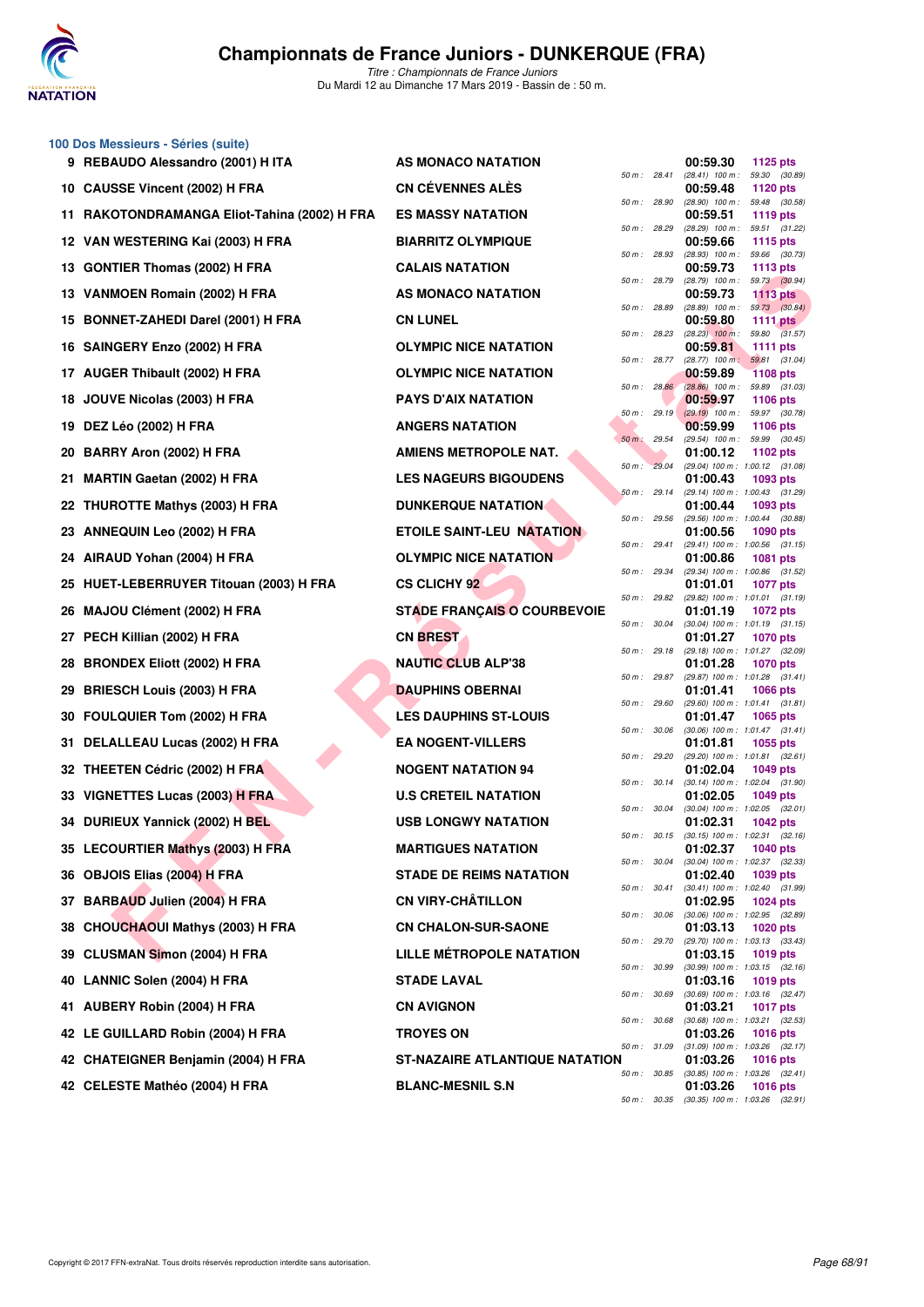# Championnats de France Juniors - DUNKERQUE (FRA)

*Titre : Championnats de France Juniors*
Du Mardi 12 au Dimanche 17 Mars 2019 - Bassin de : 50 m.

## 100 Dos Messieurs - Séries (suite)

| Rg | Nom | Club | 50 m | Temps | Pts | Splits |
|---|---|---|---|---|---|---|
| 9 | REBAUDO Alessandro (2001) H ITA | AS MONACO NATATION | 28.41 | 00:59.30 | 1125 pts | (28.41) 100 m : 59.30 (30.89) |
| 10 | CAUSSE Vincent (2002) H FRA | CN CÉVENNES ALÈS | 28.90 | 00:59.48 | 1120 pts | (28.90) 100 m : 59.48 (30.58) |
| 11 | RAKOTONDRAMANGA Eliot-Tahina (2002) H FRA | ES MASSY NATATION | 28.29 | 00:59.51 | 1119 pts | (28.29) 100 m : 59.51 (31.22) |
| 12 | VAN WESTERING Kai (2003) H FRA | BIARRITZ OLYMPIQUE | 28.93 | 00:59.66 | 1115 pts | (28.93) 100 m : 59.66 (30.73) |
| 13 | GONTIER Thomas (2002) H FRA | CALAIS NATATION | 28.79 | 00:59.73 | 1113 pts | (28.79) 100 m : 59.73 (30.94) |
| 13 | VANMOEN Romain (2002) H FRA | AS MONACO NATATION | 28.89 | 00:59.73 | 1113 pts | (28.89) 100 m : 59.73 (30.84) |
| 15 | BONNET-ZAHEDI Darel (2001) H FRA | CN LUNEL | 28.23 | 00:59.80 | 1111 pts | (28.23) 100 m : 59.80 (31.57) |
| 16 | SAINGERY Enzo (2002) H FRA | OLYMPIC NICE NATATION | 28.77 | 00:59.81 | 1111 pts | (28.77) 100 m : 59.81 (31.04) |
| 17 | AUGER Thibault (2002) H FRA | OLYMPIC NICE NATATION | 28.86 | 00:59.89 | 1108 pts | (28.86) 100 m : 59.89 (31.03) |
| 18 | JOUVE Nicolas (2003) H FRA | PAYS D'AIX NATATION | 29.19 | 00:59.97 | 1106 pts | (29.19) 100 m : 59.97 (30.78) |
| 19 | DEZ Léo (2002) H FRA | ANGERS NATATION | 29.54 | 00:59.99 | 1106 pts | (29.54) 100 m : 59.99 (30.45) |
| 20 | BARRY Aron (2002) H FRA | AMIENS METROPOLE NAT. | 29.04 | 01:00.12 | 1102 pts | (29.04) 100 m : 1:00.12 (31.08) |
| 21 | MARTIN Gaetan (2002) H FRA | LES NAGEURS BIGOUDENS | 29.14 | 01:00.43 | 1093 pts | (29.14) 100 m : 1:00.43 (31.29) |
| 22 | THUROTTE Mathys (2003) H FRA | DUNKERQUE NATATION | 29.56 | 01:00.44 | 1093 pts | (29.56) 100 m : 1:00.44 (30.88) |
| 23 | ANNEQUIN Leo (2002) H FRA | ETOILE SAINT-LEU NATATION | 29.41 | 01:00.56 | 1090 pts | (29.41) 100 m : 1:00.56 (31.15) |
| 24 | AIRAUD Yohan (2004) H FRA | OLYMPIC NICE NATATION | 29.34 | 01:00.86 | 1081 pts | (29.34) 100 m : 1:00.86 (31.52) |
| 25 | HUET-LEBERRUYER Titouan (2003) H FRA | CS CLICHY 92 | 29.82 | 01:01.01 | 1077 pts | (29.82) 100 m : 1:01.01 (31.19) |
| 26 | MAJOU Clément (2002) H FRA | STADE FRANÇAIS O COURBEVOIE | 30.04 | 01:01.19 | 1072 pts | (30.04) 100 m : 1:01.19 (31.15) |
| 27 | PECH Killian (2002) H FRA | CN BREST | 29.18 | 01:01.27 | 1070 pts | (29.18) 100 m : 1:01.27 (32.09) |
| 28 | BRONDEX Eliott (2002) H FRA | NAUTIC CLUB ALP'38 | 29.87 | 01:01.28 | 1070 pts | (29.87) 100 m : 1:01.28 (31.41) |
| 29 | BRIESCH Louis (2003) H FRA | DAUPHINS OBERNAI | 29.60 | 01:01.41 | 1066 pts | (29.60) 100 m : 1:01.41 (31.81) |
| 30 | FOULQUIER Tom (2002) H FRA | LES DAUPHINS ST-LOUIS | 30.06 | 01:01.47 | 1065 pts | (30.06) 100 m : 1:01.47 (31.41) |
| 31 | DELALLEAU Lucas (2002) H FRA | EA NOGENT-VILLERS | 29.20 | 01:01.81 | 1055 pts | (29.20) 100 m : 1:01.81 (32.61) |
| 32 | THEETEN Cédric (2002) H FRA | NOGENT NATATION 94 | 30.14 | 01:02.04 | 1049 pts | (30.14) 100 m : 1:02.04 (31.90) |
| 33 | VIGNETTES Lucas (2003) H FRA | U.S CRETEIL NATATION | 30.04 | 01:02.05 | 1049 pts | (30.04) 100 m : 1:02.05 (32.01) |
| 34 | DURIEUX Yannick (2002) H BEL | USB LONGWY NATATION | 30.15 | 01:02.31 | 1042 pts | (30.15) 100 m : 1:02.31 (32.16) |
| 35 | LECOURTIER Mathys (2003) H FRA | MARTIGUES NATATION | 30.04 | 01:02.37 | 1040 pts | (30.04) 100 m : 1:02.37 (32.33) |
| 36 | OBJOIS Elias (2004) H FRA | STADE DE REIMS NATATION | 30.41 | 01:02.40 | 1039 pts | (30.41) 100 m : 1:02.40 (31.99) |
| 37 | BARBAUD Julien (2004) H FRA | CN VIRY-CHÂTILLON | 30.06 | 01:02.95 | 1024 pts | (30.06) 100 m : 1:02.95 (32.89) |
| 38 | CHOUCHAOUI Mathys (2003) H FRA | CN CHALON-SUR-SAONE | 29.70 | 01:03.13 | 1020 pts | (29.70) 100 m : 1:03.13 (33.43) |
| 39 | CLUSMAN Simon (2004) H FRA | LILLE MÉTROPOLE NATATION | 30.99 | 01:03.15 | 1019 pts | (30.99) 100 m : 1:03.15 (32.16) |
| 40 | LANNIC Solen (2004) H FRA | STADE LAVAL | 30.69 | 01:03.16 | 1019 pts | (30.69) 100 m : 1:03.16 (32.47) |
| 41 | AUBERY Robin (2004) H FRA | CN AVIGNON | 30.68 | 01:03.21 | 1017 pts | (30.68) 100 m : 1:03.21 (32.53) |
| 42 | LE GUILLARD Robin (2004) H FRA | TROYES ON | 31.09 | 01:03.26 | 1016 pts | (31.09) 100 m : 1:03.26 (32.17) |
| 42 | CHATEIGNER Benjamin (2004) H FRA | ST-NAZAIRE ATLANTIQUE NATATION | 30.85 | 01:03.26 | 1016 pts | (30.85) 100 m : 1:03.26 (32.41) |
| 42 | CELESTE Mathéo (2004) H FRA | BLANC-MESNIL S.N | 30.35 | 01:03.26 | 1016 pts | (30.35) 100 m : 1:03.26 (32.91) |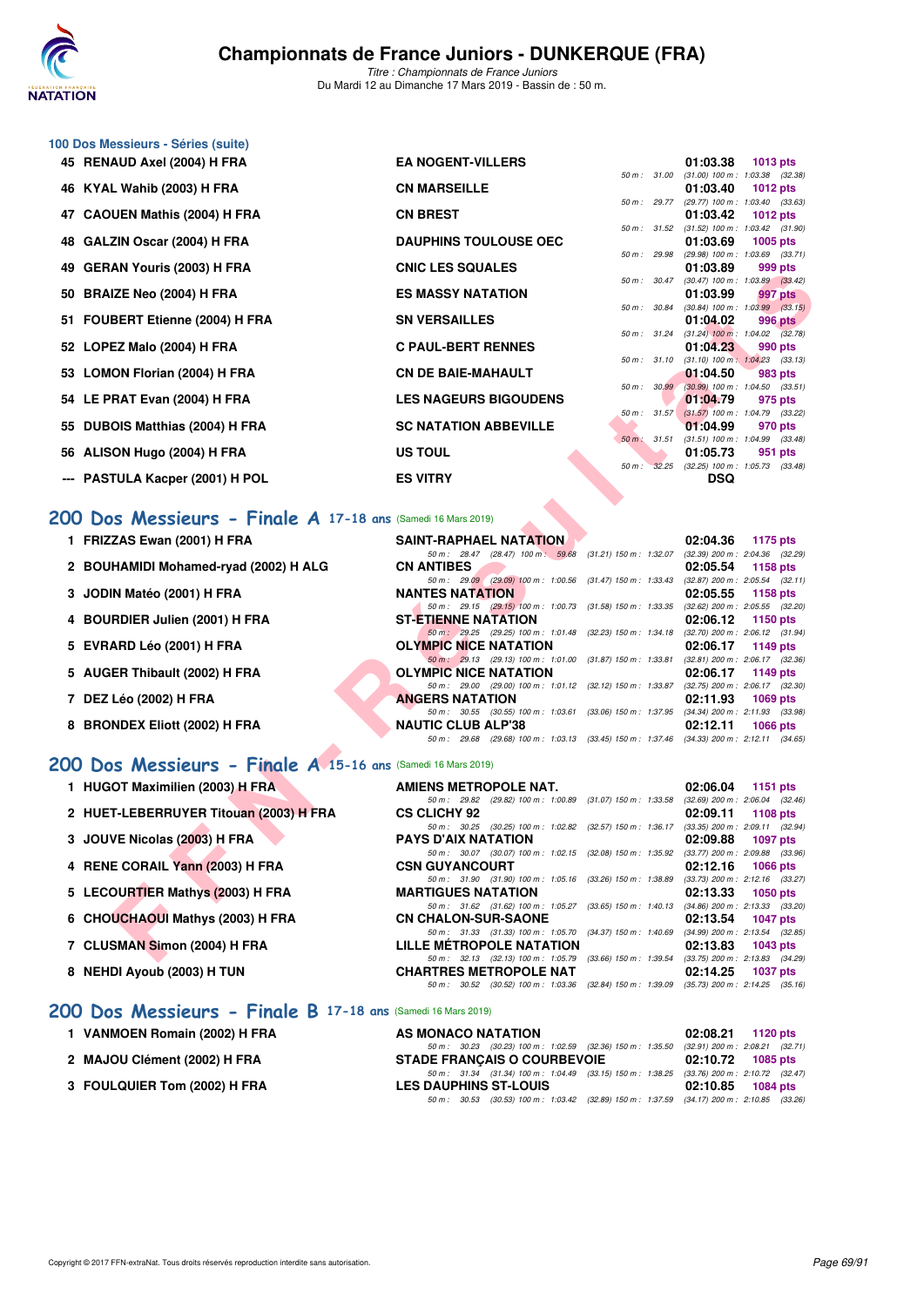## 100 Dos Messieurs - Séries (suite)

| Rang | Nom | Club | Temps | Points | Splits |
|---|---|---|---|---|---|
| 45 | RENAUD Axel (2004) H FRA | EA NOGENT-VILLERS | 01:03.38 | 1013 pts | 50 m : 31.00 (31.00) 100 m : 1:03.38 (32.38) |
| 46 | KYAL Wahib (2003) H FRA | CN MARSEILLE | 01:03.40 | 1012 pts | 50 m : 29.77 (29.77) 100 m : 1:03.40 (33.63) |
| 47 | CAOUEN Mathis (2004) H FRA | CN BREST | 01:03.42 | 1012 pts | 50 m : 31.52 (31.52) 100 m : 1:03.42 (31.90) |
| 48 | GALZIN Oscar (2004) H FRA | DAUPHINS TOULOUSE OEC | 01:03.69 | 1005 pts | 50 m : 29.98 (29.98) 100 m : 1:03.69 (33.71) |
| 49 | GERAN Youris (2003) H FRA | CNIC LES SQUALES | 01:03.89 | 999 pts | 50 m : 30.47 (30.47) 100 m : 1:03.89 (33.42) |
| 50 | BRAIZE Neo (2004) H FRA | ES MASSY NATATION | 01:03.99 | 997 pts | 50 m : 30.84 (30.84) 100 m : 1:03.99 (33.15) |
| 51 | FOUBERT Etienne (2004) H FRA | SN VERSAILLES | 01:04.02 | 996 pts | 50 m : 31.24 (31.24) 100 m : 1:04.02 (32.78) |
| 52 | LOPEZ Malo (2004) H FRA | C PAUL-BERT RENNES | 01:04.23 | 990 pts | 50 m : 31.10 (31.10) 100 m : 1:04.23 (33.13) |
| 53 | LOMON Florian (2004) H FRA | CN DE BAIE-MAHAULT | 01:04.50 | 983 pts | 50 m : 30.99 (30.99) 100 m : 1:04.50 (33.51) |
| 54 | LE PRAT Evan (2004) H FRA | LES NAGEURS BIGOUDENS | 01:04.79 | 975 pts | 50 m : 31.57 (31.57) 100 m : 1:04.79 (33.22) |
| 55 | DUBOIS Matthias (2004) H FRA | SC NATATION ABBEVILLE | 01:04.99 | 970 pts | 50 m : 31.51 (31.51) 100 m : 1:04.99 (33.48) |
| 56 | ALISON Hugo (2004) H FRA | US TOUL | 01:05.73 | 951 pts | 50 m : 32.25 (32.25) 100 m : 1:05.73 (33.48) |
| --- | PASTULA Kacper (2001) H POL | ES VITRY | DSQ | | |

## 200 Dos Messieurs - Finale A 17-18 ans (Samedi 16 Mars 2019)

| Rang | Nom | Club | Temps | Points | Splits |
|---|---|---|---|---|---|
| 1 | FRIZZAS Ewan (2001) H FRA | SAINT-RAPHAEL NATATION | 02:04.36 | 1175 pts | 50 m : 28.47 (28.47) 100 m : 59.68 (31.21) 150 m : 1:32.07 (32.39) 200 m : 2:04.36 (32.29) |
| 2 | BOUHAMIDI Mohamed-ryad (2002) H ALG | CN ANTIBES | 02:05.54 | 1158 pts | 50 m : 29.09 (29.09) 100 m : 1:00.56 (31.47) 150 m : 1:33.43 (32.87) 200 m : 2:05.54 (32.11) |
| 3 | JODIN Matéo (2001) H FRA | NANTES NATATION | 02:05.55 | 1158 pts | 50 m : 29.15 (29.15) 100 m : 1:00.73 (31.58) 150 m : 1:33.35 (32.62) 200 m : 2:05.55 (32.20) |
| 4 | BOURDIER Julien (2001) H FRA | ST-ETIENNE NATATION | 02:06.12 | 1150 pts | 50 m : 29.25 (29.25) 100 m : 1:01.48 (32.23) 150 m : 1:34.18 (32.70) 200 m : 2:06.12 (31.94) |
| 5 | EVRARD Léo (2001) H FRA | OLYMPIC NICE NATATION | 02:06.17 | 1149 pts | 50 m : 29.13 (29.13) 100 m : 1:01.00 (31.87) 150 m : 1:33.81 (32.81) 200 m : 2:06.17 (32.36) |
| 5 | AUGER Thibault (2002) H FRA | OLYMPIC NICE NATATION | 02:06.17 | 1149 pts | 50 m : 29.00 (29.00) 100 m : 1:01.12 (32.12) 150 m : 1:33.87 (32.75) 200 m : 2:06.17 (32.30) |
| 7 | DEZ Léo (2002) H FRA | ANGERS NATATION | 02:11.93 | 1069 pts | 50 m : 30.55 (30.55) 100 m : 1:03.61 (33.06) 150 m : 1:37.95 (34.34) 200 m : 2:11.93 (33.98) |
| 8 | BRONDEX Eliott (2002) H FRA | NAUTIC CLUB ALP'38 | 02:12.11 | 1066 pts | 50 m : 29.68 (29.68) 100 m : 1:03.13 (33.45) 150 m : 1:37.46 (34.33) 200 m : 2:12.11 (34.65) |

## 200 Dos Messieurs - Finale A 15-16 ans (Samedi 16 Mars 2019)

| Rang | Nom | Club | Temps | Points | Splits |
|---|---|---|---|---|---|
| 1 | HUGOT Maximilien (2003) H FRA | AMIENS METROPOLE NAT. | 02:06.04 | 1151 pts | 50 m : 29.82 (29.82) 100 m : 1:00.89 (31.07) 150 m : 1:33.58 (32.69) 200 m : 2:06.04 (32.46) |
| 2 | HUET-LEBERRUYER Titouan (2003) H FRA | CS CLICHY 92 | 02:09.11 | 1108 pts | 50 m : 30.25 (30.25) 100 m : 1:02.82 (32.57) 150 m : 1:36.17 (33.35) 200 m : 2:09.11 (32.94) |
| 3 | JOUVE Nicolas (2003) H FRA | PAYS D'AIX NATATION | 02:09.88 | 1097 pts | 50 m : 30.07 (30.07) 100 m : 1:02.15 (32.08) 150 m : 1:35.92 (33.77) 200 m : 2:09.88 (33.96) |
| 4 | RENE CORAIL Yann (2003) H FRA | CSN GUYANCOURT | 02:12.16 | 1066 pts | 50 m : 31.90 (31.90) 100 m : 1:05.16 (33.26) 150 m : 1:38.89 (33.73) 200 m : 2:12.16 (33.27) |
| 5 | LECOURTIER Mathys (2003) H FRA | MARTIGUES NATATION | 02:13.33 | 1050 pts | 50 m : 31.62 (31.62) 100 m : 1:05.27 (33.65) 150 m : 1:40.13 (34.86) 200 m : 2:13.33 (33.20) |
| 6 | CHOUCHAOUI Mathys (2003) H FRA | CN CHALON-SUR-SAONE | 02:13.54 | 1047 pts | 50 m : 31.33 (31.33) 100 m : 1:05.70 (34.37) 150 m : 1:40.69 (34.99) 200 m : 2:13.54 (32.85) |
| 7 | CLUSMAN Simon (2004) H FRA | LILLE MÉTROPOLE NATATION | 02:13.83 | 1043 pts | 50 m : 32.13 (32.13) 100 m : 1:05.79 (33.66) 150 m : 1:39.54 (33.75) 200 m : 2:13.83 (34.29) |
| 8 | NEHDI Ayoub (2003) H TUN | CHARTRES METROPOLE NAT | 02:14.25 | 1037 pts | 50 m : 30.52 (30.52) 100 m : 1:03.36 (32.84) 150 m : 1:39.09 (35.73) 200 m : 2:14.25 (35.16) |

## 200 Dos Messieurs - Finale B 17-18 ans (Samedi 16 Mars 2019)

| Rang | Nom | Club | Temps | Points | Splits |
|---|---|---|---|---|---|
| 1 | VANMOEN Romain (2002) H FRA | AS MONACO NATATION | 02:08.21 | 1120 pts | 50 m : 30.23 (30.23) 100 m : 1:02.59 (32.36) 150 m : 1:35.50 (32.91) 200 m : 2:08.21 (32.71) |
| 2 | MAJOU Clément (2002) H FRA | STADE FRANÇAIS O COURBEVOIE | 02:10.72 | 1085 pts | 50 m : 31.34 (31.34) 100 m : 1:04.49 (33.15) 150 m : 1:38.25 (33.76) 200 m : 2:10.72 (32.47) |
| 3 | FOULQUIER Tom (2002) H FRA | LES DAUPHINS ST-LOUIS | 02:10.85 | 1084 pts | 50 m : 30.53 (30.53) 100 m : 1:03.42 (32.89) 150 m : 1:37.59 (34.17) 200 m : 2:10.85 (33.26) |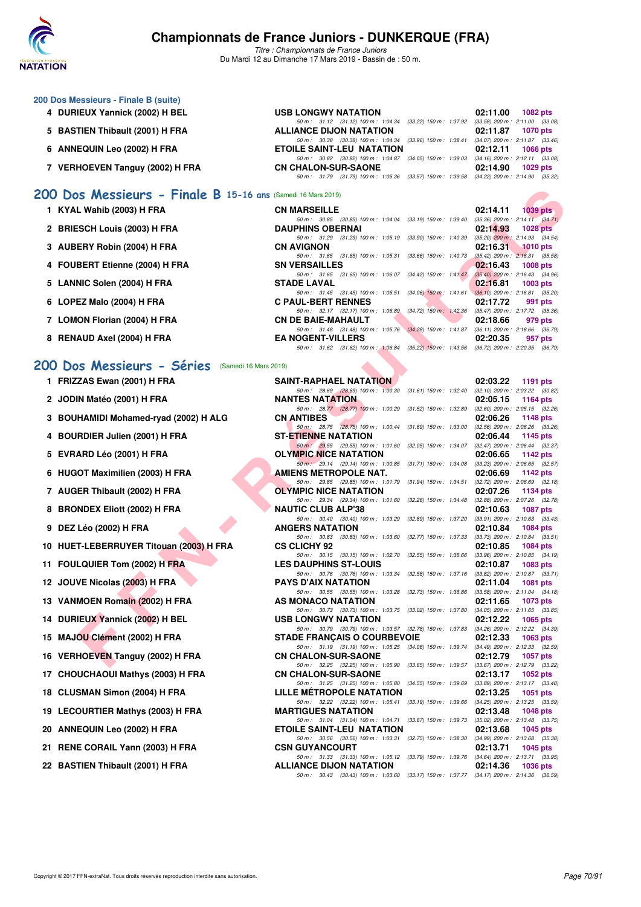### 200 Dos Messieurs - Finale B (suite)

| Rang | Nom | Club | Temps | Points |
|---|---|---|---|---|
| 4 | DURIEUX Yannick (2002) H BEL | USB LONGWY NATATION | 02:11.00 | 1082 pts |
| | | 50 m : 31.12 (31.12) 100 m : 1:04.34 (33.22) 150 m : 1:37.92 (33.58) 200 m : 2:11.00 (33.08) | | |
| 5 | BASTIEN Thibault (2001) H FRA | ALLIANCE DIJON NATATION | 02:11.87 | 1070 pts |
| | | 50 m : 30.38 (30.38) 100 m : 1:04.34 (33.96) 150 m : 1:38.41 (34.07) 200 m : 2:11.87 (33.46) | | |
| 6 | ANNEQUIN Leo (2002) H FRA | ETOILE SAINT-LEU NATATION | 02:12.11 | 1066 pts |
| | | 50 m : 30.82 (30.82) 100 m : 1:04.87 (34.05) 150 m : 1:39.03 (34.16) 200 m : 2:12.11 (33.08) | | |
| 7 | VERHOEVEN Tanguy (2002) H FRA | CN CHALON-SUR-SAONE | 02:14.90 | 1029 pts |
| | | 50 m : 31.79 (31.79) 100 m : 1:05.36 (33.57) 150 m : 1:39.58 (34.22) 200 m : 2:14.90 (35.32) | | |

## 200 Dos Messieurs - Finale B 15-16 ans (Samedi 16 Mars 2019)

| Rang | Nom | Club | Temps | Points |
|---|---|---|---|---|
| 1 | KYAL Wahib (2003) H FRA | CN MARSEILLE | 02:14.11 | 1039 pts |
| | | 50 m : 30.85 (30.85) 100 m : 1:04.04 (33.19) 150 m : 1:39.40 (35.36) 200 m : 2:14.11 (34.71) | | |
| 2 | BRIESCH Louis (2003) H FRA | DAUPHINS OBERNAI | 02:14.93 | 1028 pts |
| | | 50 m : 31.29 (31.29) 100 m : 1:05.19 (33.90) 150 m : 1:40.39 (35.20) 200 m : 2:14.93 (34.54) | | |
| 3 | AUBERY Robin (2004) H FRA | CN AVIGNON | 02:16.31 | 1010 pts |
| | | 50 m : 31.65 (31.65) 100 m : 1:05.31 (33.66) 150 m : 1:40.73 (35.42) 200 m : 2:16.31 (35.58) | | |
| 4 | FOUBERT Etienne (2004) H FRA | SN VERSAILLES | 02:16.43 | 1008 pts |
| | | 50 m : 31.65 (31.65) 100 m : 1:06.07 (34.42) 150 m : 1:41.47 (35.40) 200 m : 2:16.43 (34.96) | | |
| 5 | LANNIC Solen (2004) H FRA | STADE LAVAL | 02:16.81 | 1003 pts |
| | | 50 m : 31.45 (31.45) 100 m : 1:05.51 (34.06) 150 m : 1:41.61 (36.10) 200 m : 2:16.81 (35.20) | | |
| 6 | LOPEZ Malo (2004) H FRA | C PAUL-BERT RENNES | 02:17.72 | 991 pts |
| | | 50 m : 32.17 (32.17) 100 m : 1:06.89 (34.72) 150 m : 1:42.36 (35.47) 200 m : 2:17.72 (35.36) | | |
| 7 | LOMON Florian (2004) H FRA | CN DE BAIE-MAHAULT | 02:18.66 | 979 pts |
| | | 50 m : 31.48 (31.48) 100 m : 1:05.76 (34.28) 150 m : 1:41.87 (36.11) 200 m : 2:18.66 (36.79) | | |
| 8 | RENAUD Axel (2004) H FRA | EA NOGENT-VILLERS | 02:20.35 | 957 pts |
| | | 50 m : 31.62 (31.62) 100 m : 1:06.84 (35.22) 150 m : 1:43.56 (36.72) 200 m : 2:20.35 (36.79) | | |

## 200 Dos Messieurs - Séries (Samedi 16 Mars 2019)

| Rang | Nom | Club | Temps | Points |
|---|---|---|---|---|
| 1 | FRIZZAS Ewan (2001) H FRA | SAINT-RAPHAEL NATATION | 02:03.22 | 1191 pts |
| | | 50 m : 28.69 (28.69) 100 m : 1:00.30 (31.61) 150 m : 1:32.40 (32.10) 200 m : 2:03.22 (30.82) | | |
| 2 | JODIN Matéo (2001) H FRA | NANTES NATATION | 02:05.15 | 1164 pts |
| | | 50 m : 28.77 (28.77) 100 m : 1:00.29 (31.52) 150 m : 1:32.89 (32.60) 200 m : 2:05.15 (32.26) | | |
| 3 | BOUHAMIDI Mohamed-ryad (2002) H ALG | CN ANTIBES | 02:06.26 | 1148 pts |
| | | 50 m : 28.75 (28.75) 100 m : 1:00.44 (31.69) 150 m : 1:33.00 (32.56) 200 m : 2:06.26 (33.26) | | |
| 4 | BOURDIER Julien (2001) H FRA | ST-ETIENNE NATATION | 02:06.44 | 1145 pts |
| | | 50 m : 29.55 (29.55) 100 m : 1:01.60 (32.05) 150 m : 1:34.07 (32.47) 200 m : 2:06.44 (32.37) | | |
| 5 | EVRARD Léo (2001) H FRA | OLYMPIC NICE NATATION | 02:06.65 | 1142 pts |
| | | 50 m : 29.14 (29.14) 100 m : 1:00.85 (31.71) 150 m : 1:34.08 (33.23) 200 m : 2:06.65 (32.57) | | |
| 6 | HUGOT Maximilien (2003) H FRA | AMIENS METROPOLE NAT. | 02:06.69 | 1142 pts |
| | | 50 m : 29.85 (29.85) 100 m : 1:01.79 (31.94) 150 m : 1:34.51 (32.72) 200 m : 2:06.69 (32.18) | | |
| 7 | AUGER Thibault (2002) H FRA | OLYMPIC NICE NATATION | 02:07.26 | 1134 pts |
| | | 50 m : 29.34 (29.34) 100 m : 1:01.60 (32.26) 150 m : 1:34.48 (32.88) 200 m : 2:07.26 (32.78) | | |
| 8 | BRONDEX Eliott (2002) H FRA | NAUTIC CLUB ALP'38 | 02:10.63 | 1087 pts |
| | | 50 m : 30.40 (30.40) 100 m : 1:03.29 (32.89) 150 m : 1:37.20 (33.91) 200 m : 2:10.63 (33.43) | | |
| 9 | DEZ Léo (2002) H FRA | ANGERS NATATION | 02:10.84 | 1084 pts |
| | | 50 m : 30.83 (30.83) 100 m : 1:03.60 (32.77) 150 m : 1:37.33 (33.73) 200 m : 2:10.84 (33.51) | | |
| 10 | HUET-LEBERRUYER Titouan (2003) H FRA | CS CLICHY 92 | 02:10.85 | 1084 pts |
| | | 50 m : 30.15 (30.15) 100 m : 1:02.70 (32.55) 150 m : 1:36.66 (33.96) 200 m : 2:10.85 (34.19) | | |
| 11 | FOULQUIER Tom (2002) H FRA | LES DAUPHINS ST-LOUIS | 02:10.87 | 1083 pts |
| | | 50 m : 30.76 (30.76) 100 m : 1:03.34 (32.58) 150 m : 1:37.16 (33.82) 200 m : 2:10.87 (33.71) | | |
| 12 | JOUVE Nicolas (2003) H FRA | PAYS D'AIX NATATION | 02:11.04 | 1081 pts |
| | | 50 m : 30.55 (30.55) 100 m : 1:03.28 (32.73) 150 m : 1:36.86 (33.58) 200 m : 2:11.04 (34.18) | | |
| 13 | VANMOEN Romain (2002) H FRA | AS MONACO NATATION | 02:11.65 | 1073 pts |
| | | 50 m : 30.73 (30.73) 100 m : 1:03.75 (33.02) 150 m : 1:37.80 (34.05) 200 m : 2:11.65 (33.85) | | |
| 14 | DURIEUX Yannick (2002) H BEL | USB LONGWY NATATION | 02:12.22 | 1065 pts |
| | | 50 m : 30.79 (30.79) 100 m : 1:03.57 (32.78) 150 m : 1:37.83 (34.26) 200 m : 2:12.22 (34.39) | | |
| 15 | MAJOU Clément (2002) H FRA | STADE FRANÇAIS O COURBEVOIE | 02:12.33 | 1063 pts |
| | | 50 m : 31.19 (31.19) 100 m : 1:05.25 (34.06) 150 m : 1:39.74 (34.49) 200 m : 2:12.33 (32.59) | | |
| 16 | VERHOEVEN Tanguy (2002) H FRA | CN CHALON-SUR-SAONE | 02:12.79 | 1057 pts |
| | | 50 m : 32.25 (32.25) 100 m : 1:05.90 (33.65) 150 m : 1:39.57 (33.67) 200 m : 2:12.79 (33.22) | | |
| 17 | CHOUCHAOUI Mathys (2003) H FRA | CN CHALON-SUR-SAONE | 02:13.17 | 1052 pts |
| | | 50 m : 31.25 (31.25) 100 m : 1:05.80 (34.55) 150 m : 1:39.69 (33.89) 200 m : 2:13.17 (33.48) | | |
| 18 | CLUSMAN Simon (2004) H FRA | LILLE MÉTROPOLE NATATION | 02:13.25 | 1051 pts |
| | | 50 m : 32.22 (32.22) 100 m : 1:05.41 (33.19) 150 m : 1:39.66 (34.25) 200 m : 2:13.25 (33.59) | | |
| 19 | LECOURTIER Mathys (2003) H FRA | MARTIGUES NATATION | 02:13.48 | 1048 pts |
| | | 50 m : 31.04 (31.04) 100 m : 1:04.71 (33.67) 150 m : 1:39.73 (35.02) 200 m : 2:13.48 (33.75) | | |
| 20 | ANNEQUIN Leo (2002) H FRA | ETOILE SAINT-LEU NATATION | 02:13.68 | 1045 pts |
| | | 50 m : 30.56 (30.56) 100 m : 1:03.31 (32.75) 150 m : 1:38.30 (34.99) 200 m : 2:13.68 (35.38) | | |
| 21 | RENE CORAIL Yann (2003) H FRA | CSN GUYANCOURT | 02:13.71 | 1045 pts |
| | | 50 m : 31.33 (31.33) 100 m : 1:05.12 (33.79) 150 m : 1:39.76 (34.64) 200 m : 2:13.71 (33.95) | | |
| 22 | BASTIEN Thibault (2001) H FRA | ALLIANCE DIJON NATATION | 02:14.36 | 1036 pts |
| | | 50 m : 30.43 (30.43) 100 m : 1:03.60 (33.17) 150 m : 1:37.77 (34.17) 200 m : 2:14.36 (36.59) | | |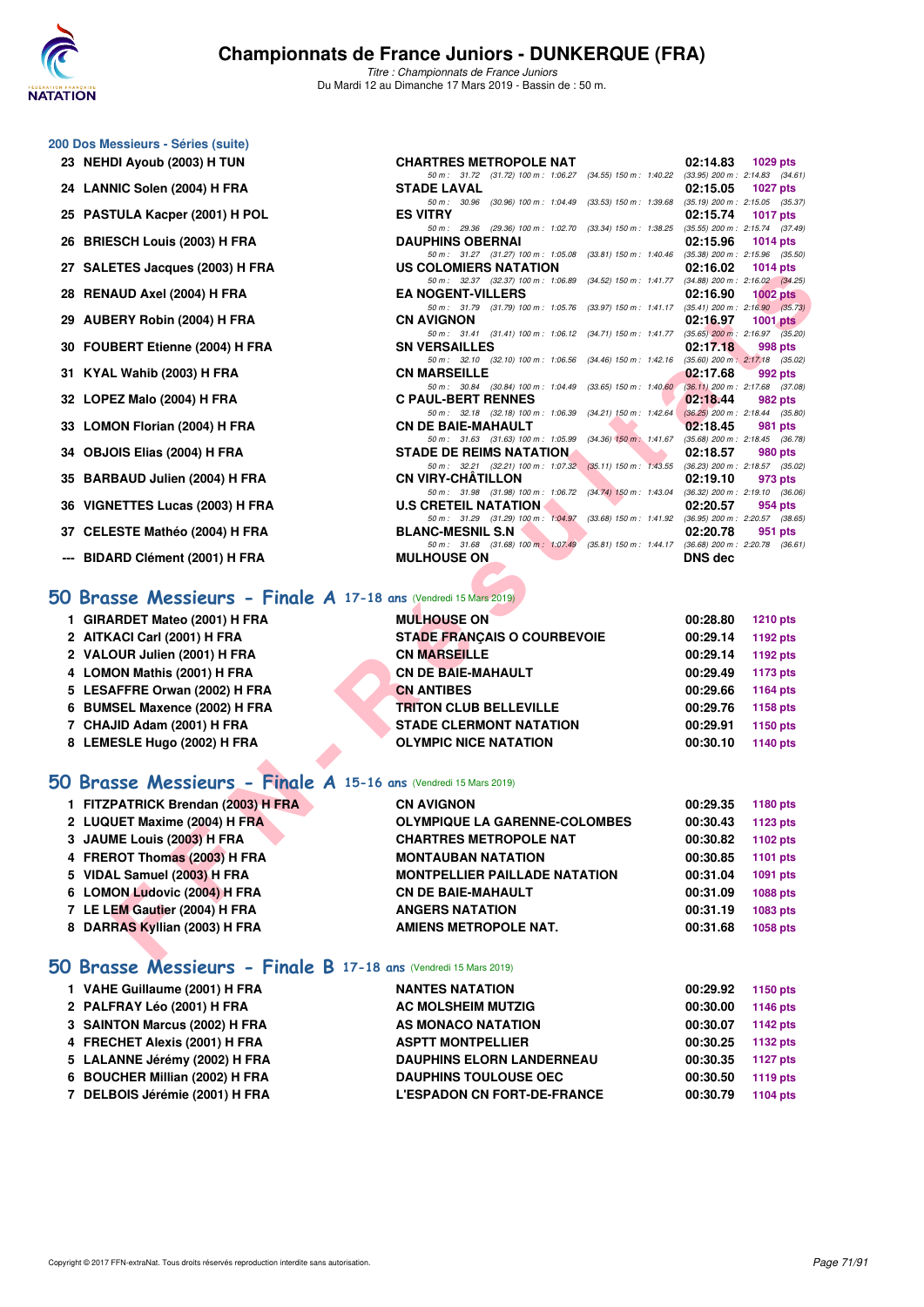# Championnats de France Juniors - DUNKERQUE (FRA)

*Titre : Championnats de France Juniors*
Du Mardi 12 au Dimanche 17 Mars 2019 - Bassin de : 50 m.

## 200 Dos Messieurs - Séries (suite)

| Rang | Nom | Club | Temps | Points |
|---|---|---|---|---|
| 23 | NEHDI Ayoub (2003) H TUN | CHARTRES METROPOLE NAT | 02:14.83 | 1029 pts |
| | | 50 m : 31.72 (31.72) 100 m : 1:06.27 (34.55) 150 m : 1:40.22 (33.95) 200 m : 2:14.83 (34.61) | | |
| 24 | LANNIC Solen (2004) H FRA | STADE LAVAL | 02:15.05 | 1027 pts |
| | | 50 m : 30.96 (30.96) 100 m : 1:04.49 (33.53) 150 m : 1:39.68 (35.19) 200 m : 2:15.05 (35.37) | | |
| 25 | PASTULA Kacper (2001) H POL | ES VITRY | 02:15.74 | 1017 pts |
| | | 50 m : 29.36 (29.36) 100 m : 1:02.70 (33.34) 150 m : 1:38.25 (35.55) 200 m : 2:15.74 (37.49) | | |
| 26 | BRIESCH Louis (2003) H FRA | DAUPHINS OBERNAI | 02:15.96 | 1014 pts |
| | | 50 m : 31.27 (31.27) 100 m : 1:05.08 (33.81) 150 m : 1:40.46 (35.38) 200 m : 2:15.96 (35.50) | | |
| 27 | SALETES Jacques (2003) H FRA | US COLOMIERS NATATION | 02:16.02 | 1014 pts |
| | | 50 m : 32.37 (32.37) 100 m : 1:06.89 (34.52) 150 m : 1:41.77 (34.88) 200 m : 2:16.02 (34.25) | | |
| 28 | RENAUD Axel (2004) H FRA | EA NOGENT-VILLERS | 02:16.90 | 1002 pts |
| | | 50 m : 31.79 (31.79) 100 m : 1:05.76 (33.97) 150 m : 1:41.17 (35.41) 200 m : 2:16.90 (35.73) | | |
| 29 | AUBERY Robin (2004) H FRA | CN AVIGNON | 02:16.97 | 1001 pts |
| | | 50 m : 31.41 (31.41) 100 m : 1:06.12 (34.71) 150 m : 1:41.77 (35.65) 200 m : 2:16.97 (35.20) | | |
| 30 | FOUBERT Etienne (2004) H FRA | SN VERSAILLES | 02:17.18 | 998 pts |
| | | 50 m : 32.10 (32.10) 100 m : 1:06.56 (34.46) 150 m : 1:42.16 (35.60) 200 m : 2:17.18 (35.02) | | |
| 31 | KYAL Wahib (2003) H FRA | CN MARSEILLE | 02:17.68 | 992 pts |
| | | 50 m : 30.84 (30.84) 100 m : 1:04.49 (33.65) 150 m : 1:40.60 (36.11) 200 m : 2:17.68 (37.08) | | |
| 32 | LOPEZ Malo (2004) H FRA | C PAUL-BERT RENNES | 02:18.44 | 982 pts |
| | | 50 m : 32.18 (32.18) 100 m : 1:06.39 (34.21) 150 m : 1:42.64 (36.25) 200 m : 2:18.44 (35.80) | | |
| 33 | LOMON Florian (2004) H FRA | CN DE BAIE-MAHAULT | 02:18.45 | 981 pts |
| | | 50 m : 31.63 (31.63) 100 m : 1:05.99 (34.36) 150 m : 1:41.67 (35.68) 200 m : 2:18.45 (36.78) | | |
| 34 | OBJOIS Elias (2004) H FRA | STADE DE REIMS NATATION | 02:18.57 | 980 pts |
| | | 50 m : 32.21 (32.21) 100 m : 1:07.32 (35.11) 150 m : 1:43.55 (36.23) 200 m : 2:18.57 (35.02) | | |
| 35 | BARBAUD Julien (2004) H FRA | CN VIRY-CHÂTILLON | 02:19.10 | 973 pts |
| | | 50 m : 31.98 (31.98) 100 m : 1:06.72 (34.74) 150 m : 1:43.04 (36.32) 200 m : 2:19.10 (36.06) | | |
| 36 | VIGNETTES Lucas (2003) H FRA | U.S CRETEIL NATATION | 02:20.57 | 954 pts |
| | | 50 m : 31.29 (31.29) 100 m : 1:04.97 (33.68) 150 m : 1:41.92 (36.95) 200 m : 2:20.57 (38.65) | | |
| 37 | CELESTE Mathéo (2004) H FRA | BLANC-MESNIL S.N | 02:20.78 | 951 pts |
| | | 50 m : 31.68 (31.68) 100 m : 1:07.49 (35.81) 150 m : 1:44.17 (36.68) 200 m : 2:20.78 (36.61) | | |
| --- | BIDARD Clément (2001) H FRA | MULHOUSE ON | DNS dec | |

## 50 Brasse Messieurs - Finale A 17-18 ans (Vendredi 15 Mars 2019)

| Rang | Nom | Club | Temps | Points |
|---|---|---|---|---|
| 1 | GIRARDET Mateo (2001) H FRA | MULHOUSE ON | 00:28.80 | 1210 pts |
| 2 | AITKACI Carl (2001) H FRA | STADE FRANÇAIS O COURBEVOIE | 00:29.14 | 1192 pts |
| 2 | VALOUR Julien (2001) H FRA | CN MARSEILLE | 00:29.14 | 1192 pts |
| 4 | LOMON Mathis (2001) H FRA | CN DE BAIE-MAHAULT | 00:29.49 | 1173 pts |
| 5 | LESAFFRE Orwan (2002) H FRA | CN ANTIBES | 00:29.66 | 1164 pts |
| 6 | BUMSEL Maxence (2002) H FRA | TRITON CLUB BELLEVILLE | 00:29.76 | 1158 pts |
| 7 | CHAJID Adam (2001) H FRA | STADE CLERMONT NATATION | 00:29.91 | 1150 pts |
| 8 | LEMESLE Hugo (2002) H FRA | OLYMPIC NICE NATATION | 00:30.10 | 1140 pts |

## 50 Brasse Messieurs - Finale A 15-16 ans (Vendredi 15 Mars 2019)

| Rang | Nom | Club | Temps | Points |
|---|---|---|---|---|
| 1 | FITZPATRICK Brendan (2003) H FRA | CN AVIGNON | 00:29.35 | 1180 pts |
| 2 | LUQUET Maxime (2004) H FRA | OLYMPIQUE LA GARENNE-COLOMBES | 00:30.43 | 1123 pts |
| 3 | JAUME Louis (2003) H FRA | CHARTRES METROPOLE NAT | 00:30.82 | 1102 pts |
| 4 | FREROT Thomas (2003) H FRA | MONTAUBAN NATATION | 00:30.85 | 1101 pts |
| 5 | VIDAL Samuel (2003) H FRA | MONTPELLIER PAILLADE NATATION | 00:31.04 | 1091 pts |
| 6 | LOMON Ludovic (2004) H FRA | CN DE BAIE-MAHAULT | 00:31.09 | 1088 pts |
| 7 | LE LEM Gautier (2004) H FRA | ANGERS NATATION | 00:31.19 | 1083 pts |
| 8 | DARRAS Kyllian (2003) H FRA | AMIENS METROPOLE NAT. | 00:31.68 | 1058 pts |

## 50 Brasse Messieurs - Finale B 17-18 ans (Vendredi 15 Mars 2019)

| Rang | Nom | Club | Temps | Points |
|---|---|---|---|---|
| 1 | VAHE Guillaume (2001) H FRA | NANTES NATATION | 00:29.92 | 1150 pts |
| 2 | PALFRAY Léo (2001) H FRA | AC MOLSHEIM MUTZIG | 00:30.00 | 1146 pts |
| 3 | SAINTON Marcus (2002) H FRA | AS MONACO NATATION | 00:30.07 | 1142 pts |
| 4 | FRECHET Alexis (2001) H FRA | ASPTT MONTPELLIER | 00:30.25 | 1132 pts |
| 5 | LALANNE Jérémy (2002) H FRA | DAUPHINS ELORN LANDERNEAU | 00:30.35 | 1127 pts |
| 6 | BOUCHER Millian (2002) H FRA | DAUPHINS TOULOUSE OEC | 00:30.50 | 1119 pts |
| 7 | DELBOIS Jérémie (2001) H FRA | L'ESPADON CN FORT-DE-FRANCE | 00:30.79 | 1104 pts |

Copyright © 2017 FFN-extraNat. Tous droits réservés reproduction interdite sans autorisation.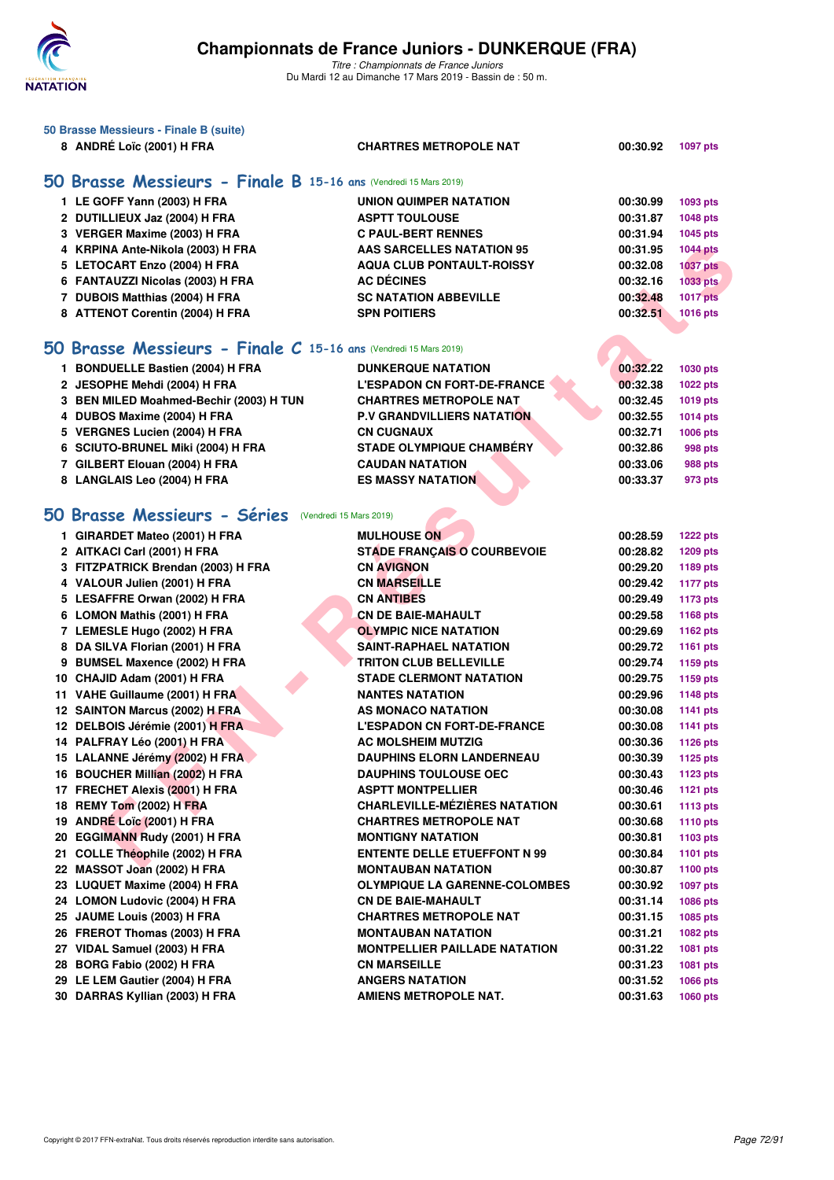### 50 Brasse Messieurs - Finale B (suite)

| | | | |
|---|---|---|---|
| 8 ANDRÉ Loïc (2001) H FRA | CHARTRES METROPOLE NAT | 00:30.92 | 1097 pts |

## 50 Brasse Messieurs - Finale B 15-16 ans (Vendredi 15 Mars 2019)

| | | | |
|---|---|---|---|
| 1 LE GOFF Yann (2003) H FRA | UNION QUIMPER NATATION | 00:30.99 | 1093 pts |
| 2 DUTILLIEUX Jaz (2004) H FRA | ASPTT TOULOUSE | 00:31.87 | 1048 pts |
| 3 VERGER Maxime (2003) H FRA | C PAUL-BERT RENNES | 00:31.94 | 1045 pts |
| 4 KRPINA Ante-Nikola (2003) H FRA | AAS SARCELLES NATATION 95 | 00:31.95 | 1044 pts |
| 5 LETOCART Enzo (2004) H FRA | AQUA CLUB PONTAULT-ROISSY | 00:32.08 | 1037 pts |
| 6 FANTAUZZI Nicolas (2003) H FRA | AC DÉCINES | 00:32.16 | 1033 pts |
| 7 DUBOIS Matthias (2004) H FRA | SC NATATION ABBEVILLE | 00:32.48 | 1017 pts |
| 8 ATTENOT Corentin (2004) H FRA | SPN POITIERS | 00:32.51 | 1016 pts |

## 50 Brasse Messieurs - Finale C 15-16 ans (Vendredi 15 Mars 2019)

| | | | |
|---|---|---|---|
| 1 BONDUELLE Bastien (2004) H FRA | DUNKERQUE NATATION | 00:32.22 | 1030 pts |
| 2 JESOPHE Mehdi (2004) H FRA | L'ESPADON CN FORT-DE-FRANCE | 00:32.38 | 1022 pts |
| 3 BEN MILED Moahmed-Bechir (2003) H TUN | CHARTRES METROPOLE NAT | 00:32.45 | 1019 pts |
| 4 DUBOS Maxime (2004) H FRA | P.V GRANDVILLIERS NATATION | 00:32.55 | 1014 pts |
| 5 VERGNES Lucien (2004) H FRA | CN CUGNAUX | 00:32.71 | 1006 pts |
| 6 SCIUTO-BRUNEL Miki (2004) H FRA | STADE OLYMPIQUE CHAMBÉRY | 00:32.86 | 998 pts |
| 7 GILBERT Elouan (2004) H FRA | CAUDAN NATATION | 00:33.06 | 988 pts |
| 8 LANGLAIS Leo (2004) H FRA | ES MASSY NATATION | 00:33.37 | 973 pts |

## 50 Brasse Messieurs - Séries (Vendredi 15 Mars 2019)

| | | | |
|---|---|---|---|
| 1 GIRARDET Mateo (2001) H FRA | MULHOUSE ON | 00:28.59 | 1222 pts |
| 2 AITKACI Carl (2001) H FRA | STADE FRANÇAIS O COURBEVOIE | 00:28.82 | 1209 pts |
| 3 FITZPATRICK Brendan (2003) H FRA | CN AVIGNON | 00:29.20 | 1189 pts |
| 4 VALOUR Julien (2001) H FRA | CN MARSEILLE | 00:29.42 | 1177 pts |
| 5 LESAFFRE Orwan (2002) H FRA | CN ANTIBES | 00:29.49 | 1173 pts |
| 6 LOMON Mathis (2001) H FRA | CN DE BAIE-MAHAULT | 00:29.58 | 1168 pts |
| 7 LEMESLE Hugo (2002) H FRA | OLYMPIC NICE NATATION | 00:29.69 | 1162 pts |
| 8 DA SILVA Florian (2001) H FRA | SAINT-RAPHAEL NATATION | 00:29.72 | 1161 pts |
| 9 BUMSEL Maxence (2002) H FRA | TRITON CLUB BELLEVILLE | 00:29.74 | 1159 pts |
| 10 CHAJID Adam (2001) H FRA | STADE CLERMONT NATATION | 00:29.75 | 1159 pts |
| 11 VAHE Guillaume (2001) H FRA | NANTES NATATION | 00:29.96 | 1148 pts |
| 12 SAINTON Marcus (2002) H FRA | AS MONACO NATATION | 00:30.08 | 1141 pts |
| 12 DELBOIS Jérémie (2001) H FRA | L'ESPADON CN FORT-DE-FRANCE | 00:30.08 | 1141 pts |
| 14 PALFRAY Léo (2001) H FRA | AC MOLSHEIM MUTZIG | 00:30.36 | 1126 pts |
| 15 LALANNE Jérémy (2002) H FRA | DAUPHINS ELORN LANDERNEAU | 00:30.39 | 1125 pts |
| 16 BOUCHER Millian (2002) H FRA | DAUPHINS TOULOUSE OEC | 00:30.43 | 1123 pts |
| 17 FRECHET Alexis (2001) H FRA | ASPTT MONTPELLIER | 00:30.46 | 1121 pts |
| 18 REMY Tom (2002) H FRA | CHARLEVILLE-MÉZIÈRES NATATION | 00:30.61 | 1113 pts |
| 19 ANDRÉ Loïc (2001) H FRA | CHARTRES METROPOLE NAT | 00:30.68 | 1110 pts |
| 20 EGGIMANN Rudy (2001) H FRA | MONTIGNY NATATION | 00:30.81 | 1103 pts |
| 21 COLLE Théophile (2002) H FRA | ENTENTE DELLE ETUEFFONT N 99 | 00:30.84 | 1101 pts |
| 22 MASSOT Joan (2002) H FRA | MONTAUBAN NATATION | 00:30.87 | 1100 pts |
| 23 LUQUET Maxime (2004) H FRA | OLYMPIQUE LA GARENNE-COLOMBES | 00:30.92 | 1097 pts |
| 24 LOMON Ludovic (2004) H FRA | CN DE BAIE-MAHAULT | 00:31.14 | 1086 pts |
| 25 JAUME Louis (2003) H FRA | CHARTRES METROPOLE NAT | 00:31.15 | 1085 pts |
| 26 FREROT Thomas (2003) H FRA | MONTAUBAN NATATION | 00:31.21 | 1082 pts |
| 27 VIDAL Samuel (2003) H FRA | MONTPELLIER PAILLADE NATATION | 00:31.22 | 1081 pts |
| 28 BORG Fabio (2002) H FRA | CN MARSEILLE | 00:31.23 | 1081 pts |
| 29 LE LEM Gautier (2004) H FRA | ANGERS NATATION | 00:31.52 | 1066 pts |
| 30 DARRAS Kyllian (2003) H FRA | AMIENS METROPOLE NAT. | 00:31.63 | 1060 pts |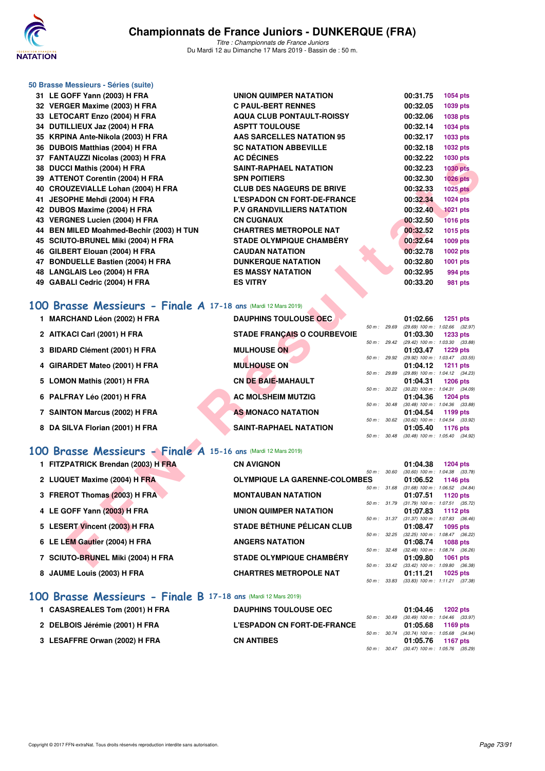## 50 Brasse Messieurs - Séries (suite)

| Rang | Nom | Club | Temps | Points |
|---|---|---|---|---|
| 31 | LE GOFF Yann (2003) H FRA | UNION QUIMPER NATATION | 00:31.75 | 1054 pts |
| 32 | VERGER Maxime (2003) H FRA | C PAUL-BERT RENNES | 00:32.05 | 1039 pts |
| 33 | LETOCART Enzo (2004) H FRA | AQUA CLUB PONTAULT-ROISSY | 00:32.06 | 1038 pts |
| 34 | DUTILLIEUX Jaz (2004) H FRA | ASPTT TOULOUSE | 00:32.14 | 1034 pts |
| 35 | KRPINA Ante-Nikola (2003) H FRA | AAS SARCELLES NATATION 95 | 00:32.17 | 1033 pts |
| 36 | DUBOIS Matthias (2004) H FRA | SC NATATION ABBEVILLE | 00:32.18 | 1032 pts |
| 37 | FANTAUZZI Nicolas (2003) H FRA | AC DÉCINES | 00:32.22 | 1030 pts |
| 38 | DUCCI Mathis (2004) H FRA | SAINT-RAPHAEL NATATION | 00:32.23 | 1030 pts |
| 39 | ATTENOT Corentin (2004) H FRA | SPN POITIERS | 00:32.30 | 1026 pts |
| 40 | CROUZEVIALLE Lohan (2004) H FRA | CLUB DES NAGEURS DE BRIVE | 00:32.33 | 1025 pts |
| 41 | JESOPHE Mehdi (2004) H FRA | L'ESPADON CN FORT-DE-FRANCE | 00:32.34 | 1024 pts |
| 42 | DUBOS Maxime (2004) H FRA | P.V GRANDVILLIERS NATATION | 00:32.40 | 1021 pts |
| 43 | VERGNES Lucien (2004) H FRA | CN CUGNAUX | 00:32.50 | 1016 pts |
| 44 | BEN MILED Moahmed-Bechir (2003) H TUN | CHARTRES METROPOLE NAT | 00:32.52 | 1015 pts |
| 45 | SCIUTO-BRUNEL Miki (2004) H FRA | STADE OLYMPIQUE CHAMBÉRY | 00:32.64 | 1009 pts |
| 46 | GILBERT Elouan (2004) H FRA | CAUDAN NATATION | 00:32.78 | 1002 pts |
| 47 | BONDUELLE Bastien (2004) H FRA | DUNKERQUE NATATION | 00:32.80 | 1001 pts |
| 48 | LANGLAIS Leo (2004) H FRA | ES MASSY NATATION | 00:32.95 | 994 pts |
| 49 | GABALI Cedric (2004) H FRA | ES VITRY | 00:33.20 | 981 pts |

## 100 Brasse Messieurs - Finale A 17-18 ans (Mardi 12 Mars 2019)

| Rang | Nom | Club | Temps | Points | Splits |
|---|---|---|---|---|---|
| 1 | MARCHAND Léon (2002) H FRA | DAUPHINS TOULOUSE OEC | 01:02.66 | 1251 pts | 50 m : 29.69 (29.69) 100 m : 1:02.66 (32.97) |
| 2 | AITKACI Carl (2001) H FRA | STADE FRANÇAIS O COURBEVOIE | 01:03.30 | 1233 pts | 50 m : 29.42 (29.42) 100 m : 1:03.30 (33.88) |
| 3 | BIDARD Clément (2001) H FRA | MULHOUSE ON | 01:03.47 | 1229 pts | 50 m : 29.92 (29.92) 100 m : 1:03.47 (33.55) |
| 4 | GIRARDET Mateo (2001) H FRA | MULHOUSE ON | 01:04.12 | 1211 pts | 50 m : 29.89 (29.89) 100 m : 1:04.12 (34.23) |
| 5 | LOMON Mathis (2001) H FRA | CN DE BAIE-MAHAULT | 01:04.31 | 1206 pts | 50 m : 30.22 (30.22) 100 m : 1:04.31 (34.09) |
| 6 | PALFRAY Léo (2001) H FRA | AC MOLSHEIM MUTZIG | 01:04.36 | 1204 pts | 50 m : 30.48 (30.48) 100 m : 1:04.36 (33.88) |
| 7 | SAINTON Marcus (2002) H FRA | AS MONACO NATATION | 01:04.54 | 1199 pts | 50 m : 30.62 (30.62) 100 m : 1:04.54 (33.92) |
| 8 | DA SILVA Florian (2001) H FRA | SAINT-RAPHAEL NATATION | 01:05.40 | 1176 pts | 50 m : 30.48 (30.48) 100 m : 1:05.40 (34.92) |

## 100 Brasse Messieurs - Finale A 15-16 ans (Mardi 12 Mars 2019)

| Rang | Nom | Club | Temps | Points | Splits |
|---|---|---|---|---|---|
| 1 | FITZPATRICK Brendan (2003) H FRA | CN AVIGNON | 01:04.38 | 1204 pts | 50 m : 30.60 (30.60) 100 m : 1:04.38 (33.78) |
| 2 | LUQUET Maxime (2004) H FRA | OLYMPIQUE LA GARENNE-COLOMBES | 01:06.52 | 1146 pts | 50 m : 31.68 (31.68) 100 m : 1:06.52 (34.84) |
| 3 | FREROT Thomas (2003) H FRA | MONTAUBAN NATATION | 01:07.51 | 1120 pts | 50 m : 31.79 (31.79) 100 m : 1:07.51 (35.72) |
| 4 | LE GOFF Yann (2003) H FRA | UNION QUIMPER NATATION | 01:07.83 | 1112 pts | 50 m : 31.37 (31.37) 100 m : 1:07.83 (36.46) |
| 5 | LESERT Vincent (2003) H FRA | STADE BÉTHUNE PÉLICAN CLUB | 01:08.47 | 1095 pts | 50 m : 32.25 (32.25) 100 m : 1:08.47 (36.22) |
| 6 | LE LEM Gautier (2004) H FRA | ANGERS NATATION | 01:08.74 | 1088 pts | 50 m : 32.48 (32.48) 100 m : 1:08.74 (36.26) |
| 7 | SCIUTO-BRUNEL Miki (2004) H FRA | STADE OLYMPIQUE CHAMBÉRY | 01:09.80 | 1061 pts | 50 m : 33.42 (33.42) 100 m : 1:09.80 (36.38) |
| 8 | JAUME Louis (2003) H FRA | CHARTRES METROPOLE NAT | 01:11.21 | 1025 pts | 50 m : 33.83 (33.83) 100 m : 1:11.21 (37.38) |

## 100 Brasse Messieurs - Finale B 17-18 ans (Mardi 12 Mars 2019)

| Rang | Nom | Club | Temps | Points | Splits |
|---|---|---|---|---|---|
| 1 | CASASREALES Tom (2001) H FRA | DAUPHINS TOULOUSE OEC | 01:04.46 | 1202 pts | 50 m : 30.49 (30.49) 100 m : 1:04.46 (33.97) |
| 2 | DELBOIS Jérémie (2001) H FRA | L'ESPADON CN FORT-DE-FRANCE | 01:05.68 | 1169 pts | 50 m : 30.74 (30.74) 100 m : 1:05.68 (34.94) |
| 3 | LESAFFRE Orwan (2002) H FRA | CN ANTIBES | 01:05.76 | 1167 pts | 50 m : 30.47 (30.47) 100 m : 1:05.76 (35.29) |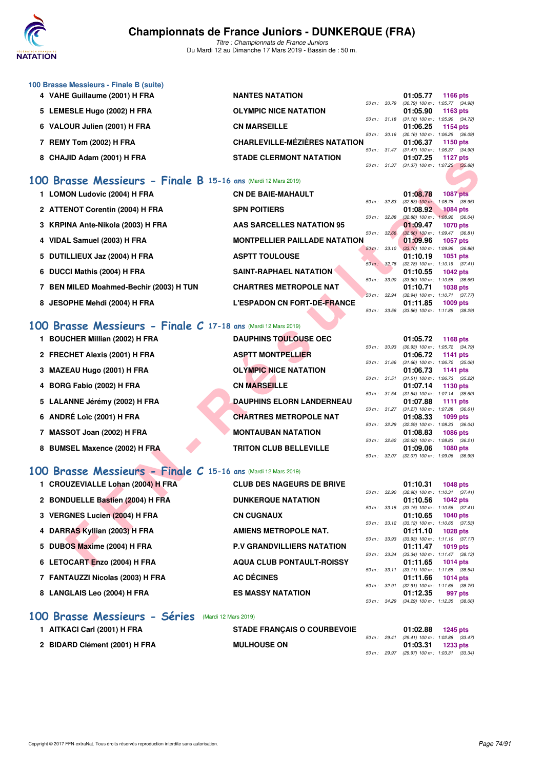### 100 Brasse Messieurs - Finale B (suite)

| | Nom | Club | Temps | Points |
|---|---|---|---|---|
| 4 | VAHE Guillaume (2001) H FRA | NANTES NATATION | 01:05.77 | 1166 pts |
| | | 50 m : 30.79 | (30.79) 100 m : 1:05.77 (34.98) | |
| 5 | LEMESLE Hugo (2002) H FRA | OLYMPIC NICE NATATION | 01:05.90 | 1163 pts |
| | | 50 m : 31.18 | (31.18) 100 m : 1:05.90 (34.72) | |
| 6 | VALOUR Julien (2001) H FRA | CN MARSEILLE | 01:06.25 | 1154 pts |
| | | 50 m : 30.16 | (30.16) 100 m : 1:06.25 (36.09) | |
| 7 | REMY Tom (2002) H FRA | CHARLEVILLE-MÉZIÈRES NATATION | 01:06.37 | 1150 pts |
| | | 50 m : 31.47 | (31.47) 100 m : 1:06.37 (34.90) | |
| 8 | CHAJID Adam (2001) H FRA | STADE CLERMONT NATATION | 01:07.25 | 1127 pts |
| | | 50 m : 31.37 | (31.37) 100 m : 1:07.25 (35.88) | |

## 100 Brasse Messieurs - Finale B 15-16 ans (Mardi 12 Mars 2019)

| | Nom | Club | Temps | Points |
|---|---|---|---|---|
| 1 | LOMON Ludovic (2004) H FRA | CN DE BAIE-MAHAULT | 01:08.78 | 1087 pts |
| | | 50 m : 32.83 | (32.83) 100 m : 1:08.78 (35.95) | |
| 2 | ATTENOT Corentin (2004) H FRA | SPN POITIERS | 01:08.92 | 1084 pts |
| | | 50 m : 32.88 | (32.88) 100 m : 1:08.92 (36.04) | |
| 3 | KRPINA Ante-Nikola (2003) H FRA | AAS SARCELLES NATATION 95 | 01:09.47 | 1070 pts |
| | | 50 m : 32.66 | (32.66) 100 m : 1:09.47 (36.81) | |
| 4 | VIDAL Samuel (2003) H FRA | MONTPELLIER PAILLADE NATATION | 01:09.96 | 1057 pts |
| | | 50 m : 33.10 | (33.10) 100 m : 1:09.96 (36.86) | |
| 5 | DUTILLIEUX Jaz (2004) H FRA | ASPTT TOULOUSE | 01:10.19 | 1051 pts |
| | | 50 m : 32.78 | (32.78) 100 m : 1:10.19 (37.41) | |
| 6 | DUCCI Mathis (2004) H FRA | SAINT-RAPHAEL NATATION | 01:10.55 | 1042 pts |
| | | 50 m : 33.90 | (33.90) 100 m : 1:10.55 (36.65) | |
| 7 | BEN MILED Moahmed-Bechir (2003) H TUN | CHARTRES METROPOLE NAT | 01:10.71 | 1038 pts |
| | | 50 m : 32.94 | (32.94) 100 m : 1:10.71 (37.77) | |
| 8 | JESOPHE Mehdi (2004) H FRA | L'ESPADON CN FORT-DE-FRANCE | 01:11.85 | 1009 pts |
| | | 50 m : 33.56 | (33.56) 100 m : 1:11.85 (38.29) | |

## 100 Brasse Messieurs - Finale C 17-18 ans (Mardi 12 Mars 2019)

| | Nom | Club | Temps | Points |
|---|---|---|---|---|
| 1 | BOUCHER Millian (2002) H FRA | DAUPHINS TOULOUSE OEC | 01:05.72 | 1168 pts |
| | | 50 m : 30.93 | (30.93) 100 m : 1:05.72 (34.79) | |
| 2 | FRECHET Alexis (2001) H FRA | ASPTT MONTPELLIER | 01:06.72 | 1141 pts |
| | | 50 m : 31.66 | (31.66) 100 m : 1:06.72 (35.06) | |
| 3 | MAZEAU Hugo (2001) H FRA | OLYMPIC NICE NATATION | 01:06.73 | 1141 pts |
| | | 50 m : 31.51 | (31.51) 100 m : 1:06.73 (35.22) | |
| 4 | BORG Fabio (2002) H FRA | CN MARSEILLE | 01:07.14 | 1130 pts |
| | | 50 m : 31.54 | (31.54) 100 m : 1:07.14 (35.60) | |
| 5 | LALANNE Jérémy (2002) H FRA | DAUPHINS ELORN LANDERNEAU | 01:07.88 | 1111 pts |
| | | 50 m : 31.27 | (31.27) 100 m : 1:07.88 (36.61) | |
| 6 | ANDRÉ Loïc (2001) H FRA | CHARTRES METROPOLE NAT | 01:08.33 | 1099 pts |
| | | 50 m : 32.29 | (32.29) 100 m : 1:08.33 (36.04) | |
| 7 | MASSOT Joan (2002) H FRA | MONTAUBAN NATATION | 01:08.83 | 1086 pts |
| | | 50 m : 32.62 | (32.62) 100 m : 1:08.83 (36.21) | |
| 8 | BUMSEL Maxence (2002) H FRA | TRITON CLUB BELLEVILLE | 01:09.06 | 1080 pts |
| | | 50 m : 32.07 | (32.07) 100 m : 1:09.06 (36.99) | |

## 100 Brasse Messieurs - Finale C 15-16 ans (Mardi 12 Mars 2019)

| | Nom | Club | Temps | Points |
|---|---|---|---|---|
| 1 | CROUZEVIALLE Lohan (2004) H FRA | CLUB DES NAGEURS DE BRIVE | 01:10.31 | 1048 pts |
| | | 50 m : 32.90 | (32.90) 100 m : 1:10.31 (37.41) | |
| 2 | BONDUELLE Bastien (2004) H FRA | DUNKERQUE NATATION | 01:10.56 | 1042 pts |
| | | 50 m : 33.15 | (33.15) 100 m : 1:10.56 (37.41) | |
| 3 | VERGNES Lucien (2004) H FRA | CN CUGNAUX | 01:10.65 | 1040 pts |
| | | 50 m : 33.12 | (33.12) 100 m : 1:10.65 (37.53) | |
| 4 | DARRAS Kyllian (2003) H FRA | AMIENS METROPOLE NAT. | 01:11.10 | 1028 pts |
| | | 50 m : 33.93 | (33.93) 100 m : 1:11.10 (37.17) | |
| 5 | DUBOS Maxime (2004) H FRA | P.V GRANDVILLIERS NATATION | 01:11.47 | 1019 pts |
| | | 50 m : 33.34 | (33.34) 100 m : 1:11.47 (38.13) | |
| 6 | LETOCART Enzo (2004) H FRA | AQUA CLUB PONTAULT-ROISSY | 01:11.65 | 1014 pts |
| | | 50 m : 33.11 | (33.11) 100 m : 1:11.65 (38.54) | |
| 7 | FANTAUZZI Nicolas (2003) H FRA | AC DÉCINES | 01:11.66 | 1014 pts |
| | | 50 m : 32.91 | (32.91) 100 m : 1:11.66 (38.75) | |
| 8 | LANGLAIS Leo (2004) H FRA | ES MASSY NATATION | 01:12.35 | 997 pts |
| | | 50 m : 34.29 | (34.29) 100 m : 1:12.35 (38.06) | |

## 100 Brasse Messieurs - Séries (Mardi 12 Mars 2019)

| | Nom | Club | Temps | Points |
|---|---|---|---|---|
| 1 | AITKACI Carl (2001) H FRA | STADE FRANÇAIS O COURBEVOIE | 01:02.88 | 1245 pts |
| | | 50 m : 29.41 | (29.41) 100 m : 1:02.88 (33.47) | |
| 2 | BIDARD Clément (2001) H FRA | MULHOUSE ON | 01:03.31 | 1233 pts |
| | | 50 m : 29.97 | (29.97) 100 m : 1:03.31 (33.34) | |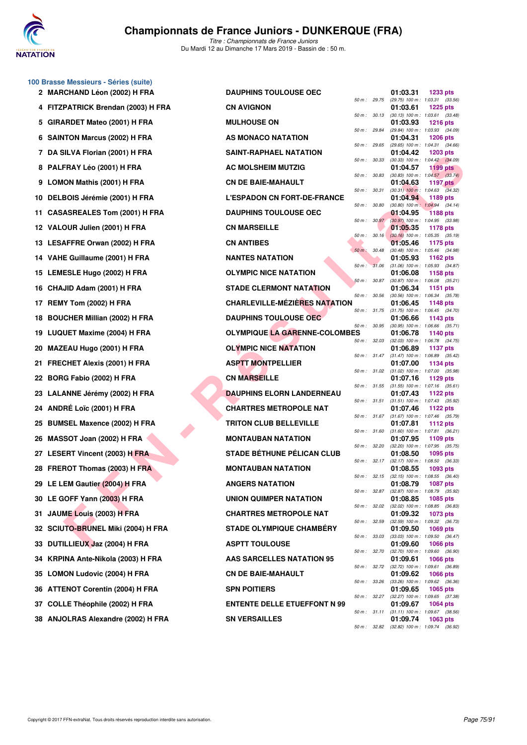## 100 Brasse Messieurs - Séries (suite)

| Rang | Nom | Club | Temps | Points | Splits |
|---|---|---|---|---|---|
| 2 | MARCHAND Léon (2002) H FRA | DAUPHINS TOULOUSE OEC | 01:03.31 | 1233 pts | 50 m : 29.75 (29.75) 100 m : 1:03.31 (33.56) |
| 4 | FITZPATRICK Brendan (2003) H FRA | CN AVIGNON | 01:03.61 | 1225 pts | 50 m : 30.13 (30.13) 100 m : 1:03.61 (33.48) |
| 5 | GIRARDET Mateo (2001) H FRA | MULHOUSE ON | 01:03.93 | 1216 pts | 50 m : 29.84 (29.84) 100 m : 1:03.93 (34.09) |
| 6 | SAINTON Marcus (2002) H FRA | AS MONACO NATATION | 01:04.31 | 1206 pts | 50 m : 29.65 (29.65) 100 m : 1:04.31 (34.66) |
| 7 | DA SILVA Florian (2001) H FRA | SAINT-RAPHAEL NATATION | 01:04.42 | 1203 pts | 50 m : 30.33 (30.33) 100 m : 1:04.42 (34.09) |
| 8 | PALFRAY Léo (2001) H FRA | AC MOLSHEIM MUTZIG | 01:04.57 | 1199 pts | 50 m : 30.83 (30.83) 100 m : 1:04.57 (33.74) |
| 9 | LOMON Mathis (2001) H FRA | CN DE BAIE-MAHAULT | 01:04.63 | 1197 pts | 50 m : 30.31 (30.31) 100 m : 1:04.63 (34.32) |
| 10 | DELBOIS Jérémie (2001) H FRA | L'ESPADON CN FORT-DE-FRANCE | 01:04.94 | 1189 pts | 50 m : 30.80 (30.80) 100 m : 1:04.94 (34.14) |
| 11 | CASASREALES Tom (2001) H FRA | DAUPHINS TOULOUSE OEC | 01:04.95 | 1188 pts | 50 m : 30.97 (30.97) 100 m : 1:04.95 (33.98) |
| 12 | VALOUR Julien (2001) H FRA | CN MARSEILLE | 01:05.35 | 1178 pts | 50 m : 30.16 (30.16) 100 m : 1:05.35 (35.19) |
| 13 | LESAFFRE Orwan (2002) H FRA | CN ANTIBES | 01:05.46 | 1175 pts | 50 m : 30.48 (30.48) 100 m : 1:05.46 (34.98) |
| 14 | VAHE Guillaume (2001) H FRA | NANTES NATATION | 01:05.93 | 1162 pts | 50 m : 31.06 (31.06) 100 m : 1:05.93 (34.87) |
| 15 | LEMESLE Hugo (2002) H FRA | OLYMPIC NICE NATATION | 01:06.08 | 1158 pts | 50 m : 30.87 (30.87) 100 m : 1:06.08 (35.21) |
| 16 | CHAJID Adam (2001) H FRA | STADE CLERMONT NATATION | 01:06.34 | 1151 pts | 50 m : 30.56 (30.56) 100 m : 1:06.34 (35.78) |
| 17 | REMY Tom (2002) H FRA | CHARLEVILLE-MÉZIÈRES NATATION | 01:06.45 | 1148 pts | 50 m : 31.75 (31.75) 100 m : 1:06.45 (34.70) |
| 18 | BOUCHER Millian (2002) H FRA | DAUPHINS TOULOUSE OEC | 01:06.66 | 1143 pts | 50 m : 30.95 (30.95) 100 m : 1:06.66 (35.71) |
| 19 | LUQUET Maxime (2004) H FRA | OLYMPIQUE LA GARENNE-COLOMBES | 01:06.78 | 1140 pts | 50 m : 32.03 (32.03) 100 m : 1:06.78 (34.75) |
| 20 | MAZEAU Hugo (2001) H FRA | OLYMPIC NICE NATATION | 01:06.89 | 1137 pts | 50 m : 31.47 (31.47) 100 m : 1:06.89 (35.42) |
| 21 | FRECHET Alexis (2001) H FRA | ASPTT MONTPELLIER | 01:07.00 | 1134 pts | 50 m : 31.02 (31.02) 100 m : 1:07.00 (35.98) |
| 22 | BORG Fabio (2002) H FRA | CN MARSEILLE | 01:07.16 | 1129 pts | 50 m : 31.55 (31.55) 100 m : 1:07.16 (35.61) |
| 23 | LALANNE Jérémy (2002) H FRA | DAUPHINS ELORN LANDERNEAU | 01:07.43 | 1122 pts | 50 m : 31.51 (31.51) 100 m : 1:07.43 (35.92) |
| 24 | ANDRÉ Loïc (2001) H FRA | CHARTRES METROPOLE NAT | 01:07.46 | 1122 pts | 50 m : 31.67 (31.67) 100 m : 1:07.46 (35.79) |
| 25 | BUMSEL Maxence (2002) H FRA | TRITON CLUB BELLEVILLE | 01:07.81 | 1112 pts | 50 m : 31.60 (31.60) 100 m : 1:07.81 (36.21) |
| 26 | MASSOT Joan (2002) H FRA | MONTAUBAN NATATION | 01:07.95 | 1109 pts | 50 m : 32.20 (32.20) 100 m : 1:07.95 (35.75) |
| 27 | LESERT Vincent (2003) H FRA | STADE BÉTHUNE PÉLICAN CLUB | 01:08.50 | 1095 pts | 50 m : 32.17 (32.17) 100 m : 1:08.50 (36.33) |
| 28 | FREROT Thomas (2003) H FRA | MONTAUBAN NATATION | 01:08.55 | 1093 pts | 50 m : 32.15 (32.15) 100 m : 1:08.55 (36.40) |
| 29 | LE LEM Gautier (2004) H FRA | ANGERS NATATION | 01:08.79 | 1087 pts | 50 m : 32.87 (32.87) 100 m : 1:08.79 (35.92) |
| 30 | LE GOFF Yann (2003) H FRA | UNION QUIMPER NATATION | 01:08.85 | 1085 pts | 50 m : 32.02 (32.02) 100 m : 1:08.85 (36.83) |
| 31 | JAUME Louis (2003) H FRA | CHARTRES METROPOLE NAT | 01:09.32 | 1073 pts | 50 m : 32.59 (32.59) 100 m : 1:09.32 (36.73) |
| 32 | SCIUTO-BRUNEL Miki (2004) H FRA | STADE OLYMPIQUE CHAMBÉRY | 01:09.50 | 1069 pts | 50 m : 33.03 (33.03) 100 m : 1:09.50 (36.47) |
| 33 | DUTILLIEUX Jaz (2004) H FRA | ASPTT TOULOUSE | 01:09.60 | 1066 pts | 50 m : 32.70 (32.70) 100 m : 1:09.60 (36.90) |
| 34 | KRPINA Ante-Nikola (2003) H FRA | AAS SARCELLES NATATION 95 | 01:09.61 | 1066 pts | 50 m : 32.72 (32.72) 100 m : 1:09.61 (36.89) |
| 35 | LOMON Ludovic (2004) H FRA | CN DE BAIE-MAHAULT | 01:09.62 | 1066 pts | 50 m : 33.26 (33.26) 100 m : 1:09.62 (36.36) |
| 36 | ATTENOT Corentin (2004) H FRA | SPN POITIERS | 01:09.65 | 1065 pts | 50 m : 32.27 (32.27) 100 m : 1:09.65 (37.38) |
| 37 | COLLE Théophile (2002) H FRA | ENTENTE DELLE ETUEFFONT N 99 | 01:09.67 | 1064 pts | 50 m : 31.11 (31.11) 100 m : 1:09.67 (38.56) |
| 38 | ANJOLRAS Alexandre (2002) H FRA | SN VERSAILLES | 01:09.74 | 1063 pts | 50 m : 32.82 (32.82) 100 m : 1:09.74 (36.92) |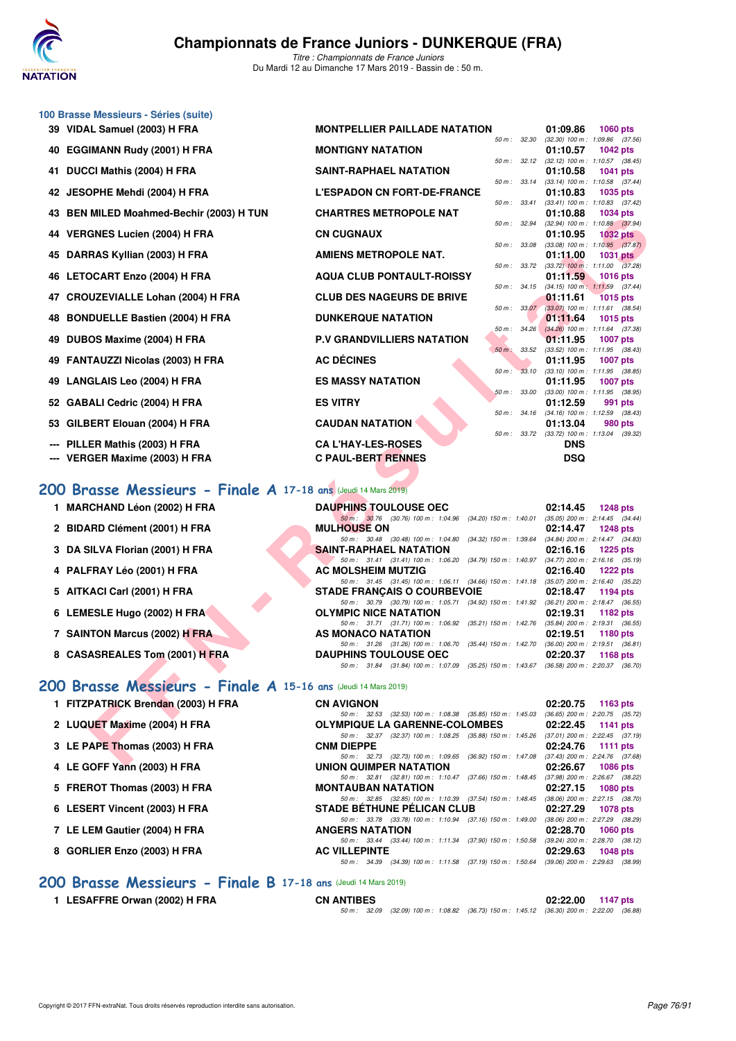## 100 Brasse Messieurs - Séries (suite)

| Rang | Nom | Club | Temps | Points | Splits |
|---|---|---|---|---|---|
| 39 | VIDAL Samuel (2003) H FRA | MONTPELLIER PAILLADE NATATION | 01:09.86 | 1060 pts | 50 m : 32.30 (32.30) 100 m : 1:09.86 (37.56) |
| 40 | EGGIMANN Rudy (2001) H FRA | MONTIGNY NATATION | 01:10.57 | 1042 pts | 50 m : 32.12 (32.12) 100 m : 1:10.57 (38.45) |
| 41 | DUCCI Mathis (2004) H FRA | SAINT-RAPHAEL NATATION | 01:10.58 | 1041 pts | 50 m : 33.14 (33.14) 100 m : 1:10.58 (37.44) |
| 42 | JESOPHE Mehdi (2004) H FRA | L'ESPADON CN FORT-DE-FRANCE | 01:10.83 | 1035 pts | 50 m : 33.41 (33.41) 100 m : 1:10.83 (37.42) |
| 43 | BEN MILED Moahmed-Bechir (2003) H TUN | CHARTRES METROPOLE NAT | 01:10.88 | 1034 pts | 50 m : 32.94 (32.94) 100 m : 1:10.88 (37.94) |
| 44 | VERGNES Lucien (2004) H FRA | CN CUGNAUX | 01:10.95 | 1032 pts | 50 m : 33.08 (33.08) 100 m : 1:10.95 (37.87) |
| 45 | DARRAS Kyllian (2003) H FRA | AMIENS METROPOLE NAT. | 01:11.00 | 1031 pts | 50 m : 33.72 (33.72) 100 m : 1:11.00 (37.28) |
| 46 | LETOCART Enzo (2004) H FRA | AQUA CLUB PONTAULT-ROISSY | 01:11.59 | 1016 pts | 50 m : 34.15 (34.15) 100 m : 1:11.59 (37.44) |
| 47 | CROUZEVIALLE Lohan (2004) H FRA | CLUB DES NAGEURS DE BRIVE | 01:11.61 | 1015 pts | 50 m : 33.07 (33.07) 100 m : 1:11.61 (38.54) |
| 48 | BONDUELLE Bastien (2004) H FRA | DUNKERQUE NATATION | 01:11.64 | 1015 pts | 50 m : 34.26 (34.26) 100 m : 1:11.64 (37.38) |
| 49 | DUBOS Maxime (2004) H FRA | P.V GRANDVILLIERS NATATION | 01:11.95 | 1007 pts | 50 m : 33.52 (33.52) 100 m : 1:11.95 (38.43) |
| 49 | FANTAUZZI Nicolas (2003) H FRA | AC DÉCINES | 01:11.95 | 1007 pts | 50 m : 33.10 (33.10) 100 m : 1:11.95 (38.85) |
| 49 | LANGLAIS Leo (2004) H FRA | ES MASSY NATATION | 01:11.95 | 1007 pts | 50 m : 33.00 (33.00) 100 m : 1:11.95 (38.95) |
| 52 | GABALI Cedric (2004) H FRA | ES VITRY | 01:12.59 | 991 pts | 50 m : 34.16 (34.16) 100 m : 1:12.59 (38.43) |
| 53 | GILBERT Elouan (2004) H FRA | CAUDAN NATATION | 01:13.04 | 980 pts | 50 m : 33.72 (33.72) 100 m : 1:13.04 (39.32) |
| --- | PILLER Mathis (2003) H FRA | CA L'HAY-LES-ROSES | DNS | | |
| --- | VERGER Maxime (2003) H FRA | C PAUL-BERT RENNES | DSQ | | |

## 200 Brasse Messieurs - Finale A 17-18 ans (Jeudi 14 Mars 2019)

| Rang | Nom | Club | Temps | Points | Splits |
|---|---|---|---|---|---|
| 1 | MARCHAND Léon (2002) H FRA | DAUPHINS TOULOUSE OEC | 02:14.45 | 1248 pts | 50 m : 30.76 (30.76) 100 m : 1:04.96 (34.20) 150 m : 1:40.01 (35.05) 200 m : 2:14.45 (34.44) |
| 2 | BIDARD Clément (2001) H FRA | MULHOUSE ON | 02:14.47 | 1248 pts | 50 m : 30.48 (30.48) 100 m : 1:04.80 (34.32) 150 m : 1:39.64 (34.84) 200 m : 2:14.47 (34.83) |
| 3 | DA SILVA Florian (2001) H FRA | SAINT-RAPHAEL NATATION | 02:16.16 | 1225 pts | 50 m : 31.41 (31.41) 100 m : 1:06.20 (34.79) 150 m : 1:40.97 (34.77) 200 m : 2:16.16 (35.19) |
| 4 | PALFRAY Léo (2001) H FRA | AC MOLSHEIM MUTZIG | 02:16.40 | 1222 pts | 50 m : 31.45 (31.45) 100 m : 1:06.11 (34.66) 150 m : 1:41.18 (35.07) 200 m : 2:16.40 (35.22) |
| 5 | AITKACI Carl (2001) H FRA | STADE FRANÇAIS O COURBEVOIE | 02:18.47 | 1194 pts | 50 m : 30.79 (30.79) 100 m : 1:05.71 (34.92) 150 m : 1:41.92 (36.21) 200 m : 2:18.47 (36.55) |
| 6 | LEMESLE Hugo (2002) H FRA | OLYMPIC NICE NATATION | 02:19.31 | 1182 pts | 50 m : 31.71 (31.71) 100 m : 1:06.92 (35.21) 150 m : 1:42.76 (35.84) 200 m : 2:19.31 (36.55) |
| 7 | SAINTON Marcus (2002) H FRA | AS MONACO NATATION | 02:19.51 | 1180 pts | 50 m : 31.26 (31.26) 100 m : 1:06.70 (35.44) 150 m : 1:42.70 (36.00) 200 m : 2:19.51 (36.81) |
| 8 | CASASREALES Tom (2001) H FRA | DAUPHINS TOULOUSE OEC | 02:20.37 | 1168 pts | 50 m : 31.84 (31.84) 100 m : 1:07.09 (35.25) 150 m : 1:43.67 (36.58) 200 m : 2:20.37 (36.70) |

## 200 Brasse Messieurs - Finale A 15-16 ans (Jeudi 14 Mars 2019)

| Rang | Nom | Club | Temps | Points | Splits |
|---|---|---|---|---|---|
| 1 | FITZPATRICK Brendan (2003) H FRA | CN AVIGNON | 02:20.75 | 1163 pts | 50 m : 32.53 (32.53) 100 m : 1:08.38 (35.85) 150 m : 1:45.03 (36.65) 200 m : 2:20.75 (35.72) |
| 2 | LUQUET Maxime (2004) H FRA | OLYMPIQUE LA GARENNE-COLOMBES | 02:22.45 | 1141 pts | 50 m : 32.37 (32.37) 100 m : 1:08.25 (35.88) 150 m : 1:45.26 (37.01) 200 m : 2:22.45 (37.19) |
| 3 | LE PAPE Thomas (2003) H FRA | CNM DIEPPE | 02:24.76 | 1111 pts | 50 m : 32.73 (32.73) 100 m : 1:09.65 (36.92) 150 m : 1:47.08 (37.43) 200 m : 2:24.76 (37.68) |
| 4 | LE GOFF Yann (2003) H FRA | UNION QUIMPER NATATION | 02:26.67 | 1086 pts | 50 m : 32.81 (32.81) 100 m : 1:10.47 (37.66) 150 m : 1:48.45 (37.98) 200 m : 2:26.67 (38.22) |
| 5 | FREROT Thomas (2003) H FRA | MONTAUBAN NATATION | 02:27.15 | 1080 pts | 50 m : 32.85 (32.85) 100 m : 1:10.39 (37.54) 150 m : 1:48.45 (38.06) 200 m : 2:27.15 (38.70) |
| 6 | LESERT Vincent (2003) H FRA | STADE BÉTHUNE PÉLICAN CLUB | 02:27.29 | 1078 pts | 50 m : 33.78 (33.78) 100 m : 1:10.94 (37.16) 150 m : 1:49.00 (38.06) 200 m : 2:27.29 (38.29) |
| 7 | LE LEM Gautier (2004) H FRA | ANGERS NATATION | 02:28.70 | 1060 pts | 50 m : 33.44 (33.44) 100 m : 1:11.34 (37.90) 150 m : 1:50.58 (39.24) 200 m : 2:28.70 (38.12) |
| 8 | GORLIER Enzo (2003) H FRA | AC VILLEPINTE | 02:29.63 | 1048 pts | 50 m : 34.39 (34.39) 100 m : 1:11.58 (37.19) 150 m : 1:50.64 (39.06) 200 m : 2:29.63 (38.99) |

## 200 Brasse Messieurs - Finale B 17-18 ans (Jeudi 14 Mars 2019)

| Rang | Nom | Club | Temps | Points | Splits |
|---|---|---|---|---|---|
| 1 | LESAFFRE Orwan (2002) H FRA | CN ANTIBES | 02:22.00 | 1147 pts | 50 m : 32.09 (32.09) 100 m : 1:08.82 (36.73) 150 m : 1:45.12 (36.30) 200 m : 2:22.00 (36.88) |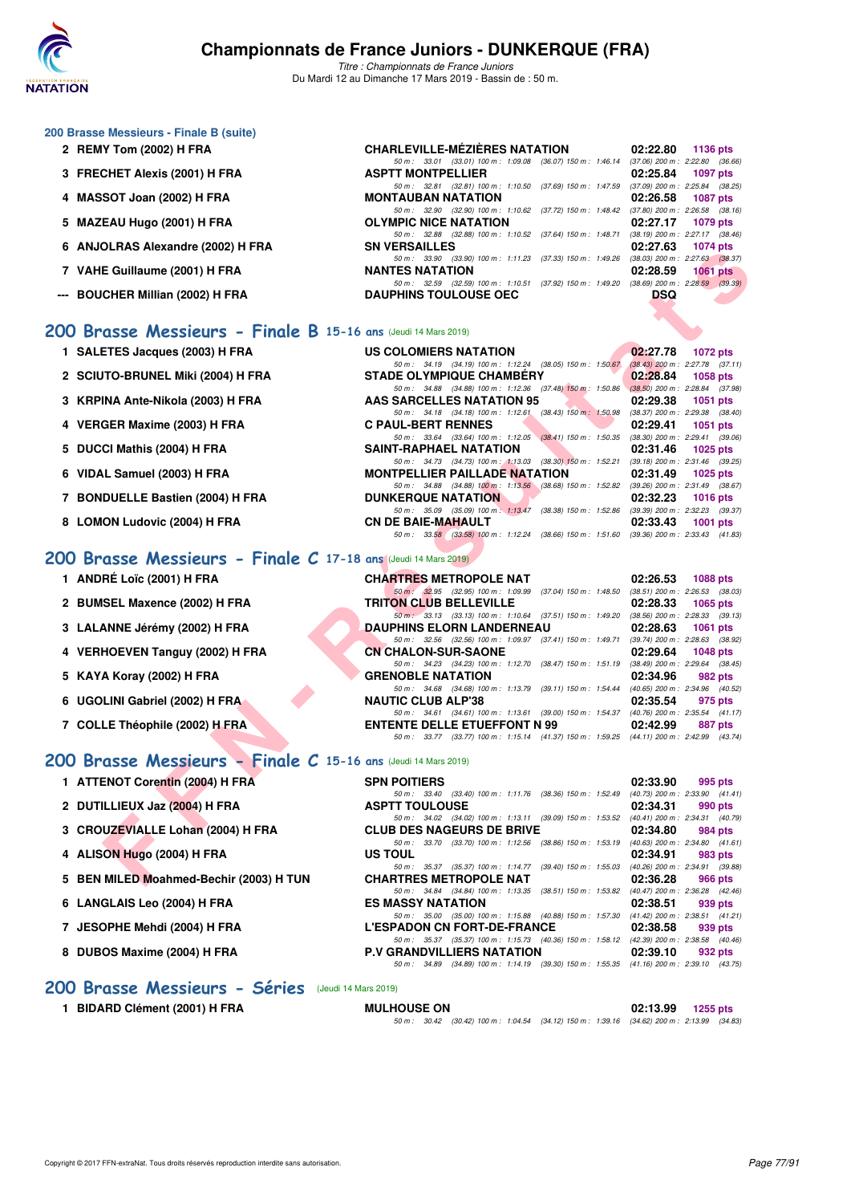### 200 Brasse Messieurs - Finale B (suite)

| Rang | Nom | Club | Temps | Points |
|---|---|---|---|---|
| 2 | REMY Tom (2002) H FRA | CHARLEVILLE-MÉZIÈRES NATATION | 02:22.80 | 1136 pts |
| | | 50 m : 33.01 (33.01) 100 m : 1:09.08 (36.07) 150 m : 1:46.14 (37.06) 200 m : 2:22.80 (36.66) | | |
| 3 | FRECHET Alexis (2001) H FRA | ASPTT MONTPELLIER | 02:25.84 | 1097 pts |
| | | 50 m : 32.81 (32.81) 100 m : 1:10.50 (37.69) 150 m : 1:47.59 (37.09) 200 m : 2:25.84 (38.25) | | |
| 4 | MASSOT Joan (2002) H FRA | MONTAUBAN NATATION | 02:26.58 | 1087 pts |
| | | 50 m : 32.90 (32.90) 100 m : 1:10.62 (37.72) 150 m : 1:48.42 (37.80) 200 m : 2:26.58 (38.16) | | |
| 5 | MAZEAU Hugo (2001) H FRA | OLYMPIC NICE NATATION | 02:27.17 | 1079 pts |
| | | 50 m : 32.88 (32.88) 100 m : 1:10.52 (37.64) 150 m : 1:48.71 (38.19) 200 m : 2:27.17 (38.46) | | |
| 6 | ANJOLRAS Alexandre (2002) H FRA | SN VERSAILLES | 02:27.63 | 1074 pts |
| | | 50 m : 33.90 (33.90) 100 m : 1:11.23 (37.33) 150 m : 1:49.26 (38.03) 200 m : 2:27.63 (38.37) | | |
| 7 | VAHE Guillaume (2001) H FRA | NANTES NATATION | 02:28.59 | 1061 pts |
| | | 50 m : 32.59 (32.59) 100 m : 1:10.51 (37.92) 150 m : 1:49.20 (38.69) 200 m : 2:28.59 (39.39) | | |
| --- | BOUCHER Millian (2002) H FRA | DAUPHINS TOULOUSE OEC | DSQ | |

## 200 Brasse Messieurs - Finale B 15-16 ans (Jeudi 14 Mars 2019)

| Rang | Nom | Club | Temps | Points |
|---|---|---|---|---|
| 1 | SALETES Jacques (2003) H FRA | US COLOMIERS NATATION | 02:27.78 | 1072 pts |
| | | 50 m : 34.19 (34.19) 100 m : 1:12.24 (38.05) 150 m : 1:50.67 (38.43) 200 m : 2:27.78 (37.11) | | |
| 2 | SCIUTO-BRUNEL Miki (2004) H FRA | STADE OLYMPIQUE CHAMBÉRY | 02:28.84 | 1058 pts |
| | | 50 m : 34.88 (34.88) 100 m : 1:12.36 (37.48) 150 m : 1:50.86 (38.50) 200 m : 2:28.84 (37.98) | | |
| 3 | KRPINA Ante-Nikola (2003) H FRA | AAS SARCELLES NATATION 95 | 02:29.38 | 1051 pts |
| | | 50 m : 34.18 (34.18) 100 m : 1:12.61 (38.43) 150 m : 1:50.98 (38.37) 200 m : 2:29.38 (38.40) | | |
| 4 | VERGER Maxime (2003) H FRA | C PAUL-BERT RENNES | 02:29.41 | 1051 pts |
| | | 50 m : 33.64 (33.64) 100 m : 1:12.05 (38.41) 150 m : 1:50.35 (38.30) 200 m : 2:29.41 (39.06) | | |
| 5 | DUCCI Mathis (2004) H FRA | SAINT-RAPHAEL NATATION | 02:31.46 | 1025 pts |
| | | 50 m : 34.73 (34.73) 100 m : 1:13.03 (38.30) 150 m : 1:52.21 (39.18) 200 m : 2:31.46 (39.25) | | |
| 6 | VIDAL Samuel (2003) H FRA | MONTPELLIER PAILLADE NATATION | 02:31.49 | 1025 pts |
| | | 50 m : 34.88 (34.88) 100 m : 1:13.56 (38.68) 150 m : 1:52.82 (39.26) 200 m : 2:31.49 (38.67) | | |
| 7 | BONDUELLE Bastien (2004) H FRA | DUNKERQUE NATATION | 02:32.23 | 1016 pts |
| | | 50 m : 35.09 (35.09) 100 m : 1:13.47 (38.38) 150 m : 1:52.86 (39.39) 200 m : 2:32.23 (39.37) | | |
| 8 | LOMON Ludovic (2004) H FRA | CN DE BAIE-MAHAULT | 02:33.43 | 1001 pts |
| | | 50 m : 33.58 (33.58) 100 m : 1:12.24 (38.66) 150 m : 1:51.60 (39.36) 200 m : 2:33.43 (41.83) | | |

## 200 Brasse Messieurs - Finale C 17-18 ans (Jeudi 14 Mars 2019)

| Rang | Nom | Club | Temps | Points |
|---|---|---|---|---|
| 1 | ANDRÉ Loïc (2001) H FRA | CHARTRES METROPOLE NAT | 02:26.53 | 1088 pts |
| | | 50 m : 32.95 (32.95) 100 m : 1:09.99 (37.04) 150 m : 1:48.50 (38.51) 200 m : 2:26.53 (38.03) | | |
| 2 | BUMSEL Maxence (2002) H FRA | TRITON CLUB BELLEVILLE | 02:28.33 | 1065 pts |
| | | 50 m : 33.13 (33.13) 100 m : 1:10.64 (37.51) 150 m : 1:49.20 (38.56) 200 m : 2:28.33 (39.13) | | |
| 3 | LALANNE Jérémy (2002) H FRA | DAUPHINS ELORN LANDERNEAU | 02:28.63 | 1061 pts |
| | | 50 m : 32.56 (32.56) 100 m : 1:09.97 (37.41) 150 m : 1:49.71 (39.74) 200 m : 2:28.63 (38.92) | | |
| 4 | VERHOEVEN Tanguy (2002) H FRA | CN CHALON-SUR-SAONE | 02:29.64 | 1048 pts |
| | | 50 m : 34.23 (34.23) 100 m : 1:12.70 (38.47) 150 m : 1:51.19 (38.49) 200 m : 2:29.64 (38.45) | | |
| 5 | KAYA Koray (2002) H FRA | GRENOBLE NATATION | 02:34.96 | 982 pts |
| | | 50 m : 34.68 (34.68) 100 m : 1:13.79 (39.11) 150 m : 1:54.44 (40.65) 200 m : 2:34.96 (40.52) | | |
| 6 | UGOLINI Gabriel (2002) H FRA | NAUTIC CLUB ALP'38 | 02:35.54 | 975 pts |
| | | 50 m : 34.61 (34.61) 100 m : 1:13.61 (39.00) 150 m : 1:54.37 (40.76) 200 m : 2:35.54 (41.17) | | |
| 7 | COLLE Théophile (2002) H FRA | ENTENTE DELLE ETUEFFONT N 99 | 02:42.99 | 887 pts |
| | | 50 m : 33.77 (33.77) 100 m : 1:15.14 (41.37) 150 m : 1:59.25 (44.11) 200 m : 2:42.99 (43.74) | | |

## 200 Brasse Messieurs - Finale C 15-16 ans (Jeudi 14 Mars 2019)

| Rang | Nom | Club | Temps | Points |
|---|---|---|---|---|
| 1 | ATTENOT Corentin (2004) H FRA | SPN POITIERS | 02:33.90 | 995 pts |
| | | 50 m : 33.40 (33.40) 100 m : 1:11.76 (38.36) 150 m : 1:52.49 (40.73) 200 m : 2:33.90 (41.41) | | |
| 2 | DUTILLIEUX Jaz (2004) H FRA | ASPTT TOULOUSE | 02:34.31 | 990 pts |
| | | 50 m : 34.02 (34.02) 100 m : 1:13.11 (39.09) 150 m : 1:53.52 (40.41) 200 m : 2:34.31 (40.79) | | |
| 3 | CROUZEVIALLE Lohan (2004) H FRA | CLUB DES NAGEURS DE BRIVE | 02:34.80 | 984 pts |
| | | 50 m : 33.70 (33.70) 100 m : 1:12.56 (38.86) 150 m : 1:53.19 (40.63) 200 m : 2:34.80 (41.61) | | |
| 4 | ALISON Hugo (2004) H FRA | US TOUL | 02:34.91 | 983 pts |
| | | 50 m : 35.37 (35.37) 100 m : 1:14.77 (39.40) 150 m : 1:55.03 (40.26) 200 m : 2:34.91 (39.88) | | |
| 5 | BEN MILED Moahmed-Bechir (2003) H TUN | CHARTRES METROPOLE NAT | 02:36.28 | 966 pts |
| | | 50 m : 34.84 (34.84) 100 m : 1:13.35 (38.51) 150 m : 1:53.82 (40.47) 200 m : 2:36.28 (42.46) | | |
| 6 | LANGLAIS Leo (2004) H FRA | ES MASSY NATATION | 02:38.51 | 939 pts |
| | | 50 m : 35.00 (35.00) 100 m : 1:15.88 (40.88) 150 m : 1:57.30 (41.42) 200 m : 2:38.51 (41.21) | | |
| 7 | JESOPHE Mehdi (2004) H FRA | L'ESPADON CN FORT-DE-FRANCE | 02:38.58 | 939 pts |
| | | 50 m : 35.37 (35.37) 100 m : 1:15.73 (40.36) 150 m : 1:58.12 (42.39) 200 m : 2:38.58 (40.46) | | |
| 8 | DUBOS Maxime (2004) H FRA | P.V GRANDVILLIERS NATATION | 02:39.10 | 932 pts |
| | | 50 m : 34.89 (34.89) 100 m : 1:14.19 (39.30) 150 m : 1:55.35 (41.16) 200 m : 2:39.10 (43.75) | | |

## 200 Brasse Messieurs - Séries (Jeudi 14 Mars 2019)

| Rang | Nom | Club | Temps | Points |
|---|---|---|---|---|
| 1 | BIDARD Clément (2001) H FRA | MULHOUSE ON | 02:13.99 | 1255 pts |
| | | 50 m : 30.42 (30.42) 100 m : 1:04.54 (34.12) 150 m : 1:39.16 (34.62) 200 m : 2:13.99 (34.83) | | |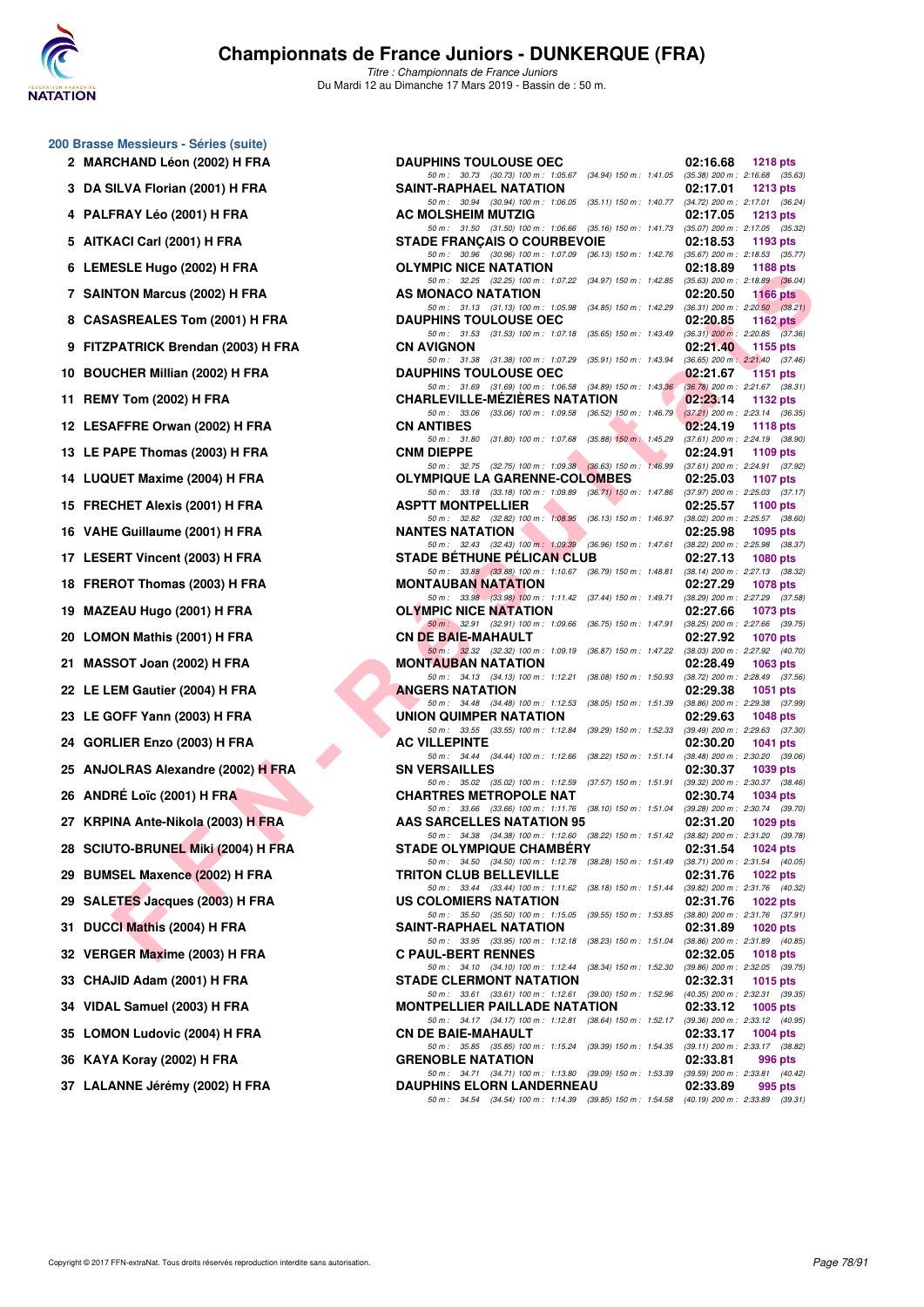# Championnats de France Juniors - DUNKERQUE (FRA)

*Titre : Championnats de France Juniors*
Du Mardi 12 au Dimanche 17 Mars 2019 - Bassin de : 50 m.

## 200 Brasse Messieurs - Séries (suite)

| Rang | Nageur | Club | Temps | Points |
|---|---|---|---|---|
| 2 | MARCHAND Léon (2002) H FRA | DAUPHINS TOULOUSE OEC | 02:16.68 | 1218 pts |
| | 50 m : 30.73 (30.73) 100 m : 1:05.67 (34.94) 150 m : 1:41.05 (35.38) 200 m : 2:16.68 (35.63) | | | |
| 3 | DA SILVA Florian (2001) H FRA | SAINT-RAPHAEL NATATION | 02:17.01 | 1213 pts |
| | 50 m : 30.94 (30.94) 100 m : 1:06.05 (35.11) 150 m : 1:40.77 (34.72) 200 m : 2:17.01 (36.24) | | | |
| 4 | PALFRAY Léo (2001) H FRA | AC MOLSHEIM MUTZIG | 02:17.05 | 1213 pts |
| | 50 m : 31.50 (31.50) 100 m : 1:06.66 (35.16) 150 m : 1:41.73 (35.07) 200 m : 2:17.05 (35.32) | | | |
| 5 | AITKACI Carl (2001) H FRA | STADE FRANÇAIS O COURBEVOIE | 02:18.53 | 1193 pts |
| | 50 m : 30.96 (30.96) 100 m : 1:07.09 (36.13) 150 m : 1:42.76 (35.67) 200 m : 2:18.53 (35.77) | | | |
| 6 | LEMESLE Hugo (2002) H FRA | OLYMPIC NICE NATATION | 02:18.89 | 1188 pts |
| | 50 m : 32.25 (32.25) 100 m : 1:07.22 (34.97) 150 m : 1:42.85 (35.63) 200 m : 2:18.89 (36.04) | | | |
| 7 | SAINTON Marcus (2002) H FRA | AS MONACO NATATION | 02:20.50 | 1166 pts |
| | 50 m : 31.13 (31.13) 100 m : 1:05.98 (34.85) 150 m : 1:42.29 (36.31) 200 m : 2:20.50 (38.21) | | | |
| 8 | CASASREALES Tom (2001) H FRA | DAUPHINS TOULOUSE OEC | 02:20.85 | 1162 pts |
| | 50 m : 31.53 (31.53) 100 m : 1:07.18 (35.65) 150 m : 1:43.49 (36.31) 200 m : 2:20.85 (37.36) | | | |
| 9 | FITZPATRICK Brendan (2003) H FRA | CN AVIGNON | 02:21.40 | 1155 pts |
| | 50 m : 31.38 (31.38) 100 m : 1:07.29 (35.91) 150 m : 1:43.94 (36.65) 200 m : 2:21.40 (37.46) | | | |
| 10 | BOUCHER Millian (2002) H FRA | DAUPHINS TOULOUSE OEC | 02:21.67 | 1151 pts |
| | 50 m : 31.69 (31.69) 100 m : 1:06.58 (34.89) 150 m : 1:43.36 (36.78) 200 m : 2:21.67 (38.31) | | | |
| 11 | REMY Tom (2002) H FRA | CHARLEVILLE-MÉZIÈRES NATATION | 02:23.14 | 1132 pts |
| | 50 m : 33.06 (33.06) 100 m : 1:09.58 (36.52) 150 m : 1:46.79 (37.21) 200 m : 2:23.14 (36.35) | | | |
| 12 | LESAFFRE Orwan (2002) H FRA | CN ANTIBES | 02:24.19 | 1118 pts |
| | 50 m : 31.80 (31.80) 100 m : 1:07.68 (35.88) 150 m : 1:45.29 (37.61) 200 m : 2:24.19 (38.90) | | | |
| 13 | LE PAPE Thomas (2003) H FRA | CNM DIEPPE | 02:24.91 | 1109 pts |
| | 50 m : 32.75 (32.75) 100 m : 1:09.38 (36.63) 150 m : 1:46.99 (37.61) 200 m : 2:24.91 (37.92) | | | |
| 14 | LUQUET Maxime (2004) H FRA | OLYMPIQUE LA GARENNE-COLOMBES | 02:25.03 | 1107 pts |
| | 50 m : 33.18 (33.18) 100 m : 1:09.89 (36.71) 150 m : 1:47.86 (37.97) 200 m : 2:25.03 (37.17) | | | |
| 15 | FRECHET Alexis (2001) H FRA | ASPTT MONTPELLIER | 02:25.57 | 1100 pts |
| | 50 m : 32.82 (32.82) 100 m : 1:08.95 (36.13) 150 m : 1:46.97 (38.02) 200 m : 2:25.57 (38.60) | | | |
| 16 | VAHE Guillaume (2001) H FRA | NANTES NATATION | 02:25.98 | 1095 pts |
| | 50 m : 32.43 (32.43) 100 m : 1:09.39 (36.96) 150 m : 1:47.61 (38.22) 200 m : 2:25.98 (38.37) | | | |
| 17 | LESERT Vincent (2003) H FRA | STADE BÉTHUNE PÉLICAN CLUB | 02:27.13 | 1080 pts |
| | 50 m : 33.88 (33.88) 100 m : 1:10.67 (36.79) 150 m : 1:48.81 (38.14) 200 m : 2:27.13 (38.32) | | | |
| 18 | FREROT Thomas (2003) H FRA | MONTAUBAN NATATION | 02:27.29 | 1078 pts |
| | 50 m : 33.98 (33.98) 100 m : 1:11.42 (37.44) 150 m : 1:49.71 (38.29) 200 m : 2:27.29 (37.58) | | | |
| 19 | MAZEAU Hugo (2001) H FRA | OLYMPIC NICE NATATION | 02:27.66 | 1073 pts |
| | 50 m : 32.91 (32.91) 100 m : 1:09.66 (36.75) 150 m : 1:47.91 (38.25) 200 m : 2:27.66 (39.75) | | | |
| 20 | LOMON Mathis (2001) H FRA | CN DE BAIE-MAHAULT | 02:27.92 | 1070 pts |
| | 50 m : 32.32 (32.32) 100 m : 1:09.19 (36.87) 150 m : 1:47.22 (38.03) 200 m : 2:27.92 (40.70) | | | |
| 21 | MASSOT Joan (2002) H FRA | MONTAUBAN NATATION | 02:28.49 | 1063 pts |
| | 50 m : 34.13 (34.13) 100 m : 1:12.21 (38.08) 150 m : 1:50.93 (38.72) 200 m : 2:28.49 (37.56) | | | |
| 22 | LE LEM Gautier (2004) H FRA | ANGERS NATATION | 02:29.38 | 1051 pts |
| | 50 m : 34.48 (34.48) 100 m : 1:12.53 (38.05) 150 m : 1:51.39 (38.86) 200 m : 2:29.38 (37.99) | | | |
| 23 | LE GOFF Yann (2003) H FRA | UNION QUIMPER NATATION | 02:29.63 | 1048 pts |
| | 50 m : 33.55 (33.55) 100 m : 1:12.84 (39.29) 150 m : 1:52.33 (39.49) 200 m : 2:29.63 (37.30) | | | |
| 24 | GORLIER Enzo (2003) H FRA | AC VILLEPINTE | 02:30.20 | 1041 pts |
| | 50 m : 34.44 (34.44) 100 m : 1:12.66 (38.22) 150 m : 1:51.14 (38.48) 200 m : 2:30.20 (39.06) | | | |
| 25 | ANJOLRAS Alexandre (2002) H FRA | SN VERSAILLES | 02:30.37 | 1039 pts |
| | 50 m : 35.02 (35.02) 100 m : 1:12.59 (37.57) 150 m : 1:51.91 (39.32) 200 m : 2:30.37 (38.46) | | | |
| 26 | ANDRÉ Loïc (2001) H FRA | CHARTRES METROPOLE NAT | 02:30.74 | 1034 pts |
| | 50 m : 33.66 (33.66) 100 m : 1:11.76 (38.10) 150 m : 1:51.04 (39.28) 200 m : 2:30.74 (39.70) | | | |
| 27 | KRPINA Ante-Nikola (2003) H FRA | AAS SARCELLES NATATION 95 | 02:31.20 | 1029 pts |
| | 50 m : 34.38 (34.38) 100 m : 1:12.60 (38.22) 150 m : 1:51.42 (38.82) 200 m : 2:31.20 (39.78) | | | |
| 28 | SCIUTO-BRUNEL Miki (2004) H FRA | STADE OLYMPIQUE CHAMBÉRY | 02:31.54 | 1024 pts |
| | 50 m : 34.50 (34.50) 100 m : 1:12.78 (38.28) 150 m : 1:51.49 (38.71) 200 m : 2:31.54 (40.05) | | | |
| 29 | BUMSEL Maxence (2002) H FRA | TRITON CLUB BELLEVILLE | 02:31.76 | 1022 pts |
| | 50 m : 33.44 (33.44) 100 m : 1:11.62 (38.18) 150 m : 1:51.44 (39.82) 200 m : 2:31.76 (40.32) | | | |
| 29 | SALETES Jacques (2003) H FRA | US COLOMIERS NATATION | 02:31.76 | 1022 pts |
| | 50 m : 35.50 (35.50) 100 m : 1:15.05 (39.55) 150 m : 1:53.85 (38.80) 200 m : 2:31.76 (37.91) | | | |
| 31 | DUCCI Mathis (2004) H FRA | SAINT-RAPHAEL NATATION | 02:31.89 | 1020 pts |
| | 50 m : 33.95 (33.95) 100 m : 1:12.18 (38.23) 150 m : 1:51.04 (38.86) 200 m : 2:31.89 (40.85) | | | |
| 32 | VERGER Maxime (2003) H FRA | C PAUL-BERT RENNES | 02:32.05 | 1018 pts |
| | 50 m : 34.10 (34.10) 100 m : 1:12.44 (38.34) 150 m : 1:52.30 (39.86) 200 m : 2:32.05 (39.75) | | | |
| 33 | CHAJID Adam (2001) H FRA | STADE CLERMONT NATATION | 02:32.31 | 1015 pts |
| | 50 m : 33.61 (33.61) 100 m : 1:12.61 (39.00) 150 m : 1:52.96 (40.35) 200 m : 2:32.31 (39.35) | | | |
| 34 | VIDAL Samuel (2003) H FRA | MONTPELLIER PAILLADE NATATION | 02:33.12 | 1005 pts |
| | 50 m : 34.17 (34.17) 100 m : 1:12.81 (38.64) 150 m : 1:52.17 (39.36) 200 m : 2:33.12 (40.95) | | | |
| 35 | LOMON Ludovic (2004) H FRA | CN DE BAIE-MAHAULT | 02:33.17 | 1004 pts |
| | 50 m : 35.85 (35.85) 100 m : 1:15.24 (39.39) 150 m : 1:54.35 (39.11) 200 m : 2:33.17 (38.82) | | | |
| 36 | KAYA Koray (2002) H FRA | GRENOBLE NATATION | 02:33.81 | 996 pts |
| | 50 m : 34.71 (34.71) 100 m : 1:13.80 (39.09) 150 m : 1:53.39 (39.59) 200 m : 2:33.81 (40.42) | | | |
| 37 | LALANNE Jérémy (2002) H FRA | DAUPHINS ELORN LANDERNEAU | 02:33.89 | 995 pts |
| | 50 m : 34.54 (34.54) 100 m : 1:14.39 (39.85) 150 m : 1:54.58 (40.19) 200 m : 2:33.89 (39.31) | | | |

Copyright © 2017 FFN-extraNat. Tous droits réservés reproduction interdite sans autorisation.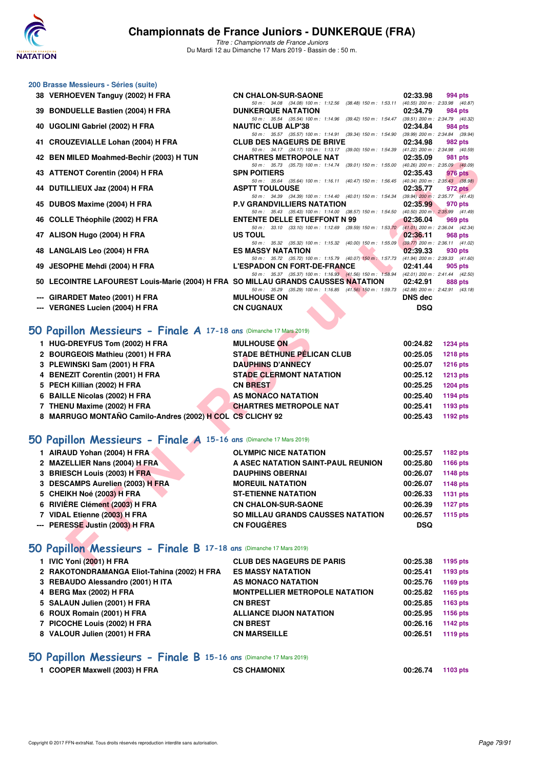### 200 Brasse Messieurs - Séries (suite)

| Rang | Nom | Club | Temps | Points |
|---|---|---|---|---|
| 38 | VERHOEVEN Tanguy (2002) H FRA | CN CHALON-SUR-SAONE | 02:33.98 | 994 pts |
| | | 50 m : 34.08 (34.08) 100 m : 1:12.56 (38.48) 150 m : 1:53.11 (40.55) 200 m : 2:33.98 (40.87) | | |
| 39 | BONDUELLE Bastien (2004) H FRA | DUNKERQUE NATATION | 02:34.79 | 984 pts |
| | | 50 m : 35.54 (35.54) 100 m : 1:14.96 (39.42) 150 m : 1:54.47 (39.51) 200 m : 2:34.79 (40.32) | | |
| 40 | UGOLINI Gabriel (2002) H FRA | NAUTIC CLUB ALP'38 | 02:34.84 | 984 pts |
| | | 50 m : 35.57 (35.57) 100 m : 1:14.91 (39.34) 150 m : 1:54.90 (39.99) 200 m : 2:34.84 (39.94) | | |
| 41 | CROUZEVIALLE Lohan (2004) H FRA | CLUB DES NAGEURS DE BRIVE | 02:34.98 | 982 pts |
| | | 50 m : 34.17 (34.17) 100 m : 1:13.17 (39.00) 150 m : 1:54.39 (41.22) 200 m : 2:34.98 (40.59) | | |
| 42 | BEN MILED Moahmed-Bechir (2003) H TUN | CHARTRES METROPOLE NAT | 02:35.09 | 981 pts |
| | | 50 m : 35.73 (35.73) 100 m : 1:14.74 (39.01) 150 m : 1:55.00 (40.26) 200 m : 2:35.09 (40.09) | | |
| 43 | ATTENOT Corentin (2004) H FRA | SPN POITIERS | 02:35.43 | 976 pts |
| | | 50 m : 35.64 (35.64) 100 m : 1:16.11 (40.47) 150 m : 1:56.45 (40.34) 200 m : 2:35.43 (38.98) | | |
| 44 | DUTILLIEUX Jaz (2004) H FRA | ASPTT TOULOUSE | 02:35.77 | 972 pts |
| | | 50 m : 34.39 (34.39) 100 m : 1:14.40 (40.01) 150 m : 1:54.34 (39.94) 200 m : 2:35.77 (41.43) | | |
| 45 | DUBOS Maxime (2004) H FRA | P.V GRANDVILLIERS NATATION | 02:35.99 | 970 pts |
| | | 50 m : 35.43 (35.43) 100 m : 1:14.00 (38.57) 150 m : 1:54.50 (40.50) 200 m : 2:35.99 (41.49) | | |
| 46 | COLLE Théophile (2002) H FRA | ENTENTE DELLE ETUEFFONT N 99 | 02:36.04 | 969 pts |
| | | 50 m : 33.10 (33.10) 100 m : 1:12.69 (39.59) 150 m : 1:53.70 (41.01) 200 m : 2:36.04 (42.34) | | |
| 47 | ALISON Hugo (2004) H FRA | US TOUL | 02:36.11 | 968 pts |
| | | 50 m : 35.32 (35.32) 100 m : 1:15.32 (40.00) 150 m : 1:55.09 (39.77) 200 m : 2:36.11 (41.02) | | |
| 48 | LANGLAIS Leo (2004) H FRA | ES MASSY NATATION | 02:39.33 | 930 pts |
| | | 50 m : 35.72 (35.72) 100 m : 1:15.79 (40.07) 150 m : 1:57.73 (41.94) 200 m : 2:39.33 (41.60) | | |
| 49 | JESOPHE Mehdi (2004) H FRA | L'ESPADON CN FORT-DE-FRANCE | 02:41.44 | 905 pts |
| | | 50 m : 35.37 (35.37) 100 m : 1:16.93 (41.56) 150 m : 1:58.94 (42.01) 200 m : 2:41.44 (42.50) | | |
| 50 | LECOINTRE LAFOUREST Louis-Marie (2004) H FRA | SO MILLAU GRANDS CAUSSES NATATION | 02:42.91 | 888 pts |
| | | 50 m : 35.29 (35.29) 100 m : 1:16.85 (41.56) 150 m : 1:59.73 (42.88) 200 m : 2:42.91 (43.18) | | |
| --- | GIRARDET Mateo (2001) H FRA | MULHOUSE ON | DNS dec | |
| --- | VERGNES Lucien (2004) H FRA | CN CUGNAUX | DSQ | |

## 50 Papillon Messieurs - Finale A 17-18 ans (Dimanche 17 Mars 2019)

| Rang | Nom | Club | Temps | Points |
|---|---|---|---|---|
| 1 | HUG-DREYFUS Tom (2002) H FRA | MULHOUSE ON | 00:24.82 | 1234 pts |
| 2 | BOURGEOIS Mathieu (2001) H FRA | STADE BÉTHUNE PÉLICAN CLUB | 00:25.05 | 1218 pts |
| 3 | PLEWINSKI Sam (2001) H FRA | DAUPHINS D'ANNECY | 00:25.07 | 1216 pts |
| 4 | BENEZIT Corentin (2001) H FRA | STADE CLERMONT NATATION | 00:25.12 | 1213 pts |
| 5 | PECH Killian (2002) H FRA | CN BREST | 00:25.25 | 1204 pts |
| 6 | BAILLE Nicolas (2002) H FRA | AS MONACO NATATION | 00:25.40 | 1194 pts |
| 7 | THENU Maxime (2002) H FRA | CHARTRES METROPOLE NAT | 00:25.41 | 1193 pts |
| 8 | MARRUGO MONTAÑO Camilo-Andres (2002) H COL | CS CLICHY 92 | 00:25.43 | 1192 pts |

## 50 Papillon Messieurs - Finale A 15-16 ans (Dimanche 17 Mars 2019)

| Rang | Nom | Club | Temps | Points |
|---|---|---|---|---|
| 1 | AIRAUD Yohan (2004) H FRA | OLYMPIC NICE NATATION | 00:25.57 | 1182 pts |
| 2 | MAZELLIER Nans (2004) H FRA | A ASEC NATATION SAINT-PAUL REUNION | 00:25.80 | 1166 pts |
| 3 | BRIESCH Louis (2003) H FRA | DAUPHINS OBERNAI | 00:26.07 | 1148 pts |
| 3 | DESCAMPS Aurelien (2003) H FRA | MOREUIL NATATION | 00:26.07 | 1148 pts |
| 5 | CHEIKH Noé (2003) H FRA | ST-ETIENNE NATATION | 00:26.33 | 1131 pts |
| 6 | RIVIÈRE Clément (2003) H FRA | CN CHALON-SUR-SAONE | 00:26.39 | 1127 pts |
| 7 | VIDAL Etienne (2003) H FRA | SO MILLAU GRANDS CAUSSES NATATION | 00:26.57 | 1115 pts |
| --- | PERESSE Justin (2003) H FRA | CN FOUGÈRES | DSQ | |

## 50 Papillon Messieurs - Finale B 17-18 ans (Dimanche 17 Mars 2019)

| Rang | Nom | Club | Temps | Points |
|---|---|---|---|---|
| 1 | IVIC Yoni (2001) H FRA | CLUB DES NAGEURS DE PARIS | 00:25.38 | 1195 pts |
| 2 | RAKOTONDRAMANGA Eliot-Tahina (2002) H FRA | ES MASSY NATATION | 00:25.41 | 1193 pts |
| 3 | REBAUDO Alessandro (2001) H ITA | AS MONACO NATATION | 00:25.76 | 1169 pts |
| 4 | BERG Max (2002) H FRA | MONTPELLIER METROPOLE NATATION | 00:25.82 | 1165 pts |
| 5 | SALAUN Julien (2001) H FRA | CN BREST | 00:25.85 | 1163 pts |
| 6 | ROUX Romain (2001) H FRA | ALLIANCE DIJON NATATION | 00:25.95 | 1156 pts |
| 7 | PICOCHE Louis (2002) H FRA | CN BREST | 00:26.16 | 1142 pts |
| 8 | VALOUR Julien (2001) H FRA | CN MARSEILLE | 00:26.51 | 1119 pts |

## 50 Papillon Messieurs - Finale B 15-16 ans (Dimanche 17 Mars 2019)

| Rang | Nom | Club | Temps | Points |
|---|---|---|---|---|
| 1 | COOPER Maxwell (2003) H FRA | CS CHAMONIX | 00:26.74 | 1103 pts |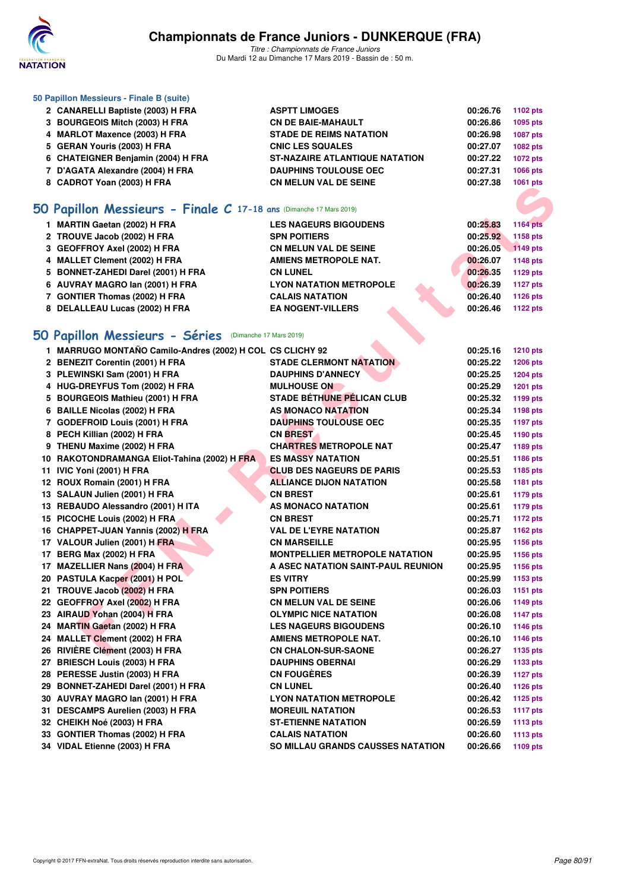### 50 Papillon Messieurs - Finale B (suite)

| | | | | |
|---|---|---|---|---|
| 2 | CANARELLI Baptiste (2003) H FRA | ASPTT LIMOGES | 00:26.76 | 1102 pts |
| 3 | BOURGEOIS Mitch (2003) H FRA | CN DE BAIE-MAHAULT | 00:26.86 | 1095 pts |
| 4 | MARLOT Maxence (2003) H FRA | STADE DE REIMS NATATION | 00:26.98 | 1087 pts |
| 5 | GERAN Youris (2003) H FRA | CNIC LES SQUALES | 00:27.07 | 1082 pts |
| 6 | CHATEIGNER Benjamin (2004) H FRA | ST-NAZAIRE ATLANTIQUE NATATION | 00:27.22 | 1072 pts |
| 7 | D'AGATA Alexandre (2004) H FRA | DAUPHINS TOULOUSE OEC | 00:27.31 | 1066 pts |
| 8 | CADROT Yoan (2003) H FRA | CN MELUN VAL DE SEINE | 00:27.38 | 1061 pts |

## 50 Papillon Messieurs - Finale C 17-18 ans (Dimanche 17 Mars 2019)

| | | | | |
|---|---|---|---|---|
| 1 | MARTIN Gaetan (2002) H FRA | LES NAGEURS BIGOUDENS | 00:25.83 | 1164 pts |
| 2 | TROUVE Jacob (2002) H FRA | SPN POITIERS | 00:25.92 | 1158 pts |
| 3 | GEOFFROY Axel (2002) H FRA | CN MELUN VAL DE SEINE | 00:26.05 | 1149 pts |
| 4 | MALLET Clement (2002) H FRA | AMIENS METROPOLE NAT. | 00:26.07 | 1148 pts |
| 5 | BONNET-ZAHIDI Darel (2001) H FRA | CN LUNEL | 00:26.35 | 1129 pts |
| 6 | AUVRAY MAGRO Ian (2001) H FRA | LYON NATATION METROPOLE | 00:26.39 | 1127 pts |
| 7 | GONTIER Thomas (2002) H FRA | CALAIS NATATION | 00:26.40 | 1126 pts |
| 8 | DELALLEAU Lucas (2002) H FRA | EA NOGENT-VILLERS | 00:26.46 | 1122 pts |

## 50 Papillon Messieurs - Séries (Dimanche 17 Mars 2019)

| | | | | |
|---|---|---|---|---|
| 1 | MARRUGO MONTAÑO Camilo-Andres (2002) H COL | CS CLICHY 92 | 00:25.16 | 1210 pts |
| 2 | BENEZIT Corentin (2001) H FRA | STADE CLERMONT NATATION | 00:25.22 | 1206 pts |
| 3 | PLEWINSKI Sam (2001) H FRA | DAUPHINS D'ANNECY | 00:25.25 | 1204 pts |
| 4 | HUG-DREYFUS Tom (2002) H FRA | MULHOUSE ON | 00:25.29 | 1201 pts |
| 5 | BOURGEOIS Mathieu (2001) H FRA | STADE BÉTHUNE PÉLICAN CLUB | 00:25.32 | 1199 pts |
| 6 | BAILLE Nicolas (2002) H FRA | AS MONACO NATATION | 00:25.34 | 1198 pts |
| 7 | GODEFROID Louis (2001) H FRA | DAUPHINS TOULOUSE OEC | 00:25.35 | 1197 pts |
| 8 | PECH Killian (2002) H FRA | CN BREST | 00:25.45 | 1190 pts |
| 9 | THENU Maxime (2002) H FRA | CHARTRES METROPOLE NAT | 00:25.47 | 1189 pts |
| 10 | RAKOTONDRAMANGA Eliot-Tahina (2002) H FRA | ES MASSY NATATION | 00:25.51 | 1186 pts |
| 11 | IVIC Yoni (2001) H FRA | CLUB DES NAGEURS DE PARIS | 00:25.53 | 1185 pts |
| 12 | ROUX Romain (2001) H FRA | ALLIANCE DIJON NATATION | 00:25.58 | 1181 pts |
| 13 | SALAUN Julien (2001) H FRA | CN BREST | 00:25.61 | 1179 pts |
| 13 | REBAUDO Alessandro (2001) H ITA | AS MONACO NATATION | 00:25.61 | 1179 pts |
| 15 | PICOCHE Louis (2002) H FRA | CN BREST | 00:25.71 | 1172 pts |
| 16 | CHAPPET-JUAN Yannis (2002) H FRA | VAL DE L'EYRE NATATION | 00:25.87 | 1162 pts |
| 17 | VALOUR Julien (2001) H FRA | CN MARSEILLE | 00:25.95 | 1156 pts |
| 17 | BERG Max (2002) H FRA | MONTPELLIER METROPOLE NATATION | 00:25.95 | 1156 pts |
| 17 | MAZELLIER Nans (2004) H FRA | A ASEC NATATION SAINT-PAUL REUNION | 00:25.95 | 1156 pts |
| 20 | PASTULA Kacper (2001) H POL | ES VITRY | 00:25.99 | 1153 pts |
| 21 | TROUVE Jacob (2002) H FRA | SPN POITIERS | 00:26.03 | 1151 pts |
| 22 | GEOFFROY Axel (2002) H FRA | CN MELUN VAL DE SEINE | 00:26.06 | 1149 pts |
| 23 | AIRAUD Yohan (2004) H FRA | OLYMPIC NICE NATATION | 00:26.08 | 1147 pts |
| 24 | MARTIN Gaetan (2002) H FRA | LES NAGEURS BIGOUDENS | 00:26.10 | 1146 pts |
| 24 | MALLET Clement (2002) H FRA | AMIENS METROPOLE NAT. | 00:26.10 | 1146 pts |
| 26 | RIVIÈRE Clément (2003) H FRA | CN CHALON-SUR-SAONE | 00:26.27 | 1135 pts |
| 27 | BRIESCH Louis (2003) H FRA | DAUPHINS OBERNAI | 00:26.29 | 1133 pts |
| 28 | PERESSE Justin (2003) H FRA | CN FOUGÈRES | 00:26.39 | 1127 pts |
| 29 | BONNET-ZAHIDI Darel (2001) H FRA | CN LUNEL | 00:26.40 | 1126 pts |
| 30 | AUVRAY MAGRO Ian (2001) H FRA | LYON NATATION METROPOLE | 00:26.42 | 1125 pts |
| 31 | DESCAMPS Aurelien (2003) H FRA | MOREUIL NATATION | 00:26.53 | 1117 pts |
| 32 | CHEIKH Noé (2003) H FRA | ST-ETIENNE NATATION | 00:26.59 | 1113 pts |
| 33 | GONTIER Thomas (2002) H FRA | CALAIS NATATION | 00:26.60 | 1113 pts |
| 34 | VIDAL Etienne (2003) H FRA | SO MILLAU GRANDS CAUSSES NATATION | 00:26.66 | 1109 pts |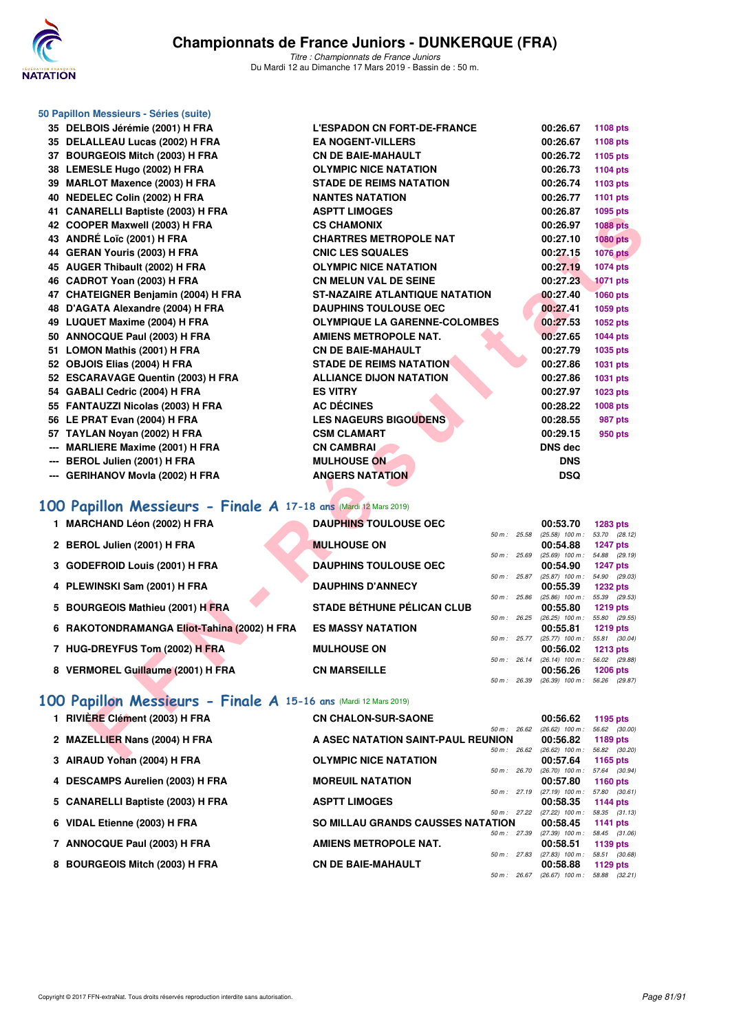### 50 Papillon Messieurs - Séries (suite)

| | | | | |
|---|---|---|---|---|
| 35 | DELBOIS Jérémie (2001) H FRA | L'ESPADON CN FORT-DE-FRANCE | 00:26.67 | 1108 pts |
| 35 | DELALLEAU Lucas (2002) H FRA | EA NOGENT-VILLERS | 00:26.67 | 1108 pts |
| 37 | BOURGEOIS Mitch (2003) H FRA | CN DE BAIE-MAHAULT | 00:26.72 | 1105 pts |
| 38 | LEMESLE Hugo (2002) H FRA | OLYMPIC NICE NATATION | 00:26.73 | 1104 pts |
| 39 | MARLOT Maxence (2003) H FRA | STADE DE REIMS NATATION | 00:26.74 | 1103 pts |
| 40 | NEDELEC Colin (2002) H FRA | NANTES NATATION | 00:26.77 | 1101 pts |
| 41 | CANARELLI Baptiste (2003) H FRA | ASPTT LIMOGES | 00:26.87 | 1095 pts |
| 42 | COOPER Maxwell (2003) H FRA | CS CHAMONIX | 00:26.97 | 1088 pts |
| 43 | ANDRÉ Loïc (2001) H FRA | CHARTRES METROPOLE NAT | 00:27.10 | 1080 pts |
| 44 | GERAN Youris (2003) H FRA | CNIC LES SQUALES | 00:27.15 | 1076 pts |
| 45 | AUGER Thibault (2002) H FRA | OLYMPIC NICE NATATION | 00:27.19 | 1074 pts |
| 46 | CADROT Yoan (2003) H FRA | CN MELUN VAL DE SEINE | 00:27.23 | 1071 pts |
| 47 | CHATEIGNER Benjamin (2004) H FRA | ST-NAZAIRE ATLANTIQUE NATATION | 00:27.40 | 1060 pts |
| 48 | D'AGATA Alexandre (2004) H FRA | DAUPHINS TOULOUSE OEC | 00:27.41 | 1059 pts |
| 49 | LUQUET Maxime (2004) H FRA | OLYMPIQUE LA GARENNE-COLOMBES | 00:27.53 | 1052 pts |
| 50 | ANNOCQUE Paul (2003) H FRA | AMIENS METROPOLE NAT. | 00:27.65 | 1044 pts |
| 51 | LOMON Mathis (2001) H FRA | CN DE BAIE-MAHAULT | 00:27.79 | 1035 pts |
| 52 | OBJOIS Elias (2004) H FRA | STADE DE REIMS NATATION | 00:27.86 | 1031 pts |
| 52 | ESCARAVAGE Quentin (2003) H FRA | ALLIANCE DIJON NATATION | 00:27.86 | 1031 pts |
| 54 | GABALI Cedric (2004) H FRA | ES VITRY | 00:27.97 | 1023 pts |
| 55 | FANTAUZZI Nicolas (2003) H FRA | AC DÉCINES | 00:28.22 | 1008 pts |
| 56 | LE PRAT Evan (2004) H FRA | LES NAGEURS BIGOUDENS | 00:28.55 | 987 pts |
| 57 | TAYLAN Noyan (2002) H FRA | CSM CLAMART | 00:29.15 | 950 pts |
| --- | MARLIERE Maxime (2001) H FRA | CN CAMBRAI | DNS dec | |
| --- | BEROL Julien (2001) H FRA | MULHOUSE ON | DNS | |
| --- | GERIHANOV Movla (2002) H FRA | ANGERS NATATION | DSQ | |

## 100 Papillon Messieurs - Finale A 17-18 ans (Mardi 12 Mars 2019)

| | | | | | |
|---|---|---|---|---|---|
| 1 | MARCHAND Léon (2002) H FRA | DAUPHINS TOULOUSE OEC | 00:53.70 | 1283 pts | 50 m : 25.58 (25.58) 100 m : 53.70 (28.12) |
| 2 | BEROL Julien (2001) H FRA | MULHOUSE ON | 00:54.88 | 1247 pts | 50 m : 25.69 (25.69) 100 m : 54.88 (29.19) |
| 3 | GODEFROID Louis (2001) H FRA | DAUPHINS TOULOUSE OEC | 00:54.90 | 1247 pts | 50 m : 25.87 (25.87) 100 m : 54.90 (29.03) |
| 4 | PLEWINSKI Sam (2001) H FRA | DAUPHINS D'ANNECY | 00:55.39 | 1232 pts | 50 m : 25.86 (25.86) 100 m : 55.39 (29.53) |
| 5 | BOURGEOIS Mathieu (2001) H FRA | STADE BÉTHUNE PÉLICAN CLUB | 00:55.80 | 1219 pts | 50 m : 26.25 (26.25) 100 m : 55.80 (29.55) |
| 6 | RAKOTONDRAMANGA Eliot-Tahina (2002) H FRA | ES MASSY NATATION | 00:55.81 | 1219 pts | 50 m : 25.77 (25.77) 100 m : 55.81 (30.04) |
| 7 | HUG-DREYFUS Tom (2002) H FRA | MULHOUSE ON | 00:56.02 | 1213 pts | 50 m : 26.14 (26.14) 100 m : 56.02 (29.88) |
| 8 | VERMOREL Guillaume (2001) H FRA | CN MARSEILLE | 00:56.26 | 1206 pts | 50 m : 26.39 (26.39) 100 m : 56.26 (29.87) |

## 100 Papillon Messieurs - Finale A 15-16 ans (Mardi 12 Mars 2019)

| | | | | | |
|---|---|---|---|---|---|
| 1 | RIVIÈRE Clément (2003) H FRA | CN CHALON-SUR-SAONE | 00:56.62 | 1195 pts | 50 m : 26.62 (26.62) 100 m : 56.62 (30.00) |
| 2 | MAZELLIER Nans (2004) H FRA | A ASEC NATATION SAINT-PAUL REUNION | 00:56.82 | 1189 pts | 50 m : 26.62 (26.62) 100 m : 56.82 (30.20) |
| 3 | AIRAUD Yohan (2004) H FRA | OLYMPIC NICE NATATION | 00:57.64 | 1165 pts | 50 m : 26.70 (26.70) 100 m : 57.64 (30.94) |
| 4 | DESCAMPS Aurelien (2003) H FRA | MOREUIL NATATION | 00:57.80 | 1160 pts | 50 m : 27.19 (27.19) 100 m : 57.80 (30.61) |
| 5 | CANARELLI Baptiste (2003) H FRA | ASPTT LIMOGES | 00:58.35 | 1144 pts | 50 m : 27.22 (27.22) 100 m : 58.35 (31.13) |
| 6 | VIDAL Etienne (2003) H FRA | SO MILLAU GRANDS CAUSSES NATATION | 00:58.45 | 1141 pts | 50 m : 27.39 (27.39) 100 m : 58.45 (31.06) |
| 7 | ANNOCQUE Paul (2003) H FRA | AMIENS METROPOLE NAT. | 00:58.51 | 1139 pts | 50 m : 27.83 (27.83) 100 m : 58.51 (30.68) |
| 8 | BOURGEOIS Mitch (2003) H FRA | CN DE BAIE-MAHAULT | 00:58.88 | 1129 pts | 50 m : 26.67 (26.67) 100 m : 58.88 (32.21) |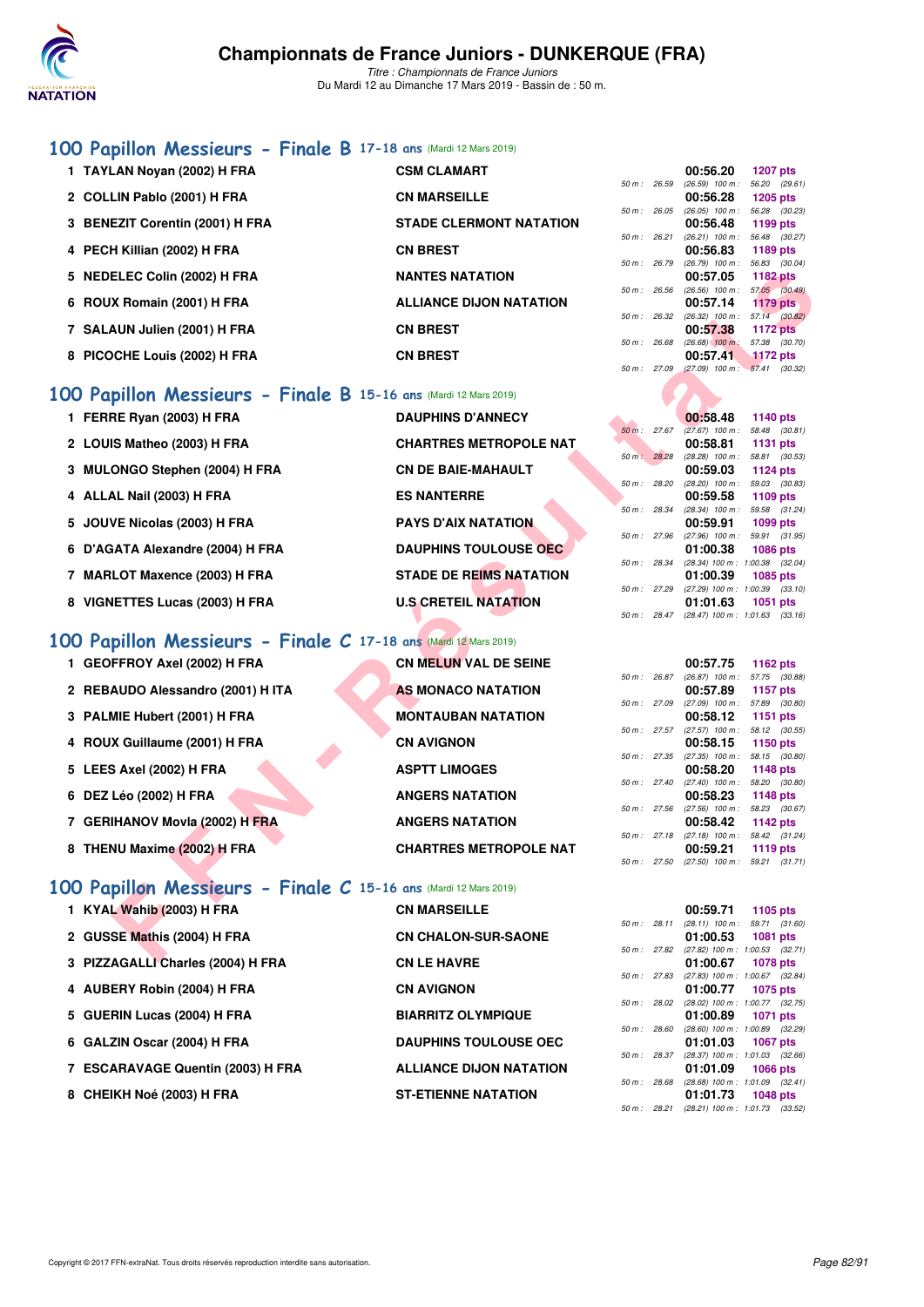# Championnats de France Juniors - DUNKERQUE (FRA)

*Titre : Championnats de France Juniors*
Du Mardi 12 au Dimanche 17 Mars 2019 - Bassin de : 50 m.

## 100 Papillon Messieurs - Finale B 17-18 ans (Mardi 12 Mars 2019)

| Rang | Nom | Club | Temps | Points | Splits |
|---|---|---|---|---|---|
| 1 | TAYLAN Noyan (2002) H FRA | CSM CLAMART | 00:56.20 | 1207 pts | 50 m : 26.59 (26.59) 100 m : 56.20 (29.61) |
| 2 | COLLIN Pablo (2001) H FRA | CN MARSEILLE | 00:56.28 | 1205 pts | 50 m : 26.05 (26.05) 100 m : 56.28 (30.23) |
| 3 | BENEZIT Corentin (2001) H FRA | STADE CLERMONT NATATION | 00:56.48 | 1199 pts | 50 m : 26.21 (26.21) 100 m : 56.48 (30.27) |
| 4 | PECH Killian (2002) H FRA | CN BREST | 00:56.83 | 1189 pts | 50 m : 26.79 (26.79) 100 m : 56.83 (30.04) |
| 5 | NEDELEC Colin (2002) H FRA | NANTES NATATION | 00:57.05 | 1182 pts | 50 m : 26.56 (26.56) 100 m : 57.05 (30.49) |
| 6 | ROUX Romain (2001) H FRA | ALLIANCE DIJON NATATION | 00:57.14 | 1179 pts | 50 m : 26.32 (26.32) 100 m : 57.14 (30.82) |
| 7 | SALAUN Julien (2001) H FRA | CN BREST | 00:57.38 | 1172 pts | 50 m : 26.68 (26.68) 100 m : 57.38 (30.70) |
| 8 | PICOCHE Louis (2002) H FRA | CN BREST | 00:57.41 | 1172 pts | 50 m : 27.09 (27.09) 100 m : 57.41 (30.32) |

## 100 Papillon Messieurs - Finale B 15-16 ans (Mardi 12 Mars 2019)

| Rang | Nom | Club | Temps | Points | Splits |
|---|---|---|---|---|---|
| 1 | FERRE Ryan (2003) H FRA | DAUPHINS D'ANNECY | 00:58.48 | 1140 pts | 50 m : 27.67 (27.67) 100 m : 58.48 (30.81) |
| 2 | LOUIS Matheo (2003) H FRA | CHARTRES METROPOLE NAT | 00:58.81 | 1131 pts | 50 m : 28.28 (28.28) 100 m : 58.81 (30.53) |
| 3 | MULONGO Stephen (2004) H FRA | CN DE BAIE-MAHAULT | 00:59.03 | 1124 pts | 50 m : 28.20 (28.20) 100 m : 59.03 (30.83) |
| 4 | ALLAL Nail (2003) H FRA | ES NANTERRE | 00:59.58 | 1109 pts | 50 m : 28.34 (28.34) 100 m : 59.58 (31.24) |
| 5 | JOUVE Nicolas (2003) H FRA | PAYS D'AIX NATATION | 00:59.91 | 1099 pts | 50 m : 27.96 (27.96) 100 m : 59.91 (31.95) |
| 6 | D'AGATA Alexandre (2004) H FRA | DAUPHINS TOULOUSE OEC | 01:00.38 | 1086 pts | 50 m : 28.34 (28.34) 100 m : 1:00.38 (32.04) |
| 7 | MARLOT Maxence (2003) H FRA | STADE DE REIMS NATATION | 01:00.39 | 1085 pts | 50 m : 27.29 (27.29) 100 m : 1:00.39 (33.10) |
| 8 | VIGNETTES Lucas (2003) H FRA | U.S CRETEIL NATATION | 01:01.63 | 1051 pts | 50 m : 28.47 (28.47) 100 m : 1:01.63 (33.16) |

## 100 Papillon Messieurs - Finale C 17-18 ans (Mardi 12 Mars 2019)

| Rang | Nom | Club | Temps | Points | Splits |
|---|---|---|---|---|---|
| 1 | GEOFFROY Axel (2002) H FRA | CN MELUN VAL DE SEINE | 00:57.75 | 1162 pts | 50 m : 26.87 (26.87) 100 m : 57.75 (30.88) |
| 2 | REBAUDO Alessandro (2001) H ITA | AS MONACO NATATION | 00:57.89 | 1157 pts | 50 m : 27.09 (27.09) 100 m : 57.89 (30.80) |
| 3 | PALMIE Hubert (2001) H FRA | MONTAUBAN NATATION | 00:58.12 | 1151 pts | 50 m : 27.57 (27.57) 100 m : 58.12 (30.55) |
| 4 | ROUX Guillaume (2001) H FRA | CN AVIGNON | 00:58.15 | 1150 pts | 50 m : 27.35 (27.35) 100 m : 58.15 (30.80) |
| 5 | LEES Axel (2002) H FRA | ASPTT LIMOGES | 00:58.20 | 1148 pts | 50 m : 27.40 (27.40) 100 m : 58.20 (30.80) |
| 6 | DEZ Léo (2002) H FRA | ANGERS NATATION | 00:58.23 | 1148 pts | 50 m : 27.56 (27.56) 100 m : 58.23 (30.67) |
| 7 | GERIHANOV Movla (2002) H FRA | ANGERS NATATION | 00:58.42 | 1142 pts | 50 m : 27.18 (27.18) 100 m : 58.42 (31.24) |
| 8 | THENU Maxime (2002) H FRA | CHARTRES METROPOLE NAT | 00:59.21 | 1119 pts | 50 m : 27.50 (27.50) 100 m : 59.21 (31.71) |

## 100 Papillon Messieurs - Finale C 15-16 ans (Mardi 12 Mars 2019)

| Rang | Nom | Club | Temps | Points | Splits |
|---|---|---|---|---|---|
| 1 | KYAL Wahib (2003) H FRA | CN MARSEILLE | 00:59.71 | 1105 pts | 50 m : 28.11 (28.11) 100 m : 59.71 (31.60) |
| 2 | GUSSE Mathis (2004) H FRA | CN CHALON-SUR-SAONE | 01:00.53 | 1081 pts | 50 m : 27.82 (27.82) 100 m : 1:00.53 (32.71) |
| 3 | PIZZAGALLI Charles (2004) H FRA | CN LE HAVRE | 01:00.67 | 1078 pts | 50 m : 27.83 (27.83) 100 m : 1:00.67 (32.84) |
| 4 | AUBERY Robin (2004) H FRA | CN AVIGNON | 01:00.77 | 1075 pts | 50 m : 28.02 (28.02) 100 m : 1:00.77 (32.75) |
| 5 | GUERIN Lucas (2004) H FRA | BIARRITZ OLYMPIQUE | 01:00.89 | 1071 pts | 50 m : 28.60 (28.60) 100 m : 1:00.89 (32.29) |
| 6 | GALZIN Oscar (2004) H FRA | DAUPHINS TOULOUSE OEC | 01:01.03 | 1067 pts | 50 m : 28.37 (28.37) 100 m : 1:01.03 (32.66) |
| 7 | ESCARAVAGE Quentin (2003) H FRA | ALLIANCE DIJON NATATION | 01:01.09 | 1066 pts | 50 m : 28.68 (28.68) 100 m : 1:01.09 (32.41) |
| 8 | CHEIKH Noé (2003) H FRA | ST-ETIENNE NATATION | 01:01.73 | 1048 pts | 50 m : 28.21 (28.21) 100 m : 1:01.73 (33.52) |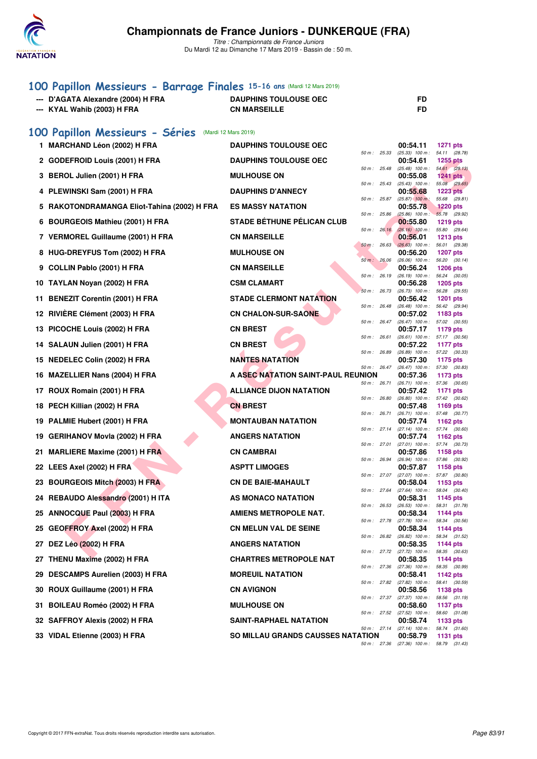# Championnats de France Juniors - DUNKERQUE (FRA)

*Titre : Championnats de France Juniors*
Du Mardi 12 au Dimanche 17 Mars 2019 - Bassin de : 50 m.

## 100 Papillon Messieurs - Barrage Finales 15-16 ans (Mardi 12 Mars 2019)

| | Nom | Club | |
|---|---|---|---|
| --- | D'AGATA Alexandre (2004) H FRA | DAUPHINS TOULOUSE OEC | FD |
| --- | KYAL Wahib (2003) H FRA | CN MARSEILLE | FD |

## 100 Papillon Messieurs - Séries (Mardi 12 Mars 2019)

| Rang | Nom | Club | Temps | Points | 50 m | 100 m |
|---|---|---|---|---|---|---|
| 1 | MARCHAND Léon (2002) H FRA | DAUPHINS TOULOUSE OEC | 00:54.11 | 1271 pts | 25.33 | (25.33) 54.11 (28.78) |
| 2 | GODEFROID Louis (2001) H FRA | DAUPHINS TOULOUSE OEC | 00:54.61 | 1255 pts | 25.48 | (25.48) 54.61 (29.13) |
| 3 | BEROL Julien (2001) H FRA | MULHOUSE ON | 00:55.08 | 1241 pts | 25.43 | (25.43) 55.08 (29.65) |
| 4 | PLEWINSKI Sam (2001) H FRA | DAUPHINS D'ANNECY | 00:55.68 | 1223 pts | 25.87 | (25.87) 55.68 (29.81) |
| 5 | RAKOTONDRAMANGA Eliot-Tahina (2002) H FRA | ES MASSY NATATION | 00:55.78 | 1220 pts | 25.86 | (25.86) 55.78 (29.92) |
| 6 | BOURGEOIS Mathieu (2001) H FRA | STADE BÉTHUNE PÉLICAN CLUB | 00:55.80 | 1219 pts | 26.16 | (26.16) 55.80 (29.64) |
| 7 | VERMOREL Guillaume (2001) H FRA | CN MARSEILLE | 00:56.01 | 1213 pts | 26.63 | (26.63) 56.01 (29.38) |
| 8 | HUG-DREYFUS Tom (2002) H FRA | MULHOUSE ON | 00:56.20 | 1207 pts | 26.06 | (26.06) 56.20 (30.14) |
| 9 | COLLIN Pablo (2001) H FRA | CN MARSEILLE | 00:56.24 | 1206 pts | 26.19 | (26.19) 56.24 (30.05) |
| 10 | TAYLAN Noyan (2002) H FRA | CSM CLAMART | 00:56.28 | 1205 pts | 26.73 | (26.73) 56.28 (29.55) |
| 11 | BENEZIT Corentin (2001) H FRA | STADE CLERMONT NATATION | 00:56.42 | 1201 pts | 26.48 | (26.48) 56.42 (29.94) |
| 12 | RIVIÈRE Clément (2003) H FRA | CN CHALON-SUR-SAONE | 00:57.02 | 1183 pts | 26.47 | (26.47) 57.02 (30.55) |
| 13 | PICOCHE Louis (2002) H FRA | CN BREST | 00:57.17 | 1179 pts | 26.61 | (26.61) 57.17 (30.56) |
| 14 | SALAUN Julien (2001) H FRA | CN BREST | 00:57.22 | 1177 pts | 26.89 | (26.89) 57.22 (30.33) |
| 15 | NEDELEC Colin (2002) H FRA | NANTES NATATION | 00:57.30 | 1175 pts | 26.47 | (26.47) 57.30 (30.83) |
| 16 | MAZELLIER Nans (2004) H FRA | A ASEC NATATION SAINT-PAUL REUNION | 00:57.36 | 1173 pts | 26.71 | (26.71) 57.36 (30.65) |
| 17 | ROUX Romain (2001) H FRA | ALLIANCE DIJON NATATION | 00:57.42 | 1171 pts | 26.80 | (26.80) 57.42 (30.62) |
| 18 | PECH Killian (2002) H FRA | CN BREST | 00:57.48 | 1169 pts | 26.71 | (26.71) 57.48 (30.77) |
| 19 | PALMIE Hubert (2001) H FRA | MONTAUBAN NATATION | 00:57.74 | 1162 pts | 27.14 | (27.14) 57.74 (30.60) |
| 19 | GERIHANOV Movla (2002) H FRA | ANGERS NATATION | 00:57.74 | 1162 pts | 27.01 | (27.01) 57.74 (30.73) |
| 21 | MARLIERE Maxime (2001) H FRA | CN CAMBRAI | 00:57.86 | 1158 pts | 26.94 | (26.94) 57.86 (30.92) |
| 22 | LEES Axel (2002) H FRA | ASPTT LIMOGES | 00:57.87 | 1158 pts | 27.07 | (27.07) 57.87 (30.80) |
| 23 | BOURGEOIS Mitch (2003) H FRA | CN DE BAIE-MAHAULT | 00:58.04 | 1153 pts | 27.64 | (27.64) 58.04 (30.40) |
| 24 | REBAUDO Alessandro (2001) H ITA | AS MONACO NATATION | 00:58.31 | 1145 pts | 26.53 | (26.53) 58.31 (31.78) |
| 25 | ANNOCQUE Paul (2003) H FRA | AMIENS METROPOLE NAT. | 00:58.34 | 1144 pts | 27.78 | (27.78) 58.34 (30.56) |
| 25 | GEOFFROY Axel (2002) H FRA | CN MELUN VAL DE SEINE | 00:58.34 | 1144 pts | 26.82 | (26.82) 58.34 (31.52) |
| 27 | DEZ Léo (2002) H FRA | ANGERS NATATION | 00:58.35 | 1144 pts | 27.72 | (27.72) 58.35 (30.63) |
| 27 | THENU Maxime (2002) H FRA | CHARTRES METROPOLE NAT | 00:58.35 | 1144 pts | 27.36 | (27.36) 58.35 (30.99) |
| 29 | DESCAMPS Aurelien (2003) H FRA | MOREUIL NATATION | 00:58.41 | 1142 pts | 27.82 | (27.82) 58.41 (30.59) |
| 30 | ROUX Guillaume (2001) H FRA | CN AVIGNON | 00:58.56 | 1138 pts | 27.37 | (27.37) 58.56 (31.19) |
| 31 | BOILEAU Roméo (2002) H FRA | MULHOUSE ON | 00:58.60 | 1137 pts | 27.52 | (27.52) 58.60 (31.08) |
| 32 | SAFFROY Alexis (2002) H FRA | SAINT-RAPHAEL NATATION | 00:58.74 | 1133 pts | 27.14 | (27.14) 58.74 (31.60) |
| 33 | VIDAL Etienne (2003) H FRA | SO MILLAU GRANDS CAUSSES NATATION | 00:58.79 | 1131 pts | 27.36 | (27.36) 58.79 (31.43) |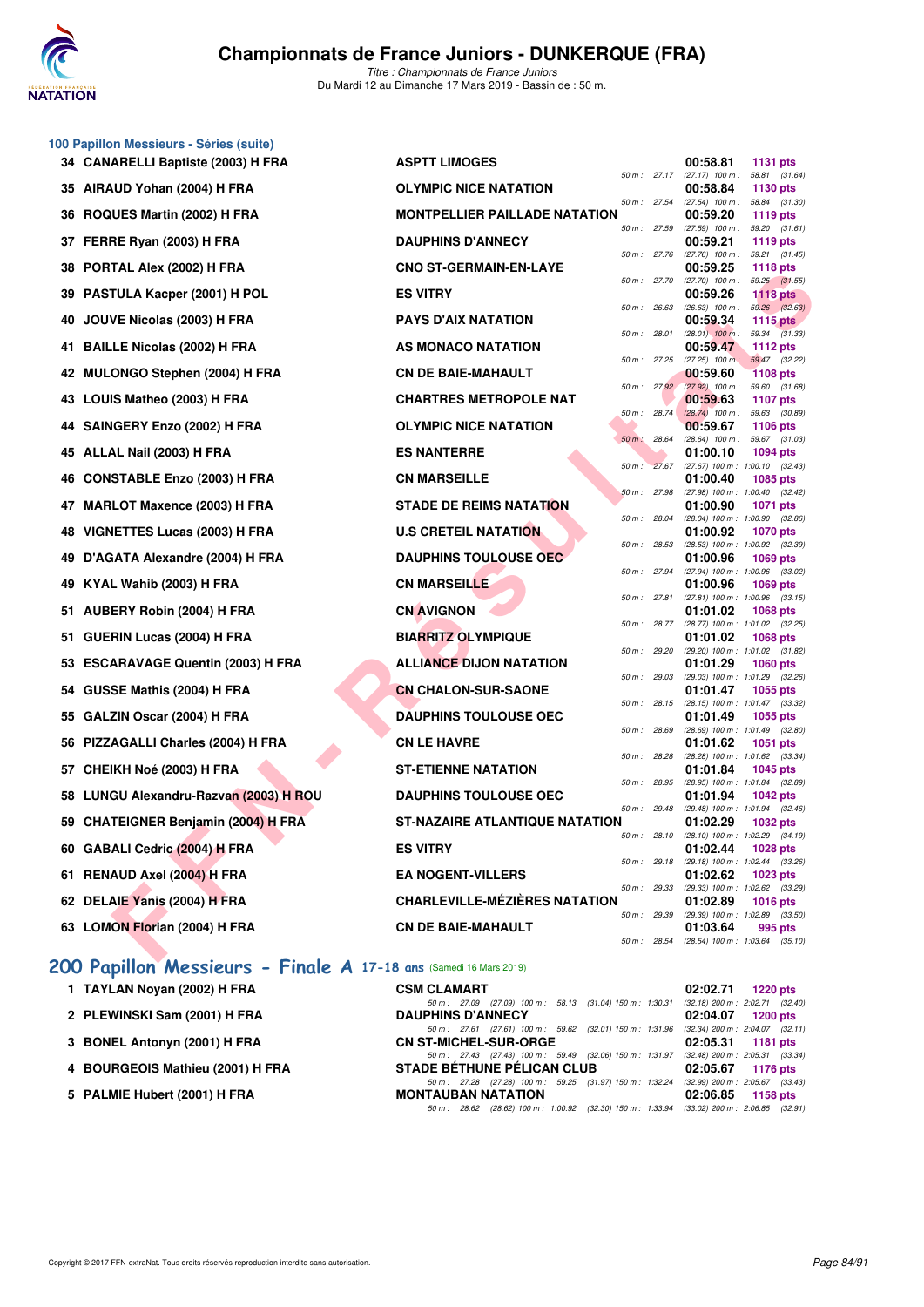# Championnats de France Juniors - DUNKERQUE (FRA)

*Titre : Championnats de France Juniors*
Du Mardi 12 au Dimanche 17 Mars 2019 - Bassin de : 50 m.

## 100 Papillon Messieurs - Séries (suite)

| Rang | Nom | Club | Temps | Points | Splits |
|---|---|---|---|---|---|
| 34 | CANARELLI Baptiste (2003) H FRA | ASPTT LIMOGES | 00:58.81 | 1131 pts | 50 m : 27.17 (27.17) 100 m : 58.81 (31.64) |
| 35 | AIRAUD Yohan (2004) H FRA | OLYMPIC NICE NATATION | 00:58.84 | 1130 pts | 50 m : 27.54 (27.54) 100 m : 58.84 (31.30) |
| 36 | ROQUES Martin (2002) H FRA | MONTPELLIER PAILLADE NATATION | 00:59.20 | 1119 pts | 50 m : 27.59 (27.59) 100 m : 59.20 (31.61) |
| 37 | FERRE Ryan (2003) H FRA | DAUPHINS D'ANNECY | 00:59.21 | 1119 pts | 50 m : 27.76 (27.76) 100 m : 59.21 (31.45) |
| 38 | PORTAL Alex (2002) H FRA | CNO ST-GERMAIN-EN-LAYE | 00:59.25 | 1118 pts | 50 m : 27.70 (27.70) 100 m : 59.25 (31.55) |
| 39 | PASTULA Kacper (2001) H POL | ES VITRY | 00:59.26 | 1118 pts | 50 m : 26.63 (26.63) 100 m : 59.26 (32.63) |
| 40 | JOUVE Nicolas (2003) H FRA | PAYS D'AIX NATATION | 00:59.34 | 1115 pts | 50 m : 28.01 (28.01) 100 m : 59.34 (31.33) |
| 41 | BAILLE Nicolas (2002) H FRA | AS MONACO NATATION | 00:59.47 | 1112 pts | 50 m : 27.25 (27.25) 100 m : 59.47 (32.22) |
| 42 | MULONGO Stephen (2004) H FRA | CN DE BAIE-MAHAULT | 00:59.60 | 1108 pts | 50 m : 27.92 (27.92) 100 m : 59.60 (31.68) |
| 43 | LOUIS Matheo (2003) H FRA | CHARTRES METROPOLE NAT | 00:59.63 | 1107 pts | 50 m : 28.74 (28.74) 100 m : 59.63 (30.89) |
| 44 | SAINGERY Enzo (2002) H FRA | OLYMPIC NICE NATATION | 00:59.67 | 1106 pts | 50 m : 28.64 (28.64) 100 m : 59.67 (31.03) |
| 45 | ALLAL Nail (2003) H FRA | ES NANTERRE | 01:00.10 | 1094 pts | 50 m : 27.67 (27.67) 100 m : 1:00.10 (32.43) |
| 46 | CONSTABLE Enzo (2003) H FRA | CN MARSEILLE | 01:00.40 | 1085 pts | 50 m : 27.98 (27.98) 100 m : 1:00.40 (32.42) |
| 47 | MARLOT Maxence (2003) H FRA | STADE DE REIMS NATATION | 01:00.90 | 1071 pts | 50 m : 28.04 (28.04) 100 m : 1:00.90 (32.86) |
| 48 | VIGNETTES Lucas (2003) H FRA | U.S CRETEIL NATATION | 01:00.92 | 1070 pts | 50 m : 28.53 (28.53) 100 m : 1:00.92 (32.39) |
| 49 | D'AGATA Alexandre (2004) H FRA | DAUPHINS TOULOUSE OEC | 01:00.96 | 1069 pts | 50 m : 27.94 (27.94) 100 m : 1:00.96 (33.02) |
| 49 | KYAL Wahib (2003) H FRA | CN MARSEILLE | 01:00.96 | 1069 pts | 50 m : 27.81 (27.81) 100 m : 1:00.96 (33.15) |
| 51 | AUBERY Robin (2004) H FRA | CN AVIGNON | 01:01.02 | 1068 pts | 50 m : 28.77 (28.77) 100 m : 1:01.02 (32.25) |
| 51 | GUERIN Lucas (2004) H FRA | BIARRITZ OLYMPIQUE | 01:01.02 | 1068 pts | 50 m : 29.20 (29.20) 100 m : 1:01.02 (31.82) |
| 53 | ESCARAVAGE Quentin (2003) H FRA | ALLIANCE DIJON NATATION | 01:01.29 | 1060 pts | 50 m : 29.03 (29.03) 100 m : 1:01.29 (32.26) |
| 54 | GUSSE Mathis (2004) H FRA | CN CHALON-SUR-SAONE | 01:01.47 | 1055 pts | 50 m : 28.15 (28.15) 100 m : 1:01.47 (33.32) |
| 55 | GALZIN Oscar (2004) H FRA | DAUPHINS TOULOUSE OEC | 01:01.49 | 1055 pts | 50 m : 28.69 (28.69) 100 m : 1:01.49 (32.80) |
| 56 | PIZZAGALLI Charles (2004) H FRA | CN LE HAVRE | 01:01.62 | 1051 pts | 50 m : 28.28 (28.28) 100 m : 1:01.62 (33.34) |
| 57 | CHEIKH Noé (2003) H FRA | ST-ETIENNE NATATION | 01:01.84 | 1045 pts | 50 m : 28.95 (28.95) 100 m : 1:01.84 (32.89) |
| 58 | LUNGU Alexandru-Razvan (2003) H ROU | DAUPHINS TOULOUSE OEC | 01:01.94 | 1042 pts | 50 m : 29.48 (29.48) 100 m : 1:01.94 (32.46) |
| 59 | CHATEIGNER Benjamin (2004) H FRA | ST-NAZAIRE ATLANTIQUE NATATION | 01:02.29 | 1032 pts | 50 m : 28.10 (28.10) 100 m : 1:02.29 (34.19) |
| 60 | GABALI Cedric (2004) H FRA | ES VITRY | 01:02.44 | 1028 pts | 50 m : 29.18 (29.18) 100 m : 1:02.44 (33.26) |
| 61 | RENAUD Axel (2004) H FRA | EA NOGENT-VILLERS | 01:02.62 | 1023 pts | 50 m : 29.33 (29.33) 100 m : 1:02.62 (33.29) |
| 62 | DELAIE Yanis (2004) H FRA | CHARLEVILLE-MÉZIÈRES NATATION | 01:02.89 | 1016 pts | 50 m : 29.39 (29.39) 100 m : 1:02.89 (33.50) |
| 63 | LOMON Florian (2004) H FRA | CN DE BAIE-MAHAULT | 01:03.64 | 995 pts | 50 m : 28.54 (28.54) 100 m : 1:03.64 (35.10) |

## 200 Papillon Messieurs - Finale A 17-18 ans (Samedi 16 Mars 2019)

| Rang | Nom | Club | Temps | Points | Splits |
|---|---|---|---|---|---|
| 1 | TAYLAN Noyan (2002) H FRA | CSM CLAMART | 02:02.71 | 1220 pts | 50 m : 27.09 (27.09) 100 m : 58.13 (31.04) 150 m : 1:30.31 (32.18) 200 m : 2:02.71 (32.40) |
| 2 | PLEWINSKI Sam (2001) H FRA | DAUPHINS D'ANNECY | 02:04.07 | 1200 pts | 50 m : 27.61 (27.61) 100 m : 59.62 (32.01) 150 m : 1:31.96 (32.34) 200 m : 2:04.07 (32.11) |
| 3 | BONEL Antonyn (2001) H FRA | CN ST-MICHEL-SUR-ORGE | 02:05.31 | 1181 pts | 50 m : 27.43 (27.43) 100 m : 59.49 (32.06) 150 m : 1:31.97 (32.48) 200 m : 2:05.31 (33.34) |
| 4 | BOURGEOIS Mathieu (2001) H FRA | STADE BÉTHUNE PÉLICAN CLUB | 02:05.67 | 1176 pts | 50 m : 27.28 (27.28) 100 m : 59.25 (31.97) 150 m : 1:32.24 (32.99) 200 m : 2:05.67 (33.43) |
| 5 | PALMIE Hubert (2001) H FRA | MONTAUBAN NATATION | 02:06.85 | 1158 pts | 50 m : 28.62 (28.62) 100 m : 1:00.92 (32.30) 150 m : 1:33.94 (33.02) 200 m : 2:06.85 (32.91) |

Copyright © 2017 FFN-extraNat. Tous droits réservés reproduction interdite sans autorisation.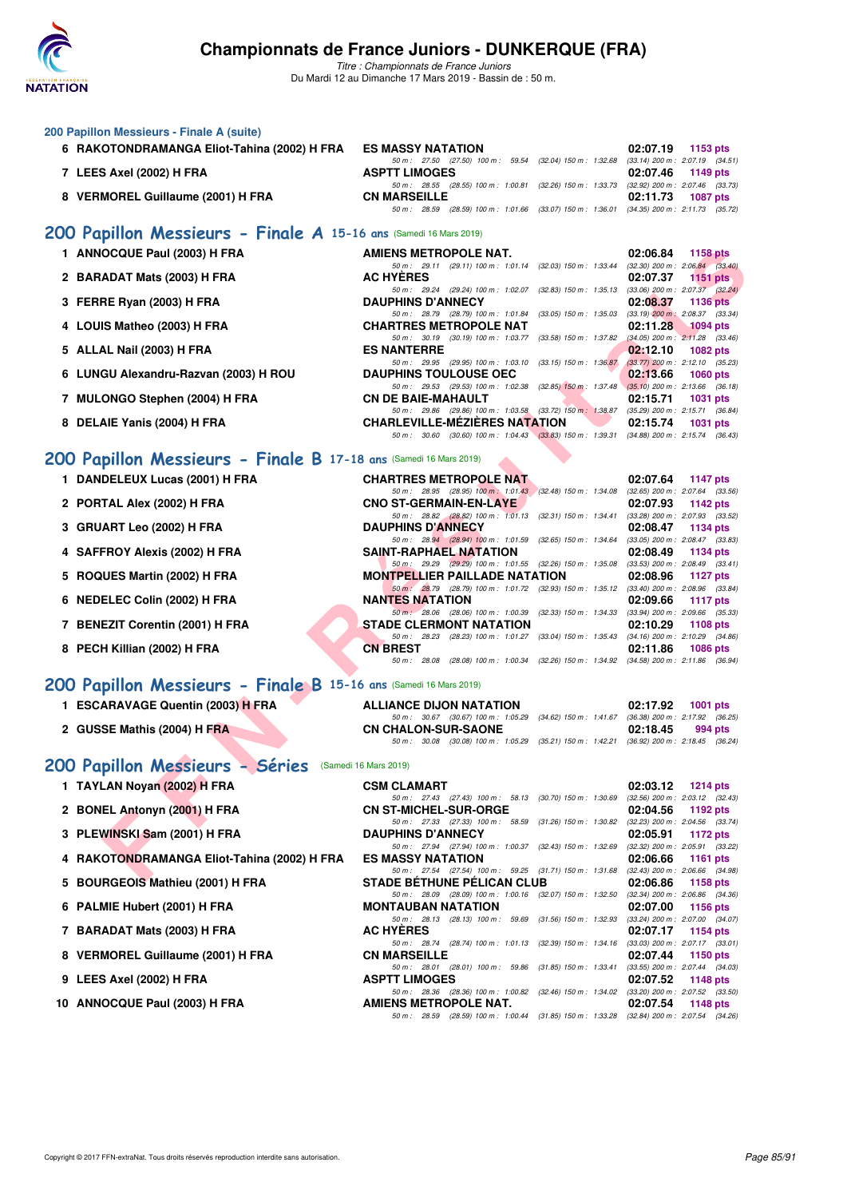# Championnats de France Juniors - DUNKERQUE (FRA)

*Titre : Championnats de France Juniors*
Du Mardi 12 au Dimanche 17 Mars 2019 - Bassin de : 50 m.

## 200 Papillon Messieurs - Finale A (suite)

| Rang | Nom | Club | Temps | Points |
|---|---|---|---|---|
| 6 | RAKOTONDRAMANGA Eliot-Tahina (2002) H FRA | ES MASSY NATATION | 02:07.19 | 1153 pts |
| | | 50 m : 27.50 (27.50) 100 m : 59.54 (32.04) 150 m : 1:32.68 (33.14) 200 m : 2:07.19 (34.51) | | |
| 7 | LEES Axel (2002) H FRA | ASPTT LIMOGES | 02:07.46 | 1149 pts |
| | | 50 m : 28.55 (28.55) 100 m : 1:00.81 (32.26) 150 m : 1:33.73 (32.92) 200 m : 2:07.46 (33.73) | | |
| 8 | VERMOREL Guillaume (2001) H FRA | CN MARSEILLE | 02:11.73 | 1087 pts |
| | | 50 m : 28.59 (28.59) 100 m : 1:01.66 (33.07) 150 m : 1:36.01 (34.35) 200 m : 2:11.73 (35.72) | | |

## 200 Papillon Messieurs - Finale A 15-16 ans (Samedi 16 Mars 2019)

| Rang | Nom | Club | Temps | Points |
|---|---|---|---|---|
| 1 | ANNOCQUE Paul (2003) H FRA | AMIENS METROPOLE NAT. | 02:06.84 | 1158 pts |
| | | 50 m : 29.11 (29.11) 100 m : 1:01.14 (32.03) 150 m : 1:33.44 (32.30) 200 m : 2:06.84 (33.40) | | |
| 2 | BARADAT Mats (2003) H FRA | AC HYÈRES | 02:07.37 | 1151 pts |
| | | 50 m : 29.24 (29.24) 100 m : 1:02.07 (32.83) 150 m : 1:35.13 (33.06) 200 m : 2:07.37 (32.24) | | |
| 3 | FERRE Ryan (2003) H FRA | DAUPHINS D'ANNECY | 02:08.37 | 1136 pts |
| | | 50 m : 28.79 (28.79) 100 m : 1:01.84 (33.05) 150 m : 1:35.03 (33.19) 200 m : 2:08.37 (33.34) | | |
| 4 | LOUIS Matheo (2003) H FRA | CHARTRES METROPOLE NAT | 02:11.28 | 1094 pts |
| | | 50 m : 30.19 (30.19) 100 m : 1:03.77 (33.58) 150 m : 1:37.82 (34.05) 200 m : 2:11.28 (33.46) | | |
| 5 | ALLAL Nail (2003) H FRA | ES NANTERRE | 02:12.10 | 1082 pts |
| | | 50 m : 29.95 (29.95) 100 m : 1:03.10 (33.15) 150 m : 1:36.87 (33.77) 200 m : 2:12.10 (35.23) | | |
| 6 | LUNGU Alexandru-Razvan (2003) H ROU | DAUPHINS TOULOUSE OEC | 02:13.66 | 1060 pts |
| | | 50 m : 29.53 (29.53) 100 m : 1:02.38 (32.85) 150 m : 1:37.48 (35.10) 200 m : 2:13.66 (36.18) | | |
| 7 | MULONGO Stephen (2004) H FRA | CN DE BAIE-MAHAULT | 02:15.71 | 1031 pts |
| | | 50 m : 29.86 (29.86) 100 m : 1:03.58 (33.72) 150 m : 1:38.87 (35.29) 200 m : 2:15.71 (36.84) | | |
| 8 | DELAIE Yanis (2004) H FRA | CHARLEVILLE-MÉZIÈRES NATATION | 02:15.74 | 1031 pts |
| | | 50 m : 30.60 (30.60) 100 m : 1:04.43 (33.83) 150 m : 1:39.31 (34.88) 200 m : 2:15.74 (36.43) | | |

## 200 Papillon Messieurs - Finale B 17-18 ans (Samedi 16 Mars 2019)

| Rang | Nom | Club | Temps | Points |
|---|---|---|---|---|
| 1 | DANDELEUX Lucas (2001) H FRA | CHARTRES METROPOLE NAT | 02:07.64 | 1147 pts |
| | | 50 m : 28.95 (28.95) 100 m : 1:01.43 (32.48) 150 m : 1:34.08 (32.65) 200 m : 2:07.64 (33.56) | | |
| 2 | PORTAL Alex (2002) H FRA | CNO ST-GERMAIN-EN-LAYE | 02:07.93 | 1142 pts |
| | | 50 m : 28.82 (28.82) 100 m : 1:01.13 (32.31) 150 m : 1:34.41 (33.28) 200 m : 2:07.93 (33.52) | | |
| 3 | GRUART Leo (2002) H FRA | DAUPHINS D'ANNECY | 02:08.47 | 1134 pts |
| | | 50 m : 28.94 (28.94) 100 m : 1:01.59 (32.65) 150 m : 1:34.64 (33.05) 200 m : 2:08.47 (33.83) | | |
| 4 | SAFFROY Alexis (2002) H FRA | SAINT-RAPHAEL NATATION | 02:08.49 | 1134 pts |
| | | 50 m : 29.29 (29.29) 100 m : 1:01.55 (32.26) 150 m : 1:35.08 (33.53) 200 m : 2:08.49 (33.41) | | |
| 5 | ROQUES Martin (2002) H FRA | MONTPELLIER PAILLADE NATATION | 02:08.96 | 1127 pts |
| | | 50 m : 28.79 (28.79) 100 m : 1:01.72 (32.93) 150 m : 1:35.12 (33.40) 200 m : 2:08.96 (33.84) | | |
| 6 | NEDELEC Colin (2002) H FRA | NANTES NATATION | 02:09.66 | 1117 pts |
| | | 50 m : 28.06 (28.06) 100 m : 1:00.39 (32.33) 150 m : 1:34.33 (33.94) 200 m : 2:09.66 (35.33) | | |
| 7 | BENEZIT Corentin (2001) H FRA | STADE CLERMONT NATATION | 02:10.29 | 1108 pts |
| | | 50 m : 28.23 (28.23) 100 m : 1:01.27 (33.04) 150 m : 1:35.43 (34.16) 200 m : 2:10.29 (34.86) | | |
| 8 | PECH Killian (2002) H FRA | CN BREST | 02:11.86 | 1086 pts |
| | | 50 m : 28.08 (28.08) 100 m : 1:00.34 (32.26) 150 m : 1:34.92 (34.58) 200 m : 2:11.86 (36.94) | | |

## 200 Papillon Messieurs - Finale B 15-16 ans (Samedi 16 Mars 2019)

| Rang | Nom | Club | Temps | Points |
|---|---|---|---|---|
| 1 | ESCARAVAGE Quentin (2003) H FRA | ALLIANCE DIJON NATATION | 02:17.92 | 1001 pts |
| | | 50 m : 30.67 (30.67) 100 m : 1:05.29 (34.62) 150 m : 1:41.67 (36.38) 200 m : 2:17.92 (36.25) | | |
| 2 | GUSSE Mathis (2004) H FRA | CN CHALON-SUR-SAONE | 02:18.45 | 994 pts |
| | | 50 m : 30.08 (30.08) 100 m : 1:05.29 (35.21) 150 m : 1:42.21 (36.92) 200 m : 2:18.45 (36.24) | | |

## 200 Papillon Messieurs - Séries (Samedi 16 Mars 2019)

| Rang | Nom | Club | Temps | Points |
|---|---|---|---|---|
| 1 | TAYLAN Noyan (2002) H FRA | CSM CLAMART | 02:03.12 | 1214 pts |
| | | 50 m : 27.43 (27.43) 100 m : 58.13 (30.70) 150 m : 1:30.69 (32.56) 200 m : 2:03.12 (32.43) | | |
| 2 | BONEL Antonyn (2001) H FRA | CN ST-MICHEL-SUR-ORGE | 02:04.56 | 1192 pts |
| | | 50 m : 27.33 (27.33) 100 m : 58.59 (31.26) 150 m : 1:30.82 (32.23) 200 m : 2:04.56 (33.74) | | |
| 3 | PLEWINSKI Sam (2001) H FRA | DAUPHINS D'ANNECY | 02:05.91 | 1172 pts |
| | | 50 m : 27.94 (27.94) 100 m : 1:00.37 (32.43) 150 m : 1:32.69 (32.32) 200 m : 2:05.91 (33.22) | | |
| 4 | RAKOTONDRAMANGA Eliot-Tahina (2002) H FRA | ES MASSY NATATION | 02:06.66 | 1161 pts |
| | | 50 m : 27.54 (27.54) 100 m : 59.25 (31.71) 150 m : 1:31.68 (32.43) 200 m : 2:06.66 (34.98) | | |
| 5 | BOURGEOIS Mathieu (2001) H FRA | STADE BÉTHUNE PÉLICAN CLUB | 02:06.86 | 1158 pts |
| | | 50 m : 28.09 (28.09) 100 m : 1:00.16 (32.07) 150 m : 1:32.50 (32.34) 200 m : 2:06.86 (34.36) | | |
| 6 | PALMIE Hubert (2001) H FRA | MONTAUBAN NATATION | 02:07.00 | 1156 pts |
| | | 50 m : 28.13 (28.13) 100 m : 59.69 (31.56) 150 m : 1:32.93 (33.24) 200 m : 2:07.00 (34.07) | | |
| 7 | BARADAT Mats (2003) H FRA | AC HYÈRES | 02:07.17 | 1154 pts |
| | | 50 m : 28.74 (28.74) 100 m : 1:01.13 (32.39) 150 m : 1:34.16 (33.03) 200 m : 2:07.17 (33.01) | | |
| 8 | VERMOREL Guillaume (2001) H FRA | CN MARSEILLE | 02:07.44 | 1150 pts |
| | | 50 m : 28.01 (28.01) 100 m : 59.86 (31.85) 150 m : 1:33.41 (33.55) 200 m : 2:07.44 (34.03) | | |
| 9 | LEES Axel (2002) H FRA | ASPTT LIMOGES | 02:07.52 | 1148 pts |
| | | 50 m : 28.36 (28.36) 100 m : 1:00.82 (32.46) 150 m : 1:34.02 (33.20) 200 m : 2:07.52 (33.50) | | |
| 10 | ANNOCQUE Paul (2003) H FRA | AMIENS METROPOLE NAT. | 02:07.54 | 1148 pts |
| | | 50 m : 28.59 (28.59) 100 m : 1:00.44 (31.85) 150 m : 1:33.28 (32.84) 200 m : 2:07.54 (34.26) | | |

Copyright © 2017 FFN-extraNat. Tous droits réservés reproduction interdite sans autorisation.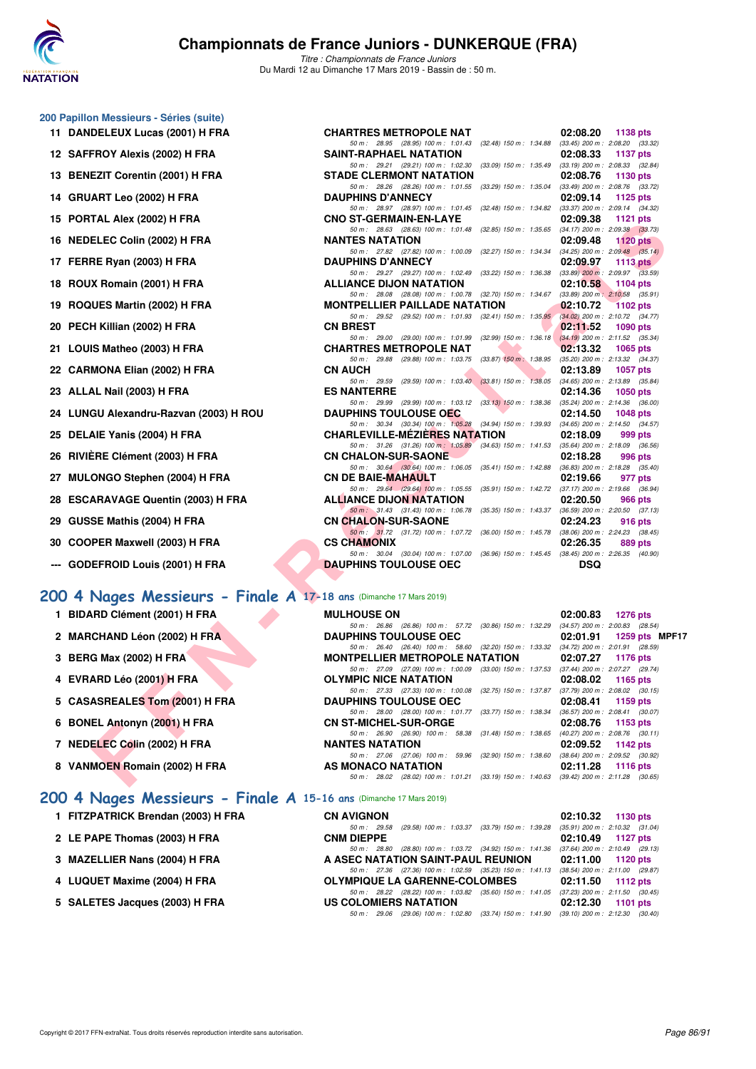# Championnats de France Juniors - DUNKERQUE (FRA)

*Titre : Championnats de France Juniors*
Du Mardi 12 au Dimanche 17 Mars 2019 - Bassin de : 50 m.

## 200 Papillon Messieurs - Séries (suite)

| Rang | Nom | Club | Temps | Points |
|---|---|---|---|---|
| 11 | DANDELEUX Lucas (2001) H FRA | CHARTRES METROPOLE NAT | 02:08.20 | 1138 pts |
| | 50 m : 28.95 (28.95) 100 m : 1:01.43 (32.48) 150 m : 1:34.88 (33.45) 200 m : 2:08.20 (33.32) | | | |
| 12 | SAFFROY Alexis (2002) H FRA | SAINT-RAPHAEL NATATION | 02:08.33 | 1137 pts |
| | 50 m : 29.21 (29.21) 100 m : 1:02.30 (33.09) 150 m : 1:35.49 (33.19) 200 m : 2:08.33 (32.84) | | | |
| 13 | BENEZIT Corentin (2001) H FRA | STADE CLERMONT NATATION | 02:08.76 | 1130 pts |
| | 50 m : 28.26 (28.26) 100 m : 1:01.55 (33.29) 150 m : 1:35.04 (33.49) 200 m : 2:08.76 (33.72) | | | |
| 14 | GRUART Leo (2002) H FRA | DAUPHINS D'ANNECY | 02:09.14 | 1125 pts |
| | 50 m : 28.97 (28.97) 100 m : 1:01.45 (32.48) 150 m : 1:34.82 (33.37) 200 m : 2:09.14 (34.32) | | | |
| 15 | PORTAL Alex (2002) H FRA | CNO ST-GERMAIN-EN-LAYE | 02:09.38 | 1121 pts |
| | 50 m : 28.63 (28.63) 100 m : 1:01.48 (32.85) 150 m : 1:35.65 (34.17) 200 m : 2:09.38 (33.73) | | | |
| 16 | NEDELEC Colin (2002) H FRA | NANTES NATATION | 02:09.48 | 1120 pts |
| | 50 m : 27.82 (27.82) 100 m : 1:00.09 (32.27) 150 m : 1:34.34 (34.25) 200 m : 2:09.48 (35.14) | | | |
| 17 | FERRE Ryan (2003) H FRA | DAUPHINS D'ANNECY | 02:09.97 | 1113 pts |
| | 50 m : 29.27 (29.27) 100 m : 1:02.49 (33.22) 150 m : 1:36.38 (33.89) 200 m : 2:09.97 (33.59) | | | |
| 18 | ROUX Romain (2001) H FRA | ALLIANCE DIJON NATATION | 02:10.58 | 1104 pts |
| | 50 m : 28.08 (28.08) 100 m : 1:00.78 (32.70) 150 m : 1:34.67 (33.89) 200 m : 2:10.58 (35.91) | | | |
| 19 | ROQUES Martin (2002) H FRA | MONTPELLIER PAILLADE NATATION | 02:10.72 | 1102 pts |
| | 50 m : 29.52 (29.52) 100 m : 1:01.93 (32.41) 150 m : 1:35.95 (34.02) 200 m : 2:10.72 (34.77) | | | |
| 20 | PECH Killian (2002) H FRA | CN BREST | 02:11.52 | 1090 pts |
| | 50 m : 29.00 (29.00) 100 m : 1:01.99 (32.99) 150 m : 1:36.18 (34.19) 200 m : 2:11.52 (35.34) | | | |
| 21 | LOUIS Matheo (2003) H FRA | CHARTRES METROPOLE NAT | 02:13.32 | 1065 pts |
| | 50 m : 29.88 (29.88) 100 m : 1:03.75 (33.87) 150 m : 1:38.95 (35.20) 200 m : 2:13.32 (34.37) | | | |
| 22 | CARMONA Elian (2002) H FRA | CN AUCH | 02:13.89 | 1057 pts |
| | 50 m : 29.59 (29.59) 100 m : 1:03.40 (33.81) 150 m : 1:38.05 (34.65) 200 m : 2:13.89 (35.84) | | | |
| 23 | ALLAL Nail (2003) H FRA | ES NANTERRE | 02:14.36 | 1050 pts |
| | 50 m : 29.99 (29.99) 100 m : 1:03.12 (33.13) 150 m : 1:38.36 (35.24) 200 m : 2:14.36 (36.00) | | | |
| 24 | LUNGU Alexandru-Razvan (2003) H ROU | DAUPHINS TOULOUSE OEC | 02:14.50 | 1048 pts |
| | 50 m : 30.34 (30.34) 100 m : 1:05.28 (34.94) 150 m : 1:39.93 (34.65) 200 m : 2:14.50 (34.57) | | | |
| 25 | DELAIE Yanis (2004) H FRA | CHARLEVILLE-MÉZIÈRES NATATION | 02:18.09 | 999 pts |
| | 50 m : 31.26 (31.26) 100 m : 1:05.89 (34.63) 150 m : 1:41.53 (35.64) 200 m : 2:18.09 (36.56) | | | |
| 26 | RIVIÈRE Clément (2003) H FRA | CN CHALON-SUR-SAONE | 02:18.28 | 996 pts |
| | 50 m : 30.64 (30.64) 100 m : 1:06.05 (35.41) 150 m : 1:42.88 (36.83) 200 m : 2:18.28 (35.40) | | | |
| 27 | MULONGO Stephen (2004) H FRA | CN DE BAIE-MAHAULT | 02:19.66 | 977 pts |
| | 50 m : 29.64 (29.64) 100 m : 1:05.55 (35.91) 150 m : 1:42.72 (37.17) 200 m : 2:19.66 (36.94) | | | |
| 28 | ESCARAVAGE Quentin (2003) H FRA | ALLIANCE DIJON NATATION | 02:20.50 | 966 pts |
| | 50 m : 31.43 (31.43) 100 m : 1:06.78 (35.35) 150 m : 1:43.37 (36.59) 200 m : 2:20.50 (37.13) | | | |
| 29 | GUSSE Mathis (2004) H FRA | CN CHALON-SUR-SAONE | 02:24.23 | 916 pts |
| | 50 m : 31.72 (31.72) 100 m : 1:07.72 (36.00) 150 m : 1:45.78 (38.06) 200 m : 2:24.23 (38.45) | | | |
| 30 | COOPER Maxwell (2003) H FRA | CS CHAMONIX | 02:26.35 | 889 pts |
| | 50 m : 30.04 (30.04) 100 m : 1:07.00 (36.96) 150 m : 1:45.45 (38.45) 200 m : 2:26.35 (40.90) | | | |
| --- | GODEFROID Louis (2001) H FRA | DAUPHINS TOULOUSE OEC | DSQ | |

## 200 4 Nages Messieurs - Finale A 17-18 ans (Dimanche 17 Mars 2019)

| Rang | Nom | Club | Temps | Points | |
|---|---|---|---|---|---|
| 1 | BIDARD Clément (2001) H FRA | MULHOUSE ON | 02:00.83 | 1276 pts | |
| | 50 m : 26.86 (26.86) 100 m : 57.72 (30.86) 150 m : 1:32.29 (34.57) 200 m : 2:00.83 (28.54) | | | | |
| 2 | MARCHAND Léon (2002) H FRA | DAUPHINS TOULOUSE OEC | 02:01.91 | 1259 pts | MPF17 |
| | 50 m : 26.40 (26.40) 100 m : 58.60 (32.20) 150 m : 1:33.32 (34.72) 200 m : 2:01.91 (28.59) | | | | |
| 3 | BERG Max (2002) H FRA | MONTPELLIER METROPOLE NATATION | 02:07.27 | 1176 pts | |
| | 50 m : 27.09 (27.09) 100 m : 1:00.09 (33.00) 150 m : 1:37.53 (37.44) 200 m : 2:07.27 (29.74) | | | | |
| 4 | EVRARD Léo (2001) H FRA | OLYMPIC NICE NATATION | 02:08.02 | 1165 pts | |
| | 50 m : 27.33 (27.33) 100 m : 1:00.08 (32.75) 150 m : 1:37.87 (37.79) 200 m : 2:08.02 (30.15) | | | | |
| 5 | CASASREALES Tom (2001) H FRA | DAUPHINS TOULOUSE OEC | 02:08.41 | 1159 pts | |
| | 50 m : 28.00 (28.00) 100 m : 1:01.77 (33.77) 150 m : 1:38.34 (36.57) 200 m : 2:08.41 (30.07) | | | | |
| 6 | BONEL Antonyn (2001) H FRA | CN ST-MICHEL-SUR-ORGE | 02:08.76 | 1153 pts | |
| | 50 m : 26.90 (26.90) 100 m : 58.38 (31.48) 150 m : 1:38.65 (40.27) 200 m : 2:08.76 (30.11) | | | | |
| 7 | NEDELEC Colin (2002) H FRA | NANTES NATATION | 02:09.52 | 1142 pts | |
| | 50 m : 27.06 (27.06) 100 m : 59.96 (32.90) 150 m : 1:38.60 (38.64) 200 m : 2:09.52 (30.92) | | | | |
| 8 | VANMOEN Romain (2002) H FRA | AS MONACO NATATION | 02:11.28 | 1116 pts | |
| | 50 m : 28.02 (28.02) 100 m : 1:01.21 (33.19) 150 m : 1:40.63 (39.42) 200 m : 2:11.28 (30.65) | | | | |

## 200 4 Nages Messieurs - Finale A 15-16 ans (Dimanche 17 Mars 2019)

| Rang | Nom | Club | Temps | Points |
|---|---|---|---|---|
| 1 | FITZPATRICK Brendan (2003) H FRA | CN AVIGNON | 02:10.32 | 1130 pts |
| | 50 m : 29.58 (29.58) 100 m : 1:03.37 (33.79) 150 m : 1:39.28 (35.91) 200 m : 2:10.32 (31.04) | | | |
| 2 | LE PAPE Thomas (2003) H FRA | CNM DIEPPE | 02:10.49 | 1127 pts |
| | 50 m : 28.80 (28.80) 100 m : 1:03.72 (34.92) 150 m : 1:41.36 (37.64) 200 m : 2:10.49 (29.13) | | | |
| 3 | MAZELLIER Nans (2004) H FRA | A ASEC NATATION SAINT-PAUL REUNION | 02:11.00 | 1120 pts |
| | 50 m : 27.36 (27.36) 100 m : 1:02.59 (35.23) 150 m : 1:41.13 (38.54) 200 m : 2:11.00 (29.87) | | | |
| 4 | LUQUET Maxime (2004) H FRA | OLYMPIQUE LA GARENNE-COLOMBES | 02:11.50 | 1112 pts |
| | 50 m : 28.22 (28.22) 100 m : 1:03.82 (35.60) 150 m : 1:41.05 (37.23) 200 m : 2:11.50 (30.45) | | | |
| 5 | SALETES Jacques (2003) H FRA | US COLOMIERS NATATION | 02:12.30 | 1101 pts |
| | 50 m : 29.06 (29.06) 100 m : 1:02.80 (33.74) 150 m : 1:41.90 (39.10) 200 m : 2:12.30 (30.40) | | | |

Copyright © 2017 FFN-extraNat. Tous droits réservés reproduction interdite sans autorisation.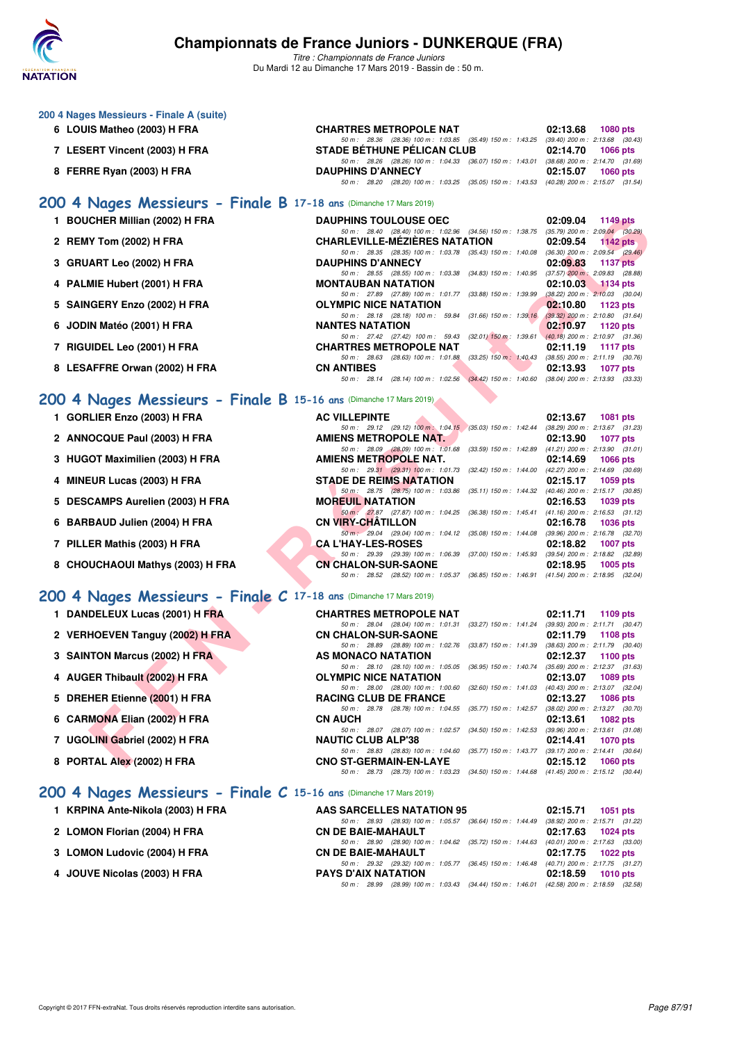### 200 4 Nages Messieurs - Finale A (suite)

| Rang | Nom | Club | Temps | Points |
|---|---|---|---|---|
| 6 | LOUIS Matheo (2003) H FRA | CHARTRES METROPOLE NAT | 02:13.68 | 1080 pts |
| | | 50 m : 28.36 (28.36) 100 m : 1:03.85 (35.49) 150 m : 1:43.25 (39.40) 200 m : 2:13.68 (30.43) | | |
| 7 | LESERT Vincent (2003) H FRA | STADE BÉTHUNE PÉLICAN CLUB | 02:14.70 | 1066 pts |
| | | 50 m : 28.26 (28.26) 100 m : 1:04.33 (36.07) 150 m : 1:43.01 (38.68) 200 m : 2:14.70 (31.69) | | |
| 8 | FERRE Ryan (2003) H FRA | DAUPHINS D'ANNECY | 02:15.07 | 1060 pts |
| | | 50 m : 28.20 (28.20) 100 m : 1:03.25 (35.05) 150 m : 1:43.53 (40.28) 200 m : 2:15.07 (31.54) | | |

## 200 4 Nages Messieurs - Finale B 17-18 ans (Dimanche 17 Mars 2019)

| Rang | Nom | Club | Temps | Points |
|---|---|---|---|---|
| 1 | BOUCHER Millian (2002) H FRA | DAUPHINS TOULOUSE OEC | 02:09.04 | 1149 pts |
| | | 50 m : 28.40 (28.40) 100 m : 1:02.96 (34.56) 150 m : 1:38.75 (35.79) 200 m : 2:09.04 (30.29) | | |
| 2 | REMY Tom (2002) H FRA | CHARLEVILLE-MÉZIÈRES NATATION | 02:09.54 | 1142 pts |
| | | 50 m : 28.35 (28.35) 100 m : 1:03.78 (35.43) 150 m : 1:40.08 (36.30) 200 m : 2:09.54 (29.46) | | |
| 3 | GRUART Leo (2002) H FRA | DAUPHINS D'ANNECY | 02:09.83 | 1137 pts |
| | | 50 m : 28.55 (28.55) 100 m : 1:03.38 (34.83) 150 m : 1:40.95 (37.57) 200 m : 2:09.83 (28.88) | | |
| 4 | PALMIE Hubert (2001) H FRA | MONTAUBAN NATATION | 02:10.03 | 1134 pts |
| | | 50 m : 27.89 (27.89) 100 m : 1:01.77 (33.88) 150 m : 1:39.99 (38.22) 200 m : 2:10.03 (30.04) | | |
| 5 | SAINGERY Enzo (2002) H FRA | OLYMPIC NICE NATATION | 02:10.80 | 1123 pts |
| | | 50 m : 28.18 (28.18) 100 m : 59.84 (31.66) 150 m : 1:39.16 (39.32) 200 m : 2:10.80 (31.64) | | |
| 6 | JODIN Matéo (2001) H FRA | NANTES NATATION | 02:10.97 | 1120 pts |
| | | 50 m : 27.42 (27.42) 100 m : 59.43 (32.01) 150 m : 1:39.61 (40.18) 200 m : 2:10.97 (31.36) | | |
| 7 | RIGUIDEL Leo (2001) H FRA | CHARTRES METROPOLE NAT | 02:11.19 | 1117 pts |
| | | 50 m : 28.63 (28.63) 100 m : 1:01.88 (33.25) 150 m : 1:40.43 (38.55) 200 m : 2:11.19 (30.76) | | |
| 8 | LESAFFRE Orwan (2002) H FRA | CN ANTIBES | 02:13.93 | 1077 pts |
| | | 50 m : 28.14 (28.14) 100 m : 1:02.56 (34.42) 150 m : 1:40.60 (38.04) 200 m : 2:13.93 (33.33) | | |

## 200 4 Nages Messieurs - Finale B 15-16 ans (Dimanche 17 Mars 2019)

| Rang | Nom | Club | Temps | Points |
|---|---|---|---|---|
| 1 | GORLIER Enzo (2003) H FRA | AC VILLEPINTE | 02:13.67 | 1081 pts |
| | | 50 m : 29.12 (29.12) 100 m : 1:04.15 (35.03) 150 m : 1:42.44 (38.29) 200 m : 2:13.67 (31.23) | | |
| 2 | ANNOCQUE Paul (2003) H FRA | AMIENS METROPOLE NAT. | 02:13.90 | 1077 pts |
| | | 50 m : 28.09 (28.09) 100 m : 1:01.68 (33.59) 150 m : 1:42.89 (41.21) 200 m : 2:13.90 (31.01) | | |
| 3 | HUGOT Maximilien (2003) H FRA | AMIENS METROPOLE NAT. | 02:14.69 | 1066 pts |
| | | 50 m : 29.31 (29.31) 100 m : 1:01.73 (32.42) 150 m : 1:44.00 (42.27) 200 m : 2:14.69 (30.69) | | |
| 4 | MINEUR Lucas (2003) H FRA | STADE DE REIMS NATATION | 02:15.17 | 1059 pts |
| | | 50 m : 28.75 (28.75) 100 m : 1:03.86 (35.11) 150 m : 1:44.32 (40.46) 200 m : 2:15.17 (30.85) | | |
| 5 | DESCAMPS Aurelien (2003) H FRA | MOREUIL NATATION | 02:16.53 | 1039 pts |
| | | 50 m : 27.87 (27.87) 100 m : 1:04.25 (36.38) 150 m : 1:45.41 (41.16) 200 m : 2:16.53 (31.12) | | |
| 6 | BARBAUD Julien (2004) H FRA | CN VIRY-CHÂTILLON | 02:16.78 | 1036 pts |
| | | 50 m : 29.04 (29.04) 100 m : 1:04.12 (35.08) 150 m : 1:44.08 (39.96) 200 m : 2:16.78 (32.70) | | |
| 7 | PILLER Mathis (2003) H FRA | CA L'HAY-LES-ROSES | 02:18.82 | 1007 pts |
| | | 50 m : 29.39 (29.39) 100 m : 1:06.39 (37.00) 150 m : 1:45.93 (39.54) 200 m : 2:18.82 (32.89) | | |
| 8 | CHOUCHAOUI Mathys (2003) H FRA | CN CHALON-SUR-SAONE | 02:18.95 | 1005 pts |
| | | 50 m : 28.52 (28.52) 100 m : 1:05.37 (36.85) 150 m : 1:46.91 (41.54) 200 m : 2:18.95 (32.04) | | |

## 200 4 Nages Messieurs - Finale C 17-18 ans (Dimanche 17 Mars 2019)

| Rang | Nom | Club | Temps | Points |
|---|---|---|---|---|
| 1 | DANDELEUX Lucas (2001) H FRA | CHARTRES METROPOLE NAT | 02:11.71 | 1109 pts |
| | | 50 m : 28.04 (28.04) 100 m : 1:01.31 (33.27) 150 m : 1:41.24 (39.93) 200 m : 2:11.71 (30.47) | | |
| 2 | VERHOEVEN Tanguy (2002) H FRA | CN CHALON-SUR-SAONE | 02:11.79 | 1108 pts |
| | | 50 m : 28.89 (28.89) 100 m : 1:02.76 (33.87) 150 m : 1:41.39 (38.63) 200 m : 2:11.79 (30.40) | | |
| 3 | SAINTON Marcus (2002) H FRA | AS MONACO NATATION | 02:12.37 | 1100 pts |
| | | 50 m : 28.10 (28.10) 100 m : 1:05.05 (36.95) 150 m : 1:40.74 (35.69) 200 m : 2:12.37 (31.63) | | |
| 4 | AUGER Thibault (2002) H FRA | OLYMPIC NICE NATATION | 02:13.07 | 1089 pts |
| | | 50 m : 28.00 (28.00) 100 m : 1:00.60 (32.60) 150 m : 1:41.03 (40.43) 200 m : 2:13.07 (32.04) | | |
| 5 | DREHER Etienne (2001) H FRA | RACING CLUB DE FRANCE | 02:13.27 | 1086 pts |
| | | 50 m : 28.78 (28.78) 100 m : 1:04.55 (35.77) 150 m : 1:42.57 (38.02) 200 m : 2:13.27 (30.70) | | |
| 6 | CARMONA Elian (2002) H FRA | CN AUCH | 02:13.61 | 1082 pts |
| | | 50 m : 28.07 (28.07) 100 m : 1:02.57 (34.50) 150 m : 1:42.53 (39.96) 200 m : 2:13.61 (31.08) | | |
| 7 | UGOLINI Gabriel (2002) H FRA | NAUTIC CLUB ALP'38 | 02:14.41 | 1070 pts |
| | | 50 m : 28.83 (28.83) 100 m : 1:04.60 (35.77) 150 m : 1:43.77 (39.17) 200 m : 2:14.41 (30.64) | | |
| 8 | PORTAL Alex (2002) H FRA | CNO ST-GERMAIN-EN-LAYE | 02:15.12 | 1060 pts |
| | | 50 m : 28.73 (28.73) 100 m : 1:03.23 (34.50) 150 m : 1:44.68 (41.45) 200 m : 2:15.12 (30.44) | | |

## 200 4 Nages Messieurs - Finale C 15-16 ans (Dimanche 17 Mars 2019)

| Rang | Nom | Club | Temps | Points |
|---|---|---|---|---|
| 1 | KRPINA Ante-Nikola (2003) H FRA | AAS SARCELLES NATATION 95 | 02:15.71 | 1051 pts |
| | | 50 m : 28.93 (28.93) 100 m : 1:05.57 (36.64) 150 m : 1:44.49 (38.92) 200 m : 2:15.71 (31.22) | | |
| 2 | LOMON Florian (2004) H FRA | CN DE BAIE-MAHAULT | 02:17.63 | 1024 pts |
| | | 50 m : 28.90 (28.90) 100 m : 1:04.62 (35.72) 150 m : 1:44.63 (40.01) 200 m : 2:17.63 (33.00) | | |
| 3 | LOMON Ludovic (2004) H FRA | CN DE BAIE-MAHAULT | 02:17.75 | 1022 pts |
| | | 50 m : 29.32 (29.32) 100 m : 1:05.77 (36.45) 150 m : 1:46.48 (40.71) 200 m : 2:17.75 (31.27) | | |
| 4 | JOUVE Nicolas (2003) H FRA | PAYS D'AIX NATATION | 02:18.59 | 1010 pts |
| | | 50 m : 28.99 (28.99) 100 m : 1:03.43 (34.44) 150 m : 1:46.01 (42.58) 200 m : 2:18.59 (32.58) | | |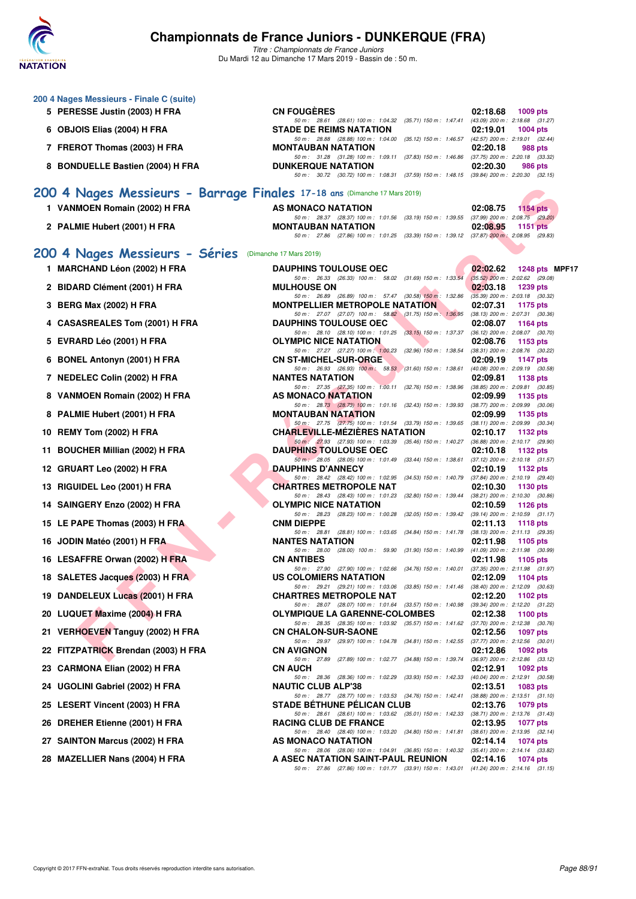## 200 4 Nages Messieurs - Finale C (suite)

| Rang | Nom | Club | Temps | Points |
|---|---|---|---|---|
| 5 | PERESSE Justin (2003) H FRA | CN FOUGÈRES | 02:18.68 | 1009 pts |
| | | 50 m : 28.61 (28.61) 100 m : 1:04.32 (35.71) 150 m : 1:47.41 (43.09) 200 m : 2:18.68 (31.27) | | |
| 6 | OBJOIS Elias (2004) H FRA | STADE DE REIMS NATATION | 02:19.01 | 1004 pts |
| | | 50 m : 28.88 (28.88) 100 m : 1:04.00 (35.12) 150 m : 1:46.57 (42.57) 200 m : 2:19.01 (32.44) | | |
| 7 | FREROT Thomas (2003) H FRA | MONTAUBAN NATATION | 02:20.18 | 988 pts |
| | | 50 m : 31.28 (31.28) 100 m : 1:09.11 (37.83) 150 m : 1:46.86 (37.75) 200 m : 2:20.18 (33.32) | | |
| 8 | BONDUELLE Bastien (2004) H FRA | DUNKERQUE NATATION | 02:20.30 | 986 pts |
| | | 50 m : 30.72 (30.72) 100 m : 1:08.31 (37.59) 150 m : 1:48.15 (39.84) 200 m : 2:20.30 (32.15) | | |

## 200 4 Nages Messieurs - Barrage Finales 17-18 ans (Dimanche 17 Mars 2019)

| Rang | Nom | Club | Temps | Points |
|---|---|---|---|---|
| 1 | VANMOEN Romain (2002) H FRA | AS MONACO NATATION | 02:08.75 | 1154 pts |
| | | 50 m : 28.37 (28.37) 100 m : 1:01.56 (33.19) 150 m : 1:39.55 (37.99) 200 m : 2:08.75 (29.20) | | |
| 2 | PALMIE Hubert (2001) H FRA | MONTAUBAN NATATION | 02:08.95 | 1151 pts |
| | | 50 m : 27.86 (27.86) 100 m : 1:01.25 (33.39) 150 m : 1:39.12 (37.87) 200 m : 2:08.95 (29.83) | | |

## 200 4 Nages Messieurs - Séries (Dimanche 17 Mars 2019)

| Rang | Nom | Club | Temps | Points |
|---|---|---|---|---|
| 1 | MARCHAND Léon (2002) H FRA | DAUPHINS TOULOUSE OEC | 02:02.62 | 1248 pts MPF17 |
| | | 50 m : 26.33 (26.33) 100 m : 58.02 (31.69) 150 m : 1:33.54 (35.52) 200 m : 2:02.62 (29.08) | | |
| 2 | BIDARD Clément (2001) H FRA | MULHOUSE ON | 02:03.18 | 1239 pts |
| | | 50 m : 26.89 (26.89) 100 m : 57.47 (30.58) 150 m : 1:32.86 (35.39) 200 m : 2:03.18 (30.32) | | |
| 3 | BERG Max (2002) H FRA | MONTPELLIER METROPOLE NATATION | 02:07.31 | 1175 pts |
| | | 50 m : 27.07 (27.07) 100 m : 58.82 (31.75) 150 m : 1:36.95 (38.13) 200 m : 2:07.31 (30.36) | | |
| 4 | CASASREALES Tom (2001) H FRA | DAUPHINS TOULOUSE OEC | 02:08.07 | 1164 pts |
| | | 50 m : 28.10 (28.10) 100 m : 1:01.25 (33.15) 150 m : 1:37.37 (36.12) 200 m : 2:08.07 (30.70) | | |
| 5 | EVRARD Léo (2001) H FRA | OLYMPIC NICE NATATION | 02:08.76 | 1153 pts |
| | | 50 m : 27.27 (27.27) 100 m : 1:00.23 (32.96) 150 m : 1:38.54 (38.31) 200 m : 2:08.76 (30.22) | | |
| 6 | BONEL Antonyn (2001) H FRA | CN ST-MICHEL-SUR-ORGE | 02:09.19 | 1147 pts |
| | | 50 m : 26.93 (26.93) 100 m : 58.53 (31.60) 150 m : 1:38.61 (40.08) 200 m : 2:09.19 (30.58) | | |
| 7 | NEDELEC Colin (2002) H FRA | NANTES NATATION | 02:09.81 | 1138 pts |
| | | 50 m : 27.35 (27.35) 100 m : 1:00.11 (32.76) 150 m : 1:38.96 (38.85) 200 m : 2:09.81 (30.85) | | |
| 8 | VANMOEN Romain (2002) H FRA | AS MONACO NATATION | 02:09.99 | 1135 pts |
| | | 50 m : 28.73 (28.73) 100 m : 1:01.16 (32.43) 150 m : 1:39.93 (38.77) 200 m : 2:09.99 (30.06) | | |
| 8 | PALMIE Hubert (2001) H FRA | MONTAUBAN NATATION | 02:09.99 | 1135 pts |
| | | 50 m : 27.75 (27.75) 100 m : 1:01.54 (33.79) 150 m : 1:39.65 (38.11) 200 m : 2:09.99 (30.34) | | |
| 10 | REMY Tom (2002) H FRA | CHARLEVILLE-MÉZIÈRES NATATION | 02:10.17 | 1132 pts |
| | | 50 m : 27.93 (27.93) 100 m : 1:03.39 (35.46) 150 m : 1:40.27 (36.88) 200 m : 2:10.17 (29.90) | | |
| 11 | BOUCHER Millian (2002) H FRA | DAUPHINS TOULOUSE OEC | 02:10.18 | 1132 pts |
| | | 50 m : 28.05 (28.05) 100 m : 1:01.49 (33.44) 150 m : 1:38.61 (37.12) 200 m : 2:10.18 (31.57) | | |
| 12 | GRUART Leo (2002) H FRA | DAUPHINS D'ANNECY | 02:10.19 | 1132 pts |
| | | 50 m : 28.42 (28.42) 100 m : 1:02.95 (34.53) 150 m : 1:40.79 (37.84) 200 m : 2:10.19 (29.40) | | |
| 13 | RIGUIDEL Leo (2001) H FRA | CHARTRES METROPOLE NAT | 02:10.30 | 1130 pts |
| | | 50 m : 28.43 (28.43) 100 m : 1:01.23 (32.80) 150 m : 1:39.44 (38.21) 200 m : 2:10.30 (30.86) | | |
| 14 | SAINGERY Enzo (2002) H FRA | OLYMPIC NICE NATATION | 02:10.59 | 1126 pts |
| | | 50 m : 28.23 (28.23) 100 m : 1:00.28 (32.05) 150 m : 1:39.42 (39.14) 200 m : 2:10.59 (31.17) | | |
| 15 | LE PAPE Thomas (2003) H FRA | CNM DIEPPE | 02:11.13 | 1118 pts |
| | | 50 m : 28.81 (28.81) 100 m : 1:03.65 (34.84) 150 m : 1:41.78 (38.13) 200 m : 2:11.13 (29.35) | | |
| 16 | JODIN Matéo (2001) H FRA | NANTES NATATION | 02:11.98 | 1105 pts |
| | | 50 m : 28.00 (28.00) 100 m : 59.90 (31.90) 150 m : 1:40.99 (41.09) 200 m : 2:11.98 (30.99) | | |
| 16 | LESAFFRE Orwan (2002) H FRA | CN ANTIBES | 02:11.98 | 1105 pts |
| | | 50 m : 27.90 (27.90) 100 m : 1:02.66 (34.76) 150 m : 1:40.01 (37.35) 200 m : 2:11.98 (31.97) | | |
| 18 | SALETES Jacques (2003) H FRA | US COLOMIERS NATATION | 02:12.09 | 1104 pts |
| | | 50 m : 29.21 (29.21) 100 m : 1:03.06 (33.85) 150 m : 1:41.46 (38.40) 200 m : 2:12.09 (30.63) | | |
| 19 | DANDELEUX Lucas (2001) H FRA | CHARTRES METROPOLE NAT | 02:12.20 | 1102 pts |
| | | 50 m : 28.07 (28.07) 100 m : 1:01.64 (33.57) 150 m : 1:40.98 (39.34) 200 m : 2:12.20 (31.22) | | |
| 20 | LUQUET Maxime (2004) H FRA | OLYMPIQUE LA GARENNE-COLOMBES | 02:12.38 | 1100 pts |
| | | 50 m : 28.35 (28.35) 100 m : 1:03.92 (35.57) 150 m : 1:41.62 (37.70) 200 m : 2:12.38 (30.76) | | |
| 21 | VERHOEVEN Tanguy (2002) H FRA | CN CHALON-SUR-SAONE | 02:12.56 | 1097 pts |
| | | 50 m : 29.97 (29.97) 100 m : 1:04.78 (34.81) 150 m : 1:42.55 (37.77) 200 m : 2:12.56 (30.01) | | |
| 22 | FITZPATRICK Brendan (2003) H FRA | CN AVIGNON | 02:12.86 | 1092 pts |
| | | 50 m : 27.89 (27.89) 100 m : 1:02.77 (34.88) 150 m : 1:39.74 (36.97) 200 m : 2:12.86 (33.12) | | |
| 23 | CARMONA Elian (2002) H FRA | CN AUCH | 02:12.91 | 1092 pts |
| | | 50 m : 28.36 (28.36) 100 m : 1:02.29 (33.93) 150 m : 1:42.33 (40.04) 200 m : 2:12.91 (30.58) | | |
| 24 | UGOLINI Gabriel (2002) H FRA | NAUTIC CLUB ALP'38 | 02:13.51 | 1083 pts |
| | | 50 m : 28.77 (28.77) 100 m : 1:03.53 (34.76) 150 m : 1:42.41 (38.88) 200 m : 2:13.51 (31.10) | | |
| 25 | LESERT Vincent (2003) H FRA | STADE BÉTHUNE PÉLICAN CLUB | 02:13.76 | 1079 pts |
| | | 50 m : 28.61 (28.61) 100 m : 1:03.62 (35.01) 150 m : 1:42.33 (38.71) 200 m : 2:13.76 (31.43) | | |
| 26 | DREHER Etienne (2001) H FRA | RACING CLUB DE FRANCE | 02:13.95 | 1077 pts |
| | | 50 m : 28.40 (28.40) 100 m : 1:03.20 (34.80) 150 m : 1:41.81 (38.61) 200 m : 2:13.95 (32.14) | | |
| 27 | SAINTON Marcus (2002) H FRA | AS MONACO NATATION | 02:14.14 | 1074 pts |
| | | 50 m : 28.06 (28.06) 100 m : 1:04.91 (36.85) 150 m : 1:40.32 (35.41) 200 m : 2:14.14 (33.82) | | |
| 28 | MAZELLIER Nans (2004) H FRA | A ASEC NATATION SAINT-PAUL REUNION | 02:14.16 | 1074 pts |
| | | 50 m : 27.86 (27.86) 100 m : 1:01.77 (33.91) 150 m : 1:43.01 (41.24) 200 m : 2:14.16 (31.15) | | |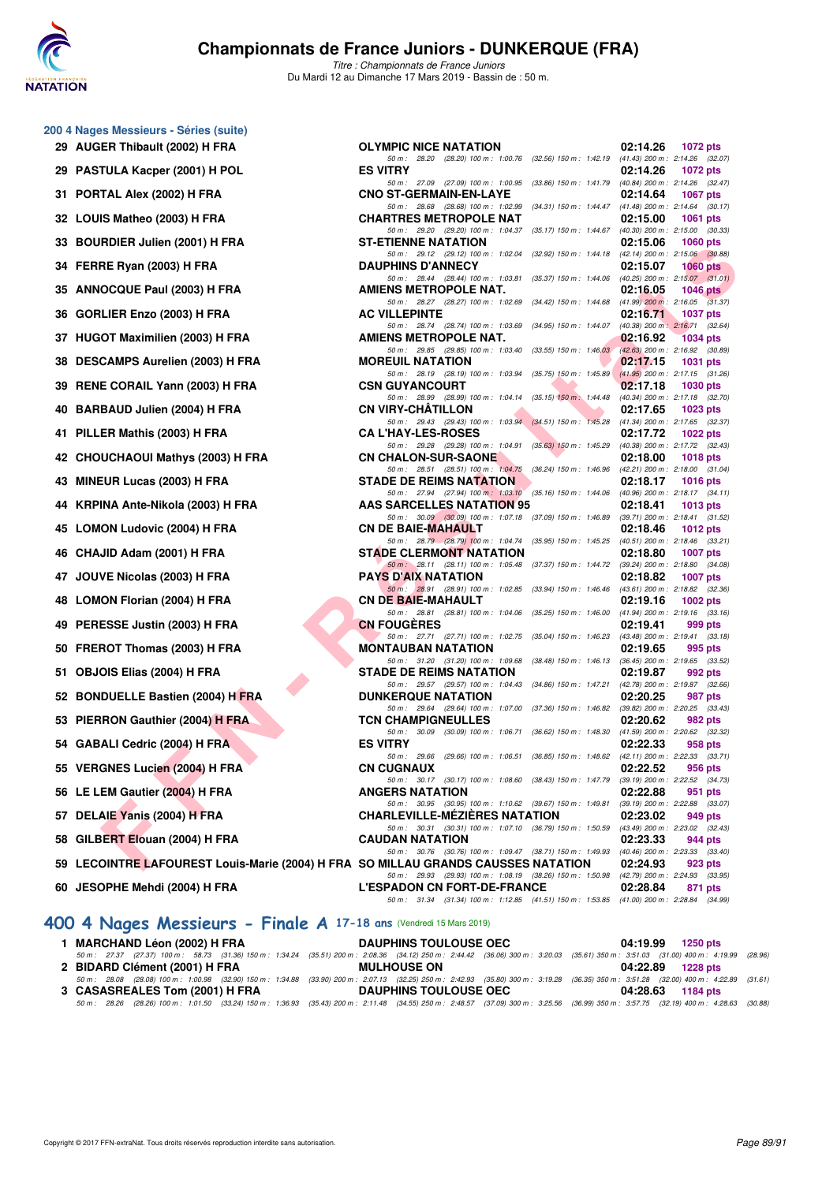# Championnats de France Juniors - DUNKERQUE (FRA)

*Titre : Championnats de France Juniors*
Du Mardi 12 au Dimanche 17 Mars 2019 - Bassin de : 50 m.

## 200 4 Nages Messieurs - Séries (suite)

| Rang | Nom | Club | Temps | Points |
|---|---|---|---|---|
| 29 | AUGER Thibault (2002) H FRA | OLYMPIC NICE NATATION | 02:14.26 | 1072 pts |
| | 50 m : 28.20 (28.20) 100 m : 1:00.76 (32.56) 150 m : 1:42.19 (41.43) 200 m : 2:14.26 (32.07) | | | |
| 29 | PASTULA Kacper (2001) H POL | ES VITRY | 02:14.26 | 1072 pts |
| | 50 m : 27.09 (27.09) 100 m : 1:00.95 (33.86) 150 m : 1:41.79 (40.84) 200 m : 2:14.26 (32.47) | | | |
| 31 | PORTAL Alex (2002) H FRA | CNO ST-GERMAIN-EN-LAYE | 02:14.64 | 1067 pts |
| | 50 m : 28.68 (28.68) 100 m : 1:02.99 (34.31) 150 m : 1:44.47 (41.48) 200 m : 2:14.64 (30.17) | | | |
| 32 | LOUIS Matheo (2003) H FRA | CHARTRES METROPOLE NAT | 02:15.00 | 1061 pts |
| | 50 m : 29.20 (29.20) 100 m : 1:04.37 (35.17) 150 m : 1:44.67 (40.30) 200 m : 2:15.00 (30.33) | | | |
| 33 | BOURDIER Julien (2001) H FRA | ST-ETIENNE NATATION | 02:15.06 | 1060 pts |
| | 50 m : 29.12 (29.12) 100 m : 1:02.04 (32.92) 150 m : 1:44.18 (42.14) 200 m : 2:15.06 (30.88) | | | |
| 34 | FERRE Ryan (2003) H FRA | DAUPHINS D'ANNECY | 02:15.07 | 1060 pts |
| | 50 m : 28.44 (28.44) 100 m : 1:03.81 (35.37) 150 m : 1:44.06 (40.25) 200 m : 2:15.07 (31.01) | | | |
| 35 | ANNOCQUE Paul (2003) H FRA | AMIENS METROPOLE NAT. | 02:16.05 | 1046 pts |
| | 50 m : 28.27 (28.27) 100 m : 1:02.69 (34.42) 150 m : 1:44.68 (41.99) 200 m : 2:16.05 (31.37) | | | |
| 36 | GORLIER Enzo (2003) H FRA | AC VILLEPINTE | 02:16.71 | 1037 pts |
| | 50 m : 28.74 (28.74) 100 m : 1:03.69 (34.95) 150 m : 1:44.07 (40.38) 200 m : 2:16.71 (32.64) | | | |
| 37 | HUGOT Maximilien (2003) H FRA | AMIENS METROPOLE NAT. | 02:16.92 | 1034 pts |
| | 50 m : 29.85 (29.85) 100 m : 1:03.40 (33.55) 150 m : 1:46.03 (42.63) 200 m : 2:16.92 (30.89) | | | |
| 38 | DESCAMPS Aurelien (2003) H FRA | MOREUIL NATATION | 02:17.15 | 1031 pts |
| | 50 m : 28.19 (28.19) 100 m : 1:03.94 (35.75) 150 m : 1:45.89 (41.95) 200 m : 2:17.15 (31.26) | | | |
| 39 | RENE CORAIL Yann (2003) H FRA | CSN GUYANCOURT | 02:17.18 | 1030 pts |
| | 50 m : 28.99 (28.99) 100 m : 1:04.14 (35.15) 150 m : 1:44.48 (40.34) 200 m : 2:17.18 (32.70) | | | |
| 40 | BARBAUD Julien (2004) H FRA | CN VIRY-CHÂTILLON | 02:17.65 | 1023 pts |
| | 50 m : 29.43 (29.43) 100 m : 1:03.94 (34.51) 150 m : 1:45.28 (41.34) 200 m : 2:17.65 (32.37) | | | |
| 41 | PILLER Mathis (2003) H FRA | CA L'HAY-LES-ROSES | 02:17.72 | 1022 pts |
| | 50 m : 29.28 (29.28) 100 m : 1:04.91 (35.63) 150 m : 1:45.29 (40.38) 200 m : 2:17.72 (32.43) | | | |
| 42 | CHOUCHAOUI Mathys (2003) H FRA | CN CHALON-SUR-SAONE | 02:18.00 | 1018 pts |
| | 50 m : 28.51 (28.51) 100 m : 1:04.75 (36.24) 150 m : 1:46.96 (42.21) 200 m : 2:18.00 (31.04) | | | |
| 43 | MINEUR Lucas (2003) H FRA | STADE DE REIMS NATATION | 02:18.17 | 1016 pts |
| | 50 m : 27.94 (27.94) 100 m : 1:03.10 (35.16) 150 m : 1:44.06 (40.96) 200 m : 2:18.17 (34.11) | | | |
| 44 | KRPINA Ante-Nikola (2003) H FRA | AAS SARCELLES NATATION 95 | 02:18.41 | 1013 pts |
| | 50 m : 30.09 (30.09) 100 m : 1:07.18 (37.09) 150 m : 1:46.89 (39.71) 200 m : 2:18.41 (31.52) | | | |
| 45 | LOMON Ludovic (2004) H FRA | CN DE BAIE-MAHAULT | 02:18.46 | 1012 pts |
| | 50 m : 28.79 (28.79) 100 m : 1:04.74 (35.95) 150 m : 1:45.25 (40.51) 200 m : 2:18.46 (33.21) | | | |
| 46 | CHAJID Adam (2001) H FRA | STADE CLERMONT NATATION | 02:18.80 | 1007 pts |
| | 50 m : 28.11 (28.11) 100 m : 1:05.48 (37.37) 150 m : 1:44.72 (39.24) 200 m : 2:18.80 (34.08) | | | |
| 47 | JOUVE Nicolas (2003) H FRA | PAYS D'AIX NATATION | 02:18.82 | 1007 pts |
| | 50 m : 28.91 (28.91) 100 m : 1:02.85 (33.94) 150 m : 1:46.46 (43.61) 200 m : 2:18.82 (32.36) | | | |
| 48 | LOMON Florian (2004) H FRA | CN DE BAIE-MAHAULT | 02:19.16 | 1002 pts |
| | 50 m : 28.81 (28.81) 100 m : 1:04.06 (35.25) 150 m : 1:46.00 (41.94) 200 m : 2:19.16 (33.16) | | | |
| 49 | PERESSE Justin (2003) H FRA | CN FOUGÈRES | 02:19.41 | 999 pts |
| | 50 m : 27.71 (27.71) 100 m : 1:02.75 (35.04) 150 m : 1:46.23 (43.48) 200 m : 2:19.41 (33.18) | | | |
| 50 | FREROT Thomas (2003) H FRA | MONTAUBAN NATATION | 02:19.65 | 995 pts |
| | 50 m : 31.20 (31.20) 100 m : 1:09.68 (38.48) 150 m : 1:46.13 (36.45) 200 m : 2:19.65 (33.52) | | | |
| 51 | OBJOIS Elias (2004) H FRA | STADE DE REIMS NATATION | 02:19.87 | 992 pts |
| | 50 m : 29.57 (29.57) 100 m : 1:04.43 (34.86) 150 m : 1:47.21 (42.78) 200 m : 2:19.87 (32.66) | | | |
| 52 | BONDUELLE Bastien (2004) H FRA | DUNKERQUE NATATION | 02:20.25 | 987 pts |
| | 50 m : 29.64 (29.64) 100 m : 1:07.00 (37.36) 150 m : 1:46.82 (39.82) 200 m : 2:20.25 (33.43) | | | |
| 53 | PIERRON Gauthier (2004) H FRA | TCN CHAMPIGNEULLES | 02:20.62 | 982 pts |
| | 50 m : 30.09 (30.09) 100 m : 1:06.71 (36.62) 150 m : 1:48.30 (41.59) 200 m : 2:20.62 (32.32) | | | |
| 54 | GABALI Cedric (2004) H FRA | ES VITRY | 02:22.33 | 958 pts |
| | 50 m : 29.66 (29.66) 100 m : 1:06.51 (36.85) 150 m : 1:48.62 (42.11) 200 m : 2:22.33 (33.71) | | | |
| 55 | VERGNES Lucien (2004) H FRA | CN CUGNAUX | 02:22.52 | 956 pts |
| | 50 m : 30.17 (30.17) 100 m : 1:08.60 (38.43) 150 m : 1:47.79 (39.19) 200 m : 2:22.52 (34.73) | | | |
| 56 | LE LEM Gautier (2004) H FRA | ANGERS NATATION | 02:22.88 | 951 pts |
| | 50 m : 30.95 (30.95) 100 m : 1:10.62 (39.67) 150 m : 1:49.81 (39.19) 200 m : 2:22.88 (33.07) | | | |
| 57 | DELAIE Yanis (2004) H FRA | CHARLEVILLE-MÉZIÈRES NATATION | 02:23.02 | 949 pts |
| | 50 m : 30.31 (30.31) 100 m : 1:07.10 (36.79) 150 m : 1:50.59 (43.49) 200 m : 2:23.02 (32.43) | | | |
| 58 | GILBERT Elouan (2004) H FRA | CAUDAN NATATION | 02:23.33 | 944 pts |
| | 50 m : 30.76 (30.76) 100 m : 1:09.47 (38.71) 150 m : 1:49.93 (40.46) 200 m : 2:23.33 (33.40) | | | |
| 59 | LECOINTRE LAFOUREST Louis-Marie (2004) H FRA | SO MILLAU GRANDS CAUSSES NATATION | 02:24.93 | 923 pts |
| | 50 m : 29.93 (29.93) 100 m : 1:08.19 (38.26) 150 m : 1:50.98 (42.79) 200 m : 2:24.93 (33.95) | | | |
| 60 | JESOPHE Mehdi (2004) H FRA | L'ESPADON CN FORT-DE-FRANCE | 02:28.84 | 871 pts |
| | 50 m : 31.34 (31.34) 100 m : 1:12.85 (41.51) 150 m : 1:53.85 (41.00) 200 m : 2:28.84 (34.99) | | | |

## 400 4 Nages Messieurs - Finale A 17-18 ans (Vendredi 15 Mars 2019)

| Rang | Nom | Club | Temps | Points |
|---|---|---|---|---|
| 1 | MARCHAND Léon (2002) H FRA | DAUPHINS TOULOUSE OEC | 04:19.99 | 1250 pts |
| | 50 m : 27.37 (27.37) 100 m : 58.73 (31.36) 150 m : 1:34.24 (35.51) 200 m : 2:08.36 (34.12) 250 m : 2:44.42 (36.06) 300 m : 3:20.03 (35.61) 350 m : 3:51.03 (31.00) 400 m : 4:19.99 (28.96) | | | |
| 2 | BIDARD Clément (2001) H FRA | MULHOUSE ON | 04:22.89 | 1228 pts |
| | 50 m : 28.08 (28.08) 100 m : 1:00.98 (32.90) 150 m : 1:34.88 (33.90) 200 m : 2:07.13 (32.25) 250 m : 2:42.93 (35.80) 300 m : 3:19.28 (36.35) 350 m : 3:51.28 (32.00) 400 m : 4:22.89 (31.61) | | | |
| 3 | CASASREALES Tom (2001) H FRA | DAUPHINS TOULOUSE OEC | 04:28.63 | 1184 pts |
| | 50 m : 28.26 (28.26) 100 m : 1:01.50 (33.24) 150 m : 1:36.93 (35.43) 200 m : 2:11.48 (34.55) 250 m : 2:48.57 (37.09) 300 m : 3:25.56 (36.99) 350 m : 3:57.75 (32.19) 400 m : 4:28.63 (30.88) | | | |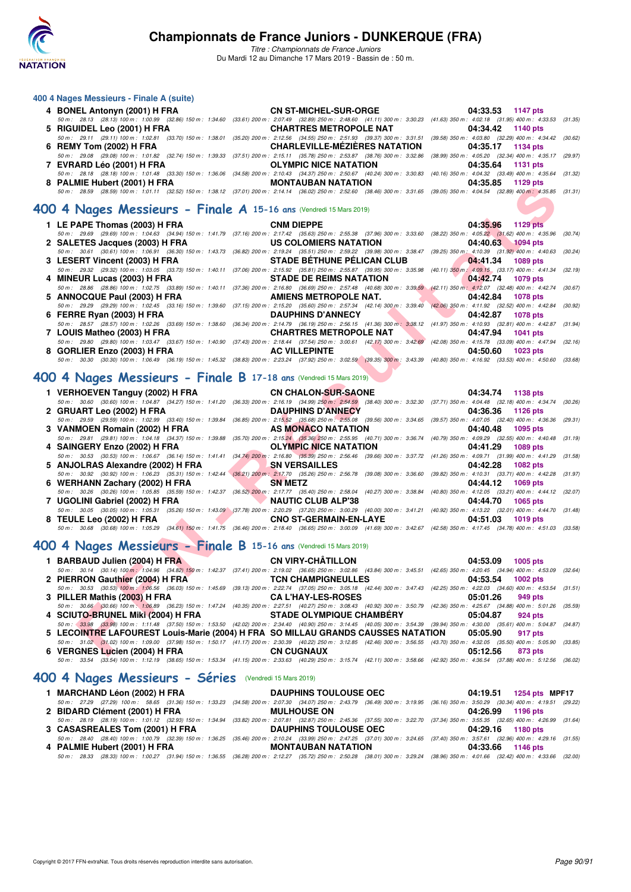### 400 4 Nages Messieurs - Finale A (suite)

4 **BONEL Antonyn (2001) H FRA** — CN ST-MICHEL-SUR-ORGE — 04:33.53 — 1147 pts
50 m : 28.13 (28.13) 100 m : 1:00.99 (32.86) 150 m : 1:34.60 (33.61) 200 m : 2:07.49 (32.89) 250 m : 2:48.60 (41.11) 300 m : 3:30.23 (41.63) 350 m : 4:02.18 (31.95) 400 m : 4:33.53 (31.35)

5 **RIGUIDEL Leo (2001) H FRA** — CHARTRES METROPOLE NAT — 04:34.42 — 1140 pts
50 m : 29.11 (29.11) 100 m : 1:02.81 (33.70) 150 m : 1:38.01 (35.20) 200 m : 2:12.56 (34.55) 250 m : 2:51.93 (39.37) 300 m : 3:31.51 (39.58) 350 m : 4:03.80 (32.29) 400 m : 4:34.42 (30.62)

6 **REMY Tom (2002) H FRA** — CHARLEVILLE-MÉZIÈRES NATATION — 04:35.17 — 1134 pts
50 m : 29.08 (29.08) 100 m : 1:01.82 (32.74) 150 m : 1:39.33 (37.51) 200 m : 2:15.11 (35.78) 250 m : 2:53.87 (38.76) 300 m : 3:32.86 (38.99) 350 m : 4:05.20 (32.34) 400 m : 4:35.17 (29.97)

7 **EVRARD Léo (2001) H FRA** — OLYMPIC NICE NATATION — 04:35.64 — 1131 pts
50 m : 28.18 (28.18) 100 m : 1:01.48 (33.30) 150 m : 1:36.06 (34.58) 200 m : 2:10.43 (34.37) 250 m : 2:50.67 (40.24) 300 m : 3:30.83 (40.16) 350 m : 4:04.32 (33.49) 400 m : 4:35.64 (31.32)

8 **PALMIE Hubert (2001) H FRA** — MONTAUBAN NATATION — 04:35.85 — 1129 pts
50 m : 28.59 (28.59) 100 m : 1:01.11 (32.52) 150 m : 1:38.12 (37.01) 200 m : 2:14.14 (36.02) 250 m : 2:52.60 (38.46) 300 m : 3:31.65 (39.05) 350 m : 4:04.54 (32.89) 400 m : 4:35.85 (31.31)

## 400 4 Nages Messieurs - Finale A 15-16 ans (Vendredi 15 Mars 2019)

1 **LE PAPE Thomas (2003) H FRA** — CNM DIEPPE — 04:35.96 — 1129 pts
50 m : 29.69 (29.69) 100 m : 1:04.63 (34.94) 150 m : 1:41.79 (37.16) 200 m : 2:17.42 (35.63) 250 m : 2:55.38 (37.96) 300 m : 3:33.60 (38.22) 350 m : 4:05.22 (31.62) 400 m : 4:35.96 (30.74)

2 **SALETES Jacques (2003) H FRA** — US COLOMIERS NATATION — 04:40.63 — 1094 pts
50 m : 30.61 (30.61) 100 m : 1:06.91 (36.30) 150 m : 1:43.73 (36.82) 200 m : 2:19.24 (35.51) 250 m : 2:59.22 (39.98) 300 m : 3:38.47 (39.25) 350 m : 4:10.39 (31.92) 400 m : 4:40.63 (30.24)

3 **LESERT Vincent (2003) H FRA** — STADE BÉTHUNE PÉLICAN CLUB — 04:41.34 — 1089 pts
50 m : 29.32 (29.32) 100 m : 1:03.05 (33.73) 150 m : 1:40.11 (37.06) 200 m : 2:15.92 (35.81) 250 m : 2:55.87 (39.95) 300 m : 3:35.98 (40.11) 350 m : 4:09.15 (33.17) 400 m : 4:41.34 (32.19)

4 **MINEUR Lucas (2003) H FRA** — STADE DE REIMS NATATION — 04:42.74 — 1079 pts
50 m : 28.86 (28.86) 100 m : 1:02.75 (33.89) 150 m : 1:40.11 (37.36) 200 m : 2:16.80 (36.69) 250 m : 2:57.48 (40.68) 300 m : 3:39.59 (42.11) 350 m : 4:12.07 (32.48) 400 m : 4:42.74 (30.67)

5 **ANNOCQUE Paul (2003) H FRA** — AMIENS METROPOLE NAT. — 04:42.84 — 1078 pts
50 m : 29.29 (29.29) 100 m : 1:02.45 (33.16) 150 m : 1:39.60 (37.15) 200 m : 2:15.20 (35.60) 250 m : 2:57.34 (42.14) 300 m : 3:39.40 (42.06) 350 m : 4:11.92 (32.52) 400 m : 4:42.84 (30.92)

6 **FERRE Ryan (2003) H FRA** — DAUPHINS D'ANNECY — 04:42.87 — 1078 pts
50 m : 28.57 (28.57) 100 m : 1:02.26 (33.69) 150 m : 1:38.60 (36.34) 200 m : 2:14.79 (36.19) 250 m : 2:56.15 (41.36) 300 m : 3:38.12 (41.97) 350 m : 4:10.93 (32.81) 400 m : 4:42.87 (31.94)

7 **LOUIS Matheo (2003) H FRA** — CHARTRES METROPOLE NAT — 04:47.94 — 1041 pts
50 m : 29.80 (29.80) 100 m : 1:03.47 (33.67) 150 m : 1:40.90 (37.43) 200 m : 2:18.44 (37.54) 250 m : 3:00.61 (42.17) 300 m : 3:42.69 (42.08) 350 m : 4:15.78 (33.09) 400 m : 4:47.94 (32.16)

8 **GORLIER Enzo (2003) H FRA** — AC VILLEPINTE — 04:50.60 — 1023 pts
50 m : 30.30 (30.30) 100 m : 1:06.49 (36.19) 150 m : 1:45.32 (38.83) 200 m : 2:23.24 (37.92) 250 m : 3:02.59 (39.35) 300 m : 3:43.39 (40.80) 350 m : 4:16.92 (33.53) 400 m : 4:50.60 (33.68)

## 400 4 Nages Messieurs - Finale B 17-18 ans (Vendredi 15 Mars 2019)

1 **VERHOEVEN Tanguy (2002) H FRA** — CN CHALON-SUR-SAONE — 04:34.74 — 1138 pts
50 m : 30.60 (30.60) 100 m : 1:04.87 (34.27) 150 m : 1:41.20 (36.33) 200 m : 2:16.19 (34.99) 250 m : 2:54.59 (38.40) 300 m : 3:32.30 (37.71) 350 m : 4:04.48 (32.18) 400 m : 4:34.74 (30.26)

2 **GRUART Leo (2002) H FRA** — DAUPHINS D'ANNECY — 04:36.36 — 1126 pts
50 m : 29.59 (29.59) 100 m : 1:02.99 (33.40) 150 m : 1:39.84 (36.85) 200 m : 2:15.52 (35.68) 250 m : 2:55.08 (39.56) 300 m : 3:34.65 (39.57) 350 m : 4:07.05 (32.40) 400 m : 4:36.36 (29.31)

3 **VANMOEN Romain (2002) H FRA** — AS MONACO NATATION — 04:40.48 — 1095 pts
50 m : 29.81 (29.81) 100 m : 1:04.18 (34.37) 150 m : 1:39.88 (35.70) 200 m : 2:15.24 (35.36) 250 m : 2:55.95 (40.71) 300 m : 3:36.74 (40.79) 350 m : 4:09.29 (32.55) 400 m : 4:40.48 (31.19)

4 **SAINGERY Enzo (2002) H FRA** — OLYMPIC NICE NATATION — 04:41.29 — 1089 pts
50 m : 30.53 (30.53) 100 m : 1:06.67 (36.14) 150 m : 1:41.41 (34.74) 200 m : 2:16.80 (35.39) 250 m : 2:56.46 (39.66) 300 m : 3:37.72 (41.26) 350 m : 4:09.71 (31.99) 400 m : 4:41.29 (31.58)

5 **ANJOLRAS Alexandre (2002) H FRA** — SN VERSAILLES — 04:42.28 — 1082 pts
50 m : 30.92 (30.92) 100 m : 1:06.23 (35.31) 150 m : 1:42.44 (36.21) 200 m : 2:17.70 (35.26) 250 m : 2:56.78 (39.08) 300 m : 3:36.60 (39.82) 350 m : 4:10.31 (33.71) 400 m : 4:42.28 (31.97)

6 **WERHANN Zachary (2002) H FRA** — SN METZ — 04:44.12 — 1069 pts
50 m : 30.26 (30.26) 100 m : 1:05.85 (35.59) 150 m : 1:42.37 (36.52) 200 m : 2:17.77 (35.40) 250 m : 2:58.04 (40.27) 300 m : 3:38.84 (40.80) 350 m : 4:12.05 (33.21) 400 m : 4:44.12 (32.07)

7 **UGOLINI Gabriel (2002) H FRA** — NAUTIC CLUB ALP'38 — 04:44.70 — 1065 pts
50 m : 30.05 (30.05) 100 m : 1:05.31 (35.26) 150 m : 1:43.09 (37.78) 200 m : 2:20.29 (37.20) 250 m : 3:00.29 (40.00) 300 m : 3:41.21 (40.92) 350 m : 4:13.22 (32.01) 400 m : 4:44.70 (31.48)

8 **TEULE Leo (2002) H FRA** — CNO ST-GERMAIN-EN-LAYE — 04:51.03 — 1019 pts
50 m : 30.68 (30.68) 100 m : 1:05.29 (34.61) 150 m : 1:41.75 (36.46) 200 m : 2:18.40 (36.65) 250 m : 3:00.09 (41.69) 300 m : 3:42.67 (42.58) 350 m : 4:17.45 (34.78) 400 m : 4:51.03 (33.58)

## 400 4 Nages Messieurs - Finale B 15-16 ans (Vendredi 15 Mars 2019)

1 **BARBAUD Julien (2004) H FRA** — CN VIRY-CHÂTILLON — 04:53.09 — 1005 pts
50 m : 30.14 (30.14) 100 m : 1:04.96 (34.82) 150 m : 1:42.37 (37.41) 200 m : 2:19.02 (36.65) 250 m : 3:02.86 (43.84) 300 m : 3:45.51 (42.65) 350 m : 4:20.45 (34.94) 400 m : 4:53.09 (32.64)

2 **PIERRON Gauthier (2004) H FRA** — TCN CHAMPIGNEULLES — 04:53.54 — 1002 pts
50 m : 30.53 (30.53) 100 m : 1:06.56 (36.03) 150 m : 1:45.69 (39.13) 200 m : 2:22.74 (37.05) 250 m : 3:05.18 (42.44) 300 m : 3:47.43 (42.25) 350 m : 4:22.03 (34.60) 400 m : 4:53.54 (31.51)

3 **PILLER Mathis (2003) H FRA** — CA L'HAY-LES-ROSES — 05:01.26 — 949 pts
50 m : 30.66 (30.66) 100 m : 1:06.89 (36.23) 150 m : 1:47.24 (40.35) 200 m : 2:27.51 (40.27) 250 m : 3:08.43 (40.92) 300 m : 3:50.79 (42.36) 350 m : 4:25.67 (34.88) 400 m : 5:01.26 (35.59)

4 **SCIUTO-BRUNEL Miki (2004) H FRA** — STADE OLYMPIQUE CHAMBÉRY — 05:04.87 — 924 pts
50 m : 33.98 (33.98) 100 m : 1:11.48 (37.50) 150 m : 1:53.50 (42.02) 200 m : 2:34.40 (40.90) 250 m : 3:14.45 (40.05) 300 m : 3:54.39 (39.94) 350 m : 4:30.00 (35.61) 400 m : 5:04.87 (34.87)

5 **LECOINTRE LAFOUREST Louis-Marie (2004) H FRA** — SO MILLAU GRANDS CAUSSES NATATION — 05:05.90 — 917 pts
50 m : 31.02 (31.02) 100 m : 1:09.00 (37.98) 150 m : 1:50.17 (41.17) 200 m : 2:30.39 (40.22) 250 m : 3:12.85 (42.46) 300 m : 3:56.55 (43.70) 350 m : 4:32.05 (35.50) 400 m : 5:05.90 (33.85)

6 **VERGNES Lucien (2004) H FRA** — CN CUGNAUX — 05:12.56 — 873 pts
50 m : 33.54 (33.54) 100 m : 1:12.19 (38.65) 150 m : 1:53.34 (41.15) 200 m : 2:33.63 (40.29) 250 m : 3:15.74 (42.11) 300 m : 3:58.66 (42.92) 350 m : 4:36.54 (37.88) 400 m : 5:12.56 (36.02)

## 400 4 Nages Messieurs - Séries (Vendredi 15 Mars 2019)

1 **MARCHAND Léon (2002) H FRA** — DAUPHINS TOULOUSE OEC — 04:19.51 — 1254 pts MPF17
50 m : 27.29 (27.29) 100 m : 58.65 (31.36) 150 m : 1:33.23 (34.58) 200 m : 2:07.30 (34.07) 250 m : 2:43.79 (36.49) 300 m : 3:19.95 (36.16) 350 m : 3:50.29 (30.34) 400 m : 4:19.51 (29.22)

2 **BIDARD Clément (2001) H FRA** — MULHOUSE ON — 04:26.99 — 1196 pts
50 m : 28.19 (28.19) 100 m : 1:01.12 (32.93) 150 m : 1:34.94 (33.82) 200 m : 2:07.81 (32.87) 250 m : 2:45.36 (37.55) 300 m : 3:22.70 (37.34) 350 m : 3:55.35 (32.65) 400 m : 4:26.99 (31.64)

3 **CASASREALES Tom (2001) H FRA** — DAUPHINS TOULOUSE OEC — 04:29.16 — 1180 pts
50 m : 28.40 (28.40) 100 m : 1:00.79 (32.39) 150 m : 1:36.25 (35.46) 200 m : 2:10.24 (33.99) 250 m : 2:47.25 (37.01) 300 m : 3:24.65 (37.40) 350 m : 3:57.61 (32.96) 400 m : 4:29.16 (31.55)

4 **PALMIE Hubert (2001) H FRA** — MONTAUBAN NATATION — 04:33.66 — 1146 pts
50 m : 28.33 (28.33) 100 m : 1:00.27 (31.94) 150 m : 1:36.55 (36.28) 200 m : 2:12.27 (35.72) 250 m : 2:50.28 (38.01) 300 m : 3:29.24 (38.96) 350 m : 4:01.66 (32.42) 400 m : 4:33.66 (32.00)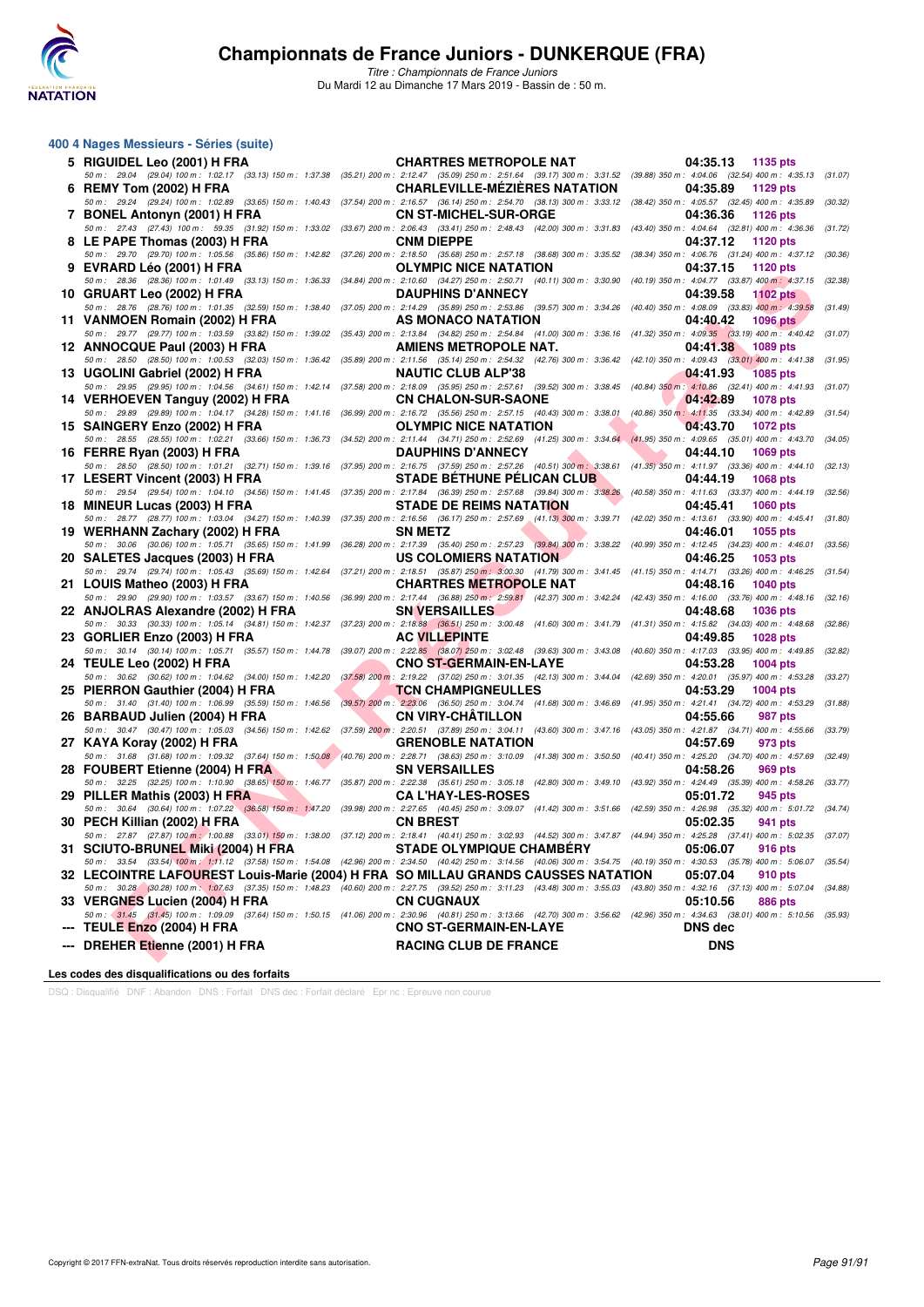# Championnats de France Juniors - DUNKERQUE (FRA)

*Titre : Championnats de France Juniors*
Du Mardi 12 au Dimanche 17 Mars 2019 - Bassin de : 50 m.

## 400 4 Nages Messieurs - Séries (suite)

| Rang | Nom | Club | Temps | Points |
|---|---|---|---|---|
| 5 | RIGUIDEL Leo (2001) H FRA | CHARTRES METROPOLE NAT | 04:35.13 | 1135 pts |
| | 50 m : 29.04 (29.04) 100 m : 1:02.17 (33.13) 150 m : 1:37.38 (35.21) 200 m : 2:12.47 (35.09) 250 m : 2:51.64 (39.17) 300 m : 3:31.52 (39.88) 350 m : 4:04.06 (32.54) 400 m : 4:35.13 (31.07) | | | |
| 6 | REMY Tom (2002) H FRA | CHARLEVILLE-MÉZIÈRES NATATION | 04:35.89 | 1129 pts |
| | 50 m : 29.24 (29.24) 100 m : 1:02.89 (33.65) 150 m : 1:40.43 (37.54) 200 m : 2:16.57 (36.14) 250 m : 2:54.70 (38.13) 300 m : 3:33.12 (38.42) 350 m : 4:05.57 (32.45) 400 m : 4:35.89 (30.32) | | | |
| 7 | BONEL Antonyn (2001) H FRA | CN ST-MICHEL-SUR-ORGE | 04:36.36 | 1126 pts |
| | 50 m : 27.43 (27.43) 100 m : 59.35 (31.92) 150 m : 1:33.02 (33.67) 200 m : 2:06.43 (33.41) 250 m : 2:48.43 (42.00) 300 m : 3:31.83 (43.40) 350 m : 4:04.64 (32.81) 400 m : 4:36.36 (31.72) | | | |
| 8 | LE PAPE Thomas (2003) H FRA | CNM DIEPPE | 04:37.12 | 1120 pts |
| | 50 m : 29.70 (29.70) 100 m : 1:05.56 (35.86) 150 m : 1:42.82 (37.26) 200 m : 2:18.50 (35.68) 250 m : 2:57.18 (38.68) 300 m : 3:35.52 (38.34) 350 m : 4:06.76 (31.24) 400 m : 4:37.12 (30.36) | | | |
| 9 | EVRARD Léo (2001) H FRA | OLYMPIC NICE NATATION | 04:37.15 | 1120 pts |
| | 50 m : 28.36 (28.36) 100 m : 1:01.49 (33.13) 150 m : 1:36.33 (34.84) 200 m : 2:10.60 (34.27) 250 m : 2:50.71 (40.11) 300 m : 3:30.90 (40.19) 350 m : 4:04.77 (33.87) 400 m : 4:37.15 (32.38) | | | |
| 10 | GRUART Leo (2002) H FRA | DAUPHINS D'ANNECY | 04:39.58 | 1102 pts |
| | 50 m : 28.76 (28.76) 100 m : 1:01.35 (32.59) 150 m : 1:38.40 (37.05) 200 m : 2:14.29 (35.89) 250 m : 2:53.86 (39.57) 300 m : 3:34.26 (40.40) 350 m : 4:08.09 (33.83) 400 m : 4:39.58 (31.49) | | | |
| 11 | VANMOEN Romain (2002) H FRA | AS MONACO NATATION | 04:40.42 | 1096 pts |
| | 50 m : 29.77 (29.77) 100 m : 1:03.59 (33.82) 150 m : 1:39.02 (35.43) 200 m : 2:13.84 (34.82) 250 m : 2:54.84 (41.00) 300 m : 3:36.16 (41.32) 350 m : 4:09.35 (33.19) 400 m : 4:40.42 (31.07) | | | |
| 12 | ANNOCQUE Paul (2003) H FRA | AMIENS METROPOLE NAT. | 04:41.38 | 1089 pts |
| | 50 m : 28.50 (28.50) 100 m : 1:00.53 (32.03) 150 m : 1:36.42 (35.89) 200 m : 2:11.56 (35.14) 250 m : 2:54.32 (42.76) 300 m : 3:36.42 (42.10) 350 m : 4:09.43 (33.01) 400 m : 4:41.38 (31.95) | | | |
| 13 | UGOLINI Gabriel (2002) H FRA | NAUTIC CLUB ALP'38 | 04:41.93 | 1085 pts |
| | 50 m : 29.95 (29.95) 100 m : 1:04.56 (34.61) 150 m : 1:42.14 (37.58) 200 m : 2:18.09 (35.95) 250 m : 2:57.61 (39.52) 300 m : 3:38.45 (40.84) 350 m : 4:10.86 (32.41) 400 m : 4:41.93 (31.07) | | | |
| 14 | VERHOEVEN Tanguy (2002) H FRA | CN CHALON-SUR-SAONE | 04:42.89 | 1078 pts |
| | 50 m : 29.89 (29.89) 100 m : 1:04.17 (34.28) 150 m : 1:41.16 (36.99) 200 m : 2:16.72 (35.56) 250 m : 2:57.15 (40.43) 300 m : 3:38.01 (40.86) 350 m : 4:11.35 (33.34) 400 m : 4:42.89 (31.54) | | | |
| 15 | SAINGERY Enzo (2002) H FRA | OLYMPIC NICE NATATION | 04:43.70 | 1072 pts |
| | 50 m : 28.55 (28.55) 100 m : 1:02.21 (33.66) 150 m : 1:36.73 (34.52) 200 m : 2:11.44 (34.71) 250 m : 2:52.69 (41.25) 300 m : 3:34.64 (41.95) 350 m : 4:09.65 (35.01) 400 m : 4:43.70 (34.05) | | | |
| 16 | FERRE Ryan (2003) H FRA | DAUPHINS D'ANNECY | 04:44.10 | 1069 pts |
| | 50 m : 28.50 (28.50) 100 m : 1:01.21 (32.71) 150 m : 1:39.16 (37.95) 200 m : 2:16.75 (37.59) 250 m : 2:57.26 (40.51) 300 m : 3:38.61 (41.35) 350 m : 4:11.97 (33.36) 400 m : 4:44.10 (32.13) | | | |
| 17 | LESERT Vincent (2003) H FRA | STADE BÉTHUNE PÉLICAN CLUB | 04:44.19 | 1068 pts |
| | 50 m : 29.54 (29.54) 100 m : 1:04.10 (34.56) 150 m : 1:41.45 (37.35) 200 m : 2:17.84 (36.39) 250 m : 2:57.68 (39.84) 300 m : 3:38.26 (40.58) 350 m : 4:11.63 (33.37) 400 m : 4:44.19 (32.56) | | | |
| 18 | MINEUR Lucas (2003) H FRA | STADE DE REIMS NATATION | 04:45.41 | 1060 pts |
| | 50 m : 28.77 (28.77) 100 m : 1:03.04 (34.27) 150 m : 1:40.39 (37.35) 200 m : 2:16.56 (36.17) 250 m : 2:57.69 (41.13) 300 m : 3:39.71 (42.02) 350 m : 4:13.61 (33.90) 400 m : 4:45.41 (31.80) | | | |
| 19 | WERHANN Zachary (2002) H FRA | SN METZ | 04:46.01 | 1055 pts |
| | 50 m : 30.06 (30.06) 100 m : 1:05.71 (35.65) 150 m : 1:41.99 (36.28) 200 m : 2:17.39 (35.40) 250 m : 2:57.23 (39.84) 300 m : 3:38.22 (40.99) 350 m : 4:12.45 (34.23) 400 m : 4:46.01 (33.56) | | | |
| 20 | SALETES Jacques (2003) H FRA | US COLOMIERS NATATION | 04:46.25 | 1053 pts |
| | 50 m : 29.74 (29.74) 100 m : 1:05.43 (35.69) 150 m : 1:42.64 (37.21) 200 m : 2:18.51 (35.87) 250 m : 3:00.30 (41.79) 300 m : 3:41.45 (41.15) 350 m : 4:14.71 (33.26) 400 m : 4:46.25 (31.54) | | | |
| 21 | LOUIS Matheo (2003) H FRA | CHARTRES METROPOLE NAT | 04:48.16 | 1040 pts |
| | 50 m : 29.90 (29.90) 100 m : 1:03.57 (33.67) 150 m : 1:40.56 (36.99) 200 m : 2:17.44 (36.88) 250 m : 2:59.81 (42.37) 300 m : 3:42.24 (42.43) 350 m : 4:16.00 (33.76) 400 m : 4:48.16 (32.16) | | | |
| 22 | ANJOLRAS Alexandre (2002) H FRA | SN VERSAILLES | 04:48.68 | 1036 pts |
| | 50 m : 30.33 (30.33) 100 m : 1:05.14 (34.81) 150 m : 1:42.37 (37.23) 200 m : 2:18.88 (36.51) 250 m : 3:00.48 (41.60) 300 m : 3:41.79 (41.31) 350 m : 4:15.82 (34.03) 400 m : 4:48.68 (32.86) | | | |
| 23 | GORLIER Enzo (2003) H FRA | AC VILLEPINTE | 04:49.85 | 1028 pts |
| | 50 m : 30.14 (30.14) 100 m : 1:05.71 (35.57) 150 m : 1:44.78 (39.07) 200 m : 2:22.85 (38.07) 250 m : 3:02.48 (39.63) 300 m : 3:43.08 (40.60) 350 m : 4:17.03 (33.95) 400 m : 4:49.85 (32.82) | | | |
| 24 | TEULE Leo (2002) H FRA | CNO ST-GERMAIN-EN-LAYE | 04:53.28 | 1004 pts |
| | 50 m : 30.62 (30.62) 100 m : 1:04.62 (34.00) 150 m : 1:42.20 (37.58) 200 m : 2:19.22 (37.02) 250 m : 3:01.35 (42.13) 300 m : 3:44.04 (42.69) 350 m : 4:20.01 (35.97) 400 m : 4:53.28 (33.27) | | | |
| 25 | PIERRON Gauthier (2004) H FRA | TCN CHAMPIGNEULLES | 04:53.29 | 1004 pts |
| | 50 m : 31.40 (31.40) 100 m : 1:06.99 (35.59) 150 m : 1:46.56 (39.57) 200 m : 2:23.06 (36.50) 250 m : 3:04.74 (41.68) 300 m : 3:46.69 (41.95) 350 m : 4:21.41 (34.72) 400 m : 4:53.29 (31.88) | | | |
| 26 | BARBAUD Julien (2004) H FRA | CN VIRY-CHÂTILLON | 04:55.66 | 987 pts |
| | 50 m : 30.47 (30.47) 100 m : 1:05.03 (34.56) 150 m : 1:42.62 (37.59) 200 m : 2:20.51 (37.89) 250 m : 3:04.11 (43.60) 300 m : 3:47.16 (43.05) 350 m : 4:21.87 (34.71) 400 m : 4:55.66 (33.79) | | | |
| 27 | KAYA Koray (2002) H FRA | GRENOBLE NATATION | 04:57.69 | 973 pts |
| | 50 m : 31.68 (31.68) 100 m : 1:09.32 (37.64) 150 m : 1:50.08 (40.76) 200 m : 2:28.71 (38.63) 250 m : 3:10.09 (41.38) 300 m : 3:50.50 (40.41) 350 m : 4:25.20 (34.70) 400 m : 4:57.69 (32.49) | | | |
| 28 | FOUBERT Etienne (2004) H FRA | SN VERSAILLES | 04:58.26 | 969 pts |
| | 50 m : 32.25 (32.25) 100 m : 1:10.90 (38.65) 150 m : 1:46.77 (35.87) 200 m : 2:22.38 (35.61) 250 m : 3:05.18 (42.80) 300 m : 3:49.10 (43.92) 350 m : 4:24.49 (35.39) 400 m : 4:58.26 (33.77) | | | |
| 29 | PILLER Mathis (2003) H FRA | CA L'HAY-LES-ROSES | 05:01.72 | 945 pts |
| | 50 m : 30.64 (30.64) 100 m : 1:07.22 (36.58) 150 m : 1:47.20 (39.98) 200 m : 2:27.65 (40.45) 250 m : 3:09.07 (41.42) 300 m : 3:51.66 (42.59) 350 m : 4:26.98 (35.32) 400 m : 5:01.72 (34.74) | | | |
| 30 | PECH Killian (2002) H FRA | CN BREST | 05:02.35 | 941 pts |
| | 50 m : 27.87 (27.87) 100 m : 1:00.88 (33.01) 150 m : 1:38.00 (37.12) 200 m : 2:18.41 (40.41) 250 m : 3:02.93 (44.52) 300 m : 3:47.87 (44.94) 350 m : 4:25.28 (37.41) 400 m : 5:02.35 (37.07) | | | |
| 31 | SCIUTO-BRUNEL Miki (2004) H FRA | STADE OLYMPIQUE CHAMBÉRY | 05:06.07 | 916 pts |
| | 50 m : 33.54 (33.54) 100 m : 1:11.12 (37.58) 150 m : 1:54.08 (42.96) 200 m : 2:34.50 (40.42) 250 m : 3:14.56 (40.06) 300 m : 3:54.75 (40.19) 350 m : 4:30.53 (35.78) 400 m : 5:06.07 (35.54) | | | |
| 32 | LECOINTRE LAFOUREST Louis-Marie (2004) H FRA | SO MILLAU GRANDS CAUSSES NATATION | 05:07.04 | 910 pts |
| | 50 m : 30.28 (30.28) 100 m : 1:07.63 (37.35) 150 m : 1:48.23 (40.60) 200 m : 2:27.75 (39.52) 250 m : 3:11.23 (43.48) 300 m : 3:55.03 (43.80) 350 m : 4:32.16 (37.13) 400 m : 5:07.04 (34.88) | | | |
| 33 | VERGNES Lucien (2004) H FRA | CN CUGNAUX | 05:10.56 | 886 pts |
| | 50 m : 31.45 (31.45) 100 m : 1:09.09 (37.64) 150 m : 1:50.15 (41.06) 200 m : 2:30.96 (40.81) 250 m : 3:13.66 (42.70) 300 m : 3:56.62 (42.96) 350 m : 4:34.63 (38.01) 400 m : 5:10.56 (35.93) | | | |
| --- | TEULE Enzo (2004) H FRA | CNO ST-GERMAIN-EN-LAYE | DNS dec | |
| --- | DREHER Etienne (2001) H FRA | RACING CLUB DE FRANCE | DNS | |

**Les codes des disqualifications ou des forfaits**

DSQ : Disqualifié DNF : Abandon DNS : Forfait DNS dec : Forfait déclaré Epr nc : Epreuve non courue

Copyright © 2017 FFN-extraNat. Tous droits réservés reproduction interdite sans autorisation.